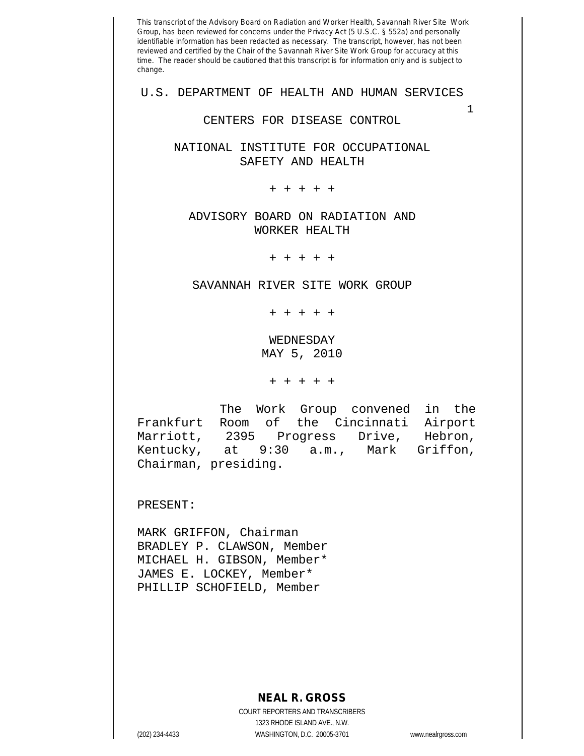This transcript of the Advisory Board on Radiation and Worker Health, Savannah River Site Work Group, has been reviewed for concerns under the Privacy Act (5 U.S.C. § 552a) and personally identifiable information has been redacted as necessary. The transcript, however, has not been reviewed and certified by the Chair of the Savannah River Site Work Group for accuracy at this time. The reader should be cautioned that this transcript is for information only and is subject to change.

U.S. DEPARTMENT OF HEALTH AND HUMAN SERVICES

CENTERS FOR DISEASE CONTROL

NATIONAL INSTITUTE FOR OCCUPATIONAL SAFETY AND HEALTH

+ + + + +

ADVISORY BOARD ON RADIATION AND WORKER HEALTH

+ + + + +

SAVANNAH RIVER SITE WORK GROUP

+ + + + +

WEDNESDAY
MAY 5, 2010

+ + + + +

The Work Group convened in the Frankfurt Room of the Cincinnati Airport Marriott, 2395 Progress Drive, Hebron, Kentucky, at 9:30 a.m., Mark Griffon, Chairman, presiding.

PRESENT:

MARK GRIFFON, Chairman
BRADLEY P. CLAWSON, Member
MICHAEL H. GIBSON, Member*
JAMES E. LOCKEY, Member*
PHILLIP SCHOFIELD, Member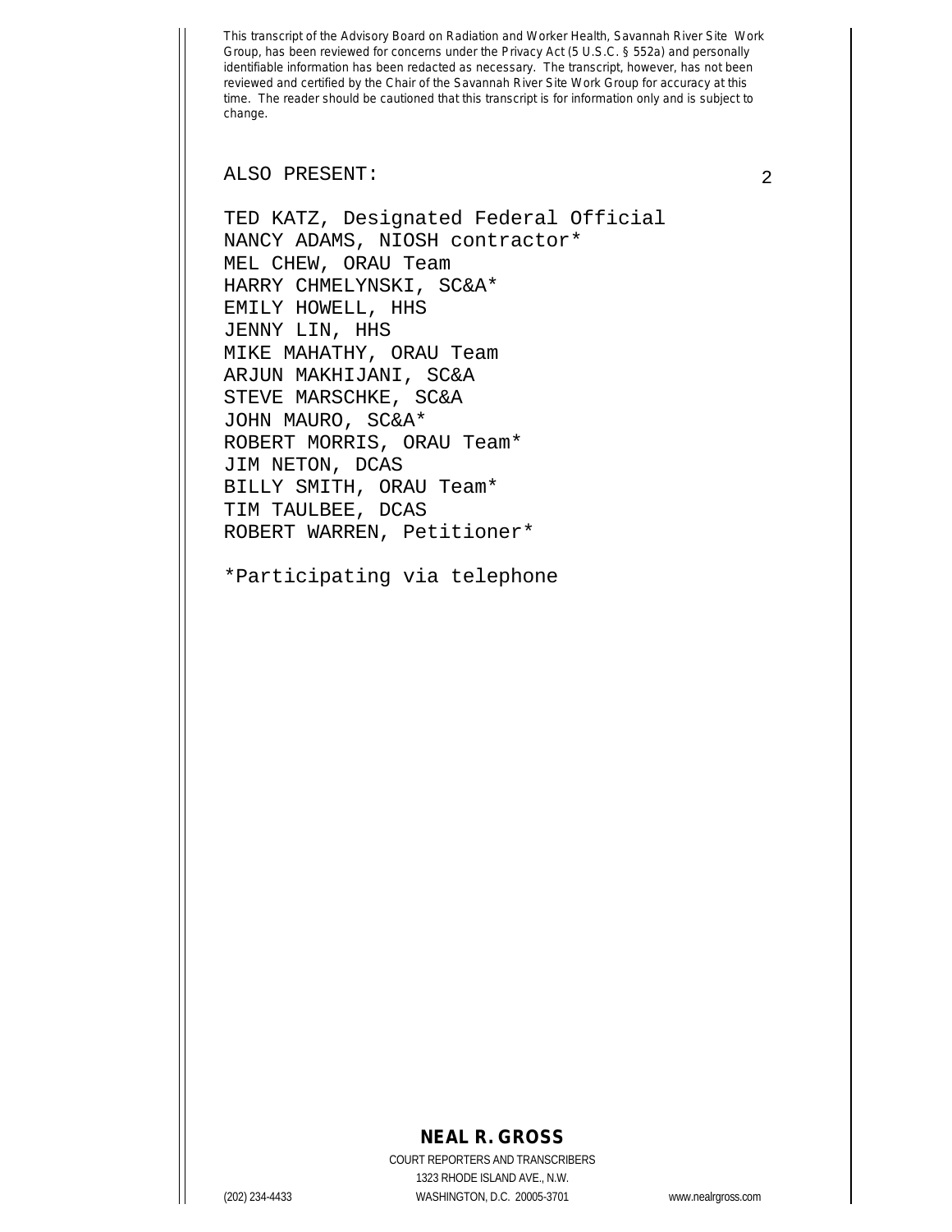ALSO PRESENT:

TED KATZ, Designated Federal Official
NANCY ADAMS, NIOSH contractor*
MEL CHEW, ORAU Team
HARRY CHMELYNSKI, SC&A*
EMILY HOWELL, HHS
JENNY LIN, HHS
MIKE MAHATHY, ORAU Team
ARJUN MAKHIJANI, SC&A
STEVE MARSCHKE, SC&A
JOHN MAURO, SC&A*
ROBERT MORRIS, ORAU Team*
JIM NETON, DCAS
BILLY SMITH, ORAU Team*
TIM TAULBEE, DCAS
ROBERT WARREN, Petitioner*

*Participating via telephone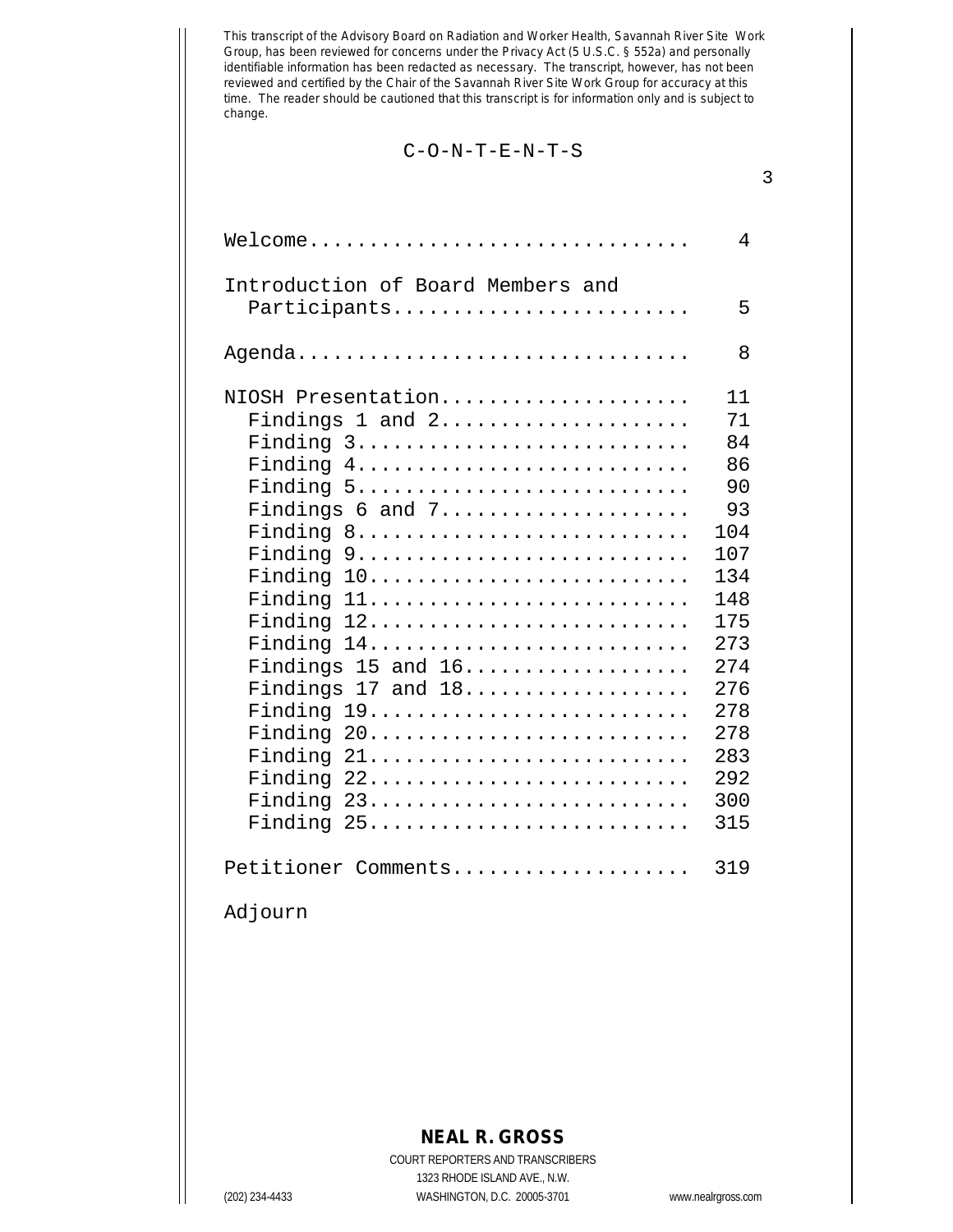This transcript of the Advisory Board on Radiation and Worker Health, Savannah River Site Work Group, has been reviewed for concerns under the Privacy Act (5 U.S.C. § 552a) and personally identifiable information has been redacted as necessary. The transcript, however, has not been reviewed and certified by the Chair of the Savannah River Site Work Group for accuracy at this time. The reader should be cautioned that this transcript is for information only and is subject to change.

# C-O-N-T-E-N-T-S

| | |
|---|---|
| Welcome | 4 |
| Introduction of Board Members and Participants | 5 |
| Agenda | 8 |
| NIOSH Presentation | 11 |
| Findings 1 and 2 | 71 |
| Finding 3 | 84 |
| Finding 4 | 86 |
| Finding 5 | 90 |
| Findings 6 and 7 | 93 |
| Finding 8 | 104 |
| Finding 9 | 107 |
| Finding 10 | 134 |
| Finding 11 | 148 |
| Finding 12 | 175 |
| Finding 14 | 273 |
| Findings 15 and 16 | 274 |
| Findings 17 and 18 | 276 |
| Finding 19 | 278 |
| Finding 20 | 278 |
| Finding 21 | 283 |
| Finding 22 | 292 |
| Finding 23 | 300 |
| Finding 25 | 315 |
| Petitioner Comments | 319 |
| Adjourn | |

**NEAL R. GROSS**
COURT REPORTERS AND TRANSCRIBERS
1323 RHODE ISLAND AVE., N.W.
(202) 234-4433 WASHINGTON, D.C. 20005-3701 www.nealrgross.com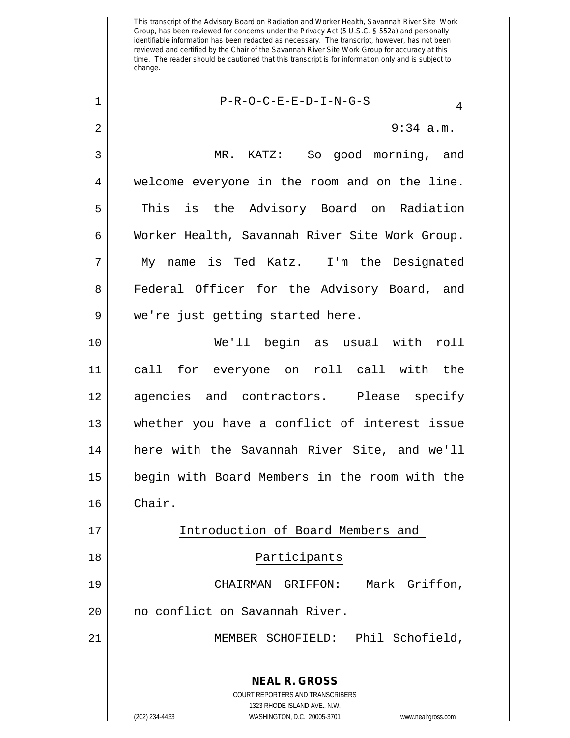This transcript of the Advisory Board on Radiation and Worker Health, Savannah River Site Work Group, has been reviewed for concerns under the Privacy Act (5 U.S.C. § 552a) and personally identifiable information has been redacted as necessary. The transcript, however, has not been reviewed and certified by the Chair of the Savannah River Site Work Group for accuracy at this time. The reader should be cautioned that this transcript is for information only and is subject to change.

P-R-O-C-E-E-D-I-N-G-S

9:34 a.m.

MR. KATZ: So good morning, and welcome everyone in the room and on the line. This is the Advisory Board on Radiation Worker Health, Savannah River Site Work Group. My name is Ted Katz. I'm the Designated Federal Officer for the Advisory Board, and we're just getting started here.

We'll begin as usual with roll call for everyone on roll call with the agencies and contractors. Please specify whether you have a conflict of interest issue here with the Savannah River Site, and we'll begin with Board Members in the room with the Chair.

Introduction of Board Members and Participants

CHAIRMAN GRIFFON: Mark Griffon, no conflict on Savannah River.

MEMBER SCHOFIELD: Phil Schofield,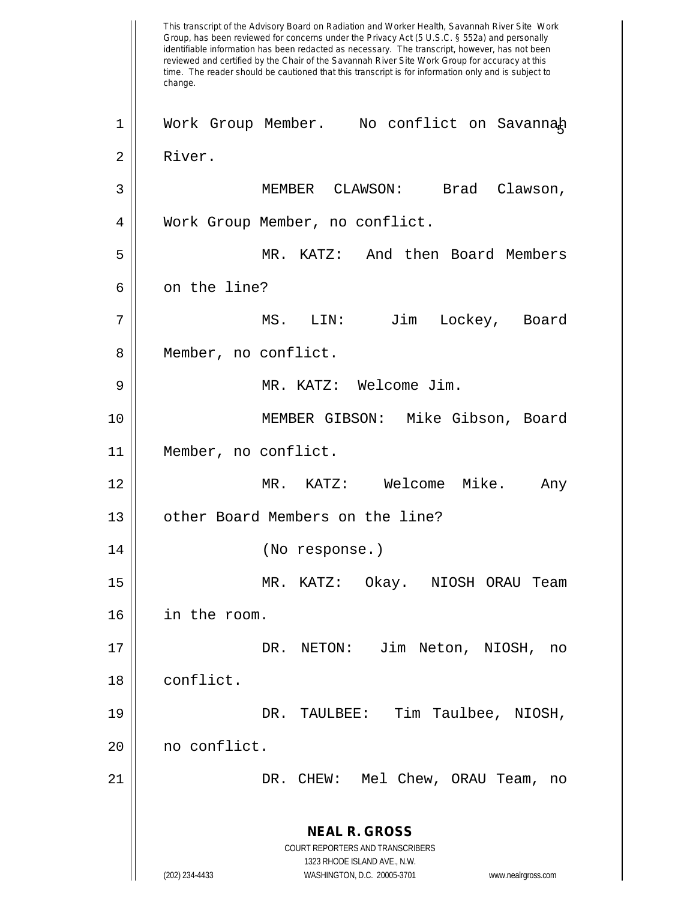Work Group Member. No conflict on Savannah River.

MEMBER CLAWSON: Brad Clawson, Work Group Member, no conflict.

MR. KATZ: And then Board Members on the line?

MS. LIN: Jim Lockey, Board Member, no conflict.

MR. KATZ: Welcome Jim.

MEMBER GIBSON: Mike Gibson, Board Member, no conflict.

MR. KATZ: Welcome Mike. Any other Board Members on the line?

(No response.)

MR. KATZ: Okay. NIOSH ORAU Team in the room.

DR. NETON: Jim Neton, NIOSH, no conflict.

DR. TAULBEE: Tim Taulbee, NIOSH, no conflict.

DR. CHEW: Mel Chew, ORAU Team, no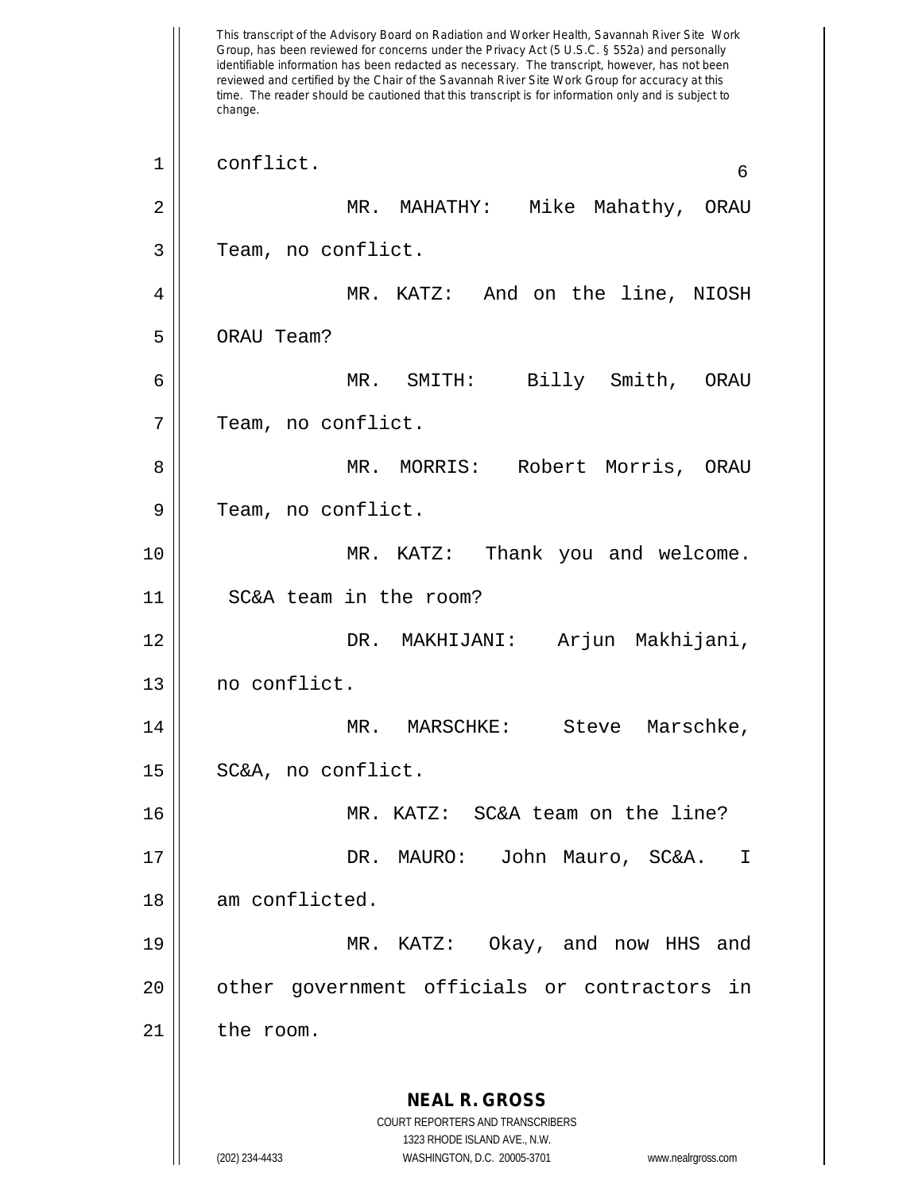conflict.

MR. MAHATHY: Mike Mahathy, ORAU Team, no conflict.

MR. KATZ: And on the line, NIOSH ORAU Team?

MR. SMITH: Billy Smith, ORAU Team, no conflict.

MR. MORRIS: Robert Morris, ORAU Team, no conflict.

MR. KATZ: Thank you and welcome. SC&A team in the room?

DR. MAKHIJANI: Arjun Makhijani, no conflict.

MR. MARSCHKE: Steve Marschke, SC&A, no conflict.

MR. KATZ: SC&A team on the line?

DR. MAURO: John Mauro, SC&A. I am conflicted.

MR. KATZ: Okay, and now HHS and other government officials or contractors in the room.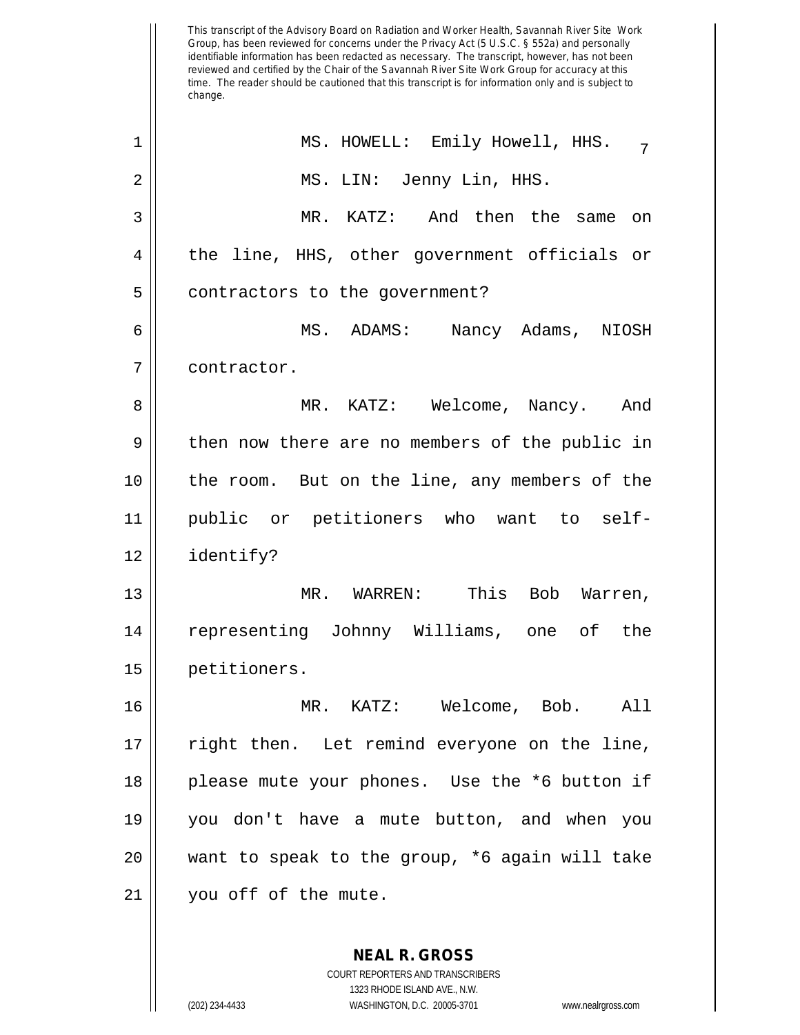This transcript of the Advisory Board on Radiation and Worker Health, Savannah River Site Work Group, has been reviewed for concerns under the Privacy Act (5 U.S.C. § 552a) and personally identifiable information has been redacted as necessary. The transcript, however, has not been reviewed and certified by the Chair of the Savannah River Site Work Group for accuracy at this time. The reader should be cautioned that this transcript is for information only and is subject to change.

MS. HOWELL: Emily Howell, HHS.

MS. LIN: Jenny Lin, HHS.

MR. KATZ: And then the same on the line, HHS, other government officials or contractors to the government?

MS. ADAMS: Nancy Adams, NIOSH contractor.

MR. KATZ: Welcome, Nancy. And then now there are no members of the public in the room. But on the line, any members of the public or petitioners who want to self-identify?

MR. WARREN: This Bob Warren, representing Johnny Williams, one of the petitioners.

MR. KATZ: Welcome, Bob. All right then. Let remind everyone on the line, please mute your phones. Use the *6 button if you don't have a mute button, and when you want to speak to the group, *6 again will take you off of the mute.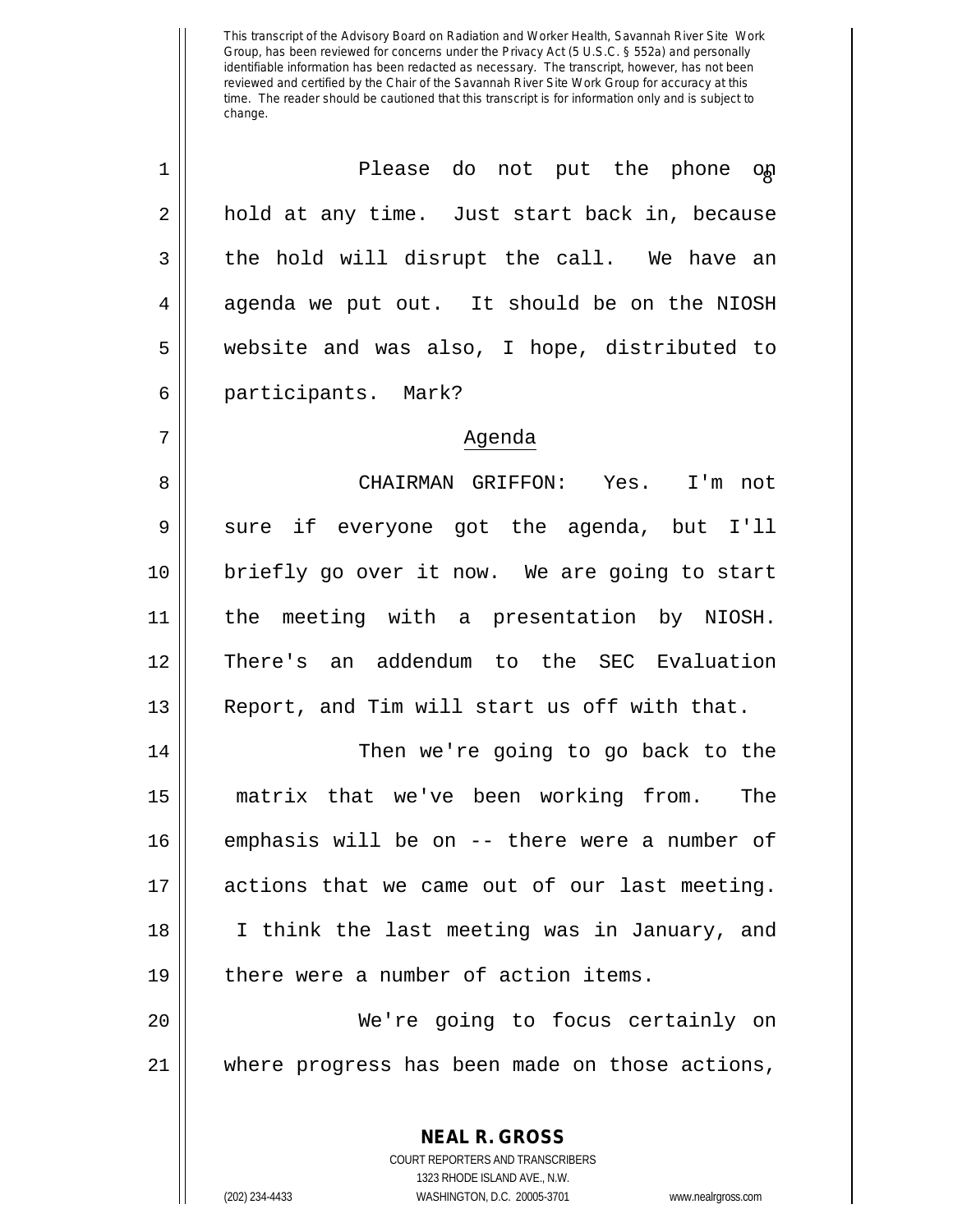This transcript of the Advisory Board on Radiation and Worker Health, Savannah River Site Work Group, has been reviewed for concerns under the Privacy Act (5 U.S.C. § 552a) and personally identifiable information has been redacted as necessary. The transcript, however, has not been reviewed and certified by the Chair of the Savannah River Site Work Group for accuracy at this time. The reader should be cautioned that this transcript is for information only and is subject to change.

Please do not put the phone on hold at any time. Just start back in, because the hold will disrupt the call. We have an agenda we put out. It should be on the NIOSH website and was also, I hope, distributed to participants. Mark?

## Agenda

CHAIRMAN GRIFFON: Yes. I'm not sure if everyone got the agenda, but I'll briefly go over it now. We are going to start the meeting with a presentation by NIOSH. There's an addendum to the SEC Evaluation Report, and Tim will start us off with that.

Then we're going to go back to the matrix that we've been working from. The emphasis will be on -- there were a number of actions that we came out of our last meeting. I think the last meeting was in January, and there were a number of action items.

We're going to focus certainly on where progress has been made on those actions,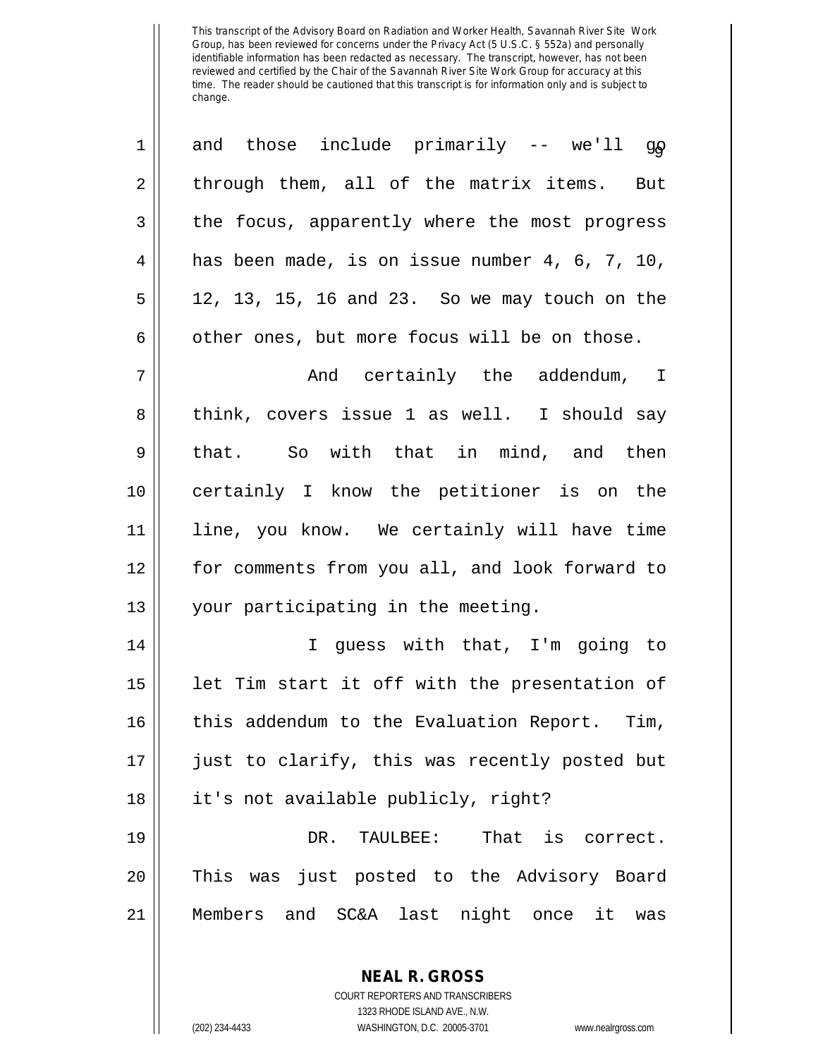This transcript of the Advisory Board on Radiation and Worker Health, Savannah River Site Work Group, has been reviewed for concerns under the Privacy Act (5 U.S.C. § 552a) and personally identifiable information has been redacted as necessary. The transcript, however, has not been reviewed and certified by the Chair of the Savannah River Site Work Group for accuracy at this time. The reader should be cautioned that this transcript is for information only and is subject to change.

1 and those include primarily -- we'll go
2 through them, all of the matrix items. But
3 the focus, apparently where the most progress
4 has been made, is on issue number 4, 6, 7, 10,
5 12, 13, 15, 16 and 23. So we may touch on the
6 other ones, but more focus will be on those.

7 And certainly the addendum, I
8 think, covers issue 1 as well. I should say
9 that. So with that in mind, and then
10 certainly I know the petitioner is on the
11 line, you know. We certainly will have time
12 for comments from you all, and look forward to
13 your participating in the meeting.

14 I guess with that, I'm going to
15 let Tim start it off with the presentation of
16 this addendum to the Evaluation Report. Tim,
17 just to clarify, this was recently posted but
18 it's not available publicly, right?

19 DR. TAULBEE: That is correct.
20 This was just posted to the Advisory Board
21 Members and SC&A last night once it was

**NEAL R. GROSS**
COURT REPORTERS AND TRANSCRIBERS
1323 RHODE ISLAND AVE., N.W.
(202) 234-4433 WASHINGTON, D.C. 20005-3701 www.nealrgross.com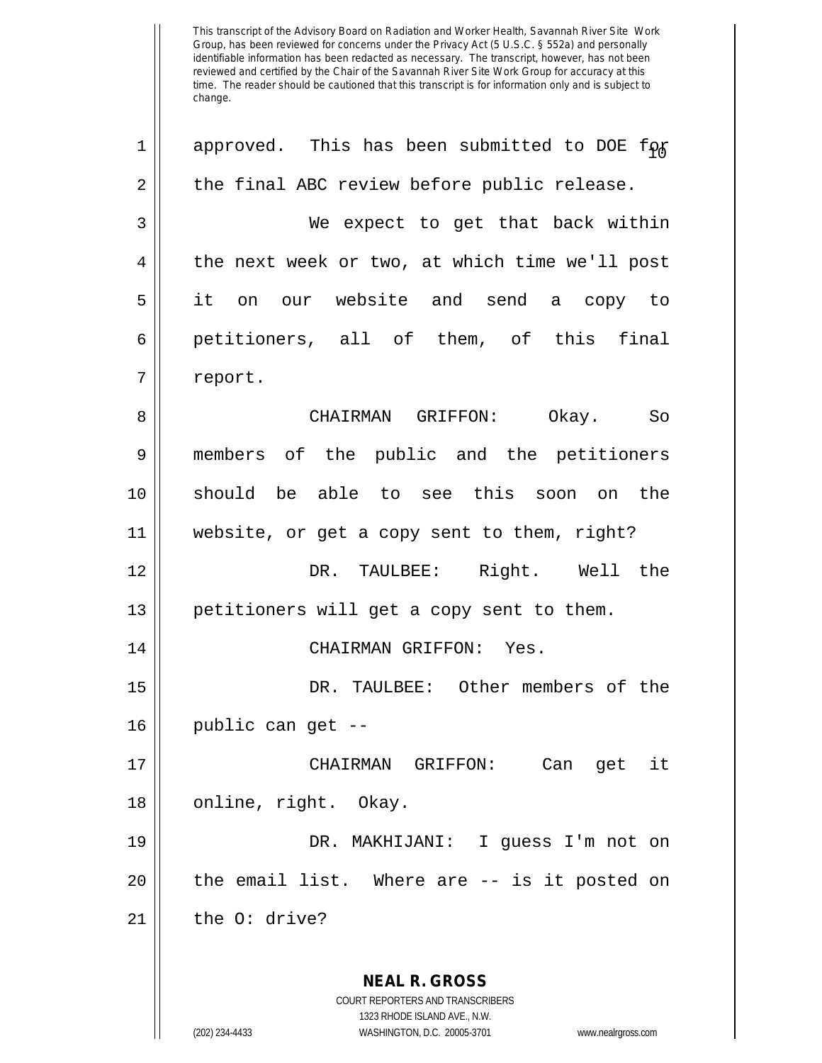This transcript of the Advisory Board on Radiation and Worker Health, Savannah River Site Work Group, has been reviewed for concerns under the Privacy Act (5 U.S.C. § 552a) and personally identifiable information has been redacted as necessary. The transcript, however, has not been reviewed and certified by the Chair of the Savannah River Site Work Group for accuracy at this time. The reader should be cautioned that this transcript is for information only and is subject to change.

approved. This has been submitted to DOE for the final ABC review before public release.

We expect to get that back within the next week or two, at which time we'll post it on our website and send a copy to petitioners, all of them, of this final report.

CHAIRMAN GRIFFON: Okay. So members of the public and the petitioners should be able to see this soon on the website, or get a copy sent to them, right?

DR. TAULBEE: Right. Well the petitioners will get a copy sent to them.

CHAIRMAN GRIFFON: Yes.

DR. TAULBEE: Other members of the public can get --

CHAIRMAN GRIFFON: Can get it online, right. Okay.

DR. MAKHIJANI: I guess I'm not on the email list. Where are -- is it posted on the O: drive?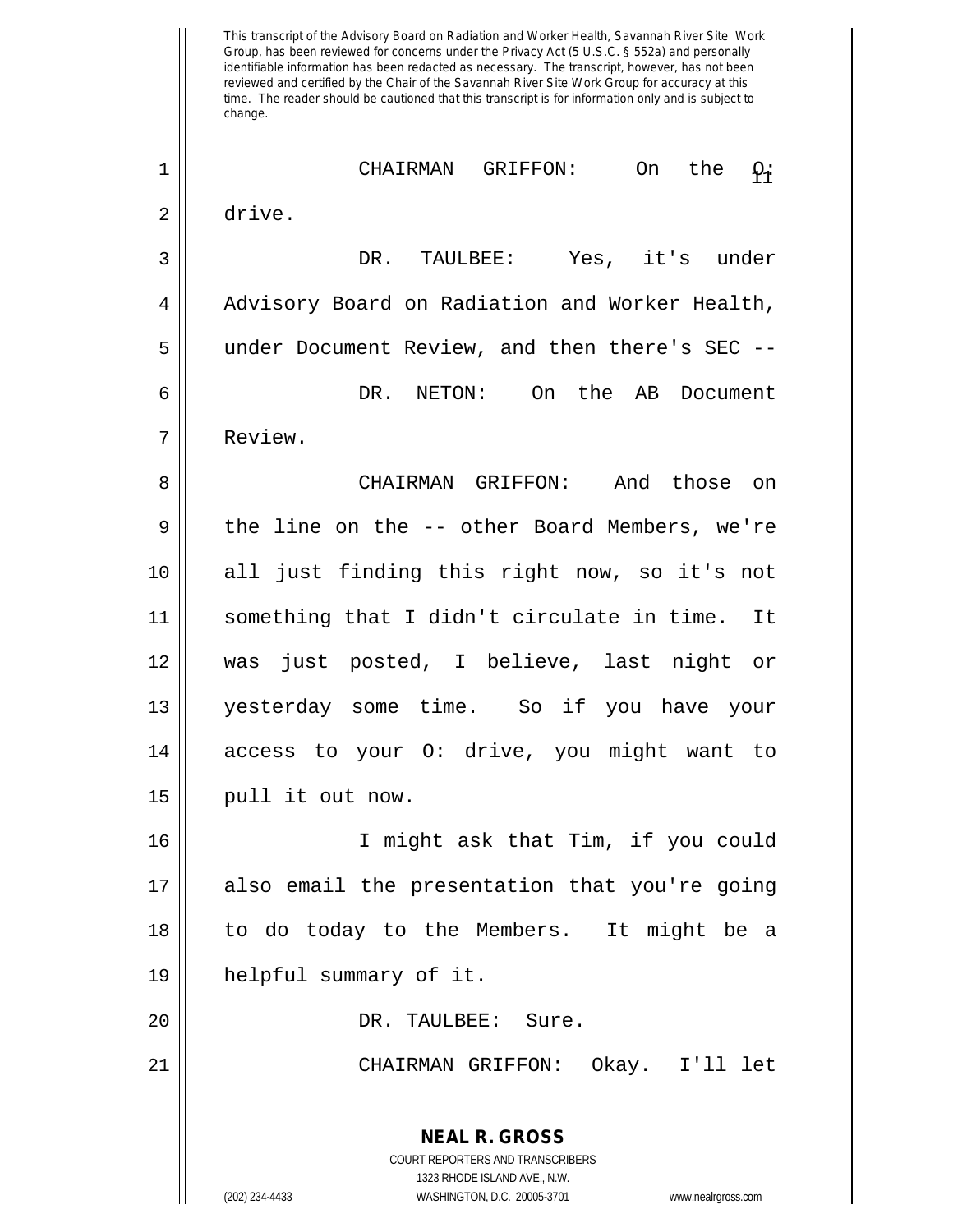This transcript of the Advisory Board on Radiation and Worker Health, Savannah River Site Work Group, has been reviewed for concerns under the Privacy Act (5 U.S.C. § 552a) and personally identifiable information has been redacted as necessary. The transcript, however, has not been reviewed and certified by the Chair of the Savannah River Site Work Group for accuracy at this time. The reader should be cautioned that this transcript is for information only and is subject to change.

CHAIRMAN GRIFFON: On the O: drive.

DR. TAULBEE: Yes, it's under Advisory Board on Radiation and Worker Health, under Document Review, and then there's SEC --

DR. NETON: On the AB Document Review.

CHAIRMAN GRIFFON: And those on the line on the -- other Board Members, we're all just finding this right now, so it's not something that I didn't circulate in time. It was just posted, I believe, last night or yesterday some time. So if you have your access to your O: drive, you might want to pull it out now.

I might ask that Tim, if you could also email the presentation that you're going to do today to the Members. It might be a helpful summary of it.

DR. TAULBEE: Sure.

CHAIRMAN GRIFFON: Okay. I'll let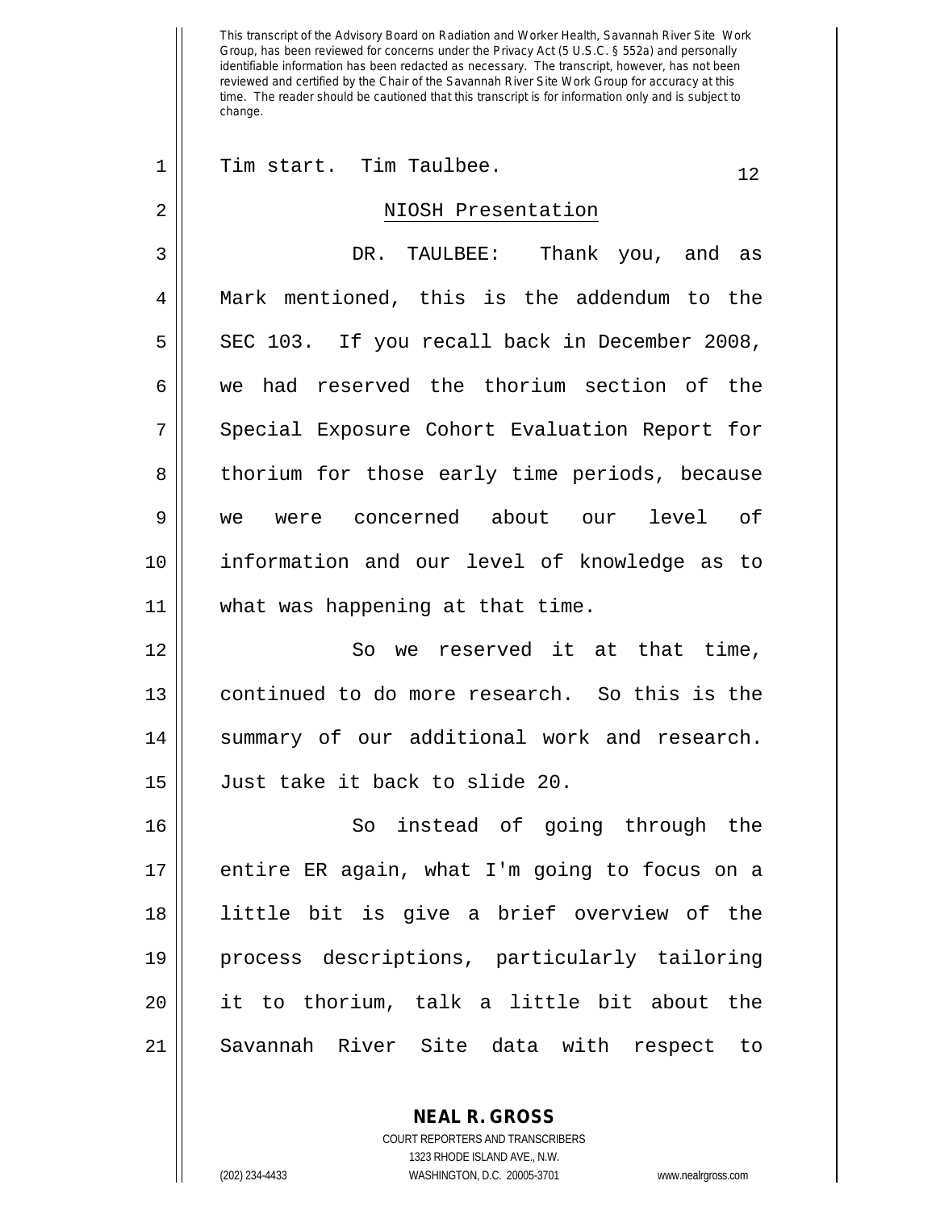Tim start. Tim Taulbee.

## NIOSH Presentation

DR. TAULBEE: Thank you, and as Mark mentioned, this is the addendum to the SEC 103. If you recall back in December 2008, we had reserved the thorium section of the Special Exposure Cohort Evaluation Report for thorium for those early time periods, because we were concerned about our level of information and our level of knowledge as to what was happening at that time.

So we reserved it at that time, continued to do more research. So this is the summary of our additional work and research. Just take it back to slide 20.

So instead of going through the entire ER again, what I'm going to focus on a little bit is give a brief overview of the process descriptions, particularly tailoring it to thorium, talk a little bit about the Savannah River Site data with respect to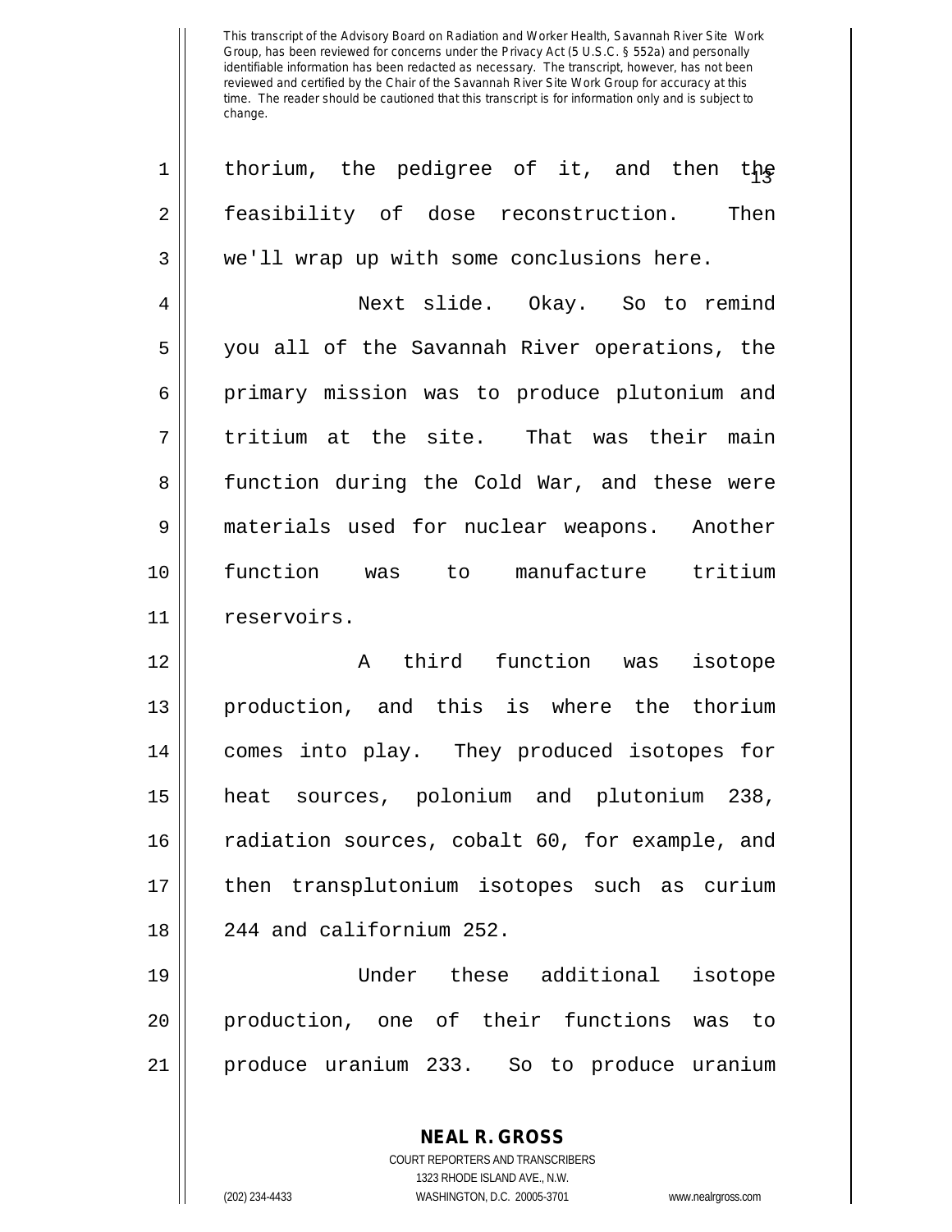This transcript of the Advisory Board on Radiation and Worker Health, Savannah River Site Work Group, has been reviewed for concerns under the Privacy Act (5 U.S.C. § 552a) and personally identifiable information has been redacted as necessary. The transcript, however, has not been reviewed and certified by the Chair of the Savannah River Site Work Group for accuracy at this time. The reader should be cautioned that this transcript is for information only and is subject to change.

thorium, the pedigree of it, and then the feasibility of dose reconstruction. Then we'll wrap up with some conclusions here.

Next slide. Okay. So to remind you all of the Savannah River operations, the primary mission was to produce plutonium and tritium at the site. That was their main function during the Cold War, and these were materials used for nuclear weapons. Another function was to manufacture tritium reservoirs.

A third function was isotope production, and this is where the thorium comes into play. They produced isotopes for heat sources, polonium and plutonium 238, radiation sources, cobalt 60, for example, and then transplutonium isotopes such as curium 244 and californium 252.

Under these additional isotope production, one of their functions was to produce uranium 233. So to produce uranium

**NEAL R. GROSS**
COURT REPORTERS AND TRANSCRIBERS
1323 RHODE ISLAND AVE., N.W.
(202) 234-4433 WASHINGTON, D.C. 20005-3701 www.nealrgross.com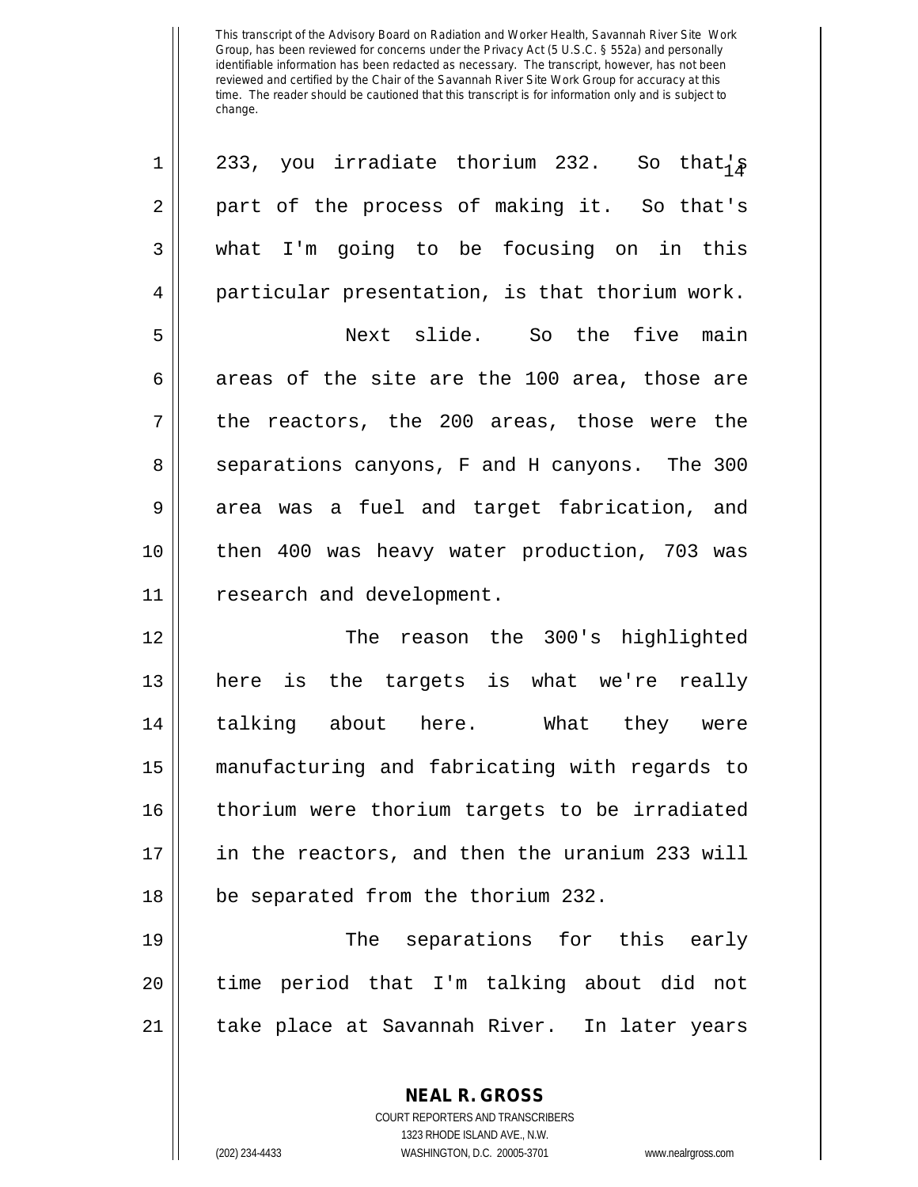233, you irradiate thorium 232. So that's part of the process of making it. So that's what I'm going to be focusing on in this particular presentation, is that thorium work.

Next slide. So the five main areas of the site are the 100 area, those are the reactors, the 200 areas, those were the separations canyons, F and H canyons. The 300 area was a fuel and target fabrication, and then 400 was heavy water production, 703 was research and development.

The reason the 300's highlighted here is the targets is what we're really talking about here. What they were manufacturing and fabricating with regards to thorium were thorium targets to be irradiated in the reactors, and then the uranium 233 will be separated from the thorium 232.

The separations for this early time period that I'm talking about did not take place at Savannah River. In later years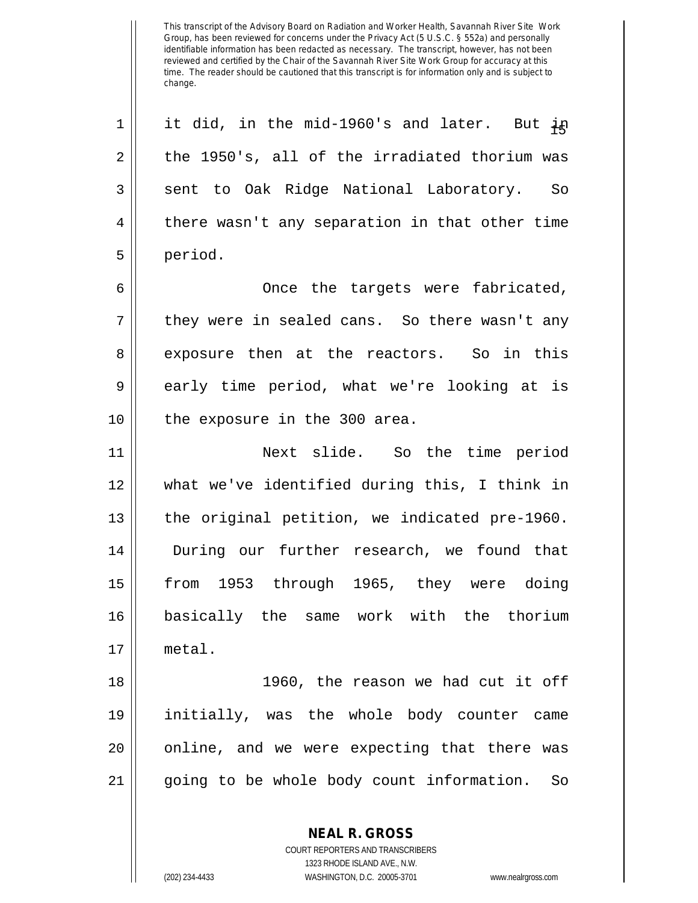it did, in the mid-1960's and later. But in the 1950's, all of the irradiated thorium was sent to Oak Ridge National Laboratory. So there wasn't any separation in that other time period.

Once the targets were fabricated, they were in sealed cans. So there wasn't any exposure then at the reactors. So in this early time period, what we're looking at is the exposure in the 300 area.

Next slide. So the time period what we've identified during this, I think in the original petition, we indicated pre-1960. During our further research, we found that from 1953 through 1965, they were doing basically the same work with the thorium metal.

1960, the reason we had cut it off initially, was the whole body counter came online, and we were expecting that there was going to be whole body count information. So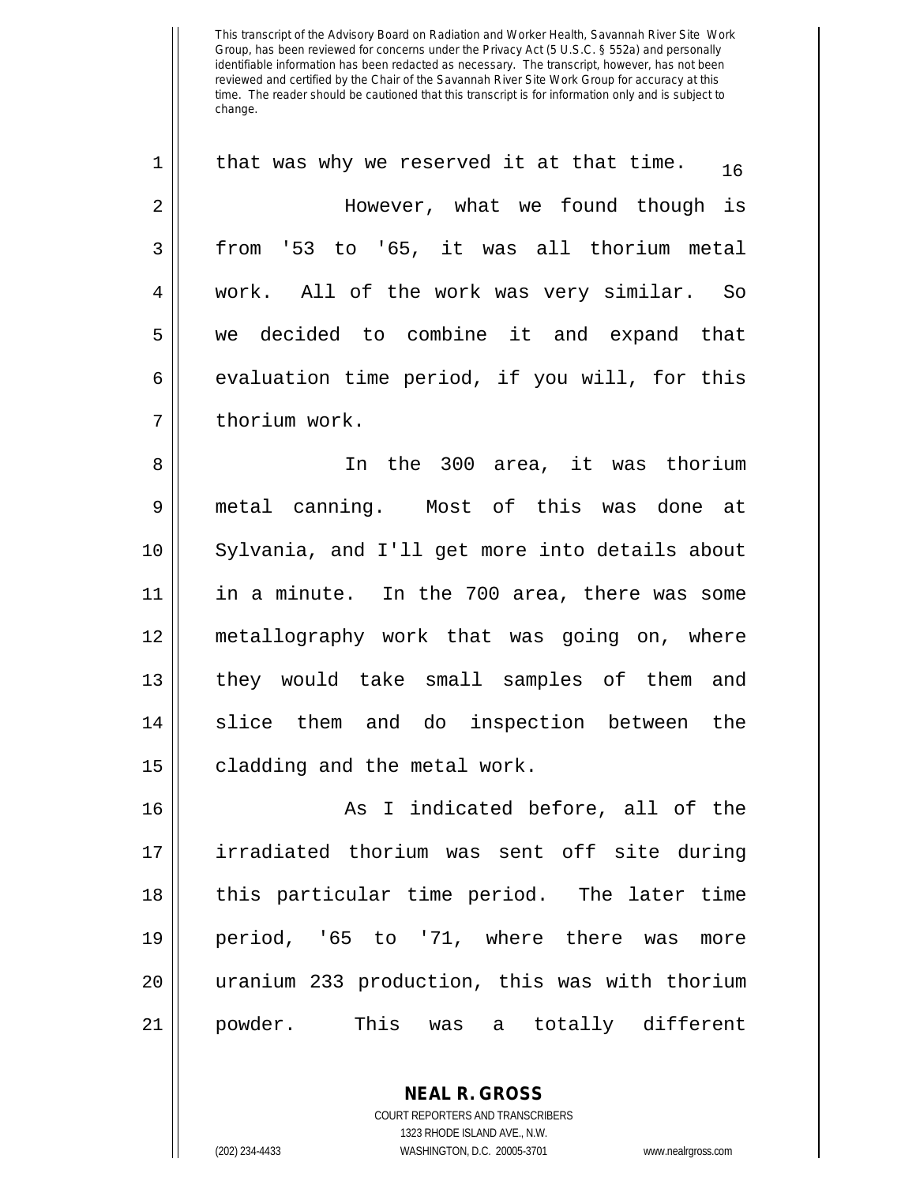This transcript of the Advisory Board on Radiation and Worker Health, Savannah River Site Work Group, has been reviewed for concerns under the Privacy Act (5 U.S.C. § 552a) and personally identifiable information has been redacted as necessary. The transcript, however, has not been reviewed and certified by the Chair of the Savannah River Site Work Group for accuracy at this time. The reader should be cautioned that this transcript is for information only and is subject to change.

that was why we reserved it at that time.

However, what we found though is from '53 to '65, it was all thorium metal work. All of the work was very similar. So we decided to combine it and expand that evaluation time period, if you will, for this thorium work.

In the 300 area, it was thorium metal canning. Most of this was done at Sylvania, and I'll get more into details about in a minute. In the 700 area, there was some metallography work that was going on, where they would take small samples of them and slice them and do inspection between the cladding and the metal work.

As I indicated before, all of the irradiated thorium was sent off site during this particular time period. The later time period, '65 to '71, where there was more uranium 233 production, this was with thorium powder. This was a totally different

**NEAL R. GROSS**
COURT REPORTERS AND TRANSCRIBERS
1323 RHODE ISLAND AVE., N.W.
(202) 234-4433 WASHINGTON, D.C. 20005-3701 www.nealrgross.com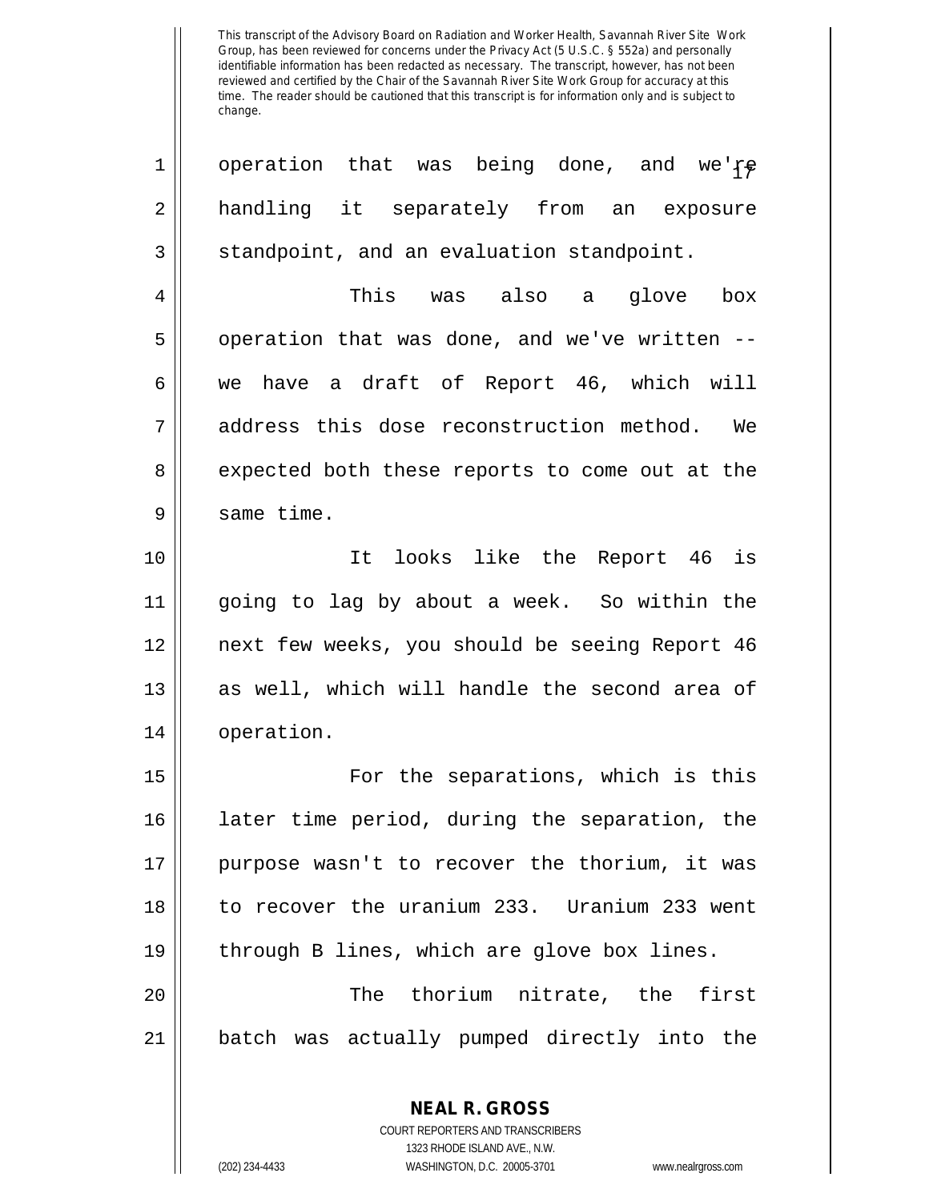This transcript of the Advisory Board on Radiation and Worker Health, Savannah River Site Work Group, has been reviewed for concerns under the Privacy Act (5 U.S.C. § 552a) and personally identifiable information has been redacted as necessary. The transcript, however, has not been reviewed and certified by the Chair of the Savannah River Site Work Group for accuracy at this time. The reader should be cautioned that this transcript is for information only and is subject to change.

1 operation that was being done, and we're
2 handling it separately from an exposure
3 standpoint, and an evaluation standpoint.

4 This was also a glove box
5 operation that was done, and we've written --
6 we have a draft of Report 46, which will
7 address this dose reconstruction method. We
8 expected both these reports to come out at the
9 same time.

10 It looks like the Report 46 is
11 going to lag by about a week. So within the
12 next few weeks, you should be seeing Report 46
13 as well, which will handle the second area of
14 operation.

15 For the separations, which is this
16 later time period, during the separation, the
17 purpose wasn't to recover the thorium, it was
18 to recover the uranium 233. Uranium 233 went
19 through B lines, which are glove box lines.

20 The thorium nitrate, the first
21 batch was actually pumped directly into the

**NEAL R. GROSS**
COURT REPORTERS AND TRANSCRIBERS
1323 RHODE ISLAND AVE., N.W.
(202) 234-4433 WASHINGTON, D.C. 20005-3701 www.nealrgross.com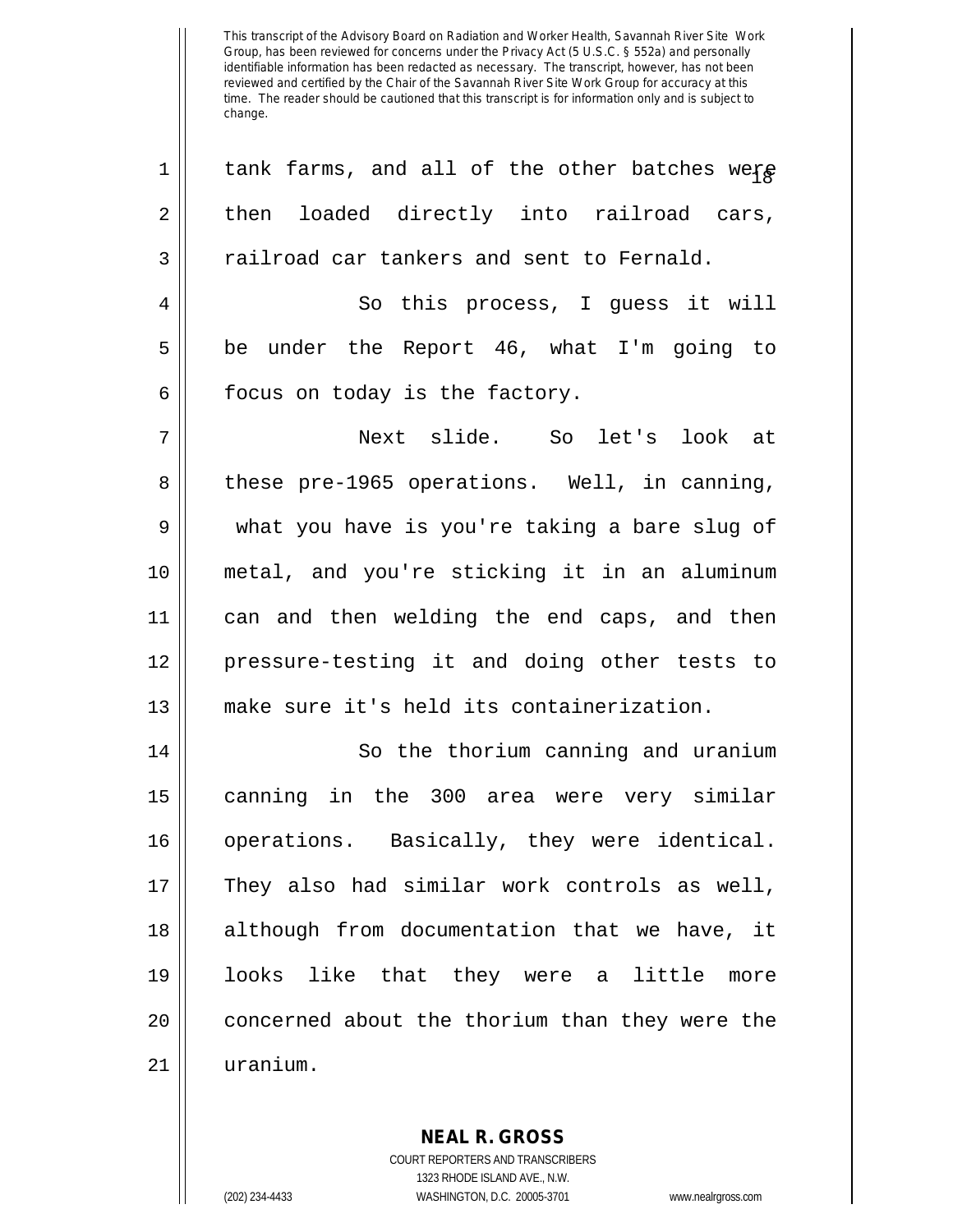tank farms, and all of the other batches were then loaded directly into railroad cars, railroad car tankers and sent to Fernald.

So this process, I guess it will be under the Report 46, what I'm going to focus on today is the factory.

Next slide. So let's look at these pre-1965 operations. Well, in canning, what you have is you're taking a bare slug of metal, and you're sticking it in an aluminum can and then welding the end caps, and then pressure-testing it and doing other tests to make sure it's held its containerization.

So the thorium canning and uranium canning in the 300 area were very similar operations. Basically, they were identical. They also had similar work controls as well, although from documentation that we have, it looks like that they were a little more concerned about the thorium than they were the uranium.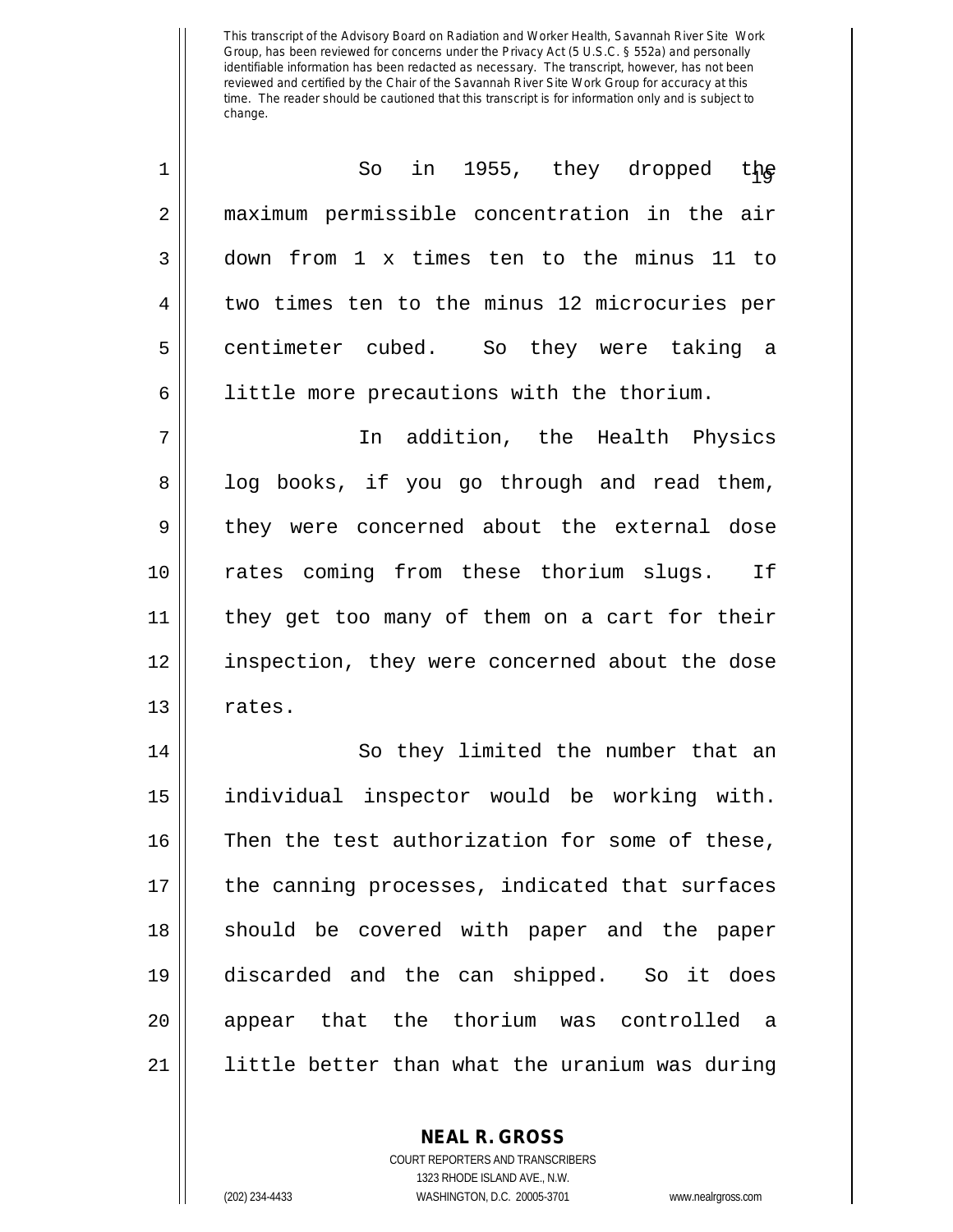This transcript of the Advisory Board on Radiation and Worker Health, Savannah River Site Work Group, has been reviewed for concerns under the Privacy Act (5 U.S.C. § 552a) and personally identifiable information has been redacted as necessary. The transcript, however, has not been reviewed and certified by the Chair of the Savannah River Site Work Group for accuracy at this time. The reader should be cautioned that this transcript is for information only and is subject to change.

So in 1955, they dropped the maximum permissible concentration in the air down from 1 x times ten to the minus 11 to two times ten to the minus 12 microcuries per centimeter cubed. So they were taking a little more precautions with the thorium.

In addition, the Health Physics log books, if you go through and read them, they were concerned about the external dose rates coming from these thorium slugs. If they get too many of them on a cart for their inspection, they were concerned about the dose rates.

So they limited the number that an individual inspector would be working with. Then the test authorization for some of these, the canning processes, indicated that surfaces should be covered with paper and the paper discarded and the can shipped. So it does appear that the thorium was controlled a little better than what the uranium was during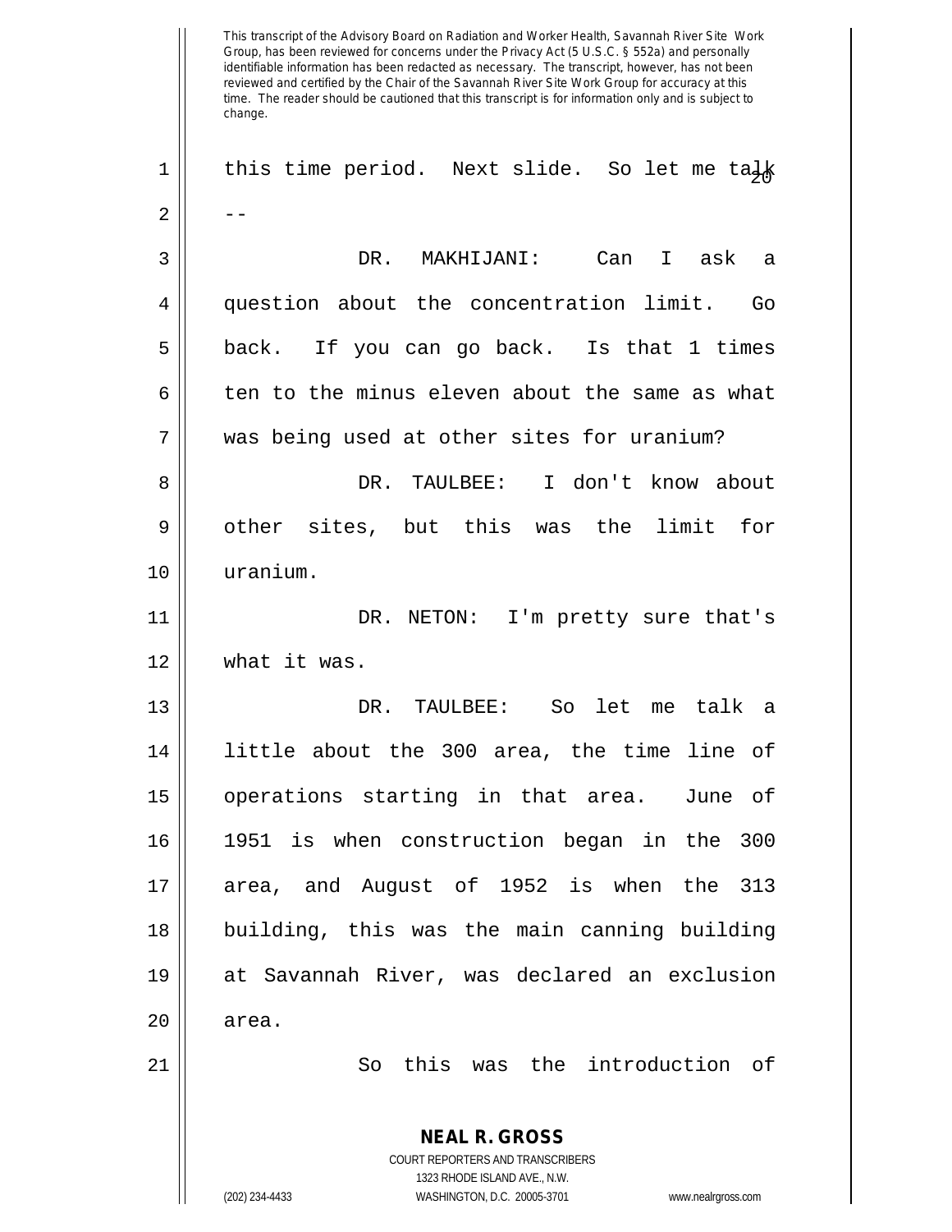This transcript of the Advisory Board on Radiation and Worker Health, Savannah River Site Work Group, has been reviewed for concerns under the Privacy Act (5 U.S.C. § 552a) and personally identifiable information has been redacted as necessary. The transcript, however, has not been reviewed and certified by the Chair of the Savannah River Site Work Group for accuracy at this time. The reader should be cautioned that this transcript is for information only and is subject to change.

1 this time period. Next slide. So let me talk
2 --
3 DR. MAKHIJANI: Can I ask a
4 question about the concentration limit. Go
5 back. If you can go back. Is that 1 times
6 ten to the minus eleven about the same as what
7 was being used at other sites for uranium?
8 DR. TAULBEE: I don't know about
9 other sites, but this was the limit for
10 uranium.
11 DR. NETON: I'm pretty sure that's
12 what it was.
13 DR. TAULBEE: So let me talk a
14 little about the 300 area, the time line of
15 operations starting in that area. June of
16 1951 is when construction began in the 300
17 area, and August of 1952 is when the 313
18 building, this was the main canning building
19 at Savannah River, was declared an exclusion
20 area.
21 So this was the introduction of

**NEAL R. GROSS**
COURT REPORTERS AND TRANSCRIBERS
1323 RHODE ISLAND AVE., N.W.
(202) 234-4433 WASHINGTON, D.C. 20005-3701 www.nealrgross.com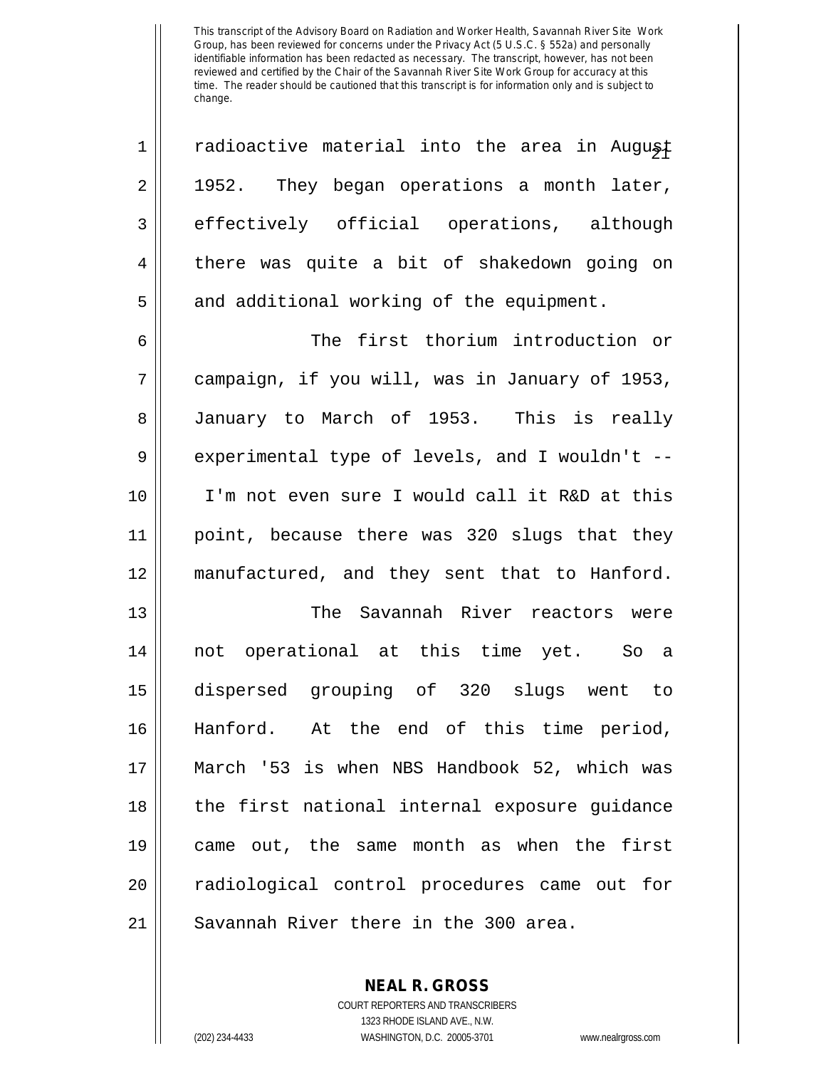radioactive material into the area in August 1952. They began operations a month later, effectively official operations, although there was quite a bit of shakedown going on and additional working of the equipment.

The first thorium introduction or campaign, if you will, was in January of 1953, January to March of 1953. This is really experimental type of levels, and I wouldn't -- I'm not even sure I would call it R&D at this point, because there was 320 slugs that they manufactured, and they sent that to Hanford.

The Savannah River reactors were not operational at this time yet. So a dispersed grouping of 320 slugs went to Hanford. At the end of this time period, March '53 is when NBS Handbook 52, which was the first national internal exposure guidance came out, the same month as when the first radiological control procedures came out for Savannah River there in the 300 area.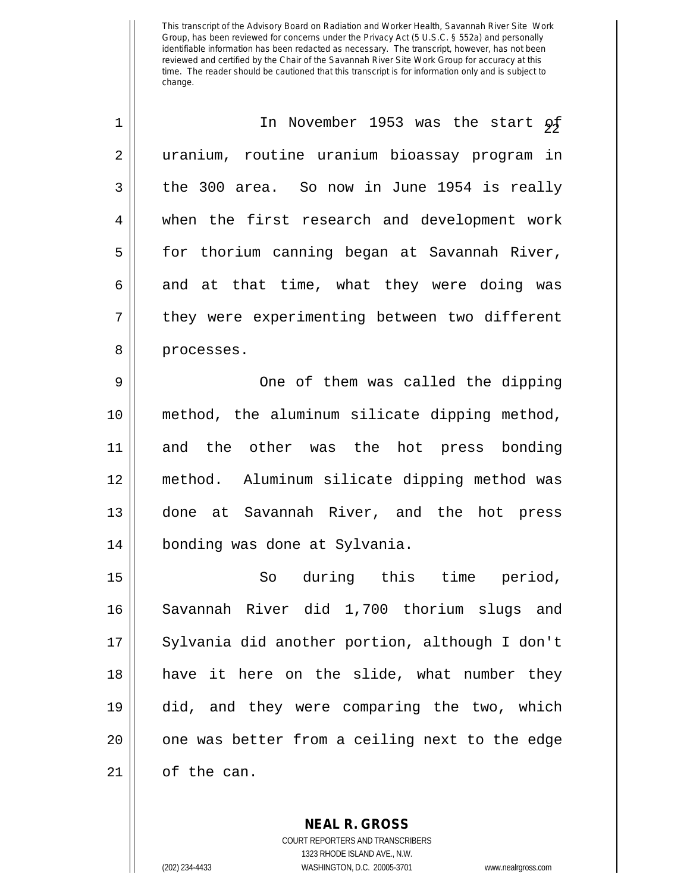This transcript of the Advisory Board on Radiation and Worker Health, Savannah River Site Work Group, has been reviewed for concerns under the Privacy Act (5 U.S.C. § 552a) and personally identifiable information has been redacted as necessary. The transcript, however, has not been reviewed and certified by the Chair of the Savannah River Site Work Group for accuracy at this time. The reader should be cautioned that this transcript is for information only and is subject to change.

In November 1953 was the start of uranium, routine uranium bioassay program in the 300 area. So now in June 1954 is really when the first research and development work for thorium canning began at Savannah River, and at that time, what they were doing was they were experimenting between two different processes.

One of them was called the dipping method, the aluminum silicate dipping method, and the other was the hot press bonding method. Aluminum silicate dipping method was done at Savannah River, and the hot press bonding was done at Sylvania.

So during this time period, Savannah River did 1,700 thorium slugs and Sylvania did another portion, although I don't have it here on the slide, what number they did, and they were comparing the two, which one was better from a ceiling next to the edge of the can.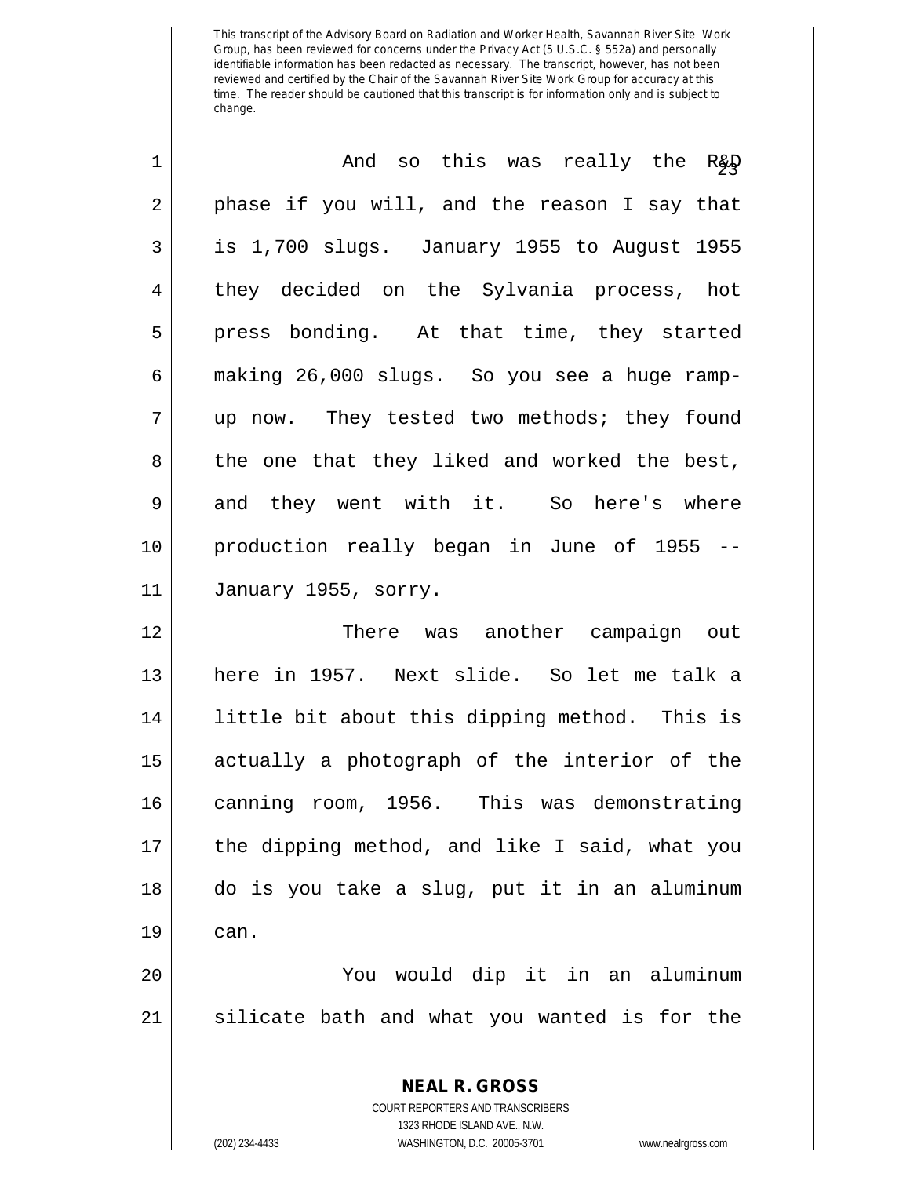And so this was really the R&D phase if you will, and the reason I say that is 1,700 slugs. January 1955 to August 1955 they decided on the Sylvania process, hot press bonding. At that time, they started making 26,000 slugs. So you see a huge ramp-up now. They tested two methods; they found the one that they liked and worked the best, and they went with it. So here's where production really began in June of 1955 -- January 1955, sorry.

There was another campaign out here in 1957. Next slide. So let me talk a little bit about this dipping method. This is actually a photograph of the interior of the canning room, 1956. This was demonstrating the dipping method, and like I said, what you do is you take a slug, put it in an aluminum can.

You would dip it in an aluminum silicate bath and what you wanted is for the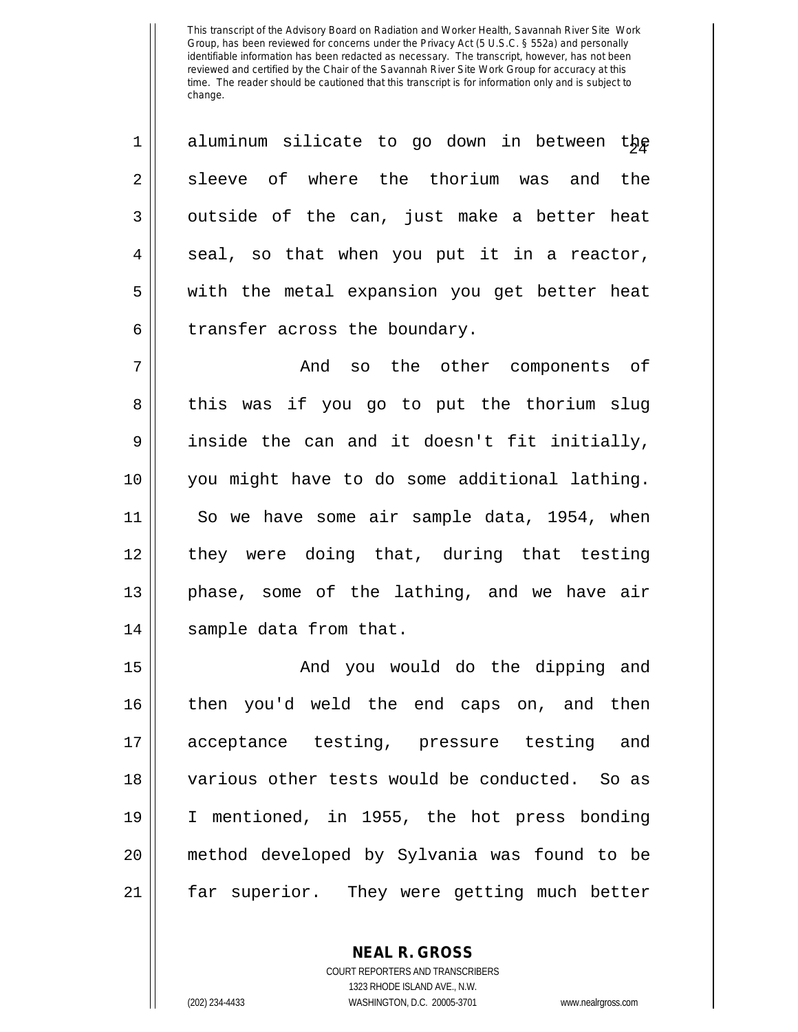aluminum silicate to go down in between the sleeve of where the thorium was and the outside of the can, just make a better heat seal, so that when you put it in a reactor, with the metal expansion you get better heat transfer across the boundary.

And so the other components of this was if you go to put the thorium slug inside the can and it doesn't fit initially, you might have to do some additional lathing. So we have some air sample data, 1954, when they were doing that, during that testing phase, some of the lathing, and we have air sample data from that.

And you would do the dipping and then you'd weld the end caps on, and then acceptance testing, pressure testing and various other tests would be conducted. So as I mentioned, in 1955, the hot press bonding method developed by Sylvania was found to be far superior. They were getting much better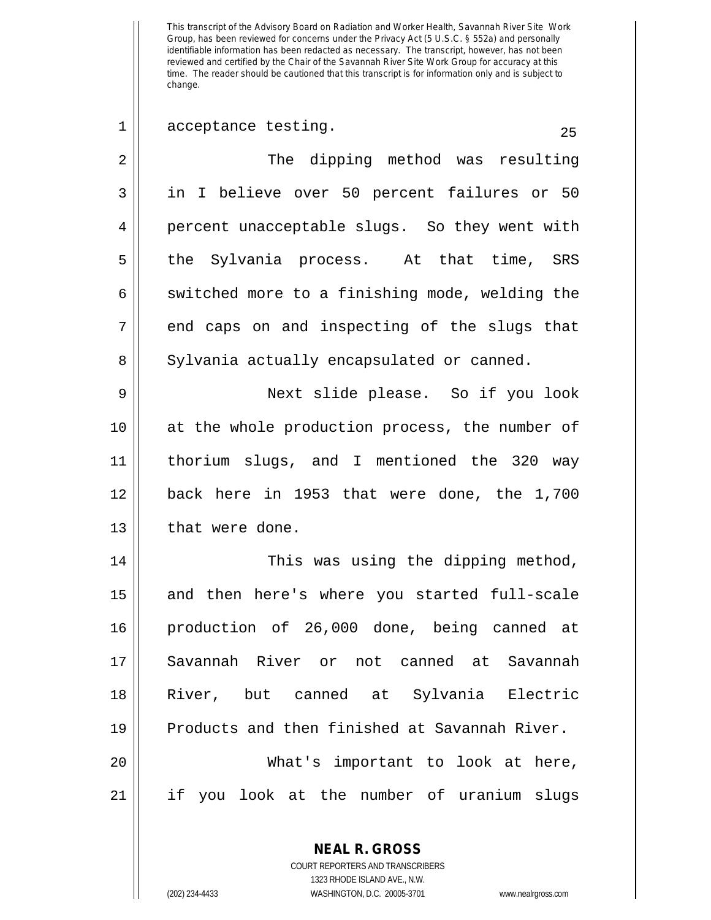acceptance testing.

The dipping method was resulting in I believe over 50 percent failures or 50 percent unacceptable slugs. So they went with the Sylvania process. At that time, SRS switched more to a finishing mode, welding the end caps on and inspecting of the slugs that Sylvania actually encapsulated or canned.

Next slide please. So if you look at the whole production process, the number of thorium slugs, and I mentioned the 320 way back here in 1953 that were done, the 1,700 that were done.

This was using the dipping method, and then here's where you started full-scale production of 26,000 done, being canned at Savannah River or not canned at Savannah River, but canned at Sylvania Electric Products and then finished at Savannah River.

What's important to look at here, if you look at the number of uranium slugs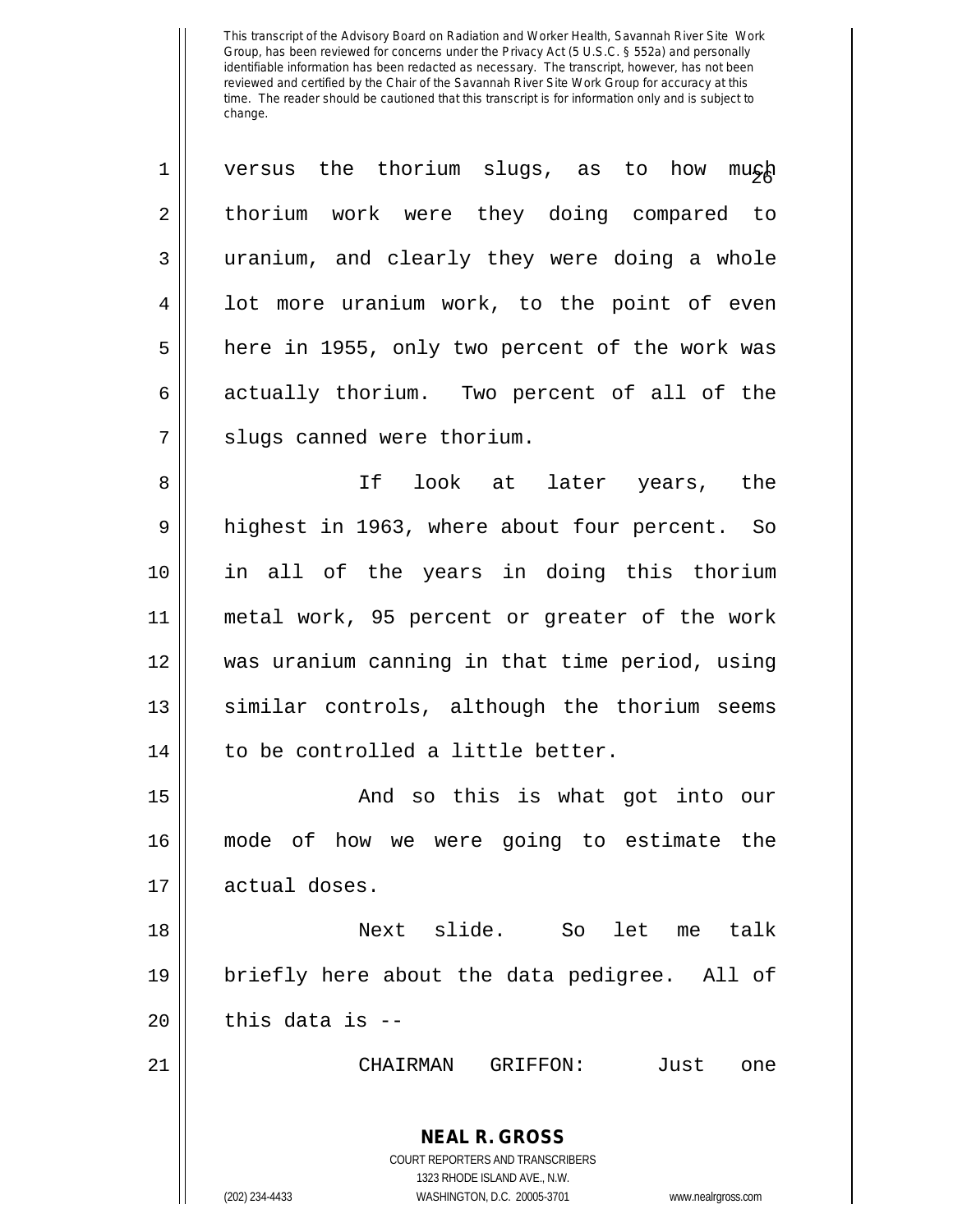versus the thorium slugs, as to how much thorium work were they doing compared to uranium, and clearly they were doing a whole lot more uranium work, to the point of even here in 1955, only two percent of the work was actually thorium. Two percent of all of the slugs canned were thorium.

If look at later years, the highest in 1963, where about four percent. So in all of the years in doing this thorium metal work, 95 percent or greater of the work was uranium canning in that time period, using similar controls, although the thorium seems to be controlled a little better.

And so this is what got into our mode of how we were going to estimate the actual doses.

Next slide. So let me talk briefly here about the data pedigree. All of this data is --

CHAIRMAN GRIFFON: Just one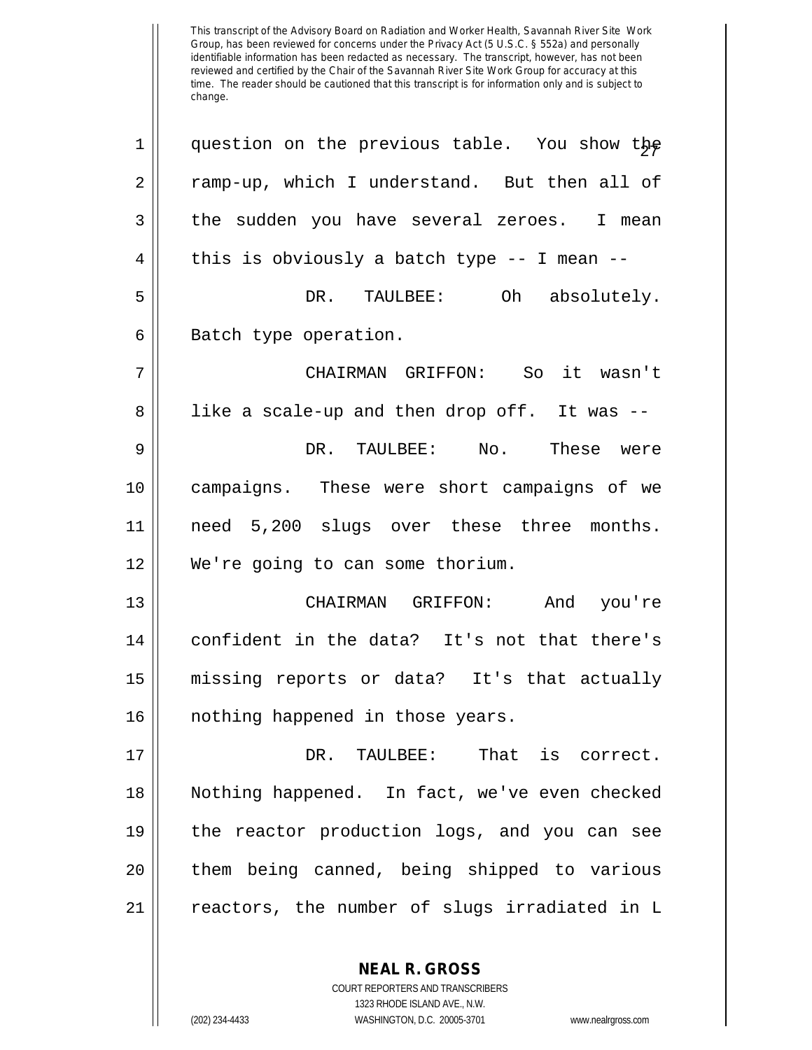This transcript of the Advisory Board on Radiation and Worker Health, Savannah River Site Work Group, has been reviewed for concerns under the Privacy Act (5 U.S.C. § 552a) and personally identifiable information has been redacted as necessary. The transcript, however, has not been reviewed and certified by the Chair of the Savannah River Site Work Group for accuracy at this time. The reader should be cautioned that this transcript is for information only and is subject to change.

1 question on the previous table. You show the
2 ramp-up, which I understand. But then all of
3 the sudden you have several zeroes. I mean
4 this is obviously a batch type -- I mean --
5 DR. TAULBEE: Oh absolutely.
6 Batch type operation.
7 CHAIRMAN GRIFFON: So it wasn't
8 like a scale-up and then drop off. It was --
9 DR. TAULBEE: No. These were
10 campaigns. These were short campaigns of we
11 need 5,200 slugs over these three months.
12 We're going to can some thorium.
13 CHAIRMAN GRIFFON: And you're
14 confident in the data? It's not that there's
15 missing reports or data? It's that actually
16 nothing happened in those years.
17 DR. TAULBEE: That is correct.
18 Nothing happened. In fact, we've even checked
19 the reactor production logs, and you can see
20 them being canned, being shipped to various
21 reactors, the number of slugs irradiated in L

**NEAL R. GROSS**
COURT REPORTERS AND TRANSCRIBERS
1323 RHODE ISLAND AVE., N.W.
(202) 234-4433 WASHINGTON, D.C. 20005-3701 www.nealrgross.com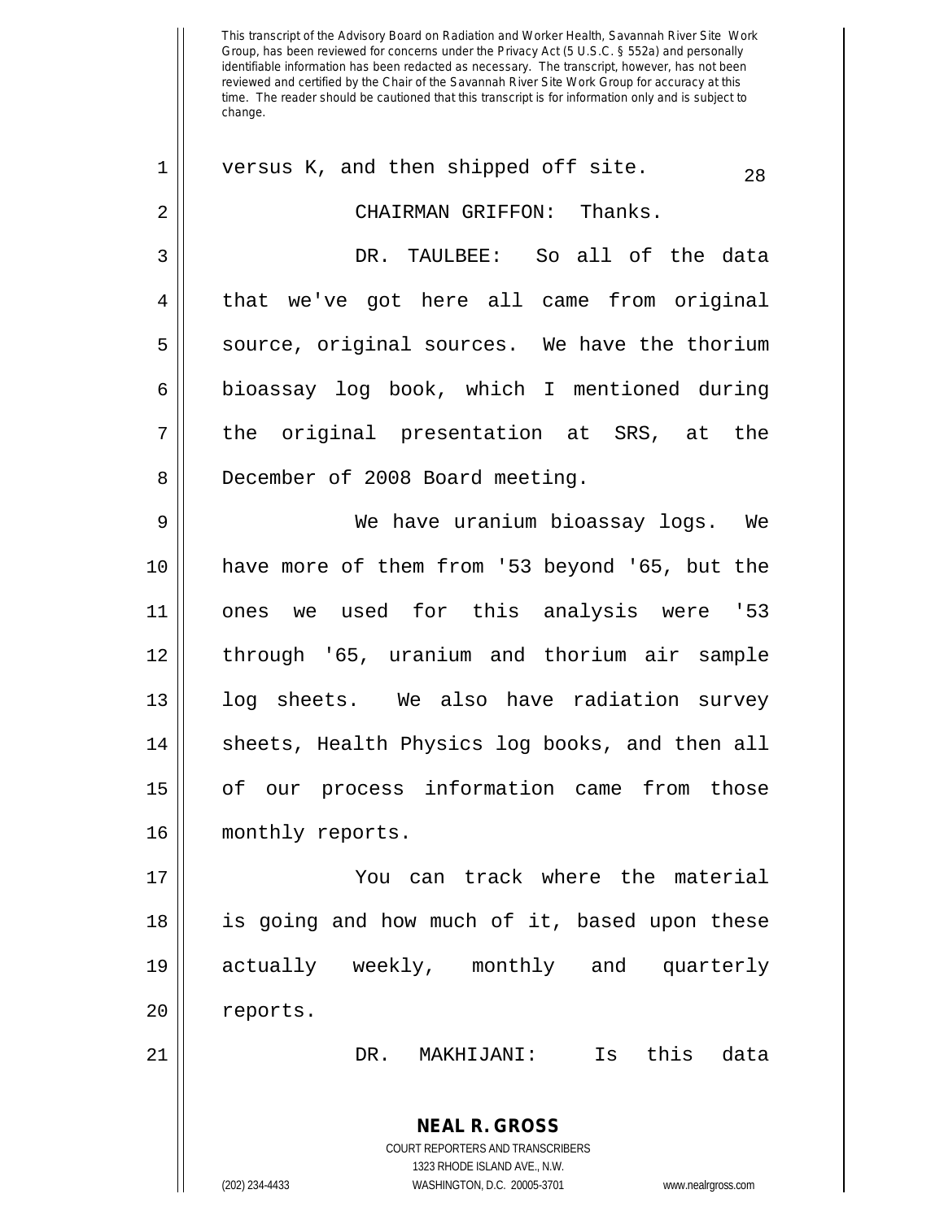This transcript of the Advisory Board on Radiation and Worker Health, Savannah River Site Work Group, has been reviewed for concerns under the Privacy Act (5 U.S.C. § 552a) and personally identifiable information has been redacted as necessary. The transcript, however, has not been reviewed and certified by the Chair of the Savannah River Site Work Group for accuracy at this time. The reader should be cautioned that this transcript is for information only and is subject to change.

versus K, and then shipped off site.

CHAIRMAN GRIFFON: Thanks.

DR. TAULBEE: So all of the data that we've got here all came from original source, original sources. We have the thorium bioassay log book, which I mentioned during the original presentation at SRS, at the December of 2008 Board meeting.

We have uranium bioassay logs. We have more of them from '53 beyond '65, but the ones we used for this analysis were '53 through '65, uranium and thorium air sample log sheets. We also have radiation survey sheets, Health Physics log books, and then all of our process information came from those monthly reports.

You can track where the material is going and how much of it, based upon these actually weekly, monthly and quarterly reports.

DR. MAKHIJANI: Is this data

**NEAL R. GROSS**
COURT REPORTERS AND TRANSCRIBERS
1323 RHODE ISLAND AVE., N.W.
(202) 234-4433 WASHINGTON, D.C. 20005-3701 www.nealrgross.com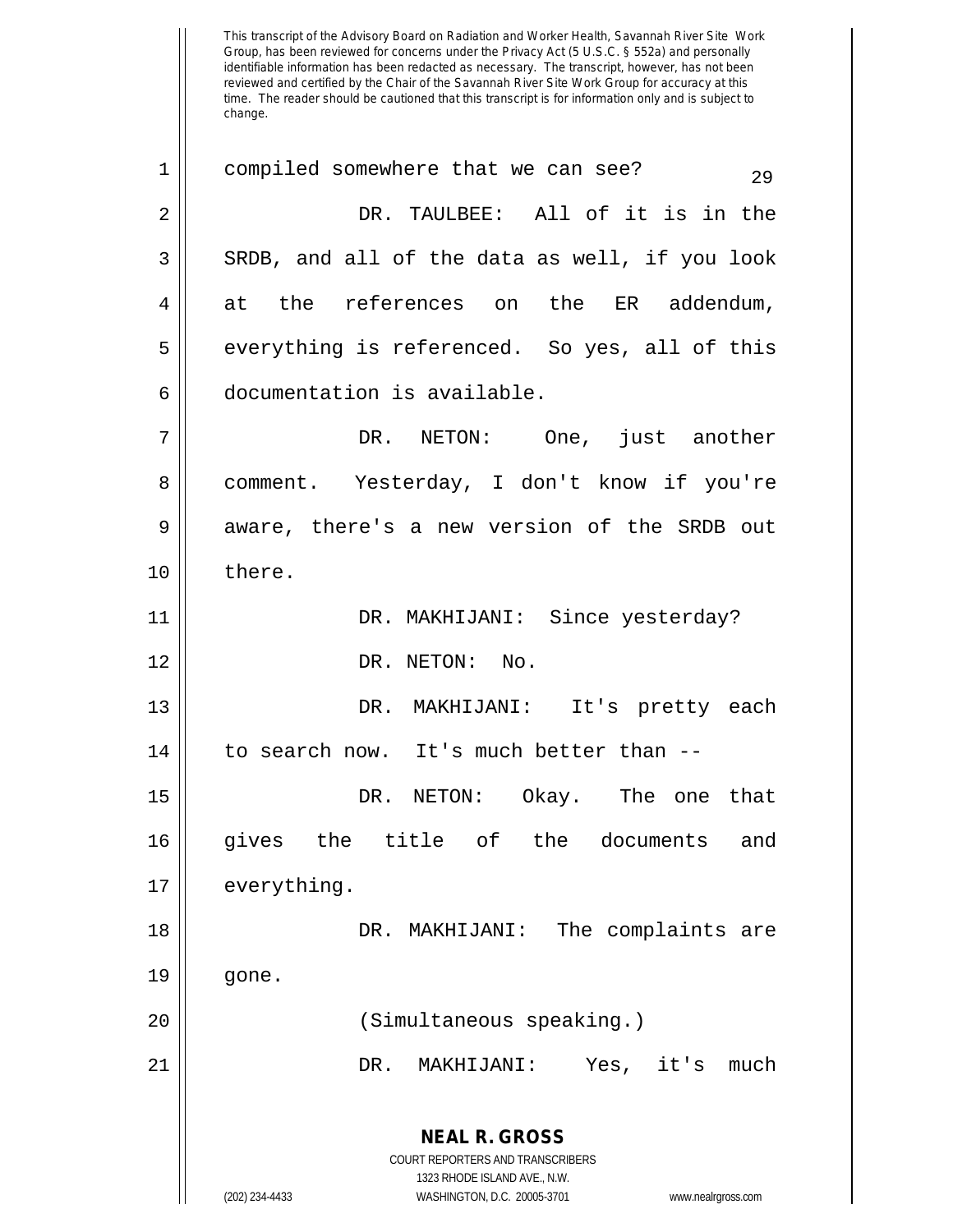This transcript of the Advisory Board on Radiation and Worker Health, Savannah River Site Work Group, has been reviewed for concerns under the Privacy Act (5 U.S.C. § 552a) and personally identifiable information has been redacted as necessary. The transcript, however, has not been reviewed and certified by the Chair of the Savannah River Site Work Group for accuracy at this time. The reader should be cautioned that this transcript is for information only and is subject to change.

1 compiled somewhere that we can see?

2 DR. TAULBEE: All of it is in the

3 SRDB, and all of the data as well, if you look

4 at the references on the ER addendum,

5 everything is referenced. So yes, all of this

6 documentation is available.

7 DR. NETON: One, just another

8 comment. Yesterday, I don't know if you're

9 aware, there's a new version of the SRDB out

10 there.

11 DR. MAKHIJANI: Since yesterday?

12 DR. NETON: No.

13 DR. MAKHIJANI: It's pretty each

14 to search now. It's much better than --

15 DR. NETON: Okay. The one that

16 gives the title of the documents and

17 everything.

18 DR. MAKHIJANI: The complaints are

19 gone.

20 (Simultaneous speaking.)

21 DR. MAKHIJANI: Yes, it's much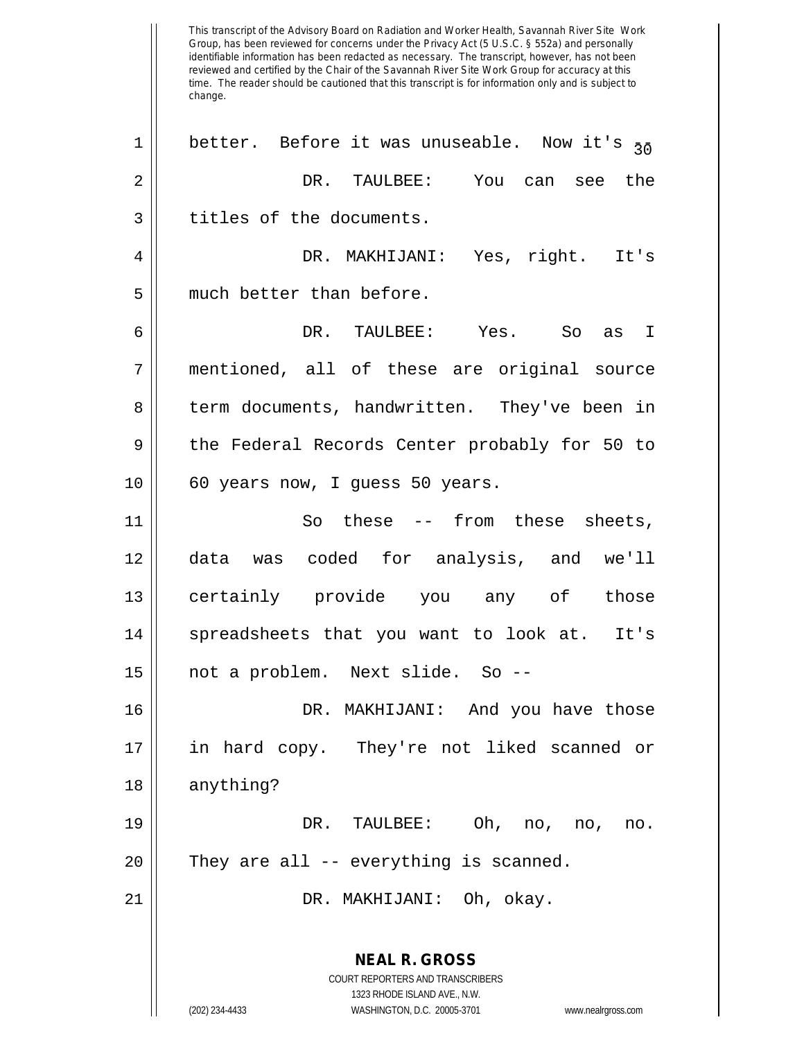This transcript of the Advisory Board on Radiation and Worker Health, Savannah River Site Work Group, has been reviewed for concerns under the Privacy Act (5 U.S.C. § 552a) and personally identifiable information has been redacted as necessary. The transcript, however, has not been reviewed and certified by the Chair of the Savannah River Site Work Group for accuracy at this time. The reader should be cautioned that this transcript is for information only and is subject to change.

1 better. Before it was unuseable. Now it's --

2 DR. TAULBEE: You can see the

3 titles of the documents.

4 DR. MAKHIJANI: Yes, right. It's

5 much better than before.

6 DR. TAULBEE: Yes. So as I

7 mentioned, all of these are original source

8 term documents, handwritten. They've been in

9 the Federal Records Center probably for 50 to

10 60 years now, I guess 50 years.

11 So these -- from these sheets,

12 data was coded for analysis, and we'll

13 certainly provide you any of those

14 spreadsheets that you want to look at. It's

15 not a problem. Next slide. So --

16 DR. MAKHIJANI: And you have those

17 in hard copy. They're not liked scanned or

18 anything?

19 DR. TAULBEE: Oh, no, no, no.

20 They are all -- everything is scanned.

21 DR. MAKHIJANI: Oh, okay.

**NEAL R. GROSS**
COURT REPORTERS AND TRANSCRIBERS
1323 RHODE ISLAND AVE., N.W.
(202) 234-4433 WASHINGTON, D.C. 20005-3701 www.nealrgross.com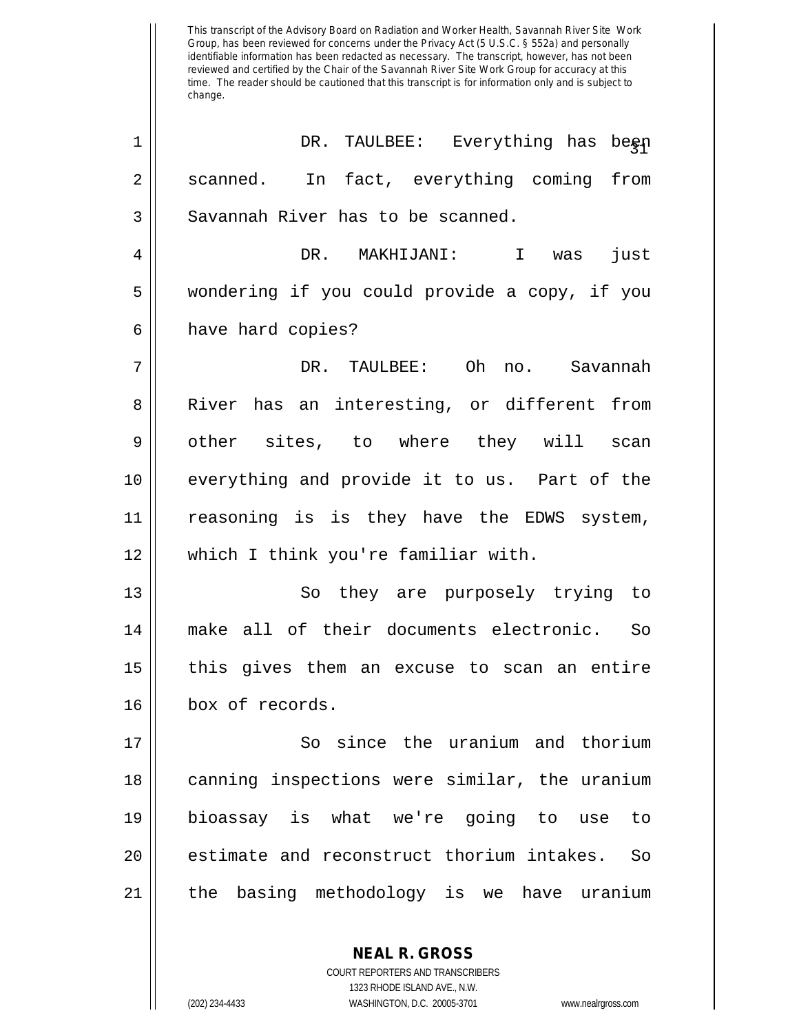This transcript of the Advisory Board on Radiation and Worker Health, Savannah River Site Work Group, has been reviewed for concerns under the Privacy Act (5 U.S.C. § 552a) and personally identifiable information has been redacted as necessary. The transcript, however, has not been reviewed and certified by the Chair of the Savannah River Site Work Group for accuracy at this time. The reader should be cautioned that this transcript is for information only and is subject to change.

DR. TAULBEE: Everything has been scanned. In fact, everything coming from Savannah River has to be scanned.

DR. MAKHIJANI: I was just wondering if you could provide a copy, if you have hard copies?

DR. TAULBEE: Oh no. Savannah River has an interesting, or different from other sites, to where they will scan everything and provide it to us. Part of the reasoning is is they have the EDWS system, which I think you're familiar with.

So they are purposely trying to make all of their documents electronic. So this gives them an excuse to scan an entire box of records.

So since the uranium and thorium canning inspections were similar, the uranium bioassay is what we're going to use to estimate and reconstruct thorium intakes. So the basing methodology is we have uranium

**NEAL R. GROSS**
COURT REPORTERS AND TRANSCRIBERS
1323 RHODE ISLAND AVE., N.W.
(202) 234-4433 WASHINGTON, D.C. 20005-3701 www.nealrgross.com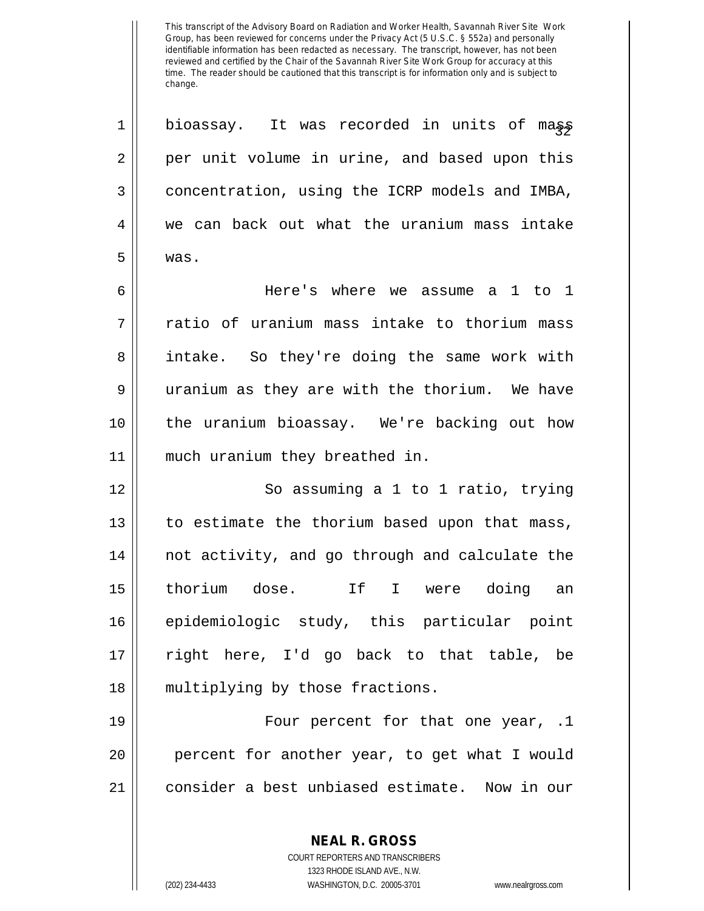bioassay. It was recorded in units of mass per unit volume in urine, and based upon this concentration, using the ICRP models and IMBA, we can back out what the uranium mass intake was.

Here's where we assume a 1 to 1 ratio of uranium mass intake to thorium mass intake. So they're doing the same work with uranium as they are with the thorium. We have the uranium bioassay. We're backing out how much uranium they breathed in.

So assuming a 1 to 1 ratio, trying to estimate the thorium based upon that mass, not activity, and go through and calculate the thorium dose. If I were doing an epidemiologic study, this particular point right here, I'd go back to that table, be multiplying by those fractions.

Four percent for that one year, .1 percent for another year, to get what I would consider a best unbiased estimate. Now in our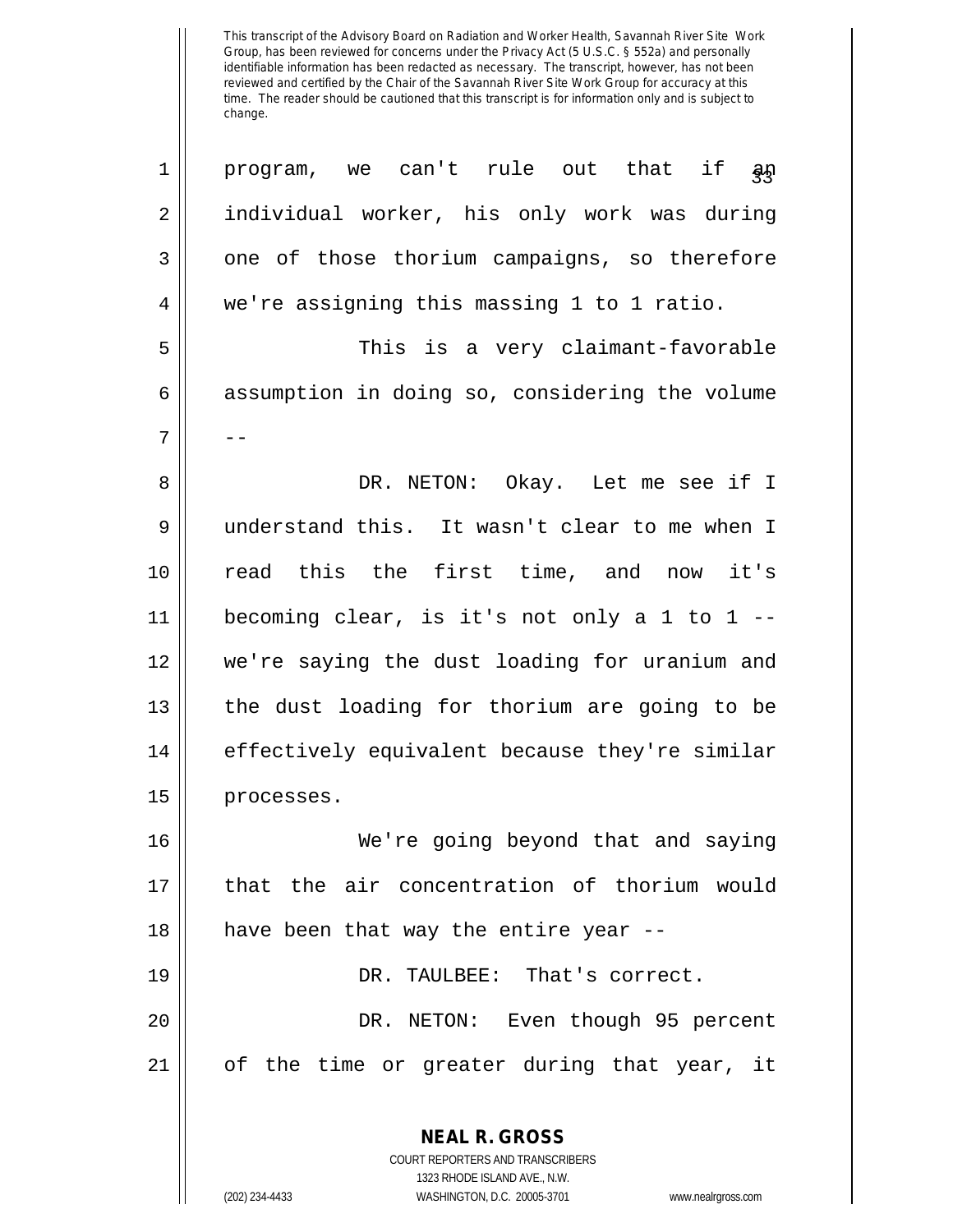This transcript of the Advisory Board on Radiation and Worker Health, Savannah River Site Work Group, has been reviewed for concerns under the Privacy Act (5 U.S.C. § 552a) and personally identifiable information has been redacted as necessary. The transcript, however, has not been reviewed and certified by the Chair of the Savannah River Site Work Group for accuracy at this time. The reader should be cautioned that this transcript is for information only and is subject to change.

program, we can't rule out that if an individual worker, his only work was during one of those thorium campaigns, so therefore we're assigning this massing 1 to 1 ratio.

This is a very claimant-favorable assumption in doing so, considering the volume --

DR. NETON: Okay. Let me see if I understand this. It wasn't clear to me when I read this the first time, and now it's becoming clear, is it's not only a 1 to 1 -- we're saying the dust loading for uranium and the dust loading for thorium are going to be effectively equivalent because they're similar processes.

We're going beyond that and saying that the air concentration of thorium would have been that way the entire year --

DR. TAULBEE: That's correct.

DR. NETON: Even though 95 percent of the time or greater during that year, it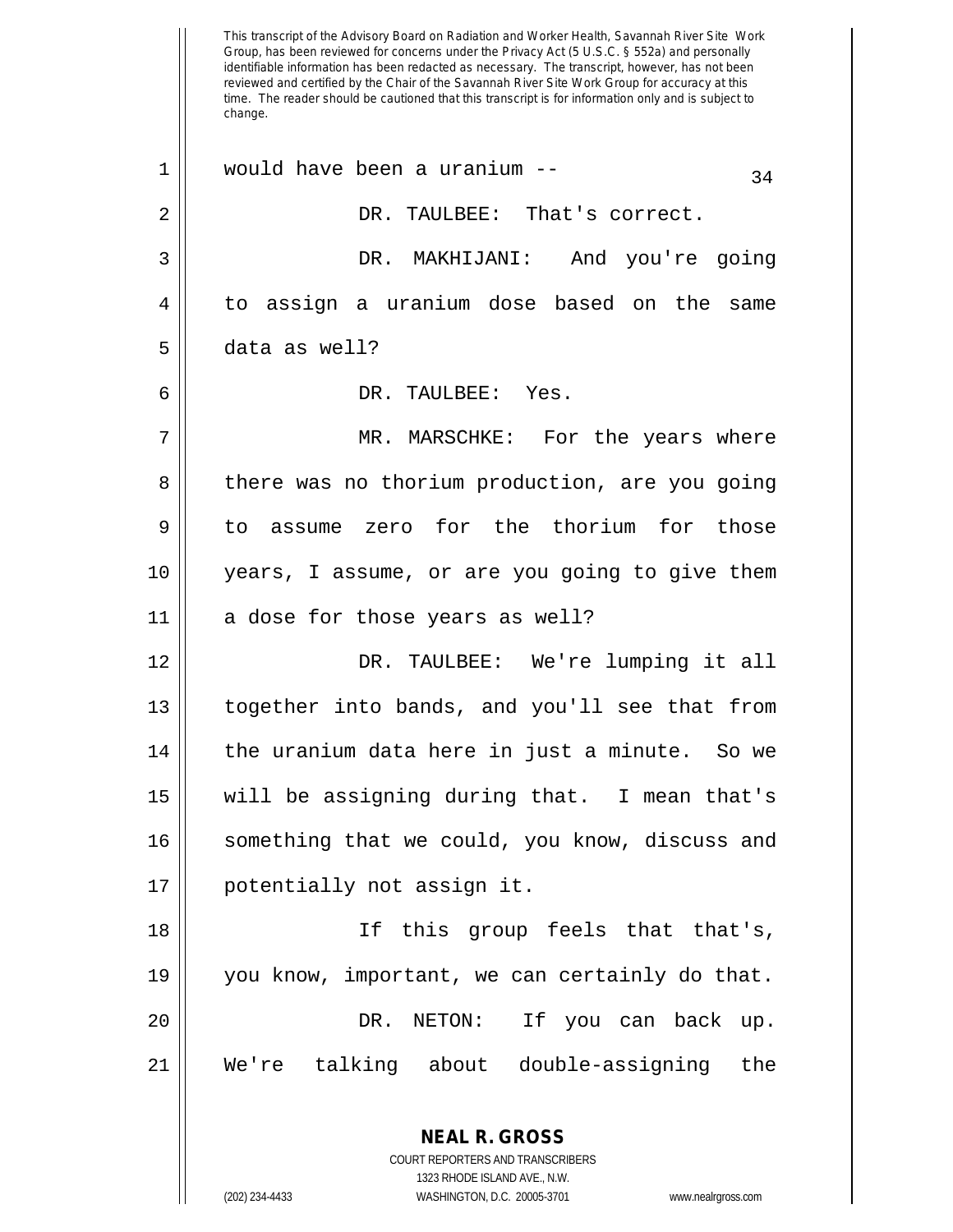This transcript of the Advisory Board on Radiation and Worker Health, Savannah River Site Work Group, has been reviewed for concerns under the Privacy Act (5 U.S.C. § 552a) and personally identifiable information has been redacted as necessary. The transcript, however, has not been reviewed and certified by the Chair of the Savannah River Site Work Group for accuracy at this time. The reader should be cautioned that this transcript is for information only and is subject to change.

1 would have been a uranium --

2 DR. TAULBEE: That's correct.

3 DR. MAKHIJANI: And you're going
4 to assign a uranium dose based on the same
5 data as well?

6 DR. TAULBEE: Yes.

7 MR. MARSCHKE: For the years where
8 there was no thorium production, are you going
9 to assume zero for the thorium for those
10 years, I assume, or are you going to give them
11 a dose for those years as well?

12 DR. TAULBEE: We're lumping it all
13 together into bands, and you'll see that from
14 the uranium data here in just a minute. So we
15 will be assigning during that. I mean that's
16 something that we could, you know, discuss and
17 potentially not assign it.

18 If this group feels that that's,
19 you know, important, we can certainly do that.

20 DR. NETON: If you can back up.
21 We're talking about double-assigning the

**NEAL R. GROSS**
COURT REPORTERS AND TRANSCRIBERS
1323 RHODE ISLAND AVE., N.W.
(202) 234-4433 WASHINGTON, D.C. 20005-3701 www.nealrgross.com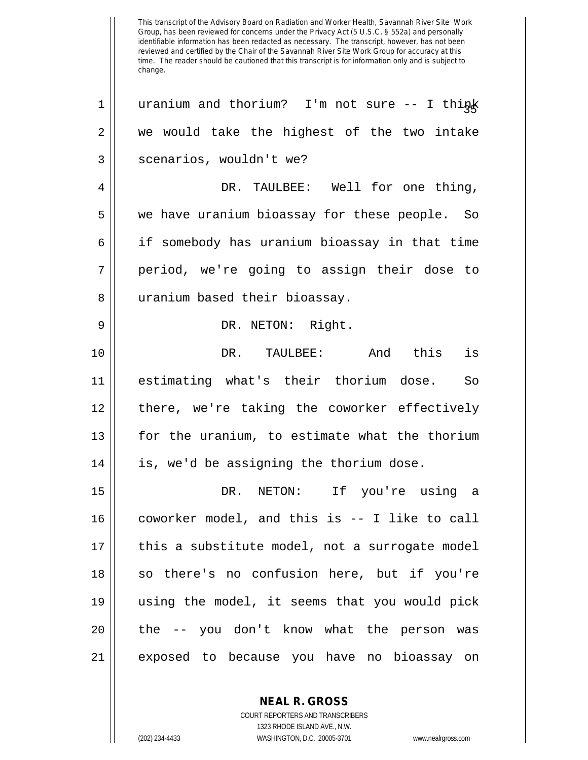uranium and thorium? I'm not sure -- I think we would take the highest of the two intake scenarios, wouldn't we?

DR. TAULBEE: Well for one thing, we have uranium bioassay for these people. So if somebody has uranium bioassay in that time period, we're going to assign their dose to uranium based their bioassay.

DR. NETON: Right.

DR. TAULBEE: And this is estimating what's their thorium dose. So there, we're taking the coworker effectively for the uranium, to estimate what the thorium is, we'd be assigning the thorium dose.

DR. NETON: If you're using a coworker model, and this is -- I like to call this a substitute model, not a surrogate model so there's no confusion here, but if you're using the model, it seems that you would pick the -- you don't know what the person was exposed to because you have no bioassay on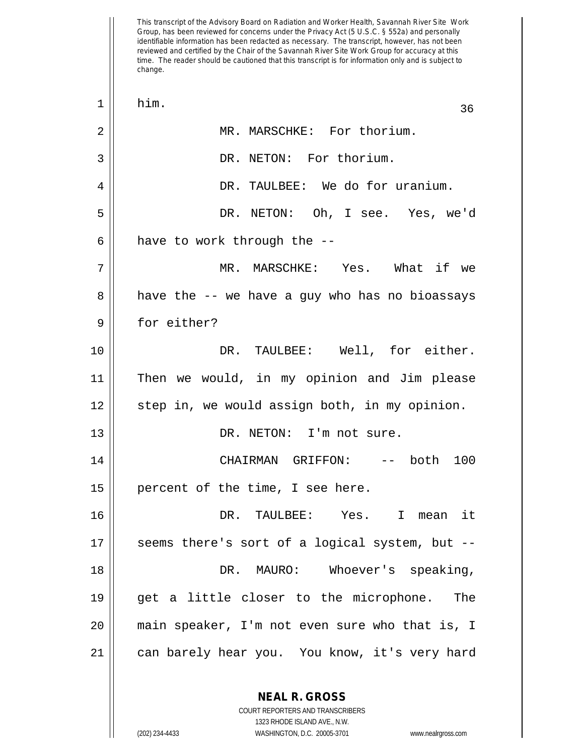him.

MR. MARSCHKE: For thorium.

DR. NETON: For thorium.

DR. TAULBEE: We do for uranium.

DR. NETON: Oh, I see. Yes, we'd have to work through the --

MR. MARSCHKE: Yes. What if we have the -- we have a guy who has no bioassays for either?

DR. TAULBEE: Well, for either. Then we would, in my opinion and Jim please step in, we would assign both, in my opinion.

DR. NETON: I'm not sure.

CHAIRMAN GRIFFON: -- both 100 percent of the time, I see here.

DR. TAULBEE: Yes. I mean it seems there's sort of a logical system, but --

DR. MAURO: Whoever's speaking, get a little closer to the microphone. The main speaker, I'm not even sure who that is, I can barely hear you. You know, it's very hard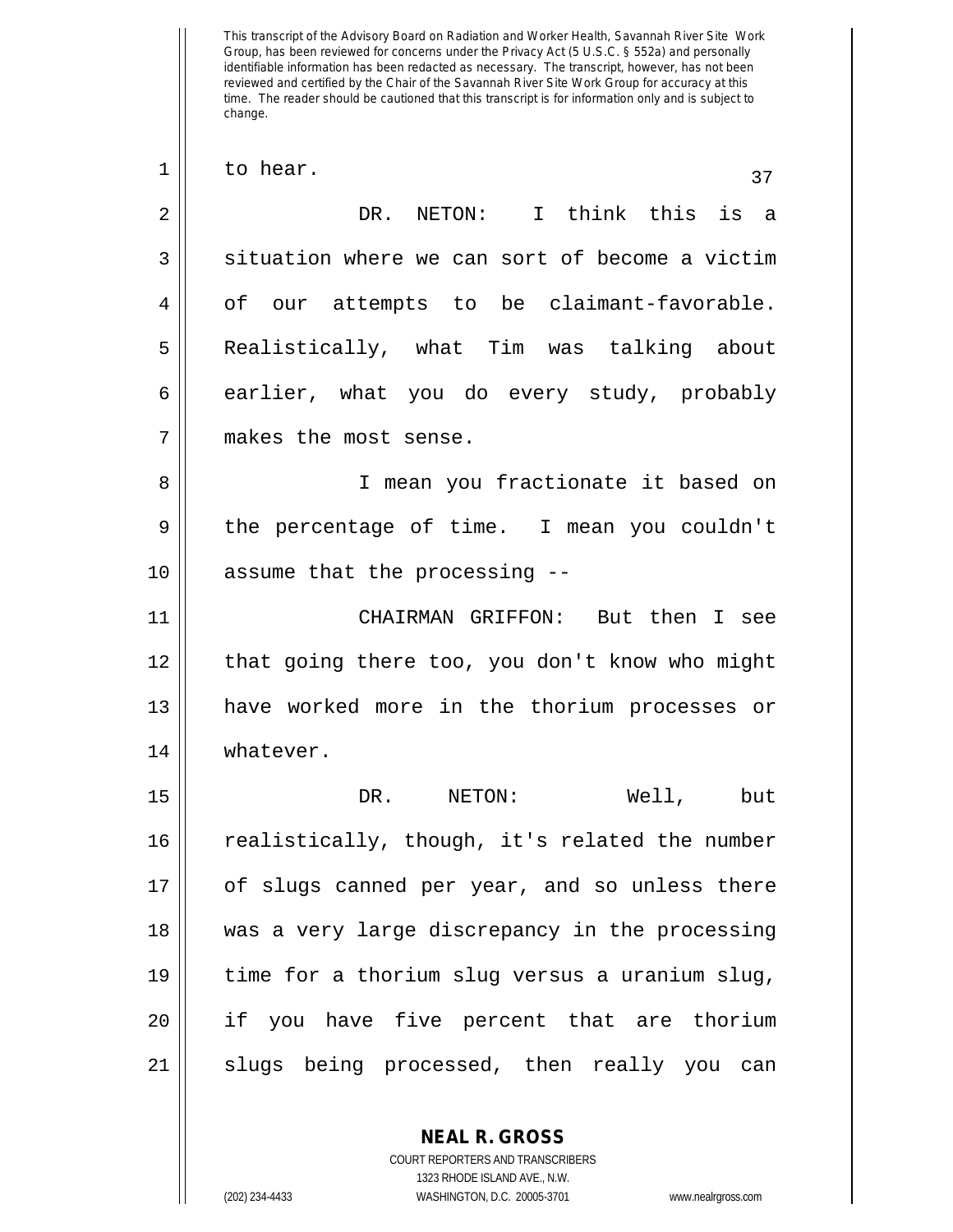to hear.

DR. NETON: I think this is a situation where we can sort of become a victim of our attempts to be claimant-favorable. Realistically, what Tim was talking about earlier, what you do every study, probably makes the most sense.

I mean you fractionate it based on the percentage of time. I mean you couldn't assume that the processing --

CHAIRMAN GRIFFON: But then I see that going there too, you don't know who might have worked more in the thorium processes or whatever.

DR. NETON: Well, but realistically, though, it's related the number of slugs canned per year, and so unless there was a very large discrepancy in the processing time for a thorium slug versus a uranium slug, if you have five percent that are thorium slugs being processed, then really you can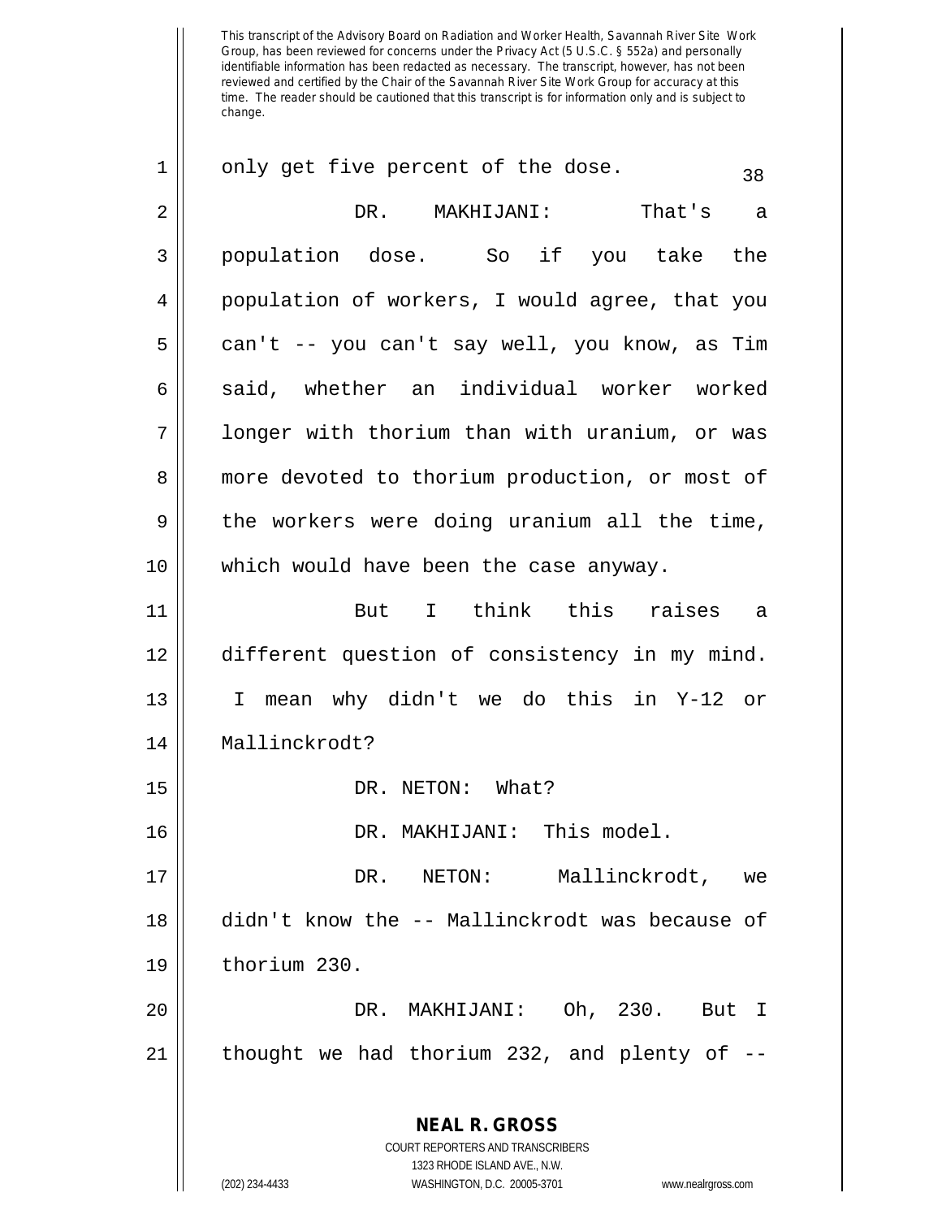This transcript of the Advisory Board on Radiation and Worker Health, Savannah River Site Work Group, has been reviewed for concerns under the Privacy Act (5 U.S.C. § 552a) and personally identifiable information has been redacted as necessary. The transcript, however, has not been reviewed and certified by the Chair of the Savannah River Site Work Group for accuracy at this time. The reader should be cautioned that this transcript is for information only and is subject to change.

only get five percent of the dose.

DR. MAKHIJANI: That's a population dose. So if you take the population of workers, I would agree, that you can't -- you can't say well, you know, as Tim said, whether an individual worker worked longer with thorium than with uranium, or was more devoted to thorium production, or most of the workers were doing uranium all the time, which would have been the case anyway.

But I think this raises a different question of consistency in my mind. I mean why didn't we do this in Y-12 or Mallinckrodt?

DR. NETON: What?

DR. MAKHIJANI: This model.

DR. NETON: Mallinckrodt, we didn't know the -- Mallinckrodt was because of thorium 230.

DR. MAKHIJANI: Oh, 230. But I thought we had thorium 232, and plenty of --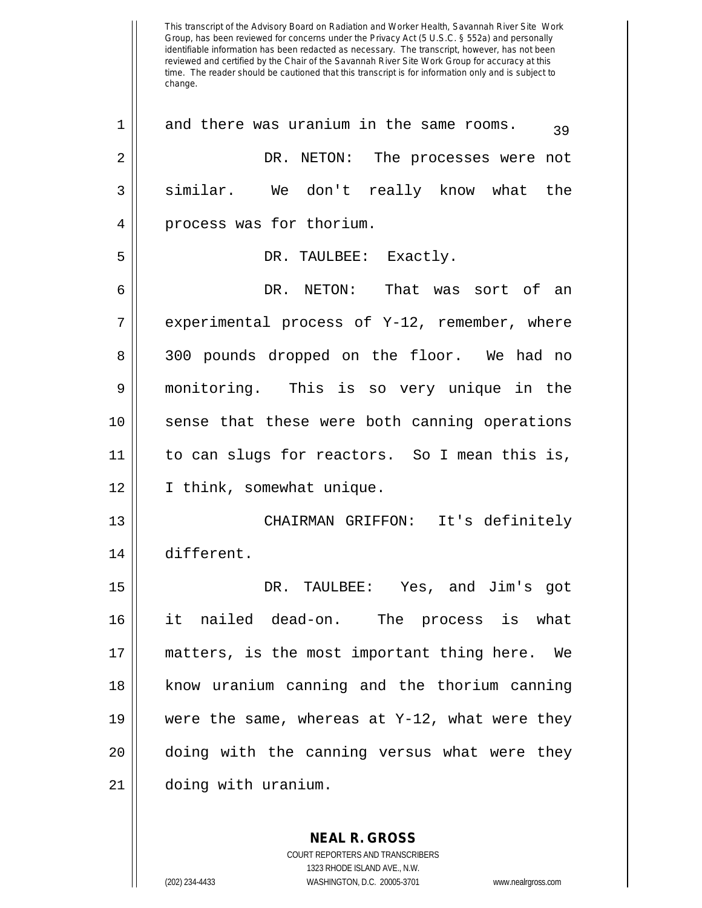and there was uranium in the same rooms.

DR. NETON: The processes were not similar. We don't really know what the process was for thorium.

DR. TAULBEE: Exactly.

DR. NETON: That was sort of an experimental process of Y-12, remember, where 300 pounds dropped on the floor. We had no monitoring. This is so very unique in the sense that these were both canning operations to can slugs for reactors. So I mean this is, I think, somewhat unique.

CHAIRMAN GRIFFON: It's definitely different.

DR. TAULBEE: Yes, and Jim's got it nailed dead-on. The process is what matters, is the most important thing here. We know uranium canning and the thorium canning were the same, whereas at Y-12, what were they doing with the canning versus what were they doing with uranium.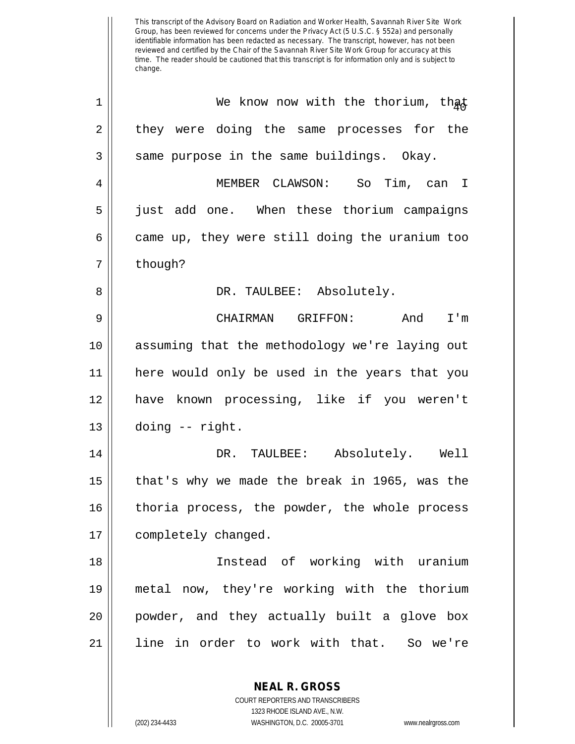This transcript of the Advisory Board on Radiation and Worker Health, Savannah River Site Work Group, has been reviewed for concerns under the Privacy Act (5 U.S.C. § 552a) and personally identifiable information has been redacted as necessary. The transcript, however, has not been reviewed and certified by the Chair of the Savannah River Site Work Group for accuracy at this time. The reader should be cautioned that this transcript is for information only and is subject to change.

We know now with the thorium, that they were doing the same processes for the same purpose in the same buildings. Okay.

MEMBER CLAWSON: So Tim, can I just add one. When these thorium campaigns came up, they were still doing the uranium too though?

DR. TAULBEE: Absolutely.

CHAIRMAN GRIFFON: And I'm assuming that the methodology we're laying out here would only be used in the years that you have known processing, like if you weren't doing -- right.

DR. TAULBEE: Absolutely. Well that's why we made the break in 1965, was the thoria process, the powder, the whole process completely changed.

Instead of working with uranium metal now, they're working with the thorium powder, and they actually built a glove box line in order to work with that. So we're

**NEAL R. GROSS**
COURT REPORTERS AND TRANSCRIBERS
1323 RHODE ISLAND AVE., N.W.
(202) 234-4433 WASHINGTON, D.C. 20005-3701 www.nealrgross.com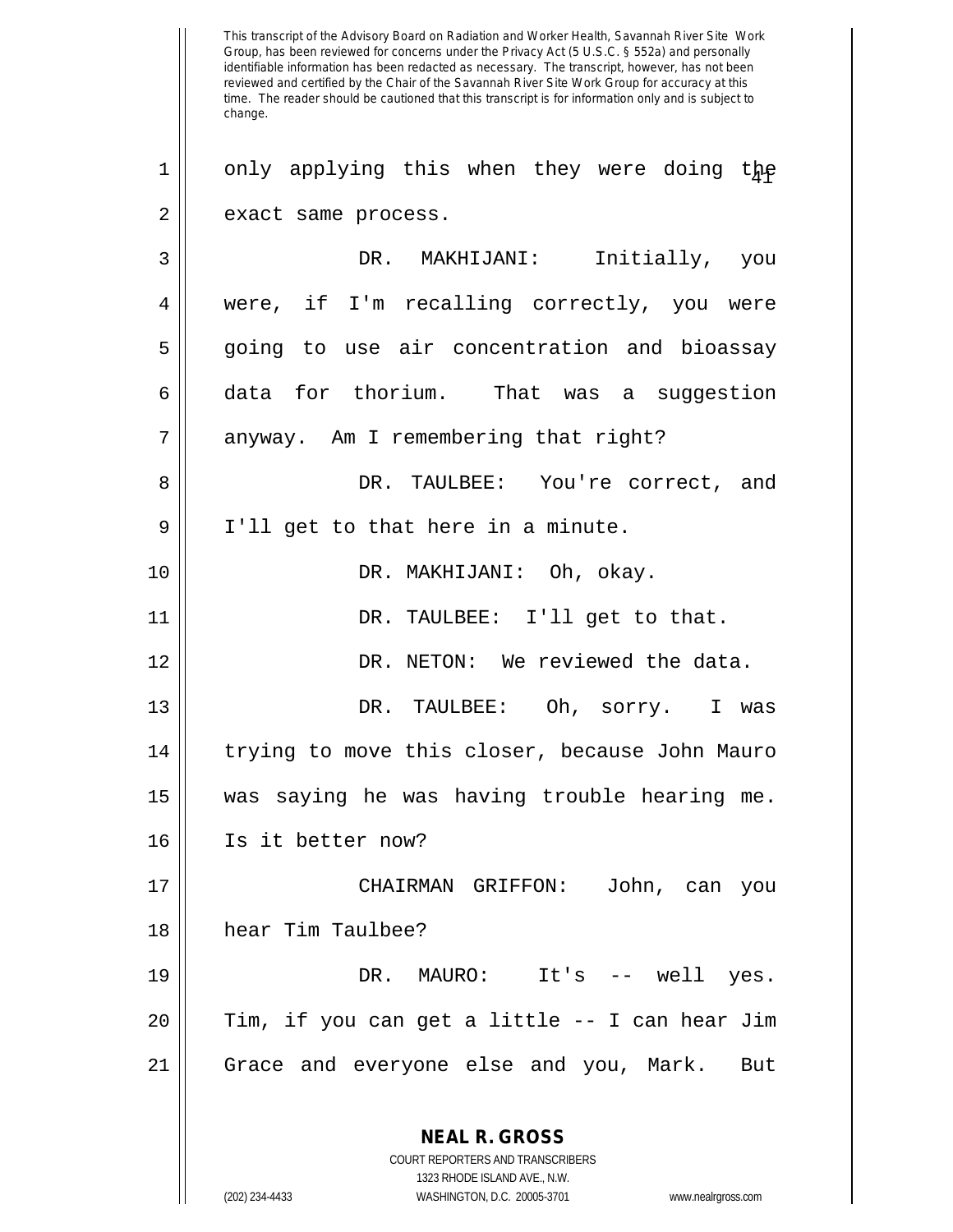only applying this when they were doing the exact same process.

DR. MAKHIJANI: Initially, you were, if I'm recalling correctly, you were going to use air concentration and bioassay data for thorium. That was a suggestion anyway. Am I remembering that right?

DR. TAULBEE: You're correct, and I'll get to that here in a minute.

DR. MAKHIJANI: Oh, okay.

DR. TAULBEE: I'll get to that.

DR. NETON: We reviewed the data.

DR. TAULBEE: Oh, sorry. I was trying to move this closer, because John Mauro was saying he was having trouble hearing me. Is it better now?

CHAIRMAN GRIFFON: John, can you hear Tim Taulbee?

DR. MAURO: It's -- well yes. Tim, if you can get a little -- I can hear Jim Grace and everyone else and you, Mark. But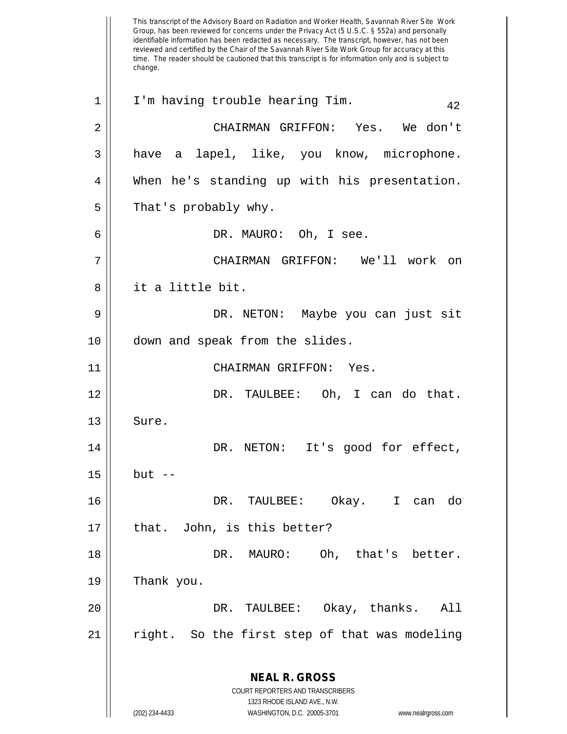This transcript of the Advisory Board on Radiation and Worker Health, Savannah River Site Work Group, has been reviewed for concerns under the Privacy Act (5 U.S.C. § 552a) and personally identifiable information has been redacted as necessary. The transcript, however, has not been reviewed and certified by the Chair of the Savannah River Site Work Group for accuracy at this time. The reader should be cautioned that this transcript is for information only and is subject to change.

I'm having trouble hearing Tim.

CHAIRMAN GRIFFON: Yes. We don't have a lapel, like, you know, microphone. When he's standing up with his presentation. That's probably why.

DR. MAURO: Oh, I see.

CHAIRMAN GRIFFON: We'll work on it a little bit.

DR. NETON: Maybe you can just sit down and speak from the slides.

CHAIRMAN GRIFFON: Yes.

DR. TAULBEE: Oh, I can do that. Sure.

DR. NETON: It's good for effect, but --

DR. TAULBEE: Okay. I can do that. John, is this better?

DR. MAURO: Oh, that's better. Thank you.

DR. TAULBEE: Okay, thanks. All right. So the first step of that was modeling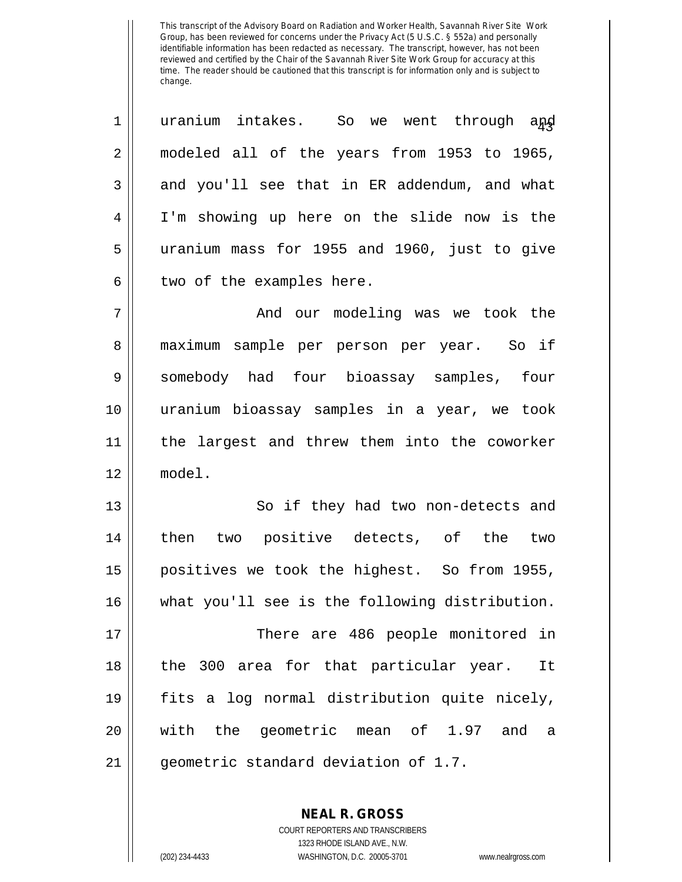This transcript of the Advisory Board on Radiation and Worker Health, Savannah River Site Work Group, has been reviewed for concerns under the Privacy Act (5 U.S.C. § 552a) and personally identifiable information has been redacted as necessary. The transcript, however, has not been reviewed and certified by the Chair of the Savannah River Site Work Group for accuracy at this time. The reader should be cautioned that this transcript is for information only and is subject to change.

uranium intakes. So we went through and modeled all of the years from 1953 to 1965, and you'll see that in ER addendum, and what I'm showing up here on the slide now is the uranium mass for 1955 and 1960, just to give two of the examples here.

And our modeling was we took the maximum sample per person per year. So if somebody had four bioassay samples, four uranium bioassay samples in a year, we took the largest and threw them into the coworker model.

So if they had two non-detects and then two positive detects, of the two positives we took the highest. So from 1955, what you'll see is the following distribution.

There are 486 people monitored in the 300 area for that particular year. It fits a log normal distribution quite nicely, with the geometric mean of 1.97 and a geometric standard deviation of 1.7.

**NEAL R. GROSS**
COURT REPORTERS AND TRANSCRIBERS
1323 RHODE ISLAND AVE., N.W.
(202) 234-4433 WASHINGTON, D.C. 20005-3701 www.nealrgross.com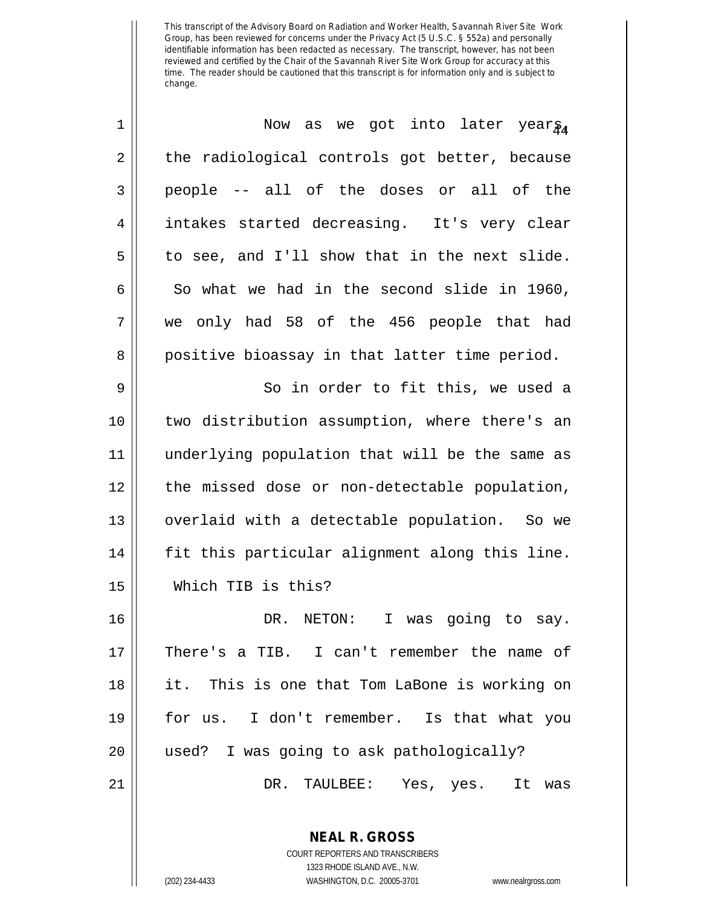This transcript of the Advisory Board on Radiation and Worker Health, Savannah River Site Work Group, has been reviewed for concerns under the Privacy Act (5 U.S.C. § 552a) and personally identifiable information has been redacted as necessary. The transcript, however, has not been reviewed and certified by the Chair of the Savannah River Site Work Group for accuracy at this time. The reader should be cautioned that this transcript is for information only and is subject to change.

1 Now as we got into later years,
2 the radiological controls got better, because
3 people -- all of the doses or all of the
4 intakes started decreasing. It's very clear
5 to see, and I'll show that in the next slide.
6 So what we had in the second slide in 1960,
7 we only had 58 of the 456 people that had
8 positive bioassay in that latter time period.

9 So in order to fit this, we used a
10 two distribution assumption, where there's an
11 underlying population that will be the same as
12 the missed dose or non-detectable population,
13 overlaid with a detectable population. So we
14 fit this particular alignment along this line.
15 Which TIB is this?

16 DR. NETON: I was going to say.
17 There's a TIB. I can't remember the name of
18 it. This is one that Tom LaBone is working on
19 for us. I don't remember. Is that what you
20 used? I was going to ask pathologically?

21 DR. TAULBEE: Yes, yes. It was

**NEAL R. GROSS**
COURT REPORTERS AND TRANSCRIBERS
1323 RHODE ISLAND AVE., N.W.
(202) 234-4433 WASHINGTON, D.C. 20005-3701 www.nealrgross.com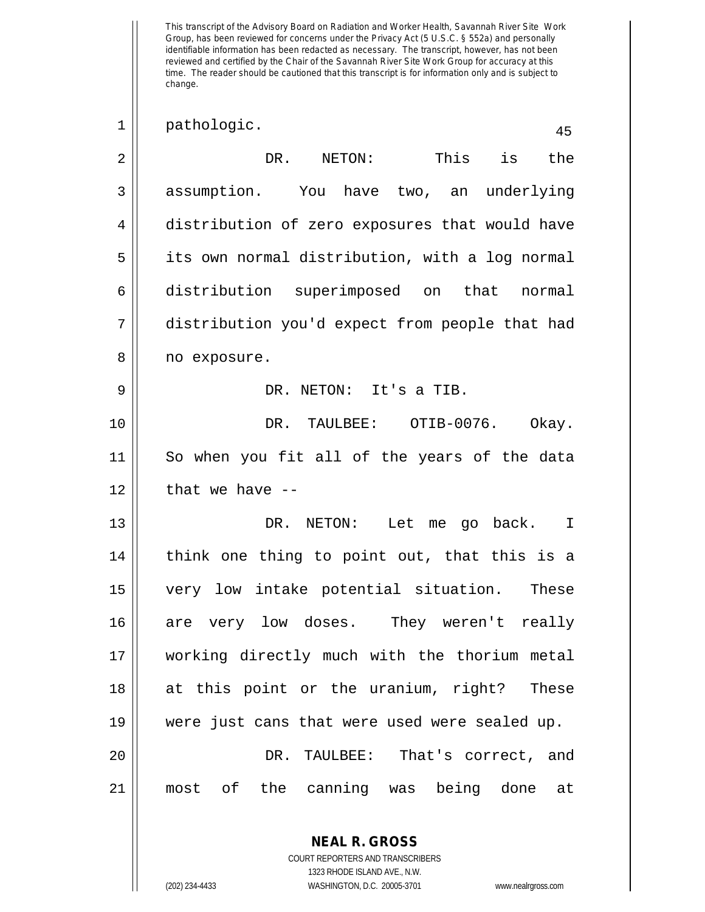This transcript of the Advisory Board on Radiation and Worker Health, Savannah River Site Work Group, has been reviewed for concerns under the Privacy Act (5 U.S.C. § 552a) and personally identifiable information has been redacted as necessary. The transcript, however, has not been reviewed and certified by the Chair of the Savannah River Site Work Group for accuracy at this time. The reader should be cautioned that this transcript is for information only and is subject to change.

1 pathologic.

2 DR. NETON: This is the
3 assumption. You have two, an underlying
4 distribution of zero exposures that would have
5 its own normal distribution, with a log normal
6 distribution superimposed on that normal
7 distribution you'd expect from people that had
8 no exposure.

9 DR. NETON: It's a TIB.

10 DR. TAULBEE: OTIB-0076. Okay.
11 So when you fit all of the years of the data
12 that we have --

13 DR. NETON: Let me go back. I
14 think one thing to point out, that this is a
15 very low intake potential situation. These
16 are very low doses. They weren't really
17 working directly much with the thorium metal
18 at this point or the uranium, right? These
19 were just cans that were used were sealed up.

20 DR. TAULBEE: That's correct, and
21 most of the canning was being done at

**NEAL R. GROSS**
COURT REPORTERS AND TRANSCRIBERS
1323 RHODE ISLAND AVE., N.W.
(202) 234-4433 WASHINGTON, D.C. 20005-3701 www.nealrgross.com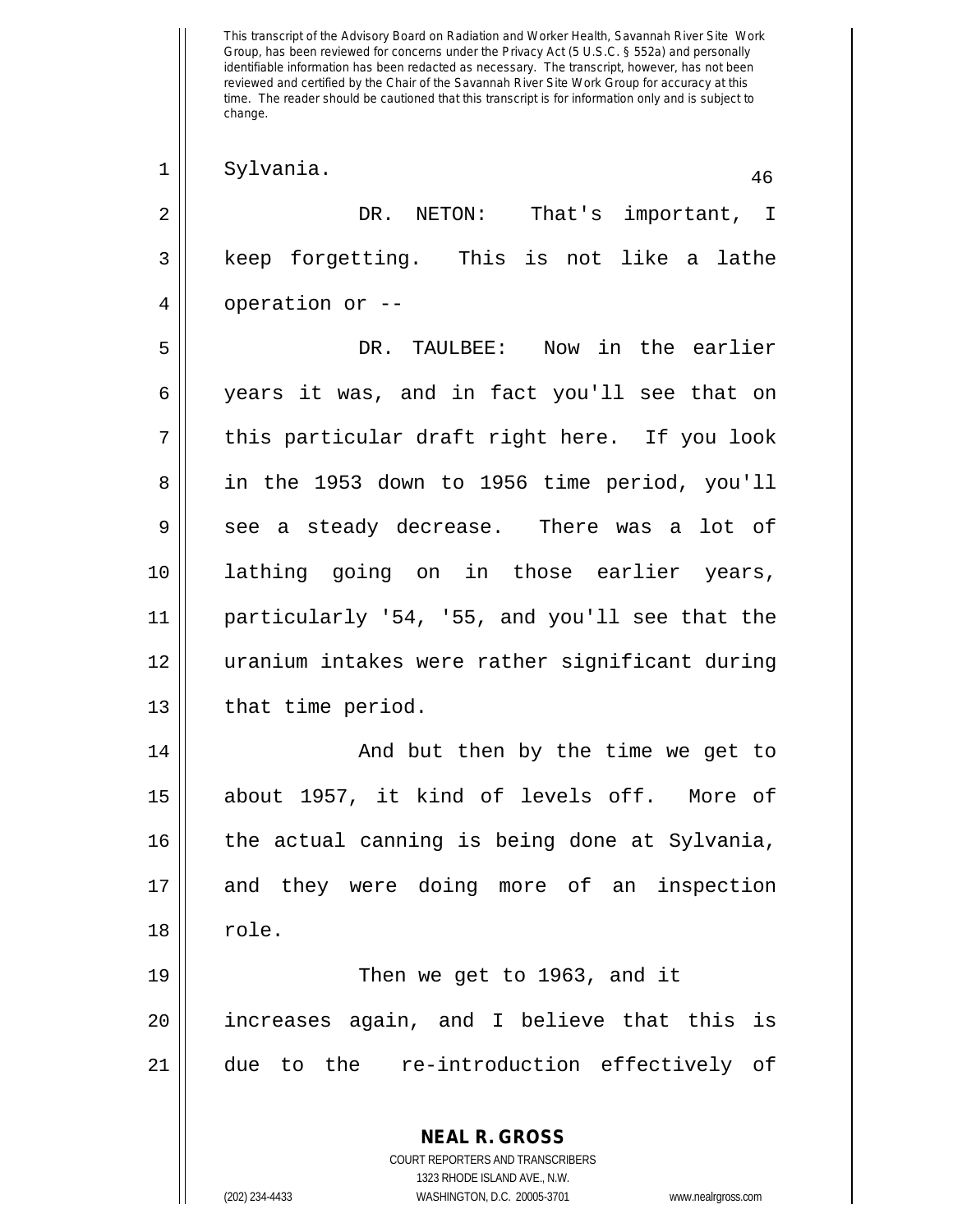Sylvania.

DR. NETON: That's important, I keep forgetting. This is not like a lathe operation or --

DR. TAULBEE: Now in the earlier years it was, and in fact you'll see that on this particular draft right here. If you look in the 1953 down to 1956 time period, you'll see a steady decrease. There was a lot of lathing going on in those earlier years, particularly '54, '55, and you'll see that the uranium intakes were rather significant during that time period.

And but then by the time we get to about 1957, it kind of levels off. More of the actual canning is being done at Sylvania, and they were doing more of an inspection role.

Then we get to 1963, and it increases again, and I believe that this is due to the re-introduction effectively of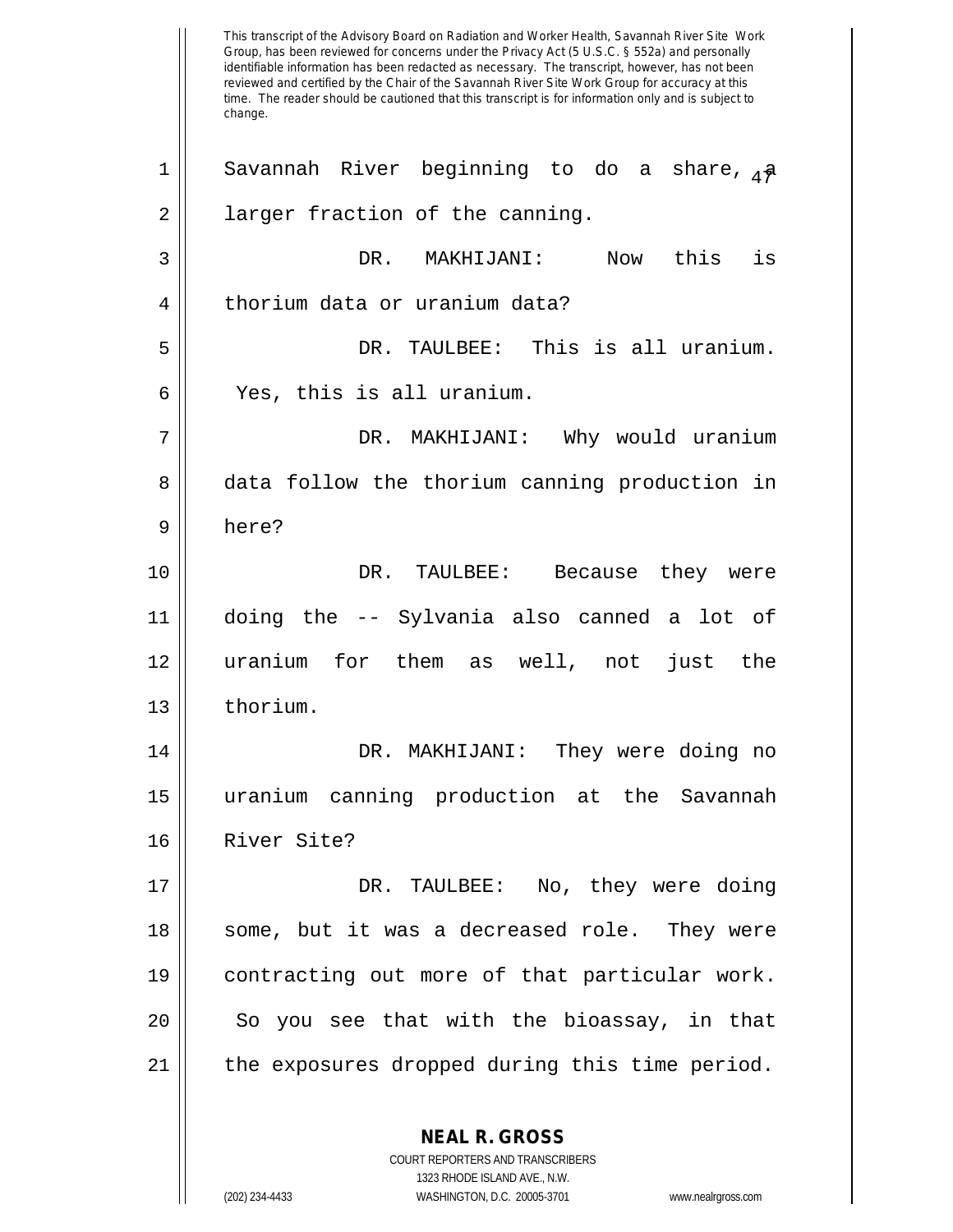This transcript of the Advisory Board on Radiation and Worker Health, Savannah River Site Work Group, has been reviewed for concerns under the Privacy Act (5 U.S.C. § 552a) and personally identifiable information has been redacted as necessary. The transcript, however, has not been reviewed and certified by the Chair of the Savannah River Site Work Group for accuracy at this time. The reader should be cautioned that this transcript is for information only and is subject to change.

1 Savannah River beginning to do a share, a
2 larger fraction of the canning.
3 DR. MAKHIJANI: Now this is
4 thorium data or uranium data?
5 DR. TAULBEE: This is all uranium.
6 Yes, this is all uranium.
7 DR. MAKHIJANI: Why would uranium
8 data follow the thorium canning production in
9 here?
10 DR. TAULBEE: Because they were
11 doing the -- Sylvania also canned a lot of
12 uranium for them as well, not just the
13 thorium.
14 DR. MAKHIJANI: They were doing no
15 uranium canning production at the Savannah
16 River Site?
17 DR. TAULBEE: No, they were doing
18 some, but it was a decreased role. They were
19 contracting out more of that particular work.
20 So you see that with the bioassay, in that
21 the exposures dropped during this time period.

**NEAL R. GROSS**
COURT REPORTERS AND TRANSCRIBERS
1323 RHODE ISLAND AVE., N.W.
(202) 234-4433 WASHINGTON, D.C. 20005-3701 www.nealrgross.com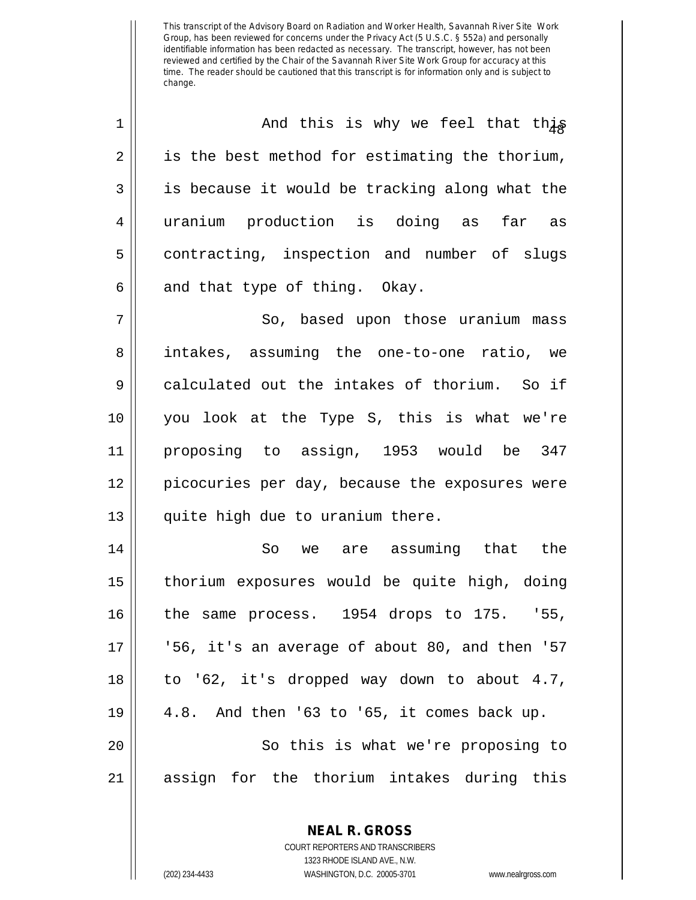This transcript of the Advisory Board on Radiation and Worker Health, Savannah River Site Work Group, has been reviewed for concerns under the Privacy Act (5 U.S.C. § 552a) and personally identifiable information has been redacted as necessary. The transcript, however, has not been reviewed and certified by the Chair of the Savannah River Site Work Group for accuracy at this time. The reader should be cautioned that this transcript is for information only and is subject to change.

1 And this is why we feel that this
2 is the best method for estimating the thorium,
3 is because it would be tracking along what the
4 uranium production is doing as far as
5 contracting, inspection and number of slugs
6 and that type of thing. Okay.

7 So, based upon those uranium mass
8 intakes, assuming the one-to-one ratio, we
9 calculated out the intakes of thorium. So if
10 you look at the Type S, this is what we're
11 proposing to assign, 1953 would be 347
12 picocuries per day, because the exposures were
13 quite high due to uranium there.

14 So we are assuming that the
15 thorium exposures would be quite high, doing
16 the same process. 1954 drops to 175. '55,
17 '56, it's an average of about 80, and then '57
18 to '62, it's dropped way down to about 4.7,
19 4.8. And then '63 to '65, it comes back up.

20 So this is what we're proposing to
21 assign for the thorium intakes during this

**NEAL R. GROSS**
COURT REPORTERS AND TRANSCRIBERS
1323 RHODE ISLAND AVE., N.W.
(202) 234-4433 WASHINGTON, D.C. 20005-3701 www.nealrgross.com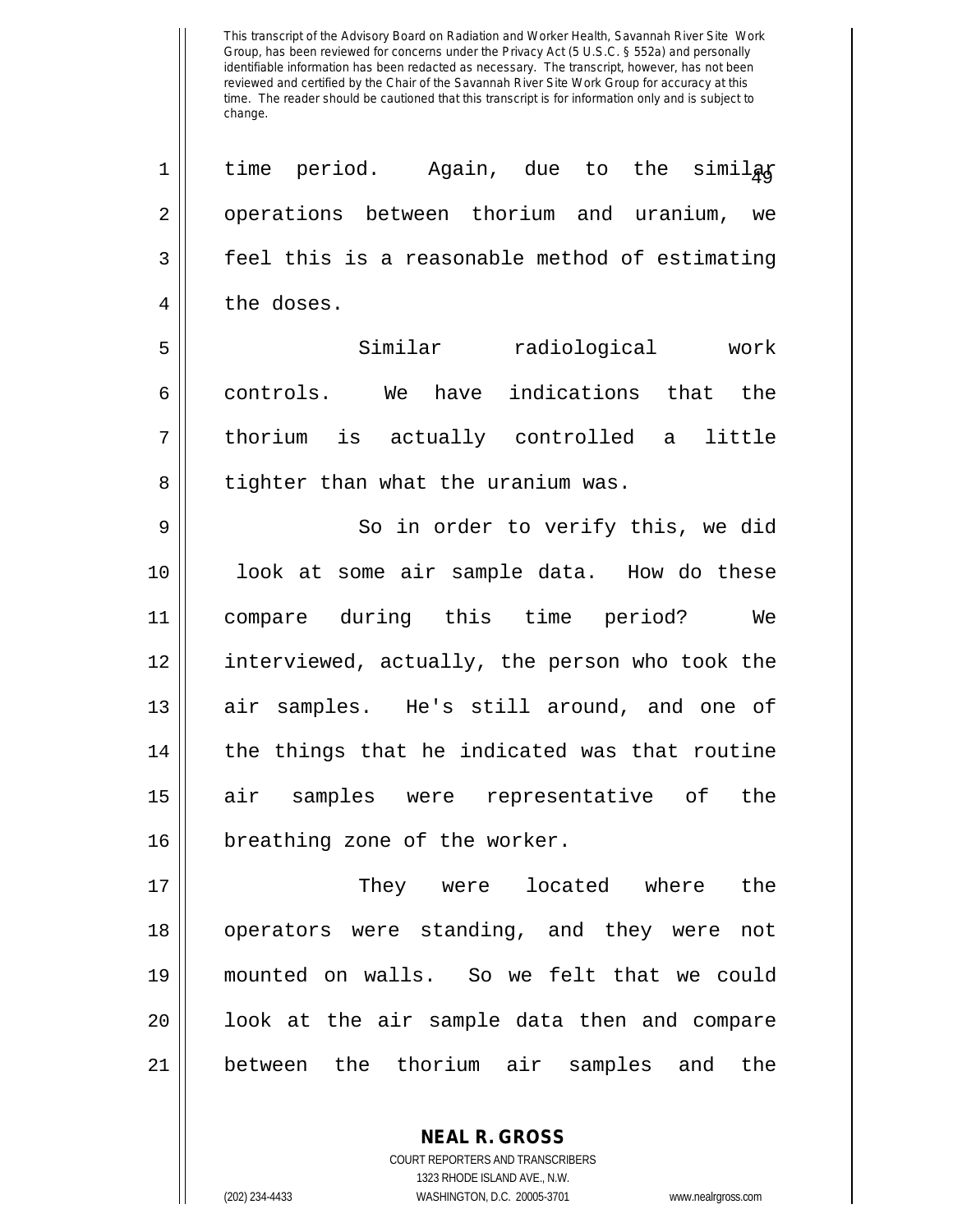time period. Again, due to the similar operations between thorium and uranium, we feel this is a reasonable method of estimating the doses.

Similar radiological work controls. We have indications that the thorium is actually controlled a little tighter than what the uranium was.

So in order to verify this, we did look at some air sample data. How do these compare during this time period? We interviewed, actually, the person who took the air samples. He's still around, and one of the things that he indicated was that routine air samples were representative of the breathing zone of the worker.

They were located where the operators were standing, and they were not mounted on walls. So we felt that we could look at the air sample data then and compare between the thorium air samples and the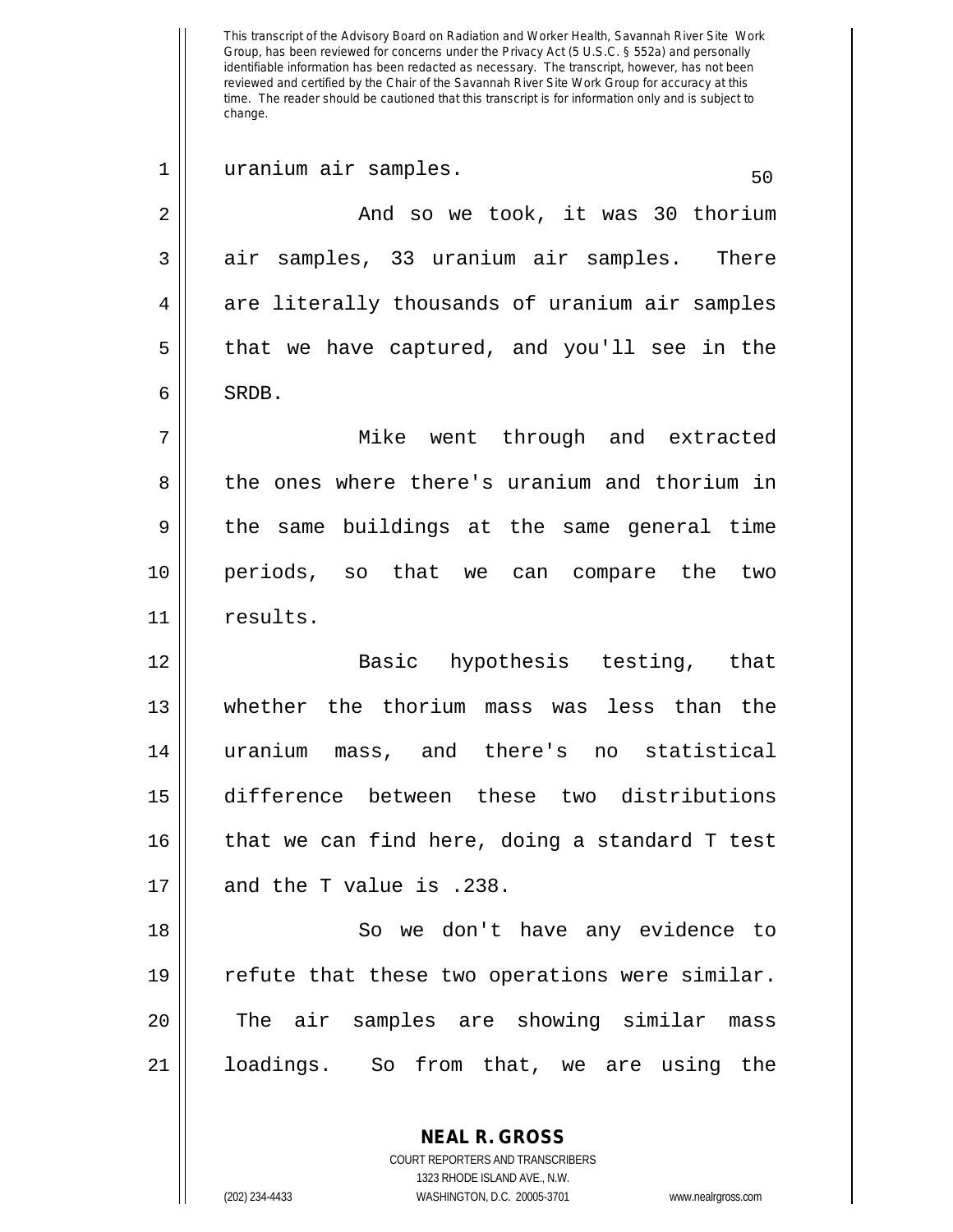This transcript of the Advisory Board on Radiation and Worker Health, Savannah River Site Work Group, has been reviewed for concerns under the Privacy Act (5 U.S.C. § 552a) and personally identifiable information has been redacted as necessary. The transcript, however, has not been reviewed and certified by the Chair of the Savannah River Site Work Group for accuracy at this time. The reader should be cautioned that this transcript is for information only and is subject to change.

uranium air samples.

And so we took, it was 30 thorium air samples, 33 uranium air samples. There are literally thousands of uranium air samples that we have captured, and you'll see in the SRDB.

Mike went through and extracted the ones where there's uranium and thorium in the same buildings at the same general time periods, so that we can compare the two results.

Basic hypothesis testing, that whether the thorium mass was less than the uranium mass, and there's no statistical difference between these two distributions that we can find here, doing a standard T test and the T value is .238.

So we don't have any evidence to refute that these two operations were similar. The air samples are showing similar mass loadings. So from that, we are using the

**NEAL R. GROSS**
COURT REPORTERS AND TRANSCRIBERS
1323 RHODE ISLAND AVE., N.W.
(202) 234-4433 WASHINGTON, D.C. 20005-3701 www.nealrgross.com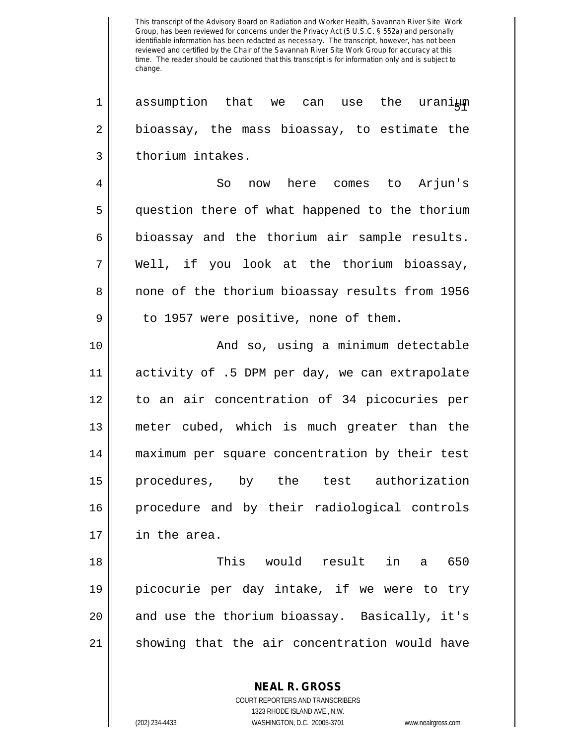This transcript of the Advisory Board on Radiation and Worker Health, Savannah River Site Work Group, has been reviewed for concerns under the Privacy Act (5 U.S.C. § 552a) and personally identifiable information has been redacted as necessary. The transcript, however, has not been reviewed and certified by the Chair of the Savannah River Site Work Group for accuracy at this time. The reader should be cautioned that this transcript is for information only and is subject to change.

assumption that we can use the uranium bioassay, the mass bioassay, to estimate the thorium intakes.

So now here comes to Arjun's question there of what happened to the thorium bioassay and the thorium air sample results. Well, if you look at the thorium bioassay, none of the thorium bioassay results from 1956 to 1957 were positive, none of them.

And so, using a minimum detectable activity of .5 DPM per day, we can extrapolate to an air concentration of 34 picocuries per meter cubed, which is much greater than the maximum per square concentration by their test procedures, by the test authorization procedure and by their radiological controls in the area.

This would result in a 650 picocurie per day intake, if we were to try and use the thorium bioassay. Basically, it's showing that the air concentration would have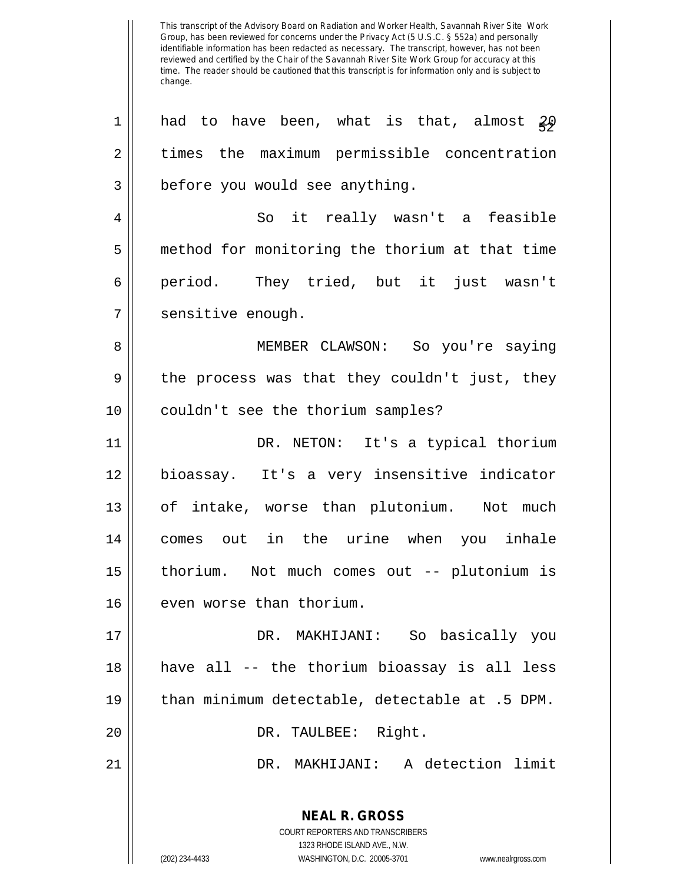This transcript of the Advisory Board on Radiation and Worker Health, Savannah River Site Work Group, has been reviewed for concerns under the Privacy Act (5 U.S.C. § 552a) and personally identifiable information has been redacted as necessary. The transcript, however, has not been reviewed and certified by the Chair of the Savannah River Site Work Group for accuracy at this time. The reader should be cautioned that this transcript is for information only and is subject to change.

had to have been, what is that, almost 20 times the maximum permissible concentration before you would see anything.

So it really wasn't a feasible method for monitoring the thorium at that time period. They tried, but it just wasn't sensitive enough.

MEMBER CLAWSON: So you're saying the process was that they couldn't just, they couldn't see the thorium samples?

DR. NETON: It's a typical thorium bioassay. It's a very insensitive indicator of intake, worse than plutonium. Not much comes out in the urine when you inhale thorium. Not much comes out -- plutonium is even worse than thorium.

DR. MAKHIJANI: So basically you have all -- the thorium bioassay is all less than minimum detectable, detectable at .5 DPM.

DR. TAULBEE: Right.

DR. MAKHIJANI: A detection limit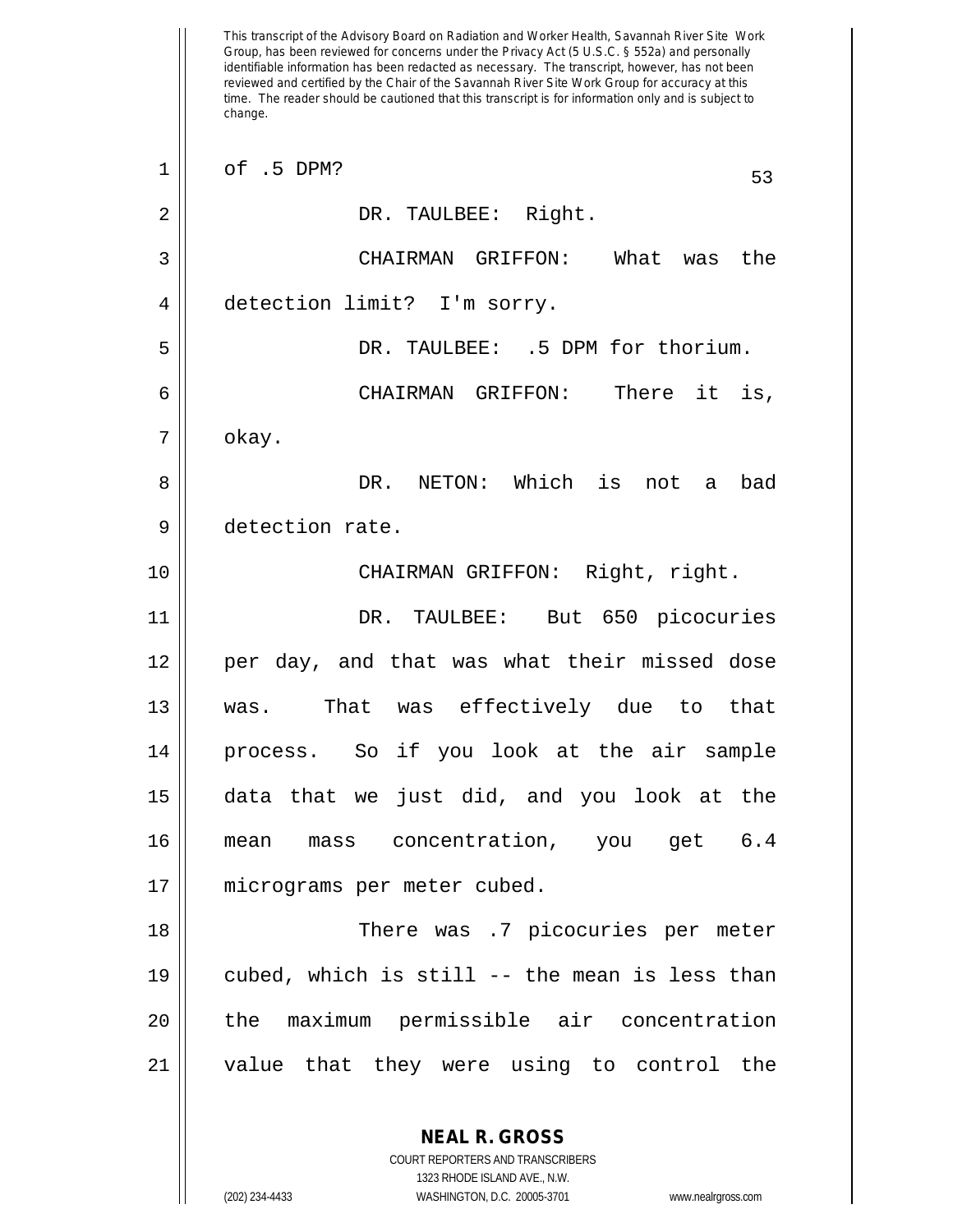This transcript of the Advisory Board on Radiation and Worker Health, Savannah River Site Work Group, has been reviewed for concerns under the Privacy Act (5 U.S.C. § 552a) and personally identifiable information has been redacted as necessary. The transcript, however, has not been reviewed and certified by the Chair of the Savannah River Site Work Group for accuracy at this time. The reader should be cautioned that this transcript is for information only and is subject to change.

of .5 DPM?

DR. TAULBEE: Right.

CHAIRMAN GRIFFON: What was the detection limit? I'm sorry.

DR. TAULBEE: .5 DPM for thorium.

CHAIRMAN GRIFFON: There it is, okay.

DR. NETON: Which is not a bad detection rate.

CHAIRMAN GRIFFON: Right, right.

DR. TAULBEE: But 650 picocuries per day, and that was what their missed dose was. That was effectively due to that process. So if you look at the air sample data that we just did, and you look at the mean mass concentration, you get 6.4 micrograms per meter cubed.

There was .7 picocuries per meter cubed, which is still -- the mean is less than the maximum permissible air concentration value that they were using to control the

**NEAL R. GROSS**
COURT REPORTERS AND TRANSCRIBERS
1323 RHODE ISLAND AVE., N.W.
(202) 234-4433 WASHINGTON, D.C. 20005-3701 www.nealrgross.com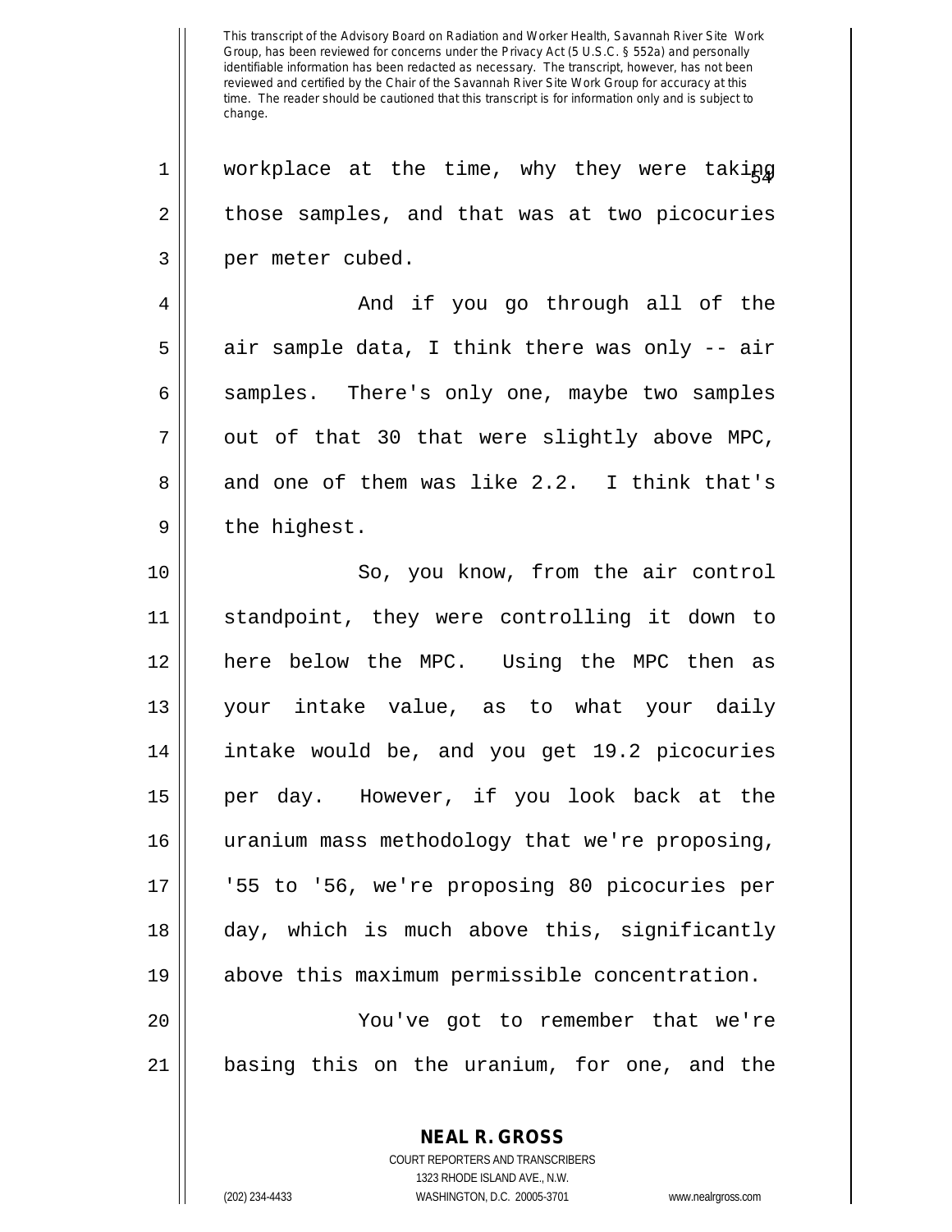workplace at the time, why they were taking those samples, and that was at two picocuries per meter cubed.

And if you go through all of the air sample data, I think there was only -- air samples. There's only one, maybe two samples out of that 30 that were slightly above MPC, and one of them was like 2.2. I think that's the highest.

So, you know, from the air control standpoint, they were controlling it down to here below the MPC. Using the MPC then as your intake value, as to what your daily intake would be, and you get 19.2 picocuries per day. However, if you look back at the uranium mass methodology that we're proposing, '55 to '56, we're proposing 80 picocuries per day, which is much above this, significantly above this maximum permissible concentration.

You've got to remember that we're basing this on the uranium, for one, and the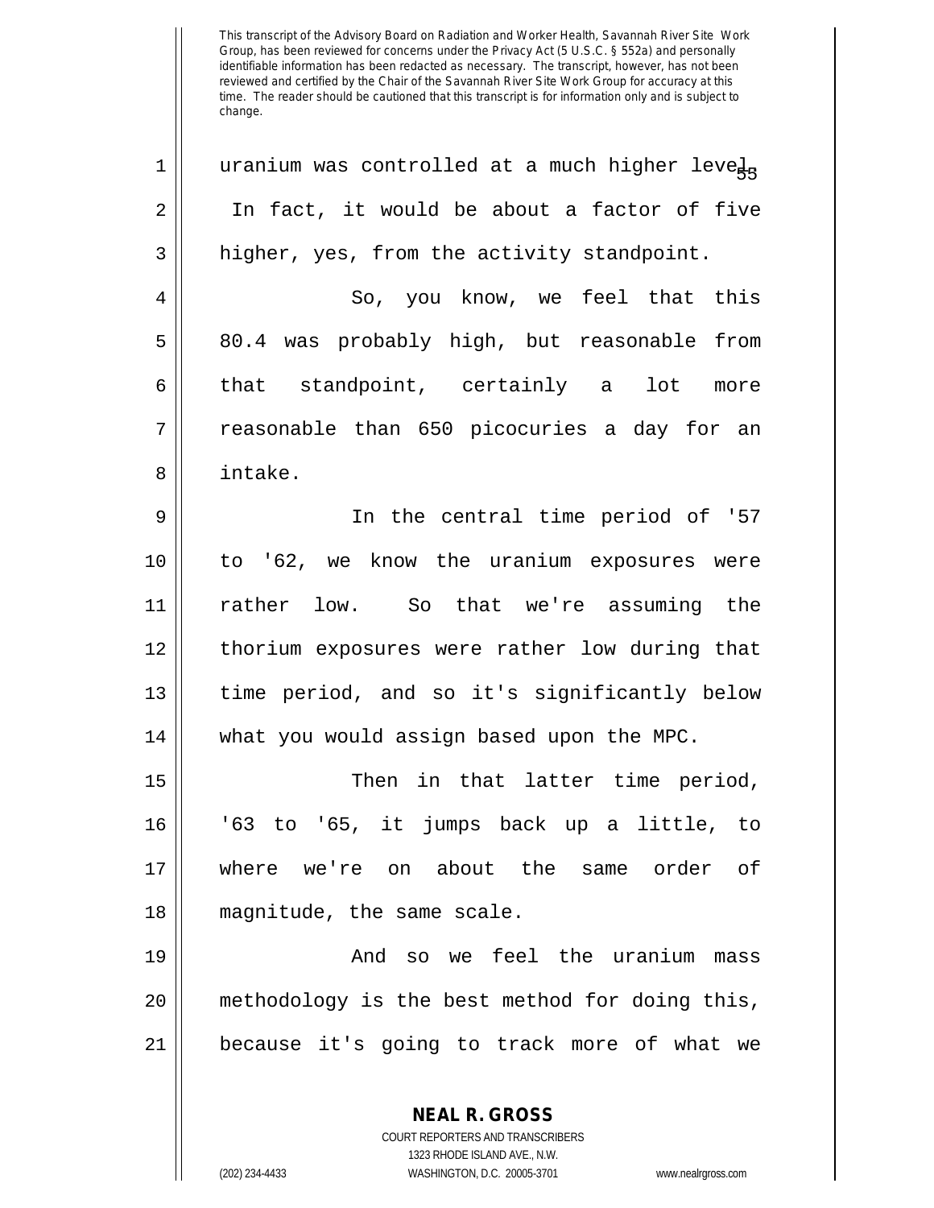uranium was controlled at a much higher level. In fact, it would be about a factor of five higher, yes, from the activity standpoint.

So, you know, we feel that this 80.4 was probably high, but reasonable from that standpoint, certainly a lot more reasonable than 650 picocuries a day for an intake.

In the central time period of '57 to '62, we know the uranium exposures were rather low. So that we're assuming the thorium exposures were rather low during that time period, and so it's significantly below what you would assign based upon the MPC.

Then in that latter time period, '63 to '65, it jumps back up a little, to where we're on about the same order of magnitude, the same scale.

And so we feel the uranium mass methodology is the best method for doing this, because it's going to track more of what we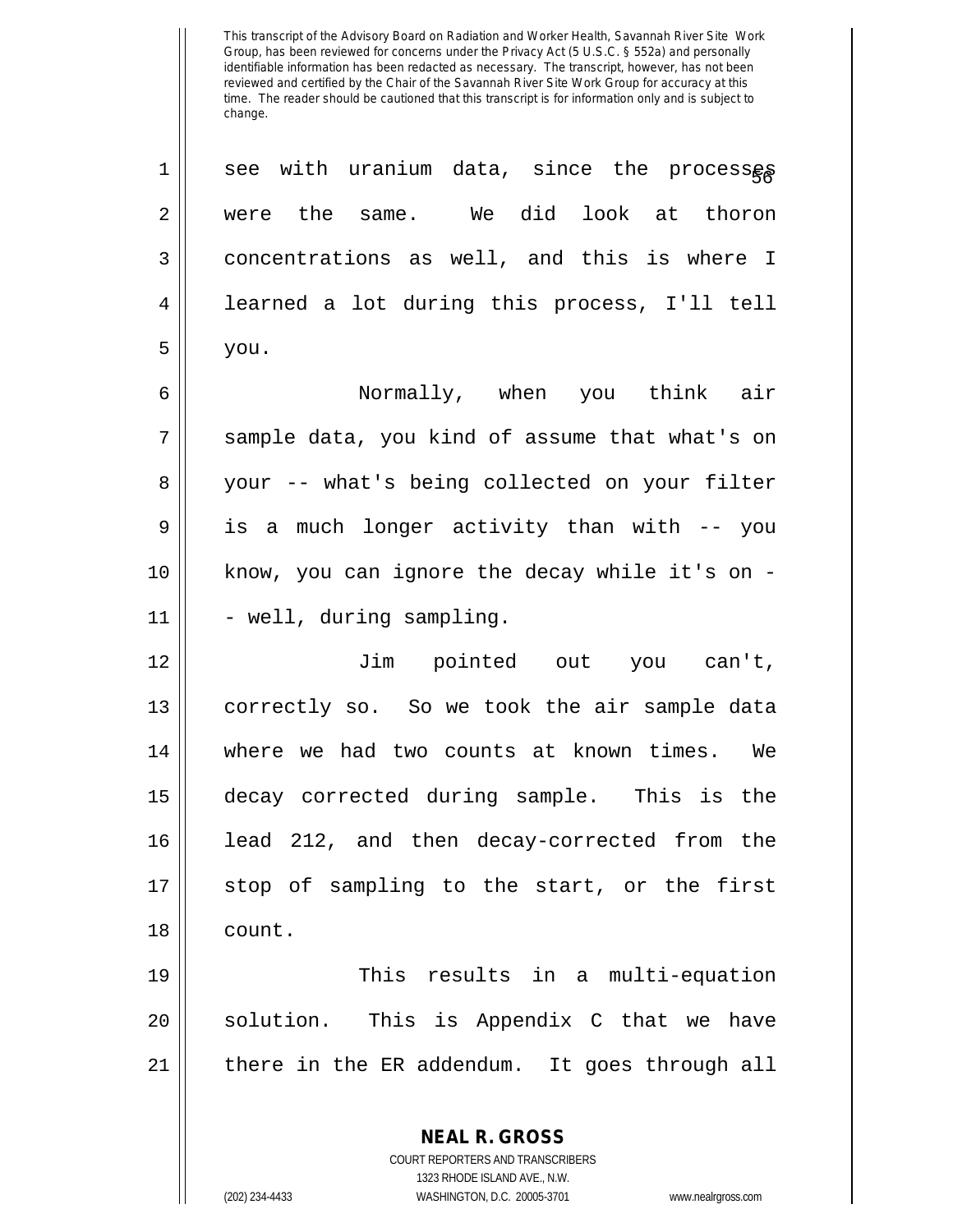see with uranium data, since the processes were the same. We did look at thoron concentrations as well, and this is where I learned a lot during this process, I'll tell you.

Normally, when you think air sample data, you kind of assume that what's on your -- what's being collected on your filter is a much longer activity than with -- you know, you can ignore the decay while it's on -- well, during sampling.

Jim pointed out you can't, correctly so. So we took the air sample data where we had two counts at known times. We decay corrected during sample. This is the lead 212, and then decay-corrected from the stop of sampling to the start, or the first count.

This results in a multi-equation solution. This is Appendix C that we have there in the ER addendum. It goes through all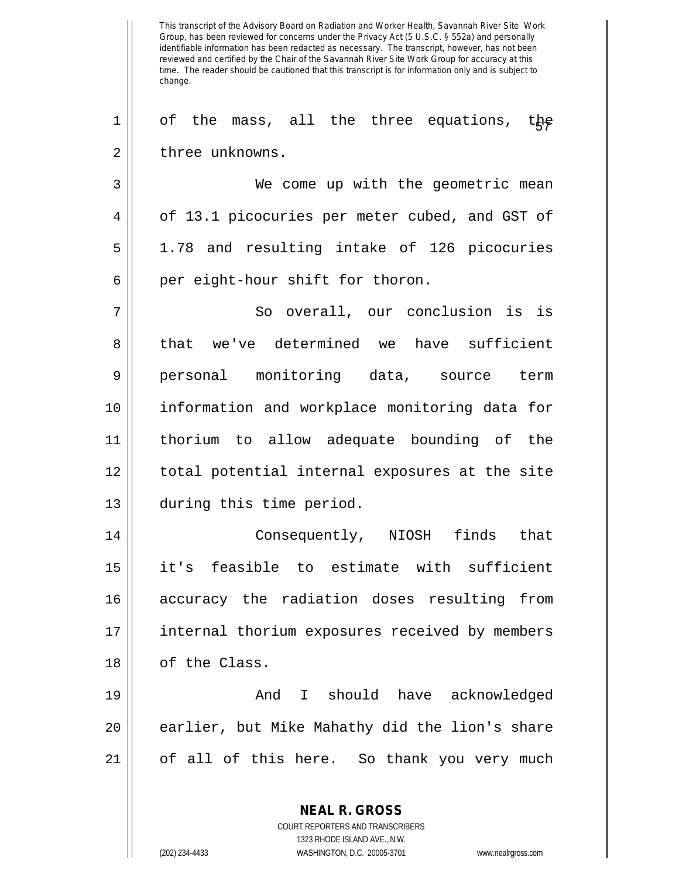of the mass, all the three equations, the three unknowns.

We come up with the geometric mean of 13.1 picocuries per meter cubed, and GST of 1.78 and resulting intake of 126 picocuries per eight-hour shift for thoron.

So overall, our conclusion is is that we've determined we have sufficient personal monitoring data, source term information and workplace monitoring data for thorium to allow adequate bounding of the total potential internal exposures at the site during this time period.

Consequently, NIOSH finds that it's feasible to estimate with sufficient accuracy the radiation doses resulting from internal thorium exposures received by members of the Class.

And I should have acknowledged earlier, but Mike Mahathy did the lion's share of all of this here. So thank you very much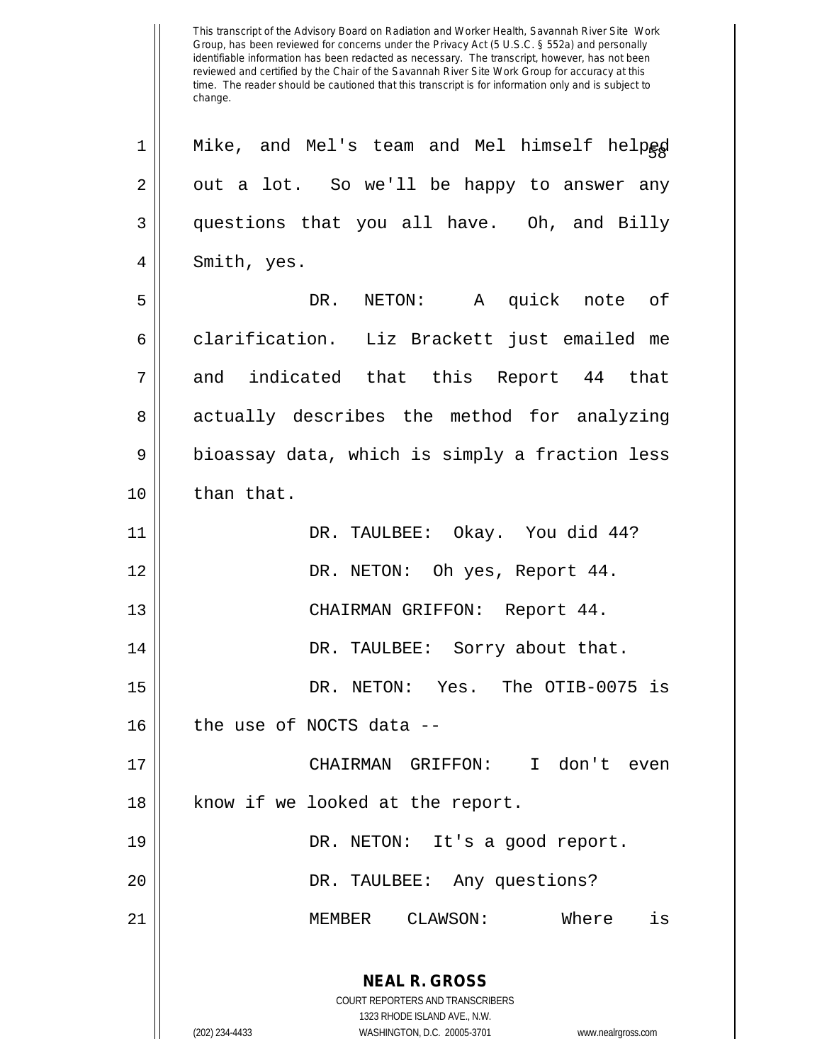This transcript of the Advisory Board on Radiation and Worker Health, Savannah River Site Work Group, has been reviewed for concerns under the Privacy Act (5 U.S.C. § 552a) and personally identifiable information has been redacted as necessary. The transcript, however, has not been reviewed and certified by the Chair of the Savannah River Site Work Group for accuracy at this time. The reader should be cautioned that this transcript is for information only and is subject to change.

1 Mike, and Mel's team and Mel himself helped
2 out a lot. So we'll be happy to answer any
3 questions that you all have. Oh, and Billy
4 Smith, yes.
5 DR. NETON: A quick note of
6 clarification. Liz Brackett just emailed me
7 and indicated that this Report 44 that
8 actually describes the method for analyzing
9 bioassay data, which is simply a fraction less
10 than that.
11 DR. TAULBEE: Okay. You did 44?
12 DR. NETON: Oh yes, Report 44.
13 CHAIRMAN GRIFFON: Report 44.
14 DR. TAULBEE: Sorry about that.
15 DR. NETON: Yes. The OTIB-0075 is
16 the use of NOCTS data --
17 CHAIRMAN GRIFFON: I don't even
18 know if we looked at the report.
19 DR. NETON: It's a good report.
20 DR. TAULBEE: Any questions?
21 MEMBER CLAWSON: Where is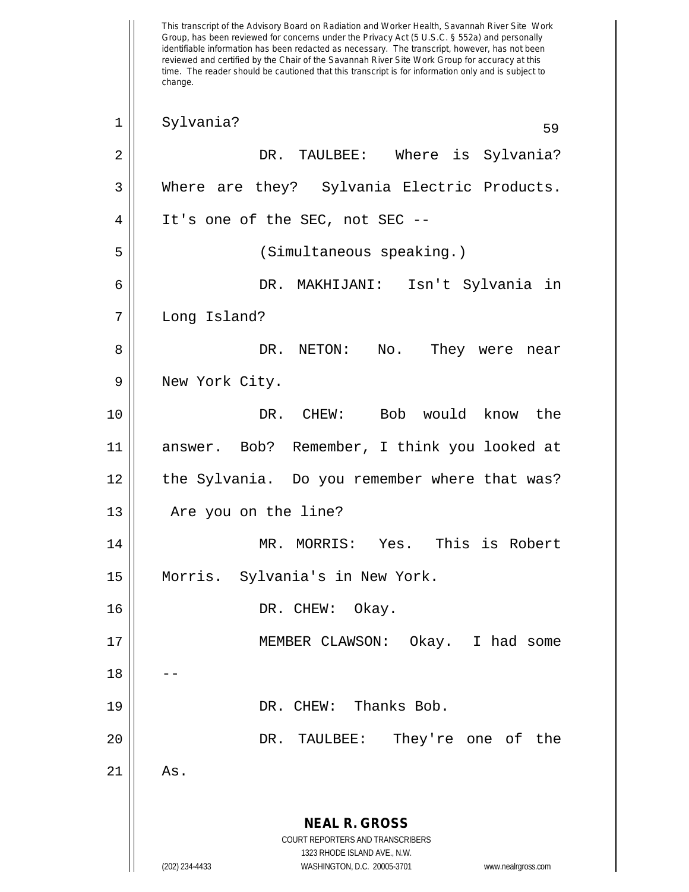This transcript of the Advisory Board on Radiation and Worker Health, Savannah River Site Work Group, has been reviewed for concerns under the Privacy Act (5 U.S.C. § 552a) and personally identifiable information has been redacted as necessary. The transcript, however, has not been reviewed and certified by the Chair of the Savannah River Site Work Group for accuracy at this time. The reader should be cautioned that this transcript is for information only and is subject to change.

Sylvania?

DR. TAULBEE: Where is Sylvania? Where are they? Sylvania Electric Products. It's one of the SEC, not SEC --

(Simultaneous speaking.)

DR. MAKHIJANI: Isn't Sylvania in Long Island?

DR. NETON: No. They were near New York City.

DR. CHEW: Bob would know the answer. Bob? Remember, I think you looked at the Sylvania. Do you remember where that was? Are you on the line?

MR. MORRIS: Yes. This is Robert Morris. Sylvania's in New York.

DR. CHEW: Okay.

MEMBER CLAWSON: Okay. I had some --

DR. CHEW: Thanks Bob.

DR. TAULBEE: They're one of the As.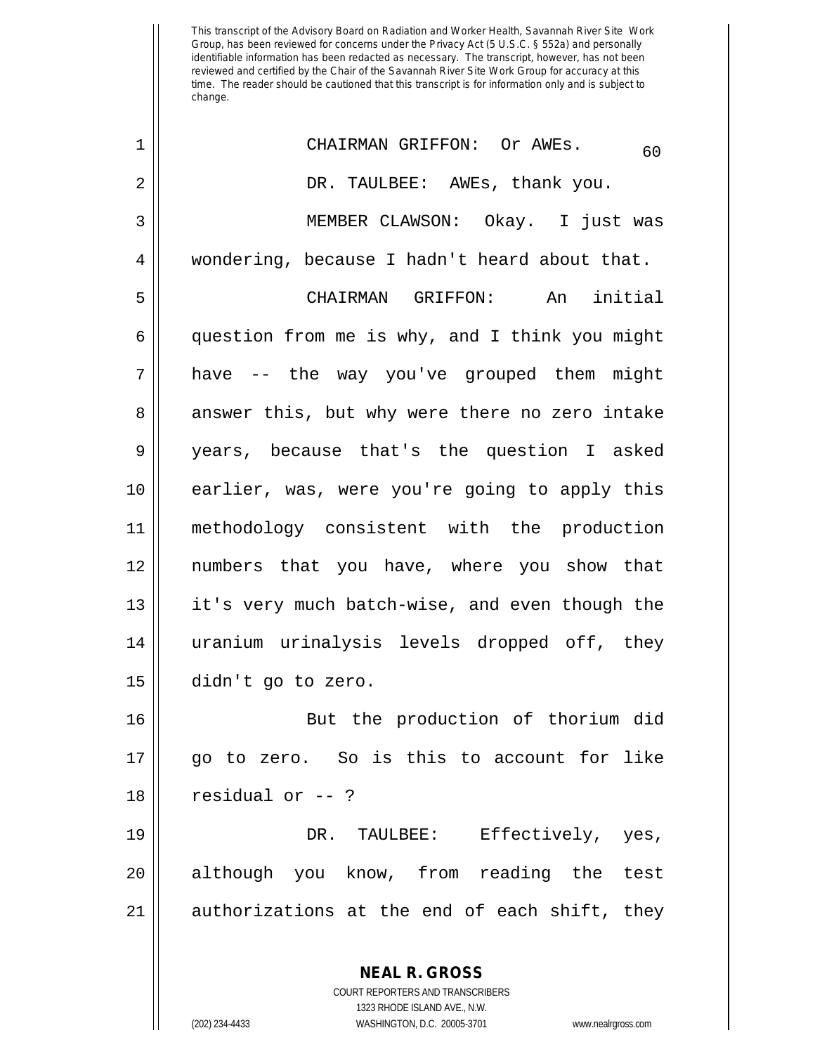This transcript of the Advisory Board on Radiation and Worker Health, Savannah River Site Work Group, has been reviewed for concerns under the Privacy Act (5 U.S.C. § 552a) and personally identifiable information has been redacted as necessary. The transcript, however, has not been reviewed and certified by the Chair of the Savannah River Site Work Group for accuracy at this time. The reader should be cautioned that this transcript is for information only and is subject to change.

1 CHAIRMAN GRIFFON: Or AWEs.

2 DR. TAULBEE: AWEs, thank you.

3 MEMBER CLAWSON: Okay. I just was
4 wondering, because I hadn't heard about that.

5 CHAIRMAN GRIFFON: An initial
6 question from me is why, and I think you might
7 have -- the way you've grouped them might
8 answer this, but why were there no zero intake
9 years, because that's the question I asked
10 earlier, was, were you're going to apply this
11 methodology consistent with the production
12 numbers that you have, where you show that
13 it's very much batch-wise, and even though the
14 uranium urinalysis levels dropped off, they
15 didn't go to zero.

16 But the production of thorium did
17 go to zero. So is this to account for like
18 residual or -- ?

19 DR. TAULBEE: Effectively, yes,
20 although you know, from reading the test
21 authorizations at the end of each shift, they

**NEAL R. GROSS**
COURT REPORTERS AND TRANSCRIBERS
1323 RHODE ISLAND AVE., N.W.
(202) 234-4433 WASHINGTON, D.C. 20005-3701 www.nealrgross.com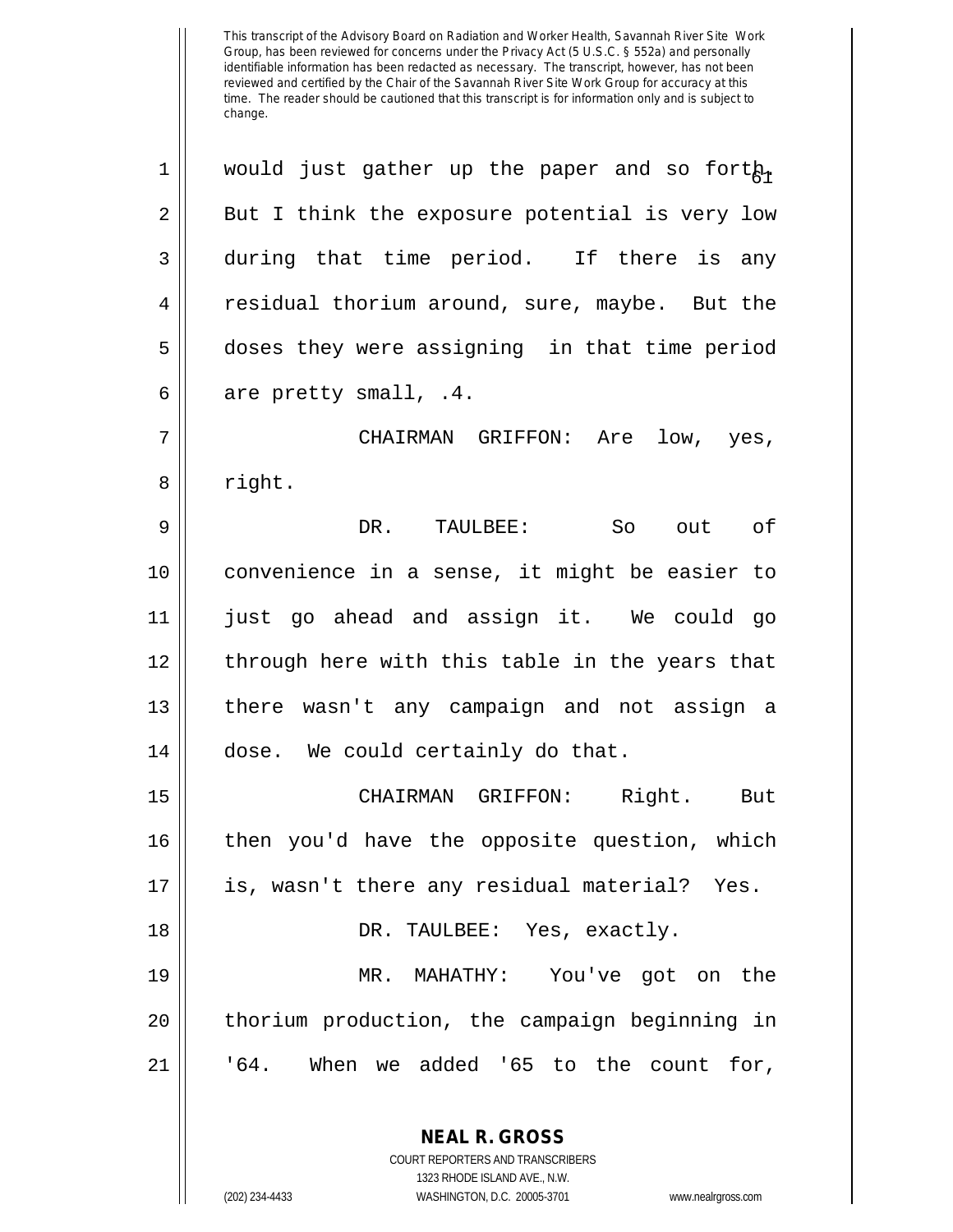This transcript of the Advisory Board on Radiation and Worker Health, Savannah River Site Work Group, has been reviewed for concerns under the Privacy Act (5 U.S.C. § 552a) and personally identifiable information has been redacted as necessary. The transcript, however, has not been reviewed and certified by the Chair of the Savannah River Site Work Group for accuracy at this time. The reader should be cautioned that this transcript is for information only and is subject to change.

1 would just gather up the paper and so forth.
2 But I think the exposure potential is very low
3 during that time period. If there is any
4 residual thorium around, sure, maybe. But the
5 doses they were assigning in that time period
6 are pretty small, .4.

7 CHAIRMAN GRIFFON: Are low, yes,
8 right.

9 DR. TAULBEE: So out of
10 convenience in a sense, it might be easier to
11 just go ahead and assign it. We could go
12 through here with this table in the years that
13 there wasn't any campaign and not assign a
14 dose. We could certainly do that.

15 CHAIRMAN GRIFFON: Right. But
16 then you'd have the opposite question, which
17 is, wasn't there any residual material? Yes.

18 DR. TAULBEE: Yes, exactly.

19 MR. MAHATHY: You've got on the
20 thorium production, the campaign beginning in
21 '64. When we added '65 to the count for,

**NEAL R. GROSS**
COURT REPORTERS AND TRANSCRIBERS
1323 RHODE ISLAND AVE., N.W.
(202) 234-4433 WASHINGTON, D.C. 20005-3701 www.nealrgross.com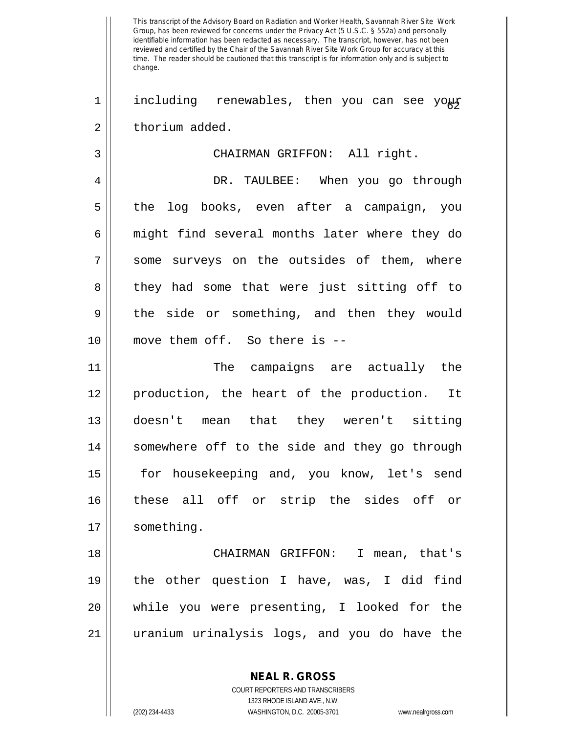This transcript of the Advisory Board on Radiation and Worker Health, Savannah River Site Work Group, has been reviewed for concerns under the Privacy Act (5 U.S.C. § 552a) and personally identifiable information has been redacted as necessary. The transcript, however, has not been reviewed and certified by the Chair of the Savannah River Site Work Group for accuracy at this time. The reader should be cautioned that this transcript is for information only and is subject to change.

including renewables, then you can see your thorium added.

CHAIRMAN GRIFFON: All right.

DR. TAULBEE: When you go through the log books, even after a campaign, you might find several months later where they do some surveys on the outsides of them, where they had some that were just sitting off to the side or something, and then they would move them off. So there is --

The campaigns are actually the production, the heart of the production. It doesn't mean that they weren't sitting somewhere off to the side and they go through for housekeeping and, you know, let's send these all off or strip the sides off or something.

CHAIRMAN GRIFFON: I mean, that's the other question I have, was, I did find while you were presenting, I looked for the uranium urinalysis logs, and you do have the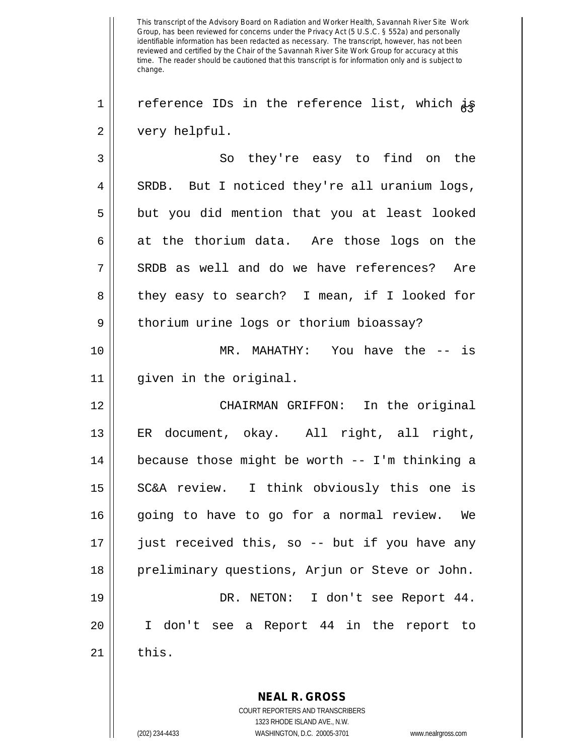reference IDs in the reference list, which is very helpful.

So they're easy to find on the SRDB. But I noticed they're all uranium logs, but you did mention that you at least looked at the thorium data. Are those logs on the SRDB as well and do we have references? Are they easy to search? I mean, if I looked for thorium urine logs or thorium bioassay?

MR. MAHATHY: You have the -- is given in the original.

CHAIRMAN GRIFFON: In the original ER document, okay. All right, all right, because those might be worth -- I'm thinking a SC&A review. I think obviously this one is going to have to go for a normal review. We just received this, so -- but if you have any preliminary questions, Arjun or Steve or John.

DR. NETON: I don't see Report 44. I don't see a Report 44 in the report to this.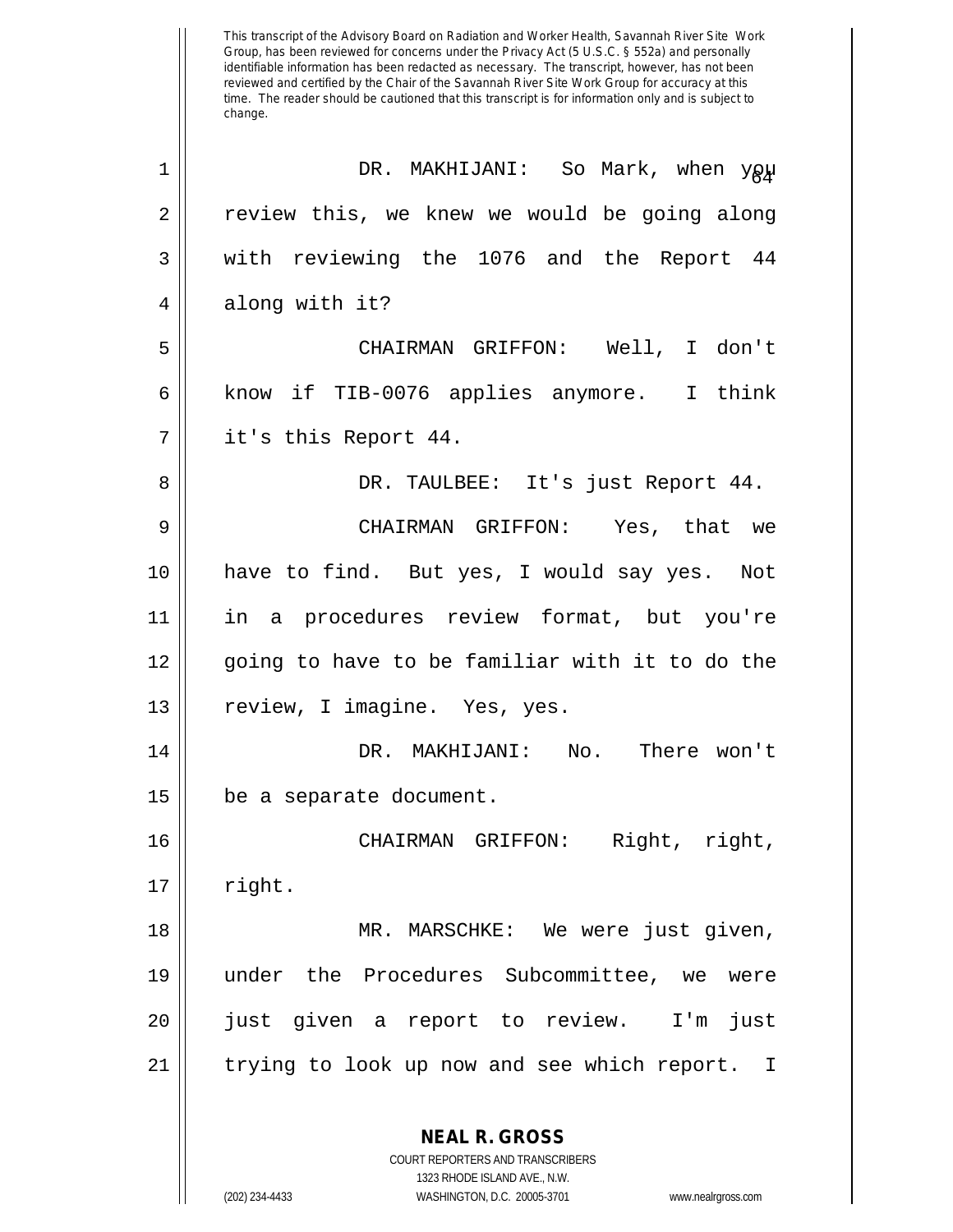This transcript of the Advisory Board on Radiation and Worker Health, Savannah River Site Work Group, has been reviewed for concerns under the Privacy Act (5 U.S.C. § 552a) and personally identifiable information has been redacted as necessary. The transcript, however, has not been reviewed and certified by the Chair of the Savannah River Site Work Group for accuracy at this time. The reader should be cautioned that this transcript is for information only and is subject to change.

DR. MAKHIJANI: So Mark, when you review this, we knew we would be going along with reviewing the 1076 and the Report 44 along with it?

CHAIRMAN GRIFFON: Well, I don't know if TIB-0076 applies anymore. I think it's this Report 44.

DR. TAULBEE: It's just Report 44.

CHAIRMAN GRIFFON: Yes, that we have to find. But yes, I would say yes. Not in a procedures review format, but you're going to have to be familiar with it to do the review, I imagine. Yes, yes.

DR. MAKHIJANI: No. There won't be a separate document.

CHAIRMAN GRIFFON: Right, right, right.

MR. MARSCHKE: We were just given, under the Procedures Subcommittee, we were just given a report to review. I'm just trying to look up now and see which report. I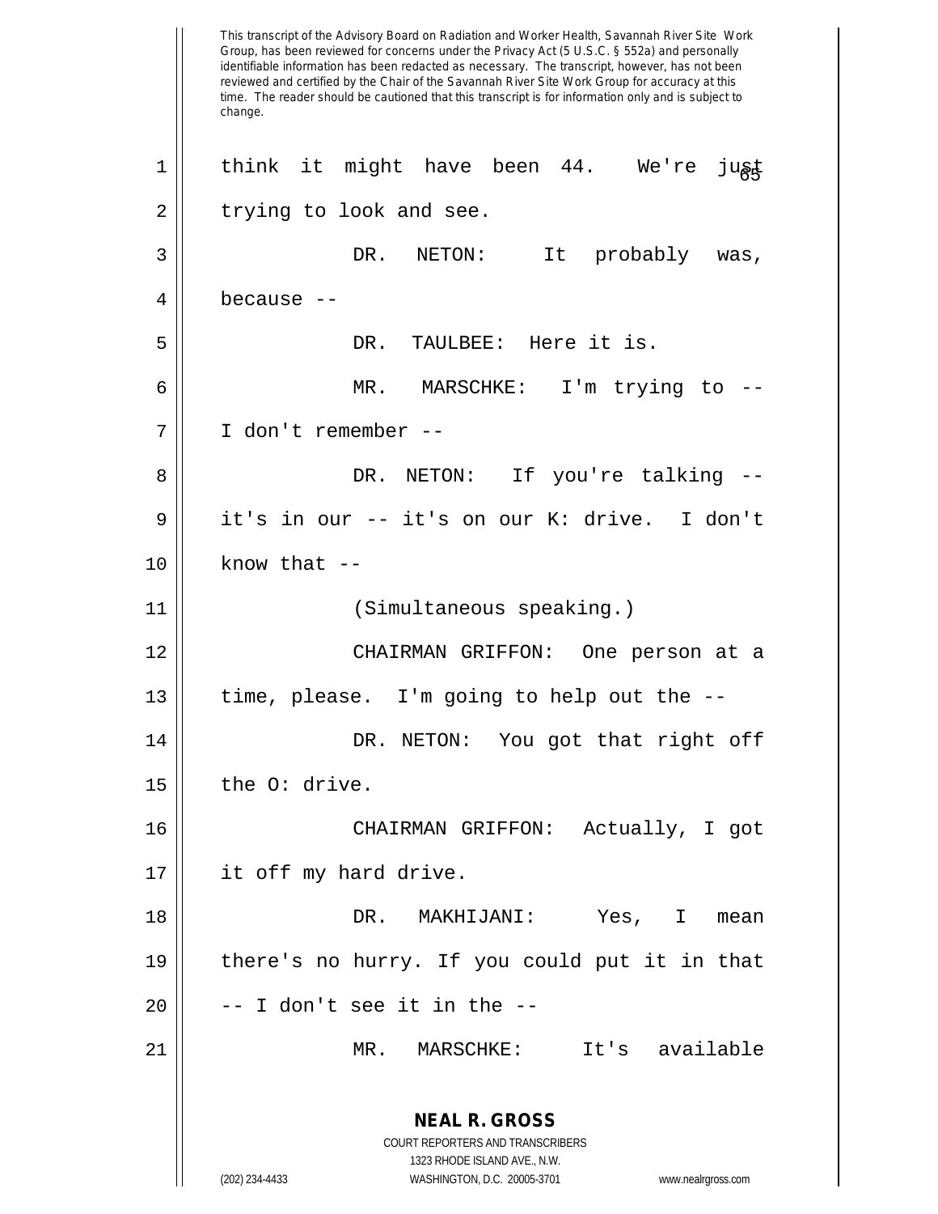think it might have been 44. We're just trying to look and see.

DR. NETON: It probably was, because --

DR. TAULBEE: Here it is.

MR. MARSCHKE: I'm trying to -- I don't remember --

DR. NETON: If you're talking -- it's in our -- it's on our K: drive. I don't know that --

(Simultaneous speaking.)

CHAIRMAN GRIFFON: One person at a time, please. I'm going to help out the --

DR. NETON: You got that right off the O: drive.

CHAIRMAN GRIFFON: Actually, I got it off my hard drive.

DR. MAKHIJANI: Yes, I mean there's no hurry. If you could put it in that -- I don't see it in the --

MR. MARSCHKE: It's available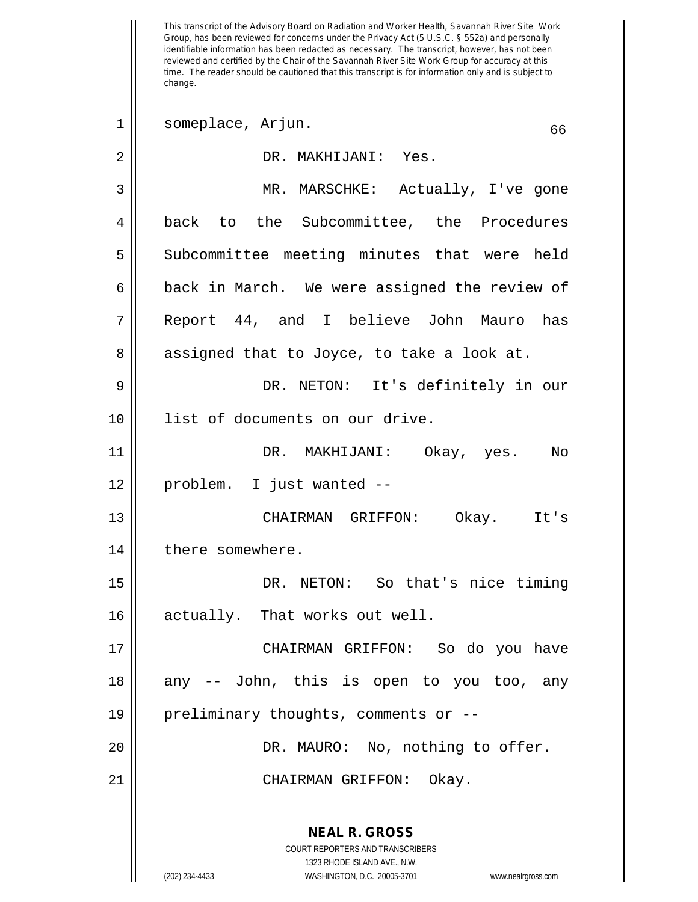This transcript of the Advisory Board on Radiation and Worker Health, Savannah River Site Work Group, has been reviewed for concerns under the Privacy Act (5 U.S.C. § 552a) and personally identifiable information has been redacted as necessary. The transcript, however, has not been reviewed and certified by the Chair of the Savannah River Site Work Group for accuracy at this time. The reader should be cautioned that this transcript is for information only and is subject to change.

someplace, Arjun.

DR. MAKHIJANI: Yes.

MR. MARSCHKE: Actually, I've gone back to the Subcommittee, the Procedures Subcommittee meeting minutes that were held back in March. We were assigned the review of Report 44, and I believe John Mauro has assigned that to Joyce, to take a look at.

DR. NETON: It's definitely in our list of documents on our drive.

DR. MAKHIJANI: Okay, yes. No problem. I just wanted --

CHAIRMAN GRIFFON: Okay. It's there somewhere.

DR. NETON: So that's nice timing actually. That works out well.

CHAIRMAN GRIFFON: So do you have any -- John, this is open to you too, any preliminary thoughts, comments or --

DR. MAURO: No, nothing to offer.

CHAIRMAN GRIFFON: Okay.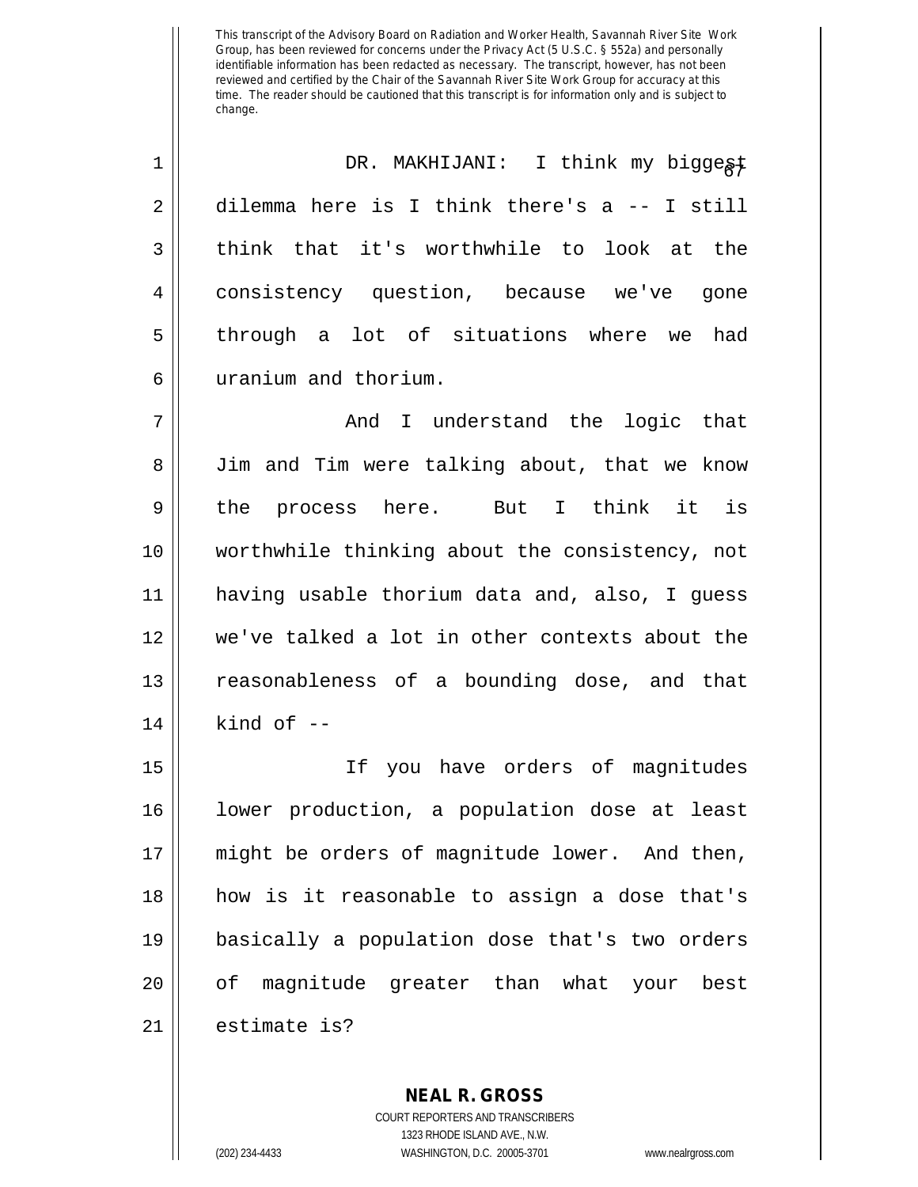This transcript of the Advisory Board on Radiation and Worker Health, Savannah River Site Work Group, has been reviewed for concerns under the Privacy Act (5 U.S.C. § 552a) and personally identifiable information has been redacted as necessary. The transcript, however, has not been reviewed and certified by the Chair of the Savannah River Site Work Group for accuracy at this time. The reader should be cautioned that this transcript is for information only and is subject to change.

DR. MAKHIJANI: I think my biggest dilemma here is I think there's a -- I still think that it's worthwhile to look at the consistency question, because we've gone through a lot of situations where we had uranium and thorium.

And I understand the logic that Jim and Tim were talking about, that we know the process here. But I think it is worthwhile thinking about the consistency, not having usable thorium data and, also, I guess we've talked a lot in other contexts about the reasonableness of a bounding dose, and that kind of --

If you have orders of magnitudes lower production, a population dose at least might be orders of magnitude lower. And then, how is it reasonable to assign a dose that's basically a population dose that's two orders of magnitude greater than what your best estimate is?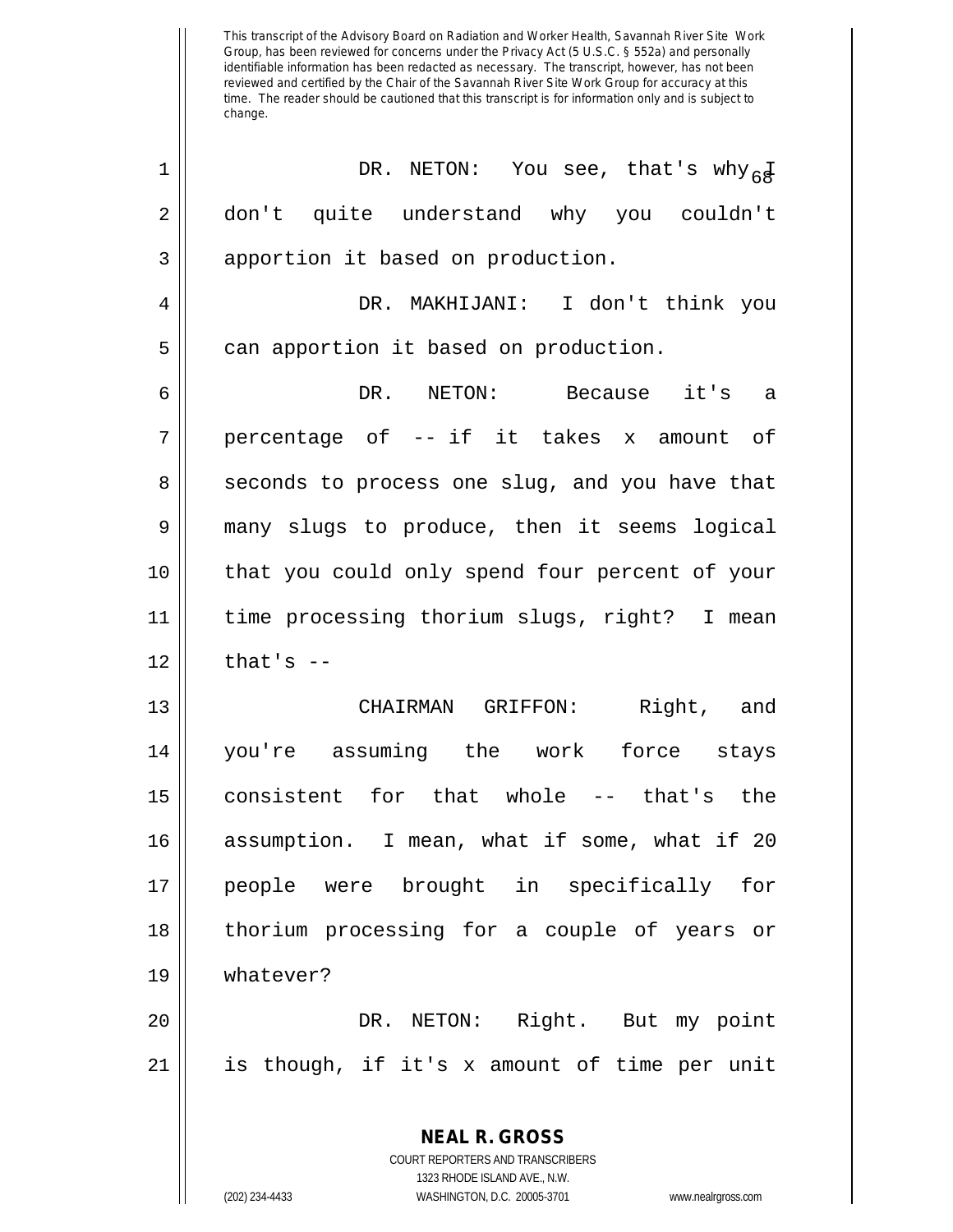This transcript of the Advisory Board on Radiation and Worker Health, Savannah River Site Work Group, has been reviewed for concerns under the Privacy Act (5 U.S.C. § 552a) and personally identifiable information has been redacted as necessary. The transcript, however, has not been reviewed and certified by the Chair of the Savannah River Site Work Group for accuracy at this time. The reader should be cautioned that this transcript is for information only and is subject to change.

DR. NETON: You see, that's why I don't quite understand why you couldn't apportion it based on production.

DR. MAKHIJANI: I don't think you can apportion it based on production.

DR. NETON: Because it's a percentage of -- if it takes x amount of seconds to process one slug, and you have that many slugs to produce, then it seems logical that you could only spend four percent of your time processing thorium slugs, right? I mean that's --

CHAIRMAN GRIFFON: Right, and you're assuming the work force stays consistent for that whole -- that's the assumption. I mean, what if some, what if 20 people were brought in specifically for thorium processing for a couple of years or whatever?

DR. NETON: Right. But my point is though, if it's x amount of time per unit

**NEAL R. GROSS**
COURT REPORTERS AND TRANSCRIBERS
1323 RHODE ISLAND AVE., N.W.
(202) 234-4433 WASHINGTON, D.C. 20005-3701 www.nealrgross.com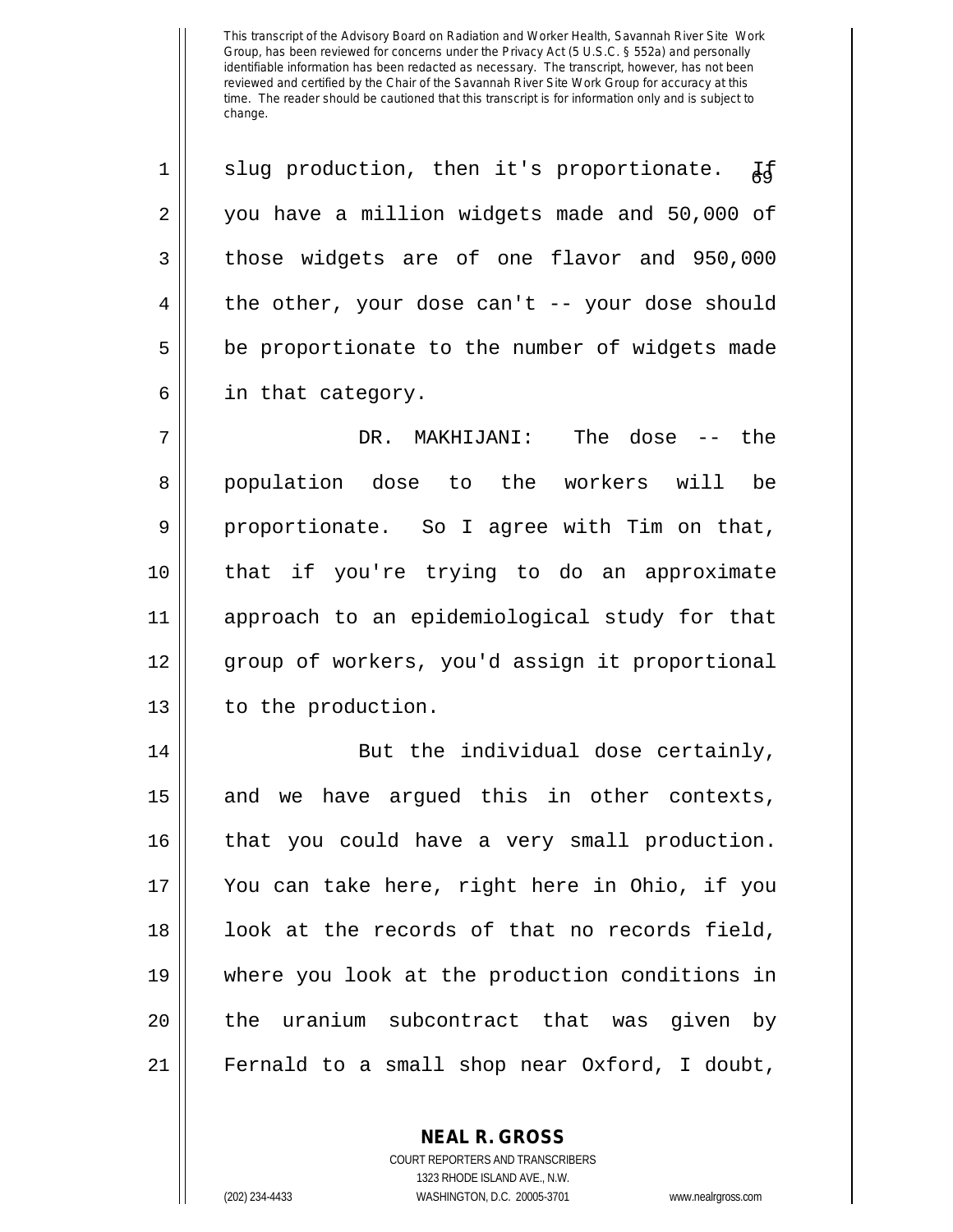This transcript of the Advisory Board on Radiation and Worker Health, Savannah River Site Work Group, has been reviewed for concerns under the Privacy Act (5 U.S.C. § 552a) and personally identifiable information has been redacted as necessary. The transcript, however, has not been reviewed and certified by the Chair of the Savannah River Site Work Group for accuracy at this time. The reader should be cautioned that this transcript is for information only and is subject to change.

1 slug production, then it's proportionate. If
2 you have a million widgets made and 50,000 of
3 those widgets are of one flavor and 950,000
4 the other, your dose can't -- your dose should
5 be proportionate to the number of widgets made
6 in that category.

7 DR. MAKHIJANI: The dose -- the
8 population dose to the workers will be
9 proportionate. So I agree with Tim on that,
10 that if you're trying to do an approximate
11 approach to an epidemiological study for that
12 group of workers, you'd assign it proportional
13 to the production.

14 But the individual dose certainly,
15 and we have argued this in other contexts,
16 that you could have a very small production.
17 You can take here, right here in Ohio, if you
18 look at the records of that no records field,
19 where you look at the production conditions in
20 the uranium subcontract that was given by
21 Fernald to a small shop near Oxford, I doubt,

**NEAL R. GROSS**
COURT REPORTERS AND TRANSCRIBERS
1323 RHODE ISLAND AVE., N.W.
(202) 234-4433 WASHINGTON, D.C. 20005-3701 www.nealrgross.com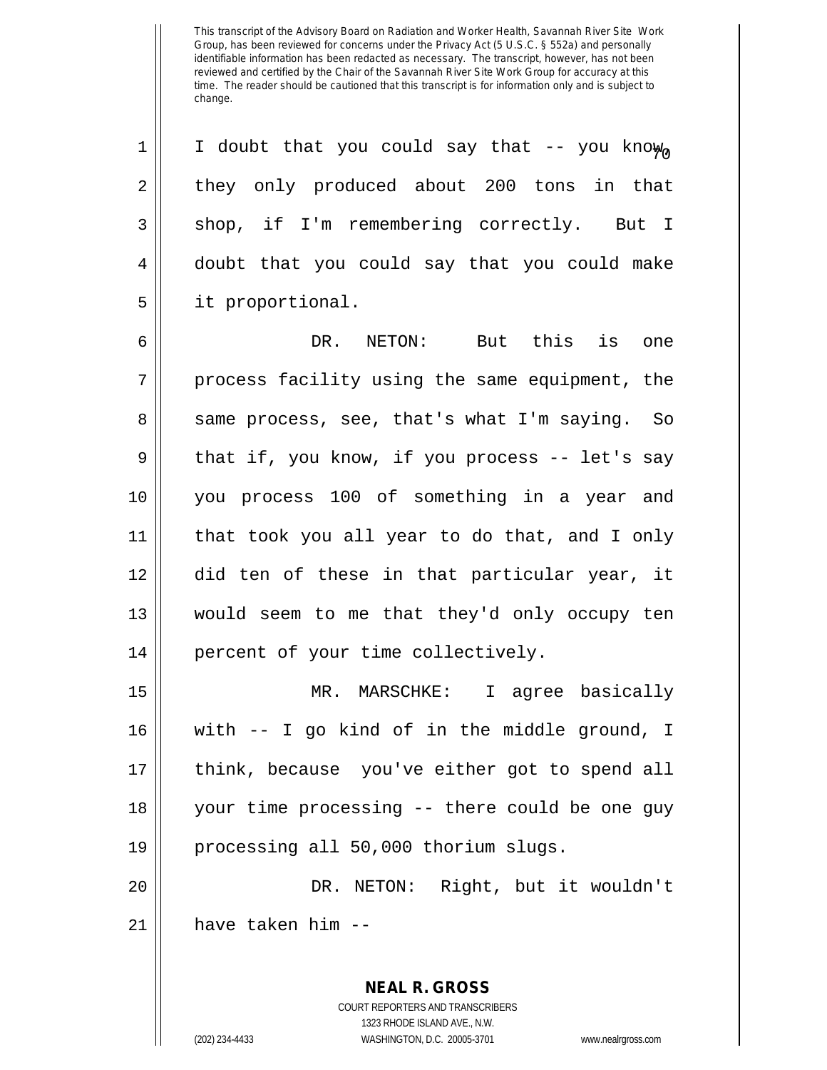I doubt that you could say that -- you know, they only produced about 200 tons in that shop, if I'm remembering correctly. But I doubt that you could say that you could make it proportional.

DR. NETON: But this is one process facility using the same equipment, the same process, see, that's what I'm saying. So that if, you know, if you process -- let's say you process 100 of something in a year and that took you all year to do that, and I only did ten of these in that particular year, it would seem to me that they'd only occupy ten percent of your time collectively.

MR. MARSCHKE: I agree basically with -- I go kind of in the middle ground, I think, because you've either got to spend all your time processing -- there could be one guy processing all 50,000 thorium slugs.

DR. NETON: Right, but it wouldn't have taken him --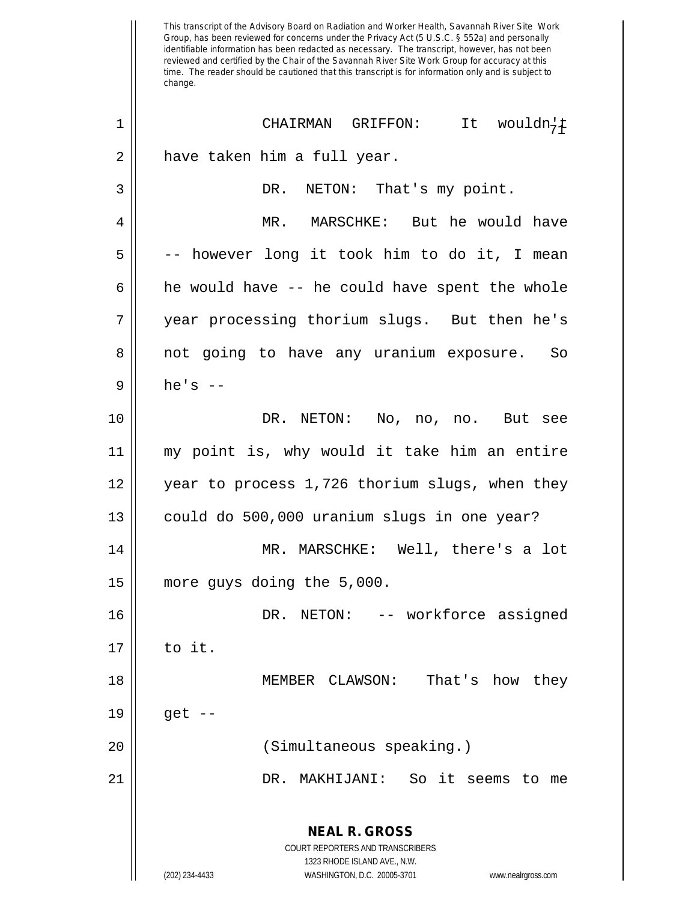CHAIRMAN GRIFFON: It wouldn't have taken him a full year.

DR. NETON: That's my point.

MR. MARSCHKE: But he would have -- however long it took him to do it, I mean he would have -- he could have spent the whole year processing thorium slugs. But then he's not going to have any uranium exposure. So he's --

DR. NETON: No, no, no. But see my point is, why would it take him an entire year to process 1,726 thorium slugs, when they could do 500,000 uranium slugs in one year?

MR. MARSCHKE: Well, there's a lot more guys doing the 5,000.

DR. NETON: -- workforce assigned to it.

MEMBER CLAWSON: That's how they get --

(Simultaneous speaking.)

DR. MAKHIJANI: So it seems to me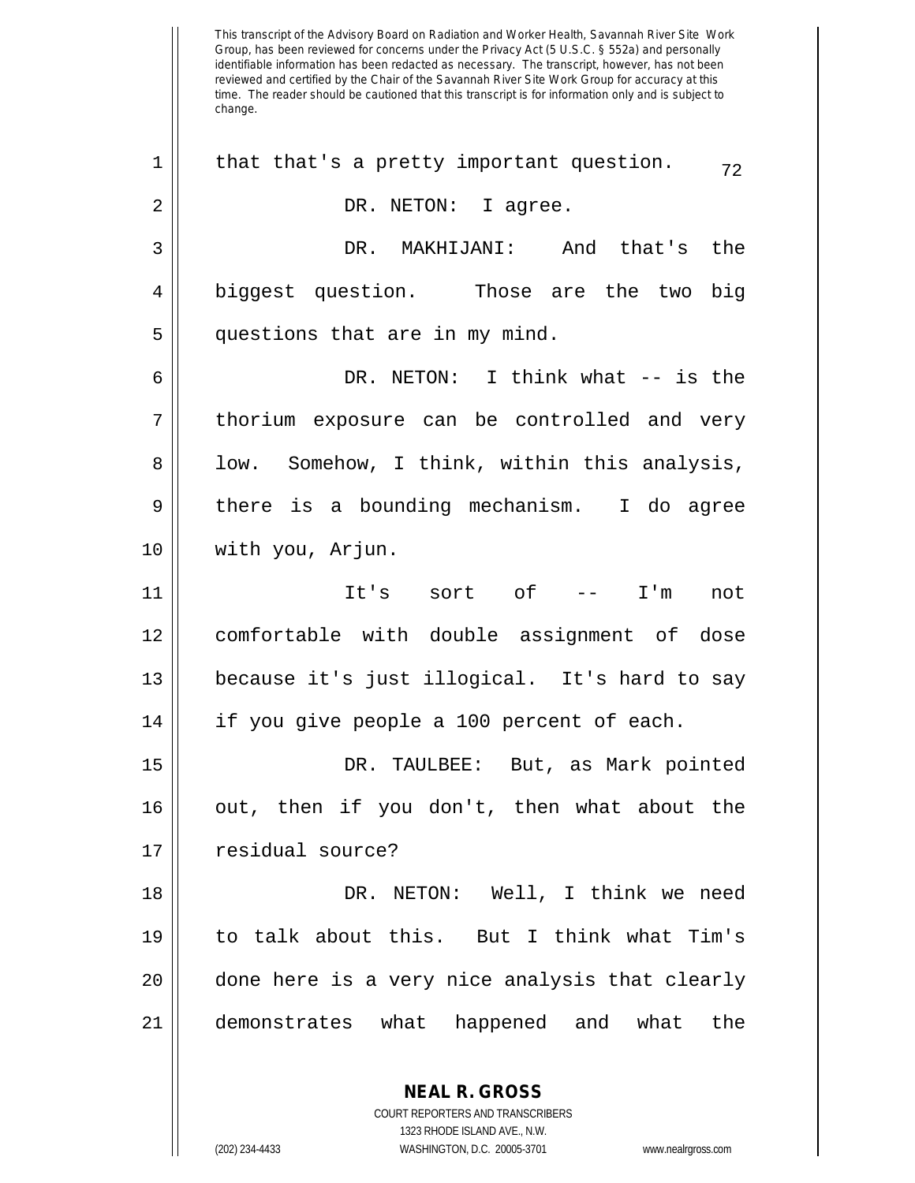that that's a pretty important question.

DR. NETON: I agree.

DR. MAKHIJANI: And that's the biggest question. Those are the two big questions that are in my mind.

DR. NETON: I think what -- is the thorium exposure can be controlled and very low. Somehow, I think, within this analysis, there is a bounding mechanism. I do agree with you, Arjun.

It's sort of -- I'm not comfortable with double assignment of dose because it's just illogical. It's hard to say if you give people a 100 percent of each.

DR. TAULBEE: But, as Mark pointed out, then if you don't, then what about the residual source?

DR. NETON: Well, I think we need to talk about this. But I think what Tim's done here is a very nice analysis that clearly demonstrates what happened and what the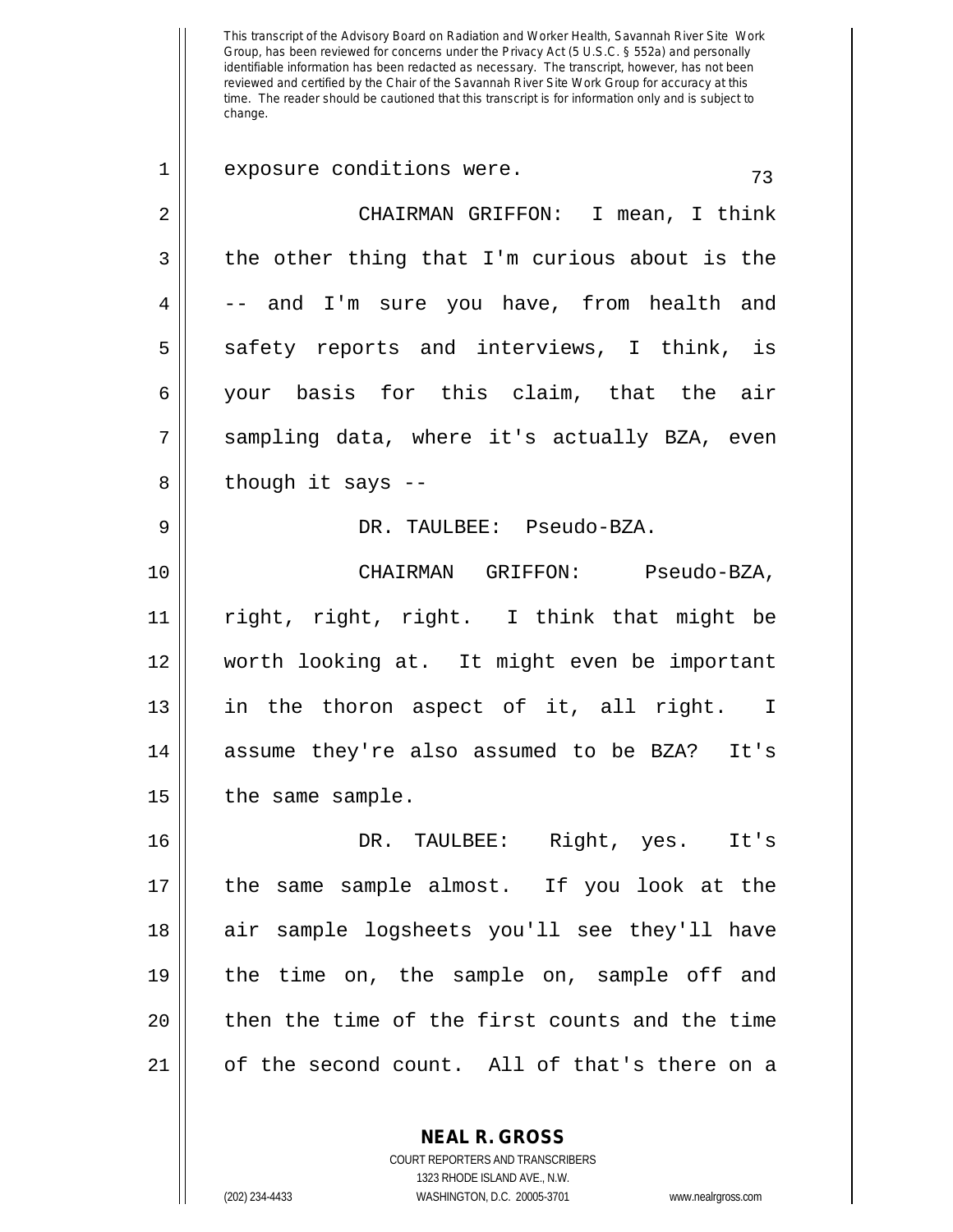This transcript of the Advisory Board on Radiation and Worker Health, Savannah River Site Work Group, has been reviewed for concerns under the Privacy Act (5 U.S.C. § 552a) and personally identifiable information has been redacted as necessary. The transcript, however, has not been reviewed and certified by the Chair of the Savannah River Site Work Group for accuracy at this time. The reader should be cautioned that this transcript is for information only and is subject to change.

1 exposure conditions were.

2 CHAIRMAN GRIFFON: I mean, I think
3 the other thing that I'm curious about is the
4 -- and I'm sure you have, from health and
5 safety reports and interviews, I think, is
6 your basis for this claim, that the air
7 sampling data, where it's actually BZA, even
8 though it says --

9 DR. TAULBEE: Pseudo-BZA.

10 CHAIRMAN GRIFFON: Pseudo-BZA,
11 right, right, right. I think that might be
12 worth looking at. It might even be important
13 in the thoron aspect of it, all right. I
14 assume they're also assumed to be BZA? It's
15 the same sample.

16 DR. TAULBEE: Right, yes. It's
17 the same sample almost. If you look at the
18 air sample logsheets you'll see they'll have
19 the time on, the sample on, sample off and
20 then the time of the first counts and the time
21 of the second count. All of that's there on a

**NEAL R. GROSS**
COURT REPORTERS AND TRANSCRIBERS
1323 RHODE ISLAND AVE., N.W.
(202) 234-4433 WASHINGTON, D.C. 20005-3701 www.nealrgross.com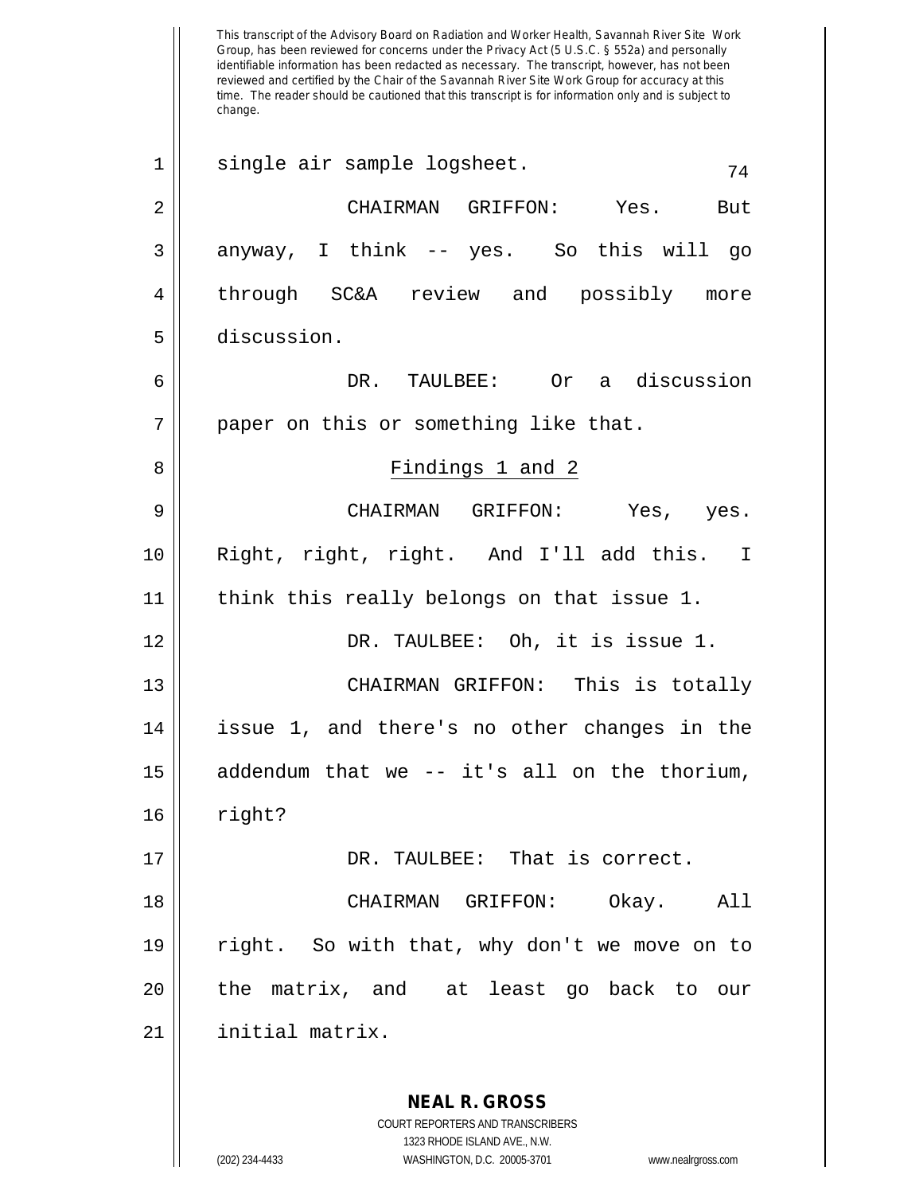This transcript of the Advisory Board on Radiation and Worker Health, Savannah River Site Work Group, has been reviewed for concerns under the Privacy Act (5 U.S.C. § 552a) and personally identifiable information has been redacted as necessary. The transcript, however, has not been reviewed and certified by the Chair of the Savannah River Site Work Group for accuracy at this time. The reader should be cautioned that this transcript is for information only and is subject to change.

single air sample logsheet.

CHAIRMAN GRIFFON: Yes. But anyway, I think -- yes. So this will go through SC&A review and possibly more discussion.

DR. TAULBEE: Or a discussion paper on this or something like that.

## Findings 1 and 2

CHAIRMAN GRIFFON: Yes, yes. Right, right, right. And I'll add this. I think this really belongs on that issue 1.

DR. TAULBEE: Oh, it is issue 1.

CHAIRMAN GRIFFON: This is totally issue 1, and there's no other changes in the addendum that we -- it's all on the thorium, right?

DR. TAULBEE: That is correct.

CHAIRMAN GRIFFON: Okay. All right. So with that, why don't we move on to the matrix, and at least go back to our initial matrix.

**NEAL R. GROSS**
COURT REPORTERS AND TRANSCRIBERS
1323 RHODE ISLAND AVE., N.W.
(202) 234-4433 WASHINGTON, D.C. 20005-3701 www.nealrgross.com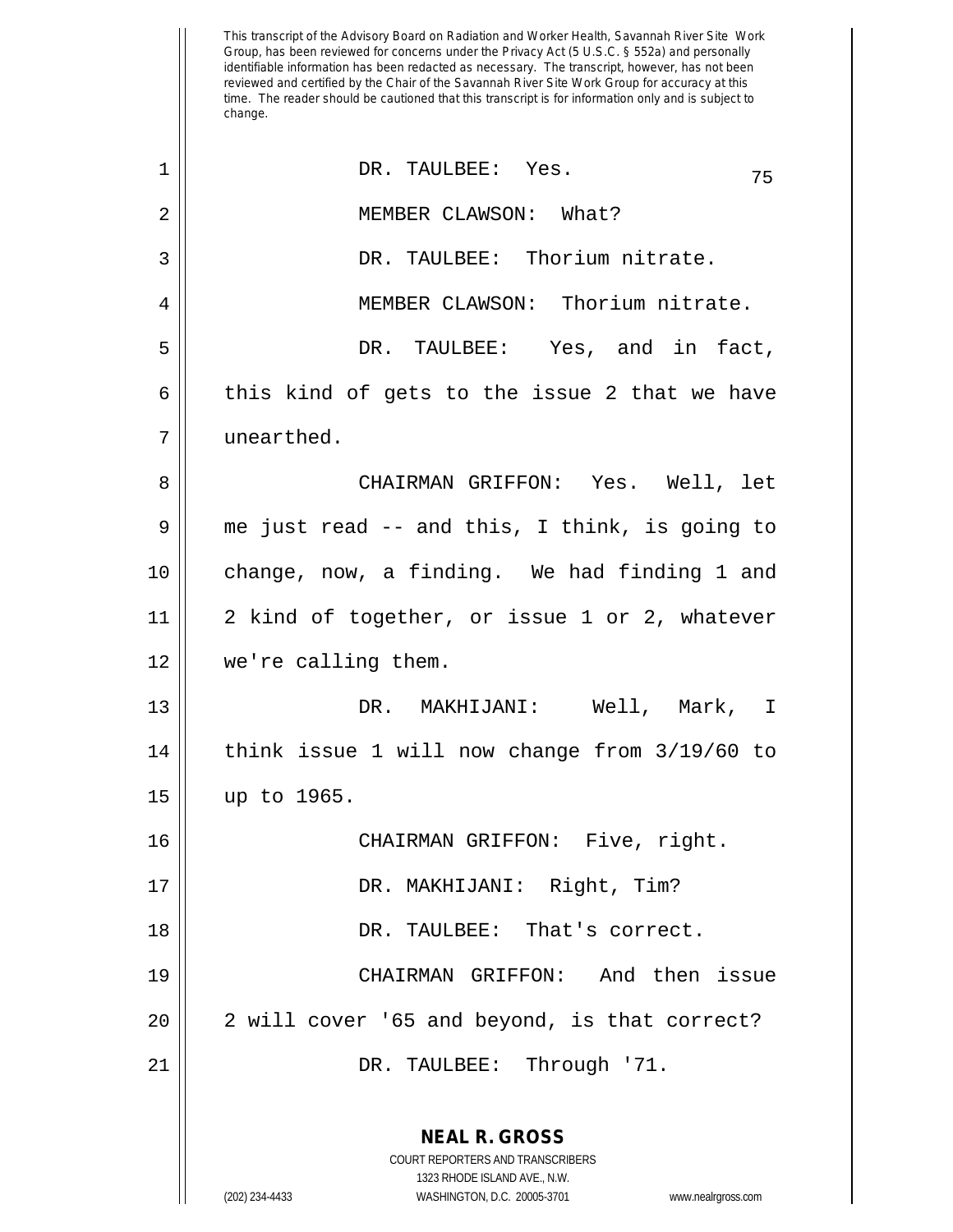This transcript of the Advisory Board on Radiation and Worker Health, Savannah River Site Work Group, has been reviewed for concerns under the Privacy Act (5 U.S.C. § 552a) and personally identifiable information has been redacted as necessary. The transcript, however, has not been reviewed and certified by the Chair of the Savannah River Site Work Group for accuracy at this time. The reader should be cautioned that this transcript is for information only and is subject to change.

DR. TAULBEE: Yes.

MEMBER CLAWSON: What?

DR. TAULBEE: Thorium nitrate.

MEMBER CLAWSON: Thorium nitrate.

DR. TAULBEE: Yes, and in fact, this kind of gets to the issue 2 that we have unearthed.

CHAIRMAN GRIFFON: Yes. Well, let me just read -- and this, I think, is going to change, now, a finding. We had finding 1 and 2 kind of together, or issue 1 or 2, whatever we're calling them.

DR. MAKHIJANI: Well, Mark, I think issue 1 will now change from 3/19/60 to up to 1965.

CHAIRMAN GRIFFON: Five, right.

DR. MAKHIJANI: Right, Tim?

DR. TAULBEE: That's correct.

CHAIRMAN GRIFFON: And then issue 2 will cover '65 and beyond, is that correct?

DR. TAULBEE: Through '71.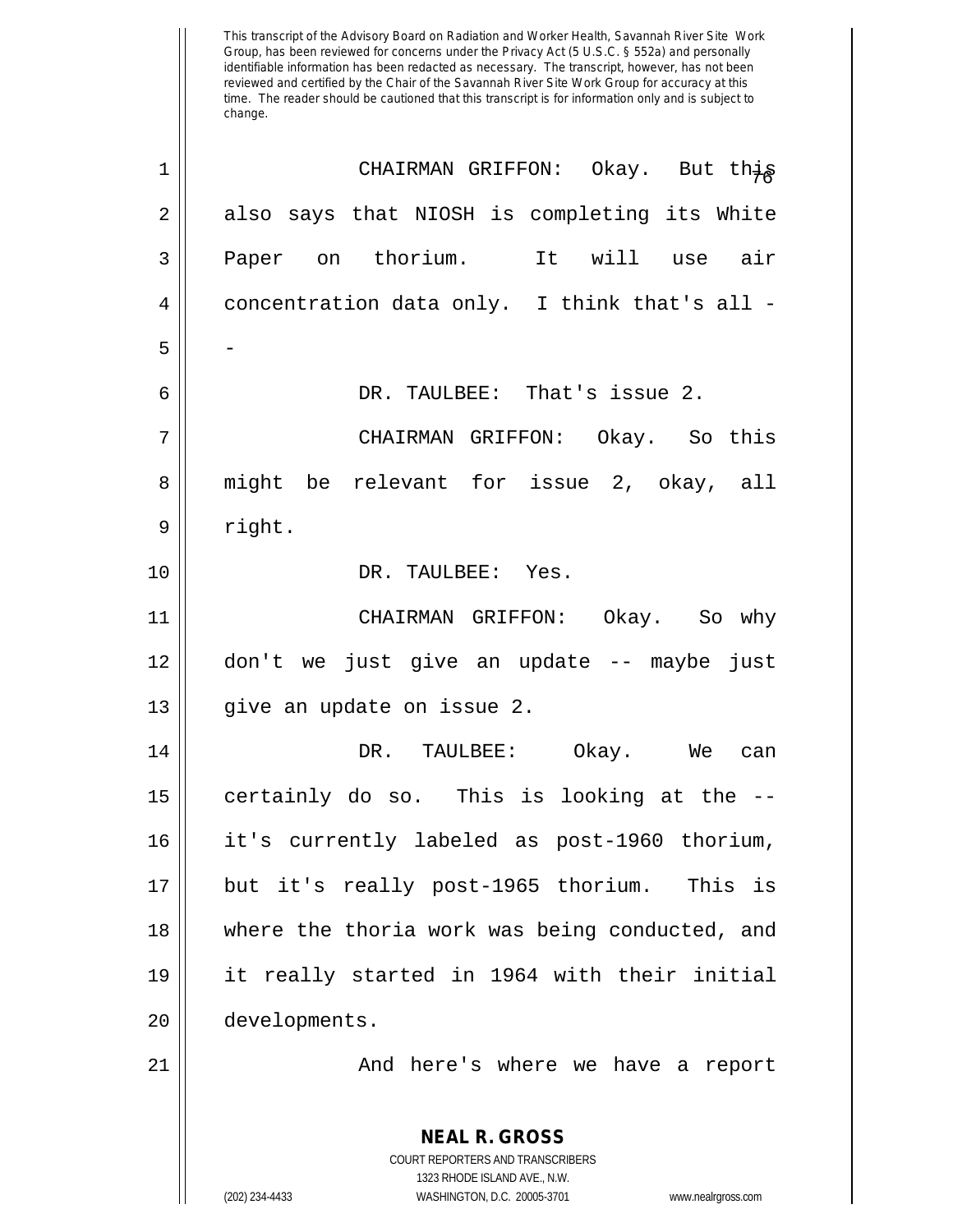This transcript of the Advisory Board on Radiation and Worker Health, Savannah River Site Work Group, has been reviewed for concerns under the Privacy Act (5 U.S.C. § 552a) and personally identifiable information has been redacted as necessary. The transcript, however, has not been reviewed and certified by the Chair of the Savannah River Site Work Group for accuracy at this time. The reader should be cautioned that this transcript is for information only and is subject to change.

CHAIRMAN GRIFFON: Okay. But this also says that NIOSH is completing its White Paper on thorium. It will use air concentration data only. I think that's all --

DR. TAULBEE: That's issue 2.

CHAIRMAN GRIFFON: Okay. So this might be relevant for issue 2, okay, all right.

DR. TAULBEE: Yes.

CHAIRMAN GRIFFON: Okay. So why don't we just give an update -- maybe just give an update on issue 2.

DR. TAULBEE: Okay. We can certainly do so. This is looking at the -- it's currently labeled as post-1960 thorium, but it's really post-1965 thorium. This is where the thoria work was being conducted, and it really started in 1964 with their initial developments.

And here's where we have a report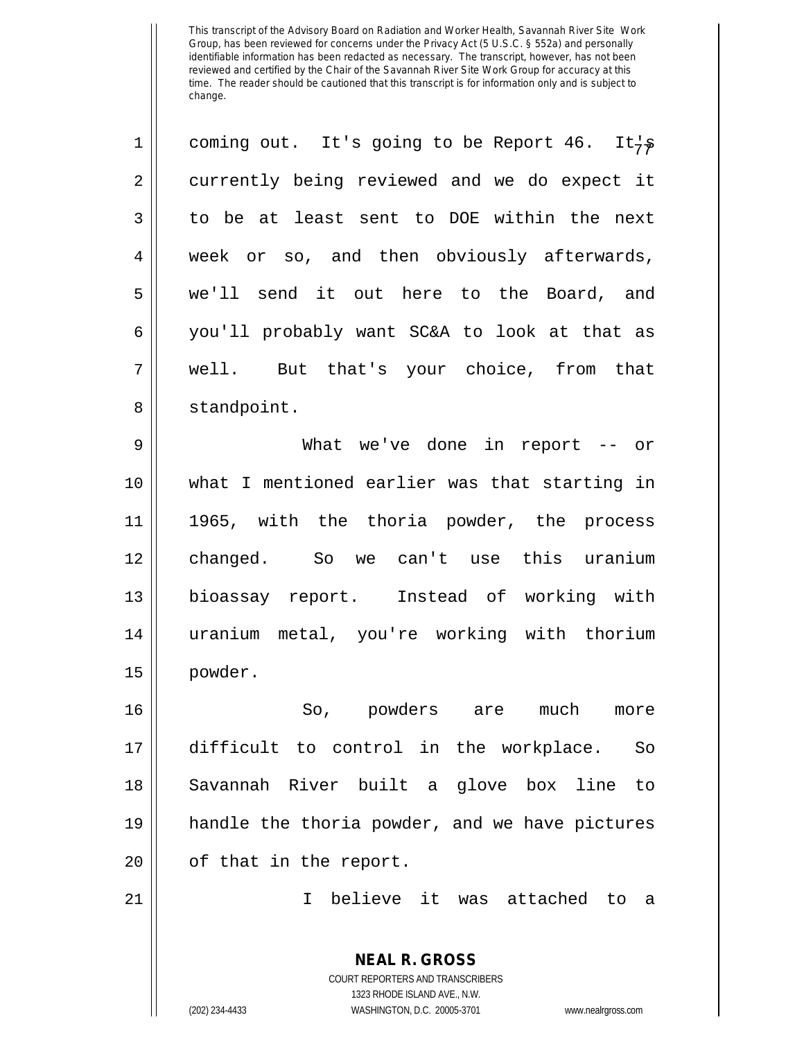coming out. It's going to be Report 46. It's currently being reviewed and we do expect it to be at least sent to DOE within the next week or so, and then obviously afterwards, we'll send it out here to the Board, and you'll probably want SC&A to look at that as well. But that's your choice, from that standpoint.

What we've done in report -- or what I mentioned earlier was that starting in 1965, with the thoria powder, the process changed. So we can't use this uranium bioassay report. Instead of working with uranium metal, you're working with thorium powder.

So, powders are much more difficult to control in the workplace. So Savannah River built a glove box line to handle the thoria powder, and we have pictures of that in the report.

I believe it was attached to a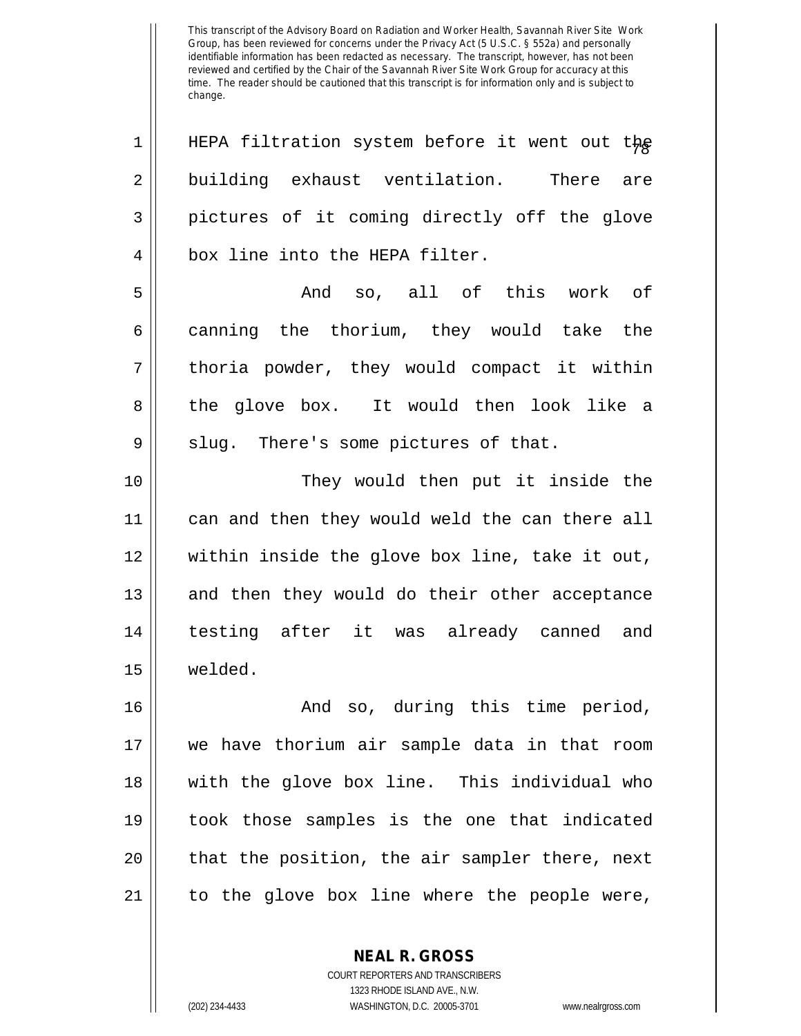HEPA filtration system before it went out the building exhaust ventilation. There are pictures of it coming directly off the glove box line into the HEPA filter.

And so, all of this work of canning the thorium, they would take the thoria powder, they would compact it within the glove box. It would then look like a slug. There's some pictures of that.

They would then put it inside the can and then they would weld the can there all within inside the glove box line, take it out, and then they would do their other acceptance testing after it was already canned and welded.

And so, during this time period, we have thorium air sample data in that room with the glove box line. This individual who took those samples is the one that indicated that the position, the air sampler there, next to the glove box line where the people were,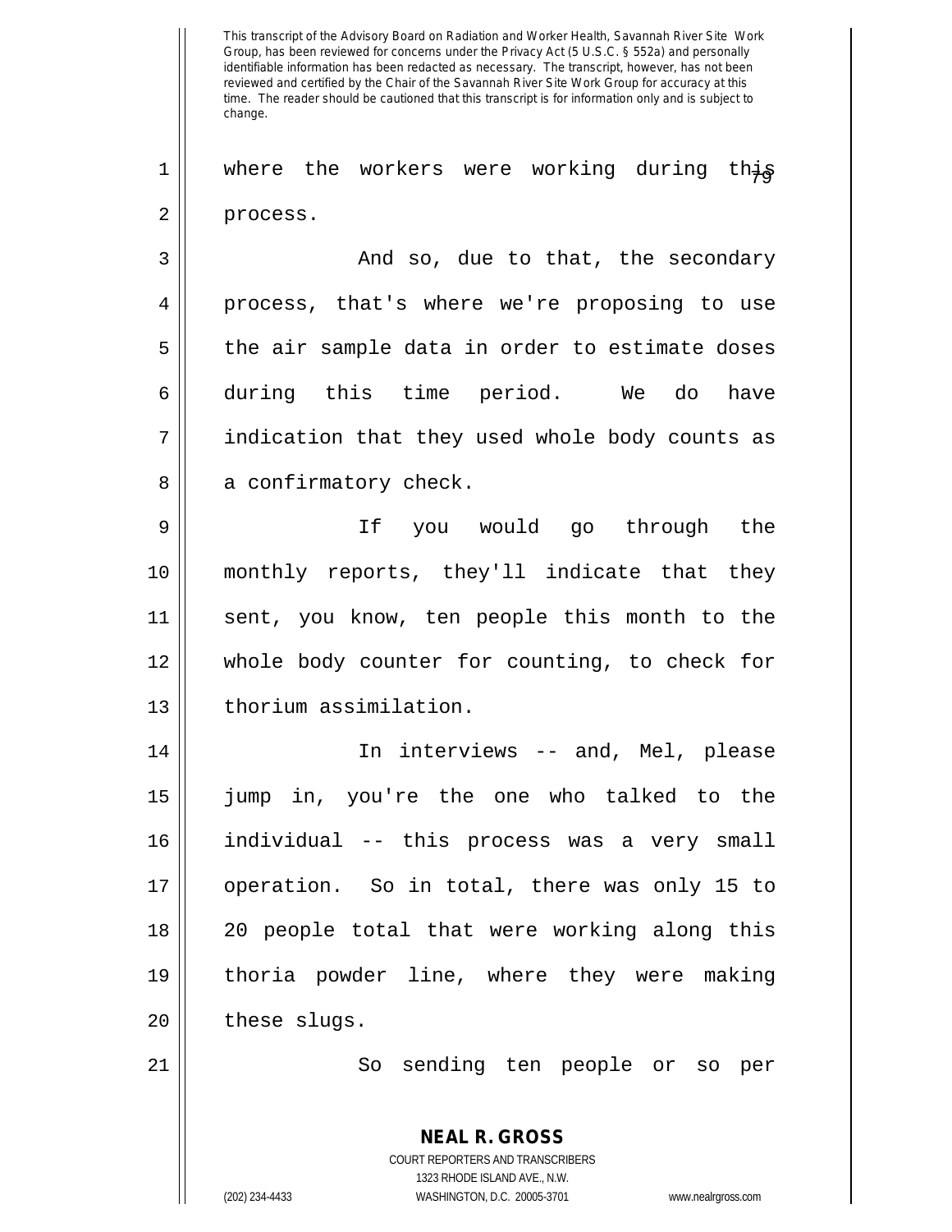This transcript of the Advisory Board on Radiation and Worker Health, Savannah River Site Work Group, has been reviewed for concerns under the Privacy Act (5 U.S.C. § 552a) and personally identifiable information has been redacted as necessary. The transcript, however, has not been reviewed and certified by the Chair of the Savannah River Site Work Group for accuracy at this time. The reader should be cautioned that this transcript is for information only and is subject to change.

where the workers were working during this process.

And so, due to that, the secondary process, that's where we're proposing to use the air sample data in order to estimate doses during this time period. We do have indication that they used whole body counts as a confirmatory check.

If you would go through the monthly reports, they'll indicate that they sent, you know, ten people this month to the whole body counter for counting, to check for thorium assimilation.

In interviews -- and, Mel, please jump in, you're the one who talked to the individual -- this process was a very small operation. So in total, there was only 15 to 20 people total that were working along this thoria powder line, where they were making these slugs.

So sending ten people or so per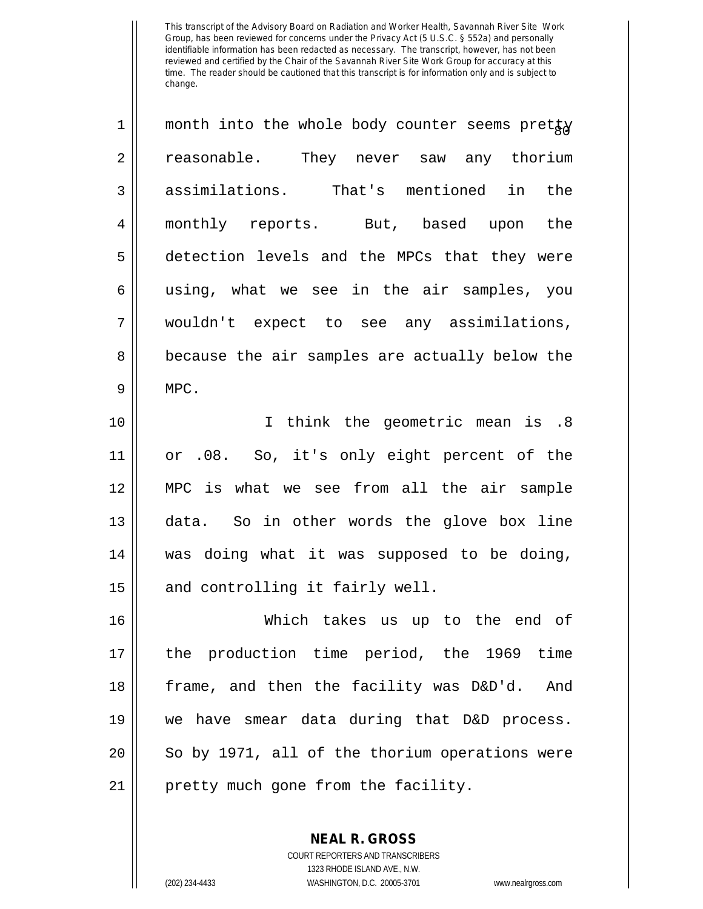month into the whole body counter seems pretty reasonable. They never saw any thorium assimilations. That's mentioned in the monthly reports. But, based upon the detection levels and the MPCs that they were using, what we see in the air samples, you wouldn't expect to see any assimilations, because the air samples are actually below the MPC.

I think the geometric mean is .8 or .08. So, it's only eight percent of the MPC is what we see from all the air sample data. So in other words the glove box line was doing what it was supposed to be doing, and controlling it fairly well.

Which takes us up to the end of the production time period, the 1969 time frame, and then the facility was D&D'd. And we have smear data during that D&D process. So by 1971, all of the thorium operations were pretty much gone from the facility.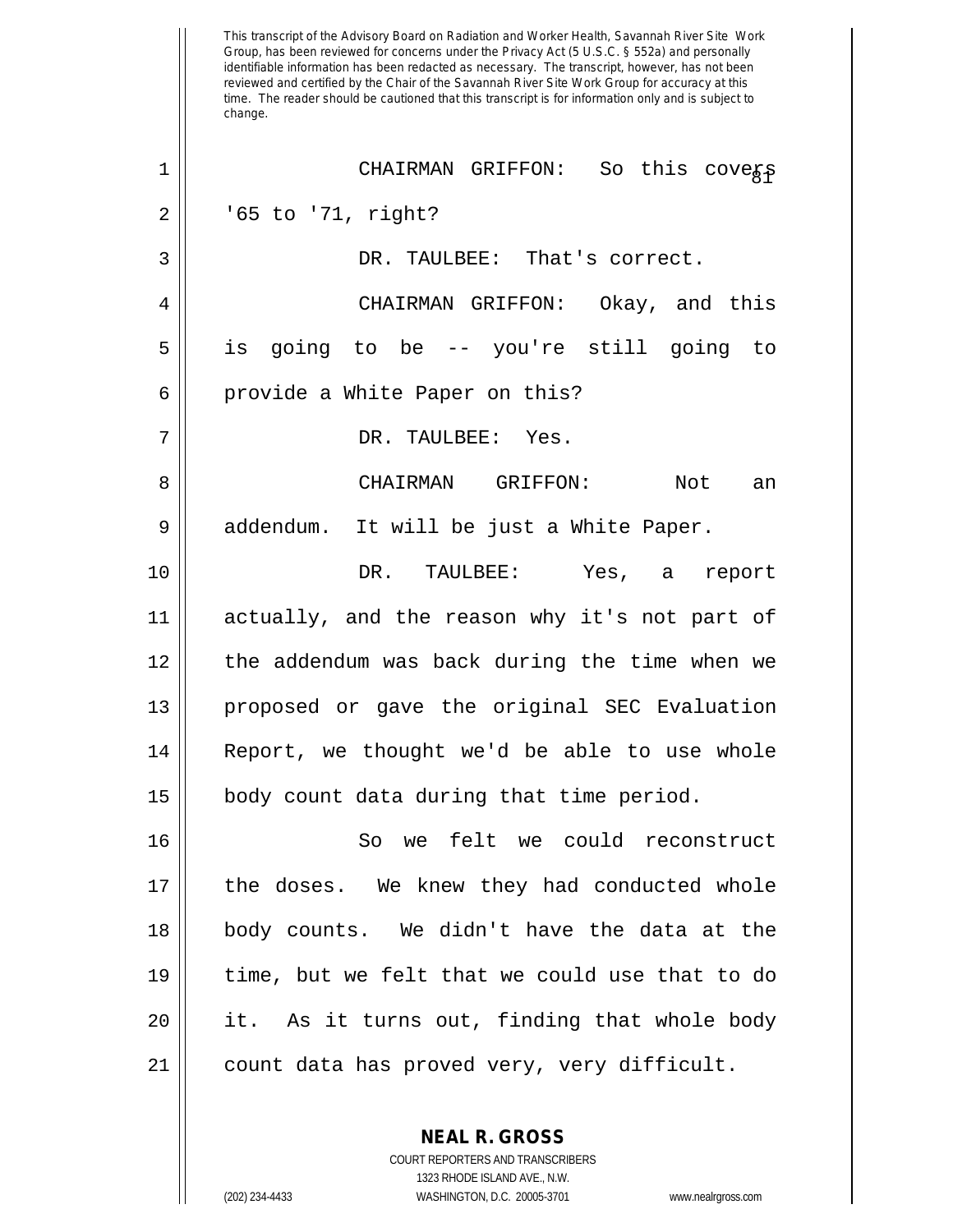This transcript of the Advisory Board on Radiation and Worker Health, Savannah River Site Work Group, has been reviewed for concerns under the Privacy Act (5 U.S.C. § 552a) and personally identifiable information has been redacted as necessary. The transcript, however, has not been reviewed and certified by the Chair of the Savannah River Site Work Group for accuracy at this time. The reader should be cautioned that this transcript is for information only and is subject to change.

CHAIRMAN GRIFFON: So this covers '65 to '71, right?

DR. TAULBEE: That's correct.

CHAIRMAN GRIFFON: Okay, and this is going to be -- you're still going to provide a White Paper on this?

DR. TAULBEE: Yes.

CHAIRMAN GRIFFON: Not an addendum. It will be just a White Paper.

DR. TAULBEE: Yes, a report actually, and the reason why it's not part of the addendum was back during the time when we proposed or gave the original SEC Evaluation Report, we thought we'd be able to use whole body count data during that time period.

So we felt we could reconstruct the doses. We knew they had conducted whole body counts. We didn't have the data at the time, but we felt that we could use that to do it. As it turns out, finding that whole body count data has proved very, very difficult.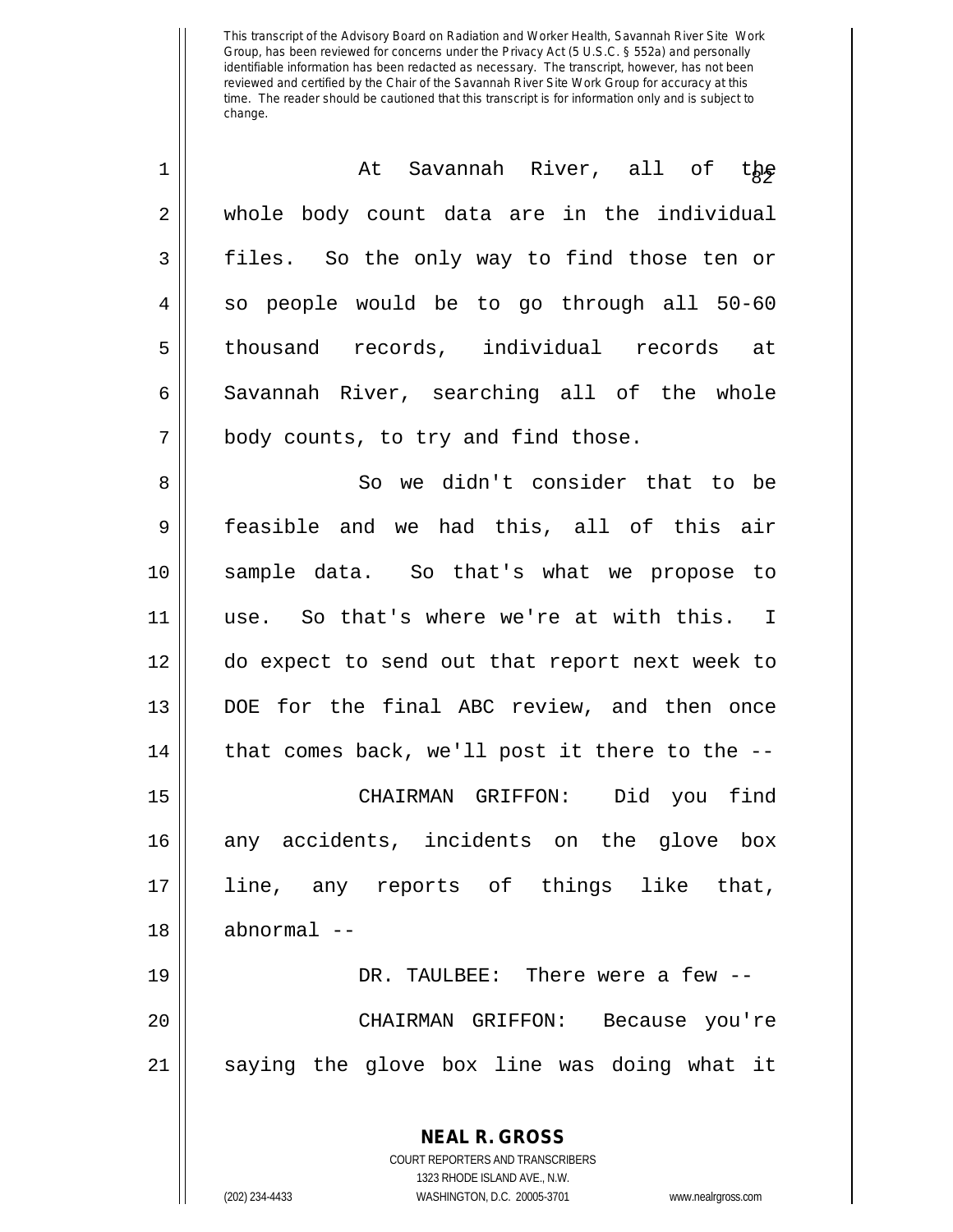This transcript of the Advisory Board on Radiation and Worker Health, Savannah River Site Work Group, has been reviewed for concerns under the Privacy Act (5 U.S.C. § 552a) and personally identifiable information has been redacted as necessary. The transcript, however, has not been reviewed and certified by the Chair of the Savannah River Site Work Group for accuracy at this time. The reader should be cautioned that this transcript is for information only and is subject to change.

At Savannah River, all of the whole body count data are in the individual files. So the only way to find those ten or so people would be to go through all 50-60 thousand records, individual records at Savannah River, searching all of the whole body counts, to try and find those.

So we didn't consider that to be feasible and we had this, all of this air sample data. So that's what we propose to use. So that's where we're at with this. I do expect to send out that report next week to DOE for the final ABC review, and then once that comes back, we'll post it there to the --

CHAIRMAN GRIFFON: Did you find any accidents, incidents on the glove box line, any reports of things like that, abnormal --

DR. TAULBEE: There were a few --

CHAIRMAN GRIFFON: Because you're saying the glove box line was doing what it

**NEAL R. GROSS**
COURT REPORTERS AND TRANSCRIBERS
1323 RHODE ISLAND AVE., N.W.
(202) 234-4433 WASHINGTON, D.C. 20005-3701 www.nealrgross.com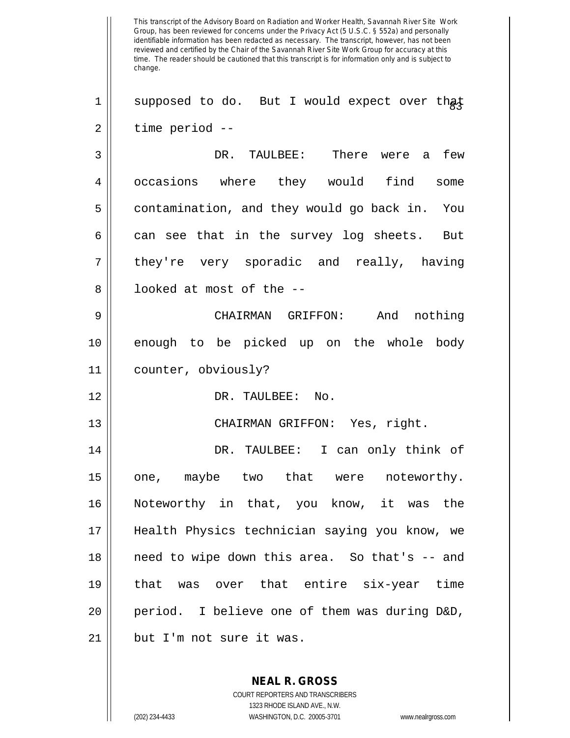supposed to do. But I would expect over that time period --

DR. TAULBEE: There were a few occasions where they would find some contamination, and they would go back in. You can see that in the survey log sheets. But they're very sporadic and really, having looked at most of the --

CHAIRMAN GRIFFON: And nothing enough to be picked up on the whole body counter, obviously?

DR. TAULBEE: No.

CHAIRMAN GRIFFON: Yes, right.

DR. TAULBEE: I can only think of one, maybe two that were noteworthy. Noteworthy in that, you know, it was the Health Physics technician saying you know, we need to wipe down this area. So that's -- and that was over that entire six-year time period. I believe one of them was during D&D, but I'm not sure it was.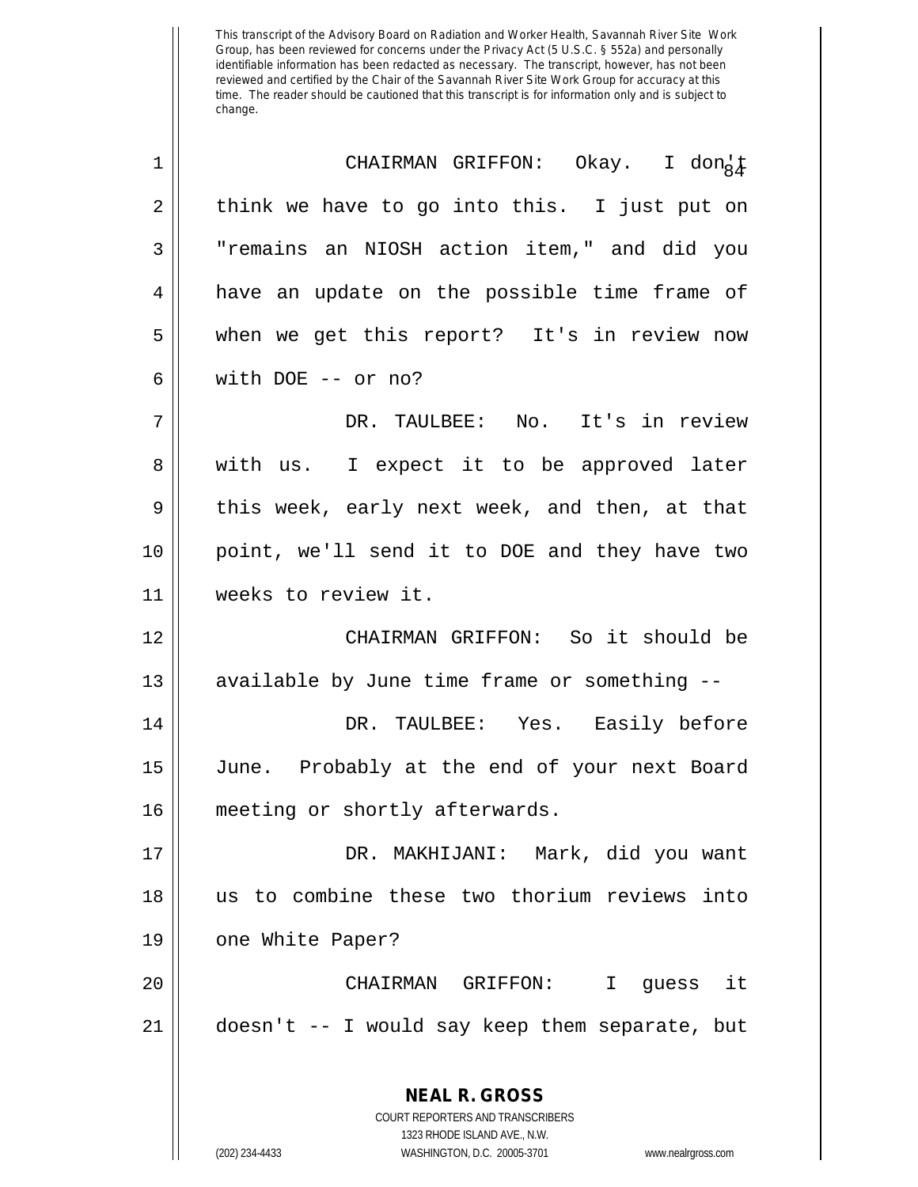This transcript of the Advisory Board on Radiation and Worker Health, Savannah River Site Work Group, has been reviewed for concerns under the Privacy Act (5 U.S.C. § 552a) and personally identifiable information has been redacted as necessary. The transcript, however, has not been reviewed and certified by the Chair of the Savannah River Site Work Group for accuracy at this time. The reader should be cautioned that this transcript is for information only and is subject to change.

1 CHAIRMAN GRIFFON: Okay. I don't
2 think we have to go into this. I just put on
3 "remains an NIOSH action item," and did you
4 have an update on the possible time frame of
5 when we get this report? It's in review now
6 with DOE -- or no?
7 DR. TAULBEE: No. It's in review
8 with us. I expect it to be approved later
9 this week, early next week, and then, at that
10 point, we'll send it to DOE and they have two
11 weeks to review it.
12 CHAIRMAN GRIFFON: So it should be
13 available by June time frame or something --
14 DR. TAULBEE: Yes. Easily before
15 June. Probably at the end of your next Board
16 meeting or shortly afterwards.
17 DR. MAKHIJANI: Mark, did you want
18 us to combine these two thorium reviews into
19 one White Paper?
20 CHAIRMAN GRIFFON: I guess it
21 doesn't -- I would say keep them separate, but

**NEAL R. GROSS**
COURT REPORTERS AND TRANSCRIBERS
1323 RHODE ISLAND AVE., N.W.
(202) 234-4433 WASHINGTON, D.C. 20005-3701 www.nealrgross.com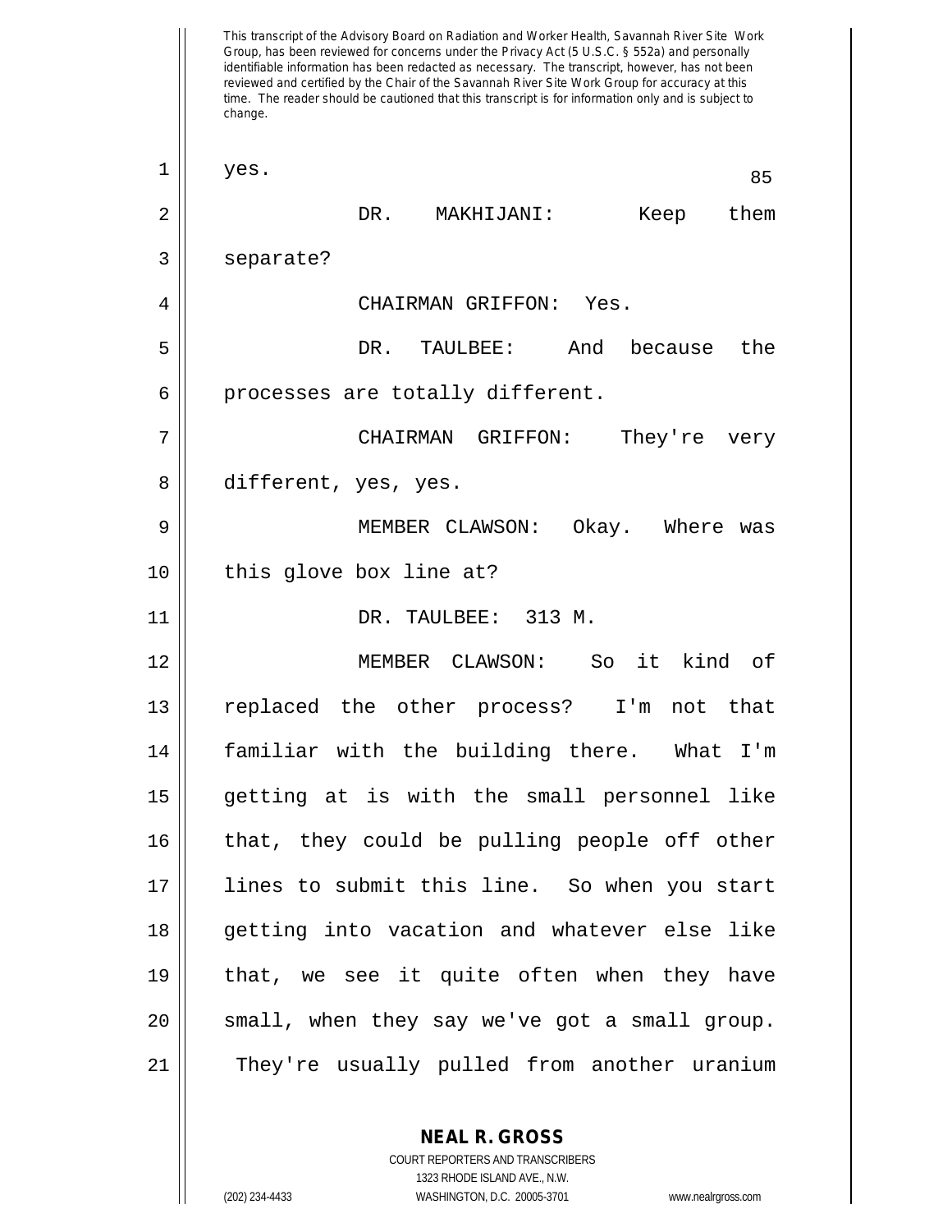yes.

DR. MAKHIJANI: Keep them separate?

CHAIRMAN GRIFFON: Yes.

DR. TAULBEE: And because the processes are totally different.

CHAIRMAN GRIFFON: They're very different, yes, yes.

MEMBER CLAWSON: Okay. Where was this glove box line at?

DR. TAULBEE: 313 M.

MEMBER CLAWSON: So it kind of replaced the other process? I'm not that familiar with the building there. What I'm getting at is with the small personnel like that, they could be pulling people off other lines to submit this line. So when you start getting into vacation and whatever else like that, we see it quite often when they have small, when they say we've got a small group. They're usually pulled from another uranium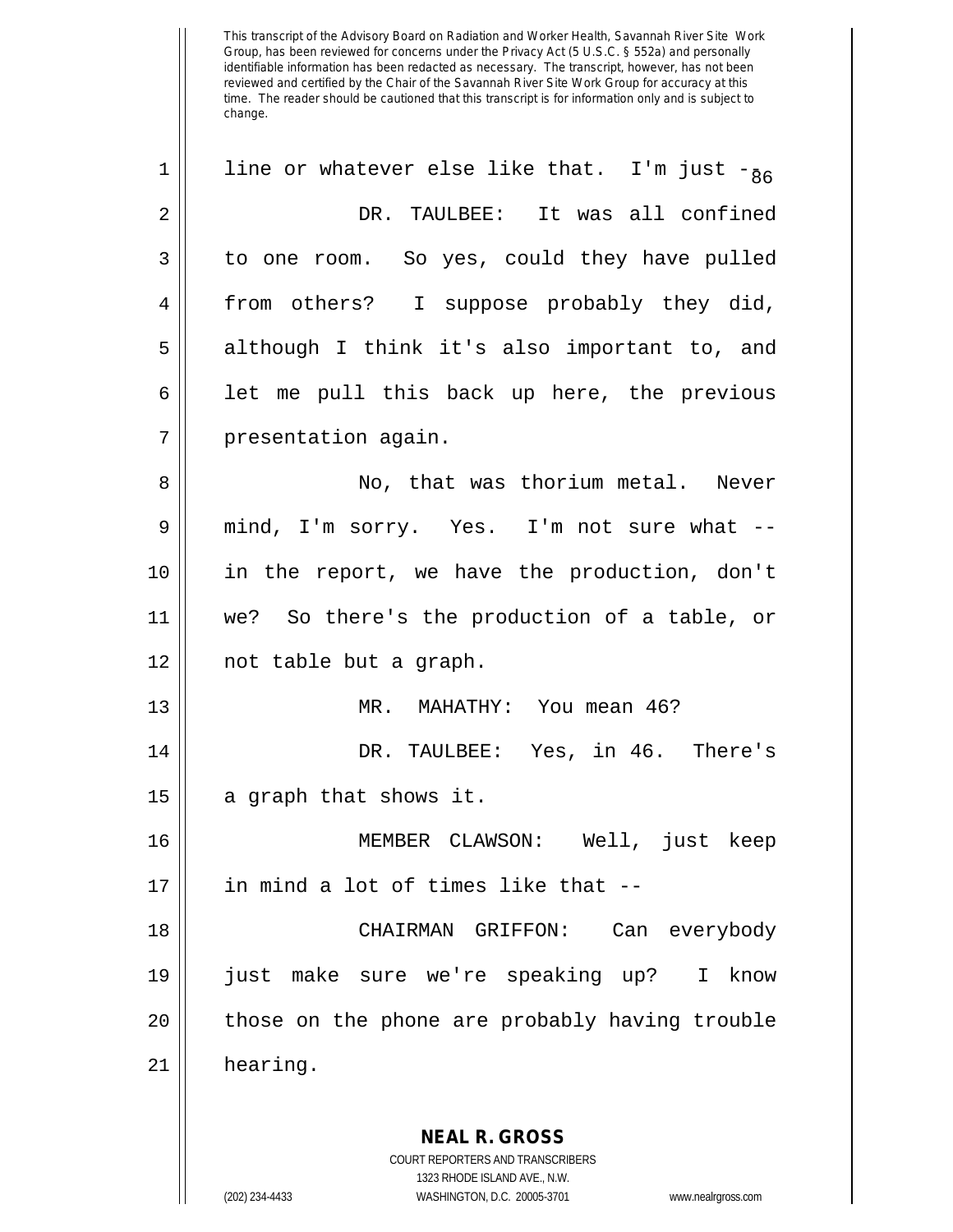This transcript of the Advisory Board on Radiation and Worker Health, Savannah River Site Work Group, has been reviewed for concerns under the Privacy Act (5 U.S.C. § 552a) and personally identifiable information has been redacted as necessary. The transcript, however, has not been reviewed and certified by the Chair of the Savannah River Site Work Group for accuracy at this time. The reader should be cautioned that this transcript is for information only and is subject to change.

line or whatever else like that. I'm just --

DR. TAULBEE: It was all confined to one room. So yes, could they have pulled from others? I suppose probably they did, although I think it's also important to, and let me pull this back up here, the previous presentation again.

No, that was thorium metal. Never mind, I'm sorry. Yes. I'm not sure what -- in the report, we have the production, don't we? So there's the production of a table, or not table but a graph.

MR. MAHATHY: You mean 46?

DR. TAULBEE: Yes, in 46. There's a graph that shows it.

MEMBER CLAWSON: Well, just keep in mind a lot of times like that --

CHAIRMAN GRIFFON: Can everybody just make sure we're speaking up? I know those on the phone are probably having trouble hearing.

**NEAL R. GROSS**
COURT REPORTERS AND TRANSCRIBERS
1323 RHODE ISLAND AVE., N.W.
(202) 234-4433 WASHINGTON, D.C. 20005-3701 www.nealrgross.com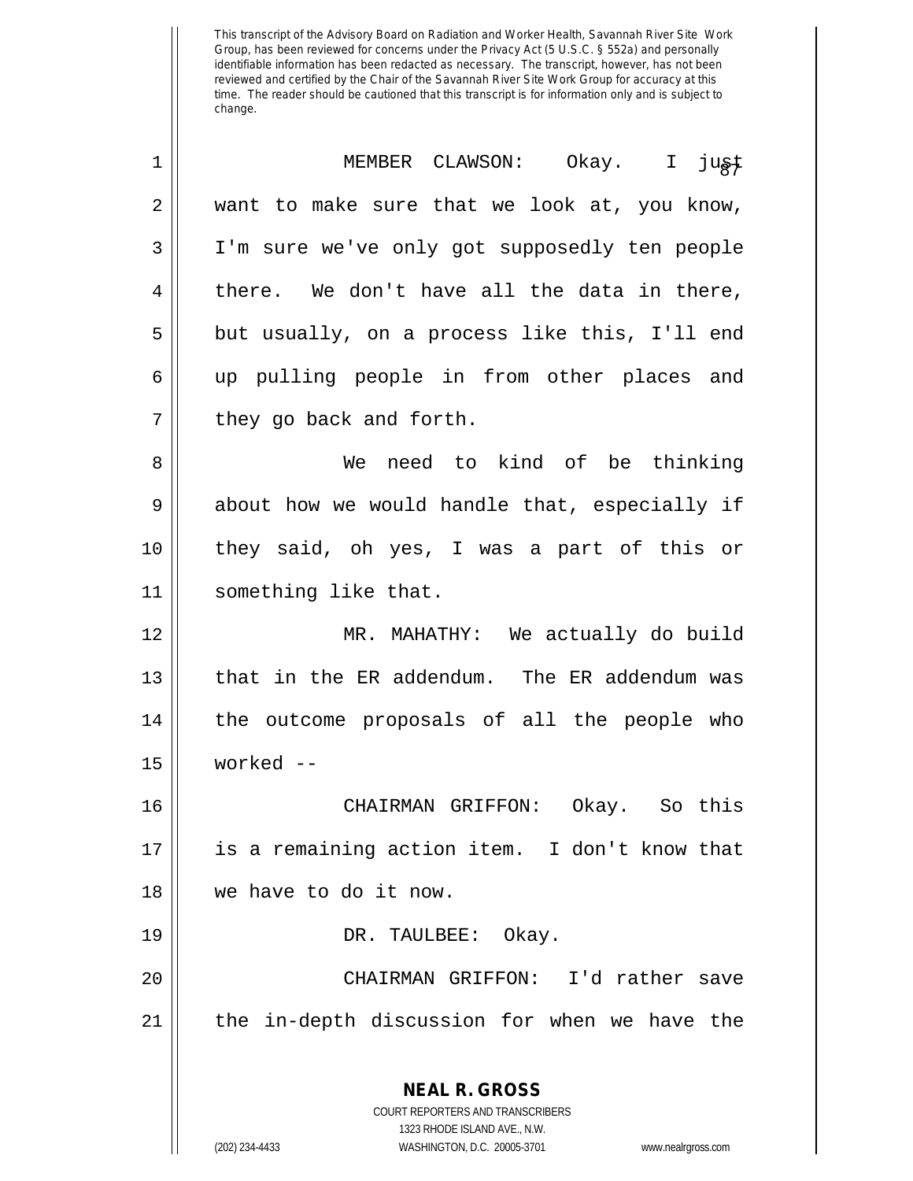This transcript of the Advisory Board on Radiation and Worker Health, Savannah River Site Work Group, has been reviewed for concerns under the Privacy Act (5 U.S.C. § 552a) and personally identifiable information has been redacted as necessary. The transcript, however, has not been reviewed and certified by the Chair of the Savannah River Site Work Group for accuracy at this time. The reader should be cautioned that this transcript is for information only and is subject to change.

MEMBER CLAWSON: Okay. I just want to make sure that we look at, you know, I'm sure we've only got supposedly ten people there. We don't have all the data in there, but usually, on a process like this, I'll end up pulling people in from other places and they go back and forth.

We need to kind of be thinking about how we would handle that, especially if they said, oh yes, I was a part of this or something like that.

MR. MAHATHY: We actually do build that in the ER addendum. The ER addendum was the outcome proposals of all the people who worked --

CHAIRMAN GRIFFON: Okay. So this is a remaining action item. I don't know that we have to do it now.

DR. TAULBEE: Okay.

CHAIRMAN GRIFFON: I'd rather save the in-depth discussion for when we have the

**NEAL R. GROSS**
COURT REPORTERS AND TRANSCRIBERS
1323 RHODE ISLAND AVE., N.W.
(202) 234-4433 WASHINGTON, D.C. 20005-3701 www.nealrgross.com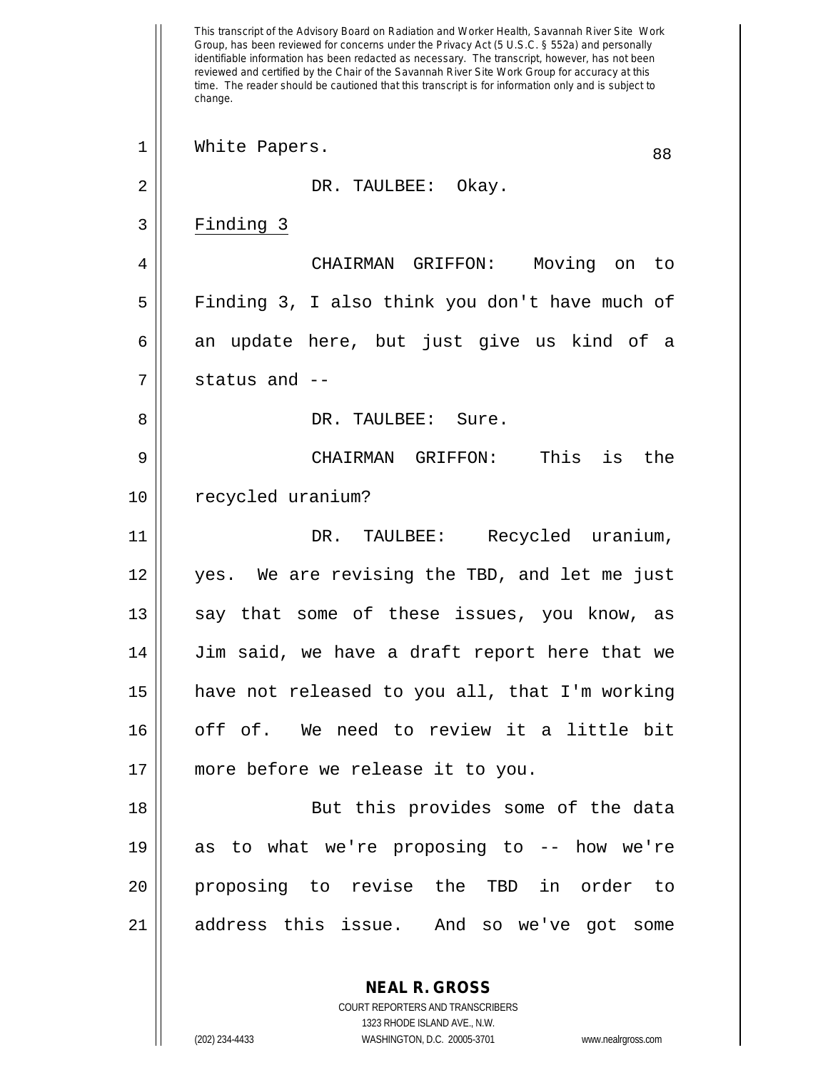White Papers.

DR. TAULBEE: Okay.

Finding 3

CHAIRMAN GRIFFON: Moving on to Finding 3, I also think you don't have much of an update here, but just give us kind of a status and --

DR. TAULBEE: Sure.

CHAIRMAN GRIFFON: This is the recycled uranium?

DR. TAULBEE: Recycled uranium, yes. We are revising the TBD, and let me just say that some of these issues, you know, as Jim said, we have a draft report here that we have not released to you all, that I'm working off of. We need to review it a little bit more before we release it to you.

But this provides some of the data as to what we're proposing to -- how we're proposing to revise the TBD in order to address this issue. And so we've got some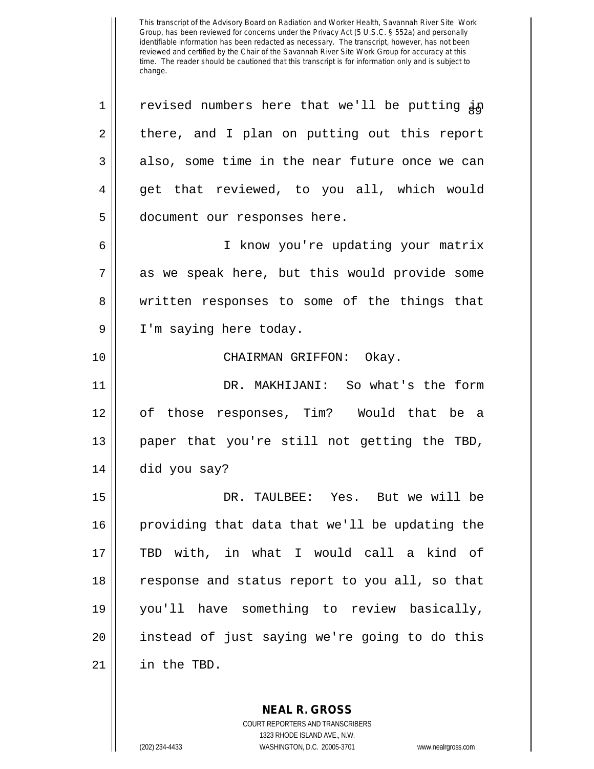This transcript of the Advisory Board on Radiation and Worker Health, Savannah River Site Work Group, has been reviewed for concerns under the Privacy Act (5 U.S.C. § 552a) and personally identifiable information has been redacted as necessary. The transcript, however, has not been reviewed and certified by the Chair of the Savannah River Site Work Group for accuracy at this time. The reader should be cautioned that this transcript is for information only and is subject to change.

revised numbers here that we'll be putting in there, and I plan on putting out this report also, some time in the near future once we can get that reviewed, to you all, which would document our responses here.

I know you're updating your matrix as we speak here, but this would provide some written responses to some of the things that I'm saying here today.

CHAIRMAN GRIFFON: Okay.

DR. MAKHIJANI: So what's the form of those responses, Tim? Would that be a paper that you're still not getting the TBD, did you say?

DR. TAULBEE: Yes. But we will be providing that data that we'll be updating the TBD with, in what I would call a kind of response and status report to you all, so that you'll have something to review basically, instead of just saying we're going to do this in the TBD.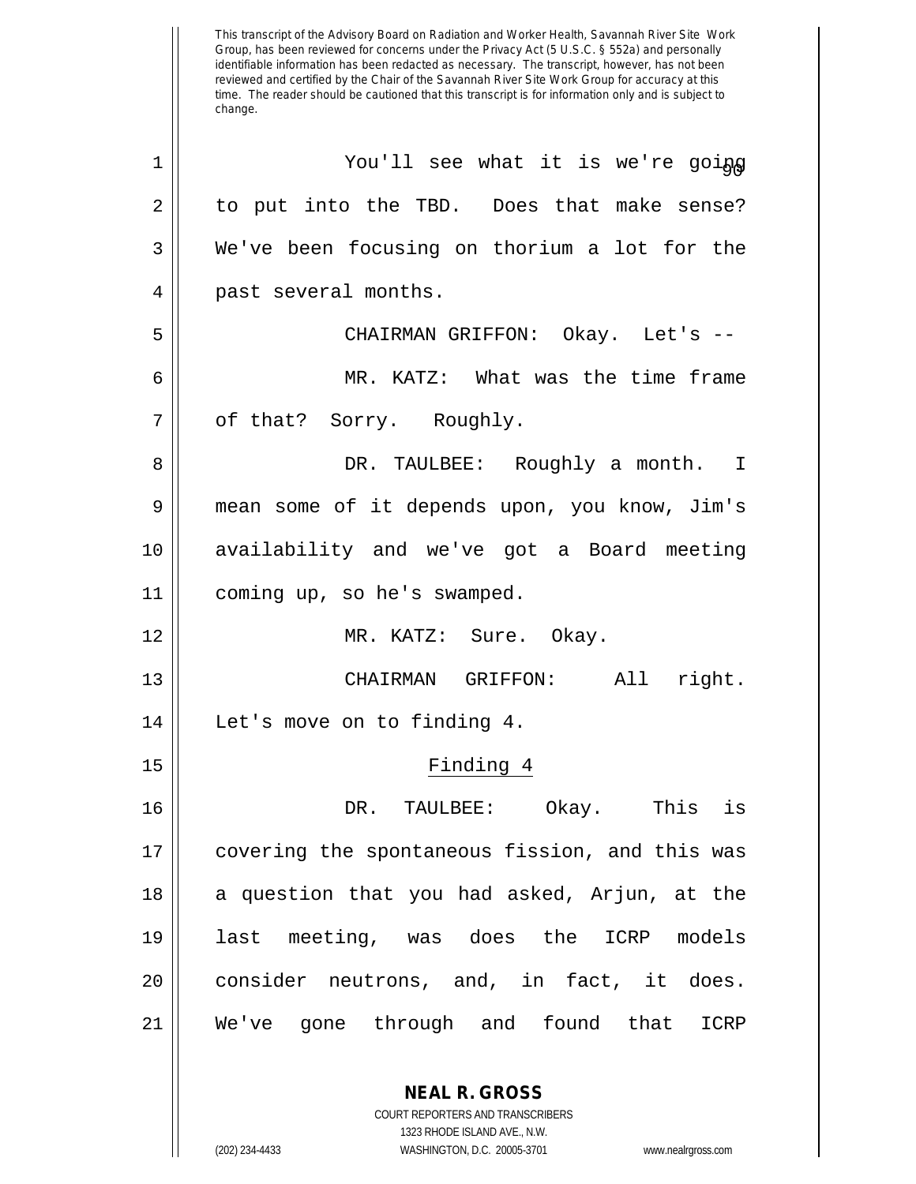You'll see what it is we're going to put into the TBD. Does that make sense? We've been focusing on thorium a lot for the past several months.

CHAIRMAN GRIFFON: Okay. Let's --

MR. KATZ: What was the time frame of that? Sorry. Roughly.

DR. TAULBEE: Roughly a month. I mean some of it depends upon, you know, Jim's availability and we've got a Board meeting coming up, so he's swamped.

MR. KATZ: Sure. Okay.

CHAIRMAN GRIFFON: All right. Let's move on to finding 4.

## Finding 4

DR. TAULBEE: Okay. This is covering the spontaneous fission, and this was a question that you had asked, Arjun, at the last meeting, was does the ICRP models consider neutrons, and, in fact, it does. We've gone through and found that ICRP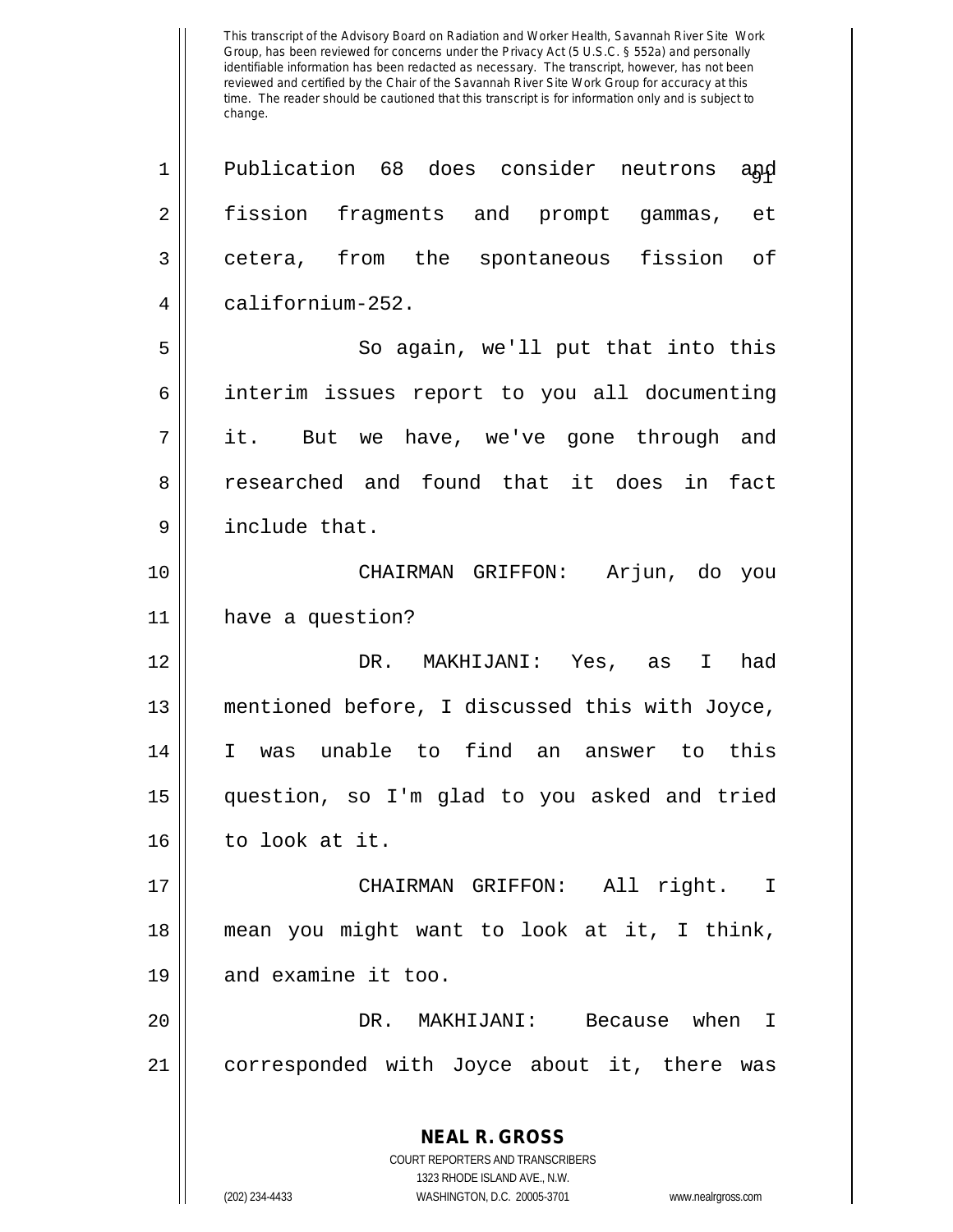Publication 68 does consider neutrons and fission fragments and prompt gammas, et cetera, from the spontaneous fission of californium-252.

So again, we'll put that into this interim issues report to you all documenting it. But we have, we've gone through and researched and found that it does in fact include that.

CHAIRMAN GRIFFON: Arjun, do you have a question?

DR. MAKHIJANI: Yes, as I had mentioned before, I discussed this with Joyce, I was unable to find an answer to this question, so I'm glad to you asked and tried to look at it.

CHAIRMAN GRIFFON: All right. I mean you might want to look at it, I think, and examine it too.

DR. MAKHIJANI: Because when I corresponded with Joyce about it, there was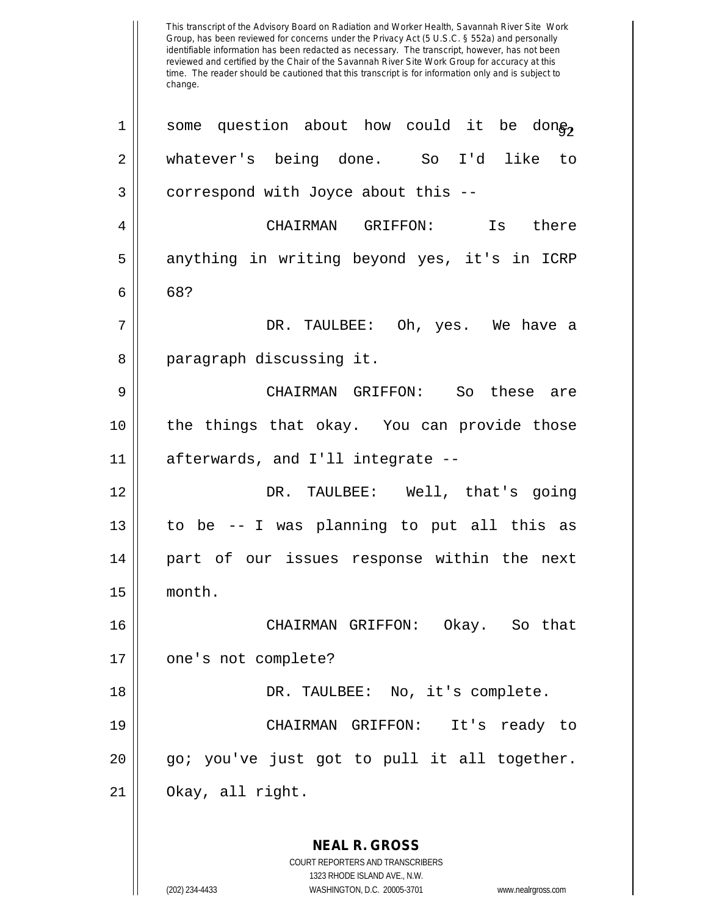some question about how could it be done, whatever's being done. So I'd like to correspond with Joyce about this --

CHAIRMAN GRIFFON: Is there anything in writing beyond yes, it's in ICRP 68?

DR. TAULBEE: Oh, yes. We have a paragraph discussing it.

CHAIRMAN GRIFFON: So these are the things that okay. You can provide those afterwards, and I'll integrate --

DR. TAULBEE: Well, that's going to be -- I was planning to put all this as part of our issues response within the next month.

CHAIRMAN GRIFFON: Okay. So that one's not complete?

DR. TAULBEE: No, it's complete.

CHAIRMAN GRIFFON: It's ready to go; you've just got to pull it all together. Okay, all right.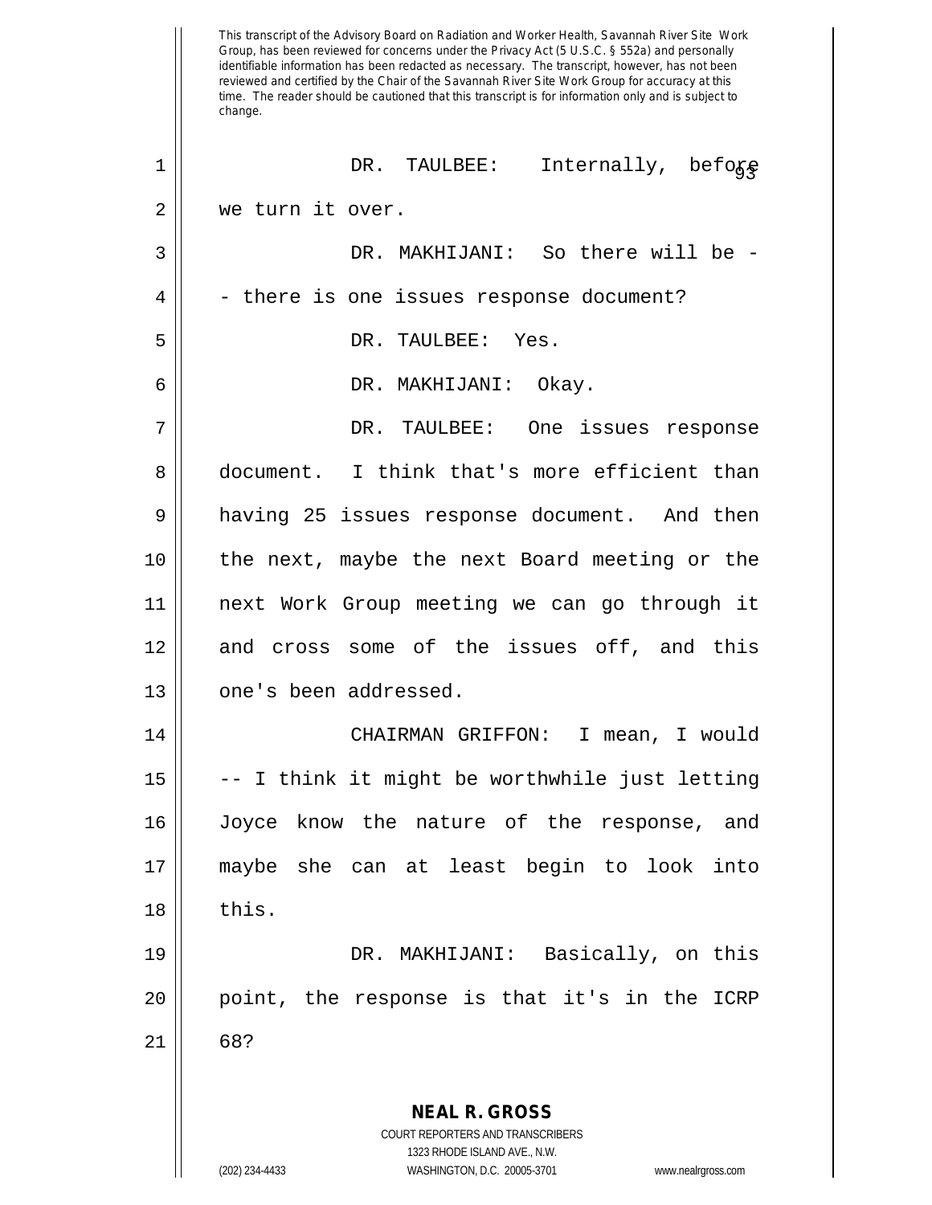This transcript of the Advisory Board on Radiation and Worker Health, Savannah River Site Work Group, has been reviewed for concerns under the Privacy Act (5 U.S.C. § 552a) and personally identifiable information has been redacted as necessary. The transcript, however, has not been reviewed and certified by the Chair of the Savannah River Site Work Group for accuracy at this time. The reader should be cautioned that this transcript is for information only and is subject to change.

DR. TAULBEE: Internally, before we turn it over.

DR. MAKHIJANI: So there will be -- there is one issues response document?

DR. TAULBEE: Yes.

DR. MAKHIJANI: Okay.

DR. TAULBEE: One issues response document. I think that's more efficient than having 25 issues response document. And then the next, maybe the next Board meeting or the next Work Group meeting we can go through it and cross some of the issues off, and this one's been addressed.

CHAIRMAN GRIFFON: I mean, I would -- I think it might be worthwhile just letting Joyce know the nature of the response, and maybe she can at least begin to look into this.

DR. MAKHIJANI: Basically, on this point, the response is that it's in the ICRP 68?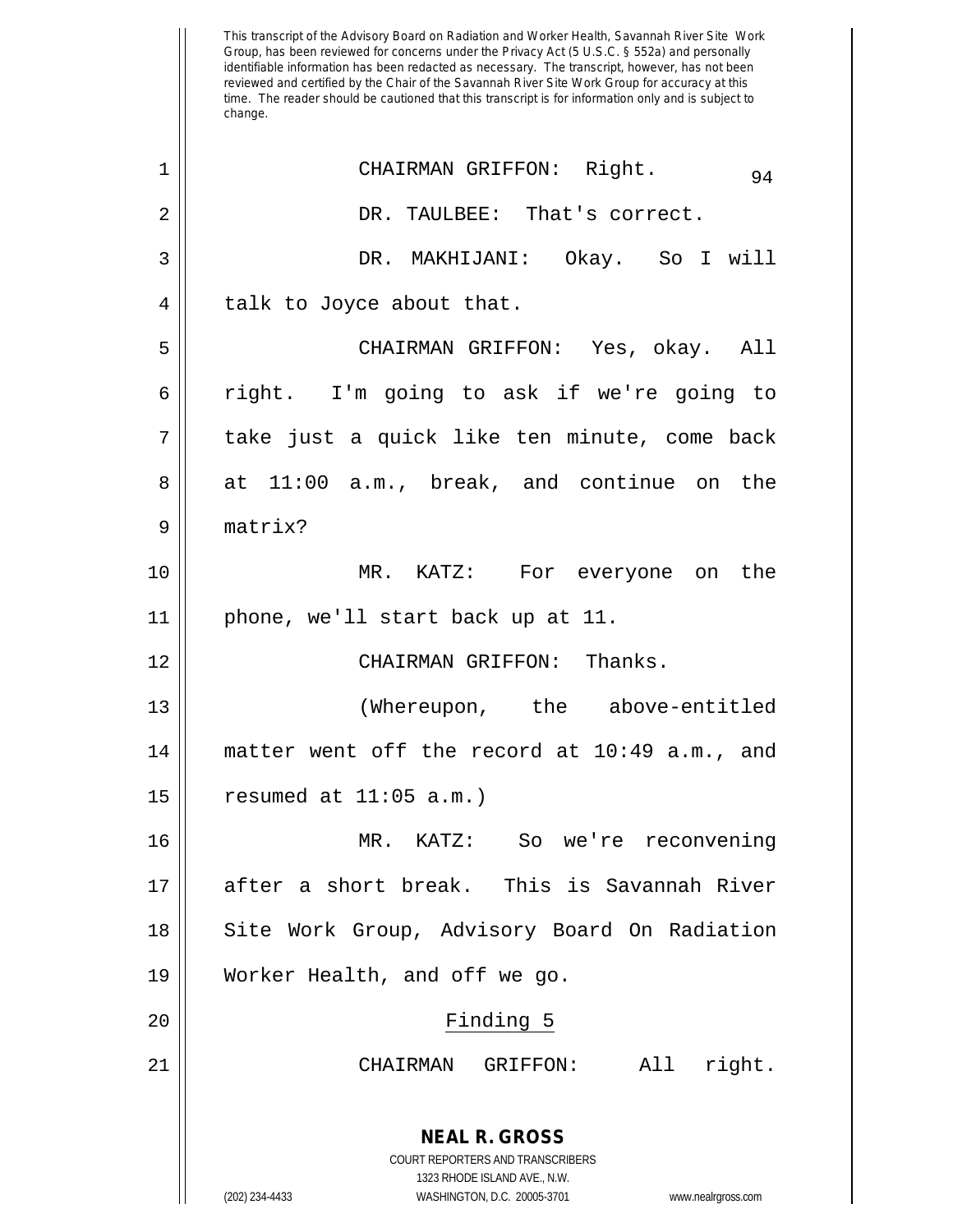CHAIRMAN GRIFFON: Right.

DR. TAULBEE: That's correct.

DR. MAKHIJANI: Okay. So I will talk to Joyce about that.

CHAIRMAN GRIFFON: Yes, okay. All right. I'm going to ask if we're going to take just a quick like ten minute, come back at 11:00 a.m., break, and continue on the matrix?

MR. KATZ: For everyone on the phone, we'll start back up at 11.

CHAIRMAN GRIFFON: Thanks.

(Whereupon, the above-entitled matter went off the record at 10:49 a.m., and resumed at 11:05 a.m.)

MR. KATZ: So we're reconvening after a short break. This is Savannah River Site Work Group, Advisory Board On Radiation Worker Health, and off we go.

## Finding 5

CHAIRMAN GRIFFON: All right.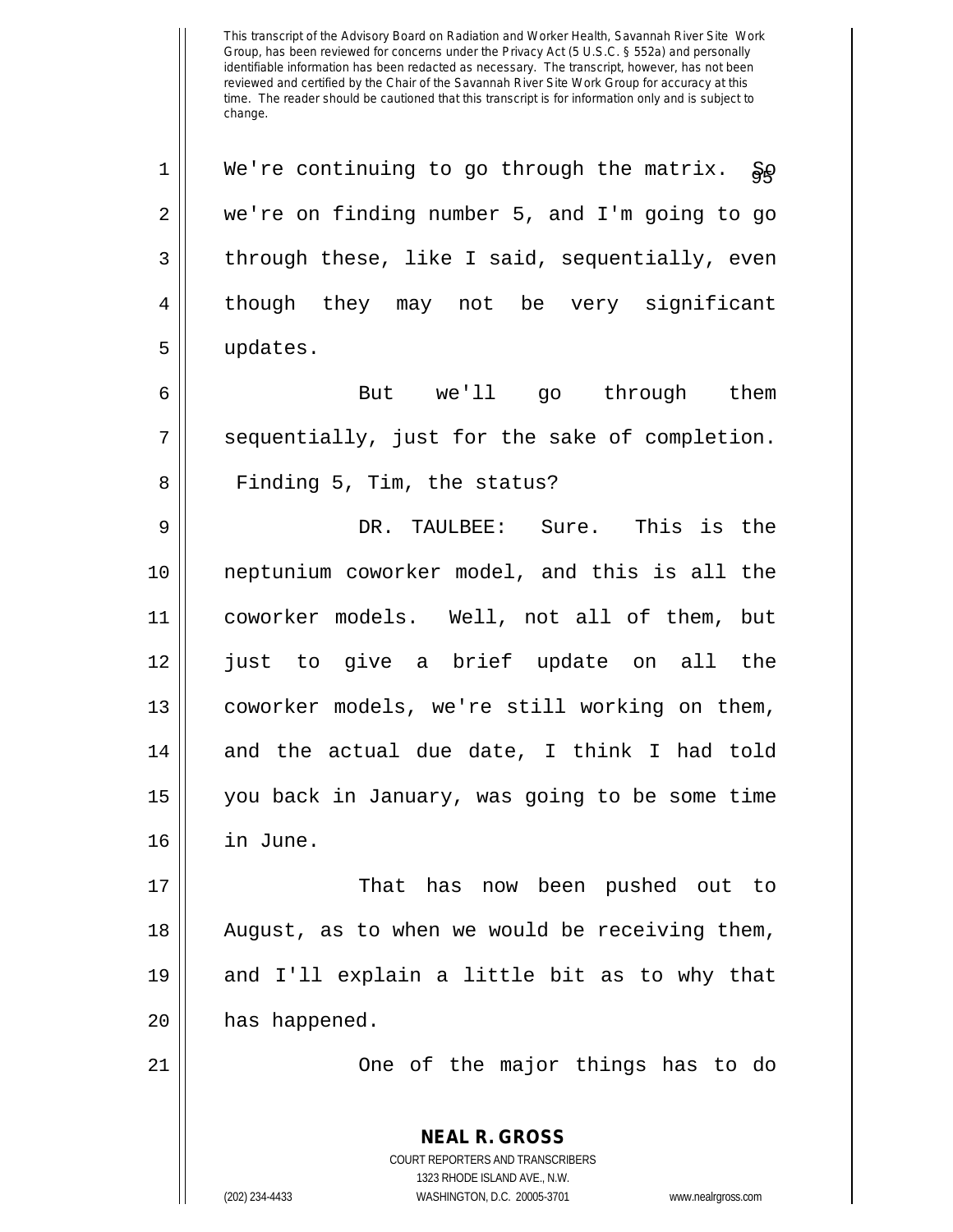We're continuing to go through the matrix. So we're on finding number 5, and I'm going to go through these, like I said, sequentially, even though they may not be very significant updates.

But we'll go through them sequentially, just for the sake of completion. Finding 5, Tim, the status?

DR. TAULBEE: Sure. This is the neptunium coworker model, and this is all the coworker models. Well, not all of them, but just to give a brief update on all the coworker models, we're still working on them, and the actual due date, I think I had told you back in January, was going to be some time in June.

That has now been pushed out to August, as to when we would be receiving them, and I'll explain a little bit as to why that has happened.

One of the major things has to do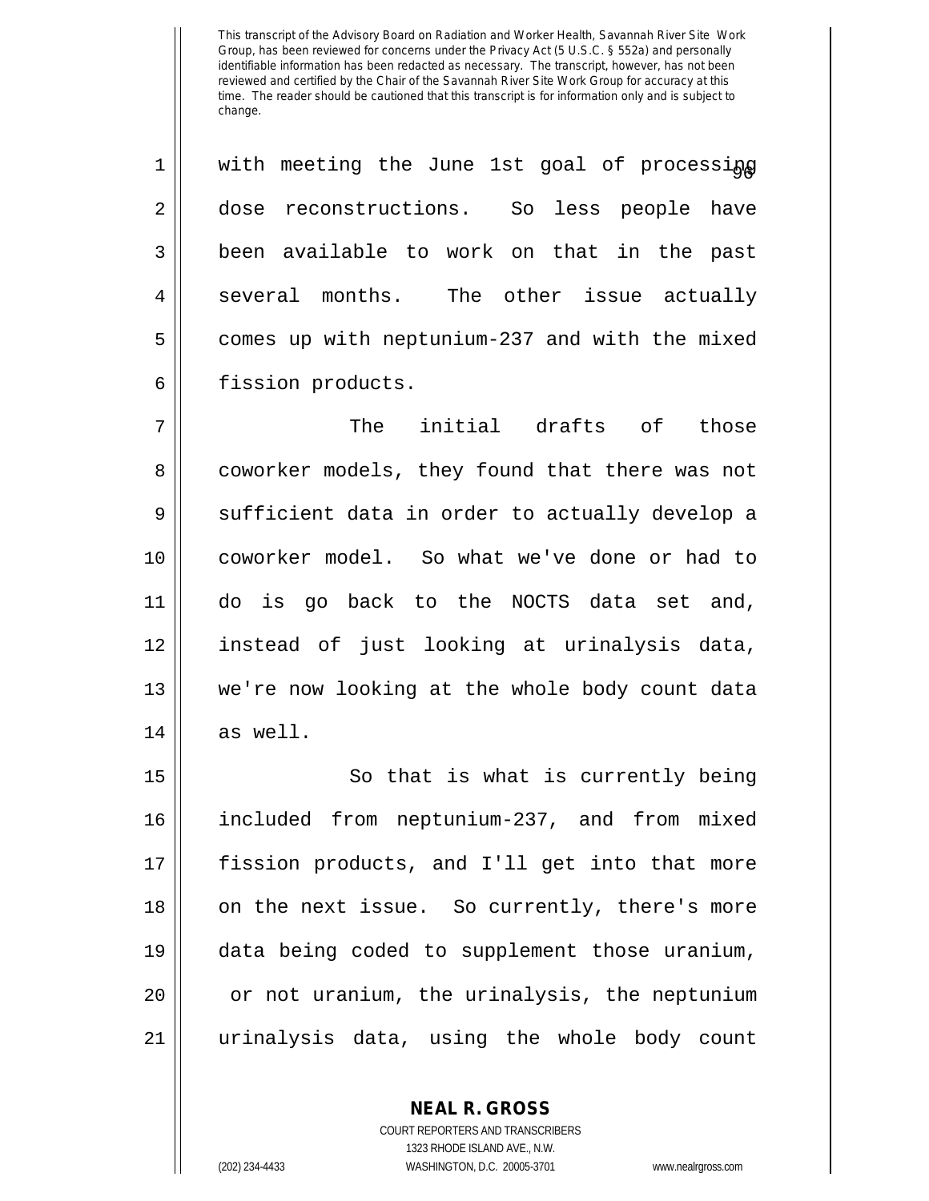This transcript of the Advisory Board on Radiation and Worker Health, Savannah River Site Work Group, has been reviewed for concerns under the Privacy Act (5 U.S.C. § 552a) and personally identifiable information has been redacted as necessary. The transcript, however, has not been reviewed and certified by the Chair of the Savannah River Site Work Group for accuracy at this time. The reader should be cautioned that this transcript is for information only and is subject to change.

with meeting the June 1st goal of processing dose reconstructions. So less people have been available to work on that in the past several months. The other issue actually comes up with neptunium-237 and with the mixed fission products.

The initial drafts of those coworker models, they found that there was not sufficient data in order to actually develop a coworker model. So what we've done or had to do is go back to the NOCTS data set and, instead of just looking at urinalysis data, we're now looking at the whole body count data as well.

So that is what is currently being included from neptunium-237, and from mixed fission products, and I'll get into that more on the next issue. So currently, there's more data being coded to supplement those uranium, or not uranium, the urinalysis, the neptunium urinalysis data, using the whole body count

**NEAL R. GROSS**
COURT REPORTERS AND TRANSCRIBERS
1323 RHODE ISLAND AVE., N.W.
(202) 234-4433 WASHINGTON, D.C. 20005-3701 www.nealrgross.com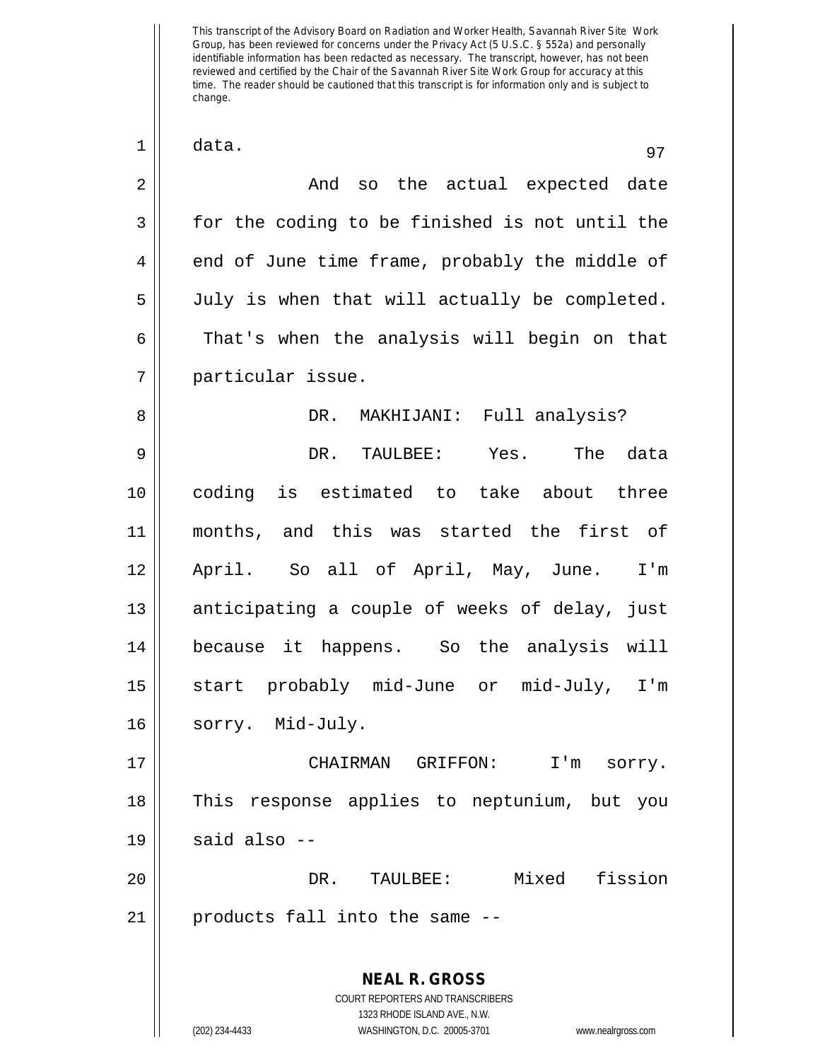This transcript of the Advisory Board on Radiation and Worker Health, Savannah River Site Work Group, has been reviewed for concerns under the Privacy Act (5 U.S.C. § 552a) and personally identifiable information has been redacted as necessary. The transcript, however, has not been reviewed and certified by the Chair of the Savannah River Site Work Group for accuracy at this time. The reader should be cautioned that this transcript is for information only and is subject to change.

1 data.

2 And so the actual expected date
3 for the coding to be finished is not until the
4 end of June time frame, probably the middle of
5 July is when that will actually be completed.
6 That's when the analysis will begin on that
7 particular issue.

8 DR. MAKHIJANI: Full analysis?

9 DR. TAULBEE: Yes. The data
10 coding is estimated to take about three
11 months, and this was started the first of
12 April. So all of April, May, June. I'm
13 anticipating a couple of weeks of delay, just
14 because it happens. So the analysis will
15 start probably mid-June or mid-July, I'm
16 sorry. Mid-July.

17 CHAIRMAN GRIFFON: I'm sorry.
18 This response applies to neptunium, but you
19 said also --

20 DR. TAULBEE: Mixed fission
21 products fall into the same --

**NEAL R. GROSS**
COURT REPORTERS AND TRANSCRIBERS
1323 RHODE ISLAND AVE., N.W.
(202) 234-4433 WASHINGTON, D.C. 20005-3701 www.nealrgross.com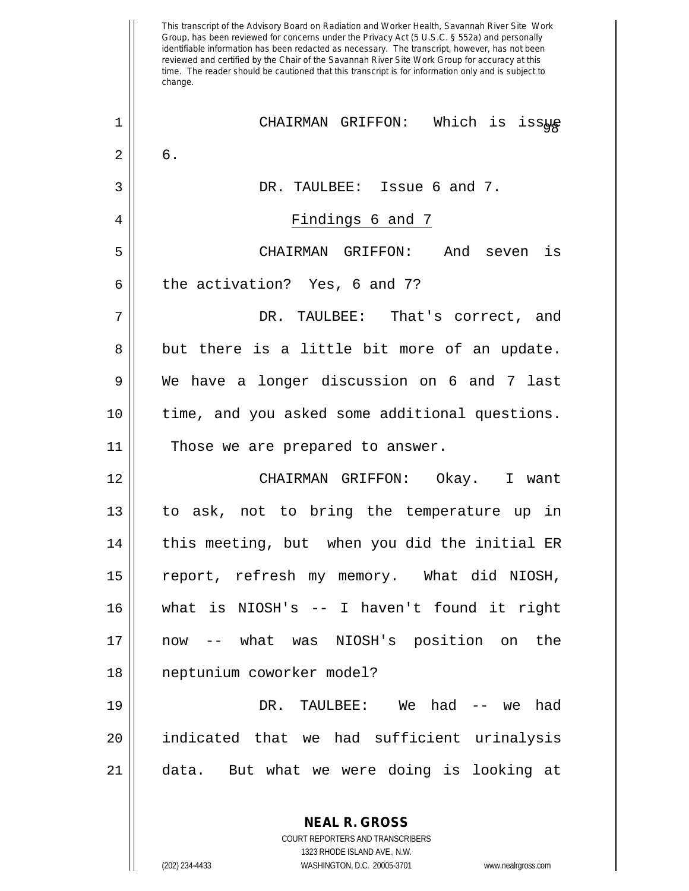This transcript of the Advisory Board on Radiation and Worker Health, Savannah River Site Work Group, has been reviewed for concerns under the Privacy Act (5 U.S.C. § 552a) and personally identifiable information has been redacted as necessary. The transcript, however, has not been reviewed and certified by the Chair of the Savannah River Site Work Group for accuracy at this time. The reader should be cautioned that this transcript is for information only and is subject to change.

CHAIRMAN GRIFFON: Which is issue 6.

DR. TAULBEE: Issue 6 and 7.

Findings 6 and 7

CHAIRMAN GRIFFON: And seven is the activation? Yes, 6 and 7?

DR. TAULBEE: That's correct, and but there is a little bit more of an update. We have a longer discussion on 6 and 7 last time, and you asked some additional questions. Those we are prepared to answer.

CHAIRMAN GRIFFON: Okay. I want to ask, not to bring the temperature up in this meeting, but when you did the initial ER report, refresh my memory. What did NIOSH, what is NIOSH's -- I haven't found it right now -- what was NIOSH's position on the neptunium coworker model?

DR. TAULBEE: We had -- we had indicated that we had sufficient urinalysis data. But what we were doing is looking at

**NEAL R. GROSS**
COURT REPORTERS AND TRANSCRIBERS
1323 RHODE ISLAND AVE., N.W.
(202) 234-4433 WASHINGTON, D.C. 20005-3701 www.nealrgross.com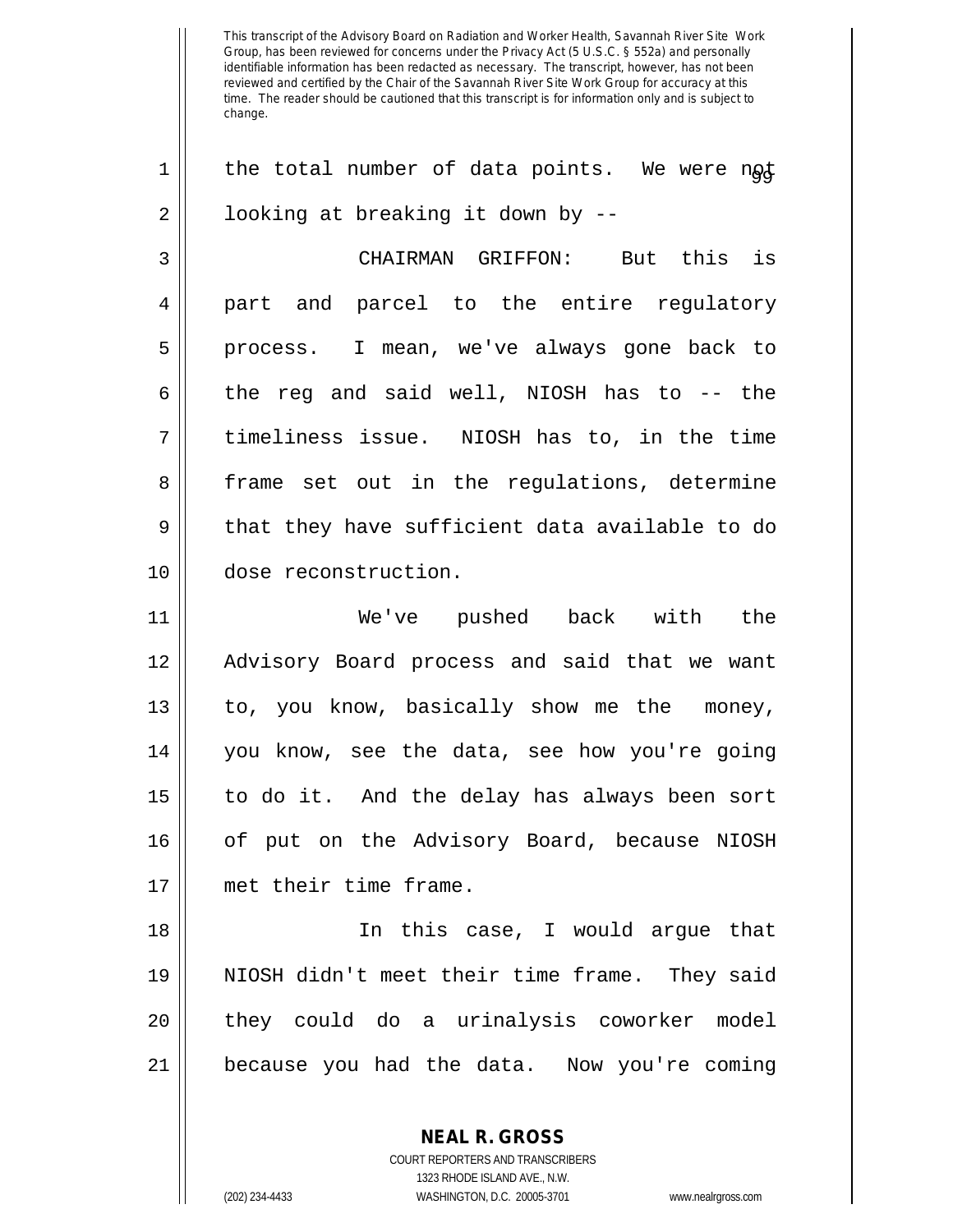the total number of data points. We were not looking at breaking it down by --

CHAIRMAN GRIFFON: But this is part and parcel to the entire regulatory process. I mean, we've always gone back to the reg and said well, NIOSH has to -- the timeliness issue. NIOSH has to, in the time frame set out in the regulations, determine that they have sufficient data available to do dose reconstruction.

We've pushed back with the Advisory Board process and said that we want to, you know, basically show me the money, you know, see the data, see how you're going to do it. And the delay has always been sort of put on the Advisory Board, because NIOSH met their time frame.

In this case, I would argue that NIOSH didn't meet their time frame. They said they could do a urinalysis coworker model because you had the data. Now you're coming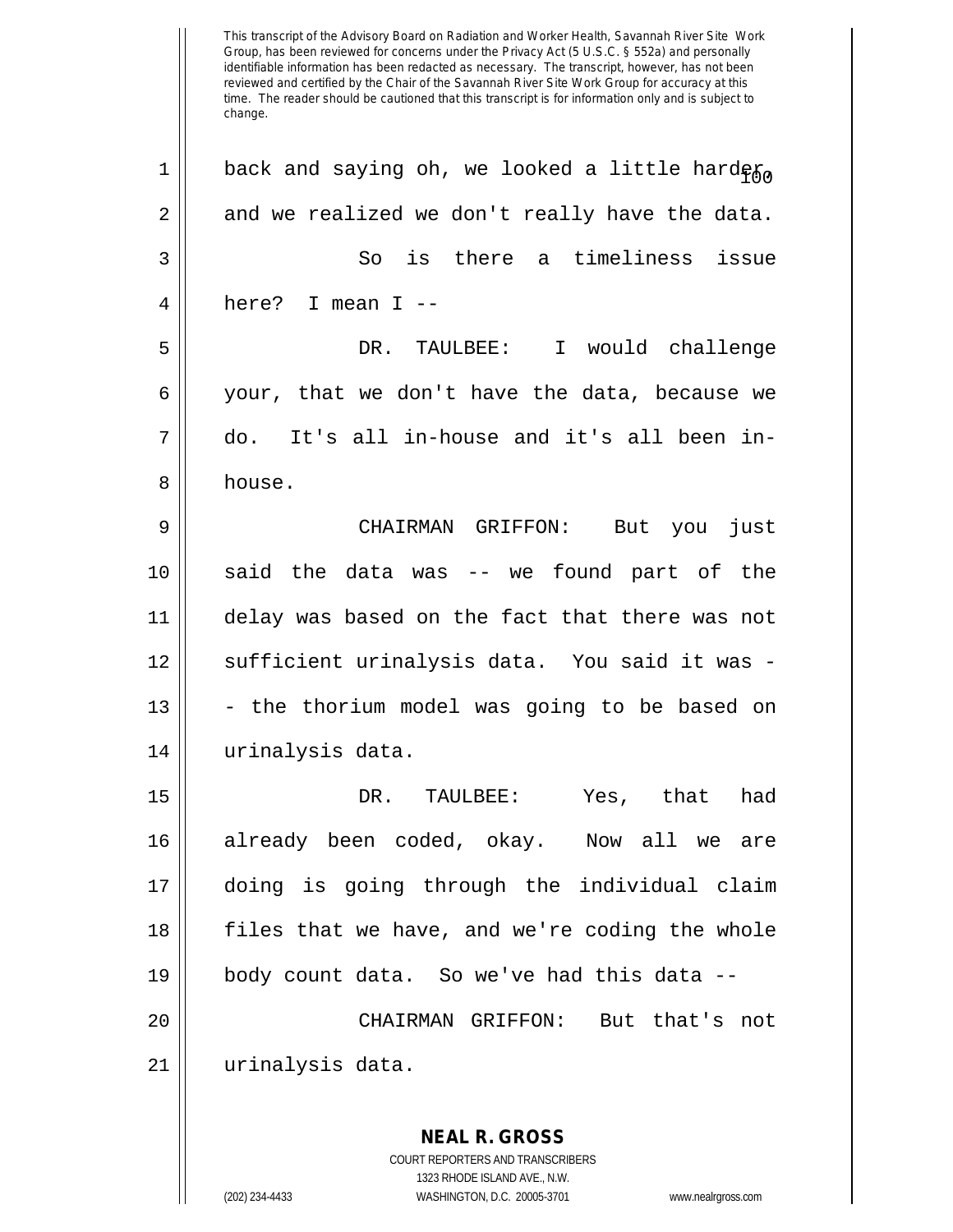This transcript of the Advisory Board on Radiation and Worker Health, Savannah River Site Work Group, has been reviewed for concerns under the Privacy Act (5 U.S.C. § 552a) and personally identifiable information has been redacted as necessary. The transcript, however, has not been reviewed and certified by the Chair of the Savannah River Site Work Group for accuracy at this time. The reader should be cautioned that this transcript is for information only and is subject to change.

back and saying oh, we looked a little harder and we realized we don't really have the data.

So is there a timeliness issue here? I mean I --

DR. TAULBEE: I would challenge your, that we don't have the data, because we do. It's all in-house and it's all been in-house.

CHAIRMAN GRIFFON: But you just said the data was -- we found part of the delay was based on the fact that there was not sufficient urinalysis data. You said it was -- the thorium model was going to be based on urinalysis data.

DR. TAULBEE: Yes, that had already been coded, okay. Now all we are doing is going through the individual claim files that we have, and we're coding the whole body count data. So we've had this data --

CHAIRMAN GRIFFON: But that's not urinalysis data.

**NEAL R. GROSS**
COURT REPORTERS AND TRANSCRIBERS
1323 RHODE ISLAND AVE., N.W.
(202) 234-4433 WASHINGTON, D.C. 20005-3701 www.nealrgross.com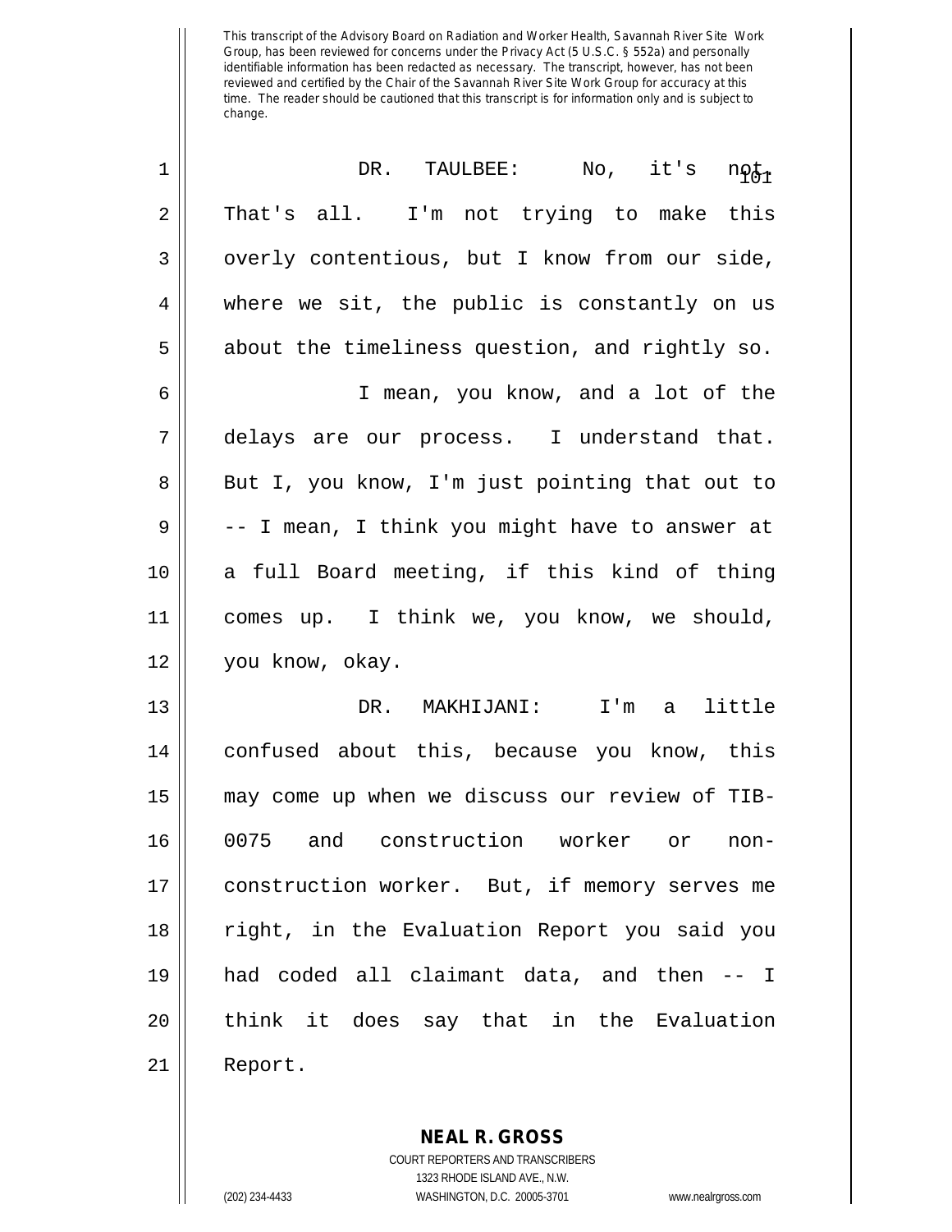This transcript of the Advisory Board on Radiation and Worker Health, Savannah River Site Work Group, has been reviewed for concerns under the Privacy Act (5 U.S.C. § 552a) and personally identifiable information has been redacted as necessary. The transcript, however, has not been reviewed and certified by the Chair of the Savannah River Site Work Group for accuracy at this time. The reader should be cautioned that this transcript is for information only and is subject to change.

1 DR. TAULBEE: No, it's not.
2 That's all. I'm not trying to make this
3 overly contentious, but I know from our side,
4 where we sit, the public is constantly on us
5 about the timeliness question, and rightly so.
6 I mean, you know, and a lot of the
7 delays are our process. I understand that.
8 But I, you know, I'm just pointing that out to
9 -- I mean, I think you might have to answer at
10 a full Board meeting, if this kind of thing
11 comes up. I think we, you know, we should,
12 you know, okay.
13 DR. MAKHIJANI: I'm a little
14 confused about this, because you know, this
15 may come up when we discuss our review of TIB-
16 0075 and construction worker or non-
17 construction worker. But, if memory serves me
18 right, in the Evaluation Report you said you
19 had coded all claimant data, and then -- I
20 think it does say that in the Evaluation
21 Report.

**NEAL R. GROSS**
COURT REPORTERS AND TRANSCRIBERS
1323 RHODE ISLAND AVE., N.W.
(202) 234-4433 WASHINGTON, D.C. 20005-3701 www.nealrgross.com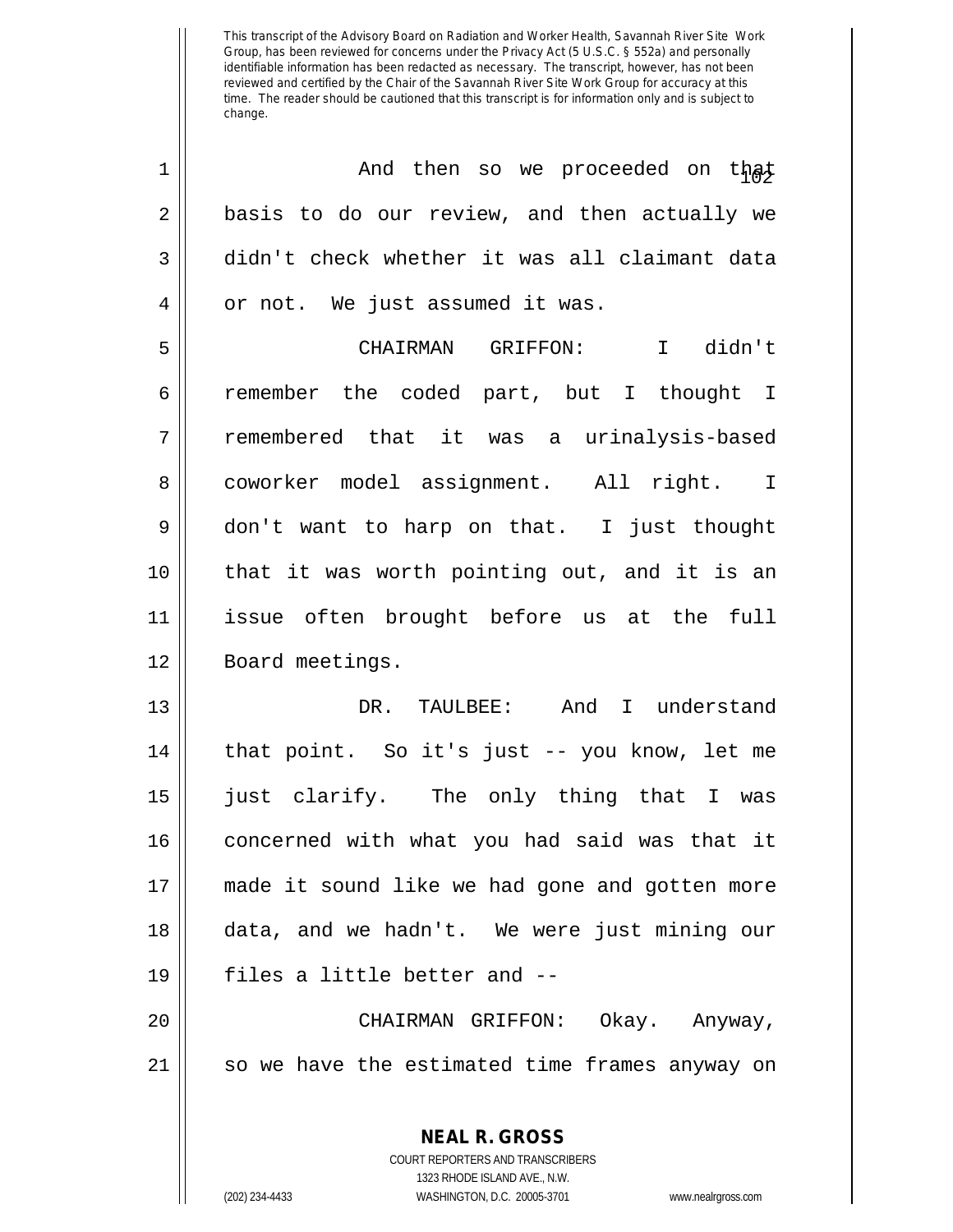This transcript of the Advisory Board on Radiation and Worker Health, Savannah River Site Work Group, has been reviewed for concerns under the Privacy Act (5 U.S.C. § 552a) and personally identifiable information has been redacted as necessary. The transcript, however, has not been reviewed and certified by the Chair of the Savannah River Site Work Group for accuracy at this time. The reader should be cautioned that this transcript is for information only and is subject to change.

1 And then so we proceeded on that
2 basis to do our review, and then actually we
3 didn't check whether it was all claimant data
4 or not. We just assumed it was.

5 CHAIRMAN GRIFFON: I didn't
6 remember the coded part, but I thought I
7 remembered that it was a urinalysis-based
8 coworker model assignment. All right. I
9 don't want to harp on that. I just thought
10 that it was worth pointing out, and it is an
11 issue often brought before us at the full
12 Board meetings.

13 DR. TAULBEE: And I understand
14 that point. So it's just -- you know, let me
15 just clarify. The only thing that I was
16 concerned with what you had said was that it
17 made it sound like we had gone and gotten more
18 data, and we hadn't. We were just mining our
19 files a little better and --

20 CHAIRMAN GRIFFON: Okay. Anyway,
21 so we have the estimated time frames anyway on

**NEAL R. GROSS**
COURT REPORTERS AND TRANSCRIBERS
1323 RHODE ISLAND AVE., N.W.
(202) 234-4433 WASHINGTON, D.C. 20005-3701 www.nealrgross.com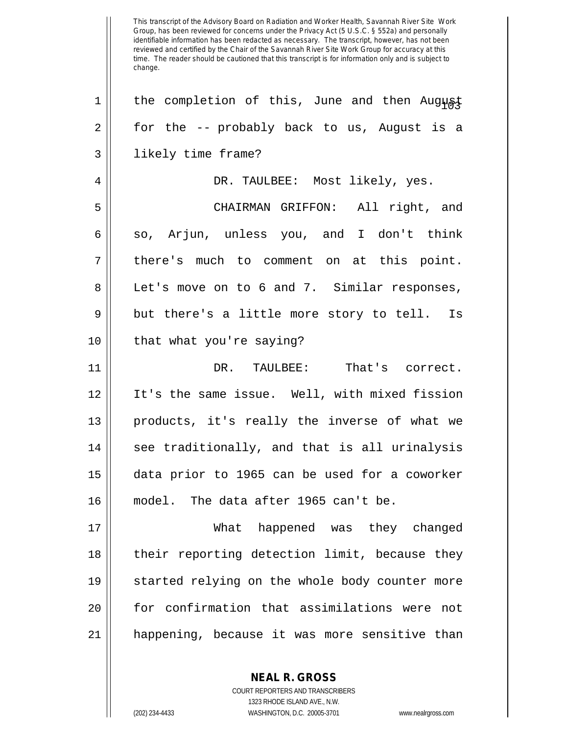the completion of this, June and then August for the -- probably back to us, August is a likely time frame?

DR. TAULBEE: Most likely, yes.

CHAIRMAN GRIFFON: All right, and so, Arjun, unless you, and I don't think there's much to comment on at this point. Let's move on to 6 and 7. Similar responses, but there's a little more story to tell. Is that what you're saying?

DR. TAULBEE: That's correct. It's the same issue. Well, with mixed fission products, it's really the inverse of what we see traditionally, and that is all urinalysis data prior to 1965 can be used for a coworker model. The data after 1965 can't be.

What happened was they changed their reporting detection limit, because they started relying on the whole body counter more for confirmation that assimilations were not happening, because it was more sensitive than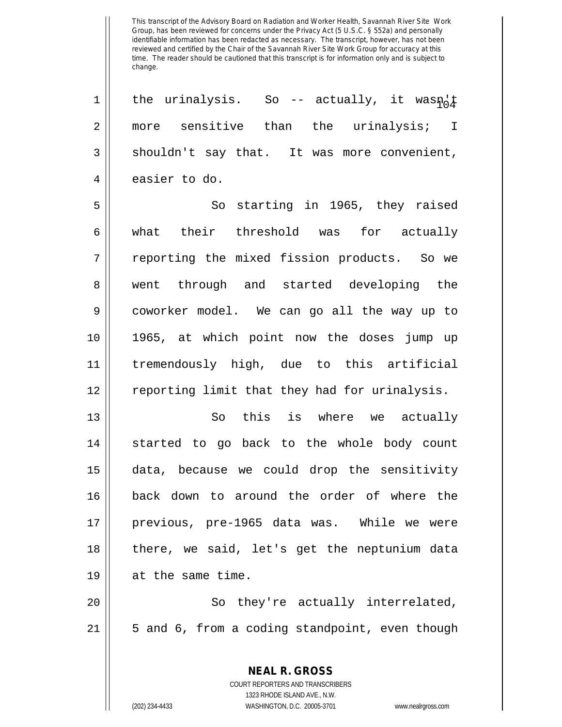This transcript of the Advisory Board on Radiation and Worker Health, Savannah River Site Work Group, has been reviewed for concerns under the Privacy Act (5 U.S.C. § 552a) and personally identifiable information has been redacted as necessary. The transcript, however, has not been reviewed and certified by the Chair of the Savannah River Site Work Group for accuracy at this time. The reader should be cautioned that this transcript is for information only and is subject to change.

the urinalysis. So -- actually, it wasn't more sensitive than the urinalysis; I shouldn't say that. It was more convenient, easier to do.

So starting in 1965, they raised what their threshold was for actually reporting the mixed fission products. So we went through and started developing the coworker model. We can go all the way up to 1965, at which point now the doses jump up tremendously high, due to this artificial reporting limit that they had for urinalysis.

So this is where we actually started to go back to the whole body count data, because we could drop the sensitivity back down to around the order of where the previous, pre-1965 data was. While we were there, we said, let's get the neptunium data at the same time.

So they're actually interrelated, 5 and 6, from a coding standpoint, even though

**NEAL R. GROSS**
COURT REPORTERS AND TRANSCRIBERS
1323 RHODE ISLAND AVE., N.W.
(202) 234-4433 WASHINGTON, D.C. 20005-3701 www.nealrgross.com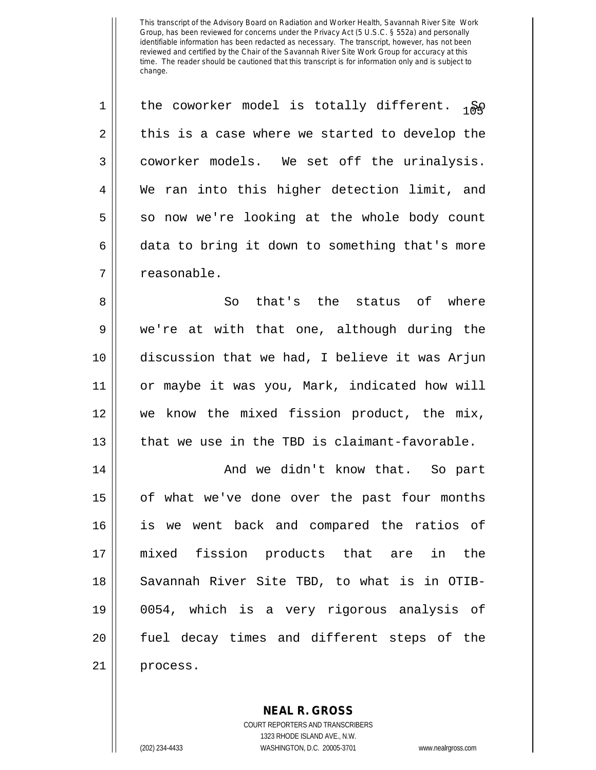This transcript of the Advisory Board on Radiation and Worker Health, Savannah River Site Work Group, has been reviewed for concerns under the Privacy Act (5 U.S.C. § 552a) and personally identifiable information has been redacted as necessary. The transcript, however, has not been reviewed and certified by the Chair of the Savannah River Site Work Group for accuracy at this time. The reader should be cautioned that this transcript is for information only and is subject to change.

the coworker model is totally different. So this is a case where we started to develop the coworker models. We set off the urinalysis. We ran into this higher detection limit, and so now we're looking at the whole body count data to bring it down to something that's more reasonable.

So that's the status of where we're at with that one, although during the discussion that we had, I believe it was Arjun or maybe it was you, Mark, indicated how will we know the mixed fission product, the mix, that we use in the TBD is claimant-favorable.

And we didn't know that. So part of what we've done over the past four months is we went back and compared the ratios of mixed fission products that are in the Savannah River Site TBD, to what is in OTIB-0054, which is a very rigorous analysis of fuel decay times and different steps of the process.

**NEAL R. GROSS**
COURT REPORTERS AND TRANSCRIBERS
1323 RHODE ISLAND AVE., N.W.
(202) 234-4433 WASHINGTON, D.C. 20005-3701 www.nealrgross.com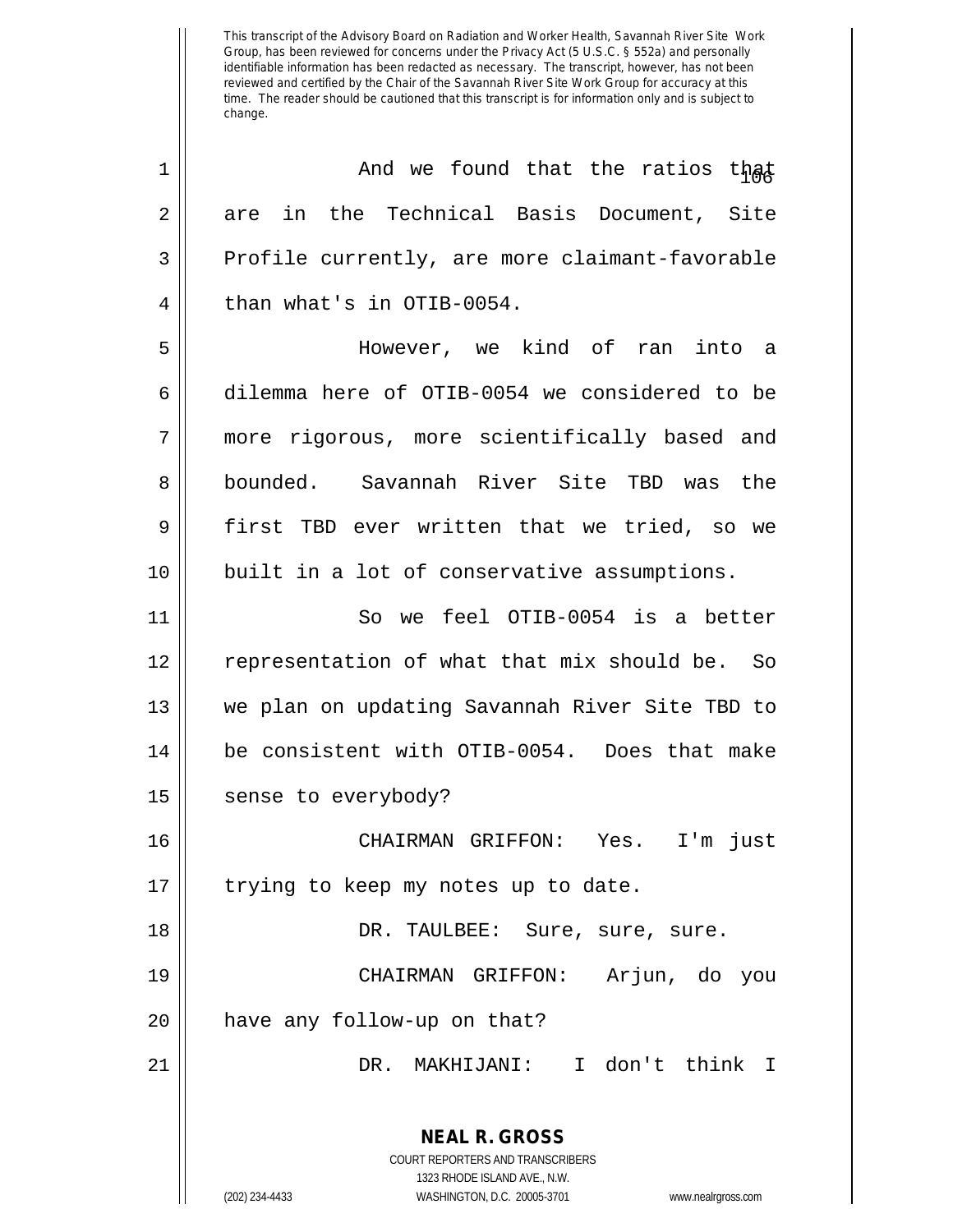This transcript of the Advisory Board on Radiation and Worker Health, Savannah River Site Work Group, has been reviewed for concerns under the Privacy Act (5 U.S.C. § 552a) and personally identifiable information has been redacted as necessary. The transcript, however, has not been reviewed and certified by the Chair of the Savannah River Site Work Group for accuracy at this time. The reader should be cautioned that this transcript is for information only and is subject to change.

1 And we found that the ratios that
2 are in the Technical Basis Document, Site
3 Profile currently, are more claimant-favorable
4 than what's in OTIB-0054.
5 However, we kind of ran into a
6 dilemma here of OTIB-0054 we considered to be
7 more rigorous, more scientifically based and
8 bounded. Savannah River Site TBD was the
9 first TBD ever written that we tried, so we
10 built in a lot of conservative assumptions.
11 So we feel OTIB-0054 is a better
12 representation of what that mix should be. So
13 we plan on updating Savannah River Site TBD to
14 be consistent with OTIB-0054. Does that make
15 sense to everybody?
16 CHAIRMAN GRIFFON: Yes. I'm just
17 trying to keep my notes up to date.
18 DR. TAULBEE: Sure, sure, sure.
19 CHAIRMAN GRIFFON: Arjun, do you
20 have any follow-up on that?
21 DR. MAKHIJANI: I don't think I

**NEAL R. GROSS**
COURT REPORTERS AND TRANSCRIBERS
1323 RHODE ISLAND AVE., N.W.
(202) 234-4433 WASHINGTON, D.C. 20005-3701 www.nealrgross.com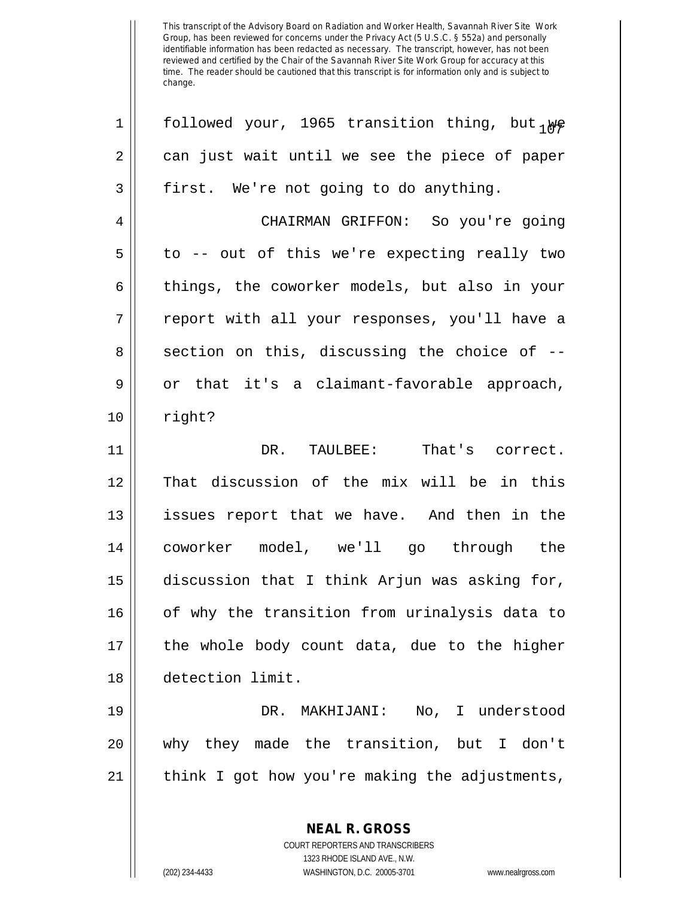followed your, 1965 transition thing, but we can just wait until we see the piece of paper first. We're not going to do anything.

CHAIRMAN GRIFFON: So you're going to -- out of this we're expecting really two things, the coworker models, but also in your report with all your responses, you'll have a section on this, discussing the choice of -- or that it's a claimant-favorable approach, right?

DR. TAULBEE: That's correct. That discussion of the mix will be in this issues report that we have. And then in the coworker model, we'll go through the discussion that I think Arjun was asking for, of why the transition from urinalysis data to the whole body count data, due to the higher detection limit.

DR. MAKHIJANI: No, I understood why they made the transition, but I don't think I got how you're making the adjustments,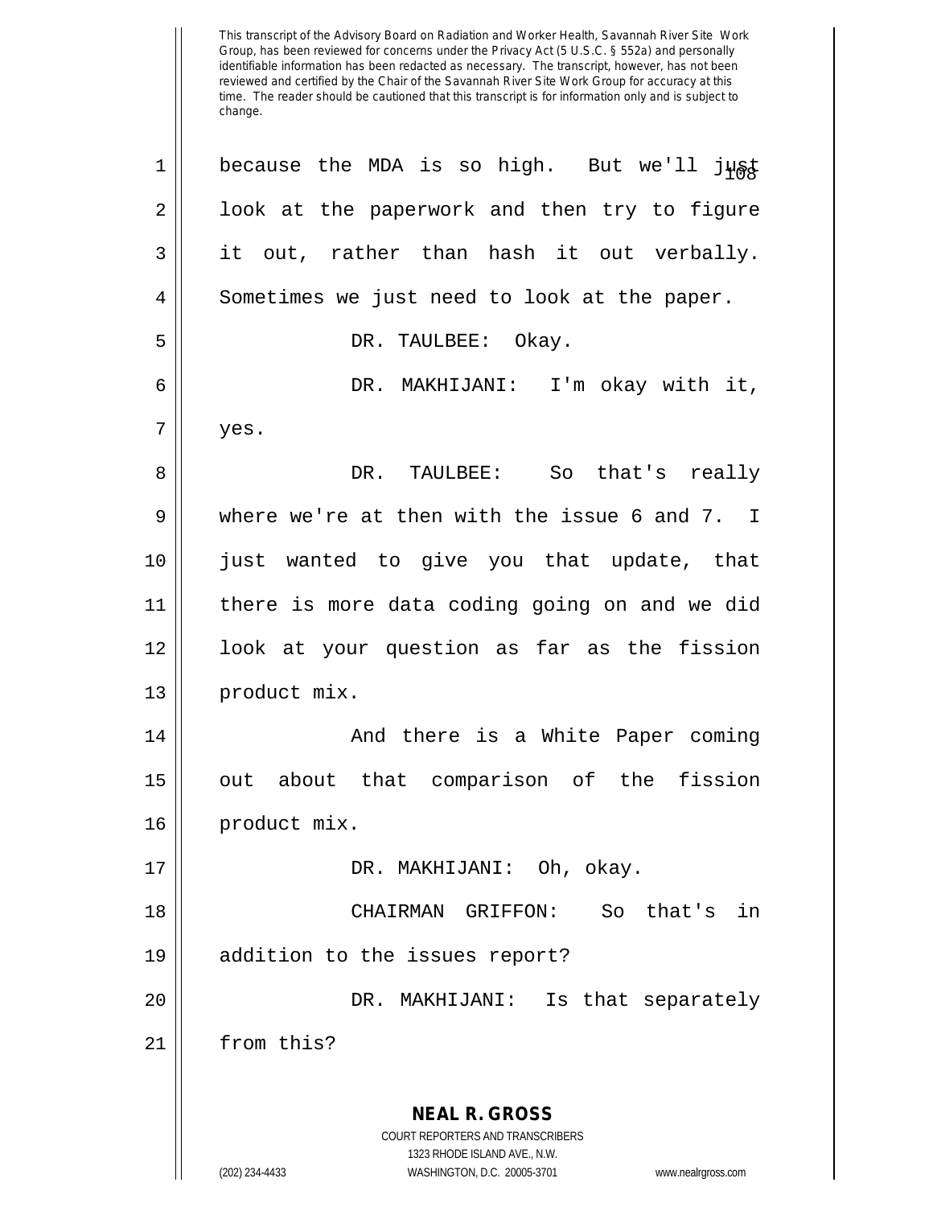This transcript of the Advisory Board on Radiation and Worker Health, Savannah River Site Work Group, has been reviewed for concerns under the Privacy Act (5 U.S.C. § 552a) and personally identifiable information has been redacted as necessary. The transcript, however, has not been reviewed and certified by the Chair of the Savannah River Site Work Group for accuracy at this time. The reader should be cautioned that this transcript is for information only and is subject to change.

because the MDA is so high. But we'll just look at the paperwork and then try to figure it out, rather than hash it out verbally. Sometimes we just need to look at the paper.

DR. TAULBEE: Okay.

DR. MAKHIJANI: I'm okay with it, yes.

DR. TAULBEE: So that's really where we're at then with the issue 6 and 7. I just wanted to give you that update, that there is more data coding going on and we did look at your question as far as the fission product mix.

And there is a White Paper coming out about that comparison of the fission product mix.

DR. MAKHIJANI: Oh, okay.

CHAIRMAN GRIFFON: So that's in addition to the issues report?

DR. MAKHIJANI: Is that separately from this?

**NEAL R. GROSS**
COURT REPORTERS AND TRANSCRIBERS
1323 RHODE ISLAND AVE., N.W.
(202) 234-4433 WASHINGTON, D.C. 20005-3701 www.nealrgross.com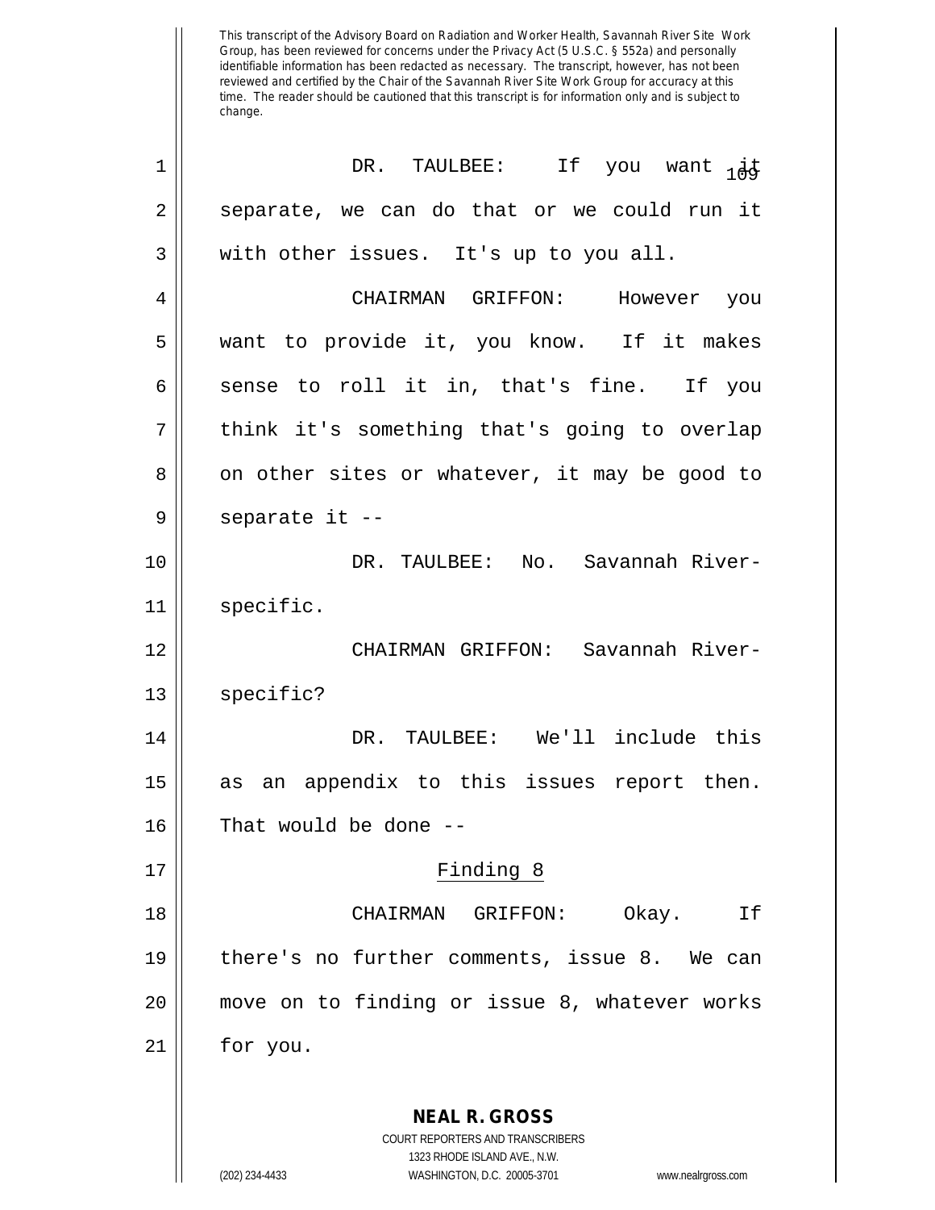This transcript of the Advisory Board on Radiation and Worker Health, Savannah River Site Work Group, has been reviewed for concerns under the Privacy Act (5 U.S.C. § 552a) and personally identifiable information has been redacted as necessary. The transcript, however, has not been reviewed and certified by the Chair of the Savannah River Site Work Group for accuracy at this time. The reader should be cautioned that this transcript is for information only and is subject to change.

DR. TAULBEE: If you want it separate, we can do that or we could run it with other issues. It's up to you all.

CHAIRMAN GRIFFON: However you want to provide it, you know. If it makes sense to roll it in, that's fine. If you think it's something that's going to overlap on other sites or whatever, it may be good to separate it --

DR. TAULBEE: No. Savannah River-specific.

CHAIRMAN GRIFFON: Savannah River-specific?

DR. TAULBEE: We'll include this as an appendix to this issues report then. That would be done --

## Finding 8

CHAIRMAN GRIFFON: Okay. If there's no further comments, issue 8. We can move on to finding or issue 8, whatever works for you.

**NEAL R. GROSS**
COURT REPORTERS AND TRANSCRIBERS
1323 RHODE ISLAND AVE., N.W.
(202) 234-4433 WASHINGTON, D.C. 20005-3701 www.nealrgross.com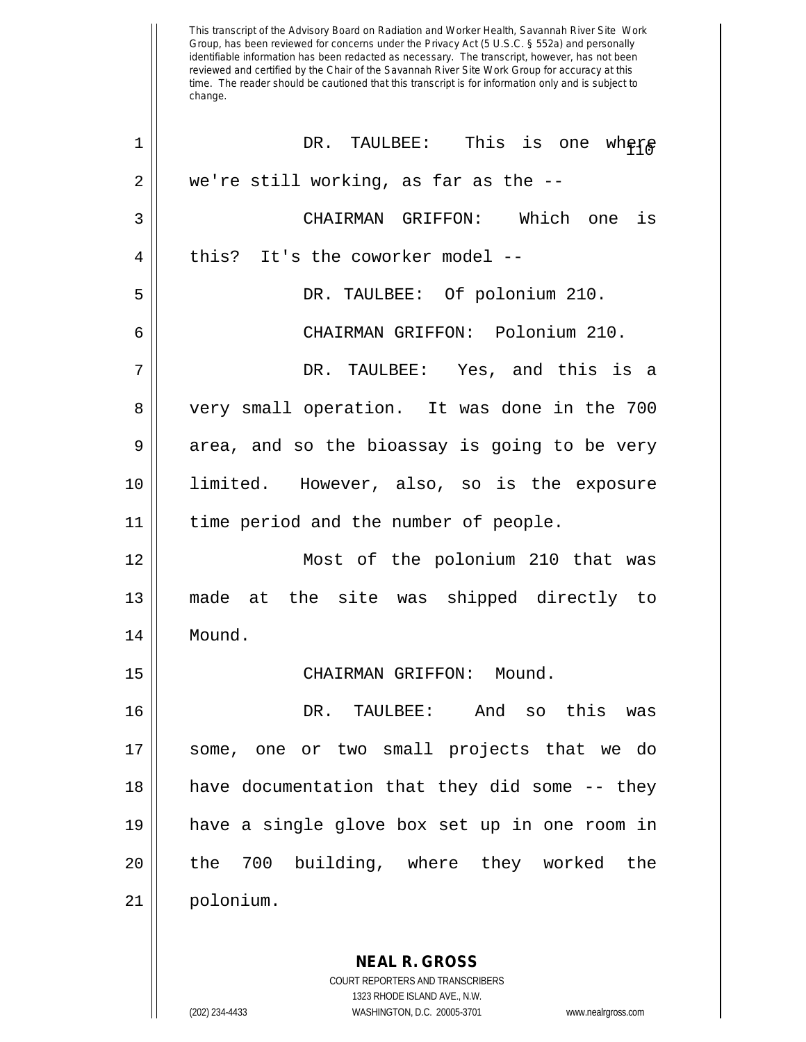This transcript of the Advisory Board on Radiation and Worker Health, Savannah River Site Work Group, has been reviewed for concerns under the Privacy Act (5 U.S.C. § 552a) and personally identifiable information has been redacted as necessary. The transcript, however, has not been reviewed and certified by the Chair of the Savannah River Site Work Group for accuracy at this time. The reader should be cautioned that this transcript is for information only and is subject to change.

DR. TAULBEE: This is one where we're still working, as far as the --

CHAIRMAN GRIFFON: Which one is this? It's the coworker model --

DR. TAULBEE: Of polonium 210.

CHAIRMAN GRIFFON: Polonium 210.

DR. TAULBEE: Yes, and this is a very small operation. It was done in the 700 area, and so the bioassay is going to be very limited. However, also, so is the exposure time period and the number of people.

Most of the polonium 210 that was made at the site was shipped directly to Mound.

CHAIRMAN GRIFFON: Mound.

DR. TAULBEE: And so this was some, one or two small projects that we do have documentation that they did some -- they have a single glove box set up in one room in the 700 building, where they worked the polonium.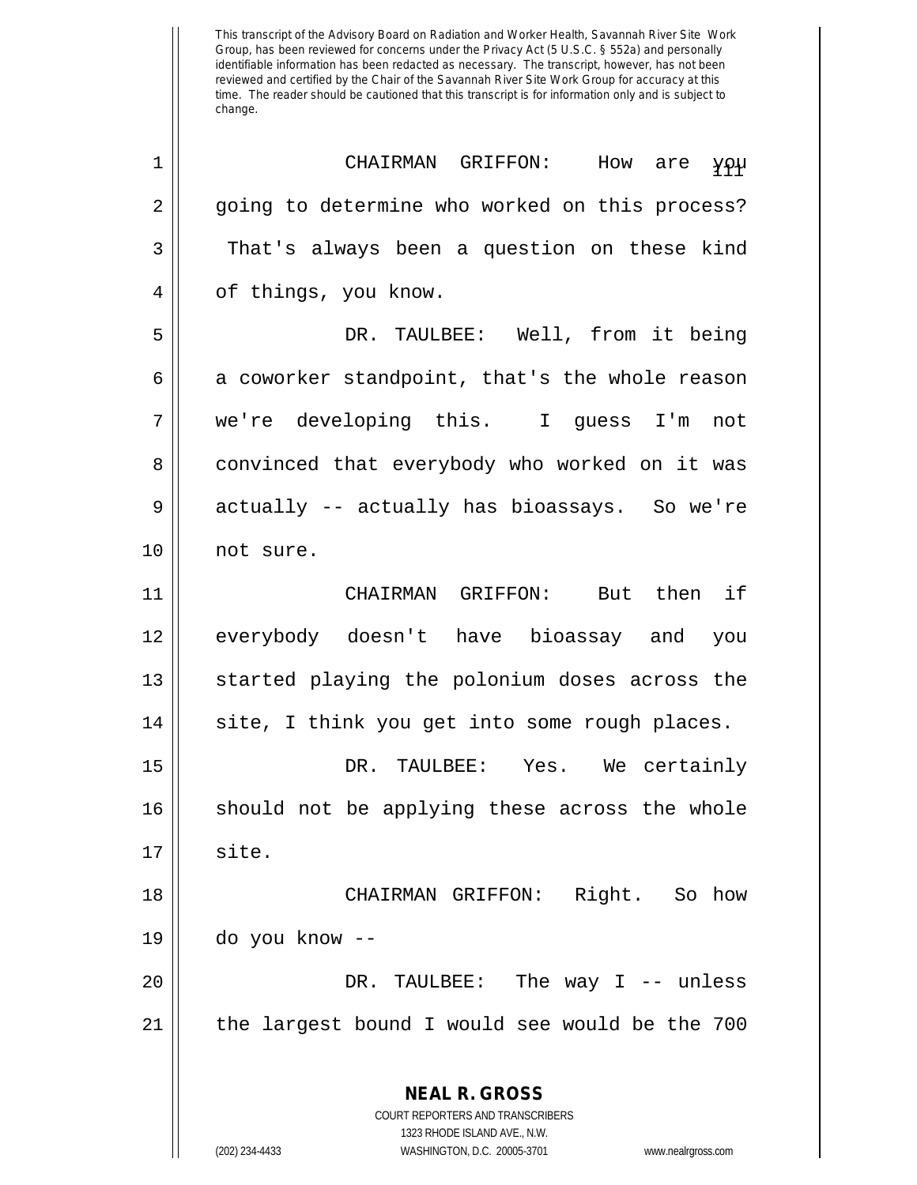This transcript of the Advisory Board on Radiation and Worker Health, Savannah River Site Work Group, has been reviewed for concerns under the Privacy Act (5 U.S.C. § 552a) and personally identifiable information has been redacted as necessary. The transcript, however, has not been reviewed and certified by the Chair of the Savannah River Site Work Group for accuracy at this time. The reader should be cautioned that this transcript is for information only and is subject to change.

CHAIRMAN GRIFFON: How are you going to determine who worked on this process? That's always been a question on these kind of things, you know.

DR. TAULBEE: Well, from it being a coworker standpoint, that's the whole reason we're developing this. I guess I'm not convinced that everybody who worked on it was actually -- actually has bioassays. So we're not sure.

CHAIRMAN GRIFFON: But then if everybody doesn't have bioassay and you started playing the polonium doses across the site, I think you get into some rough places.

DR. TAULBEE: Yes. We certainly should not be applying these across the whole site.

CHAIRMAN GRIFFON: Right. So how do you know --

DR. TAULBEE: The way I -- unless the largest bound I would see would be the 700

**NEAL R. GROSS**
COURT REPORTERS AND TRANSCRIBERS
1323 RHODE ISLAND AVE., N.W.
(202) 234-4433 WASHINGTON, D.C. 20005-3701 www.nealrgross.com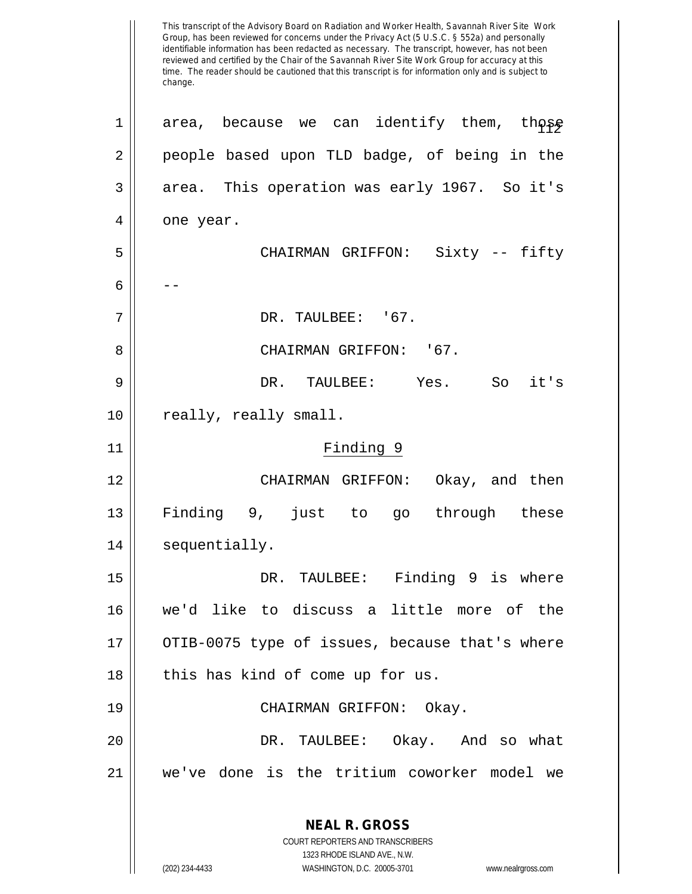area, because we can identify them, those people based upon TLD badge, of being in the area. This operation was early 1967. So it's one year.

CHAIRMAN GRIFFON: Sixty -- fifty --

DR. TAULBEE: '67.

CHAIRMAN GRIFFON: '67.

DR. TAULBEE: Yes. So it's really, really small.

Finding 9

CHAIRMAN GRIFFON: Okay, and then Finding 9, just to go through these sequentially.

DR. TAULBEE: Finding 9 is where we'd like to discuss a little more of the OTIB-0075 type of issues, because that's where this has kind of come up for us.

CHAIRMAN GRIFFON: Okay.

DR. TAULBEE: Okay. And so what we've done is the tritium coworker model we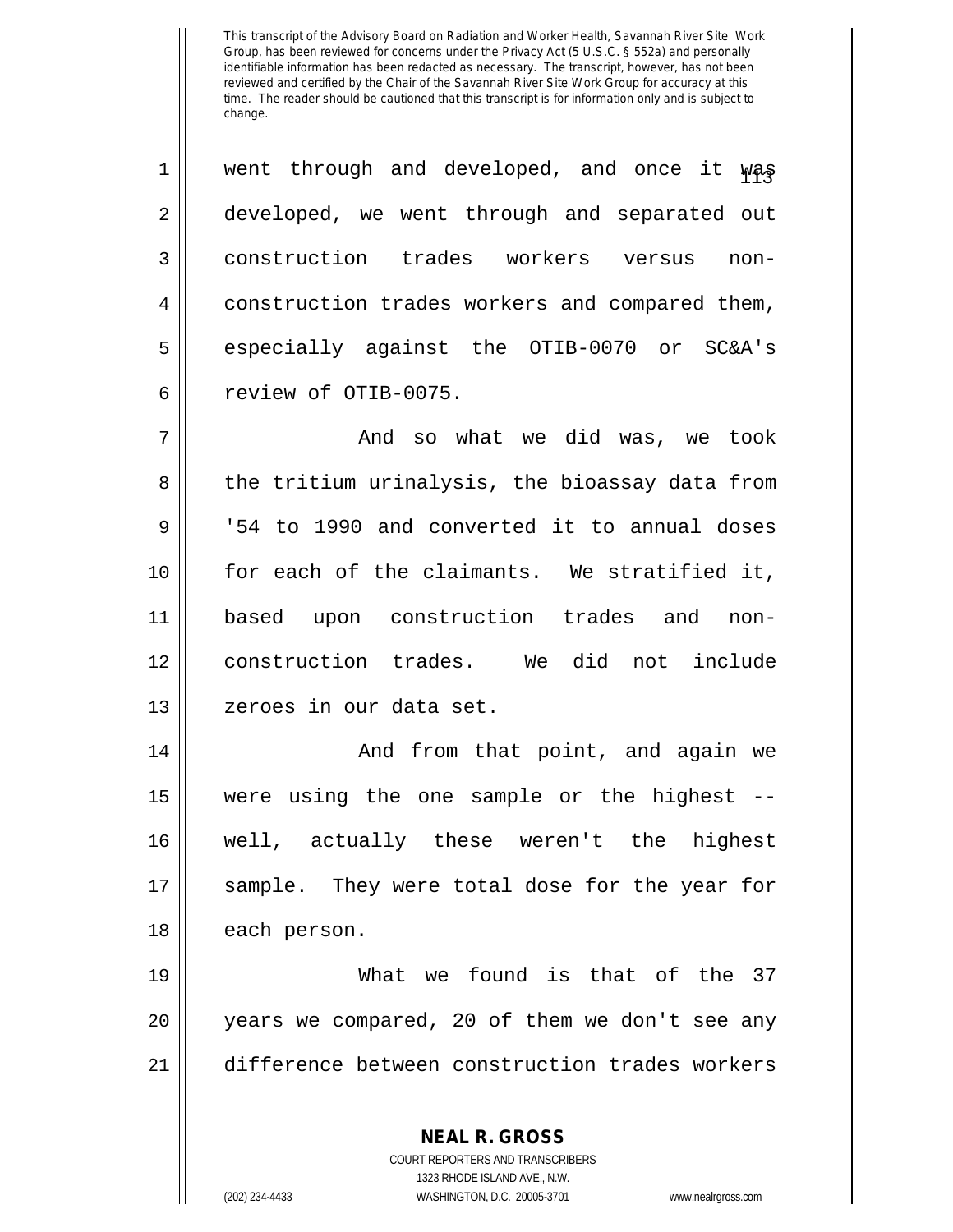went through and developed, and once it was developed, we went through and separated out construction trades workers versus non-construction trades workers and compared them, especially against the OTIB-0070 or SC&A's review of OTIB-0075.

And so what we did was, we took the tritium urinalysis, the bioassay data from '54 to 1990 and converted it to annual doses for each of the claimants. We stratified it, based upon construction trades and non-construction trades. We did not include zeroes in our data set.

And from that point, and again we were using the one sample or the highest -- well, actually these weren't the highest sample. They were total dose for the year for each person.

What we found is that of the 37 years we compared, 20 of them we don't see any difference between construction trades workers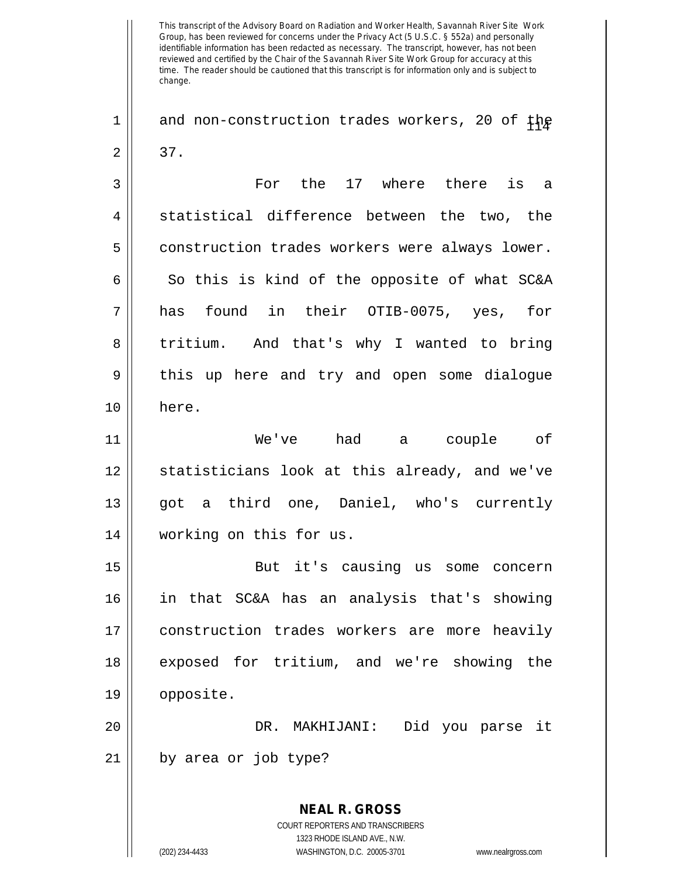and non-construction trades workers, 20 of the 37.

For the 17 where there is a statistical difference between the two, the construction trades workers were always lower. So this is kind of the opposite of what SC&A has found in their OTIB-0075, yes, for tritium. And that's why I wanted to bring this up here and try and open some dialogue here.

We've had a couple of statisticians look at this already, and we've got a third one, Daniel, who's currently working on this for us.

But it's causing us some concern in that SC&A has an analysis that's showing construction trades workers are more heavily exposed for tritium, and we're showing the opposite.

DR. MAKHIJANI: Did you parse it by area or job type?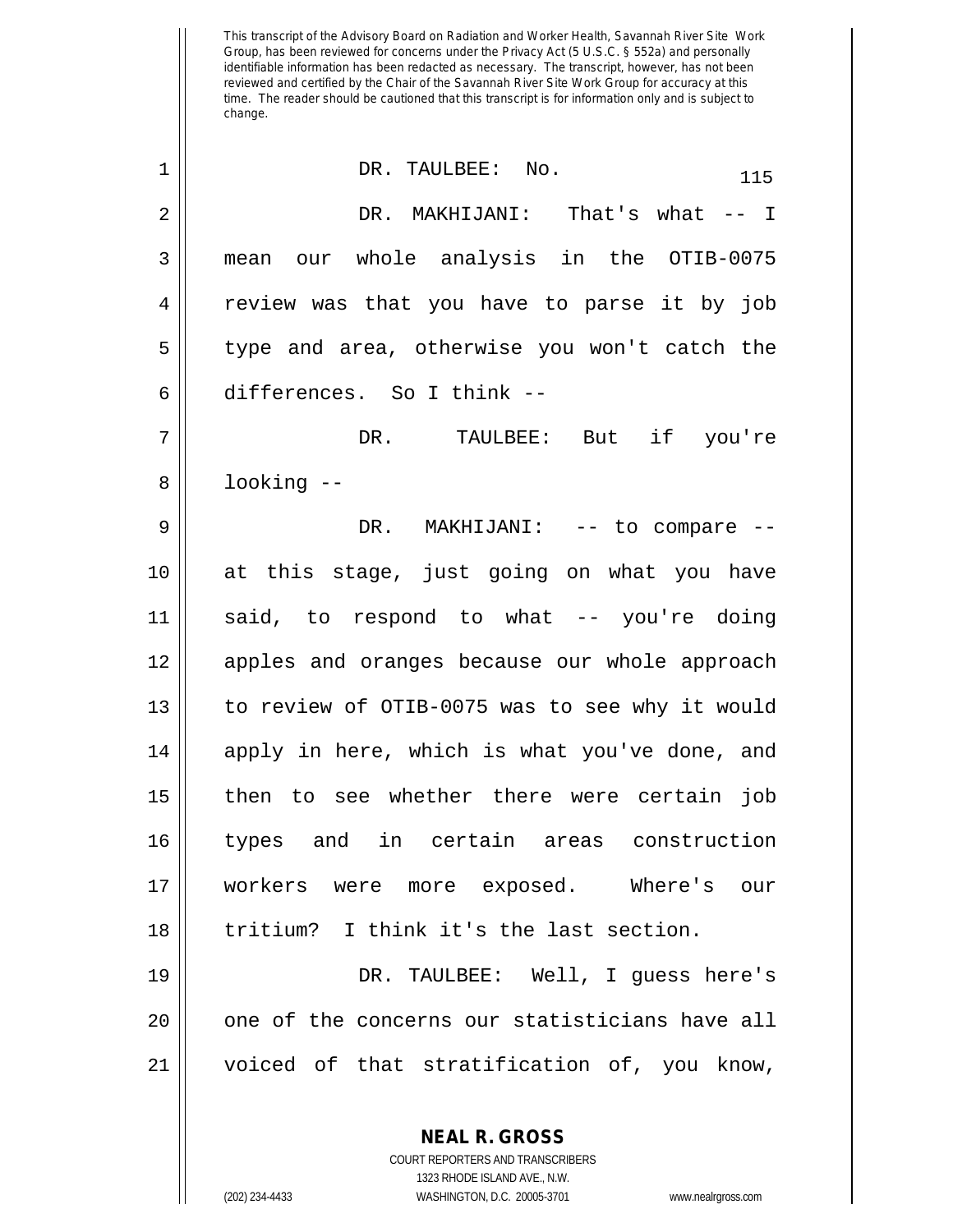This transcript of the Advisory Board on Radiation and Worker Health, Savannah River Site Work Group, has been reviewed for concerns under the Privacy Act (5 U.S.C. § 552a) and personally identifiable information has been redacted as necessary. The transcript, however, has not been reviewed and certified by the Chair of the Savannah River Site Work Group for accuracy at this time. The reader should be cautioned that this transcript is for information only and is subject to change.

1 DR. TAULBEE: No.

2 DR. MAKHIJANI: That's what -- I
3 mean our whole analysis in the OTIB-0075
4 review was that you have to parse it by job
5 type and area, otherwise you won't catch the
6 differences. So I think --

7 DR. TAULBEE: But if you're
8 looking --

9 DR. MAKHIJANI: -- to compare --
10 at this stage, just going on what you have
11 said, to respond to what -- you're doing
12 apples and oranges because our whole approach
13 to review of OTIB-0075 was to see why it would
14 apply in here, which is what you've done, and
15 then to see whether there were certain job
16 types and in certain areas construction
17 workers were more exposed. Where's our
18 tritium? I think it's the last section.

19 DR. TAULBEE: Well, I guess here's
20 one of the concerns our statisticians have all
21 voiced of that stratification of, you know,

**NEAL R. GROSS**
COURT REPORTERS AND TRANSCRIBERS
1323 RHODE ISLAND AVE., N.W.
(202) 234-4433 WASHINGTON, D.C. 20005-3701 www.nealrgross.com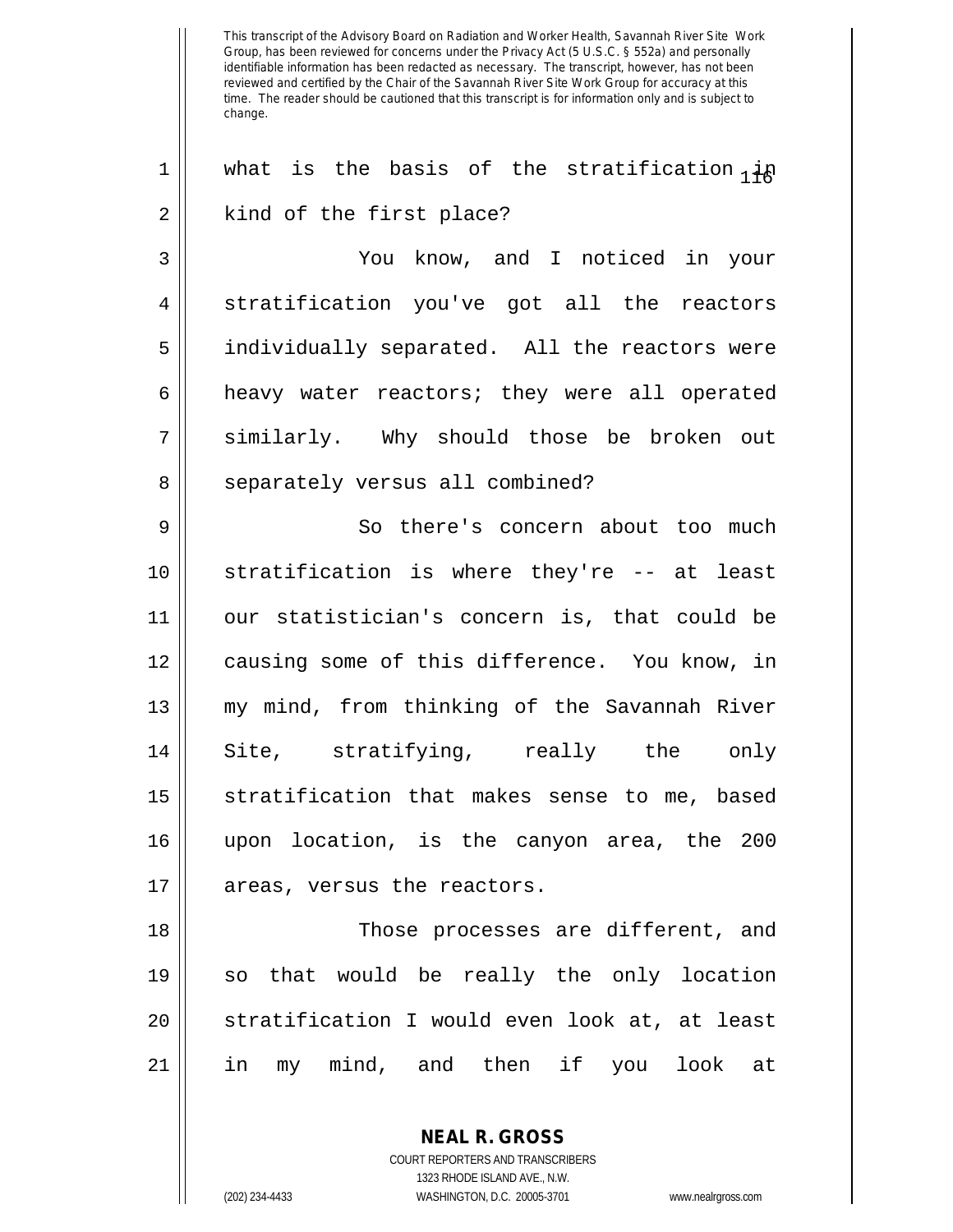This transcript of the Advisory Board on Radiation and Worker Health, Savannah River Site Work Group, has been reviewed for concerns under the Privacy Act (5 U.S.C. § 552a) and personally identifiable information has been redacted as necessary. The transcript, however, has not been reviewed and certified by the Chair of the Savannah River Site Work Group for accuracy at this time. The reader should be cautioned that this transcript is for information only and is subject to change.

what is the basis of the stratification in kind of the first place?

You know, and I noticed in your stratification you've got all the reactors individually separated. All the reactors were heavy water reactors; they were all operated similarly. Why should those be broken out separately versus all combined?

So there's concern about too much stratification is where they're -- at least our statistician's concern is, that could be causing some of this difference. You know, in my mind, from thinking of the Savannah River Site, stratifying, really the only stratification that makes sense to me, based upon location, is the canyon area, the 200 areas, versus the reactors.

Those processes are different, and so that would be really the only location stratification I would even look at, at least in my mind, and then if you look at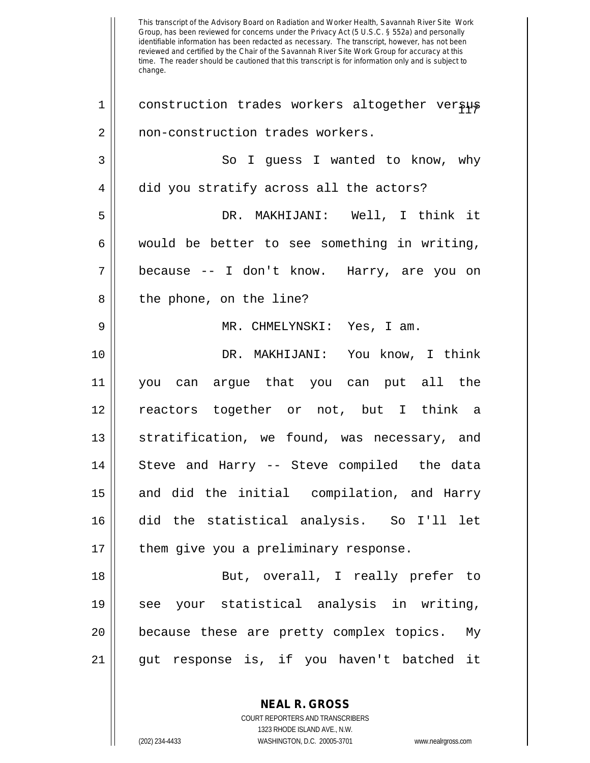This transcript of the Advisory Board on Radiation and Worker Health, Savannah River Site Work Group, has been reviewed for concerns under the Privacy Act (5 U.S.C. § 552a) and personally identifiable information has been redacted as necessary. The transcript, however, has not been reviewed and certified by the Chair of the Savannah River Site Work Group for accuracy at this time. The reader should be cautioned that this transcript is for information only and is subject to change.

construction trades workers altogether versus non-construction trades workers.

So I guess I wanted to know, why did you stratify across all the actors?

DR. MAKHIJANI: Well, I think it would be better to see something in writing, because -- I don't know. Harry, are you on the phone, on the line?

MR. CHMELYNSKI: Yes, I am.

DR. MAKHIJANI: You know, I think you can argue that you can put all the reactors together or not, but I think a stratification, we found, was necessary, and Steve and Harry -- Steve compiled the data and did the initial compilation, and Harry did the statistical analysis. So I'll let them give you a preliminary response.

But, overall, I really prefer to see your statistical analysis in writing, because these are pretty complex topics. My gut response is, if you haven't batched it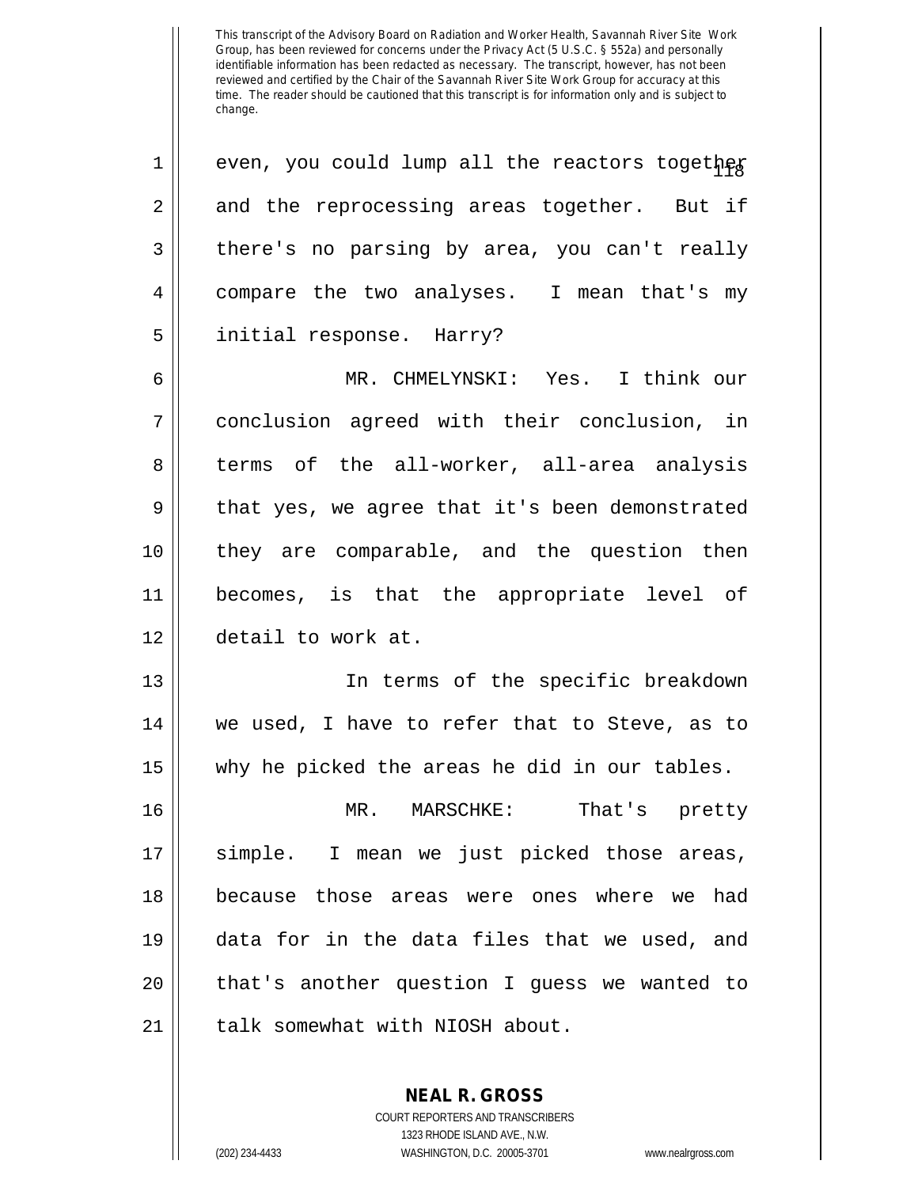This transcript of the Advisory Board on Radiation and Worker Health, Savannah River Site Work Group, has been reviewed for concerns under the Privacy Act (5 U.S.C. § 552a) and personally identifiable information has been redacted as necessary. The transcript, however, has not been reviewed and certified by the Chair of the Savannah River Site Work Group for accuracy at this time. The reader should be cautioned that this transcript is for information only and is subject to change.

1 even, you could lump all the reactors together
2 and the reprocessing areas together. But if
3 there's no parsing by area, you can't really
4 compare the two analyses. I mean that's my
5 initial response. Harry?

6 MR. CHMELYNSKI: Yes. I think our
7 conclusion agreed with their conclusion, in
8 terms of the all-worker, all-area analysis
9 that yes, we agree that it's been demonstrated
10 they are comparable, and the question then
11 becomes, is that the appropriate level of
12 detail to work at.

13 In terms of the specific breakdown
14 we used, I have to refer that to Steve, as to
15 why he picked the areas he did in our tables.

16 MR. MARSCHKE: That's pretty
17 simple. I mean we just picked those areas,
18 because those areas were ones where we had
19 data for in the data files that we used, and
20 that's another question I guess we wanted to
21 talk somewhat with NIOSH about.

**NEAL R. GROSS**
COURT REPORTERS AND TRANSCRIBERS
1323 RHODE ISLAND AVE., N.W.
(202) 234-4433 WASHINGTON, D.C. 20005-3701 www.nealrgross.com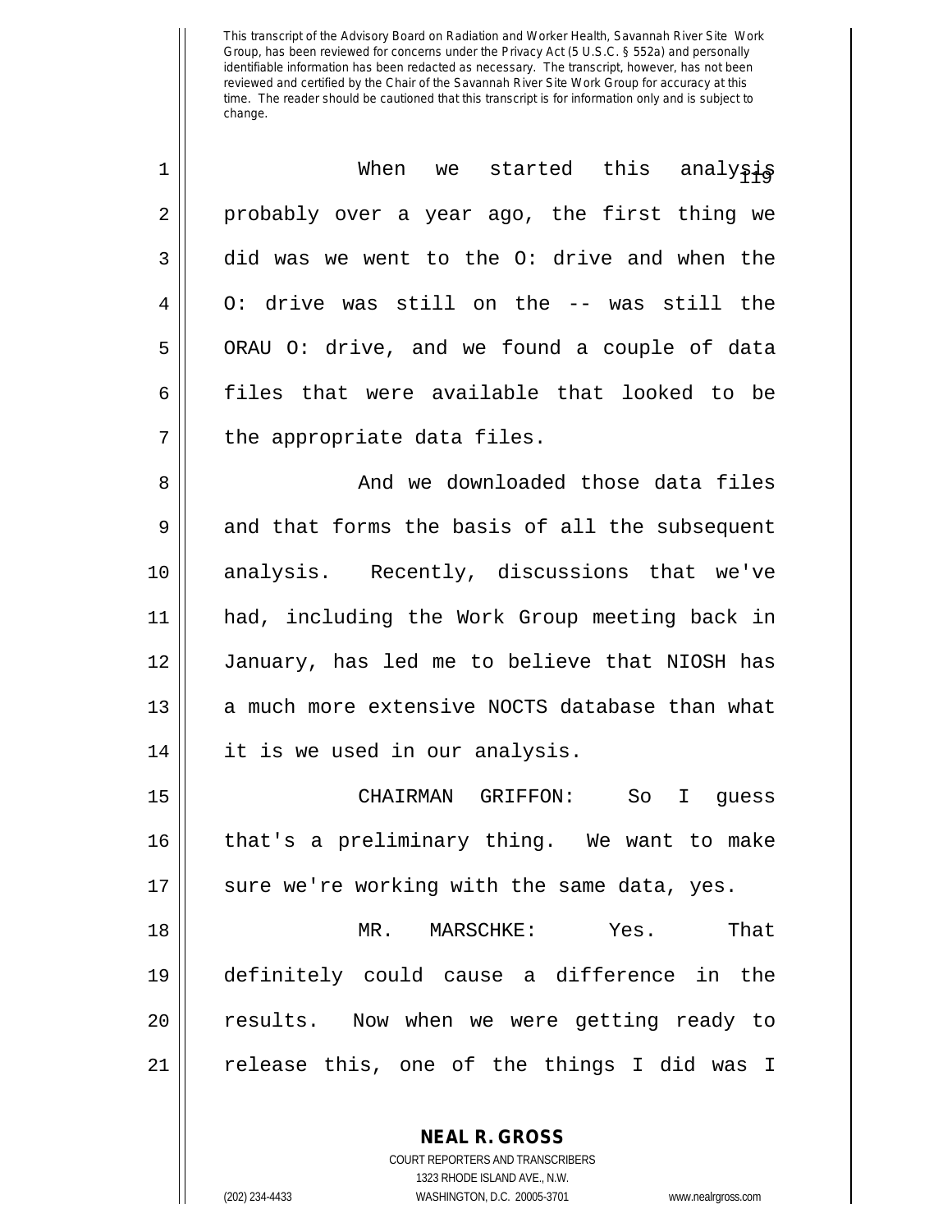When we started this analysis probably over a year ago, the first thing we did was we went to the O: drive and when the O: drive was still on the -- was still the ORAU O: drive, and we found a couple of data files that were available that looked to be the appropriate data files.

And we downloaded those data files and that forms the basis of all the subsequent analysis. Recently, discussions that we've had, including the Work Group meeting back in January, has led me to believe that NIOSH has a much more extensive NOCTS database than what it is we used in our analysis.

CHAIRMAN GRIFFON: So I guess that's a preliminary thing. We want to make sure we're working with the same data, yes.

MR. MARSCHKE: Yes. That definitely could cause a difference in the results. Now when we were getting ready to release this, one of the things I did was I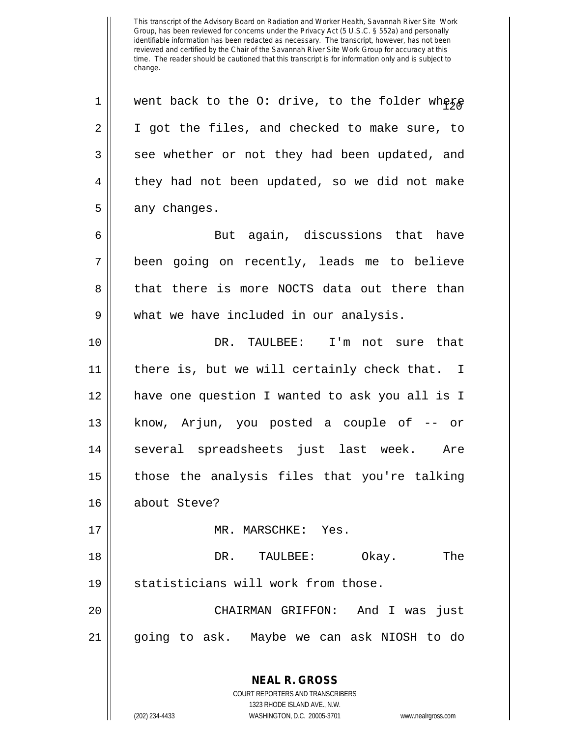went back to the O: drive, to the folder where I got the files, and checked to make sure, to see whether or not they had been updated, and they had not been updated, so we did not make any changes.

But again, discussions that have been going on recently, leads me to believe that there is more NOCTS data out there than what we have included in our analysis.

DR. TAULBEE: I'm not sure that there is, but we will certainly check that. I have one question I wanted to ask you all is I know, Arjun, you posted a couple of -- or several spreadsheets just last week. Are those the analysis files that you're talking about Steve?

MR. MARSCHKE: Yes.

DR. TAULBEE: Okay. The statisticians will work from those.

CHAIRMAN GRIFFON: And I was just going to ask. Maybe we can ask NIOSH to do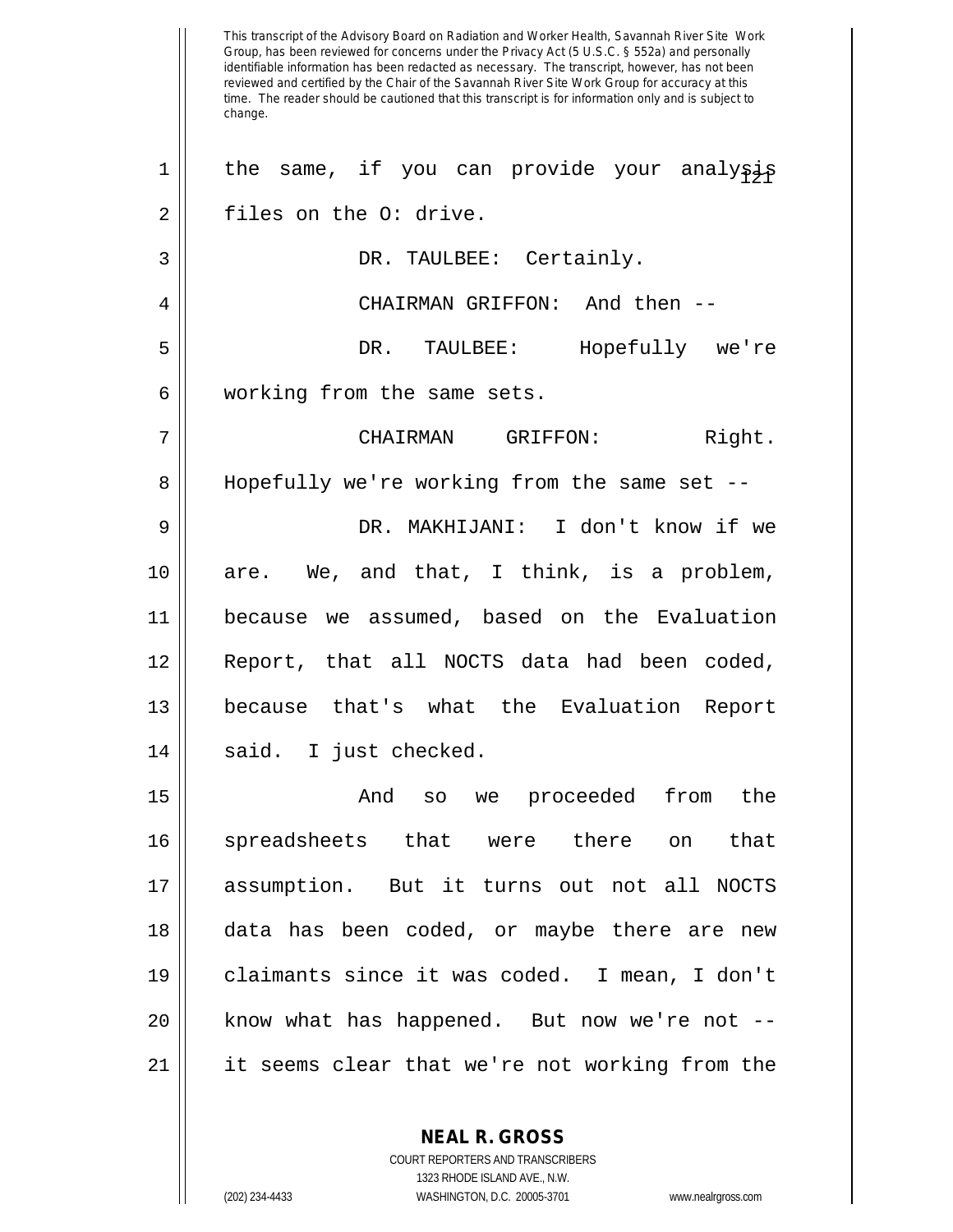the same, if you can provide your analysis files on the O: drive.

DR. TAULBEE: Certainly.

CHAIRMAN GRIFFON: And then --

DR. TAULBEE: Hopefully we're working from the same sets.

CHAIRMAN GRIFFON: Right. Hopefully we're working from the same set --

DR. MAKHIJANI: I don't know if we are. We, and that, I think, is a problem, because we assumed, based on the Evaluation Report, that all NOCTS data had been coded, because that's what the Evaluation Report said. I just checked.

And so we proceeded from the spreadsheets that were there on that assumption. But it turns out not all NOCTS data has been coded, or maybe there are new claimants since it was coded. I mean, I don't know what has happened. But now we're not -- it seems clear that we're not working from the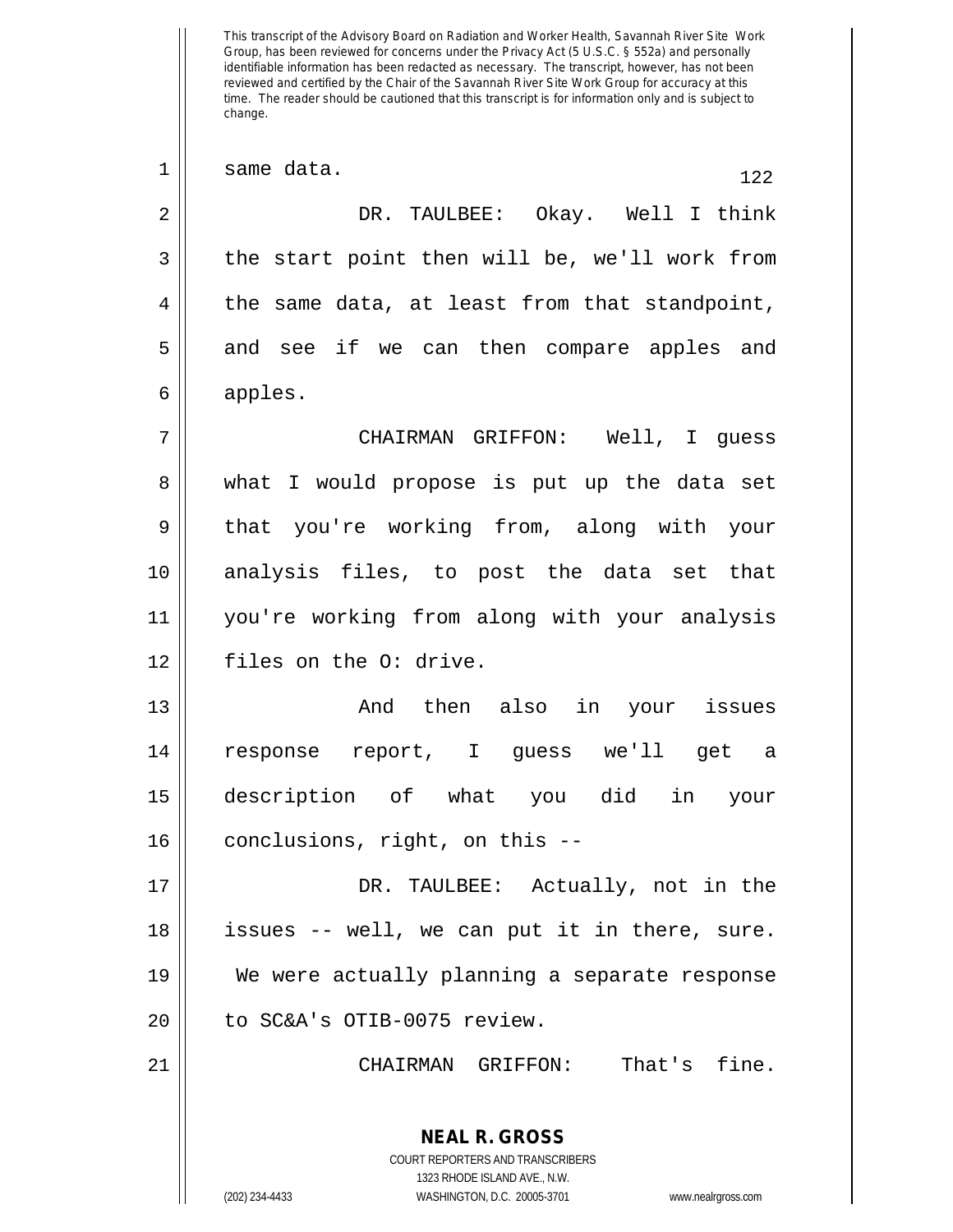same data.

DR. TAULBEE: Okay. Well I think the start point then will be, we'll work from the same data, at least from that standpoint, and see if we can then compare apples and apples.

CHAIRMAN GRIFFON: Well, I guess what I would propose is put up the data set that you're working from, along with your analysis files, to post the data set that you're working from along with your analysis files on the O: drive.

And then also in your issues response report, I guess we'll get a description of what you did in your conclusions, right, on this --

DR. TAULBEE: Actually, not in the issues -- well, we can put it in there, sure. We were actually planning a separate response to SC&A's OTIB-0075 review.

CHAIRMAN GRIFFON: That's fine.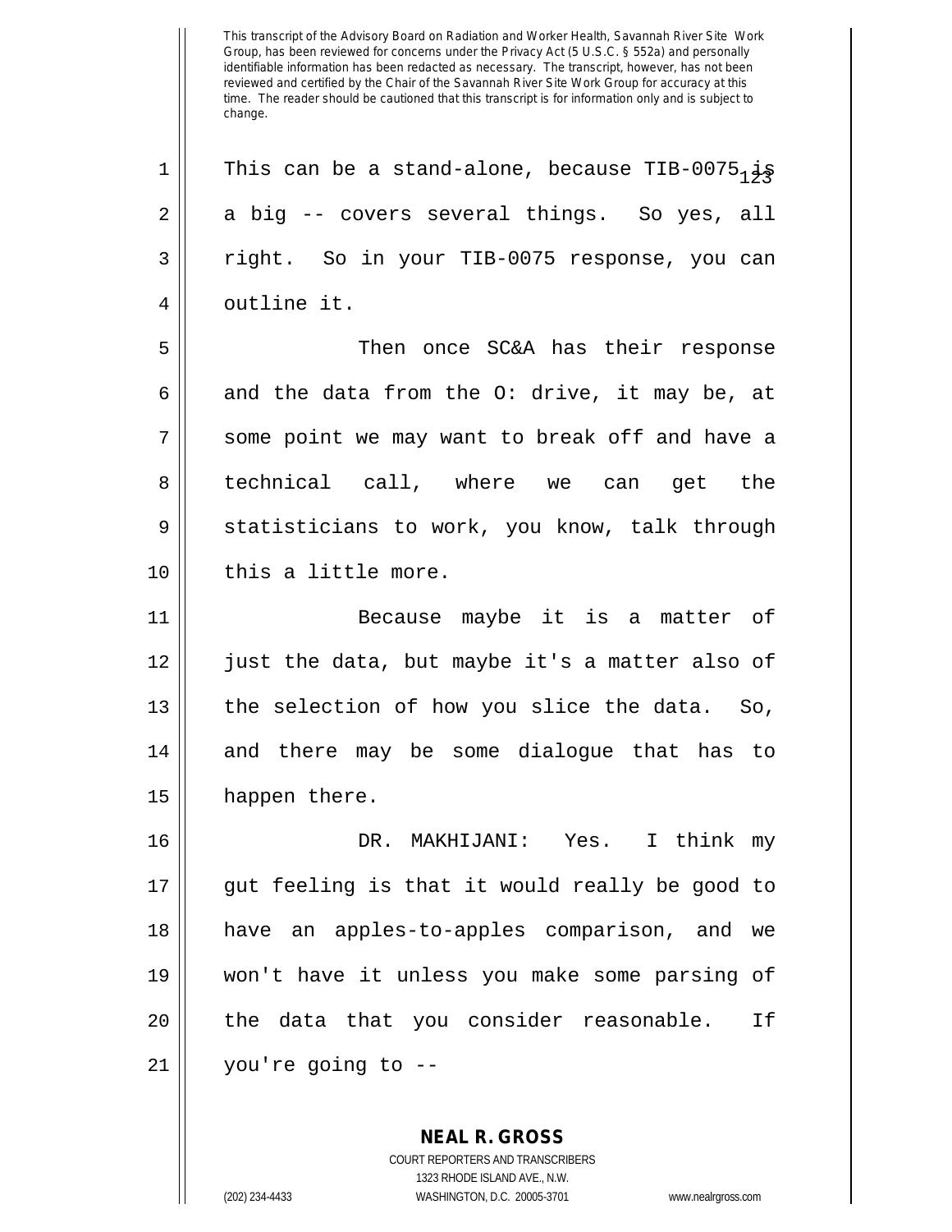This transcript of the Advisory Board on Radiation and Worker Health, Savannah River Site Work Group, has been reviewed for concerns under the Privacy Act (5 U.S.C. § 552a) and personally identifiable information has been redacted as necessary. The transcript, however, has not been reviewed and certified by the Chair of the Savannah River Site Work Group for accuracy at this time. The reader should be cautioned that this transcript is for information only and is subject to change.

This can be a stand-alone, because TIB-0075 is a big -- covers several things. So yes, all right. So in your TIB-0075 response, you can outline it.

Then once SC&A has their response and the data from the O: drive, it may be, at some point we may want to break off and have a technical call, where we can get the statisticians to work, you know, talk through this a little more.

Because maybe it is a matter of just the data, but maybe it's a matter also of the selection of how you slice the data. So, and there may be some dialogue that has to happen there.

DR. MAKHIJANI: Yes. I think my gut feeling is that it would really be good to have an apples-to-apples comparison, and we won't have it unless you make some parsing of the data that you consider reasonable. If you're going to --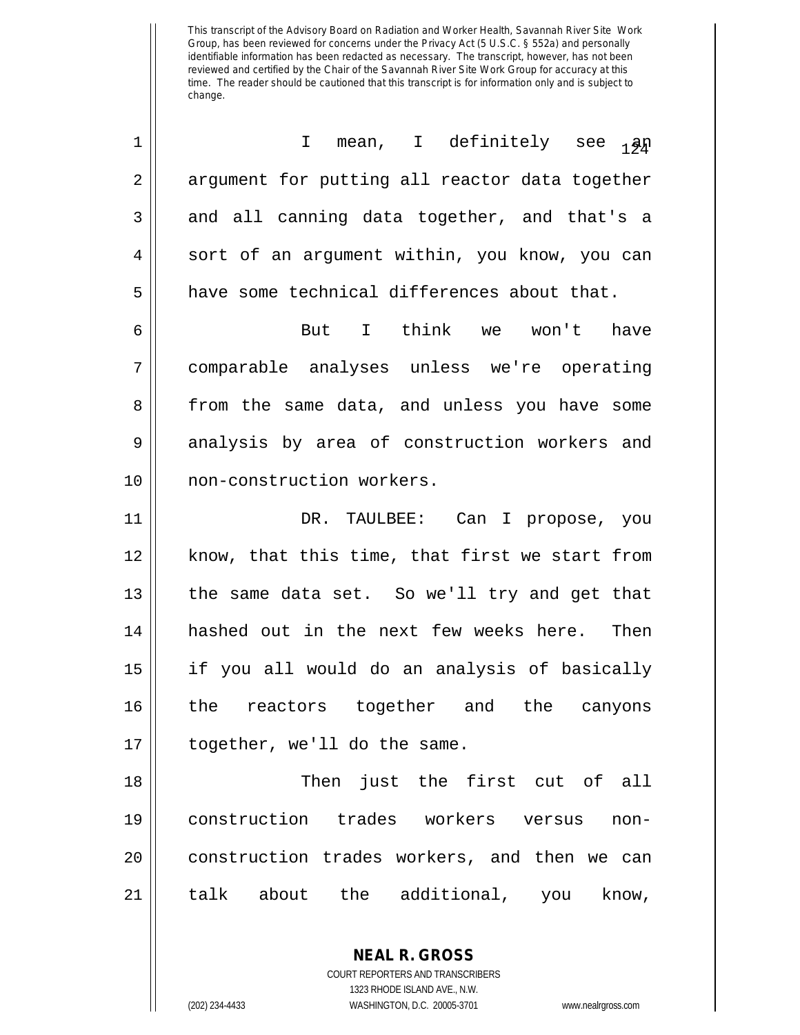I mean, I definitely see an argument for putting all reactor data together and all canning data together, and that's a sort of an argument within, you know, you can have some technical differences about that.

But I think we won't have comparable analyses unless we're operating from the same data, and unless you have some analysis by area of construction workers and non-construction workers.

DR. TAULBEE: Can I propose, you know, that this time, that first we start from the same data set. So we'll try and get that hashed out in the next few weeks here. Then if you all would do an analysis of basically the reactors together and the canyons together, we'll do the same.

Then just the first cut of all construction trades workers versus non-construction trades workers, and then we can talk about the additional, you know,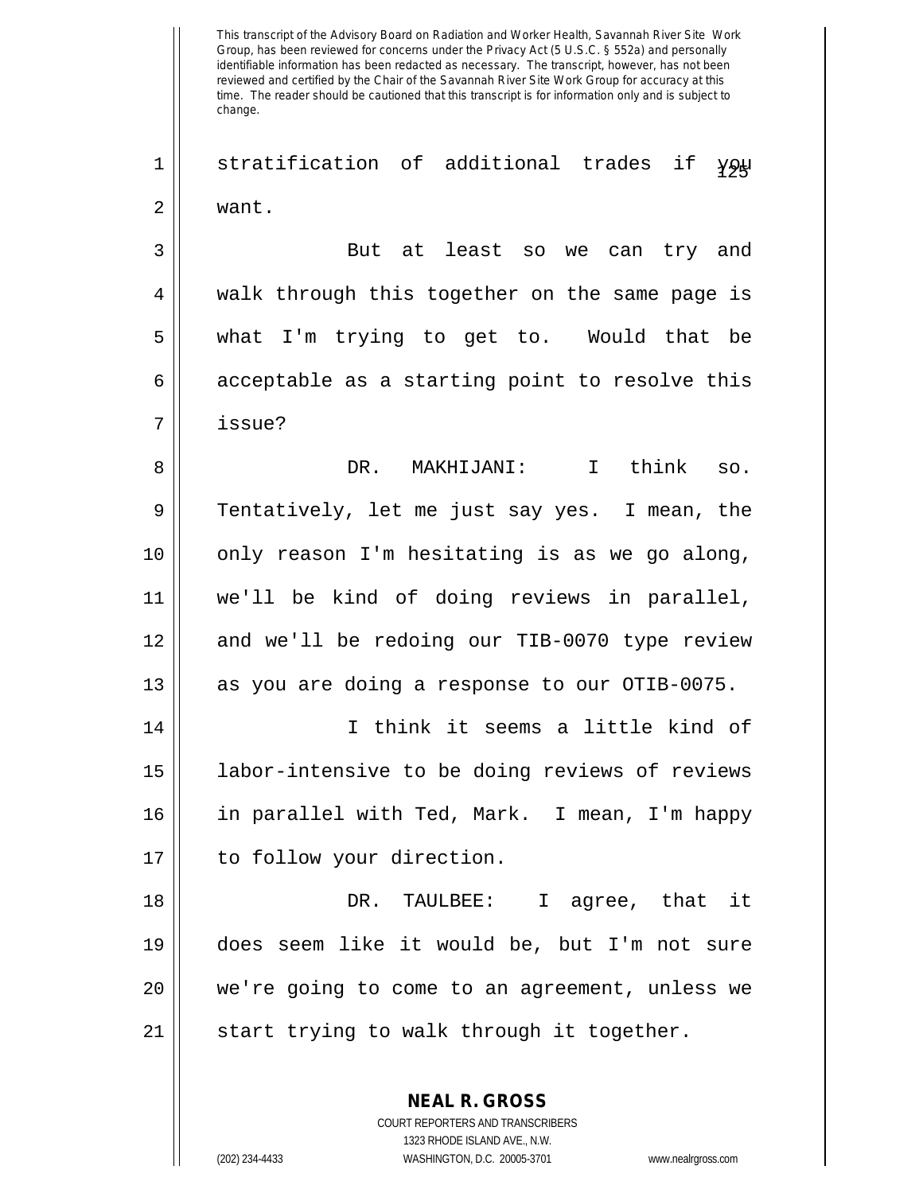stratification of additional trades if you want.

But at least so we can try and walk through this together on the same page is what I'm trying to get to. Would that be acceptable as a starting point to resolve this issue?

DR. MAKHIJANI: I think so. Tentatively, let me just say yes. I mean, the only reason I'm hesitating is as we go along, we'll be kind of doing reviews in parallel, and we'll be redoing our TIB-0070 type review as you are doing a response to our OTIB-0075.

I think it seems a little kind of labor-intensive to be doing reviews of reviews in parallel with Ted, Mark. I mean, I'm happy to follow your direction.

DR. TAULBEE: I agree, that it does seem like it would be, but I'm not sure we're going to come to an agreement, unless we start trying to walk through it together.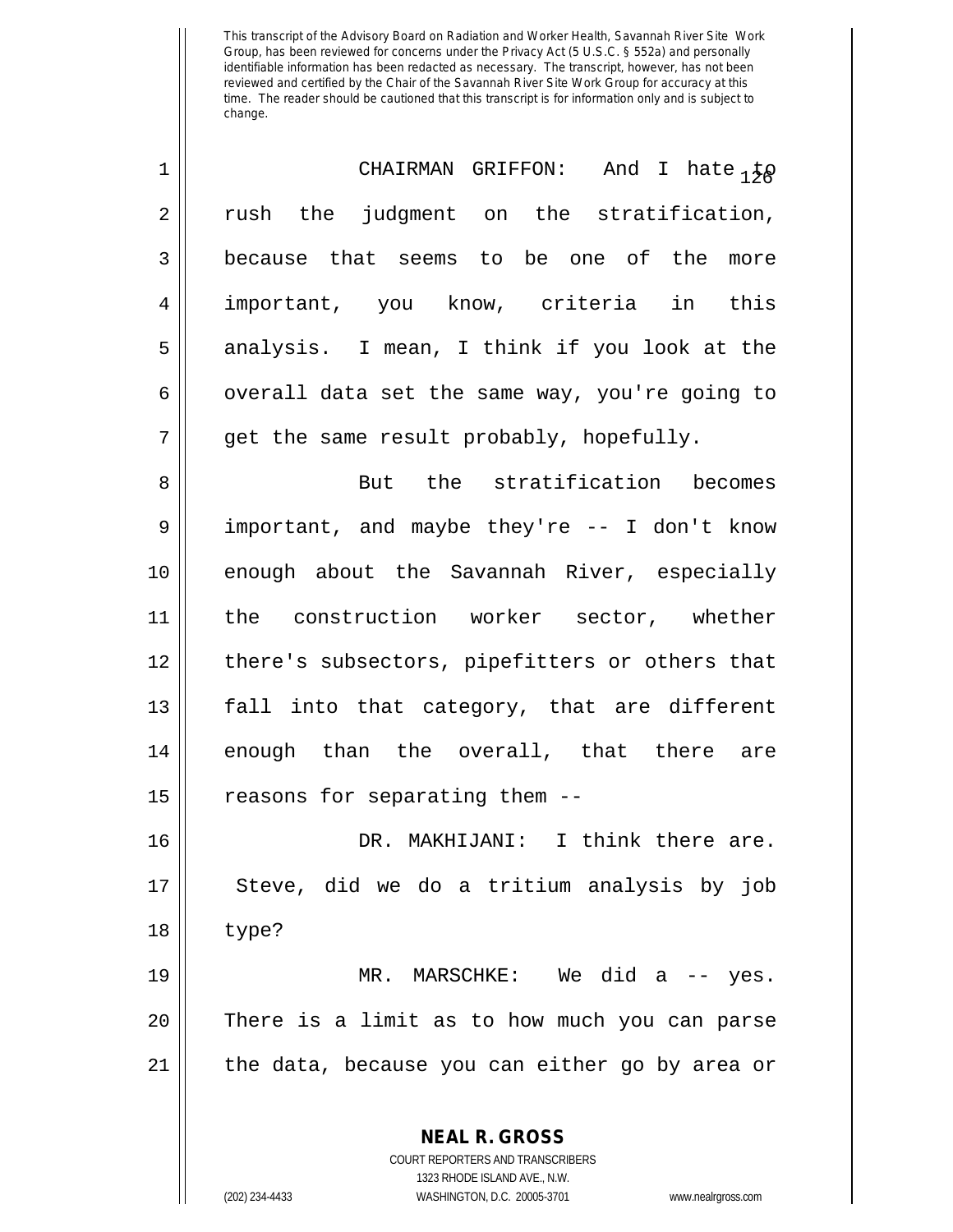This transcript of the Advisory Board on Radiation and Worker Health, Savannah River Site Work Group, has been reviewed for concerns under the Privacy Act (5 U.S.C. § 552a) and personally identifiable information has been redacted as necessary. The transcript, however, has not been reviewed and certified by the Chair of the Savannah River Site Work Group for accuracy at this time. The reader should be cautioned that this transcript is for information only and is subject to change.

1 CHAIRMAN GRIFFON: And I hate to
2 rush the judgment on the stratification,
3 because that seems to be one of the more
4 important, you know, criteria in this
5 analysis. I mean, I think if you look at the
6 overall data set the same way, you're going to
7 get the same result probably, hopefully.

8 But the stratification becomes
9 important, and maybe they're -- I don't know
10 enough about the Savannah River, especially
11 the construction worker sector, whether
12 there's subsectors, pipefitters or others that
13 fall into that category, that are different
14 enough than the overall, that there are
15 reasons for separating them --

16 DR. MAKHIJANI: I think there are.
17 Steve, did we do a tritium analysis by job
18 type?

19 MR. MARSCHKE: We did a -- yes.
20 There is a limit as to how much you can parse
21 the data, because you can either go by area or

**NEAL R. GROSS**
COURT REPORTERS AND TRANSCRIBERS
1323 RHODE ISLAND AVE., N.W.
(202) 234-4433 WASHINGTON, D.C. 20005-3701 www.nealrgross.com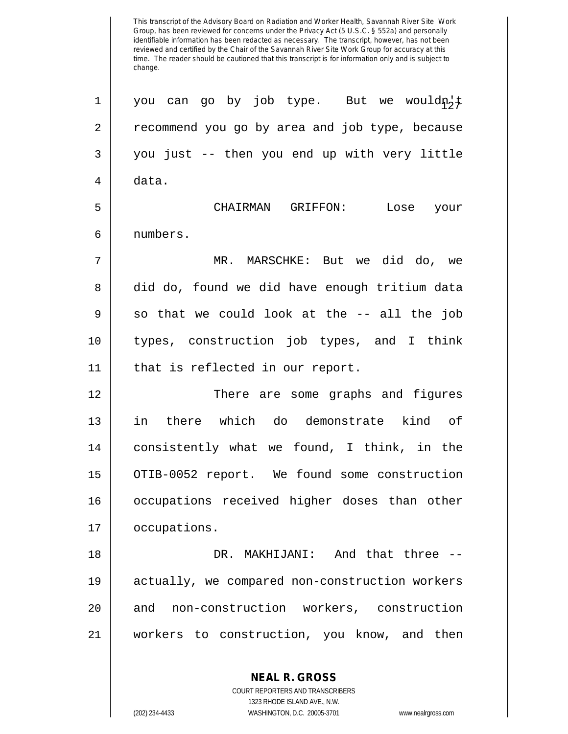This transcript of the Advisory Board on Radiation and Worker Health, Savannah River Site Work Group, has been reviewed for concerns under the Privacy Act (5 U.S.C. § 552a) and personally identifiable information has been redacted as necessary. The transcript, however, has not been reviewed and certified by the Chair of the Savannah River Site Work Group for accuracy at this time. The reader should be cautioned that this transcript is for information only and is subject to change.

you can go by job type. But we wouldn't recommend you go by area and job type, because you just -- then you end up with very little data.

CHAIRMAN GRIFFON: Lose your numbers.

MR. MARSCHKE: But we did do, we did do, found we did have enough tritium data so that we could look at the -- all the job types, construction job types, and I think that is reflected in our report.

There are some graphs and figures in there which do demonstrate kind of consistently what we found, I think, in the OTIB-0052 report. We found some construction occupations received higher doses than other occupations.

DR. MAKHIJANI: And that three -- actually, we compared non-construction workers and non-construction workers, construction workers to construction, you know, and then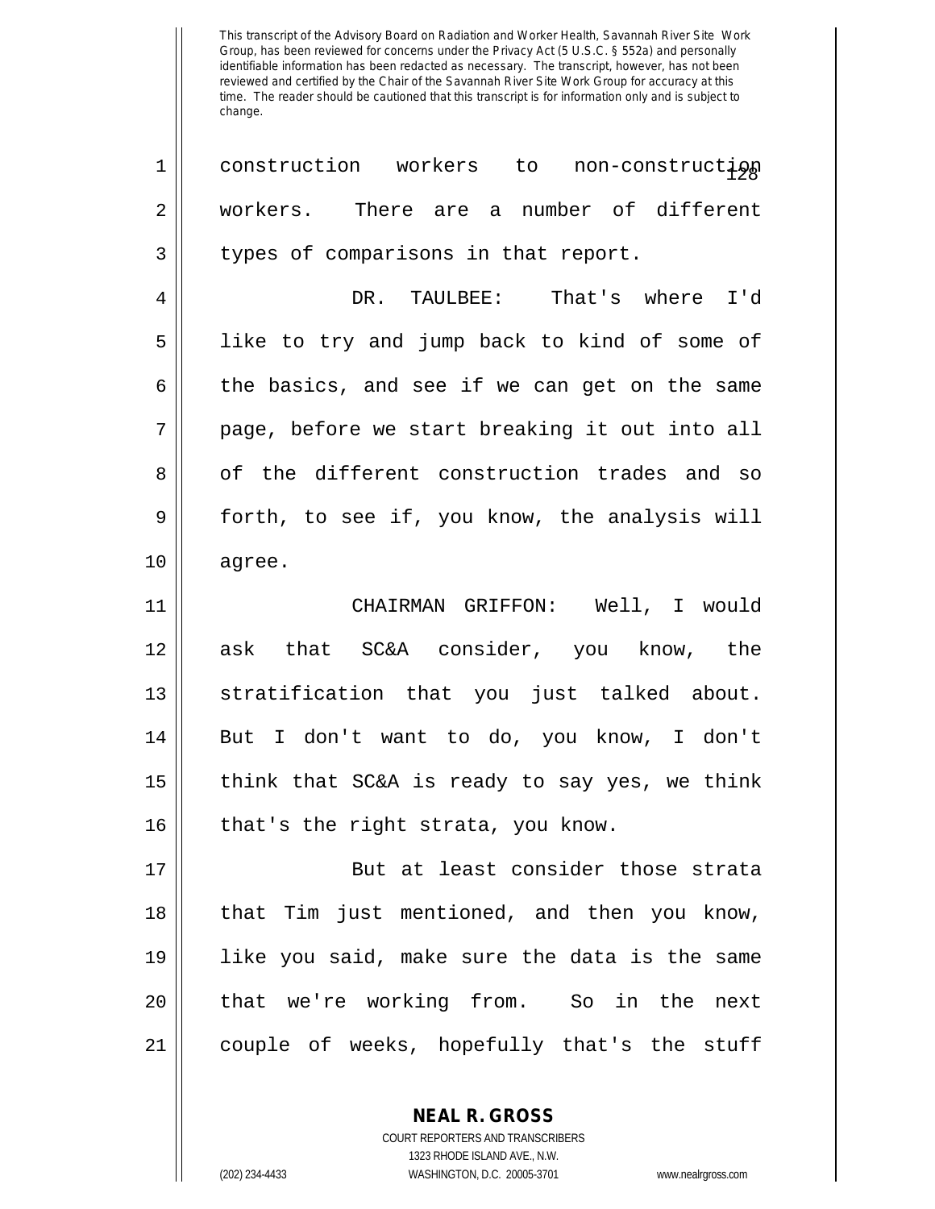This transcript of the Advisory Board on Radiation and Worker Health, Savannah River Site Work Group, has been reviewed for concerns under the Privacy Act (5 U.S.C. § 552a) and personally identifiable information has been redacted as necessary. The transcript, however, has not been reviewed and certified by the Chair of the Savannah River Site Work Group for accuracy at this time. The reader should be cautioned that this transcript is for information only and is subject to change.

construction workers to non-construction workers. There are a number of different types of comparisons in that report.

DR. TAULBEE: That's where I'd like to try and jump back to kind of some of the basics, and see if we can get on the same page, before we start breaking it out into all of the different construction trades and so forth, to see if, you know, the analysis will agree.

CHAIRMAN GRIFFON: Well, I would ask that SC&A consider, you know, the stratification that you just talked about. But I don't want to do, you know, I don't think that SC&A is ready to say yes, we think that's the right strata, you know.

But at least consider those strata that Tim just mentioned, and then you know, like you said, make sure the data is the same that we're working from. So in the next couple of weeks, hopefully that's the stuff

**NEAL R. GROSS**
COURT REPORTERS AND TRANSCRIBERS
1323 RHODE ISLAND AVE., N.W.
(202) 234-4433 WASHINGTON, D.C. 20005-3701 www.nealrgross.com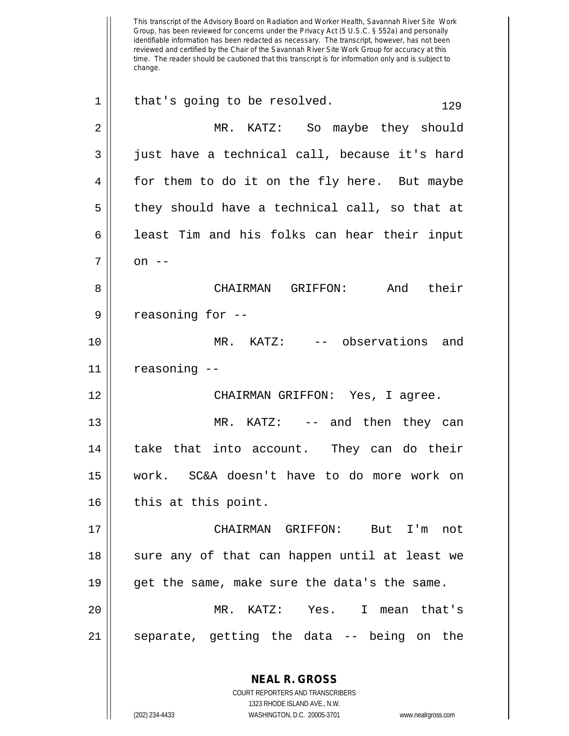that's going to be resolved.

MR. KATZ: So maybe they should just have a technical call, because it's hard for them to do it on the fly here. But maybe they should have a technical call, so that at least Tim and his folks can hear their input on --

CHAIRMAN GRIFFON: And their reasoning for --

MR. KATZ: -- observations and reasoning --

CHAIRMAN GRIFFON: Yes, I agree.

MR. KATZ: -- and then they can take that into account. They can do their work. SC&A doesn't have to do more work on this at this point.

CHAIRMAN GRIFFON: But I'm not sure any of that can happen until at least we get the same, make sure the data's the same.

MR. KATZ: Yes. I mean that's separate, getting the data -- being on the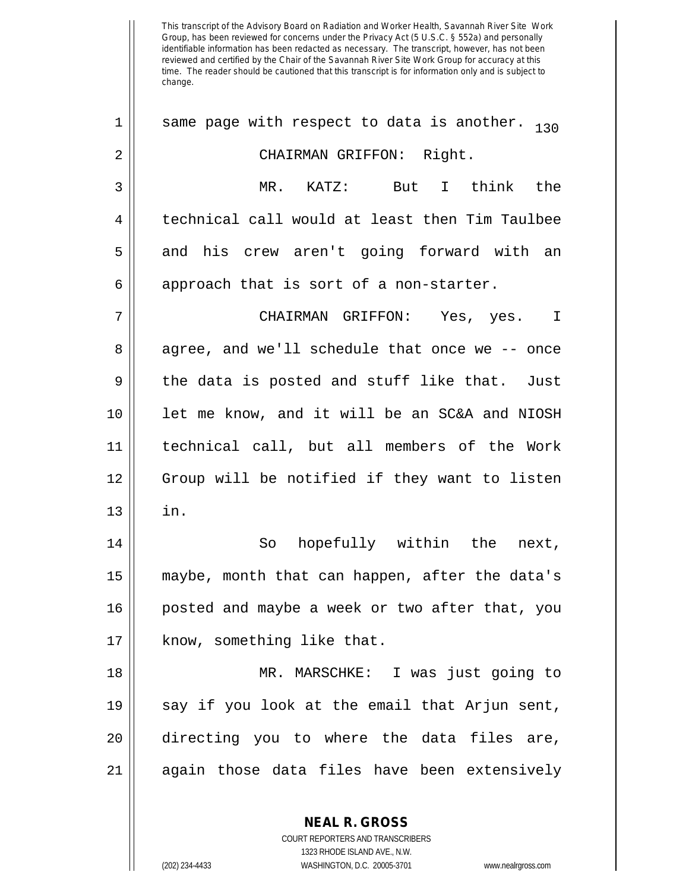This transcript of the Advisory Board on Radiation and Worker Health, Savannah River Site Work Group, has been reviewed for concerns under the Privacy Act (5 U.S.C. § 552a) and personally identifiable information has been redacted as necessary. The transcript, however, has not been reviewed and certified by the Chair of the Savannah River Site Work Group for accuracy at this time. The reader should be cautioned that this transcript is for information only and is subject to change.

same page with respect to data is another.

CHAIRMAN GRIFFON: Right.

MR. KATZ: But I think the technical call would at least then Tim Taulbee and his crew aren't going forward with an approach that is sort of a non-starter.

CHAIRMAN GRIFFON: Yes, yes. I agree, and we'll schedule that once we -- once the data is posted and stuff like that. Just let me know, and it will be an SC&A and NIOSH technical call, but all members of the Work Group will be notified if they want to listen in.

So hopefully within the next, maybe, month that can happen, after the data's posted and maybe a week or two after that, you know, something like that.

MR. MARSCHKE: I was just going to say if you look at the email that Arjun sent, directing you to where the data files are, again those data files have been extensively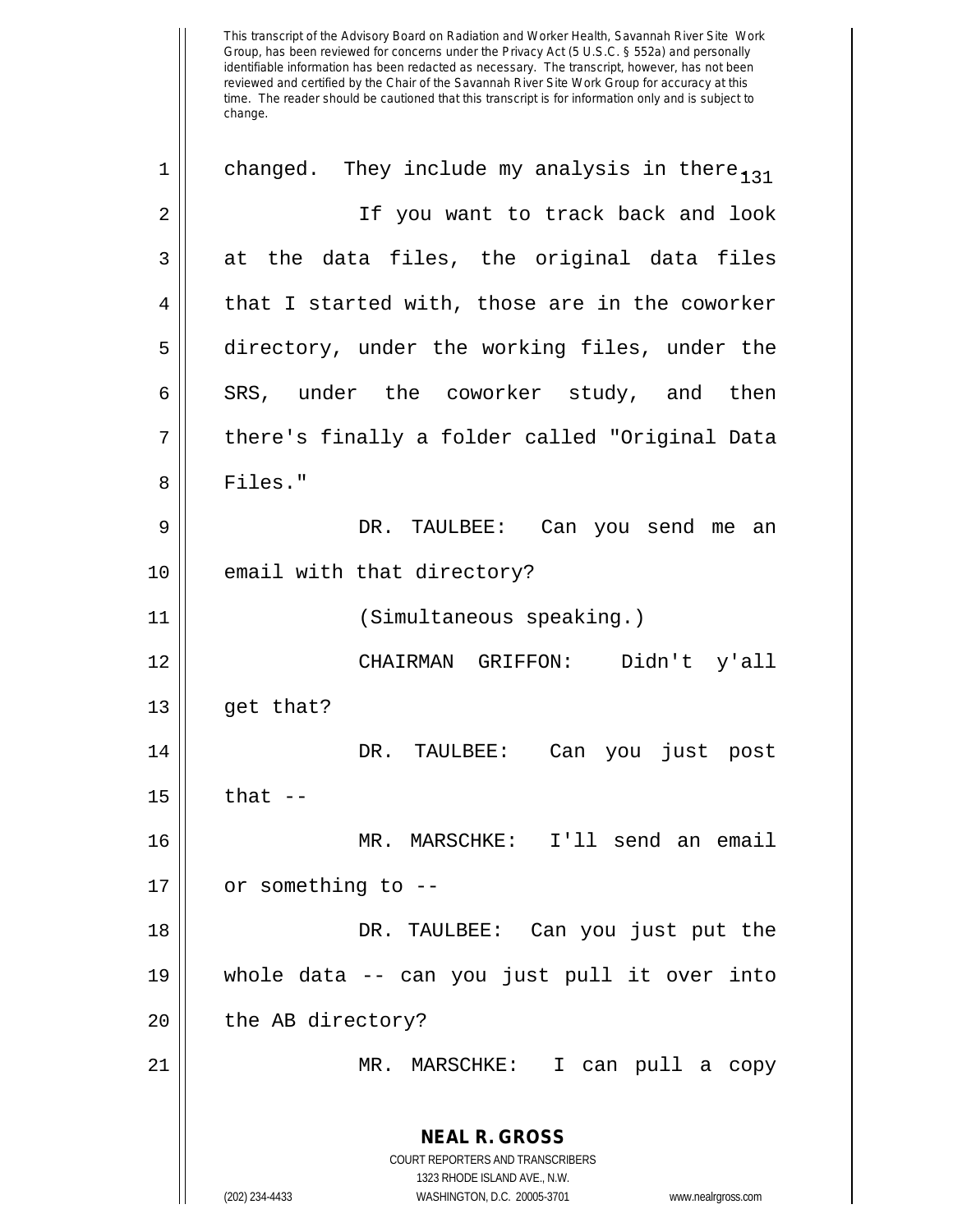This transcript of the Advisory Board on Radiation and Worker Health, Savannah River Site Work Group, has been reviewed for concerns under the Privacy Act (5 U.S.C. § 552a) and personally identifiable information has been redacted as necessary. The transcript, however, has not been reviewed and certified by the Chair of the Savannah River Site Work Group for accuracy at this time. The reader should be cautioned that this transcript is for information only and is subject to change.

1 changed. They include my analysis in there.

2 If you want to track back and look

3 at the data files, the original data files

4 that I started with, those are in the coworker

5 directory, under the working files, under the

6 SRS, under the coworker study, and then

7 there's finally a folder called "Original Data

8 Files."

9 DR. TAULBEE: Can you send me an

10 email with that directory?

11 (Simultaneous speaking.)

12 CHAIRMAN GRIFFON: Didn't y'all

13 get that?

14 DR. TAULBEE: Can you just post

15 that --

16 MR. MARSCHKE: I'll send an email

17 or something to --

18 DR. TAULBEE: Can you just put the

19 whole data -- can you just pull it over into

20 the AB directory?

21 MR. MARSCHKE: I can pull a copy

**NEAL R. GROSS**
COURT REPORTERS AND TRANSCRIBERS
1323 RHODE ISLAND AVE., N.W.
(202) 234-4433 WASHINGTON, D.C. 20005-3701 www.nealrgross.com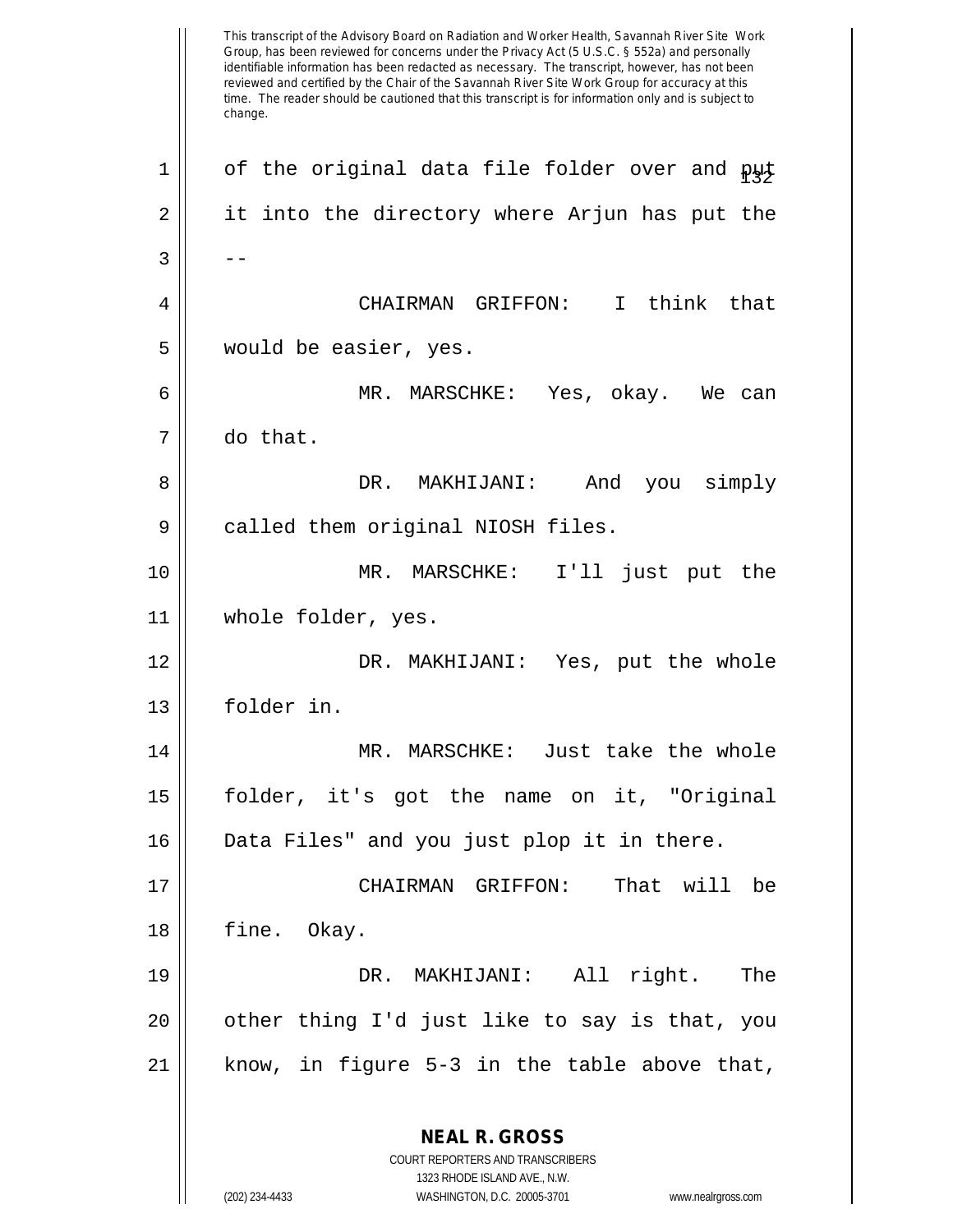of the original data file folder over and put it into the directory where Arjun has put the --

CHAIRMAN GRIFFON: I think that would be easier, yes.

MR. MARSCHKE: Yes, okay. We can do that.

DR. MAKHIJANI: And you simply called them original NIOSH files.

MR. MARSCHKE: I'll just put the whole folder, yes.

DR. MAKHIJANI: Yes, put the whole folder in.

MR. MARSCHKE: Just take the whole folder, it's got the name on it, "Original Data Files" and you just plop it in there.

CHAIRMAN GRIFFON: That will be fine. Okay.

DR. MAKHIJANI: All right. The other thing I'd just like to say is that, you know, in figure 5-3 in the table above that,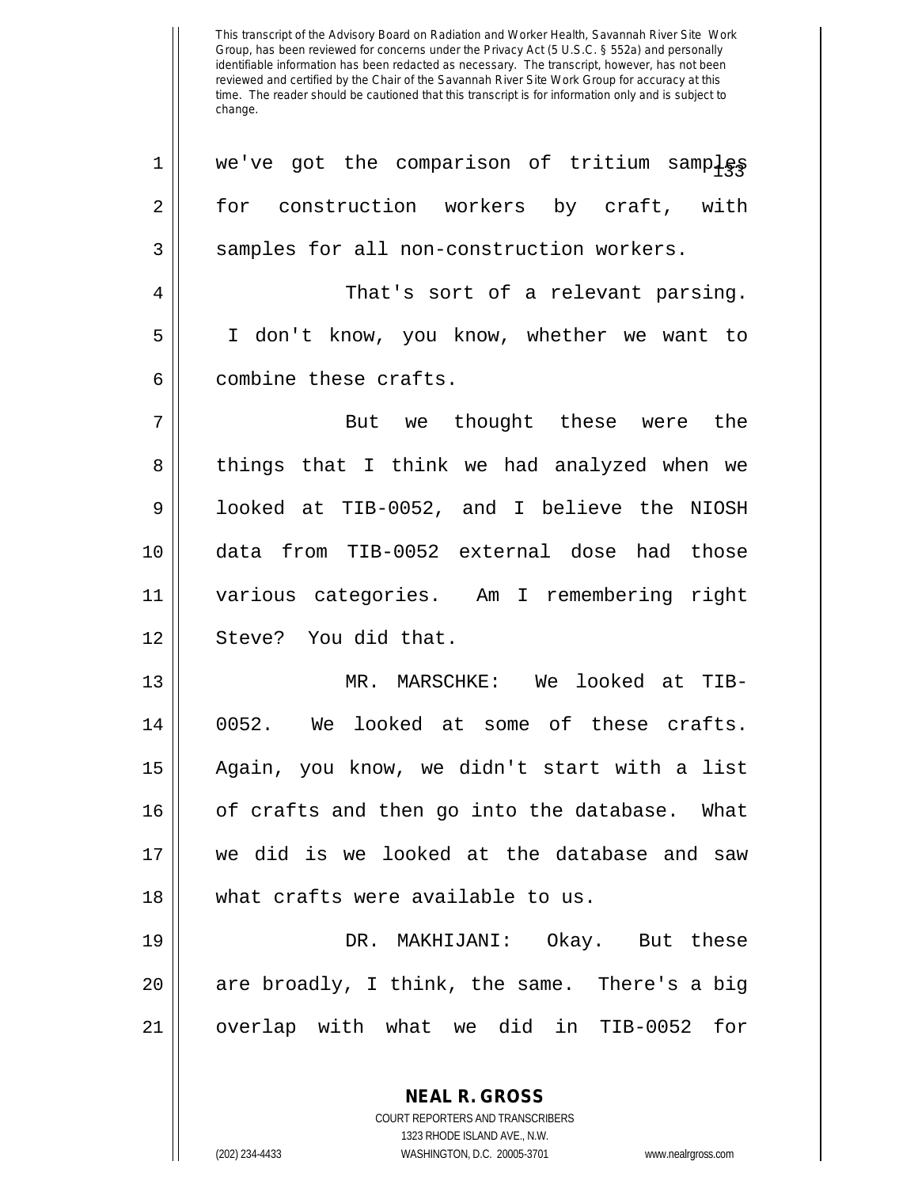This transcript of the Advisory Board on Radiation and Worker Health, Savannah River Site Work Group, has been reviewed for concerns under the Privacy Act (5 U.S.C. § 552a) and personally identifiable information has been redacted as necessary. The transcript, however, has not been reviewed and certified by the Chair of the Savannah River Site Work Group for accuracy at this time. The reader should be cautioned that this transcript is for information only and is subject to change.

we've got the comparison of tritium samples for construction workers by craft, with samples for all non-construction workers.

That's sort of a relevant parsing. I don't know, you know, whether we want to combine these crafts.

But we thought these were the things that I think we had analyzed when we looked at TIB-0052, and I believe the NIOSH data from TIB-0052 external dose had those various categories. Am I remembering right Steve? You did that.

MR. MARSCHKE: We looked at TIB-0052. We looked at some of these crafts. Again, you know, we didn't start with a list of crafts and then go into the database. What we did is we looked at the database and saw what crafts were available to us.

DR. MAKHIJANI: Okay. But these are broadly, I think, the same. There's a big overlap with what we did in TIB-0052 for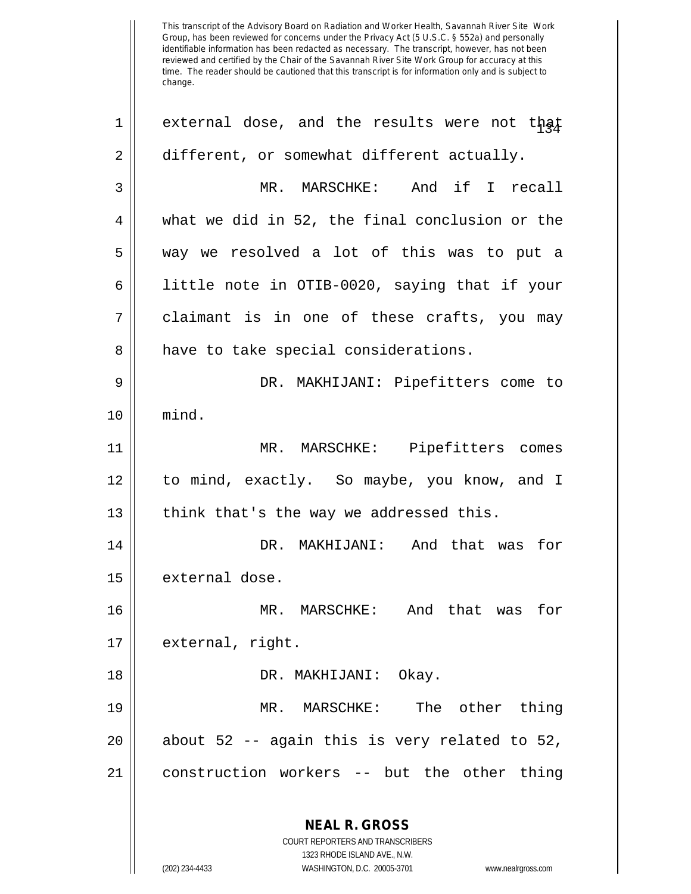external dose, and the results were not that different, or somewhat different actually.

MR. MARSCHKE: And if I recall what we did in 52, the final conclusion or the way we resolved a lot of this was to put a little note in OTIB-0020, saying that if your claimant is in one of these crafts, you may have to take special considerations.

DR. MAKHIJANI: Pipefitters come to mind.

MR. MARSCHKE: Pipefitters comes to mind, exactly. So maybe, you know, and I think that's the way we addressed this.

DR. MAKHIJANI: And that was for external dose.

MR. MARSCHKE: And that was for external, right.

DR. MAKHIJANI: Okay.

MR. MARSCHKE: The other thing about 52 -- again this is very related to 52, construction workers -- but the other thing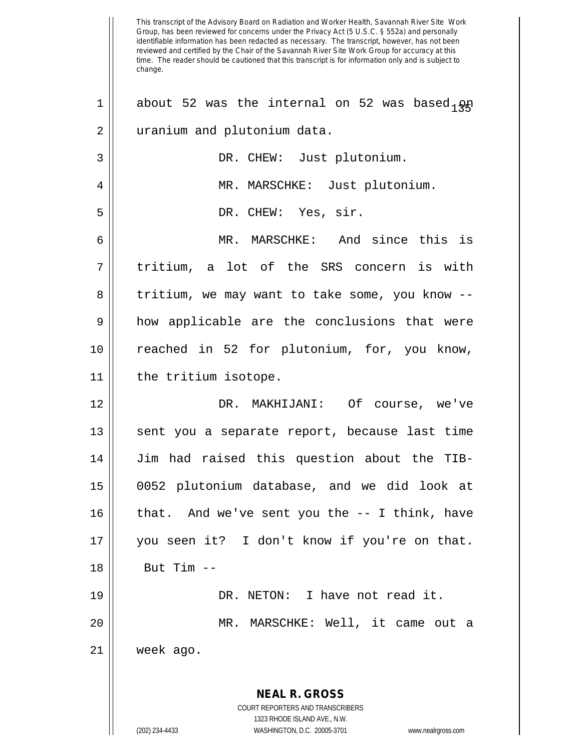This transcript of the Advisory Board on Radiation and Worker Health, Savannah River Site Work Group, has been reviewed for concerns under the Privacy Act (5 U.S.C. § 552a) and personally identifiable information has been redacted as necessary. The transcript, however, has not been reviewed and certified by the Chair of the Savannah River Site Work Group for accuracy at this time. The reader should be cautioned that this transcript is for information only and is subject to change.

1 about 52 was the internal on 52 was based on
2 uranium and plutonium data.

3 DR. CHEW: Just plutonium.

4 MR. MARSCHKE: Just plutonium.

5 DR. CHEW: Yes, sir.

6 MR. MARSCHKE: And since this is
7 tritium, a lot of the SRS concern is with
8 tritium, we may want to take some, you know --
9 how applicable are the conclusions that were
10 reached in 52 for plutonium, for, you know,
11 the tritium isotope.

12 DR. MAKHIJANI: Of course, we've
13 sent you a separate report, because last time
14 Jim had raised this question about the TIB-
15 0052 plutonium database, and we did look at
16 that. And we've sent you the -- I think, have
17 you seen it? I don't know if you're on that.
18 But Tim --

19 DR. NETON: I have not read it.

20 MR. MARSCHKE: Well, it came out a
21 week ago.

**NEAL R. GROSS**
COURT REPORTERS AND TRANSCRIBERS
1323 RHODE ISLAND AVE., N.W.
(202) 234-4433 WASHINGTON, D.C. 20005-3701 www.nealrgross.com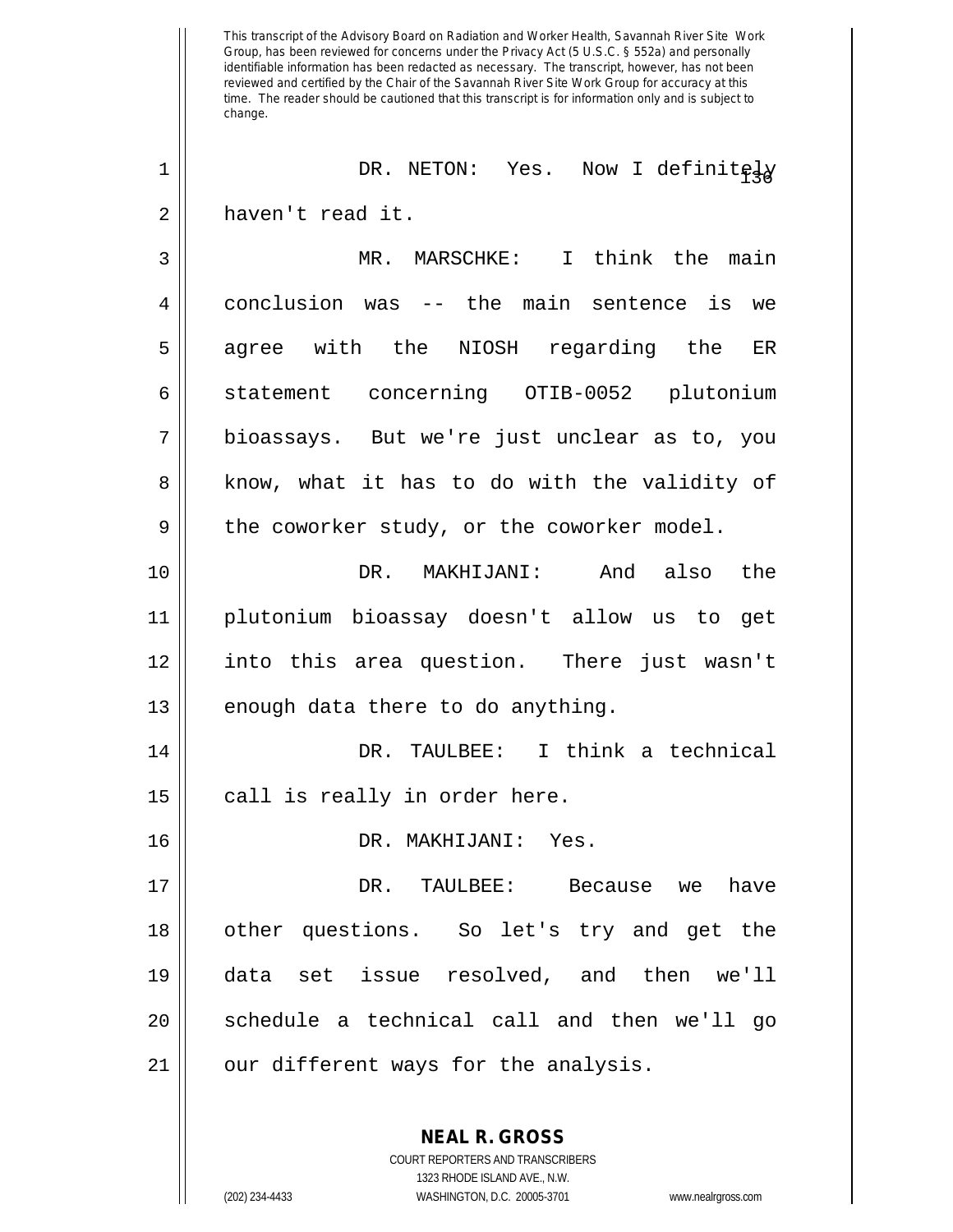This transcript of the Advisory Board on Radiation and Worker Health, Savannah River Site Work Group, has been reviewed for concerns under the Privacy Act (5 U.S.C. § 552a) and personally identifiable information has been redacted as necessary. The transcript, however, has not been reviewed and certified by the Chair of the Savannah River Site Work Group for accuracy at this time. The reader should be cautioned that this transcript is for information only and is subject to change.

1 DR. NETON: Yes. Now I definitely
2 haven't read it.
3 MR. MARSCHKE: I think the main
4 conclusion was -- the main sentence is we
5 agree with the NIOSH regarding the ER
6 statement concerning OTIB-0052 plutonium
7 bioassays. But we're just unclear as to, you
8 know, what it has to do with the validity of
9 the coworker study, or the coworker model.
10 DR. MAKHIJANI: And also the
11 plutonium bioassay doesn't allow us to get
12 into this area question. There just wasn't
13 enough data there to do anything.
14 DR. TAULBEE: I think a technical
15 call is really in order here.
16 DR. MAKHIJANI: Yes.
17 DR. TAULBEE: Because we have
18 other questions. So let's try and get the
19 data set issue resolved, and then we'll
20 schedule a technical call and then we'll go
21 our different ways for the analysis.

**NEAL R. GROSS**
COURT REPORTERS AND TRANSCRIBERS
1323 RHODE ISLAND AVE., N.W.
(202) 234-4433 WASHINGTON, D.C. 20005-3701 www.nealrgross.com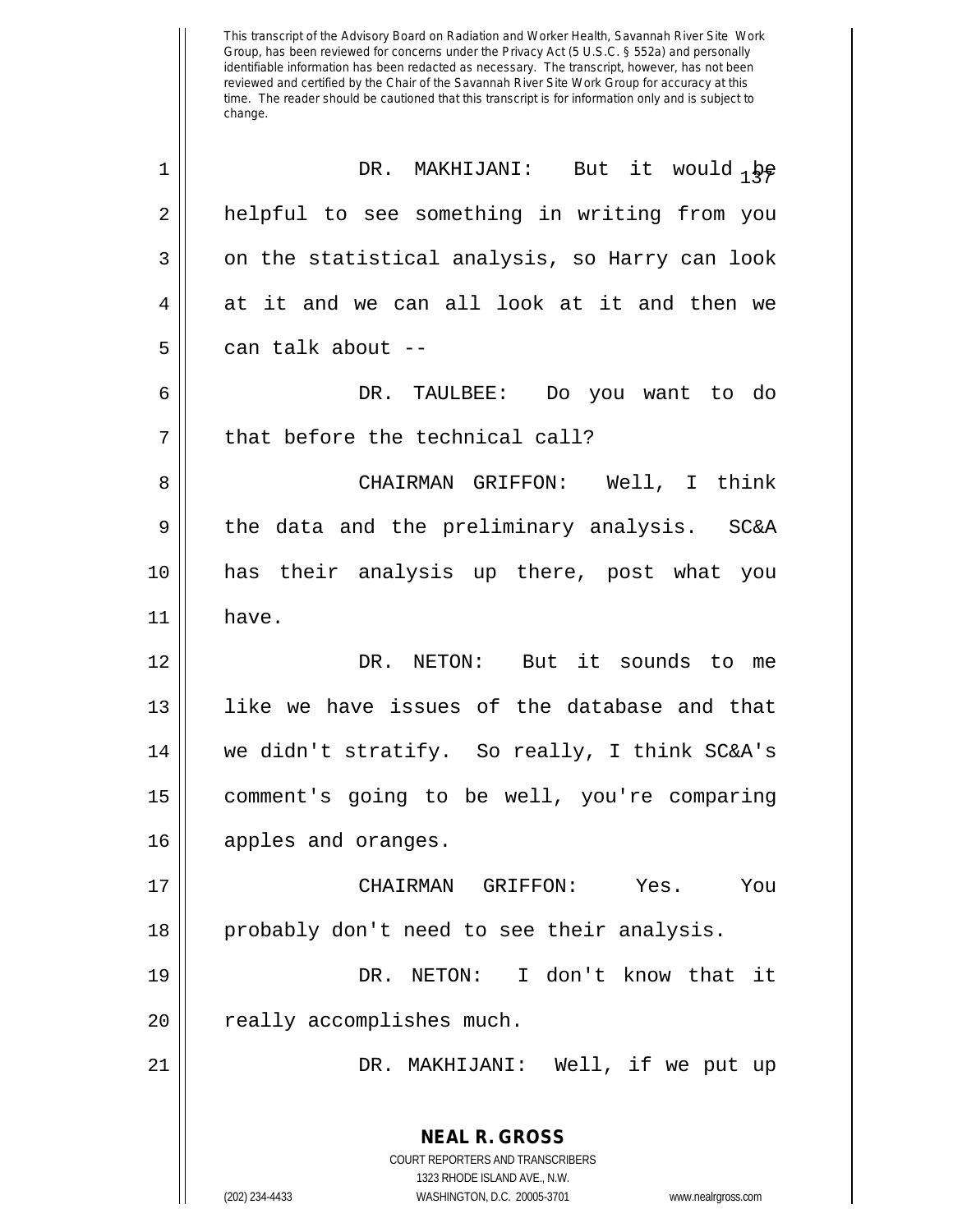DR. MAKHIJANI: But it would be helpful to see something in writing from you on the statistical analysis, so Harry can look at it and we can all look at it and then we can talk about --

DR. TAULBEE: Do you want to do that before the technical call?

CHAIRMAN GRIFFON: Well, I think the data and the preliminary analysis. SC&A has their analysis up there, post what you have.

DR. NETON: But it sounds to me like we have issues of the database and that we didn't stratify. So really, I think SC&A's comment's going to be well, you're comparing apples and oranges.

CHAIRMAN GRIFFON: Yes. You probably don't need to see their analysis.

DR. NETON: I don't know that it really accomplishes much.

DR. MAKHIJANI: Well, if we put up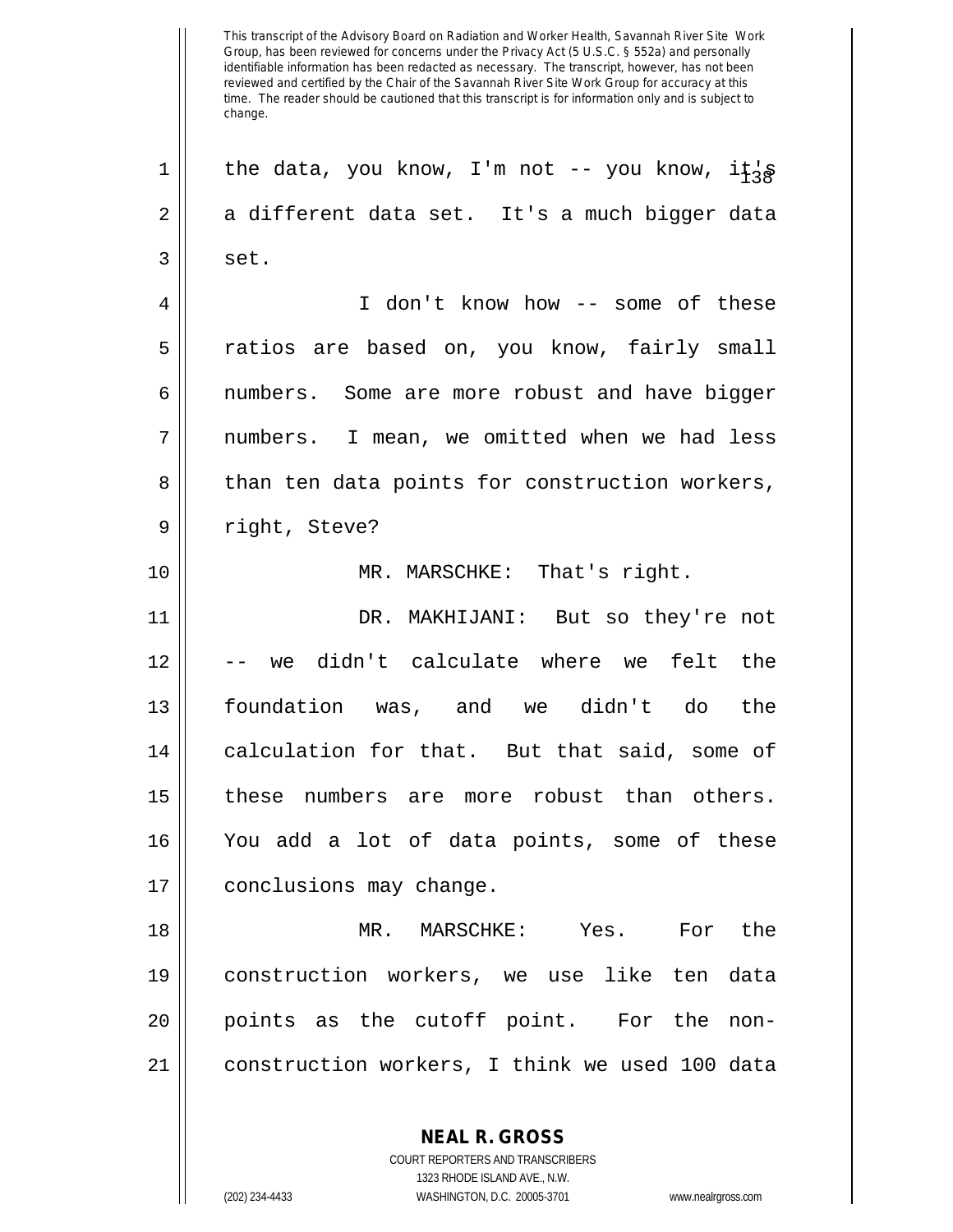the data, you know, I'm not -- you know, it's a different data set. It's a much bigger data set.

I don't know how -- some of these ratios are based on, you know, fairly small numbers. Some are more robust and have bigger numbers. I mean, we omitted when we had less than ten data points for construction workers, right, Steve?

MR. MARSCHKE: That's right.

DR. MAKHIJANI: But so they're not -- we didn't calculate where we felt the foundation was, and we didn't do the calculation for that. But that said, some of these numbers are more robust than others. You add a lot of data points, some of these conclusions may change.

MR. MARSCHKE: Yes. For the construction workers, we use like ten data points as the cutoff point. For the non-construction workers, I think we used 100 data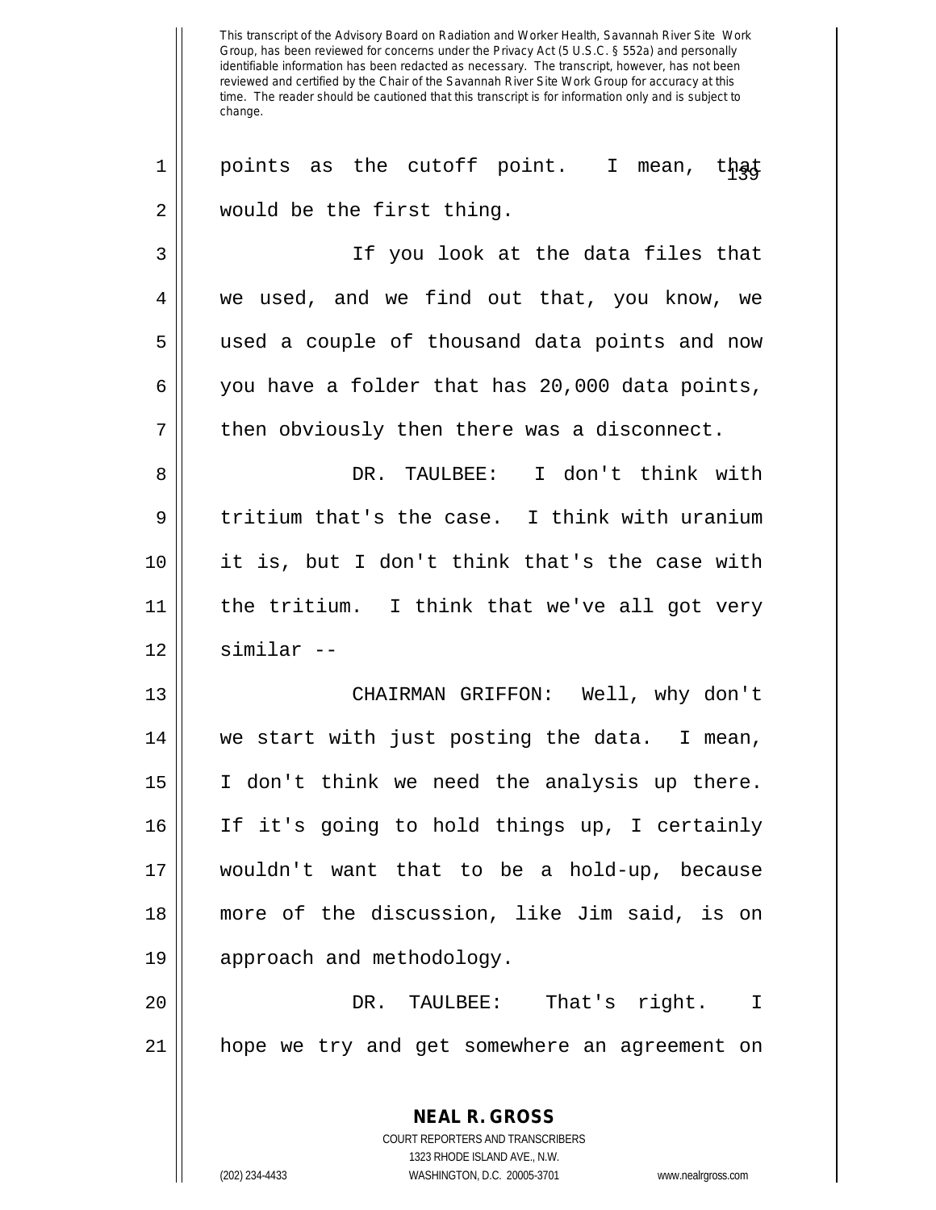This transcript of the Advisory Board on Radiation and Worker Health, Savannah River Site Work Group, has been reviewed for concerns under the Privacy Act (5 U.S.C. § 552a) and personally identifiable information has been redacted as necessary. The transcript, however, has not been reviewed and certified by the Chair of the Savannah River Site Work Group for accuracy at this time. The reader should be cautioned that this transcript is for information only and is subject to change.

points as the cutoff point. I mean, that would be the first thing.

If you look at the data files that we used, and we find out that, you know, we used a couple of thousand data points and now you have a folder that has 20,000 data points, then obviously then there was a disconnect.

DR. TAULBEE: I don't think with tritium that's the case. I think with uranium it is, but I don't think that's the case with the tritium. I think that we've all got very similar --

CHAIRMAN GRIFFON: Well, why don't we start with just posting the data. I mean, I don't think we need the analysis up there. If it's going to hold things up, I certainly wouldn't want that to be a hold-up, because more of the discussion, like Jim said, is on approach and methodology.

DR. TAULBEE: That's right. I hope we try and get somewhere an agreement on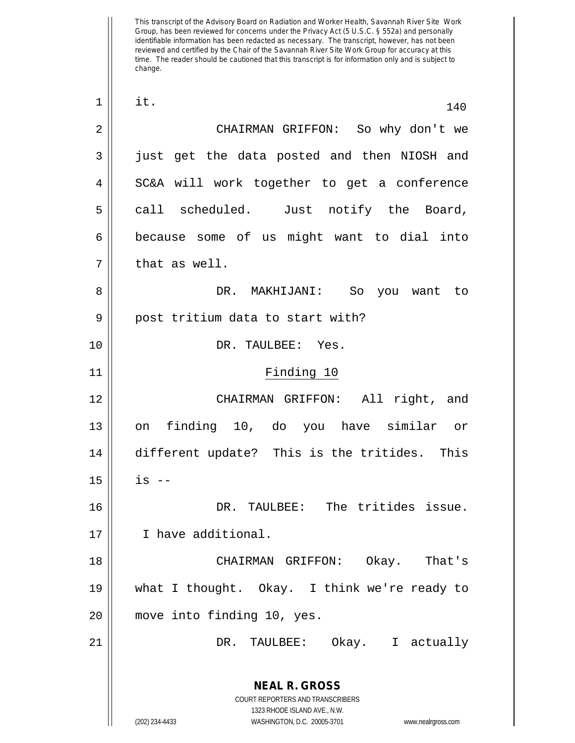it.

CHAIRMAN GRIFFON: So why don't we just get the data posted and then NIOSH and SC&A will work together to get a conference call scheduled. Just notify the Board, because some of us might want to dial into that as well.

DR. MAKHIJANI: So you want to post tritium data to start with?

DR. TAULBEE: Yes.

## Finding 10

CHAIRMAN GRIFFON: All right, and on finding 10, do you have similar or different update? This is the tritides. This is --

DR. TAULBEE: The tritides issue. I have additional.

CHAIRMAN GRIFFON: Okay. That's what I thought. Okay. I think we're ready to move into finding 10, yes.

DR. TAULBEE: Okay. I actually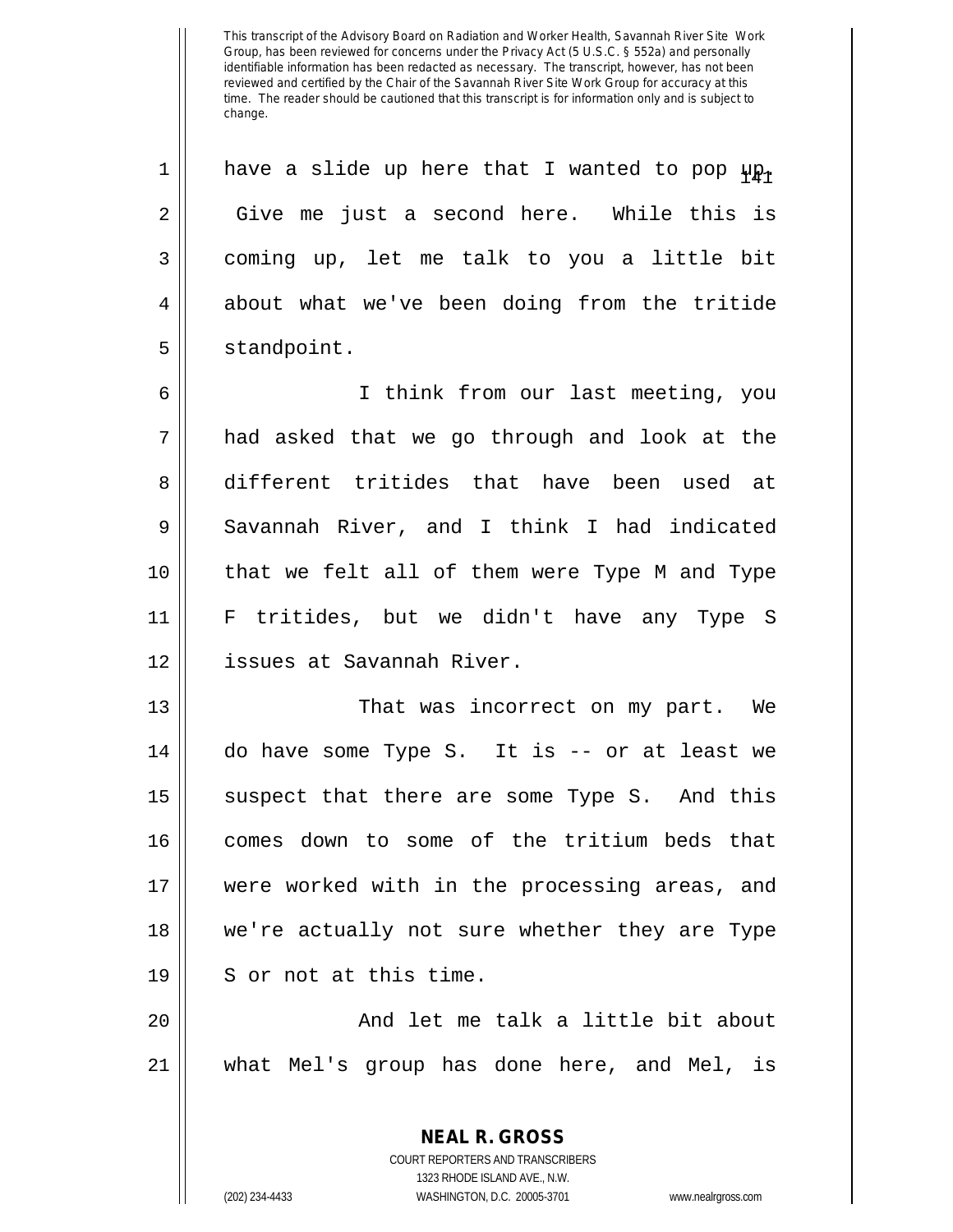have a slide up here that I wanted to pop up. Give me just a second here. While this is coming up, let me talk to you a little bit about what we've been doing from the tritide standpoint.

I think from our last meeting, you had asked that we go through and look at the different tritides that have been used at Savannah River, and I think I had indicated that we felt all of them were Type M and Type F tritides, but we didn't have any Type S issues at Savannah River.

That was incorrect on my part. We do have some Type S. It is -- or at least we suspect that there are some Type S. And this comes down to some of the tritium beds that were worked with in the processing areas, and we're actually not sure whether they are Type S or not at this time.

And let me talk a little bit about what Mel's group has done here, and Mel, is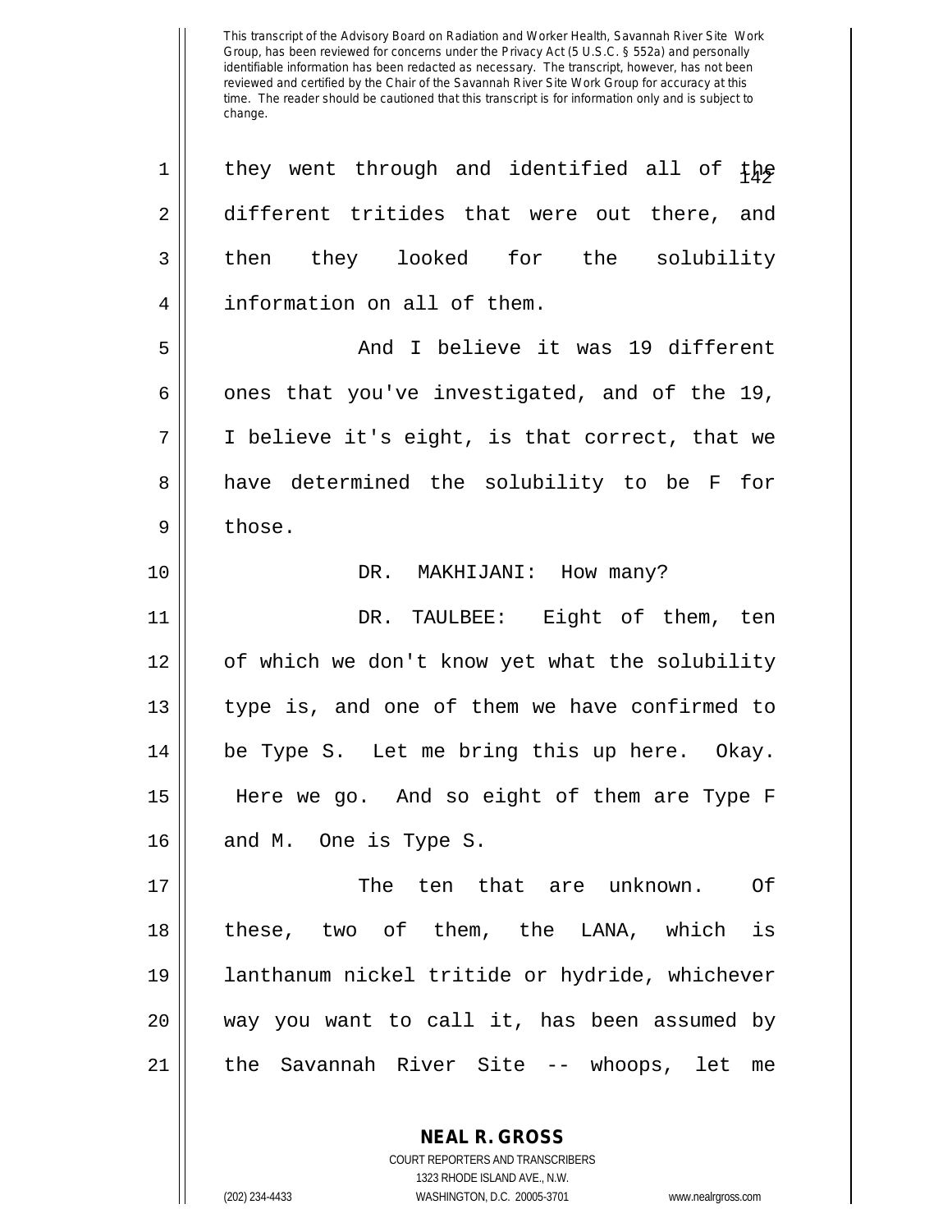they went through and identified all of the different tritides that were out there, and then they looked for the solubility information on all of them.

And I believe it was 19 different ones that you've investigated, and of the 19, I believe it's eight, is that correct, that we have determined the solubility to be F for those.

DR. MAKHIJANI: How many?

DR. TAULBEE: Eight of them, ten of which we don't know yet what the solubility type is, and one of them we have confirmed to be Type S. Let me bring this up here. Okay. Here we go. And so eight of them are Type F and M. One is Type S.

The ten that are unknown. Of these, two of them, the LANA, which is lanthanum nickel tritide or hydride, whichever way you want to call it, has been assumed by the Savannah River Site -- whoops, let me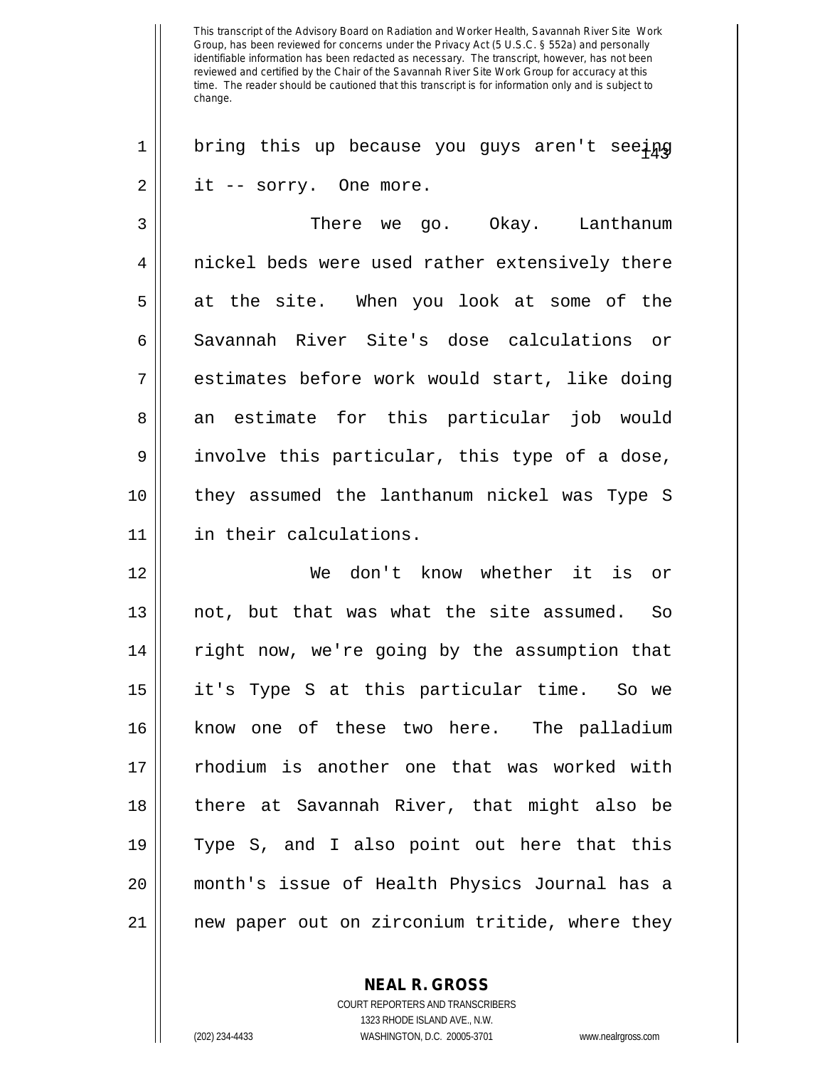bring this up because you guys aren't seeing it -- sorry. One more.

There we go. Okay. Lanthanum nickel beds were used rather extensively there at the site. When you look at some of the Savannah River Site's dose calculations or estimates before work would start, like doing an estimate for this particular job would involve this particular, this type of a dose, they assumed the lanthanum nickel was Type S in their calculations.

We don't know whether it is or not, but that was what the site assumed. So right now, we're going by the assumption that it's Type S at this particular time. So we know one of these two here. The palladium rhodium is another one that was worked with there at Savannah River, that might also be Type S, and I also point out here that this month's issue of Health Physics Journal has a new paper out on zirconium tritide, where they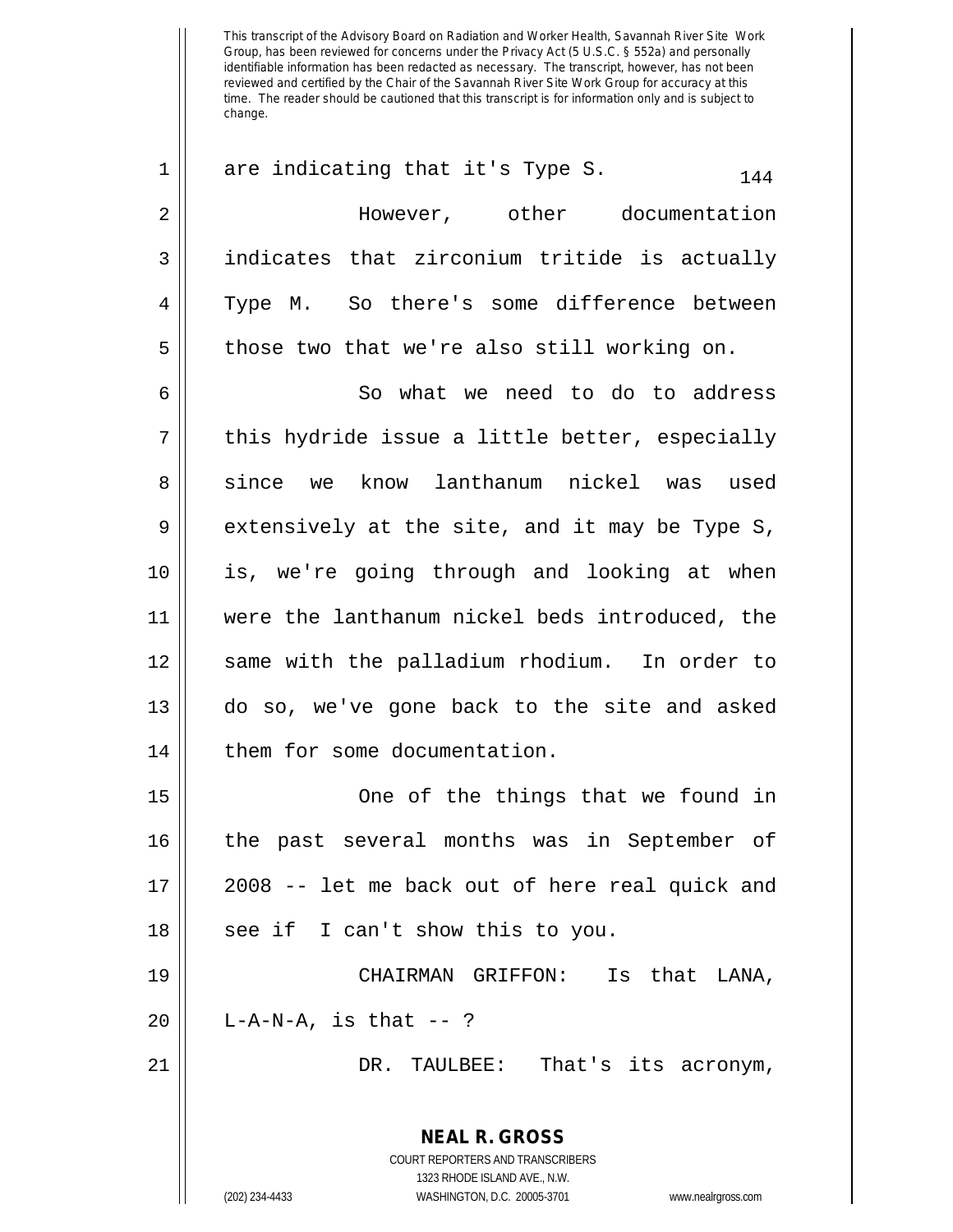are indicating that it's Type S.

However, other documentation indicates that zirconium tritide is actually Type M. So there's some difference between those two that we're also still working on.

So what we need to do to address this hydride issue a little better, especially since we know lanthanum nickel was used extensively at the site, and it may be Type S, is, we're going through and looking at when were the lanthanum nickel beds introduced, the same with the palladium rhodium. In order to do so, we've gone back to the site and asked them for some documentation.

One of the things that we found in the past several months was in September of 2008 -- let me back out of here real quick and see if I can't show this to you.

CHAIRMAN GRIFFON: Is that LANA, L-A-N-A, is that -- ?

DR. TAULBEE: That's its acronym,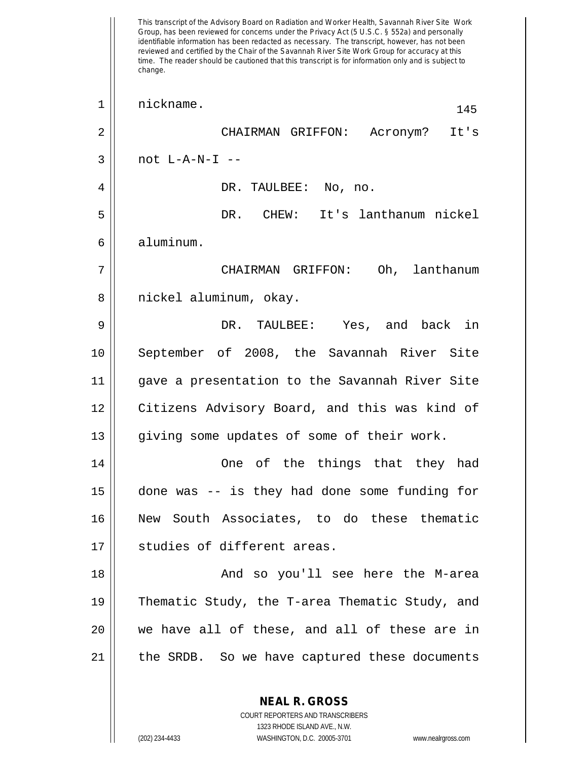This transcript of the Advisory Board on Radiation and Worker Health, Savannah River Site Work Group, has been reviewed for concerns under the Privacy Act (5 U.S.C. § 552a) and personally identifiable information has been redacted as necessary. The transcript, however, has not been reviewed and certified by the Chair of the Savannah River Site Work Group for accuracy at this time. The reader should be cautioned that this transcript is for information only and is subject to change.

nickname.

CHAIRMAN GRIFFON: Acronym? It's not L-A-N-I --

DR. TAULBEE: No, no.

DR. CHEW: It's lanthanum nickel aluminum.

CHAIRMAN GRIFFON: Oh, lanthanum nickel aluminum, okay.

DR. TAULBEE: Yes, and back in September of 2008, the Savannah River Site gave a presentation to the Savannah River Site Citizens Advisory Board, and this was kind of giving some updates of some of their work.

One of the things that they had done was -- is they had done some funding for New South Associates, to do these thematic studies of different areas.

And so you'll see here the M-area Thematic Study, the T-area Thematic Study, and we have all of these, and all of these are in the SRDB. So we have captured these documents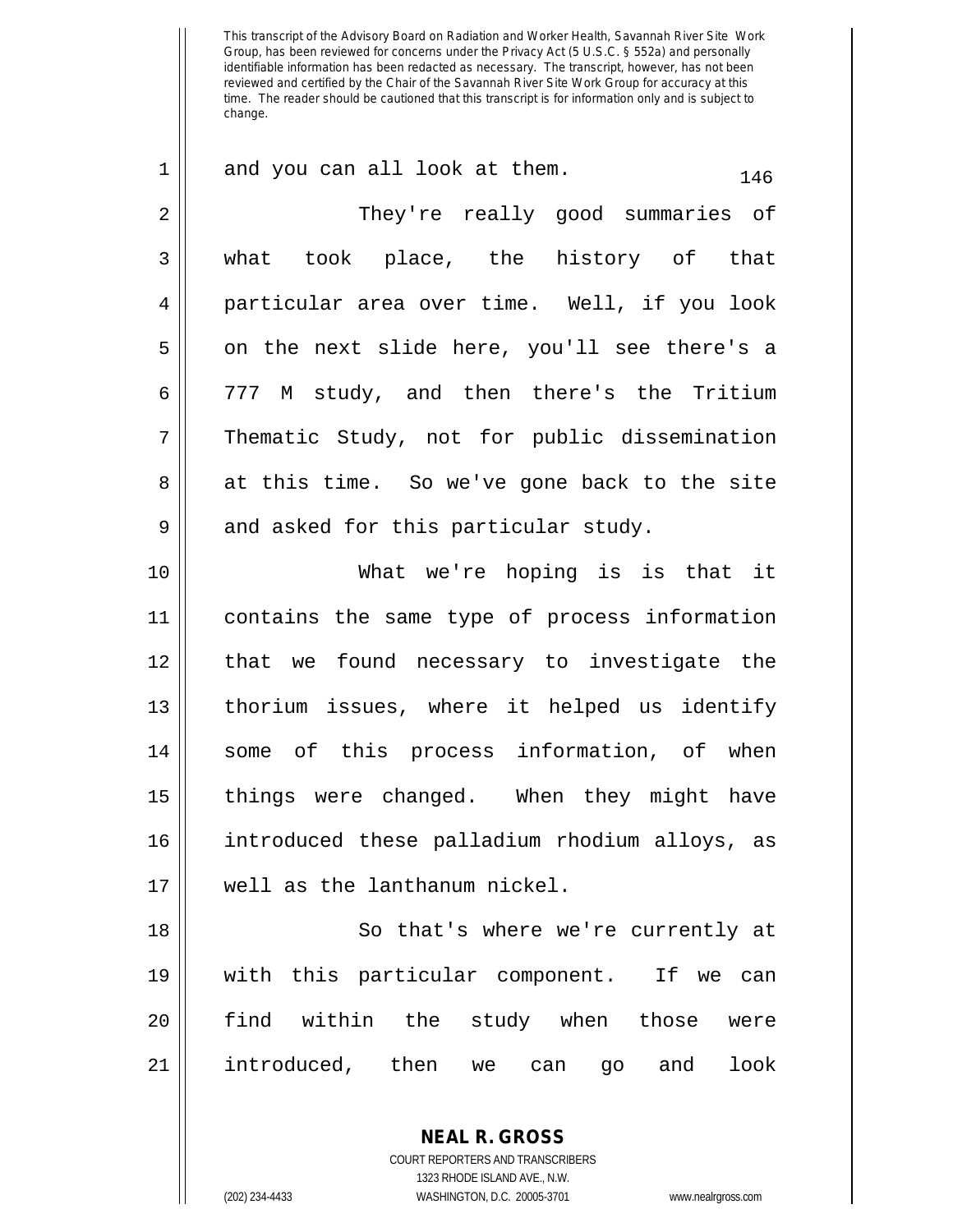and you can all look at them.

They're really good summaries of what took place, the history of that particular area over time. Well, if you look on the next slide here, you'll see there's a 777 M study, and then there's the Tritium Thematic Study, not for public dissemination at this time. So we've gone back to the site and asked for this particular study.

What we're hoping is is that it contains the same type of process information that we found necessary to investigate the thorium issues, where it helped us identify some of this process information, of when things were changed. When they might have introduced these palladium rhodium alloys, as well as the lanthanum nickel.

So that's where we're currently at with this particular component. If we can find within the study when those were introduced, then we can go and look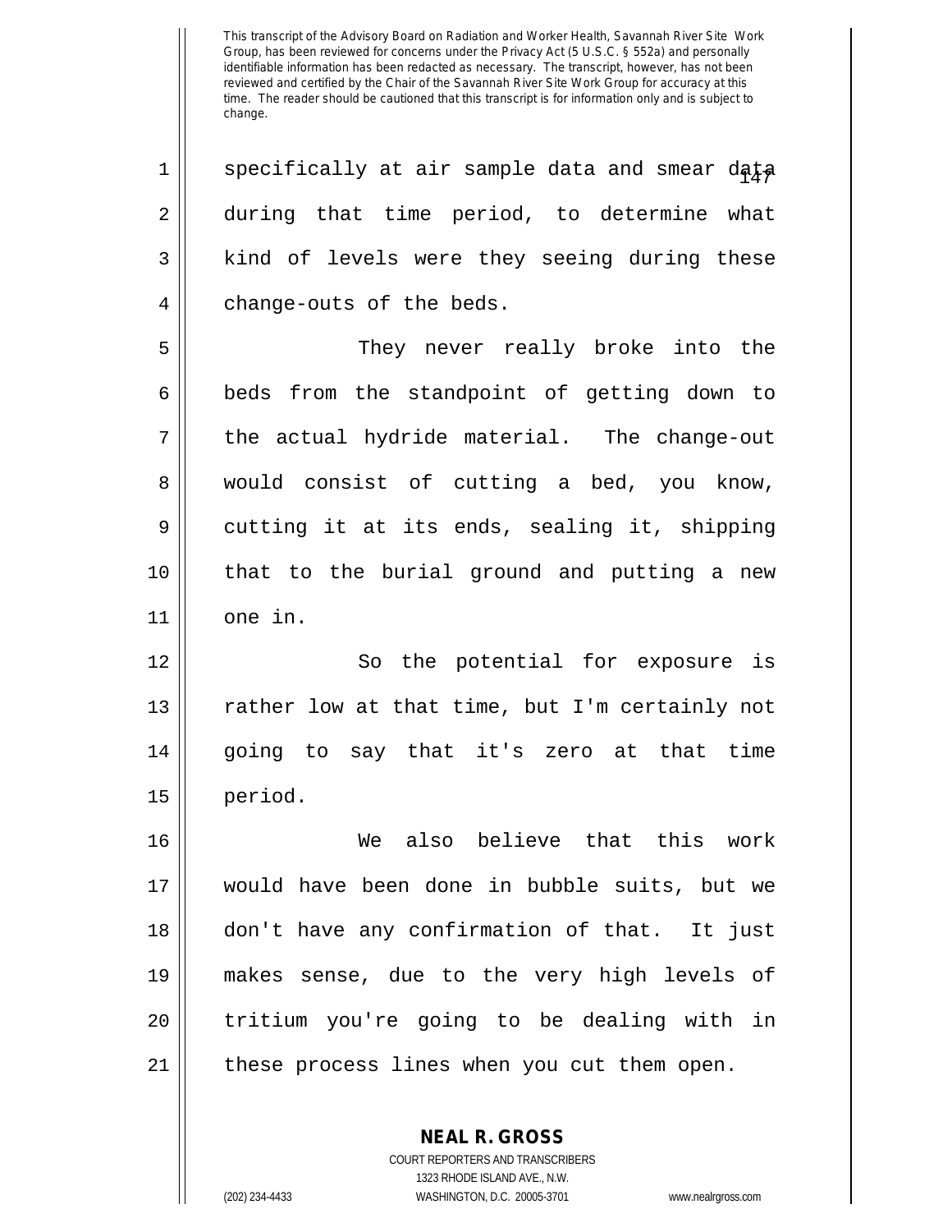specifically at air sample data and smear data during that time period, to determine what kind of levels were they seeing during these change-outs of the beds.

They never really broke into the beds from the standpoint of getting down to the actual hydride material. The change-out would consist of cutting a bed, you know, cutting it at its ends, sealing it, shipping that to the burial ground and putting a new one in.

So the potential for exposure is rather low at that time, but I'm certainly not going to say that it's zero at that time period.

We also believe that this work would have been done in bubble suits, but we don't have any confirmation of that. It just makes sense, due to the very high levels of tritium you're going to be dealing with in these process lines when you cut them open.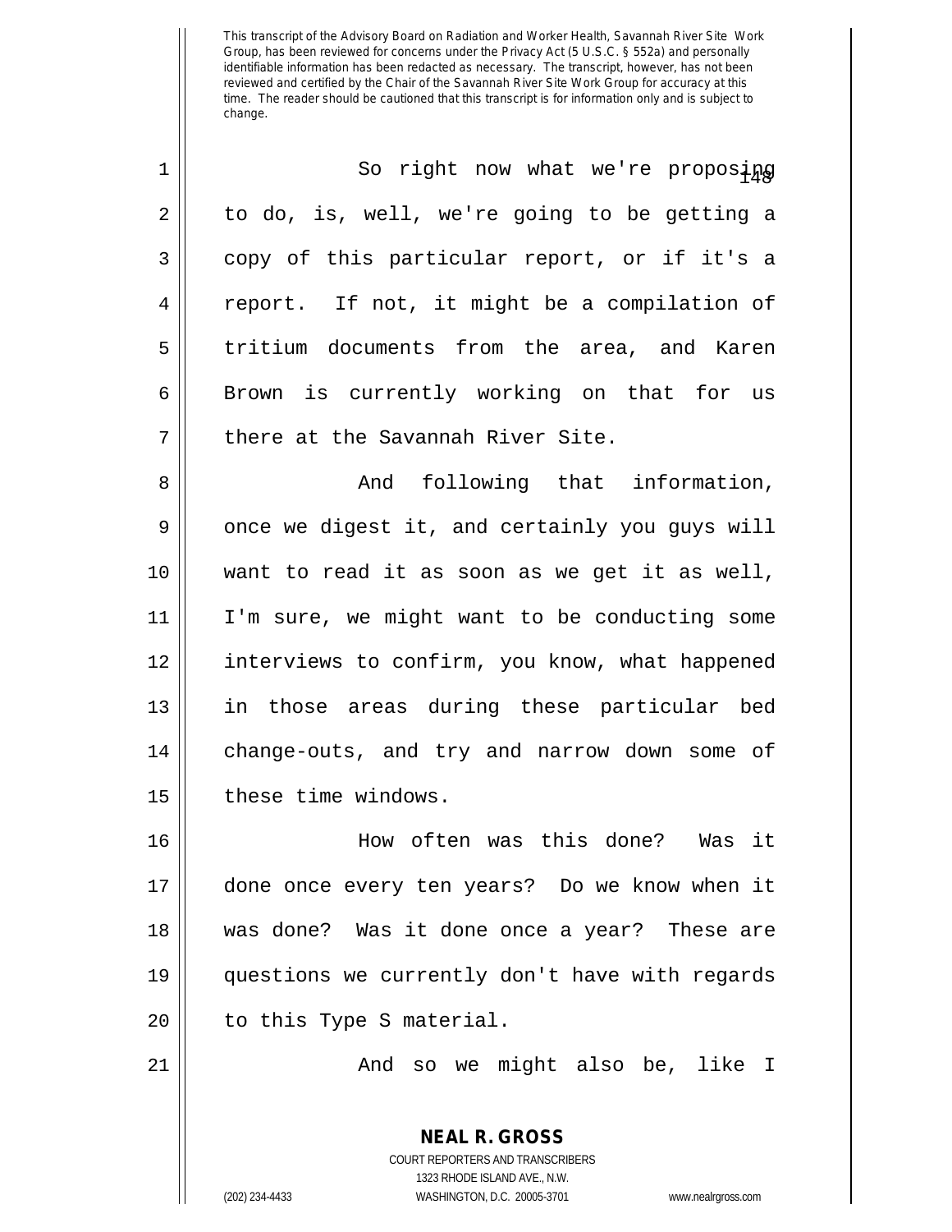So right now what we're proposing to do, is, well, we're going to be getting a copy of this particular report, or if it's a report. If not, it might be a compilation of tritium documents from the area, and Karen Brown is currently working on that for us there at the Savannah River Site.

And following that information, once we digest it, and certainly you guys will want to read it as soon as we get it as well, I'm sure, we might want to be conducting some interviews to confirm, you know, what happened in those areas during these particular bed change-outs, and try and narrow down some of these time windows.

How often was this done? Was it done once every ten years? Do we know when it was done? Was it done once a year? These are questions we currently don't have with regards to this Type S material.

And so we might also be, like I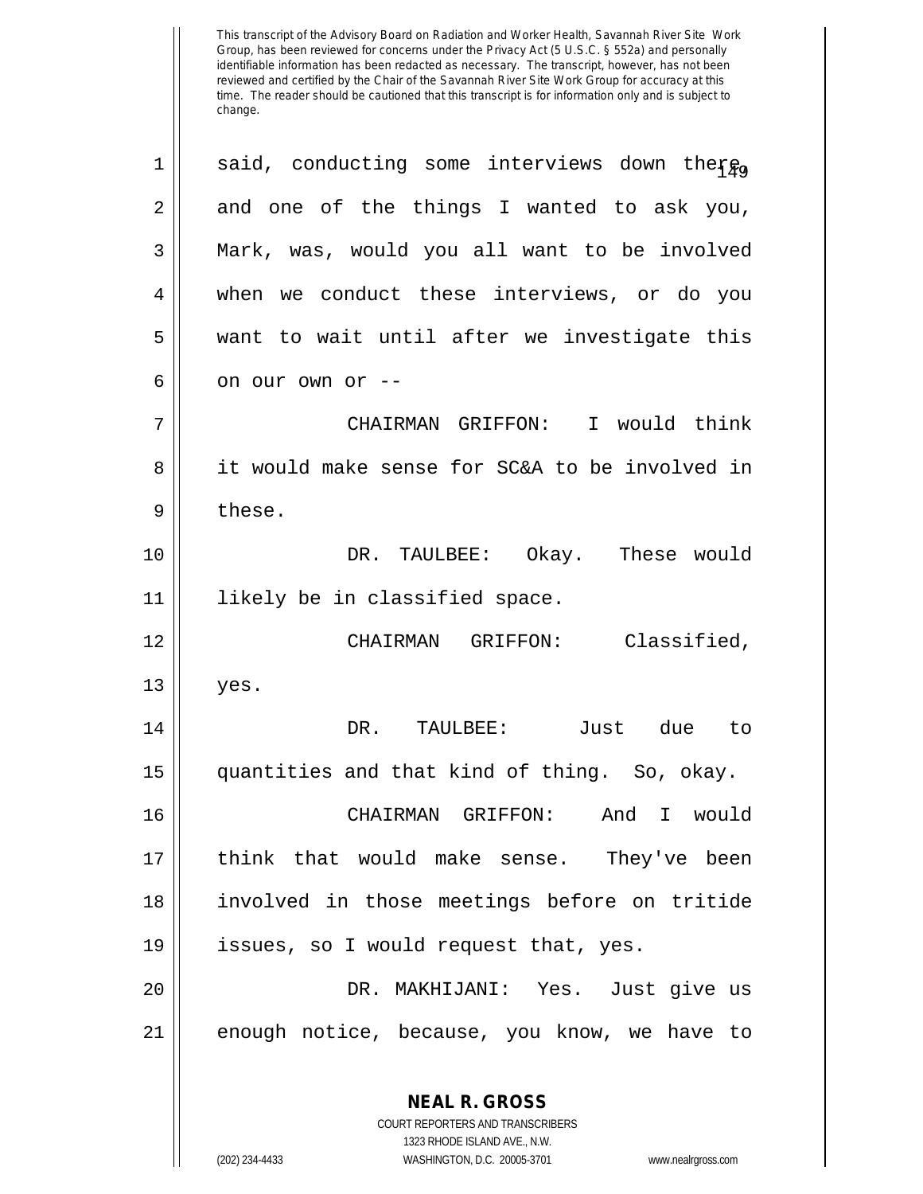said, conducting some interviews down there, and one of the things I wanted to ask you, Mark, was, would you all want to be involved when we conduct these interviews, or do you want to wait until after we investigate this on our own or --

CHAIRMAN GRIFFON: I would think it would make sense for SC&A to be involved in these.

DR. TAULBEE: Okay. These would likely be in classified space.

CHAIRMAN GRIFFON: Classified, yes.

DR. TAULBEE: Just due to quantities and that kind of thing. So, okay.

CHAIRMAN GRIFFON: And I would think that would make sense. They've been involved in those meetings before on tritide issues, so I would request that, yes.

DR. MAKHIJANI: Yes. Just give us enough notice, because, you know, we have to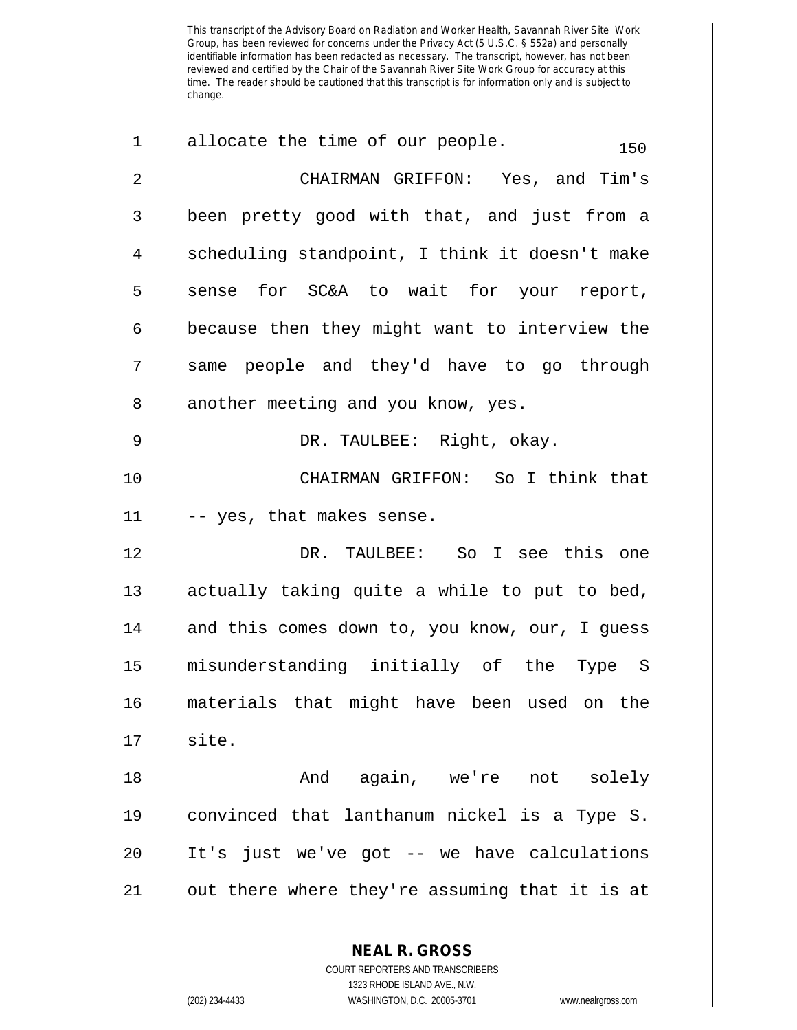This transcript of the Advisory Board on Radiation and Worker Health, Savannah River Site Work Group, has been reviewed for concerns under the Privacy Act (5 U.S.C. § 552a) and personally identifiable information has been redacted as necessary. The transcript, however, has not been reviewed and certified by the Chair of the Savannah River Site Work Group for accuracy at this time. The reader should be cautioned that this transcript is for information only and is subject to change.

allocate the time of our people.

CHAIRMAN GRIFFON: Yes, and Tim's been pretty good with that, and just from a scheduling standpoint, I think it doesn't make sense for SC&A to wait for your report, because then they might want to interview the same people and they'd have to go through another meeting and you know, yes.

DR. TAULBEE: Right, okay.

CHAIRMAN GRIFFON: So I think that -- yes, that makes sense.

DR. TAULBEE: So I see this one actually taking quite a while to put to bed, and this comes down to, you know, our, I guess misunderstanding initially of the Type S materials that might have been used on the site.

And again, we're not solely convinced that lanthanum nickel is a Type S. It's just we've got -- we have calculations out there where they're assuming that it is at

**NEAL R. GROSS**
COURT REPORTERS AND TRANSCRIBERS
1323 RHODE ISLAND AVE., N.W.
(202) 234-4433 WASHINGTON, D.C. 20005-3701 www.nealrgross.com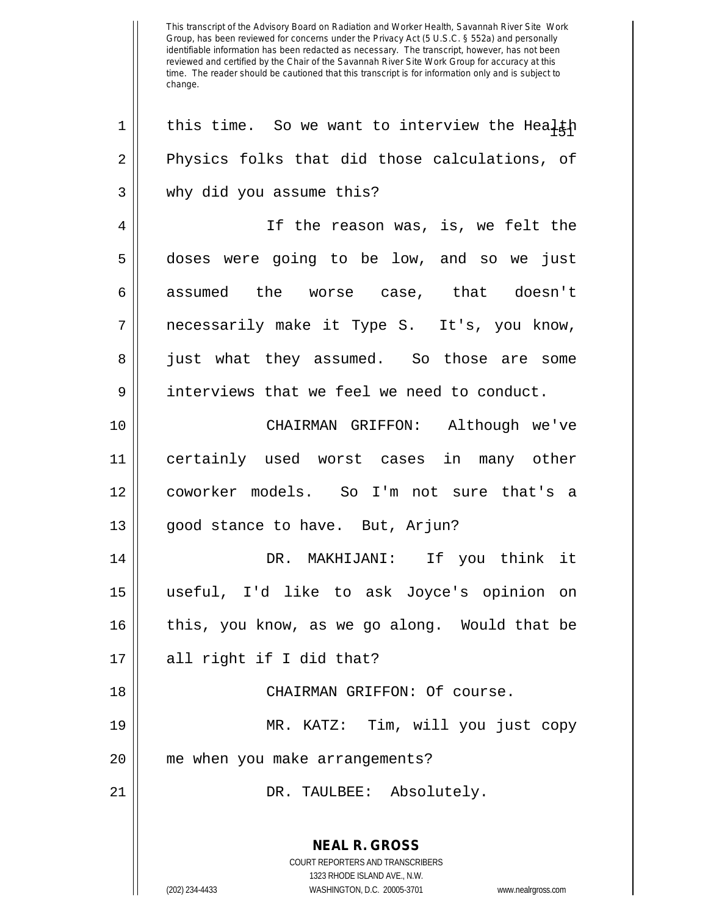This transcript of the Advisory Board on Radiation and Worker Health, Savannah River Site Work Group, has been reviewed for concerns under the Privacy Act (5 U.S.C. § 552a) and personally identifiable information has been redacted as necessary. The transcript, however, has not been reviewed and certified by the Chair of the Savannah River Site Work Group for accuracy at this time. The reader should be cautioned that this transcript is for information only and is subject to change.

1 this time. So we want to interview the Health
2 Physics folks that did those calculations, of
3 why did you assume this?

4 If the reason was, is, we felt the
5 doses were going to be low, and so we just
6 assumed the worse case, that doesn't
7 necessarily make it Type S. It's, you know,
8 just what they assumed. So those are some
9 interviews that we feel we need to conduct.

10 CHAIRMAN GRIFFON: Although we've
11 certainly used worst cases in many other
12 coworker models. So I'm not sure that's a
13 good stance to have. But, Arjun?

14 DR. MAKHIJANI: If you think it
15 useful, I'd like to ask Joyce's opinion on
16 this, you know, as we go along. Would that be
17 all right if I did that?

18 CHAIRMAN GRIFFON: Of course.

19 MR. KATZ: Tim, will you just copy
20 me when you make arrangements?

21 DR. TAULBEE: Absolutely.

**NEAL R. GROSS**
COURT REPORTERS AND TRANSCRIBERS
1323 RHODE ISLAND AVE., N.W.
(202) 234-4433 WASHINGTON, D.C. 20005-3701 www.nealrgross.com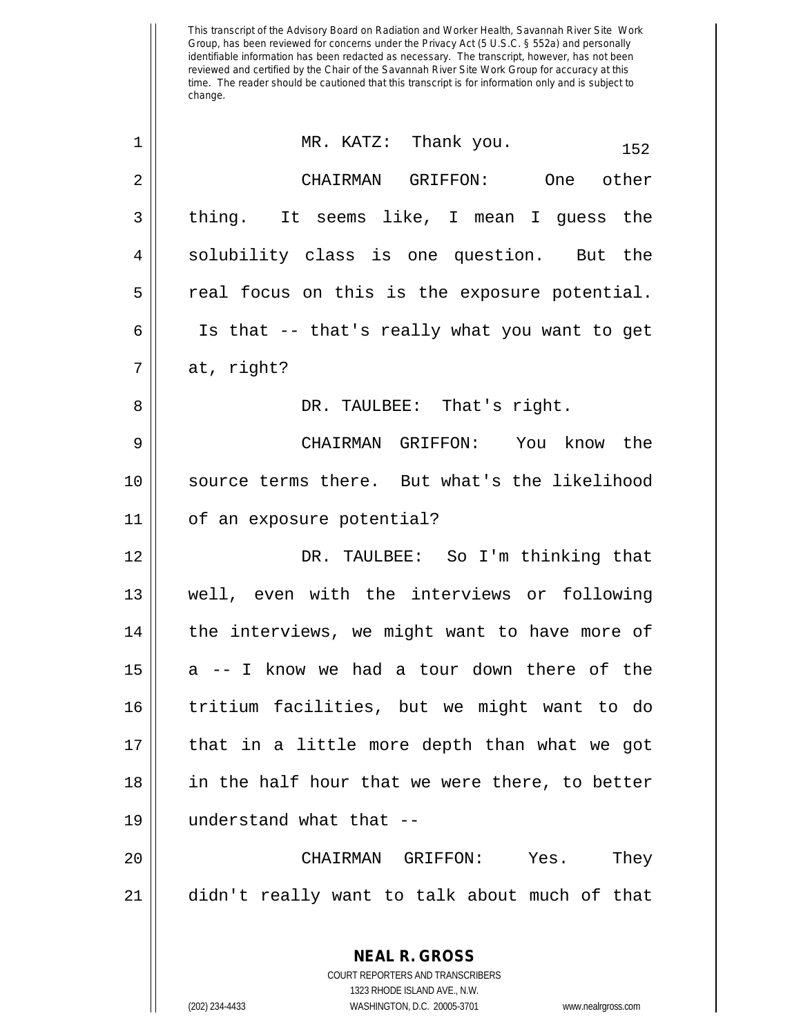This transcript of the Advisory Board on Radiation and Worker Health, Savannah River Site Work Group, has been reviewed for concerns under the Privacy Act (5 U.S.C. § 552a) and personally identifiable information has been redacted as necessary. The transcript, however, has not been reviewed and certified by the Chair of the Savannah River Site Work Group for accuracy at this time. The reader should be cautioned that this transcript is for information only and is subject to change.

MR. KATZ: Thank you.

CHAIRMAN GRIFFON: One other thing. It seems like, I mean I guess the solubility class is one question. But the real focus on this is the exposure potential. Is that -- that's really what you want to get at, right?

DR. TAULBEE: That's right.

CHAIRMAN GRIFFON: You know the source terms there. But what's the likelihood of an exposure potential?

DR. TAULBEE: So I'm thinking that well, even with the interviews or following the interviews, we might want to have more of a -- I know we had a tour down there of the tritium facilities, but we might want to do that in a little more depth than what we got in the half hour that we were there, to better understand what that --

CHAIRMAN GRIFFON: Yes. They didn't really want to talk about much of that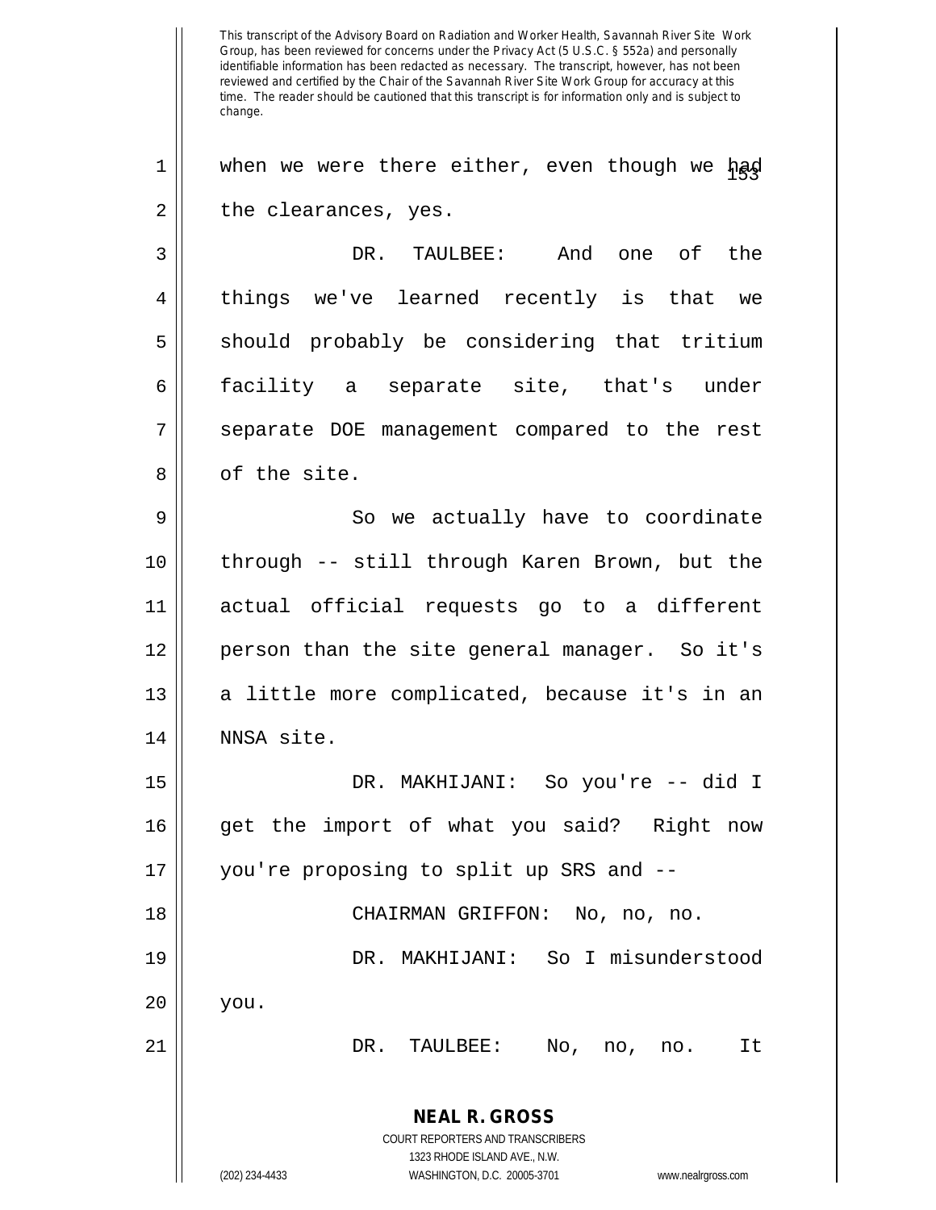when we were there either, even though we had the clearances, yes.

DR. TAULBEE: And one of the things we've learned recently is that we should probably be considering that tritium facility a separate site, that's under separate DOE management compared to the rest of the site.

So we actually have to coordinate through -- still through Karen Brown, but the actual official requests go to a different person than the site general manager. So it's a little more complicated, because it's in an NNSA site.

DR. MAKHIJANI: So you're -- did I get the import of what you said? Right now you're proposing to split up SRS and --

CHAIRMAN GRIFFON: No, no, no.

DR. MAKHIJANI: So I misunderstood you.

DR. TAULBEE: No, no, no. It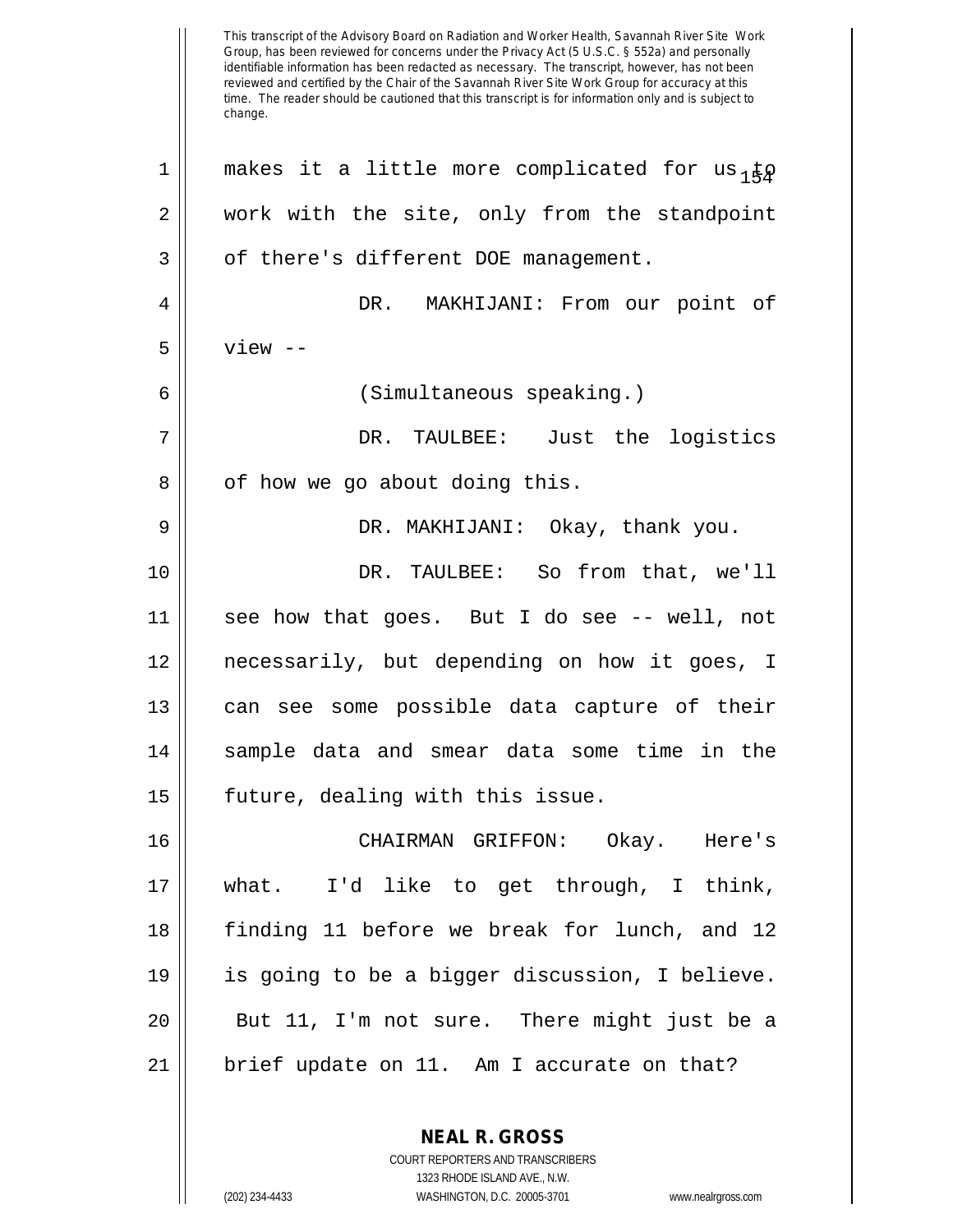This transcript of the Advisory Board on Radiation and Worker Health, Savannah River Site Work Group, has been reviewed for concerns under the Privacy Act (5 U.S.C. § 552a) and personally identifiable information has been redacted as necessary. The transcript, however, has not been reviewed and certified by the Chair of the Savannah River Site Work Group for accuracy at this time. The reader should be cautioned that this transcript is for information only and is subject to change.

makes it a little more complicated for us to work with the site, only from the standpoint of there's different DOE management.

DR. MAKHIJANI: From our point of view --

(Simultaneous speaking.)

DR. TAULBEE: Just the logistics of how we go about doing this.

DR. MAKHIJANI: Okay, thank you.

DR. TAULBEE: So from that, we'll see how that goes. But I do see -- well, not necessarily, but depending on how it goes, I can see some possible data capture of their sample data and smear data some time in the future, dealing with this issue.

CHAIRMAN GRIFFON: Okay. Here's what. I'd like to get through, I think, finding 11 before we break for lunch, and 12 is going to be a bigger discussion, I believe. But 11, I'm not sure. There might just be a brief update on 11. Am I accurate on that?

**NEAL R. GROSS**
COURT REPORTERS AND TRANSCRIBERS
1323 RHODE ISLAND AVE., N.W.
(202) 234-4433 WASHINGTON, D.C. 20005-3701 www.nealrgross.com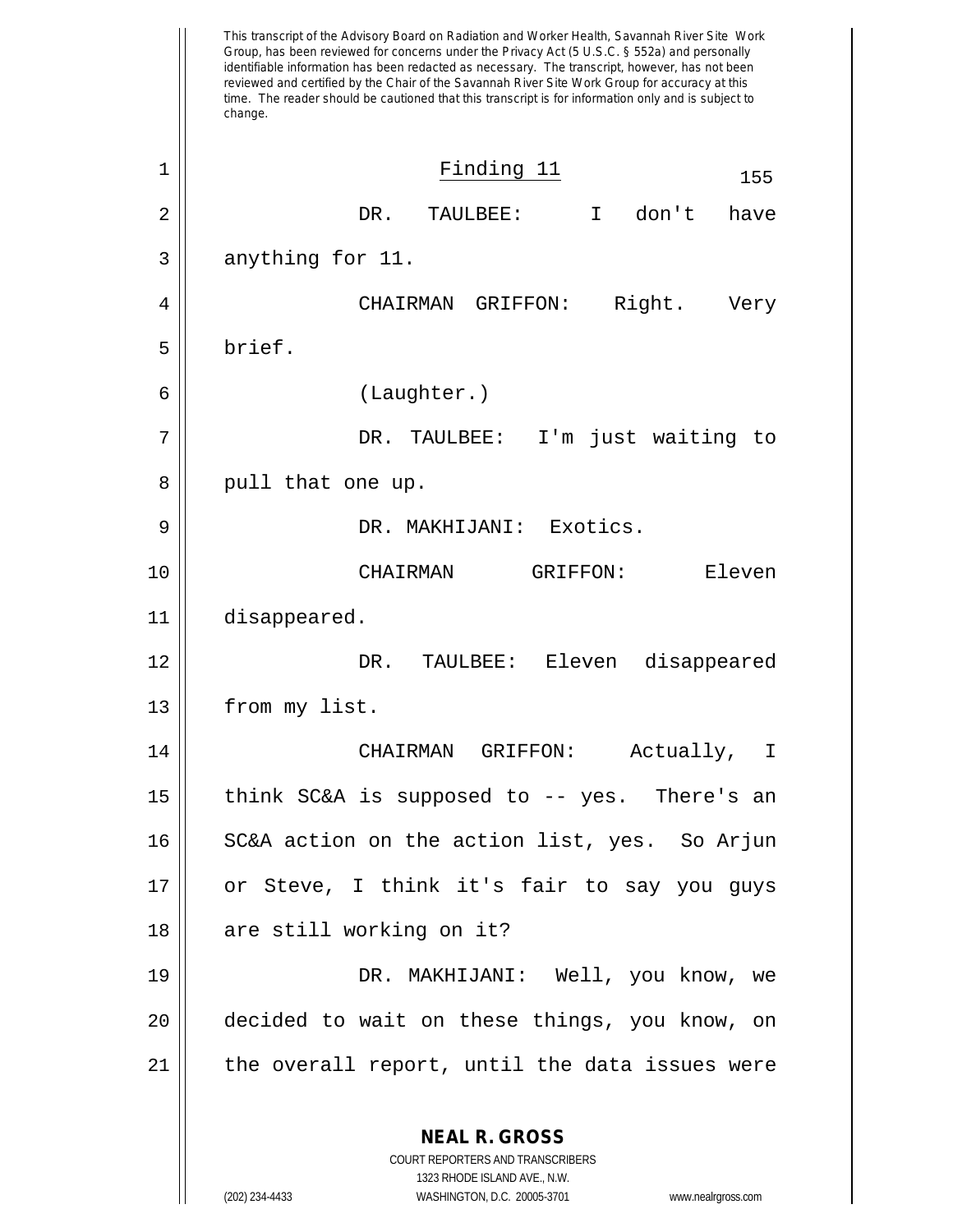This transcript of the Advisory Board on Radiation and Worker Health, Savannah River Site Work Group, has been reviewed for concerns under the Privacy Act (5 U.S.C. § 552a) and personally identifiable information has been redacted as necessary. The transcript, however, has not been reviewed and certified by the Chair of the Savannah River Site Work Group for accuracy at this time. The reader should be cautioned that this transcript is for information only and is subject to change.

## Finding 11

DR. TAULBEE: I don't have anything for 11.

CHAIRMAN GRIFFON: Right. Very brief.

(Laughter.)

DR. TAULBEE: I'm just waiting to pull that one up.

DR. MAKHIJANI: Exotics.

CHAIRMAN GRIFFON: Eleven disappeared.

DR. TAULBEE: Eleven disappeared from my list.

CHAIRMAN GRIFFON: Actually, I think SC&A is supposed to -- yes. There's an SC&A action on the action list, yes. So Arjun or Steve, I think it's fair to say you guys are still working on it?

DR. MAKHIJANI: Well, you know, we decided to wait on these things, you know, on the overall report, until the data issues were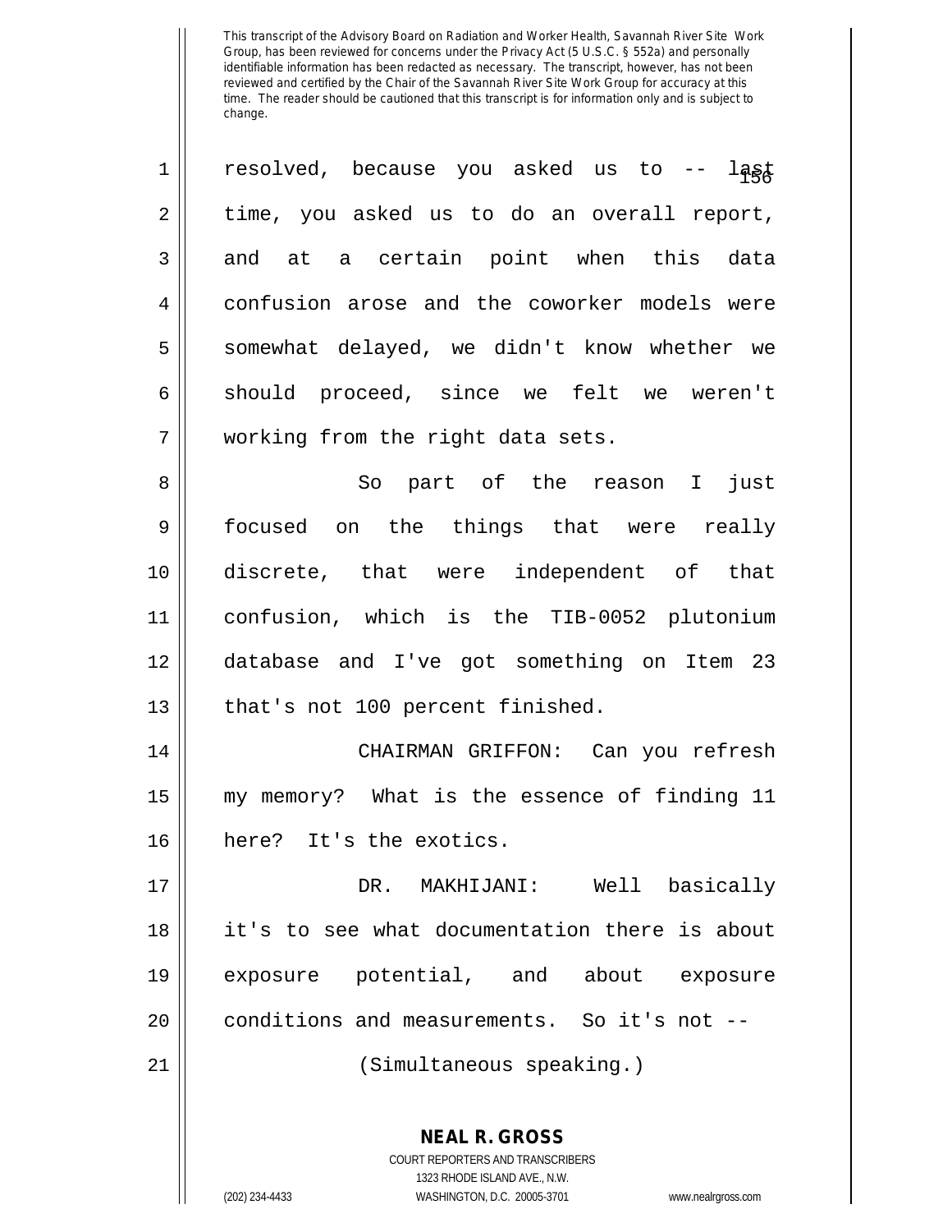resolved, because you asked us to -- last time, you asked us to do an overall report, and at a certain point when this data confusion arose and the coworker models were somewhat delayed, we didn't know whether we should proceed, since we felt we weren't working from the right data sets.

So part of the reason I just focused on the things that were really discrete, that were independent of that confusion, which is the TIB-0052 plutonium database and I've got something on Item 23 that's not 100 percent finished.

CHAIRMAN GRIFFON: Can you refresh my memory? What is the essence of finding 11 here? It's the exotics.

DR. MAKHIJANI: Well basically it's to see what documentation there is about exposure potential, and about exposure conditions and measurements. So it's not --

(Simultaneous speaking.)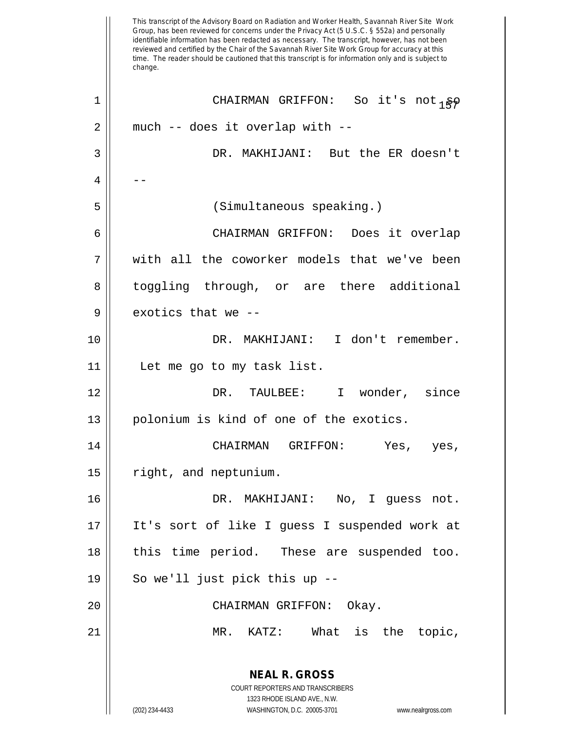This transcript of the Advisory Board on Radiation and Worker Health, Savannah River Site Work Group, has been reviewed for concerns under the Privacy Act (5 U.S.C. § 552a) and personally identifiable information has been redacted as necessary. The transcript, however, has not been reviewed and certified by the Chair of the Savannah River Site Work Group for accuracy at this time. The reader should be cautioned that this transcript is for information only and is subject to change.

1 CHAIRMAN GRIFFON: So it's not so
2 much -- does it overlap with --
3 DR. MAKHIJANI: But the ER doesn't
4 --
5 (Simultaneous speaking.)
6 CHAIRMAN GRIFFON: Does it overlap
7 with all the coworker models that we've been
8 toggling through, or are there additional
9 exotics that we --
10 DR. MAKHIJANI: I don't remember.
11 Let me go to my task list.
12 DR. TAULBEE: I wonder, since
13 polonium is kind of one of the exotics.
14 CHAIRMAN GRIFFON: Yes, yes,
15 right, and neptunium.
16 DR. MAKHIJANI: No, I guess not.
17 It's sort of like I guess I suspended work at
18 this time period. These are suspended too.
19 So we'll just pick this up --
20 CHAIRMAN GRIFFON: Okay.
21 MR. KATZ: What is the topic,

**NEAL R. GROSS**
COURT REPORTERS AND TRANSCRIBERS
1323 RHODE ISLAND AVE., N.W.
(202) 234-4433 WASHINGTON, D.C. 20005-3701 www.nealrgross.com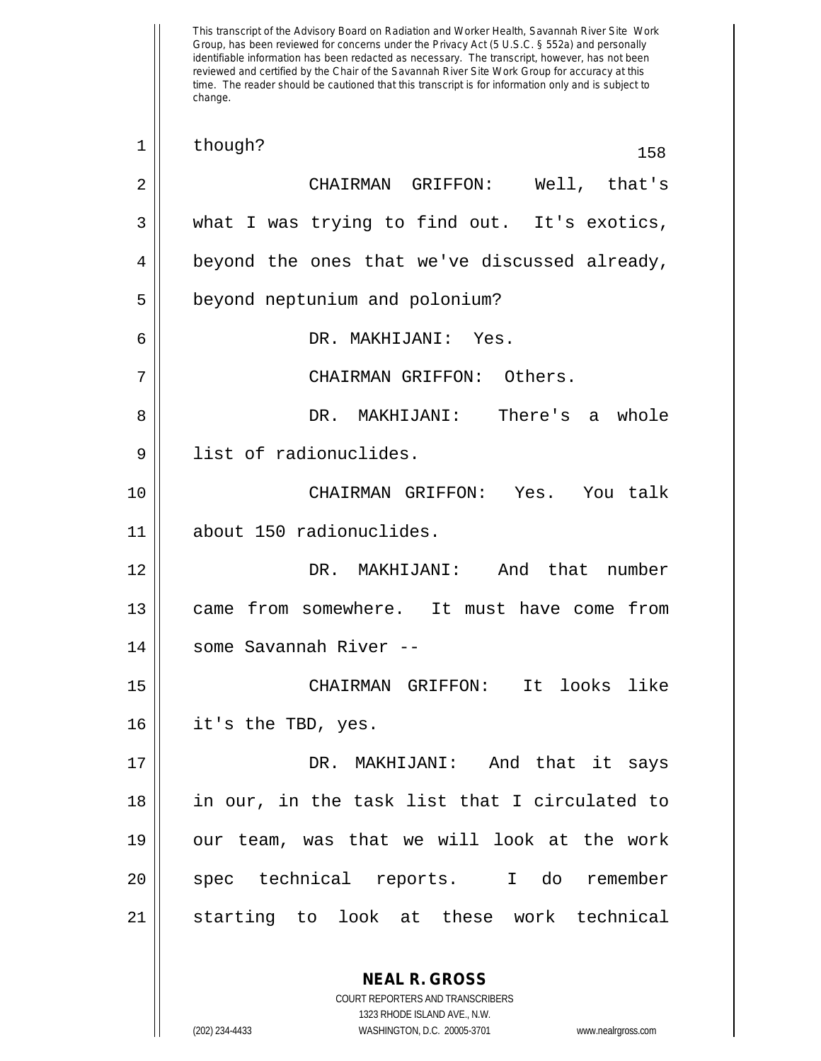This transcript of the Advisory Board on Radiation and Worker Health, Savannah River Site Work Group, has been reviewed for concerns under the Privacy Act (5 U.S.C. § 552a) and personally identifiable information has been redacted as necessary. The transcript, however, has not been reviewed and certified by the Chair of the Savannah River Site Work Group for accuracy at this time. The reader should be cautioned that this transcript is for information only and is subject to change.

though?

CHAIRMAN GRIFFON: Well, that's what I was trying to find out. It's exotics, beyond the ones that we've discussed already, beyond neptunium and polonium?

DR. MAKHIJANI: Yes.

CHAIRMAN GRIFFON: Others.

DR. MAKHIJANI: There's a whole list of radionuclides.

CHAIRMAN GRIFFON: Yes. You talk about 150 radionuclides.

DR. MAKHIJANI: And that number came from somewhere. It must have come from some Savannah River --

CHAIRMAN GRIFFON: It looks like it's the TBD, yes.

DR. MAKHIJANI: And that it says in our, in the task list that I circulated to our team, was that we will look at the work spec technical reports. I do remember starting to look at these work technical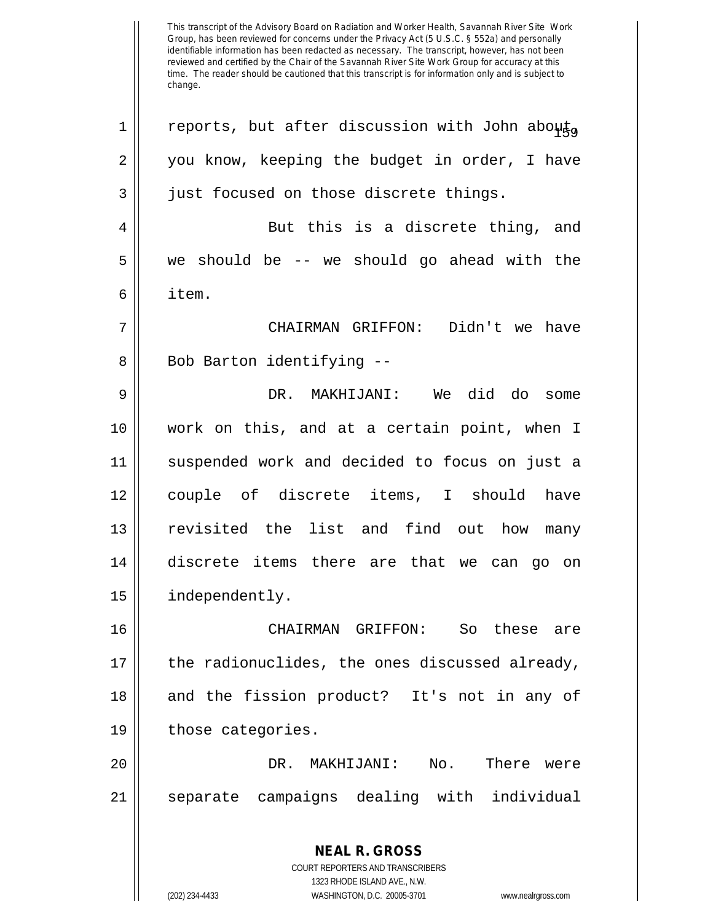This transcript of the Advisory Board on Radiation and Worker Health, Savannah River Site Work Group, has been reviewed for concerns under the Privacy Act (5 U.S.C. § 552a) and personally identifiable information has been redacted as necessary. The transcript, however, has not been reviewed and certified by the Chair of the Savannah River Site Work Group for accuracy at this time. The reader should be cautioned that this transcript is for information only and is subject to change.

reports, but after discussion with John about, you know, keeping the budget in order, I have just focused on those discrete things.

But this is a discrete thing, and we should be -- we should go ahead with the item.

CHAIRMAN GRIFFON: Didn't we have Bob Barton identifying --

DR. MAKHIJANI: We did do some work on this, and at a certain point, when I suspended work and decided to focus on just a couple of discrete items, I should have revisited the list and find out how many discrete items there are that we can go on independently.

CHAIRMAN GRIFFON: So these are the radionuclides, the ones discussed already, and the fission product? It's not in any of those categories.

DR. MAKHIJANI: No. There were separate campaigns dealing with individual

**NEAL R. GROSS**
COURT REPORTERS AND TRANSCRIBERS
1323 RHODE ISLAND AVE., N.W.
(202) 234-4433 WASHINGTON, D.C. 20005-3701 www.nealrgross.com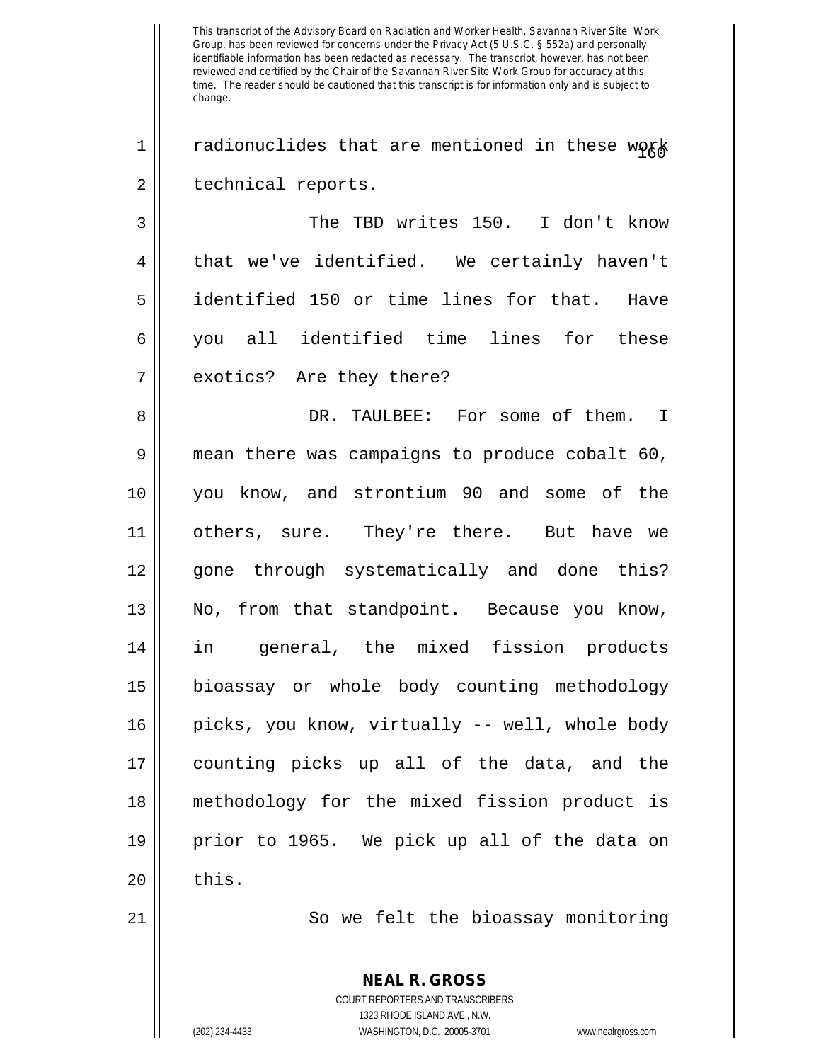This transcript of the Advisory Board on Radiation and Worker Health, Savannah River Site Work Group, has been reviewed for concerns under the Privacy Act (5 U.S.C. § 552a) and personally identifiable information has been redacted as necessary. The transcript, however, has not been reviewed and certified by the Chair of the Savannah River Site Work Group for accuracy at this time. The reader should be cautioned that this transcript is for information only and is subject to change.

1 radionuclides that are mentioned in these work
2 technical reports.

3 The TBD writes 150. I don't know
4 that we've identified. We certainly haven't
5 identified 150 or time lines for that. Have
6 you all identified time lines for these
7 exotics? Are they there?

8 DR. TAULBEE: For some of them. I
9 mean there was campaigns to produce cobalt 60,
10 you know, and strontium 90 and some of the
11 others, sure. They're there. But have we
12 gone through systematically and done this?
13 No, from that standpoint. Because you know,
14 in general, the mixed fission products
15 bioassay or whole body counting methodology
16 picks, you know, virtually -- well, whole body
17 counting picks up all of the data, and the
18 methodology for the mixed fission product is
19 prior to 1965. We pick up all of the data on
20 this.

21 So we felt the bioassay monitoring

**NEAL R. GROSS**
COURT REPORTERS AND TRANSCRIBERS
1323 RHODE ISLAND AVE., N.W.
(202) 234-4433 WASHINGTON, D.C. 20005-3701 www.nealrgross.com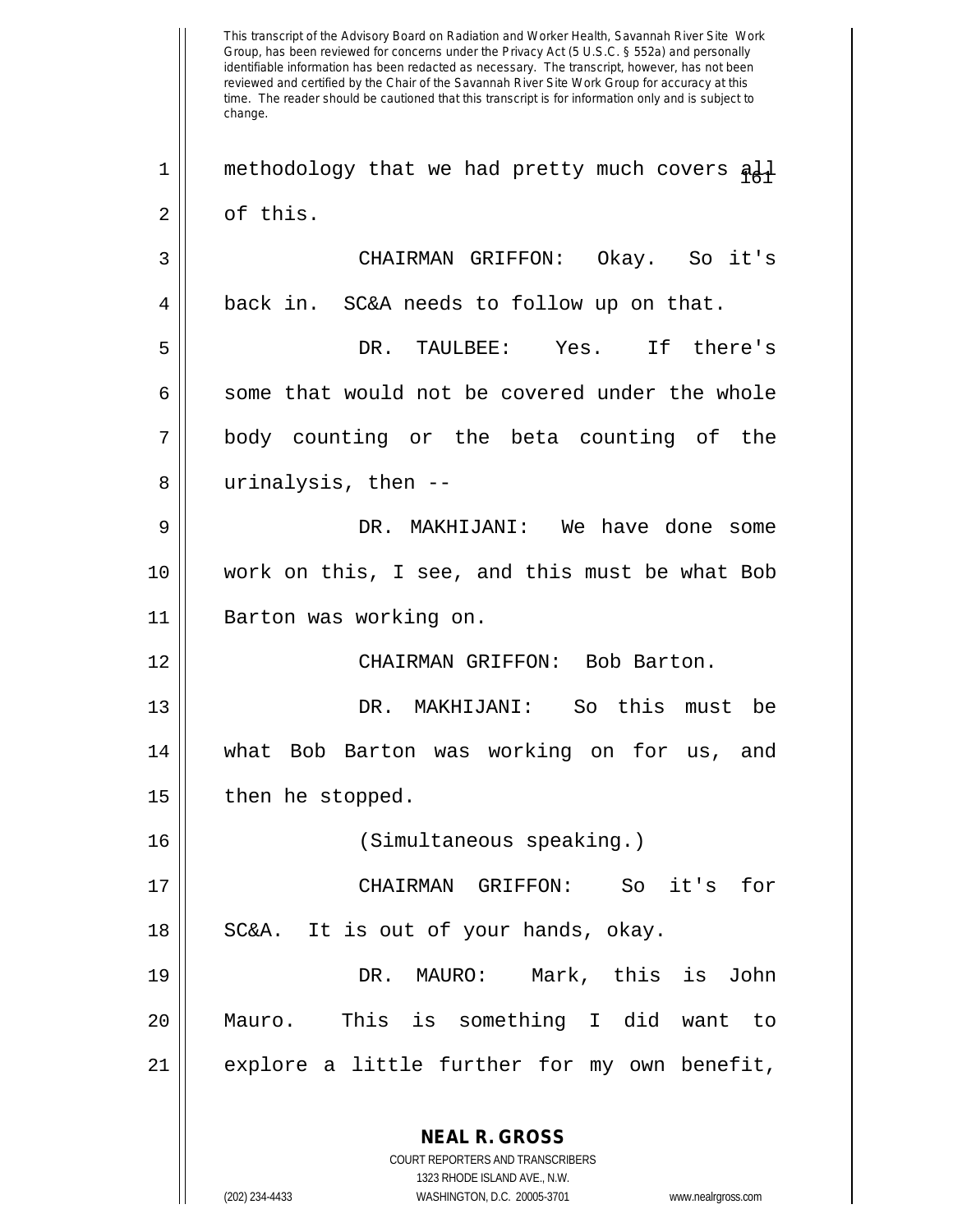methodology that we had pretty much covers all of this.

CHAIRMAN GRIFFON: Okay. So it's back in. SC&A needs to follow up on that.

DR. TAULBEE: Yes. If there's some that would not be covered under the whole body counting or the beta counting of the urinalysis, then --

DR. MAKHIJANI: We have done some work on this, I see, and this must be what Bob Barton was working on.

CHAIRMAN GRIFFON: Bob Barton.

DR. MAKHIJANI: So this must be what Bob Barton was working on for us, and then he stopped.

(Simultaneous speaking.)

CHAIRMAN GRIFFON: So it's for SC&A. It is out of your hands, okay.

DR. MAURO: Mark, this is John Mauro. This is something I did want to explore a little further for my own benefit,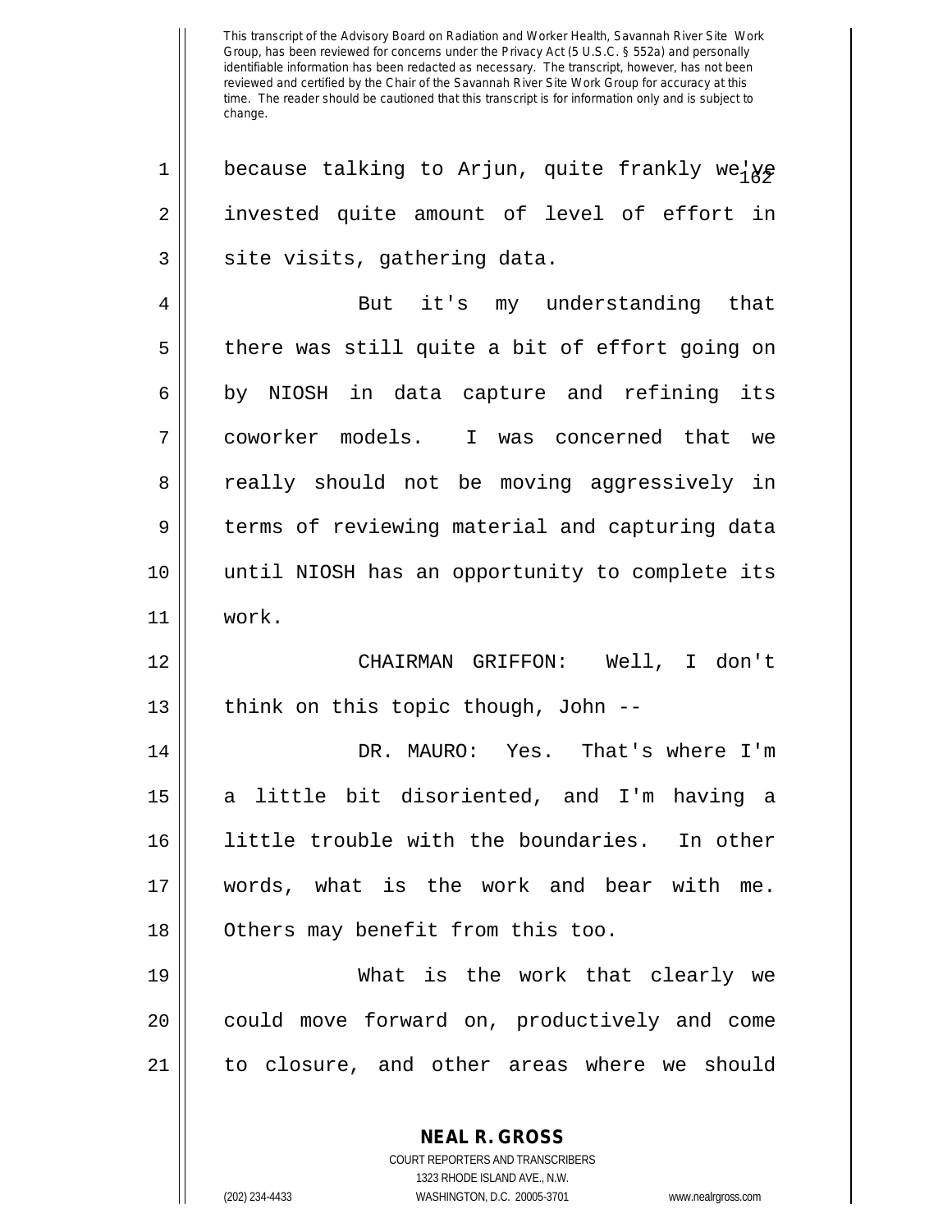because talking to Arjun, quite frankly we've invested quite amount of level of effort in site visits, gathering data.

But it's my understanding that there was still quite a bit of effort going on by NIOSH in data capture and refining its coworker models. I was concerned that we really should not be moving aggressively in terms of reviewing material and capturing data until NIOSH has an opportunity to complete its work.

CHAIRMAN GRIFFON: Well, I don't think on this topic though, John --

DR. MAURO: Yes. That's where I'm a little bit disoriented, and I'm having a little trouble with the boundaries. In other words, what is the work and bear with me. Others may benefit from this too.

What is the work that clearly we could move forward on, productively and come to closure, and other areas where we should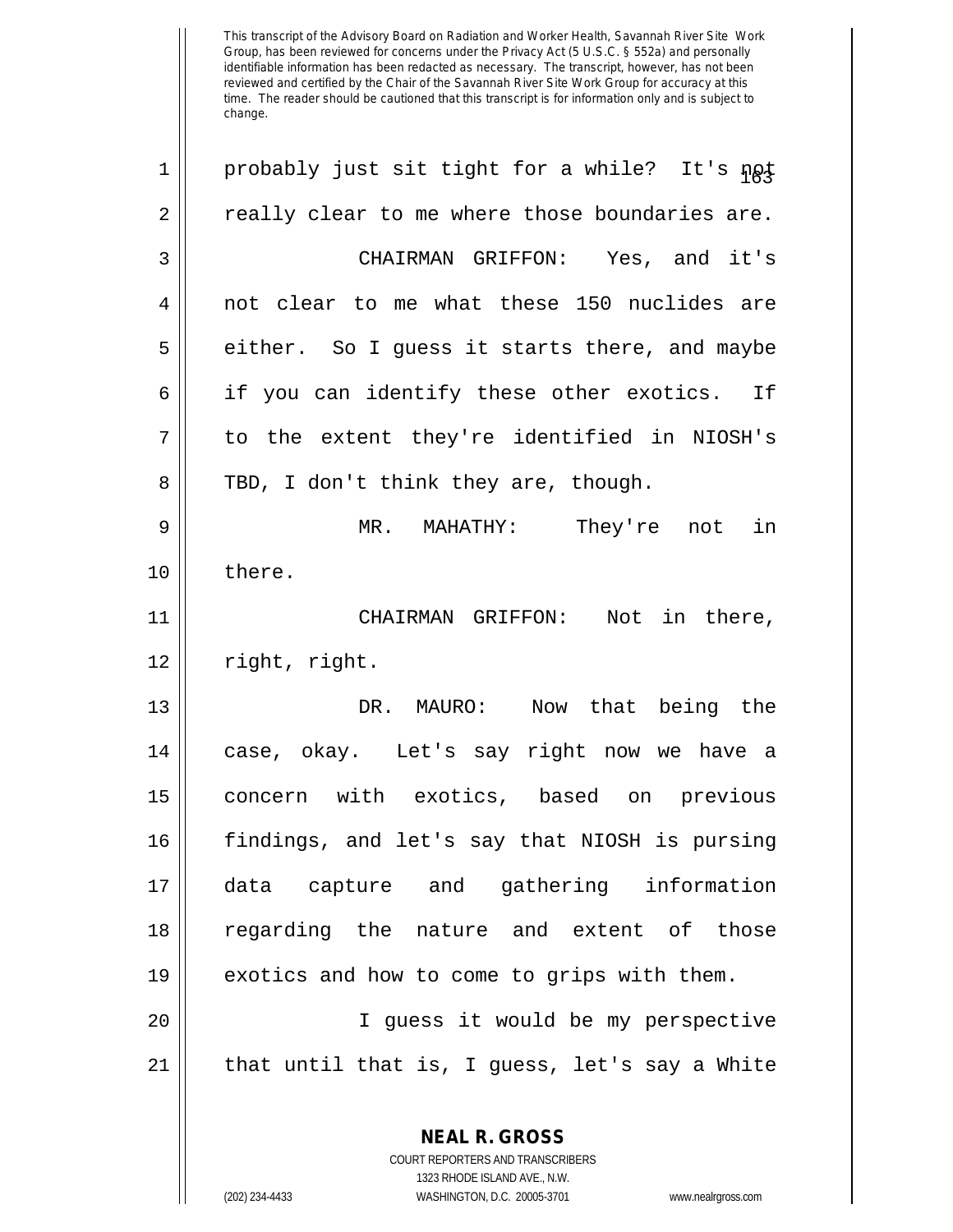probably just sit tight for a while? It's not really clear to me where those boundaries are.

CHAIRMAN GRIFFON: Yes, and it's not clear to me what these 150 nuclides are either. So I guess it starts there, and maybe if you can identify these other exotics. If to the extent they're identified in NIOSH's TBD, I don't think they are, though.

MR. MAHATHY: They're not in there.

CHAIRMAN GRIFFON: Not in there, right, right.

DR. MAURO: Now that being the case, okay. Let's say right now we have a concern with exotics, based on previous findings, and let's say that NIOSH is pursing data capture and gathering information regarding the nature and extent of those exotics and how to come to grips with them.

I guess it would be my perspective that until that is, I guess, let's say a White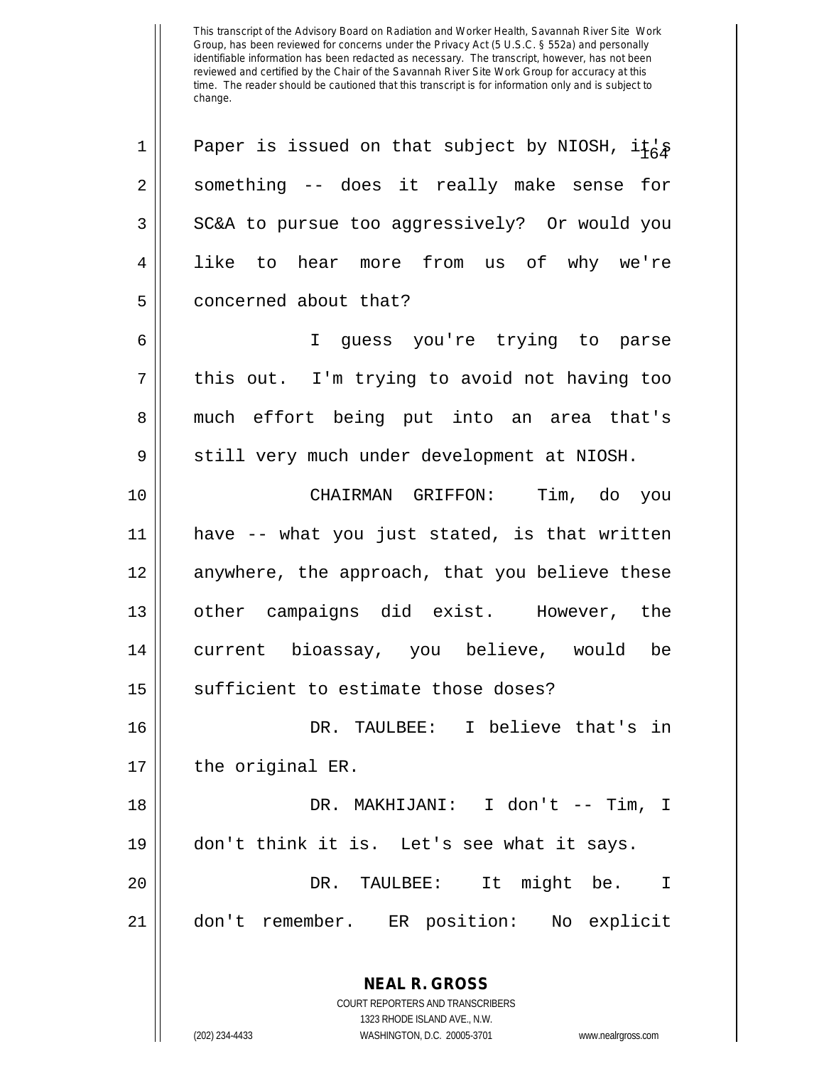This transcript of the Advisory Board on Radiation and Worker Health, Savannah River Site Work Group, has been reviewed for concerns under the Privacy Act (5 U.S.C. § 552a) and personally identifiable information has been redacted as necessary. The transcript, however, has not been reviewed and certified by the Chair of the Savannah River Site Work Group for accuracy at this time. The reader should be cautioned that this transcript is for information only and is subject to change.

1 Paper is issued on that subject by NIOSH, it's
2 something -- does it really make sense for
3 SC&A to pursue too aggressively? Or would you
4 like to hear more from us of why we're
5 concerned about that?

6 I guess you're trying to parse
7 this out. I'm trying to avoid not having too
8 much effort being put into an area that's
9 still very much under development at NIOSH.

10 CHAIRMAN GRIFFON: Tim, do you
11 have -- what you just stated, is that written
12 anywhere, the approach, that you believe these
13 other campaigns did exist. However, the
14 current bioassay, you believe, would be
15 sufficient to estimate those doses?

16 DR. TAULBEE: I believe that's in
17 the original ER.

18 DR. MAKHIJANI: I don't -- Tim, I
19 don't think it is. Let's see what it says.

20 DR. TAULBEE: It might be. I
21 don't remember. ER position: No explicit

**NEAL R. GROSS**
COURT REPORTERS AND TRANSCRIBERS
1323 RHODE ISLAND AVE., N.W.
(202) 234-4433 WASHINGTON, D.C. 20005-3701 www.nealrgross.com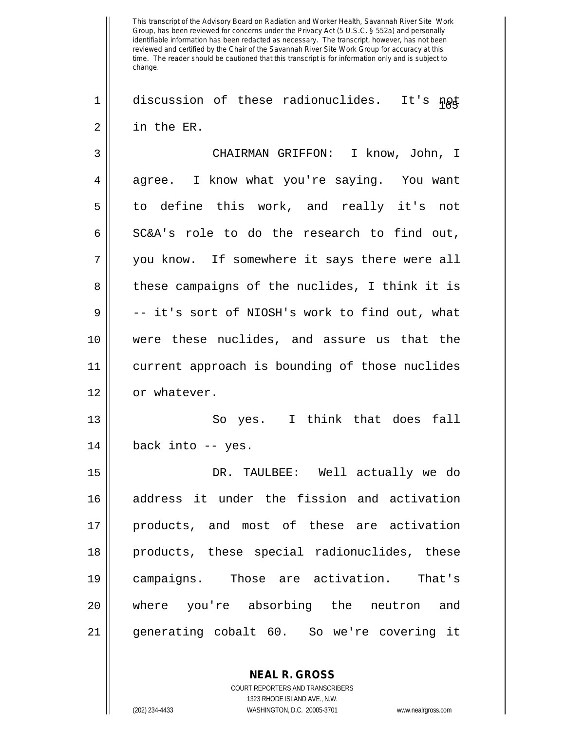discussion of these radionuclides. It's not in the ER.

CHAIRMAN GRIFFON: I know, John, I agree. I know what you're saying. You want to define this work, and really it's not SC&A's role to do the research to find out, you know. If somewhere it says there were all these campaigns of the nuclides, I think it is -- it's sort of NIOSH's work to find out, what were these nuclides, and assure us that the current approach is bounding of those nuclides or whatever.

So yes. I think that does fall back into -- yes.

DR. TAULBEE: Well actually we do address it under the fission and activation products, and most of these are activation products, these special radionuclides, these campaigns. Those are activation. That's where you're absorbing the neutron and generating cobalt 60. So we're covering it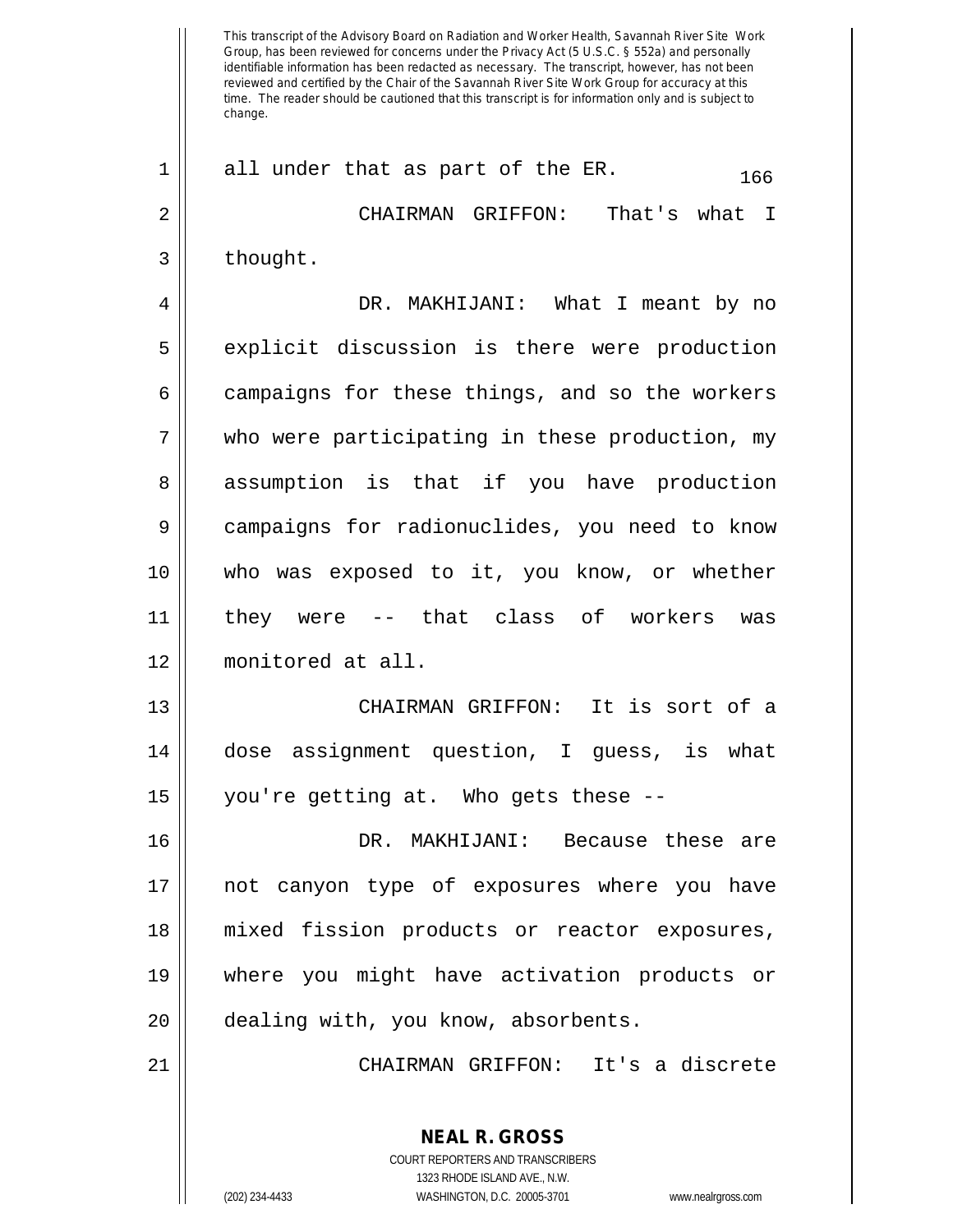all under that as part of the ER.

CHAIRMAN GRIFFON: That's what I thought.

DR. MAKHIJANI: What I meant by no explicit discussion is there were production campaigns for these things, and so the workers who were participating in these production, my assumption is that if you have production campaigns for radionuclides, you need to know who was exposed to it, you know, or whether they were -- that class of workers was monitored at all.

CHAIRMAN GRIFFON: It is sort of a dose assignment question, I guess, is what you're getting at. Who gets these --

DR. MAKHIJANI: Because these are not canyon type of exposures where you have mixed fission products or reactor exposures, where you might have activation products or dealing with, you know, absorbents.

CHAIRMAN GRIFFON: It's a discrete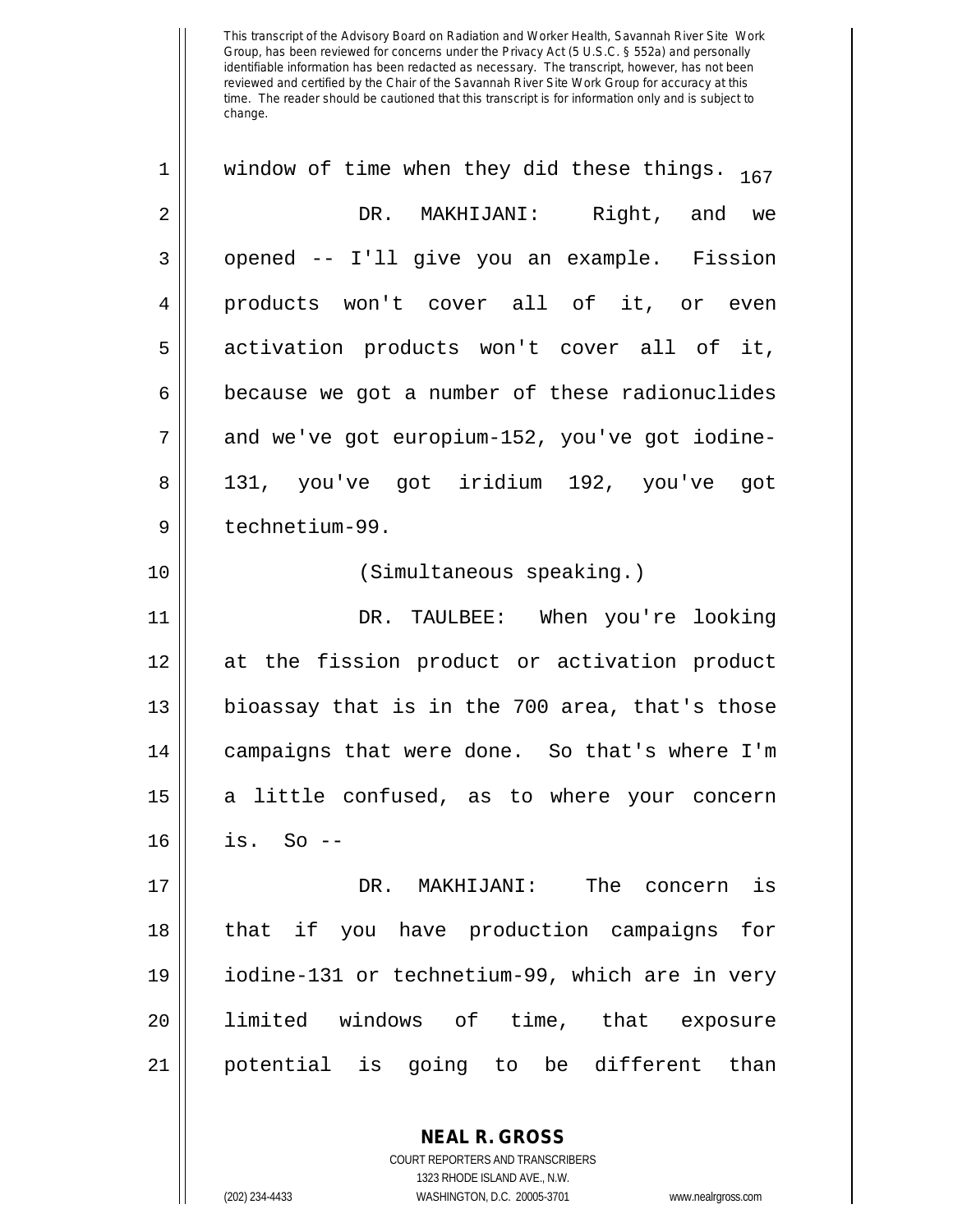This transcript of the Advisory Board on Radiation and Worker Health, Savannah River Site Work Group, has been reviewed for concerns under the Privacy Act (5 U.S.C. § 552a) and personally identifiable information has been redacted as necessary. The transcript, however, has not been reviewed and certified by the Chair of the Savannah River Site Work Group for accuracy at this time. The reader should be cautioned that this transcript is for information only and is subject to change.

window of time when they did these things.

DR. MAKHIJANI: Right, and we opened -- I'll give you an example. Fission products won't cover all of it, or even activation products won't cover all of it, because we got a number of these radionuclides and we've got europium-152, you've got iodine-131, you've got iridium 192, you've got technetium-99.

(Simultaneous speaking.)

DR. TAULBEE: When you're looking at the fission product or activation product bioassay that is in the 700 area, that's those campaigns that were done. So that's where I'm a little confused, as to where your concern is. So --

DR. MAKHIJANI: The concern is that if you have production campaigns for iodine-131 or technetium-99, which are in very limited windows of time, that exposure potential is going to be different than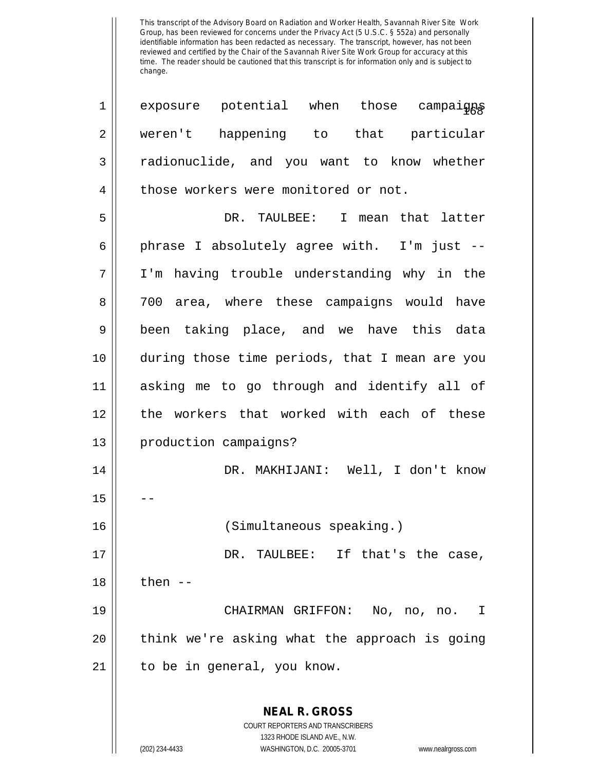This transcript of the Advisory Board on Radiation and Worker Health, Savannah River Site Work Group, has been reviewed for concerns under the Privacy Act (5 U.S.C. § 552a) and personally identifiable information has been redacted as necessary. The transcript, however, has not been reviewed and certified by the Chair of the Savannah River Site Work Group for accuracy at this time. The reader should be cautioned that this transcript is for information only and is subject to change.

exposure potential when those campaigns weren't happening to that particular radionuclide, and you want to know whether those workers were monitored or not.

DR. TAULBEE: I mean that latter phrase I absolutely agree with. I'm just -- I'm having trouble understanding why in the 700 area, where these campaigns would have been taking place, and we have this data during those time periods, that I mean are you asking me to go through and identify all of the workers that worked with each of these production campaigns?

DR. MAKHIJANI: Well, I don't know --

(Simultaneous speaking.)

DR. TAULBEE: If that's the case, then --

CHAIRMAN GRIFFON: No, no, no. I think we're asking what the approach is going to be in general, you know.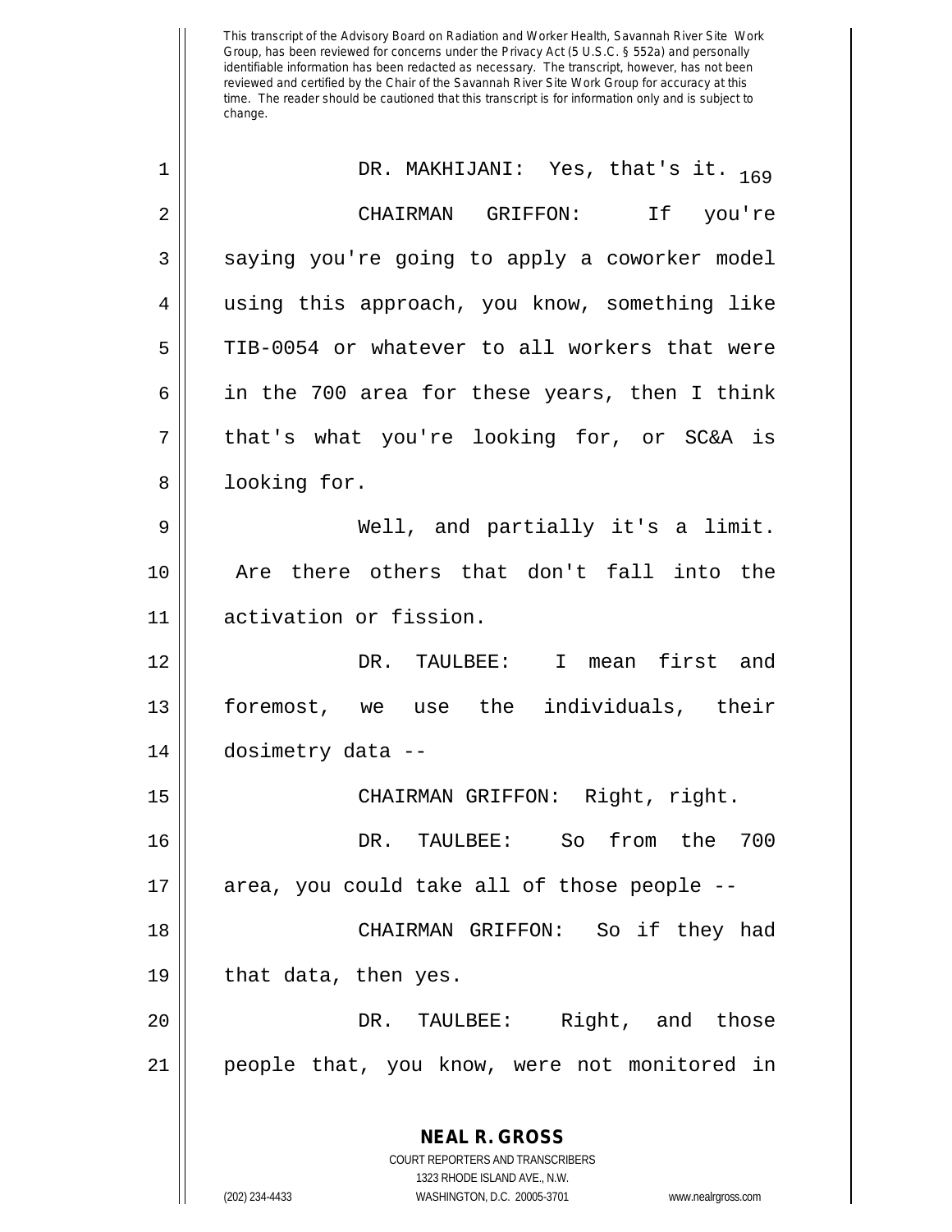This transcript of the Advisory Board on Radiation and Worker Health, Savannah River Site Work Group, has been reviewed for concerns under the Privacy Act (5 U.S.C. § 552a) and personally identifiable information has been redacted as necessary. The transcript, however, has not been reviewed and certified by the Chair of the Savannah River Site Work Group for accuracy at this time. The reader should be cautioned that this transcript is for information only and is subject to change.

DR. MAKHIJANI: Yes, that's it.

CHAIRMAN GRIFFON: If you're saying you're going to apply a coworker model using this approach, you know, something like TIB-0054 or whatever to all workers that were in the 700 area for these years, then I think that's what you're looking for, or SC&A is looking for.

Well, and partially it's a limit. Are there others that don't fall into the activation or fission.

DR. TAULBEE: I mean first and foremost, we use the individuals, their dosimetry data --

CHAIRMAN GRIFFON: Right, right.

DR. TAULBEE: So from the 700 area, you could take all of those people --

CHAIRMAN GRIFFON: So if they had that data, then yes.

DR. TAULBEE: Right, and those people that, you know, were not monitored in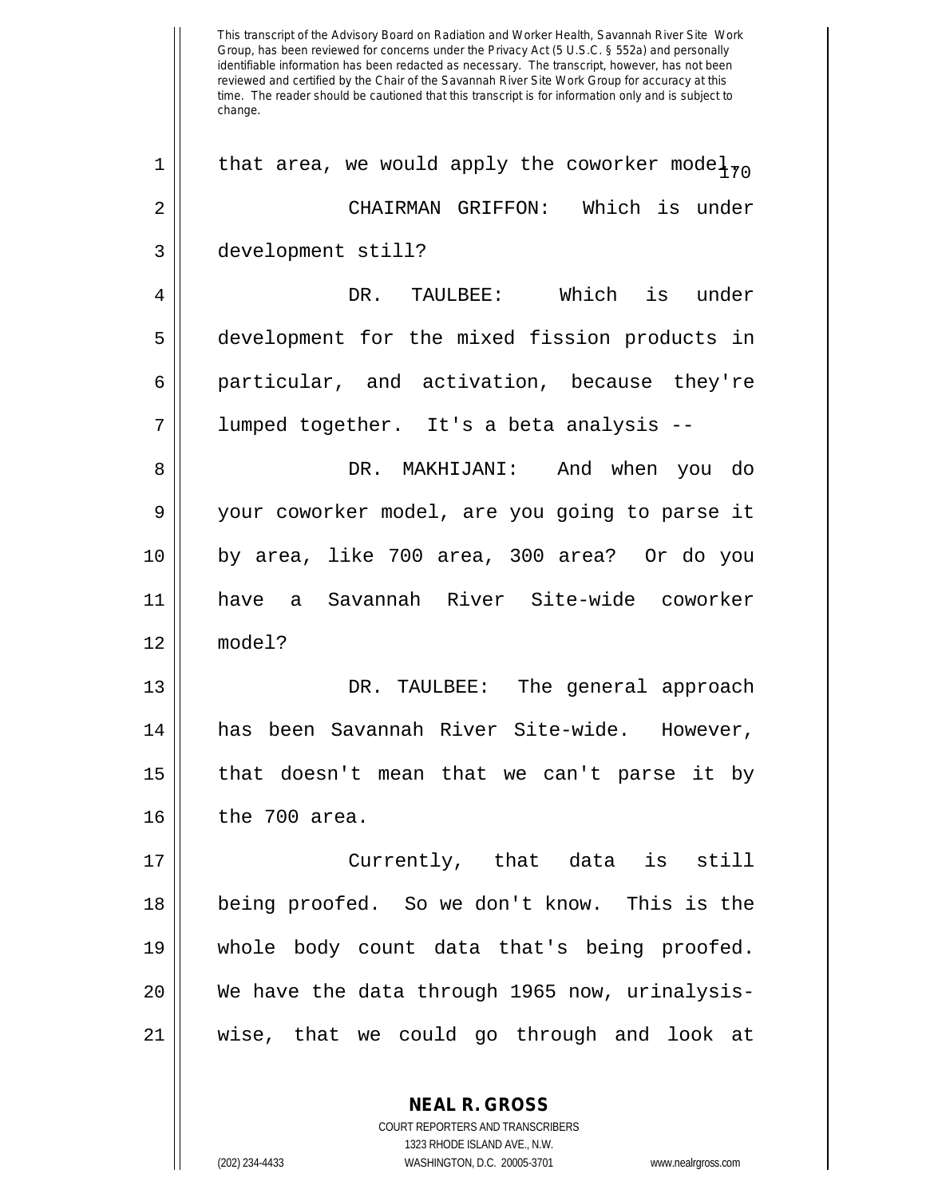This transcript of the Advisory Board on Radiation and Worker Health, Savannah River Site Work Group, has been reviewed for concerns under the Privacy Act (5 U.S.C. § 552a) and personally identifiable information has been redacted as necessary. The transcript, however, has not been reviewed and certified by the Chair of the Savannah River Site Work Group for accuracy at this time. The reader should be cautioned that this transcript is for information only and is subject to change.

1 that area, we would apply the coworker model.

2 CHAIRMAN GRIFFON: Which is under

3 development still?

4 DR. TAULBEE: Which is under

5 development for the mixed fission products in

6 particular, and activation, because they're

7 lumped together. It's a beta analysis --

8 DR. MAKHIJANI: And when you do

9 your coworker model, are you going to parse it

10 by area, like 700 area, 300 area? Or do you

11 have a Savannah River Site-wide coworker

12 model?

13 DR. TAULBEE: The general approach

14 has been Savannah River Site-wide. However,

15 that doesn't mean that we can't parse it by

16 the 700 area.

17 Currently, that data is still

18 being proofed. So we don't know. This is the

19 whole body count data that's being proofed.

20 We have the data through 1965 now, urinalysis-

21 wise, that we could go through and look at

**NEAL R. GROSS**
COURT REPORTERS AND TRANSCRIBERS
1323 RHODE ISLAND AVE., N.W.
(202) 234-4433 WASHINGTON, D.C. 20005-3701 www.nealrgross.com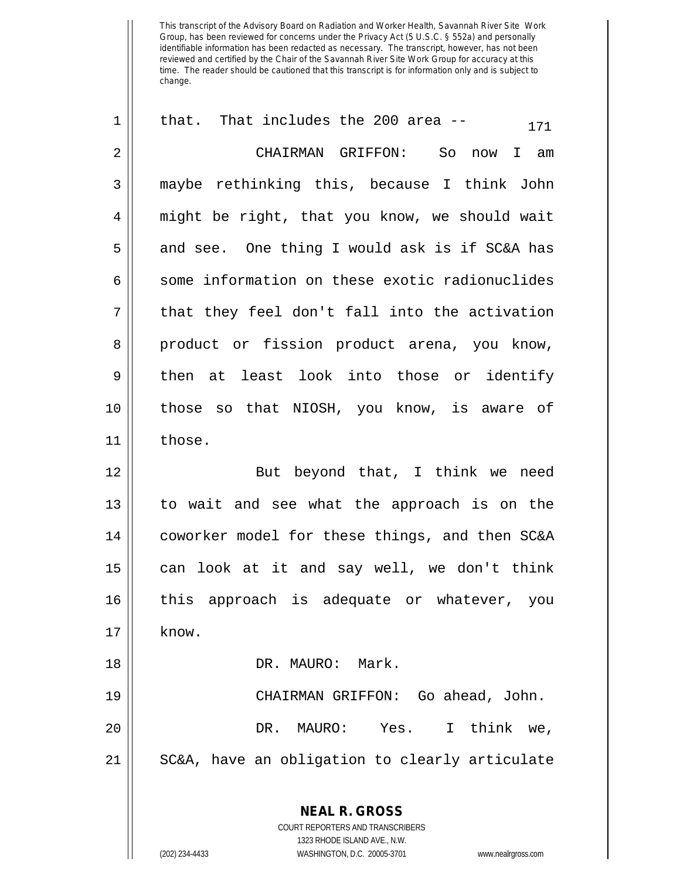This transcript of the Advisory Board on Radiation and Worker Health, Savannah River Site Work Group, has been reviewed for concerns under the Privacy Act (5 U.S.C. § 552a) and personally identifiable information has been redacted as necessary. The transcript, however, has not been reviewed and certified by the Chair of the Savannah River Site Work Group for accuracy at this time. The reader should be cautioned that this transcript is for information only and is subject to change.

that. That includes the 200 area --

CHAIRMAN GRIFFON: So now I am maybe rethinking this, because I think John might be right, that you know, we should wait and see. One thing I would ask is if SC&A has some information on these exotic radionuclides that they feel don't fall into the activation product or fission product arena, you know, then at least look into those or identify those so that NIOSH, you know, is aware of those.

But beyond that, I think we need to wait and see what the approach is on the coworker model for these things, and then SC&A can look at it and say well, we don't think this approach is adequate or whatever, you know.

DR. MAURO: Mark.

CHAIRMAN GRIFFON: Go ahead, John.

DR. MAURO: Yes. I think we, SC&A, have an obligation to clearly articulate

**NEAL R. GROSS**
COURT REPORTERS AND TRANSCRIBERS
1323 RHODE ISLAND AVE., N.W.
(202) 234-4433 WASHINGTON, D.C. 20005-3701 www.nealrgross.com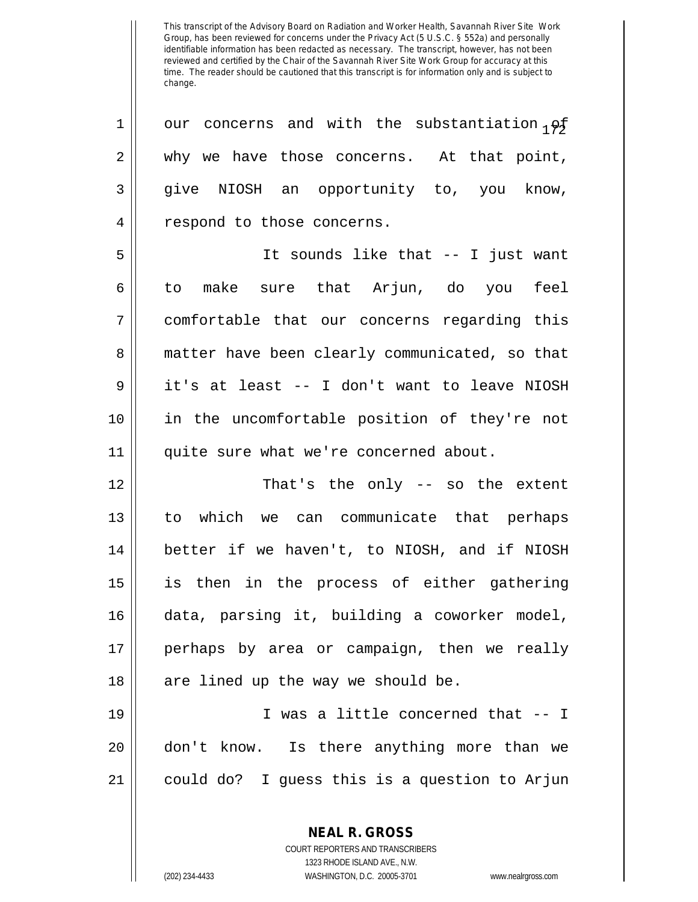This transcript of the Advisory Board on Radiation and Worker Health, Savannah River Site Work Group, has been reviewed for concerns under the Privacy Act (5 U.S.C. § 552a) and personally identifiable information has been redacted as necessary. The transcript, however, has not been reviewed and certified by the Chair of the Savannah River Site Work Group for accuracy at this time. The reader should be cautioned that this transcript is for information only and is subject to change.

our concerns and with the substantiation of why we have those concerns. At that point, give NIOSH an opportunity to, you know, respond to those concerns.

It sounds like that -- I just want to make sure that Arjun, do you feel comfortable that our concerns regarding this matter have been clearly communicated, so that it's at least -- I don't want to leave NIOSH in the uncomfortable position of they're not quite sure what we're concerned about.

That's the only -- so the extent to which we can communicate that perhaps better if we haven't, to NIOSH, and if NIOSH is then in the process of either gathering data, parsing it, building a coworker model, perhaps by area or campaign, then we really are lined up the way we should be.

I was a little concerned that -- I don't know. Is there anything more than we could do? I guess this is a question to Arjun

**NEAL R. GROSS**
COURT REPORTERS AND TRANSCRIBERS
1323 RHODE ISLAND AVE., N.W.
(202) 234-4433 WASHINGTON, D.C. 20005-3701 www.nealrgross.com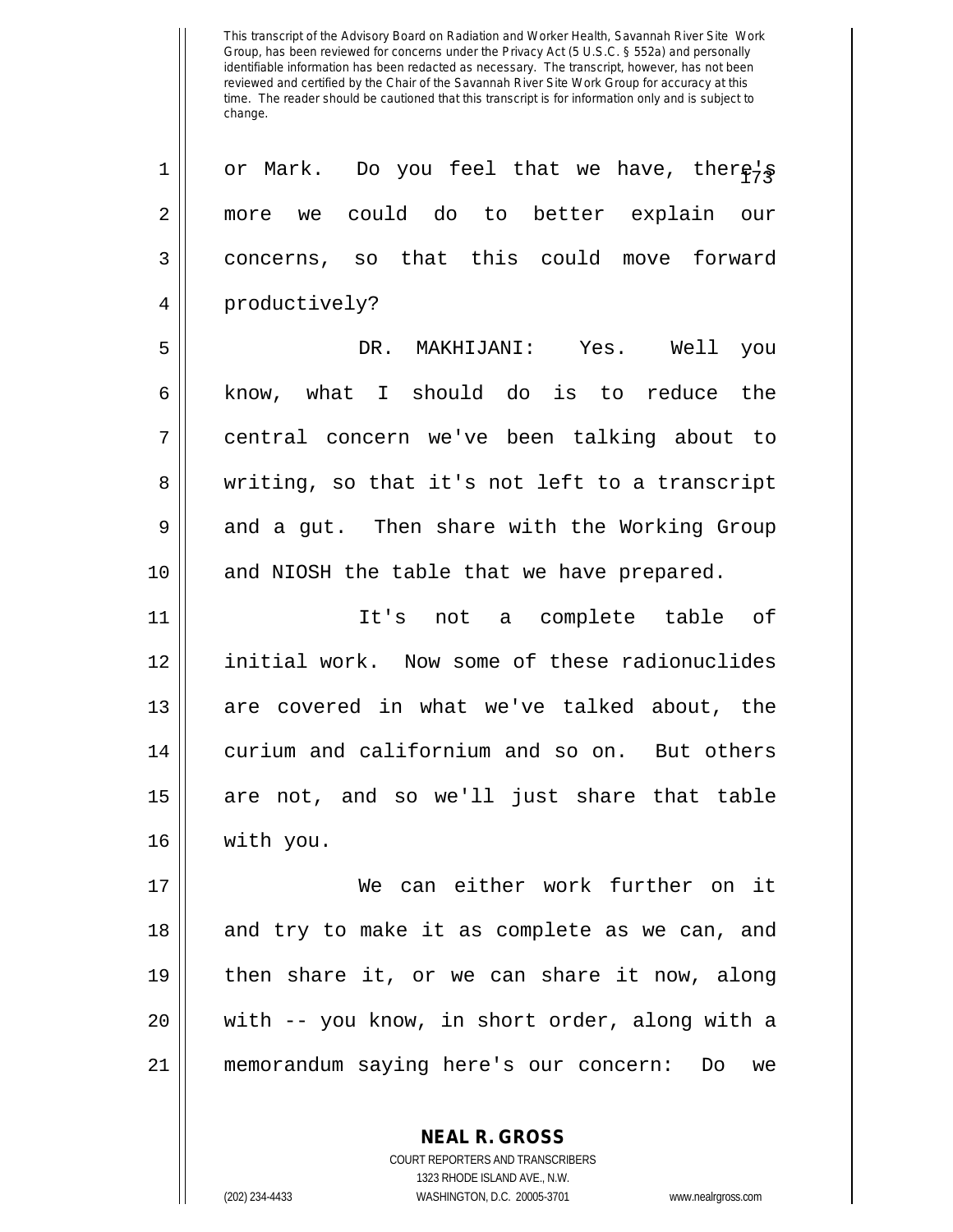or Mark. Do you feel that we have, there's more we could do to better explain our concerns, so that this could move forward productively?

DR. MAKHIJANI: Yes. Well you know, what I should do is to reduce the central concern we've been talking about to writing, so that it's not left to a transcript and a gut. Then share with the Working Group and NIOSH the table that we have prepared.

It's not a complete table of initial work. Now some of these radionuclides are covered in what we've talked about, the curium and californium and so on. But others are not, and so we'll just share that table with you.

We can either work further on it and try to make it as complete as we can, and then share it, or we can share it now, along with -- you know, in short order, along with a memorandum saying here's our concern: Do we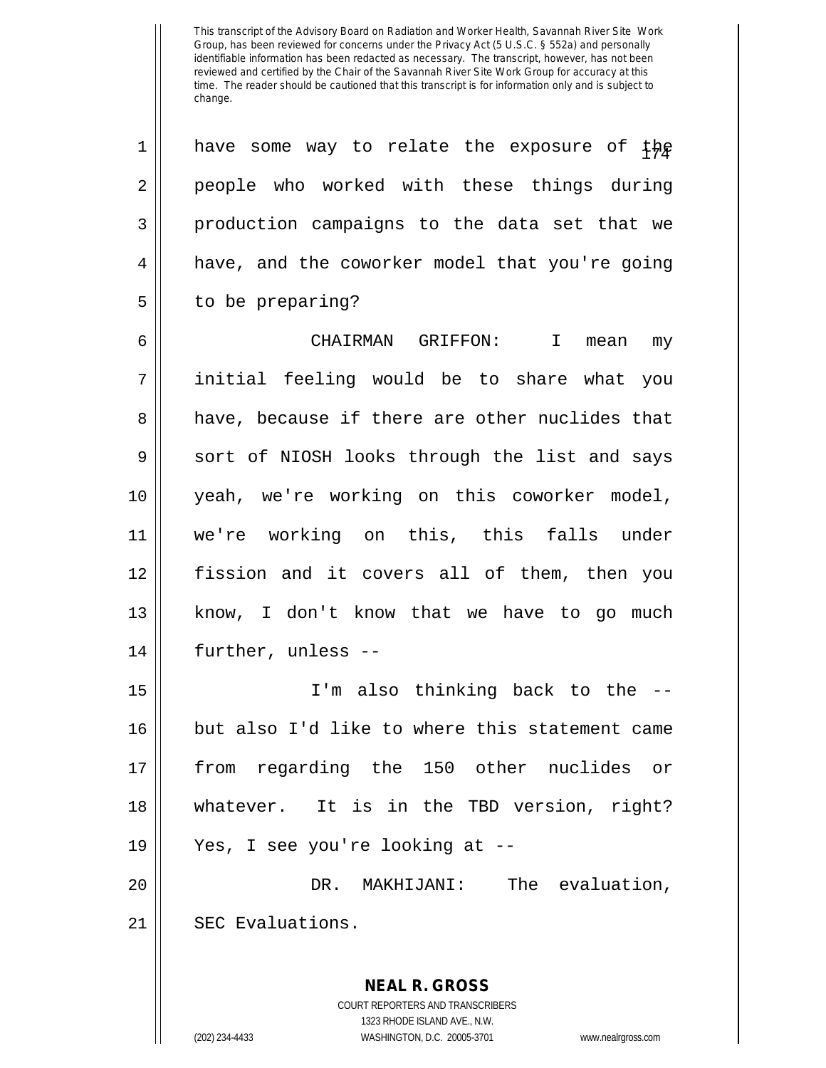This transcript of the Advisory Board on Radiation and Worker Health, Savannah River Site Work Group, has been reviewed for concerns under the Privacy Act (5 U.S.C. § 552a) and personally identifiable information has been redacted as necessary. The transcript, however, has not been reviewed and certified by the Chair of the Savannah River Site Work Group for accuracy at this time. The reader should be cautioned that this transcript is for information only and is subject to change.

1 have some way to relate the exposure of the
2 people who worked with these things during
3 production campaigns to the data set that we
4 have, and the coworker model that you're going
5 to be preparing?

6 CHAIRMAN GRIFFON: I mean my
7 initial feeling would be to share what you
8 have, because if there are other nuclides that
9 sort of NIOSH looks through the list and says
10 yeah, we're working on this coworker model,
11 we're working on this, this falls under
12 fission and it covers all of them, then you
13 know, I don't know that we have to go much
14 further, unless --

15 I'm also thinking back to the --
16 but also I'd like to where this statement came
17 from regarding the 150 other nuclides or
18 whatever. It is in the TBD version, right?
19 Yes, I see you're looking at --

20 DR. MAKHIJANI: The evaluation,
21 SEC Evaluations.

**NEAL R. GROSS**
COURT REPORTERS AND TRANSCRIBERS
1323 RHODE ISLAND AVE., N.W.
(202) 234-4433 WASHINGTON, D.C. 20005-3701 www.nealrgross.com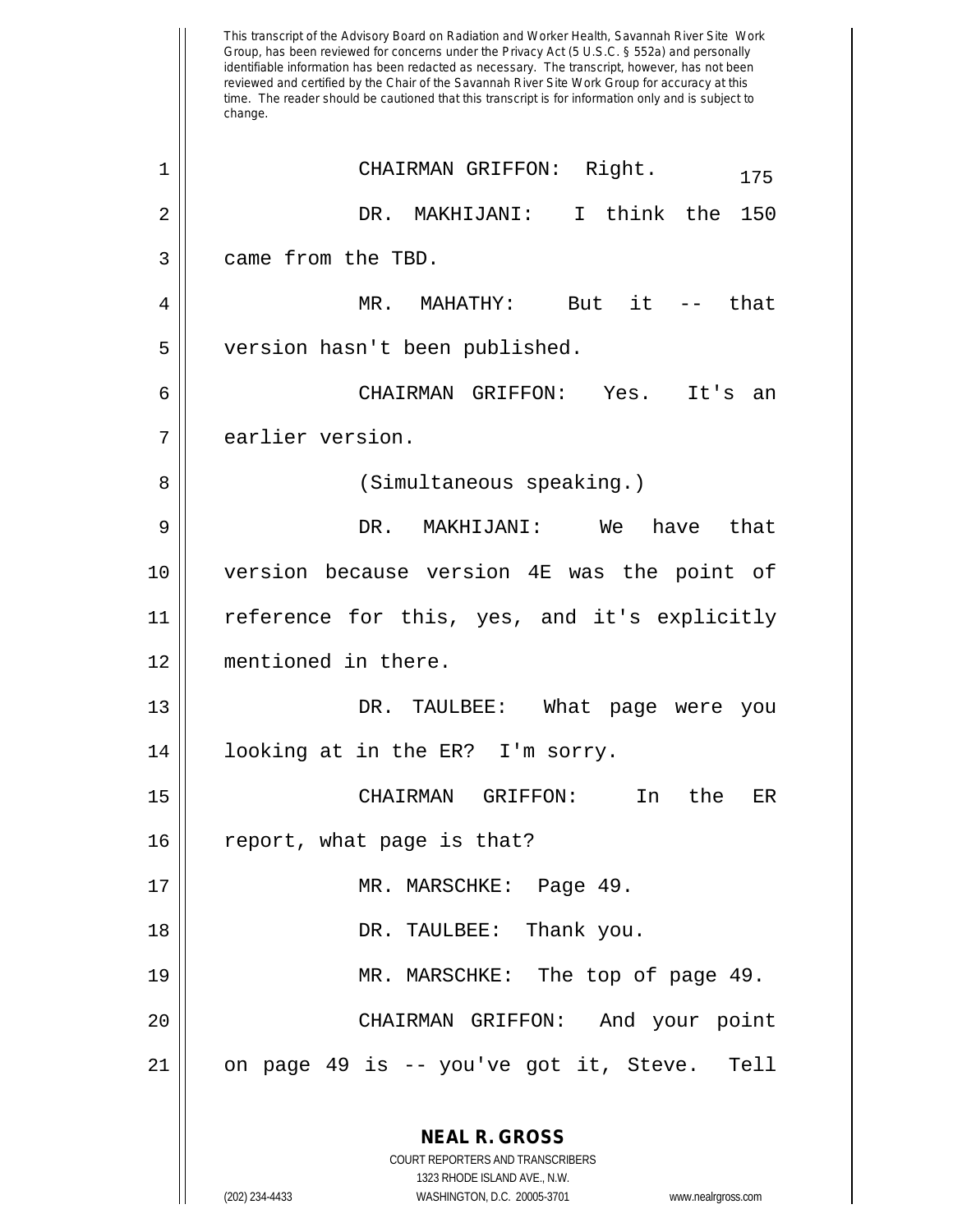This transcript of the Advisory Board on Radiation and Worker Health, Savannah River Site Work Group, has been reviewed for concerns under the Privacy Act (5 U.S.C. § 552a) and personally identifiable information has been redacted as necessary. The transcript, however, has not been reviewed and certified by the Chair of the Savannah River Site Work Group for accuracy at this time. The reader should be cautioned that this transcript is for information only and is subject to change.

CHAIRMAN GRIFFON: Right.

DR. MAKHIJANI: I think the 150 came from the TBD.

MR. MAHATHY: But it -- that version hasn't been published.

CHAIRMAN GRIFFON: Yes. It's an earlier version.

(Simultaneous speaking.)

DR. MAKHIJANI: We have that version because version 4E was the point of reference for this, yes, and it's explicitly mentioned in there.

DR. TAULBEE: What page were you looking at in the ER? I'm sorry.

CHAIRMAN GRIFFON: In the ER report, what page is that?

MR. MARSCHKE: Page 49.

DR. TAULBEE: Thank you.

MR. MARSCHKE: The top of page 49.

CHAIRMAN GRIFFON: And your point on page 49 is -- you've got it, Steve. Tell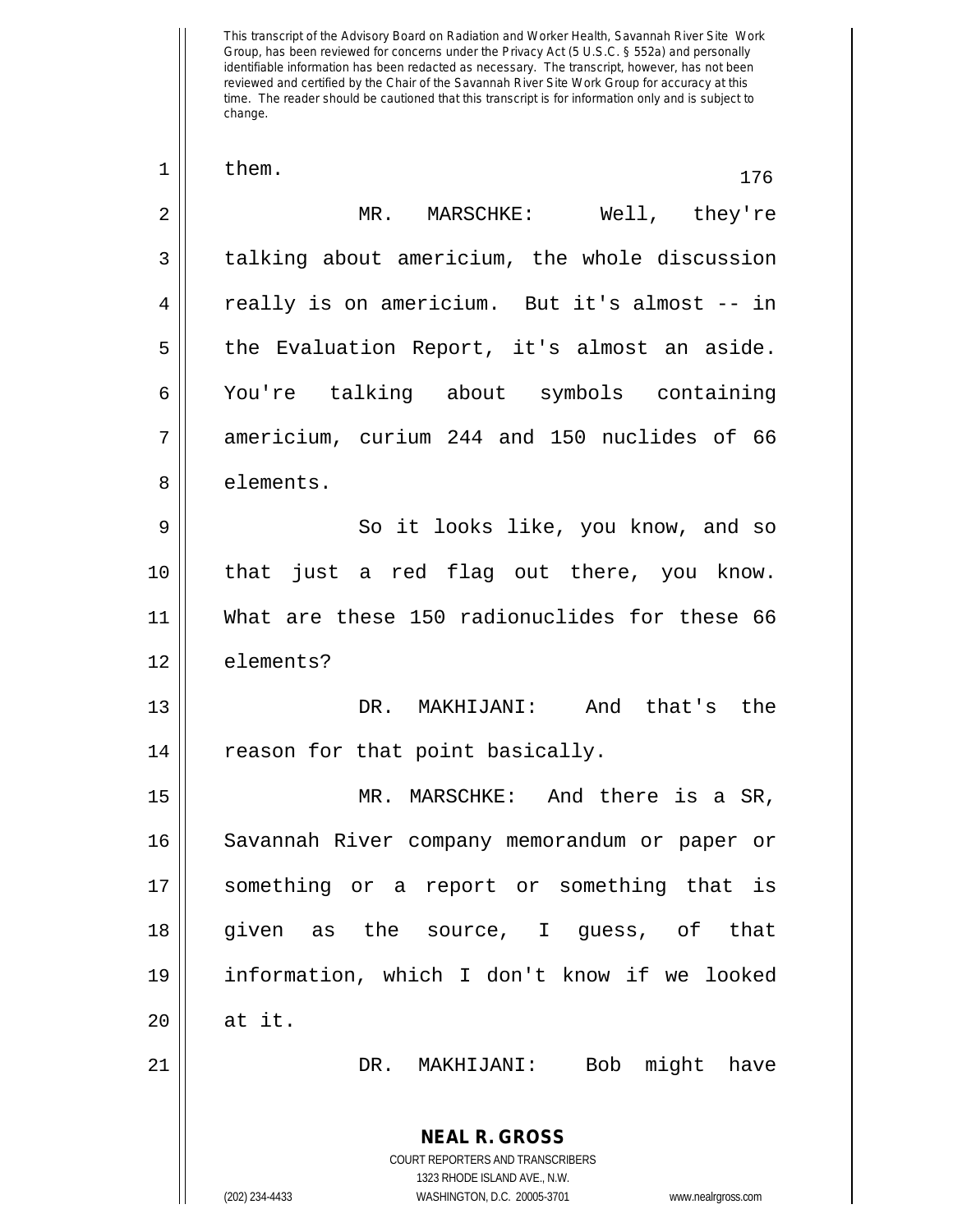This transcript of the Advisory Board on Radiation and Worker Health, Savannah River Site Work Group, has been reviewed for concerns under the Privacy Act (5 U.S.C. § 552a) and personally identifiable information has been redacted as necessary. The transcript, however, has not been reviewed and certified by the Chair of the Savannah River Site Work Group for accuracy at this time. The reader should be cautioned that this transcript is for information only and is subject to change.

them.

MR. MARSCHKE: Well, they're talking about americium, the whole discussion really is on americium. But it's almost -- in the Evaluation Report, it's almost an aside. You're talking about symbols containing americium, curium 244 and 150 nuclides of 66 elements.

So it looks like, you know, and so that just a red flag out there, you know. What are these 150 radionuclides for these 66 elements?

DR. MAKHIJANI: And that's the reason for that point basically.

MR. MARSCHKE: And there is a SR, Savannah River company memorandum or paper or something or a report or something that is given as the source, I guess, of that information, which I don't know if we looked at it.

DR. MAKHIJANI: Bob might have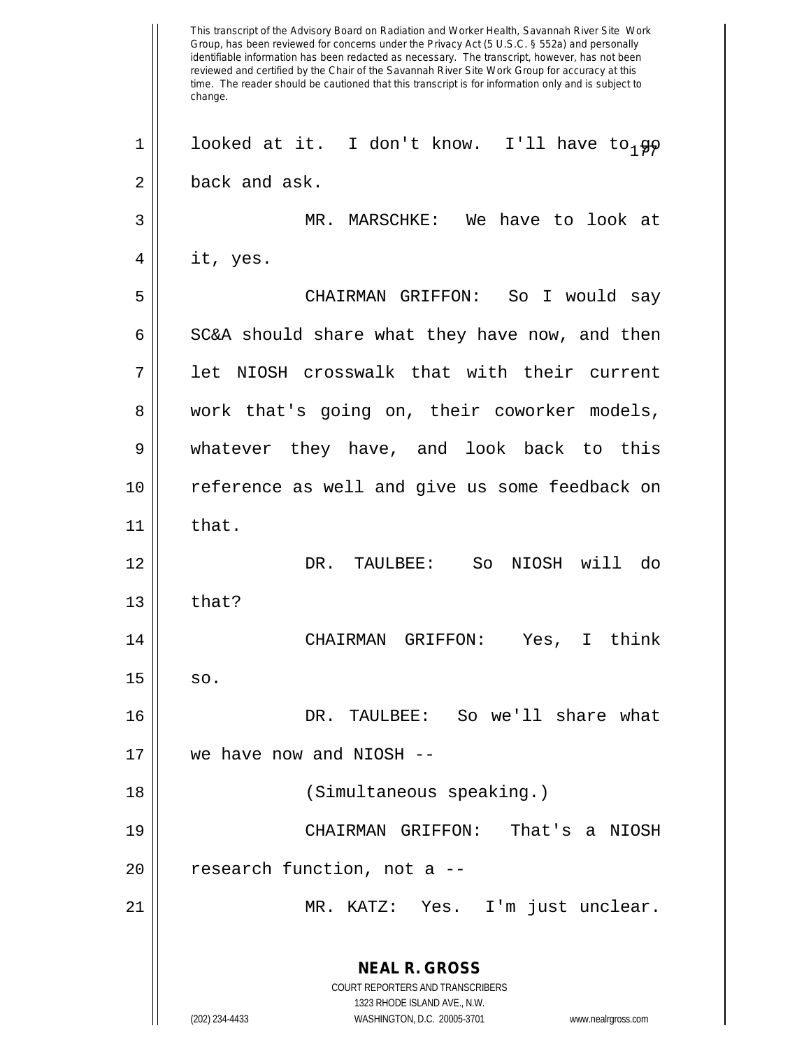This transcript of the Advisory Board on Radiation and Worker Health, Savannah River Site Work Group, has been reviewed for concerns under the Privacy Act (5 U.S.C. § 552a) and personally identifiable information has been redacted as necessary. The transcript, however, has not been reviewed and certified by the Chair of the Savannah River Site Work Group for accuracy at this time. The reader should be cautioned that this transcript is for information only and is subject to change.

looked at it. I don't know. I'll have to go back and ask.

MR. MARSCHKE: We have to look at it, yes.

CHAIRMAN GRIFFON: So I would say SC&A should share what they have now, and then let NIOSH crosswalk that with their current work that's going on, their coworker models, whatever they have, and look back to this reference as well and give us some feedback on that.

DR. TAULBEE: So NIOSH will do that?

CHAIRMAN GRIFFON: Yes, I think so.

DR. TAULBEE: So we'll share what we have now and NIOSH --

(Simultaneous speaking.)

CHAIRMAN GRIFFON: That's a NIOSH research function, not a --

MR. KATZ: Yes. I'm just unclear.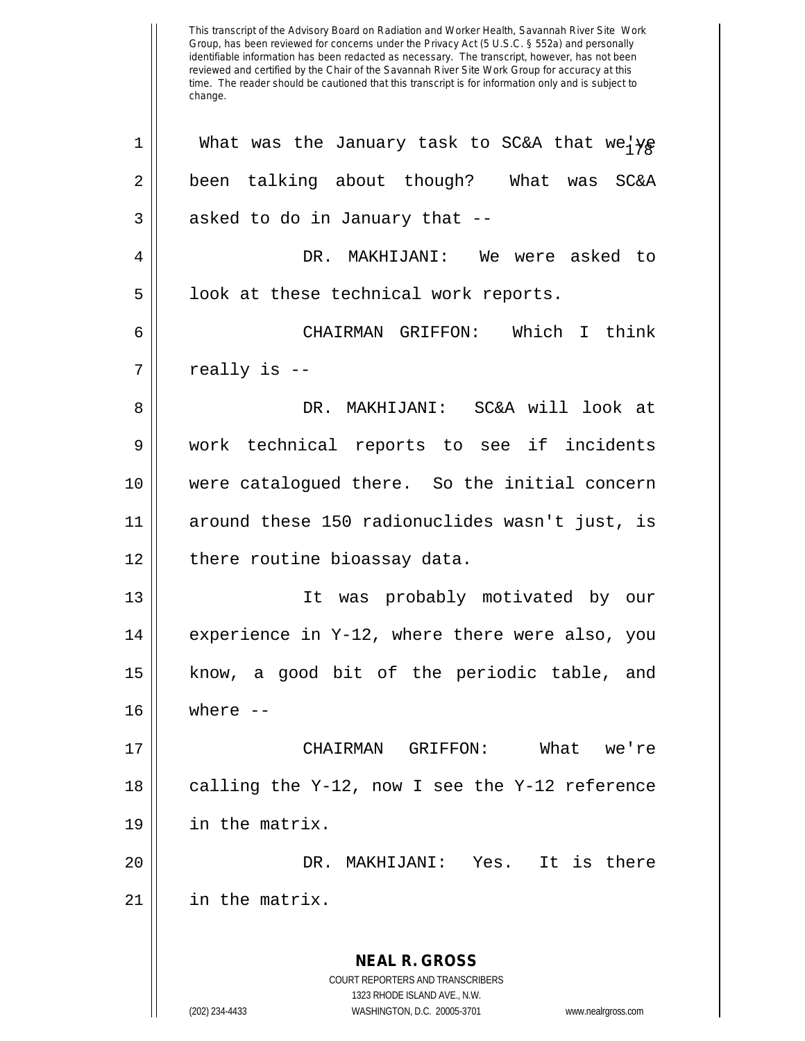This transcript of the Advisory Board on Radiation and Worker Health, Savannah River Site Work Group, has been reviewed for concerns under the Privacy Act (5 U.S.C. § 552a) and personally identifiable information has been redacted as necessary. The transcript, however, has not been reviewed and certified by the Chair of the Savannah River Site Work Group for accuracy at this time. The reader should be cautioned that this transcript is for information only and is subject to change.

1 What was the January task to SC&A that we've
2 been talking about though? What was SC&A
3 asked to do in January that --
4 DR. MAKHIJANI: We were asked to
5 look at these technical work reports.
6 CHAIRMAN GRIFFON: Which I think
7 really is --
8 DR. MAKHIJANI: SC&A will look at
9 work technical reports to see if incidents
10 were catalogued there. So the initial concern
11 around these 150 radionuclides wasn't just, is
12 there routine bioassay data.
13 It was probably motivated by our
14 experience in Y-12, where there were also, you
15 know, a good bit of the periodic table, and
16 where --
17 CHAIRMAN GRIFFON: What we're
18 calling the Y-12, now I see the Y-12 reference
19 in the matrix.
20 DR. MAKHIJANI: Yes. It is there
21 in the matrix.

**NEAL R. GROSS**
COURT REPORTERS AND TRANSCRIBERS
1323 RHODE ISLAND AVE., N.W.
(202) 234-4433 WASHINGTON, D.C. 20005-3701 www.nealrgross.com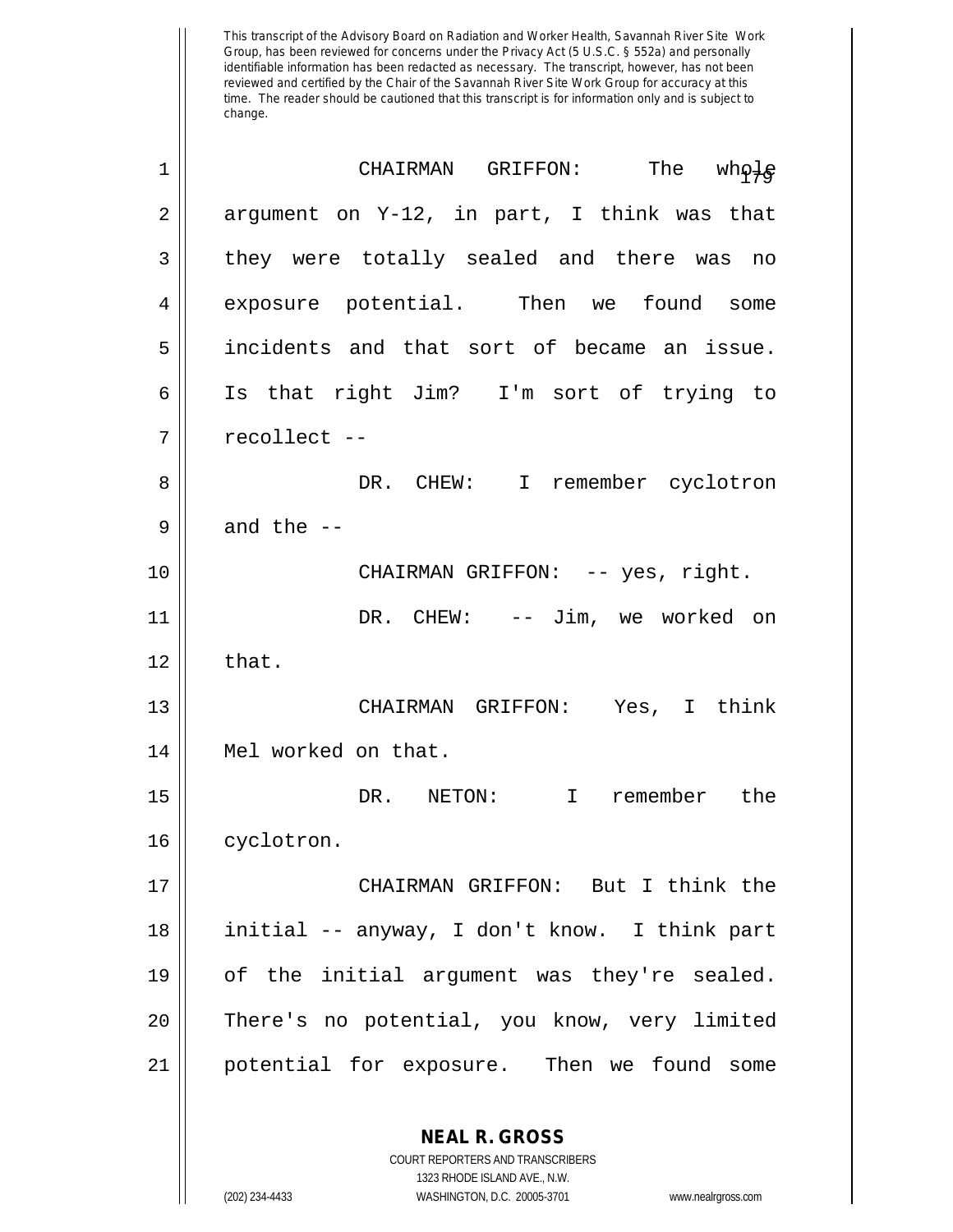This transcript of the Advisory Board on Radiation and Worker Health, Savannah River Site Work Group, has been reviewed for concerns under the Privacy Act (5 U.S.C. § 552a) and personally identifiable information has been redacted as necessary. The transcript, however, has not been reviewed and certified by the Chair of the Savannah River Site Work Group for accuracy at this time. The reader should be cautioned that this transcript is for information only and is subject to change.

1 CHAIRMAN GRIFFON: The whole
2 argument on Y-12, in part, I think was that
3 they were totally sealed and there was no
4 exposure potential. Then we found some
5 incidents and that sort of became an issue.
6 Is that right Jim? I'm sort of trying to
7 recollect --
8 DR. CHEW: I remember cyclotron
9 and the --
10 CHAIRMAN GRIFFON: -- yes, right.
11 DR. CHEW: -- Jim, we worked on
12 that.
13 CHAIRMAN GRIFFON: Yes, I think
14 Mel worked on that.
15 DR. NETON: I remember the
16 cyclotron.
17 CHAIRMAN GRIFFON: But I think the
18 initial -- anyway, I don't know. I think part
19 of the initial argument was they're sealed.
20 There's no potential, you know, very limited
21 potential for exposure. Then we found some

**NEAL R. GROSS**
COURT REPORTERS AND TRANSCRIBERS
1323 RHODE ISLAND AVE., N.W.
(202) 234-4433 WASHINGTON, D.C. 20005-3701 www.nealrgross.com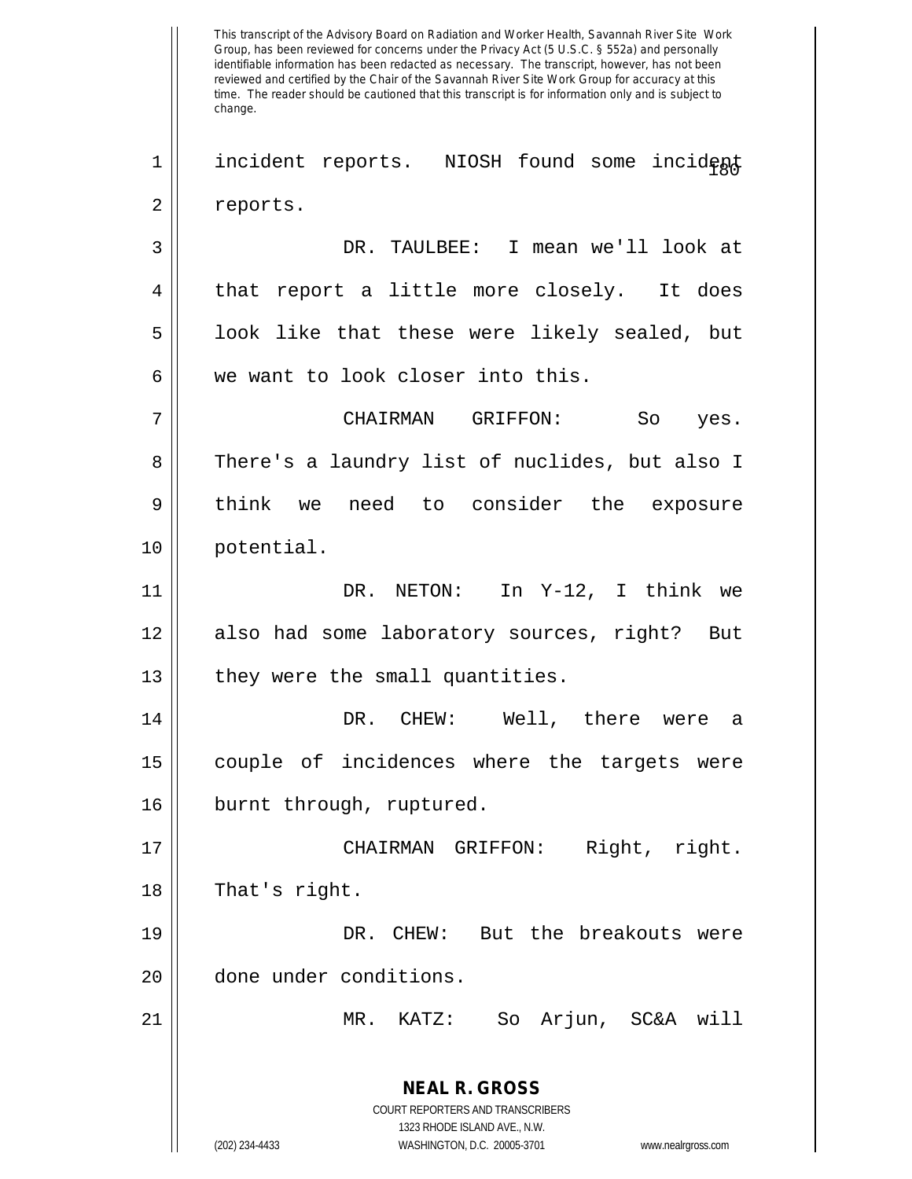This transcript of the Advisory Board on Radiation and Worker Health, Savannah River Site Work Group, has been reviewed for concerns under the Privacy Act (5 U.S.C. § 552a) and personally identifiable information has been redacted as necessary. The transcript, however, has not been reviewed and certified by the Chair of the Savannah River Site Work Group for accuracy at this time. The reader should be cautioned that this transcript is for information only and is subject to change.

incident reports. NIOSH found some incident reports.

DR. TAULBEE: I mean we'll look at that report a little more closely. It does look like that these were likely sealed, but we want to look closer into this.

CHAIRMAN GRIFFON: So yes. There's a laundry list of nuclides, but also I think we need to consider the exposure potential.

DR. NETON: In Y-12, I think we also had some laboratory sources, right? But they were the small quantities.

DR. CHEW: Well, there were a couple of incidences where the targets were burnt through, ruptured.

CHAIRMAN GRIFFON: Right, right. That's right.

DR. CHEW: But the breakouts were done under conditions.

MR. KATZ: So Arjun, SC&A will

**NEAL R. GROSS**
COURT REPORTERS AND TRANSCRIBERS
1323 RHODE ISLAND AVE., N.W.
(202) 234-4433 WASHINGTON, D.C. 20005-3701 www.nealrgross.com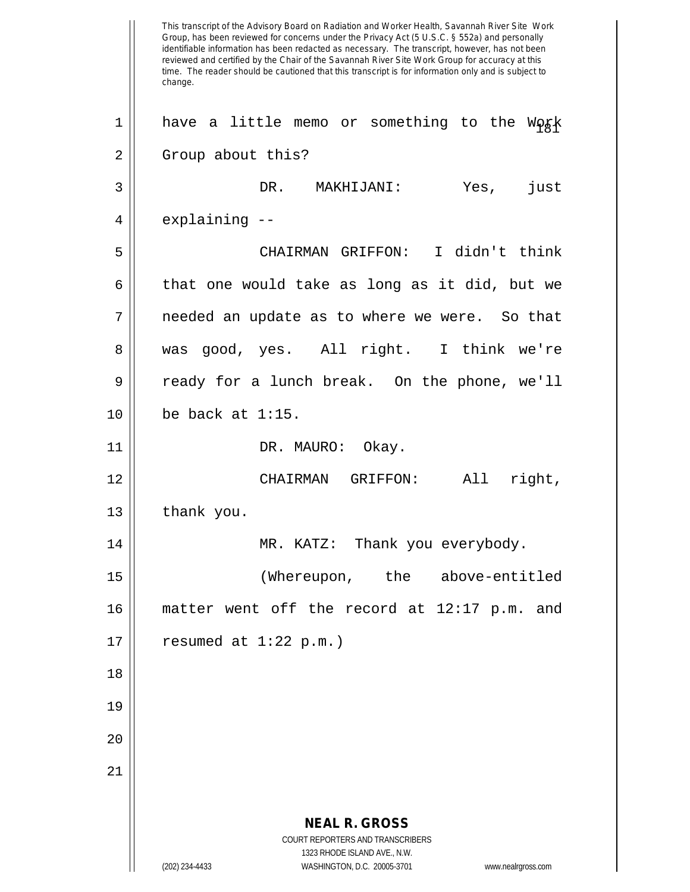have a little memo or something to the Work Group about this?

DR. MAKHIJANI: Yes, just explaining --

CHAIRMAN GRIFFON: I didn't think that one would take as long as it did, but we needed an update as to where we were. So that was good, yes. All right. I think we're ready for a lunch break. On the phone, we'll be back at 1:15.

DR. MAURO: Okay.

CHAIRMAN GRIFFON: All right, thank you.

MR. KATZ: Thank you everybody.

(Whereupon, the above-entitled matter went off the record at 12:17 p.m. and resumed at 1:22 p.m.)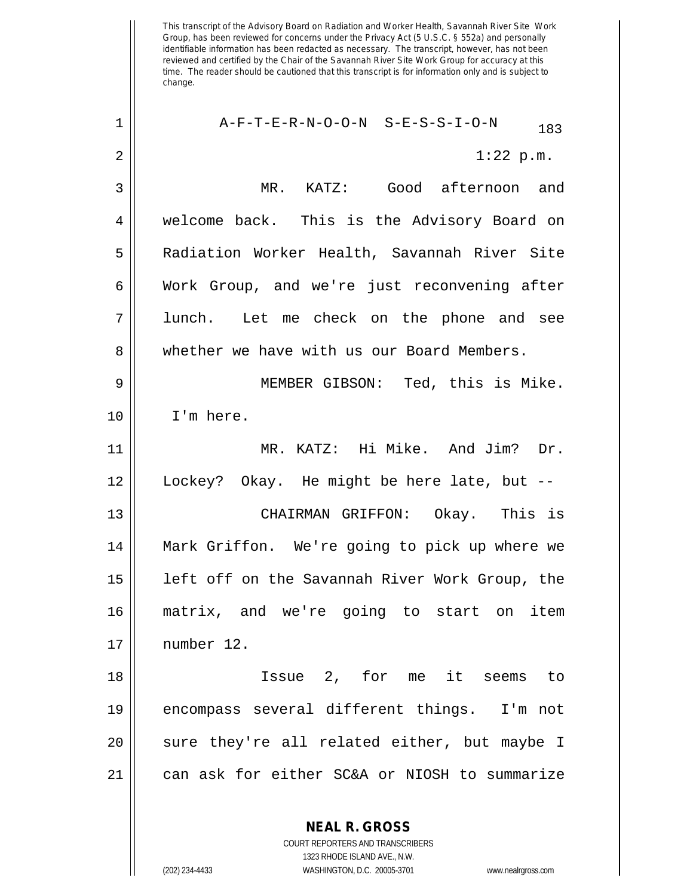This transcript of the Advisory Board on Radiation and Worker Health, Savannah River Site Work Group, has been reviewed for concerns under the Privacy Act (5 U.S.C. § 552a) and personally identifiable information has been redacted as necessary. The transcript, however, has not been reviewed and certified by the Chair of the Savannah River Site Work Group for accuracy at this time. The reader should be cautioned that this transcript is for information only and is subject to change.

A-F-T-E-R-N-O-O-N S-E-S-S-I-O-N

1:22 p.m.

MR. KATZ: Good afternoon and welcome back. This is the Advisory Board on Radiation Worker Health, Savannah River Site Work Group, and we're just reconvening after lunch. Let me check on the phone and see whether we have with us our Board Members.

MEMBER GIBSON: Ted, this is Mike. I'm here.

MR. KATZ: Hi Mike. And Jim? Dr. Lockey? Okay. He might be here late, but --

CHAIRMAN GRIFFON: Okay. This is Mark Griffon. We're going to pick up where we left off on the Savannah River Work Group, the matrix, and we're going to start on item number 12.

Issue 2, for me it seems to encompass several different things. I'm not sure they're all related either, but maybe I can ask for either SC&A or NIOSH to summarize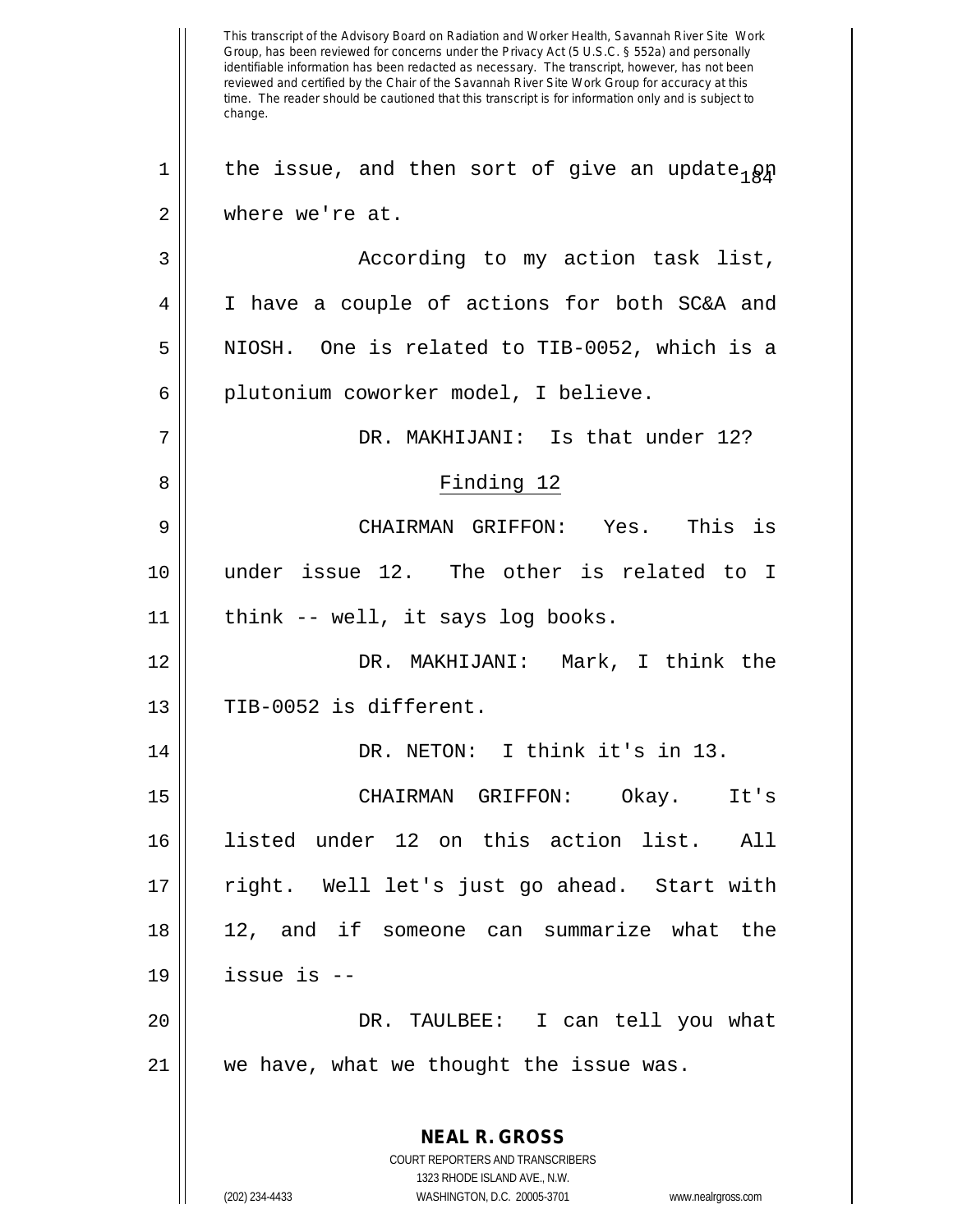the issue, and then sort of give an update on where we're at.

According to my action task list, I have a couple of actions for both SC&A and NIOSH. One is related to TIB-0052, which is a plutonium coworker model, I believe.

DR. MAKHIJANI: Is that under 12?

Finding 12

CHAIRMAN GRIFFON: Yes. This is under issue 12. The other is related to I think -- well, it says log books.

DR. MAKHIJANI: Mark, I think the TIB-0052 is different.

DR. NETON: I think it's in 13.

CHAIRMAN GRIFFON: Okay. It's listed under 12 on this action list. All right. Well let's just go ahead. Start with 12, and if someone can summarize what the issue is --

DR. TAULBEE: I can tell you what we have, what we thought the issue was.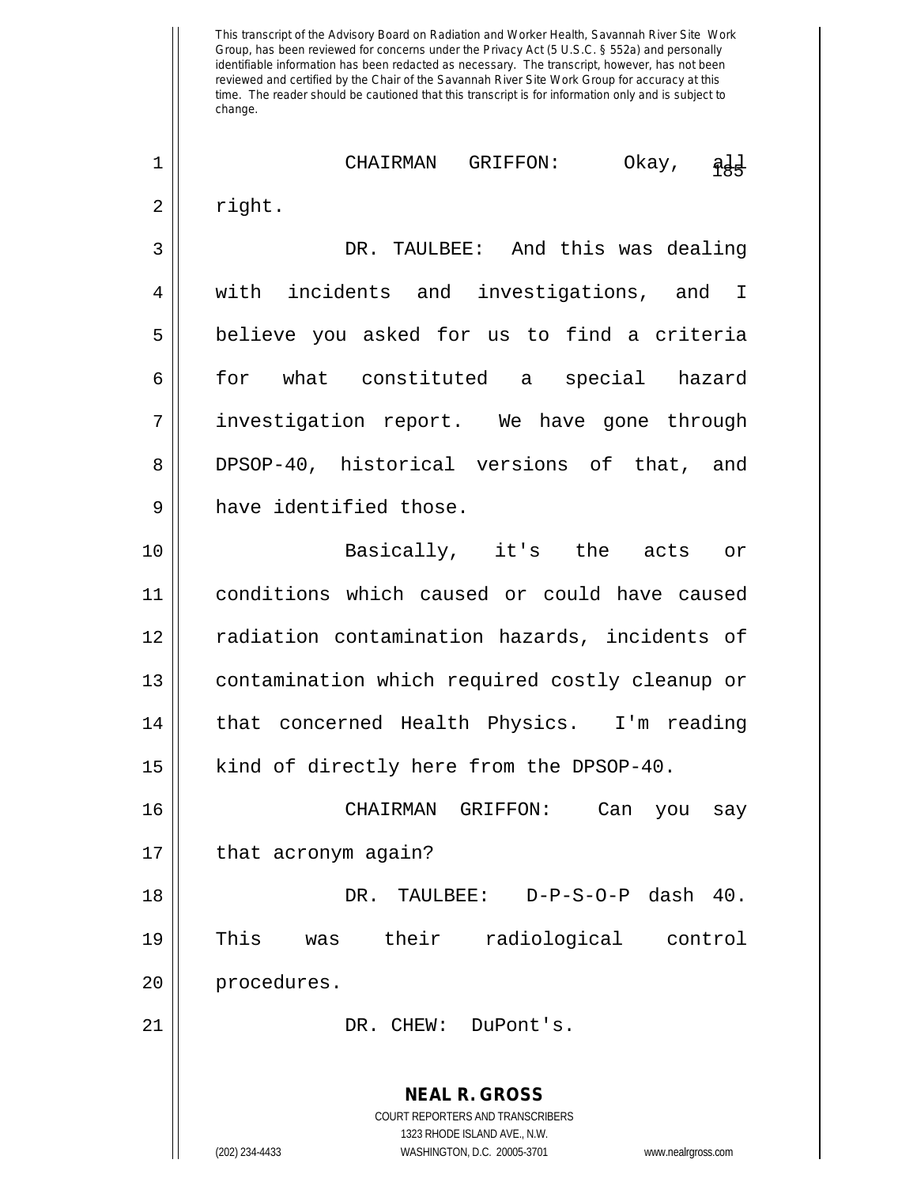This transcript of the Advisory Board on Radiation and Worker Health, Savannah River Site Work Group, has been reviewed for concerns under the Privacy Act (5 U.S.C. § 552a) and personally identifiable information has been redacted as necessary. The transcript, however, has not been reviewed and certified by the Chair of the Savannah River Site Work Group for accuracy at this time. The reader should be cautioned that this transcript is for information only and is subject to change.

CHAIRMAN GRIFFON: Okay, all right.

DR. TAULBEE: And this was dealing with incidents and investigations, and I believe you asked for us to find a criteria for what constituted a special hazard investigation report. We have gone through DPSOP-40, historical versions of that, and have identified those.

Basically, it's the acts or conditions which caused or could have caused radiation contamination hazards, incidents of contamination which required costly cleanup or that concerned Health Physics. I'm reading kind of directly here from the DPSOP-40.

CHAIRMAN GRIFFON: Can you say that acronym again?

DR. TAULBEE: D-P-S-O-P dash 40. This was their radiological control procedures.

DR. CHEW: DuPont's.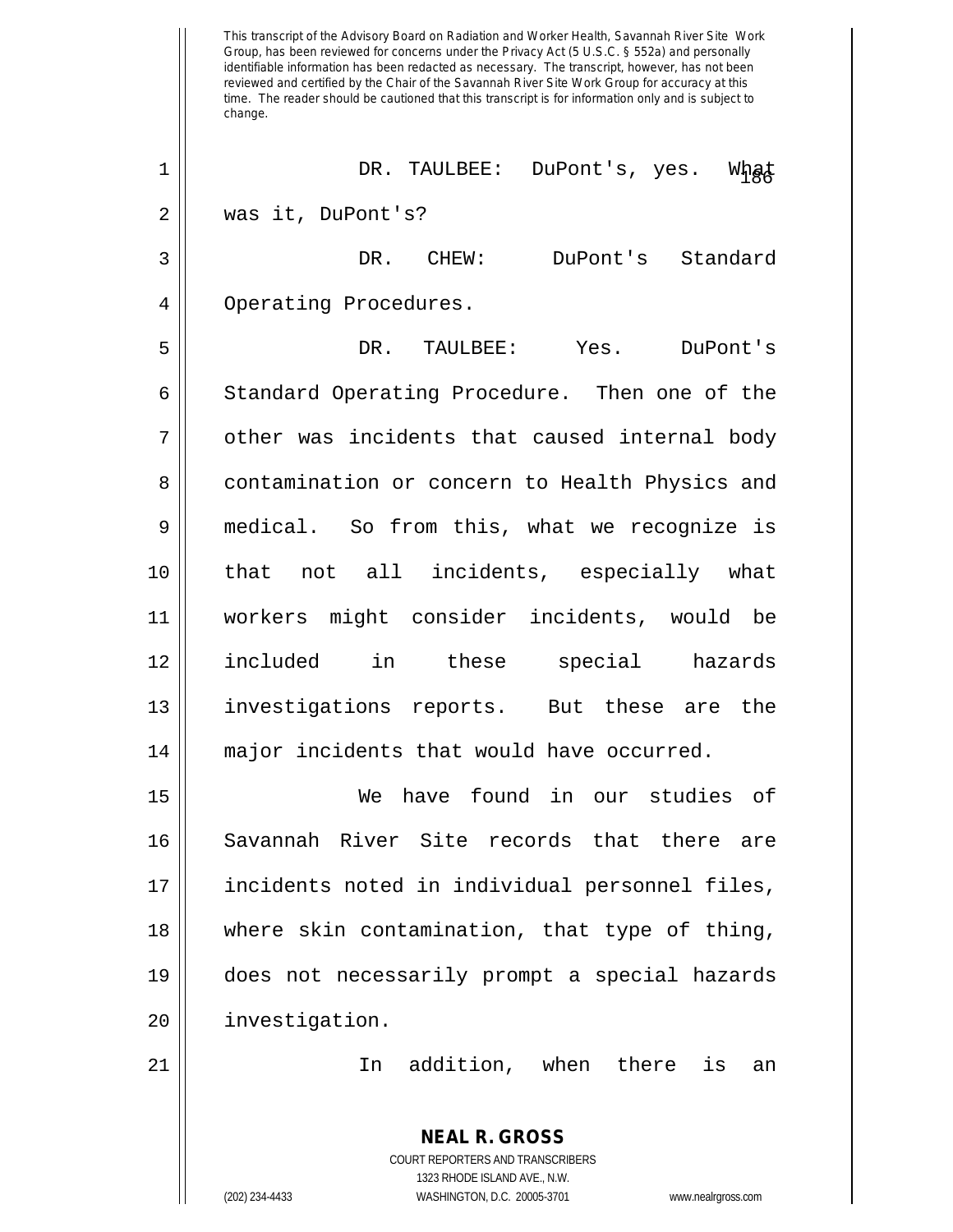DR. TAULBEE: DuPont's, yes. What was it, DuPont's?

DR. CHEW: DuPont's Standard Operating Procedures.

DR. TAULBEE: Yes. DuPont's Standard Operating Procedure. Then one of the other was incidents that caused internal body contamination or concern to Health Physics and medical. So from this, what we recognize is that not all incidents, especially what workers might consider incidents, would be included in these special hazards investigations reports. But these are the major incidents that would have occurred.

We have found in our studies of Savannah River Site records that there are incidents noted in individual personnel files, where skin contamination, that type of thing, does not necessarily prompt a special hazards investigation.

In addition, when there is an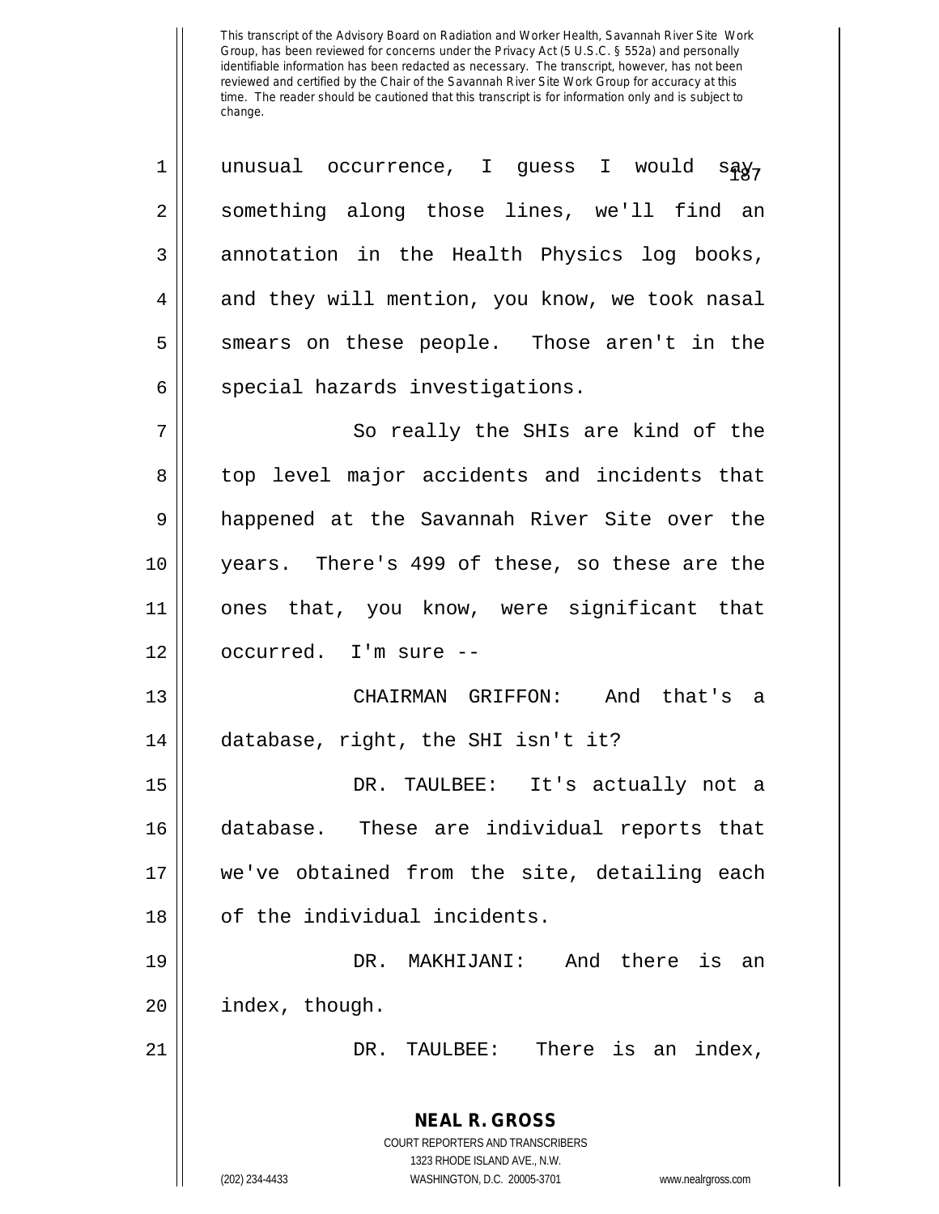This transcript of the Advisory Board on Radiation and Worker Health, Savannah River Site Work Group, has been reviewed for concerns under the Privacy Act (5 U.S.C. § 552a) and personally identifiable information has been redacted as necessary. The transcript, however, has not been reviewed and certified by the Chair of the Savannah River Site Work Group for accuracy at this time. The reader should be cautioned that this transcript is for information only and is subject to change.

1 unusual occurrence, I guess I would say, 2 something along those lines, we'll find an 3 annotation in the Health Physics log books, 4 and they will mention, you know, we took nasal 5 smears on these people. Those aren't in the 6 special hazards investigations.

7 So really the SHIs are kind of the 8 top level major accidents and incidents that 9 happened at the Savannah River Site over the 10 years. There's 499 of these, so these are the 11 ones that, you know, were significant that 12 occurred. I'm sure --

13 CHAIRMAN GRIFFON: And that's a 14 database, right, the SHI isn't it?

15 DR. TAULBEE: It's actually not a 16 database. These are individual reports that 17 we've obtained from the site, detailing each 18 of the individual incidents.

19 DR. MAKHIJANI: And there is an 20 index, though.

21 DR. TAULBEE: There is an index,

**NEAL R. GROSS**
COURT REPORTERS AND TRANSCRIBERS
1323 RHODE ISLAND AVE., N.W.
(202) 234-4433 WASHINGTON, D.C. 20005-3701 www.nealrgross.com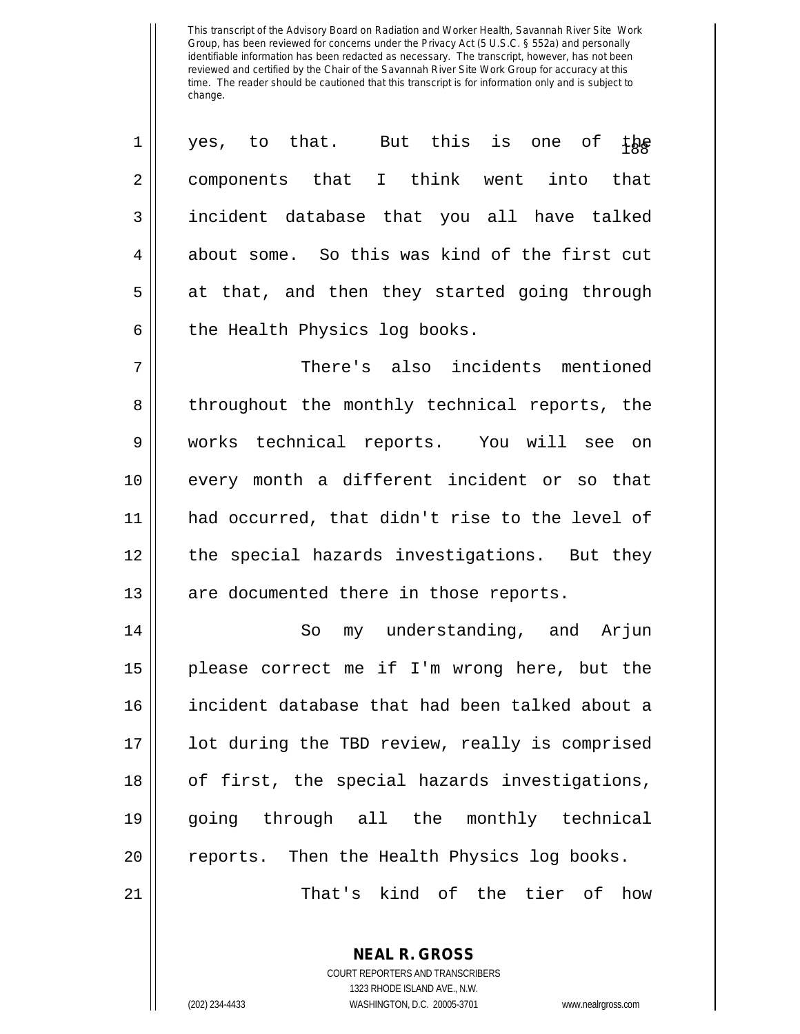This transcript of the Advisory Board on Radiation and Worker Health, Savannah River Site Work Group, has been reviewed for concerns under the Privacy Act (5 U.S.C. § 552a) and personally identifiable information has been redacted as necessary. The transcript, however, has not been reviewed and certified by the Chair of the Savannah River Site Work Group for accuracy at this time. The reader should be cautioned that this transcript is for information only and is subject to change.

1 yes, to that. But this is one of the
2 components that I think went into that
3 incident database that you all have talked
4 about some. So this was kind of the first cut
5 at that, and then they started going through
6 the Health Physics log books.

7 There's also incidents mentioned
8 throughout the monthly technical reports, the
9 works technical reports. You will see on
10 every month a different incident or so that
11 had occurred, that didn't rise to the level of
12 the special hazards investigations. But they
13 are documented there in those reports.

14 So my understanding, and Arjun
15 please correct me if I'm wrong here, but the
16 incident database that had been talked about a
17 lot during the TBD review, really is comprised
18 of first, the special hazards investigations,
19 going through all the monthly technical
20 reports. Then the Health Physics log books.

21 That's kind of the tier of how

**NEAL R. GROSS**
COURT REPORTERS AND TRANSCRIBERS
1323 RHODE ISLAND AVE., N.W.
(202) 234-4433 WASHINGTON, D.C. 20005-3701 www.nealrgross.com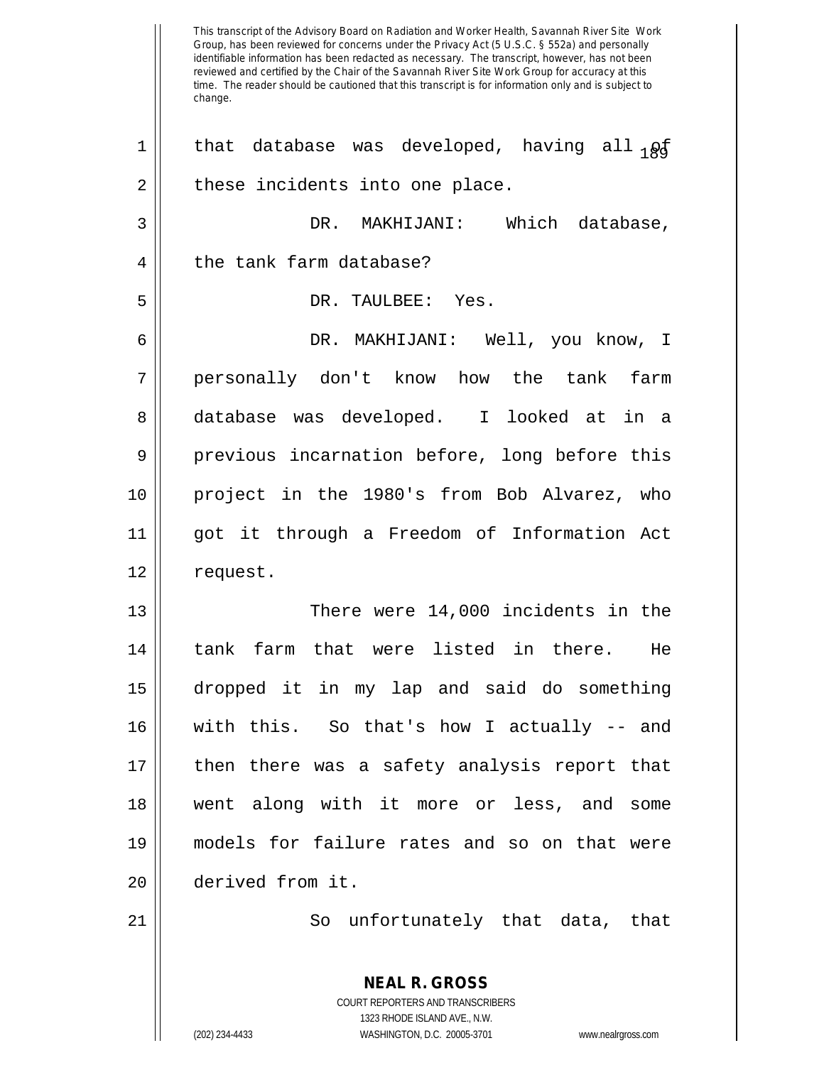This transcript of the Advisory Board on Radiation and Worker Health, Savannah River Site Work Group, has been reviewed for concerns under the Privacy Act (5 U.S.C. § 552a) and personally identifiable information has been redacted as necessary. The transcript, however, has not been reviewed and certified by the Chair of the Savannah River Site Work Group for accuracy at this time. The reader should be cautioned that this transcript is for information only and is subject to change.

1 that database was developed, having all of
2 these incidents into one place.

3 DR. MAKHIJANI: Which database,
4 the tank farm database?

5 DR. TAULBEE: Yes.

6 DR. MAKHIJANI: Well, you know, I
7 personally don't know how the tank farm
8 database was developed. I looked at in a
9 previous incarnation before, long before this
10 project in the 1980's from Bob Alvarez, who
11 got it through a Freedom of Information Act
12 request.

13 There were 14,000 incidents in the
14 tank farm that were listed in there. He
15 dropped it in my lap and said do something
16 with this. So that's how I actually -- and
17 then there was a safety analysis report that
18 went along with it more or less, and some
19 models for failure rates and so on that were
20 derived from it.

21 So unfortunately that data, that

**NEAL R. GROSS**
COURT REPORTERS AND TRANSCRIBERS
1323 RHODE ISLAND AVE., N.W.
(202) 234-4433 WASHINGTON, D.C. 20005-3701 www.nealrgross.com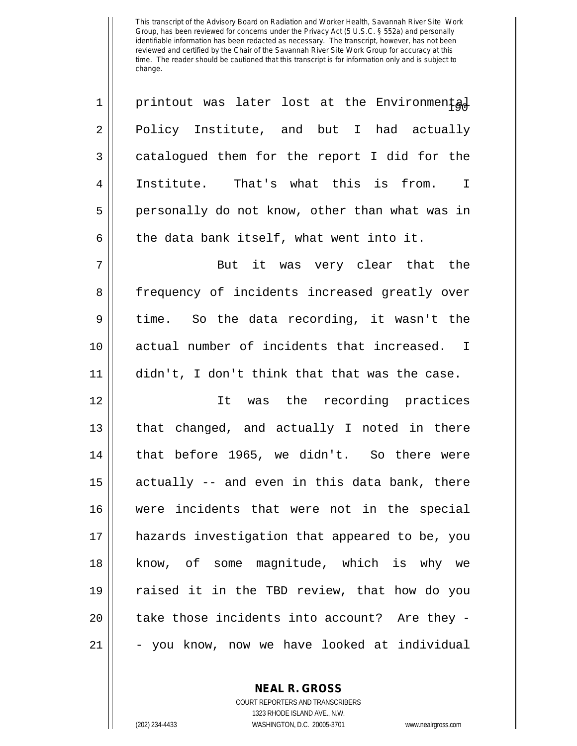This transcript of the Advisory Board on Radiation and Worker Health, Savannah River Site Work Group, has been reviewed for concerns under the Privacy Act (5 U.S.C. § 552a) and personally identifiable information has been redacted as necessary. The transcript, however, has not been reviewed and certified by the Chair of the Savannah River Site Work Group for accuracy at this time. The reader should be cautioned that this transcript is for information only and is subject to change.

printout was later lost at the Environmental Policy Institute, and but I had actually catalogued them for the report I did for the Institute. That's what this is from. I personally do not know, other than what was in the data bank itself, what went into it.

But it was very clear that the frequency of incidents increased greatly over time. So the data recording, it wasn't the actual number of incidents that increased. I didn't, I don't think that that was the case.

It was the recording practices that changed, and actually I noted in there that before 1965, we didn't. So there were actually -- and even in this data bank, there were incidents that were not in the special hazards investigation that appeared to be, you know, of some magnitude, which is why we raised it in the TBD review, that how do you take those incidents into account? Are they -- you know, now we have looked at individual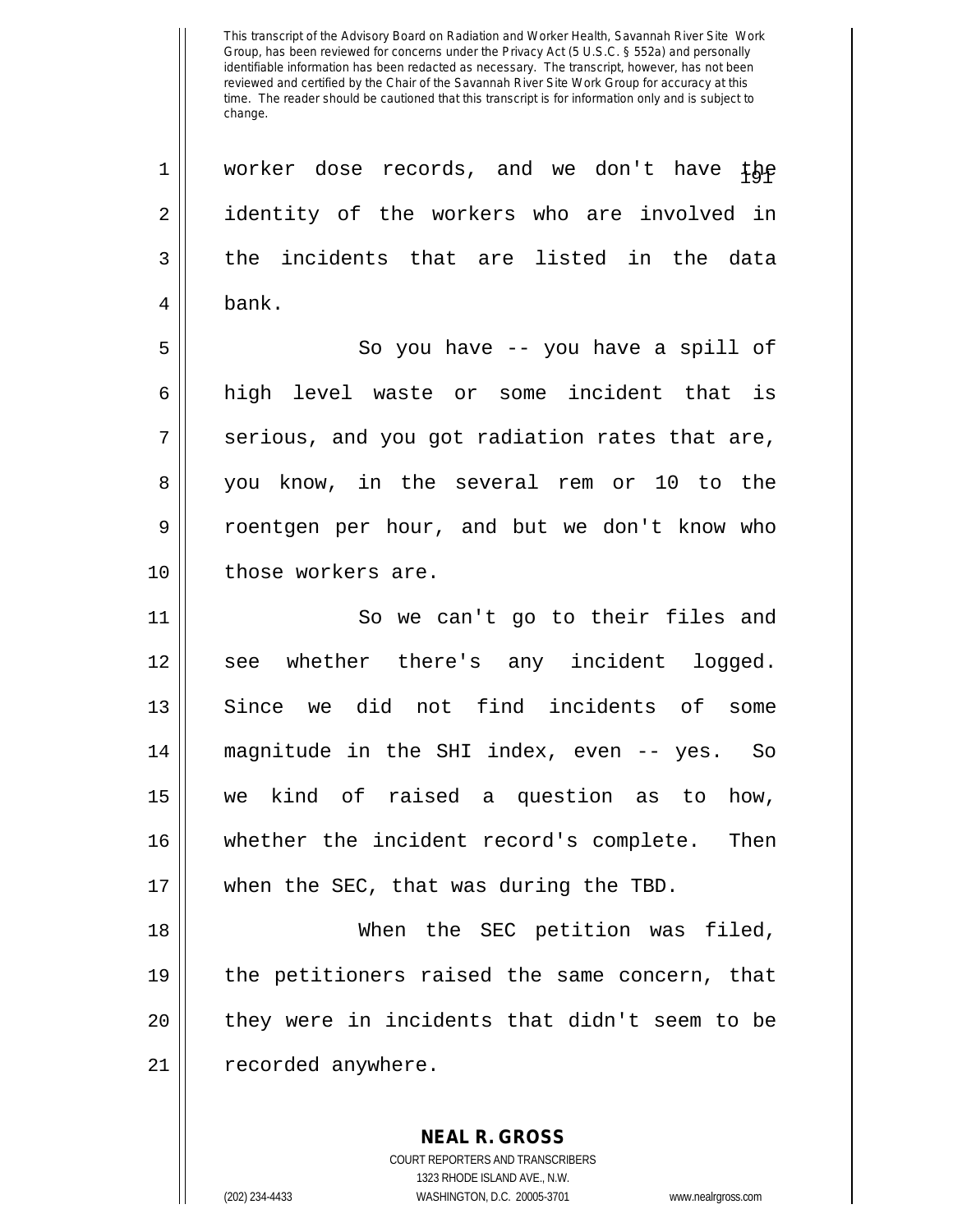This transcript of the Advisory Board on Radiation and Worker Health, Savannah River Site Work Group, has been reviewed for concerns under the Privacy Act (5 U.S.C. § 552a) and personally identifiable information has been redacted as necessary. The transcript, however, has not been reviewed and certified by the Chair of the Savannah River Site Work Group for accuracy at this time. The reader should be cautioned that this transcript is for information only and is subject to change.

worker dose records, and we don't have the identity of the workers who are involved in the incidents that are listed in the data bank.

So you have -- you have a spill of high level waste or some incident that is serious, and you got radiation rates that are, you know, in the several rem or 10 to the roentgen per hour, and but we don't know who those workers are.

So we can't go to their files and see whether there's any incident logged. Since we did not find incidents of some magnitude in the SHI index, even -- yes. So we kind of raised a question as to how, whether the incident record's complete. Then when the SEC, that was during the TBD.

When the SEC petition was filed, the petitioners raised the same concern, that they were in incidents that didn't seem to be recorded anywhere.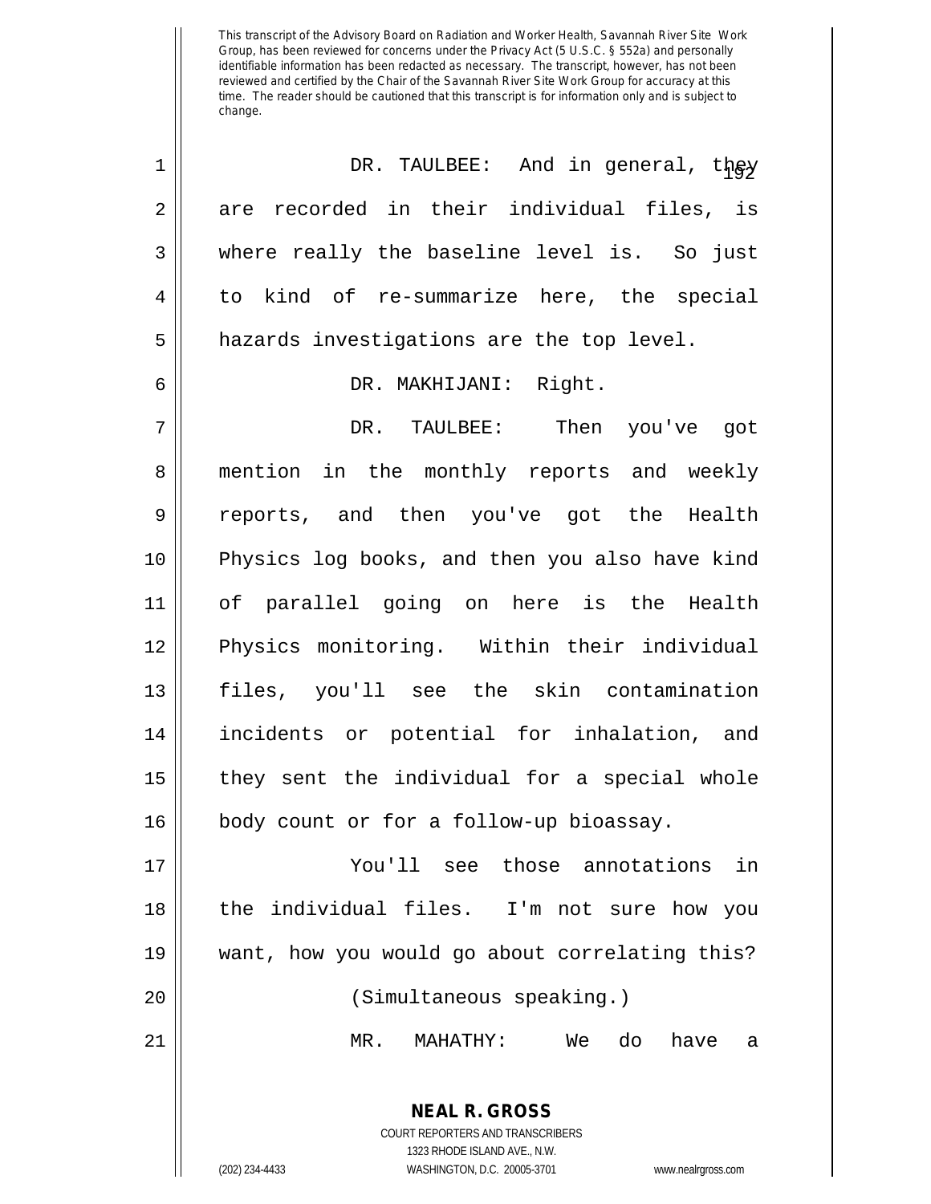DR. TAULBEE: And in general, they are recorded in their individual files, is where really the baseline level is. So just to kind of re-summarize here, the special hazards investigations are the top level.

DR. MAKHIJANI: Right.

DR. TAULBEE: Then you've got mention in the monthly reports and weekly reports, and then you've got the Health Physics log books, and then you also have kind of parallel going on here is the Health Physics monitoring. Within their individual files, you'll see the skin contamination incidents or potential for inhalation, and they sent the individual for a special whole body count or for a follow-up bioassay.

You'll see those annotations in the individual files. I'm not sure how you want, how you would go about correlating this?

(Simultaneous speaking.)

MR. MAHATHY: We do have a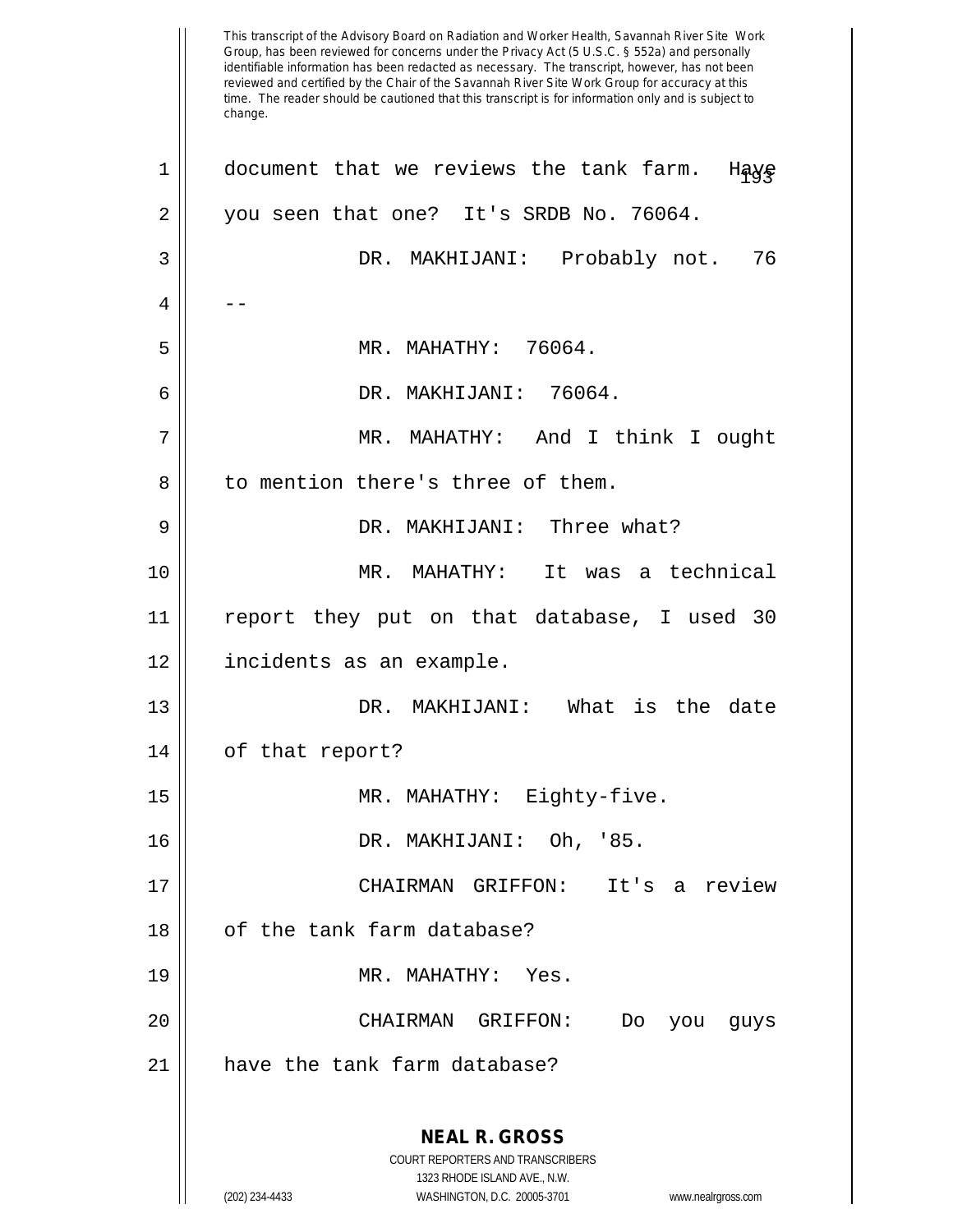This transcript of the Advisory Board on Radiation and Worker Health, Savannah River Site Work Group, has been reviewed for concerns under the Privacy Act (5 U.S.C. § 552a) and personally identifiable information has been redacted as necessary. The transcript, however, has not been reviewed and certified by the Chair of the Savannah River Site Work Group for accuracy at this time. The reader should be cautioned that this transcript is for information only and is subject to change.

document that we reviews the tank farm. Have you seen that one? It's SRDB No. 76064.

DR. MAKHIJANI: Probably not. 76 --

MR. MAHATHY: 76064.

DR. MAKHIJANI: 76064.

MR. MAHATHY: And I think I ought to mention there's three of them.

DR. MAKHIJANI: Three what?

MR. MAHATHY: It was a technical report they put on that database, I used 30 incidents as an example.

DR. MAKHIJANI: What is the date of that report?

MR. MAHATHY: Eighty-five.

DR. MAKHIJANI: Oh, '85.

CHAIRMAN GRIFFON: It's a review of the tank farm database?

MR. MAHATHY: Yes.

CHAIRMAN GRIFFON: Do you guys have the tank farm database?

**NEAL R. GROSS**
COURT REPORTERS AND TRANSCRIBERS
1323 RHODE ISLAND AVE., N.W.
(202) 234-4433 WASHINGTON, D.C. 20005-3701 www.nealrgross.com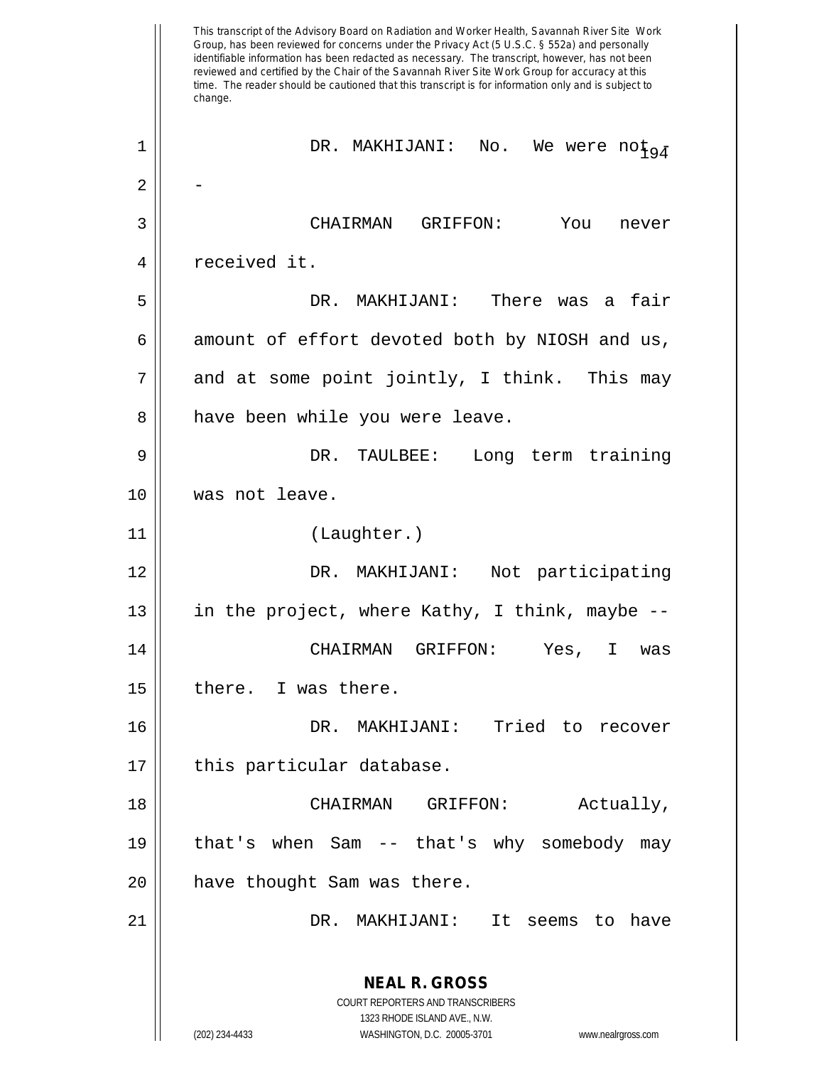This transcript of the Advisory Board on Radiation and Worker Health, Savannah River Site Work Group, has been reviewed for concerns under the Privacy Act (5 U.S.C. § 552a) and personally identifiable information has been redacted as necessary. The transcript, however, has not been reviewed and certified by the Chair of the Savannah River Site Work Group for accuracy at this time. The reader should be cautioned that this transcript is for information only and is subject to change.

DR. MAKHIJANI: No. We were not --

CHAIRMAN GRIFFON: You never received it.

DR. MAKHIJANI: There was a fair amount of effort devoted both by NIOSH and us, and at some point jointly, I think. This may have been while you were leave.

DR. TAULBEE: Long term training was not leave.

(Laughter.)

DR. MAKHIJANI: Not participating in the project, where Kathy, I think, maybe --

CHAIRMAN GRIFFON: Yes, I was there. I was there.

DR. MAKHIJANI: Tried to recover this particular database.

CHAIRMAN GRIFFON: Actually, that's when Sam -- that's why somebody may have thought Sam was there.

DR. MAKHIJANI: It seems to have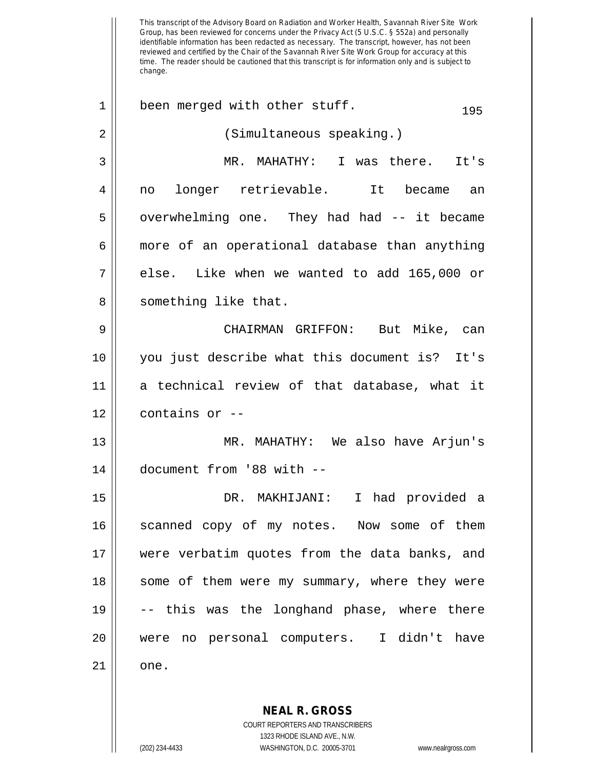This transcript of the Advisory Board on Radiation and Worker Health, Savannah River Site Work Group, has been reviewed for concerns under the Privacy Act (5 U.S.C. § 552a) and personally identifiable information has been redacted as necessary. The transcript, however, has not been reviewed and certified by the Chair of the Savannah River Site Work Group for accuracy at this time. The reader should be cautioned that this transcript is for information only and is subject to change.

been merged with other stuff.

(Simultaneous speaking.)

MR. MAHATHY: I was there. It's no longer retrievable. It became an overwhelming one. They had had -- it became more of an operational database than anything else. Like when we wanted to add 165,000 or something like that.

CHAIRMAN GRIFFON: But Mike, can you just describe what this document is? It's a technical review of that database, what it contains or --

MR. MAHATHY: We also have Arjun's document from '88 with --

DR. MAKHIJANI: I had provided a scanned copy of my notes. Now some of them were verbatim quotes from the data banks, and some of them were my summary, where they were -- this was the longhand phase, where there were no personal computers. I didn't have one.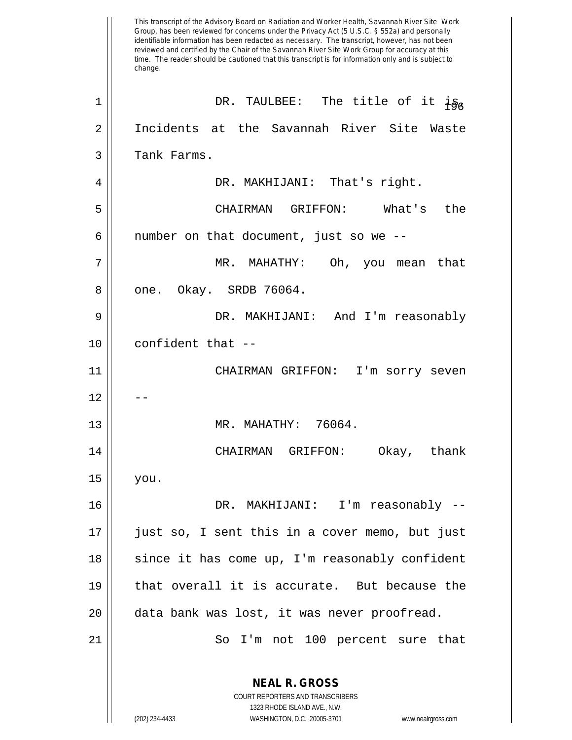This transcript of the Advisory Board on Radiation and Worker Health, Savannah River Site Work Group, has been reviewed for concerns under the Privacy Act (5 U.S.C. § 552a) and personally identifiable information has been redacted as necessary. The transcript, however, has not been reviewed and certified by the Chair of the Savannah River Site Work Group for accuracy at this time. The reader should be cautioned that this transcript is for information only and is subject to change.

DR. TAULBEE: The title of it is, Incidents at the Savannah River Site Waste Tank Farms.

DR. MAKHIJANI: That's right.

CHAIRMAN GRIFFON: What's the number on that document, just so we --

MR. MAHATHY: Oh, you mean that one. Okay. SRDB 76064.

DR. MAKHIJANI: And I'm reasonably confident that --

CHAIRMAN GRIFFON: I'm sorry seven --

MR. MAHATHY: 76064.

CHAIRMAN GRIFFON: Okay, thank you.

DR. MAKHIJANI: I'm reasonably -- just so, I sent this in a cover memo, but just since it has come up, I'm reasonably confident that overall it is accurate. But because the data bank was lost, it was never proofread.

So I'm not 100 percent sure that

**NEAL R. GROSS**
COURT REPORTERS AND TRANSCRIBERS
1323 RHODE ISLAND AVE., N.W.
(202) 234-4433 WASHINGTON, D.C. 20005-3701 www.nealrgross.com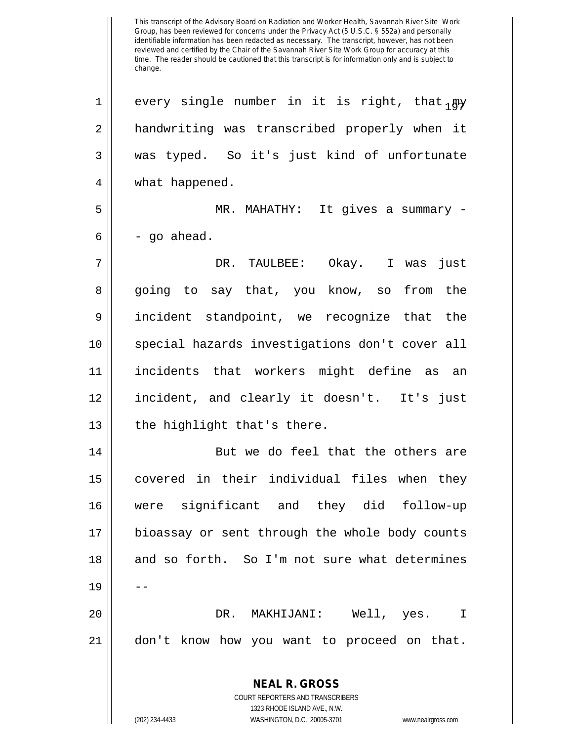every single number in it is right, that my handwriting was transcribed properly when it was typed. So it's just kind of unfortunate what happened.

MR. MAHATHY: It gives a summary -- go ahead.

DR. TAULBEE: Okay. I was just going to say that, you know, so from the incident standpoint, we recognize that the special hazards investigations don't cover all incidents that workers might define as an incident, and clearly it doesn't. It's just the highlight that's there.

But we do feel that the others are covered in their individual files when they were significant and they did follow-up bioassay or sent through the whole body counts and so forth. So I'm not sure what determines --

DR. MAKHIJANI: Well, yes. I don't know how you want to proceed on that.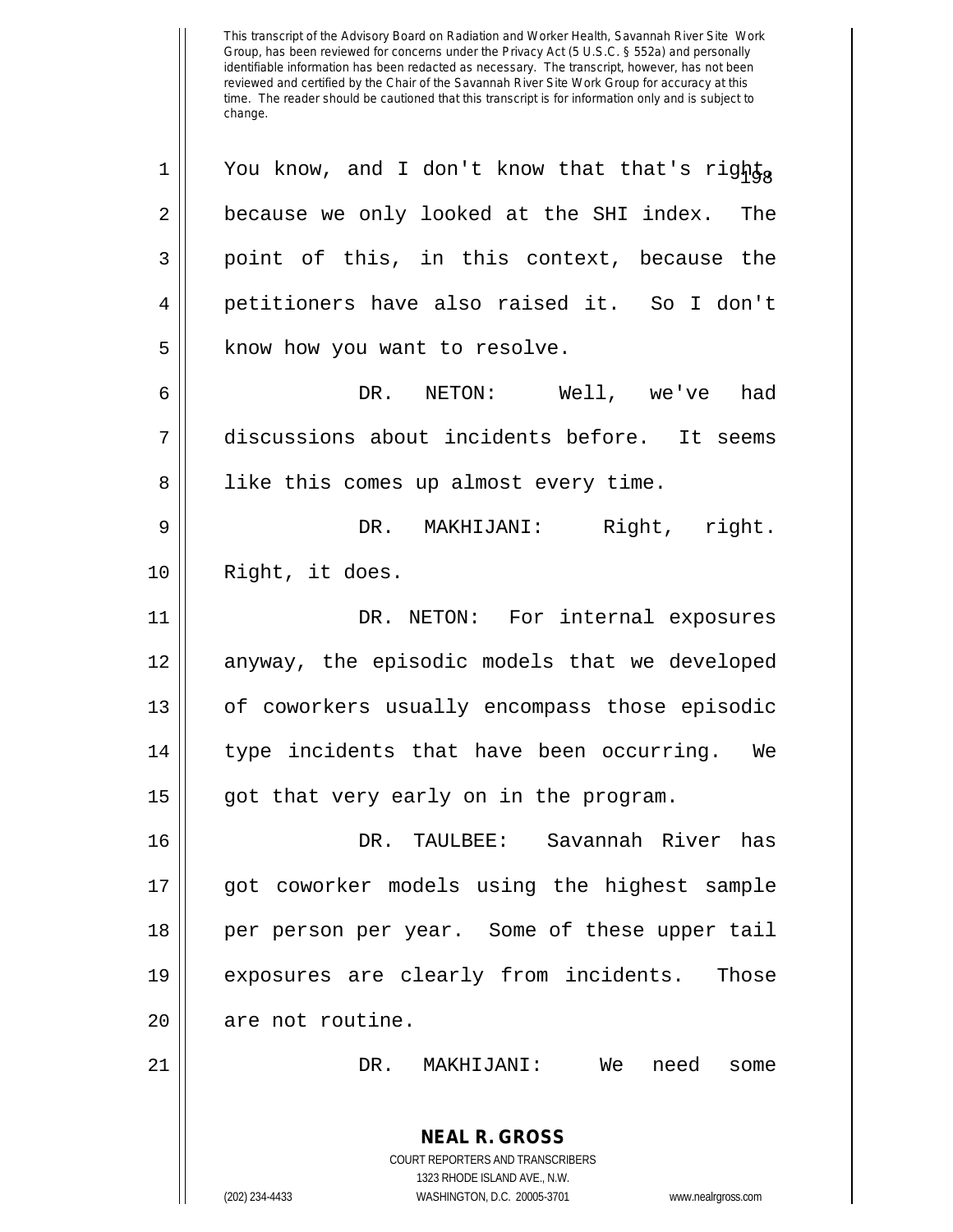You know, and I don't know that that's right, because we only looked at the SHI index. The point of this, in this context, because the petitioners have also raised it. So I don't know how you want to resolve.

DR. NETON: Well, we've had discussions about incidents before. It seems like this comes up almost every time.

DR. MAKHIJANI: Right, right. Right, it does.

DR. NETON: For internal exposures anyway, the episodic models that we developed of coworkers usually encompass those episodic type incidents that have been occurring. We got that very early on in the program.

DR. TAULBEE: Savannah River has got coworker models using the highest sample per person per year. Some of these upper tail exposures are clearly from incidents. Those are not routine.

DR. MAKHIJANI: We need some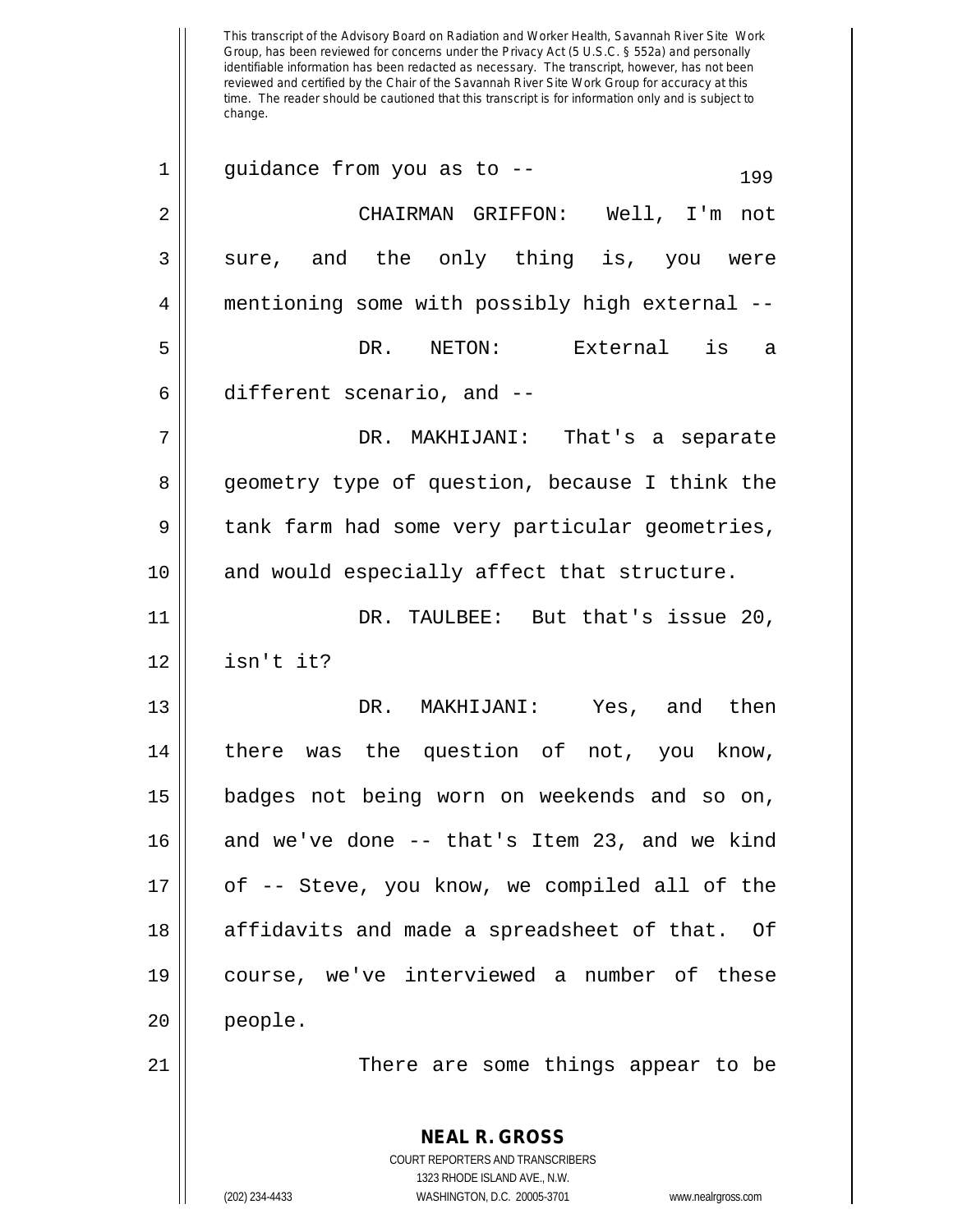guidance from you as to --

CHAIRMAN GRIFFON: Well, I'm not sure, and the only thing is, you were mentioning some with possibly high external --

DR. NETON: External is a different scenario, and --

DR. MAKHIJANI: That's a separate geometry type of question, because I think the tank farm had some very particular geometries, and would especially affect that structure.

DR. TAULBEE: But that's issue 20, isn't it?

DR. MAKHIJANI: Yes, and then there was the question of not, you know, badges not being worn on weekends and so on, and we've done -- that's Item 23, and we kind of -- Steve, you know, we compiled all of the affidavits and made a spreadsheet of that. Of course, we've interviewed a number of these people.

There are some things appear to be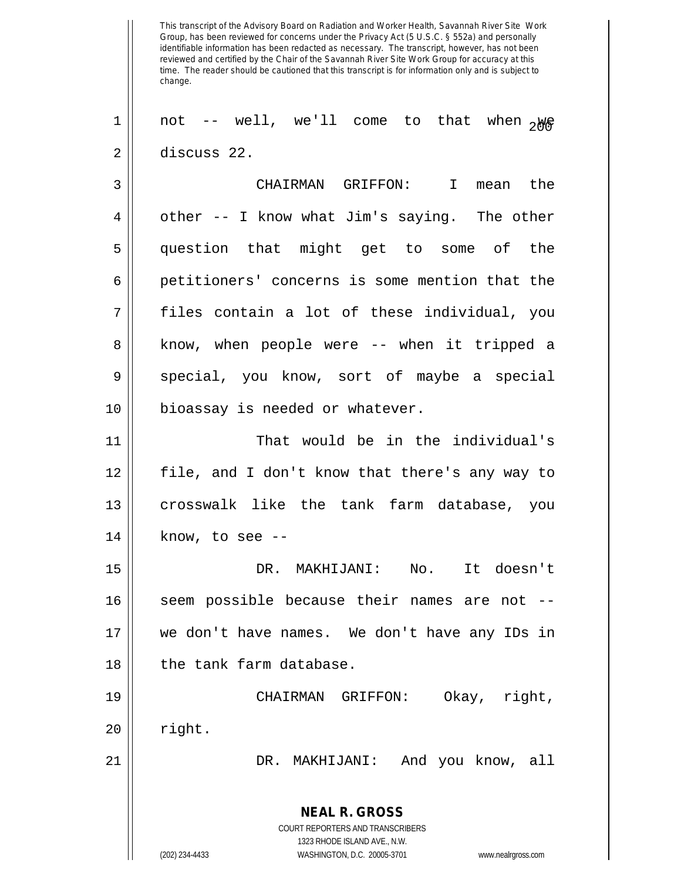This transcript of the Advisory Board on Radiation and Worker Health, Savannah River Site Work Group, has been reviewed for concerns under the Privacy Act (5 U.S.C. § 552a) and personally identifiable information has been redacted as necessary. The transcript, however, has not been reviewed and certified by the Chair of the Savannah River Site Work Group for accuracy at this time. The reader should be cautioned that this transcript is for information only and is subject to change.

not -- well, we'll come to that when we discuss 22.

CHAIRMAN GRIFFON: I mean the other -- I know what Jim's saying. The other question that might get to some of the petitioners' concerns is some mention that the files contain a lot of these individual, you know, when people were -- when it tripped a special, you know, sort of maybe a special bioassay is needed or whatever.

That would be in the individual's file, and I don't know that there's any way to crosswalk like the tank farm database, you know, to see --

DR. MAKHIJANI: No. It doesn't seem possible because their names are not -- we don't have names. We don't have any IDs in the tank farm database.

CHAIRMAN GRIFFON: Okay, right, right.

DR. MAKHIJANI: And you know, all

**NEAL R. GROSS**
COURT REPORTERS AND TRANSCRIBERS
1323 RHODE ISLAND AVE., N.W.
(202) 234-4433 WASHINGTON, D.C. 20005-3701 www.nealrgross.com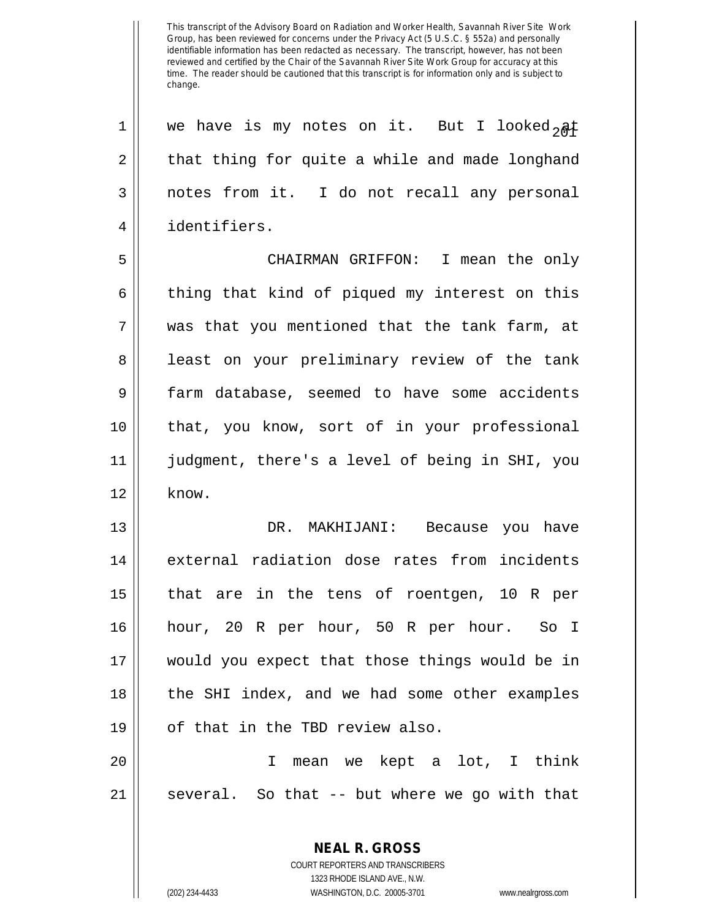we have is my notes on it. But I looked at that thing for quite a while and made longhand notes from it. I do not recall any personal identifiers.

CHAIRMAN GRIFFON: I mean the only thing that kind of piqued my interest on this was that you mentioned that the tank farm, at least on your preliminary review of the tank farm database, seemed to have some accidents that, you know, sort of in your professional judgment, there's a level of being in SHI, you know.

DR. MAKHIJANI: Because you have external radiation dose rates from incidents that are in the tens of roentgen, 10 R per hour, 20 R per hour, 50 R per hour. So I would you expect that those things would be in the SHI index, and we had some other examples of that in the TBD review also.

I mean we kept a lot, I think several. So that -- but where we go with that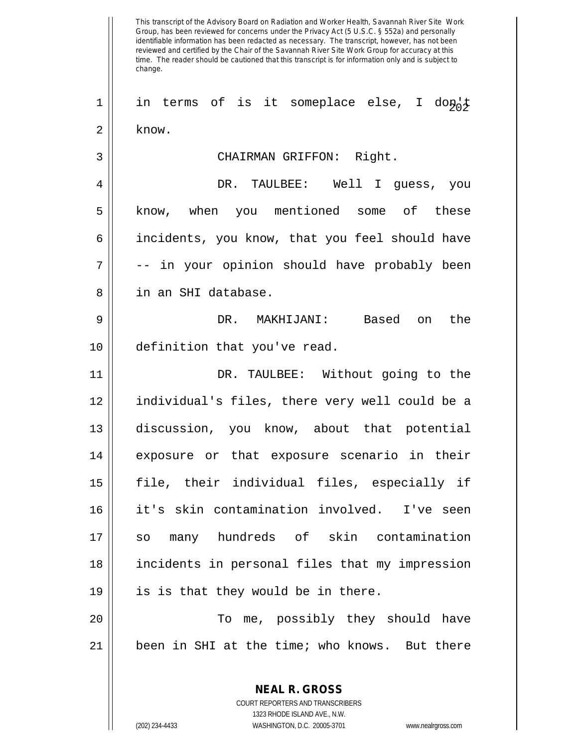in terms of is it someplace else, I don't know.

CHAIRMAN GRIFFON: Right.

DR. TAULBEE: Well I guess, you know, when you mentioned some of these incidents, you know, that you feel should have -- in your opinion should have probably been in an SHI database.

DR. MAKHIJANI: Based on the definition that you've read.

DR. TAULBEE: Without going to the individual's files, there very well could be a discussion, you know, about that potential exposure or that exposure scenario in their file, their individual files, especially if it's skin contamination involved. I've seen so many hundreds of skin contamination incidents in personal files that my impression is is that they would be in there.

To me, possibly they should have been in SHI at the time; who knows. But there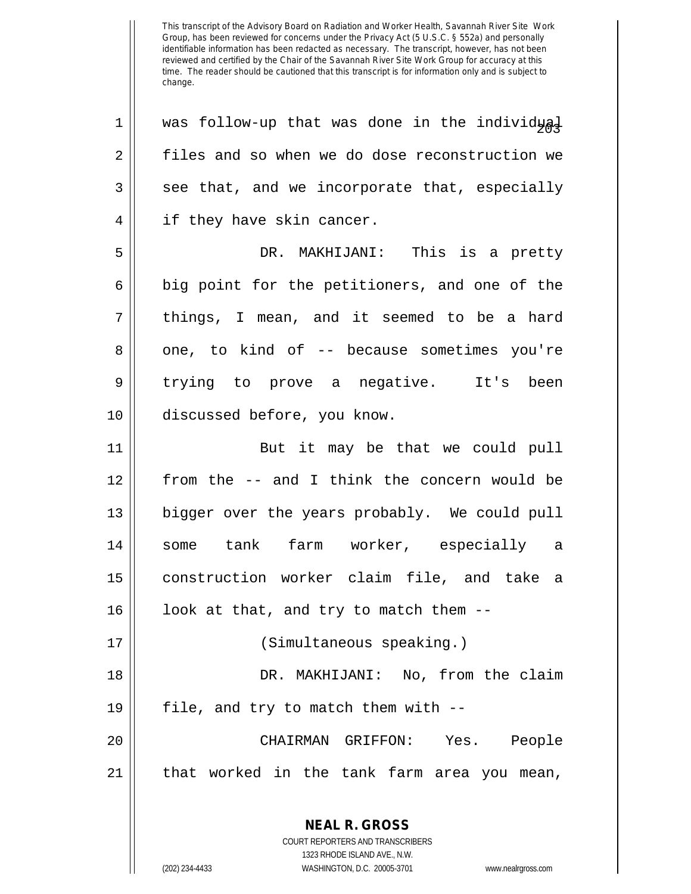was follow-up that was done in the individual files and so when we do dose reconstruction we see that, and we incorporate that, especially if they have skin cancer.

DR. MAKHIJANI: This is a pretty big point for the petitioners, and one of the things, I mean, and it seemed to be a hard one, to kind of -- because sometimes you're trying to prove a negative. It's been discussed before, you know.

But it may be that we could pull from the -- and I think the concern would be bigger over the years probably. We could pull some tank farm worker, especially a construction worker claim file, and take a look at that, and try to match them --

(Simultaneous speaking.)

DR. MAKHIJANI: No, from the claim file, and try to match them with --

CHAIRMAN GRIFFON: Yes. People that worked in the tank farm area you mean,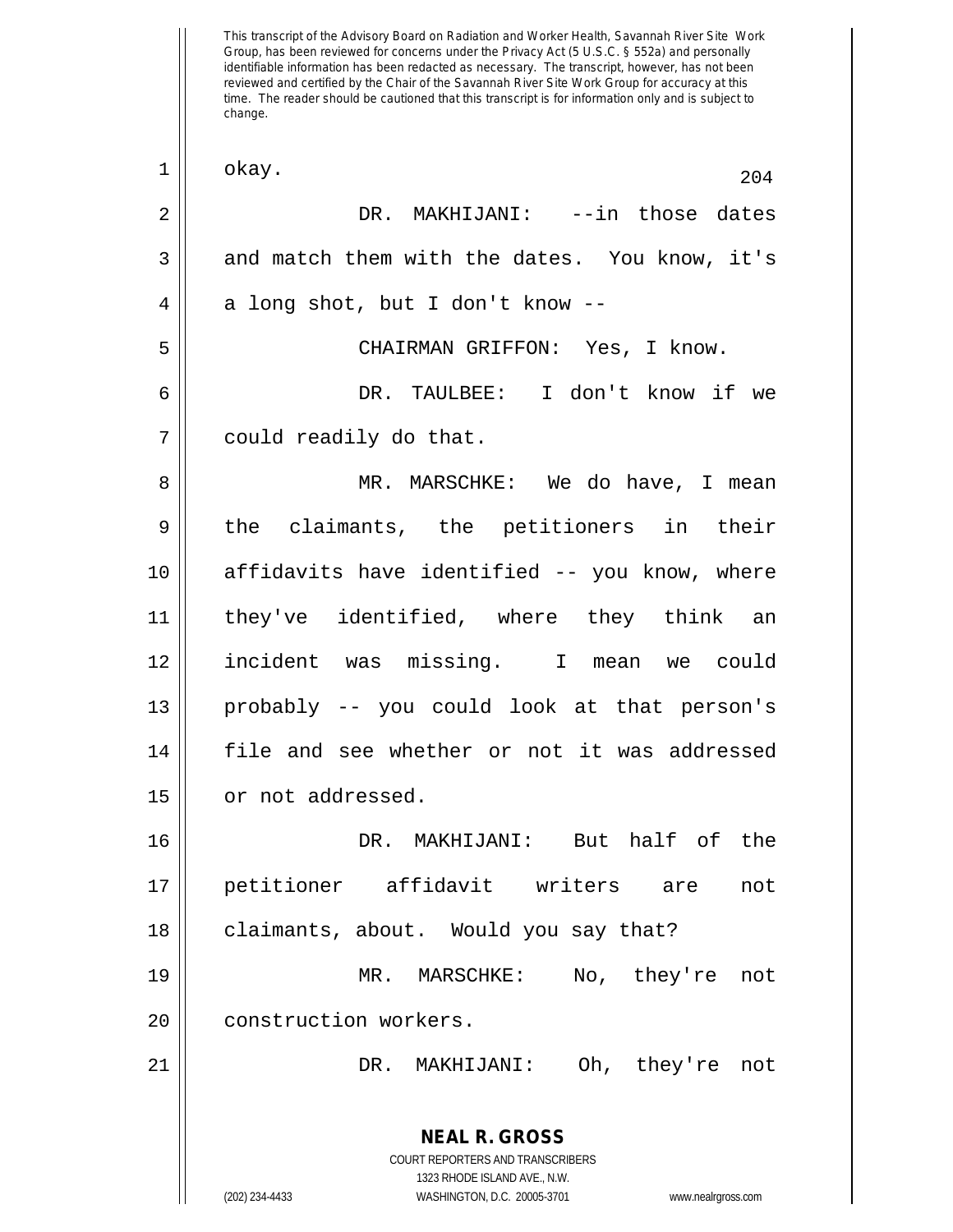okay.

DR. MAKHIJANI: --in those dates and match them with the dates. You know, it's a long shot, but I don't know --

CHAIRMAN GRIFFON: Yes, I know.

DR. TAULBEE: I don't know if we could readily do that.

MR. MARSCHKE: We do have, I mean the claimants, the petitioners in their affidavits have identified -- you know, where they've identified, where they think an incident was missing. I mean we could probably -- you could look at that person's file and see whether or not it was addressed or not addressed.

DR. MAKHIJANI: But half of the petitioner affidavit writers are not claimants, about. Would you say that?

MR. MARSCHKE: No, they're not construction workers.

DR. MAKHIJANI: Oh, they're not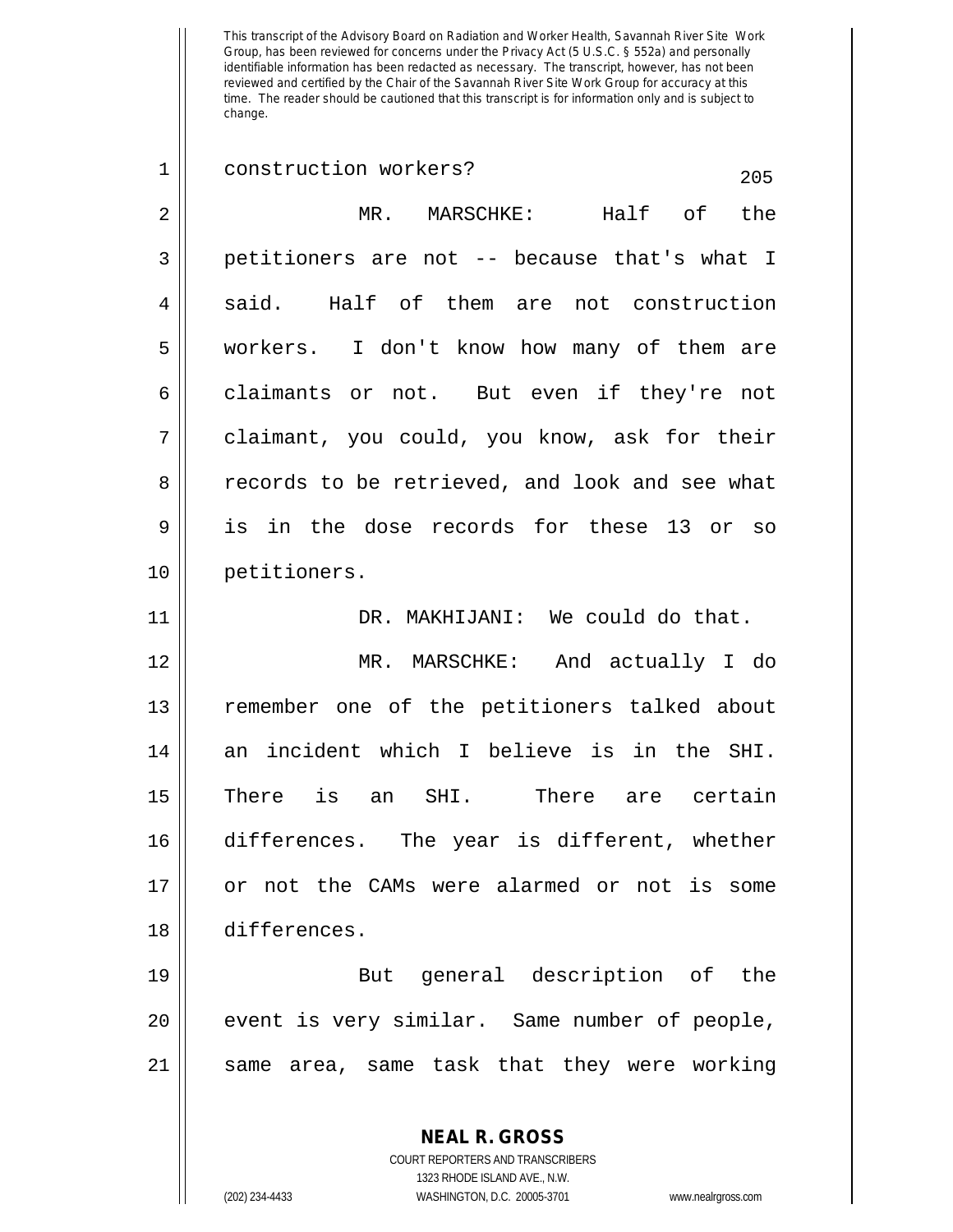This transcript of the Advisory Board on Radiation and Worker Health, Savannah River Site Work Group, has been reviewed for concerns under the Privacy Act (5 U.S.C. § 552a) and personally identifiable information has been redacted as necessary. The transcript, however, has not been reviewed and certified by the Chair of the Savannah River Site Work Group for accuracy at this time. The reader should be cautioned that this transcript is for information only and is subject to change.

construction workers?

MR. MARSCHKE: Half of the petitioners are not -- because that's what I said. Half of them are not construction workers. I don't know how many of them are claimants or not. But even if they're not claimant, you could, you know, ask for their records to be retrieved, and look and see what is in the dose records for these 13 or so petitioners.

DR. MAKHIJANI: We could do that.

MR. MARSCHKE: And actually I do remember one of the petitioners talked about an incident which I believe is in the SHI. There is an SHI. There are certain differences. The year is different, whether or not the CAMs were alarmed or not is some differences.

But general description of the event is very similar. Same number of people, same area, same task that they were working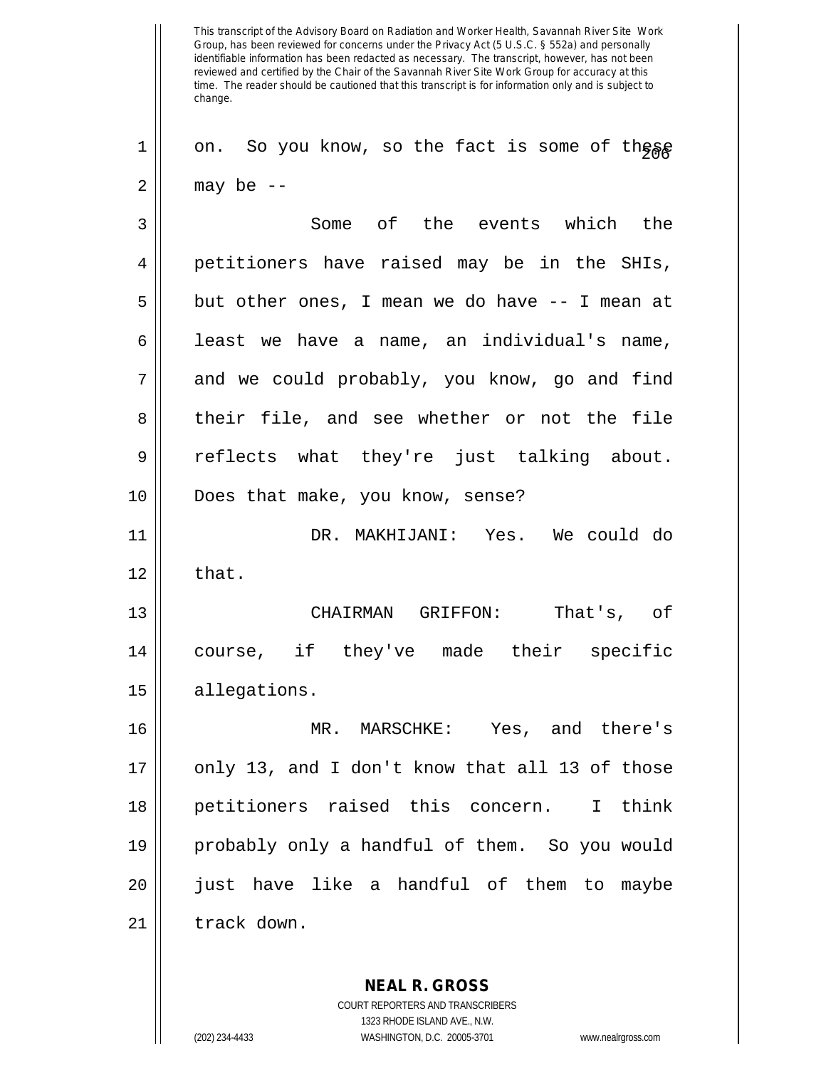This transcript of the Advisory Board on Radiation and Worker Health, Savannah River Site Work Group, has been reviewed for concerns under the Privacy Act (5 U.S.C. § 552a) and personally identifiable information has been redacted as necessary. The transcript, however, has not been reviewed and certified by the Chair of the Savannah River Site Work Group for accuracy at this time. The reader should be cautioned that this transcript is for information only and is subject to change.

1 on. So you know, so the fact is some of these
2 may be --
3 Some of the events which the
4 petitioners have raised may be in the SHIs,
5 but other ones, I mean we do have -- I mean at
6 least we have a name, an individual's name,
7 and we could probably, you know, go and find
8 their file, and see whether or not the file
9 reflects what they're just talking about.
10 Does that make, you know, sense?
11 DR. MAKHIJANI: Yes. We could do
12 that.
13 CHAIRMAN GRIFFON: That's, of
14 course, if they've made their specific
15 allegations.
16 MR. MARSCHKE: Yes, and there's
17 only 13, and I don't know that all 13 of those
18 petitioners raised this concern. I think
19 probably only a handful of them. So you would
20 just have like a handful of them to maybe
21 track down.

**NEAL R. GROSS**
COURT REPORTERS AND TRANSCRIBERS
1323 RHODE ISLAND AVE., N.W.
(202) 234-4433 WASHINGTON, D.C. 20005-3701 www.nealrgross.com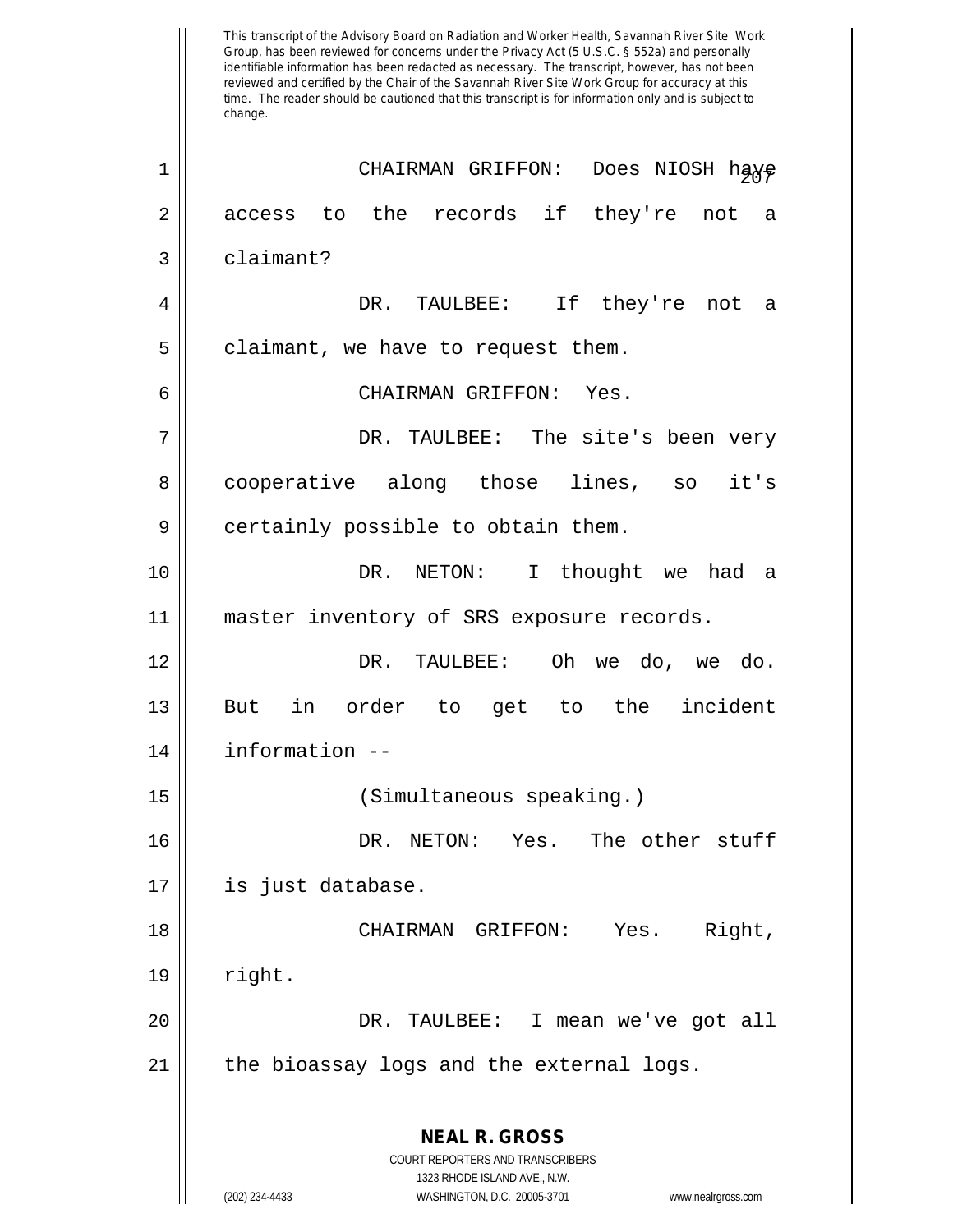This transcript of the Advisory Board on Radiation and Worker Health, Savannah River Site Work Group, has been reviewed for concerns under the Privacy Act (5 U.S.C. § 552a) and personally identifiable information has been redacted as necessary. The transcript, however, has not been reviewed and certified by the Chair of the Savannah River Site Work Group for accuracy at this time. The reader should be cautioned that this transcript is for information only and is subject to change.

CHAIRMAN GRIFFON: Does NIOSH have access to the records if they're not a claimant?

DR. TAULBEE: If they're not a claimant, we have to request them.

CHAIRMAN GRIFFON: Yes.

DR. TAULBEE: The site's been very cooperative along those lines, so it's certainly possible to obtain them.

DR. NETON: I thought we had a master inventory of SRS exposure records.

DR. TAULBEE: Oh we do, we do. But in order to get to the incident information --

(Simultaneous speaking.)

DR. NETON: Yes. The other stuff is just database.

CHAIRMAN GRIFFON: Yes. Right, right.

DR. TAULBEE: I mean we've got all the bioassay logs and the external logs.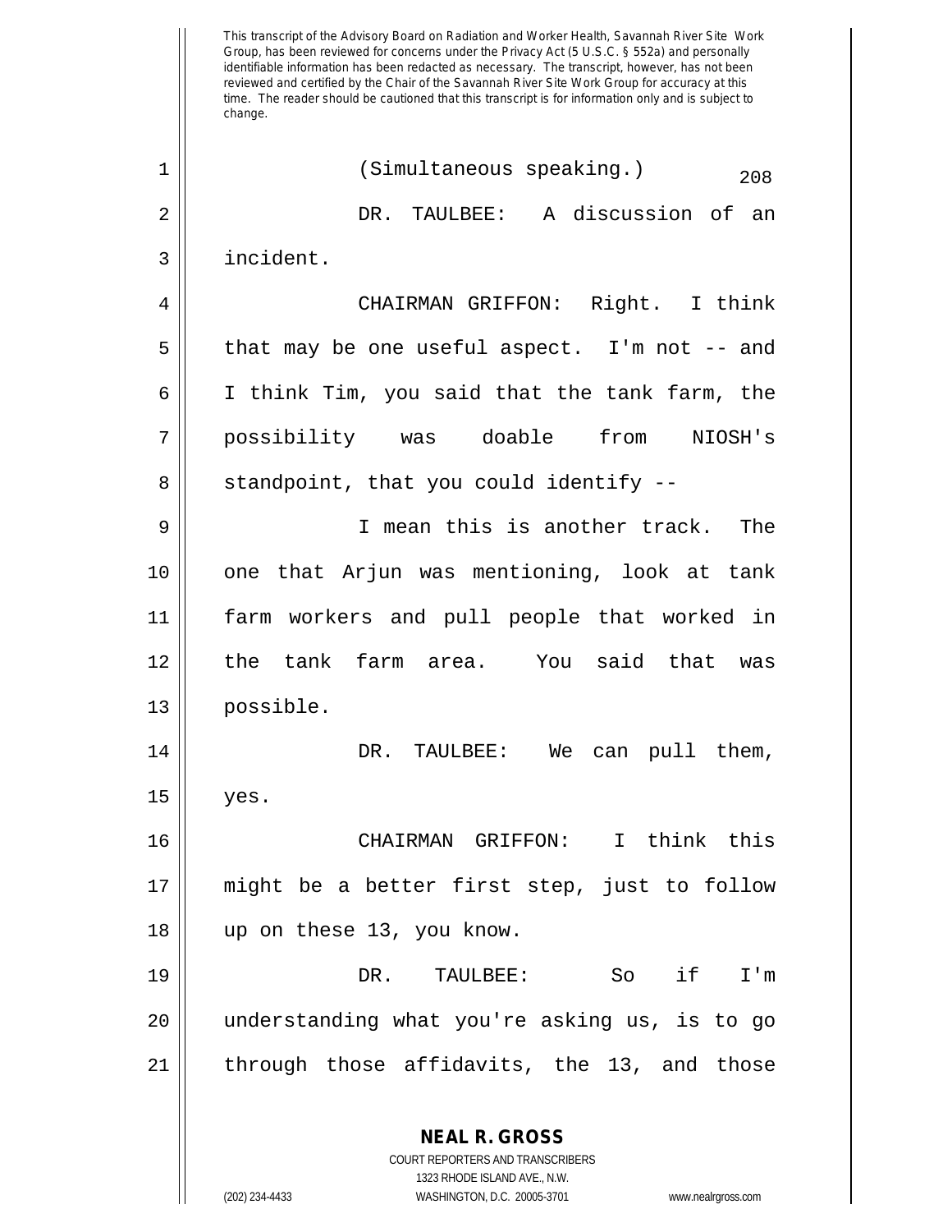(Simultaneous speaking.)

DR. TAULBEE: A discussion of an incident.

CHAIRMAN GRIFFON: Right. I think that may be one useful aspect. I'm not -- and I think Tim, you said that the tank farm, the possibility was doable from NIOSH's standpoint, that you could identify --

I mean this is another track. The one that Arjun was mentioning, look at tank farm workers and pull people that worked in the tank farm area. You said that was possible.

DR. TAULBEE: We can pull them, yes.

CHAIRMAN GRIFFON: I think this might be a better first step, just to follow up on these 13, you know.

DR. TAULBEE: So if I'm understanding what you're asking us, is to go through those affidavits, the 13, and those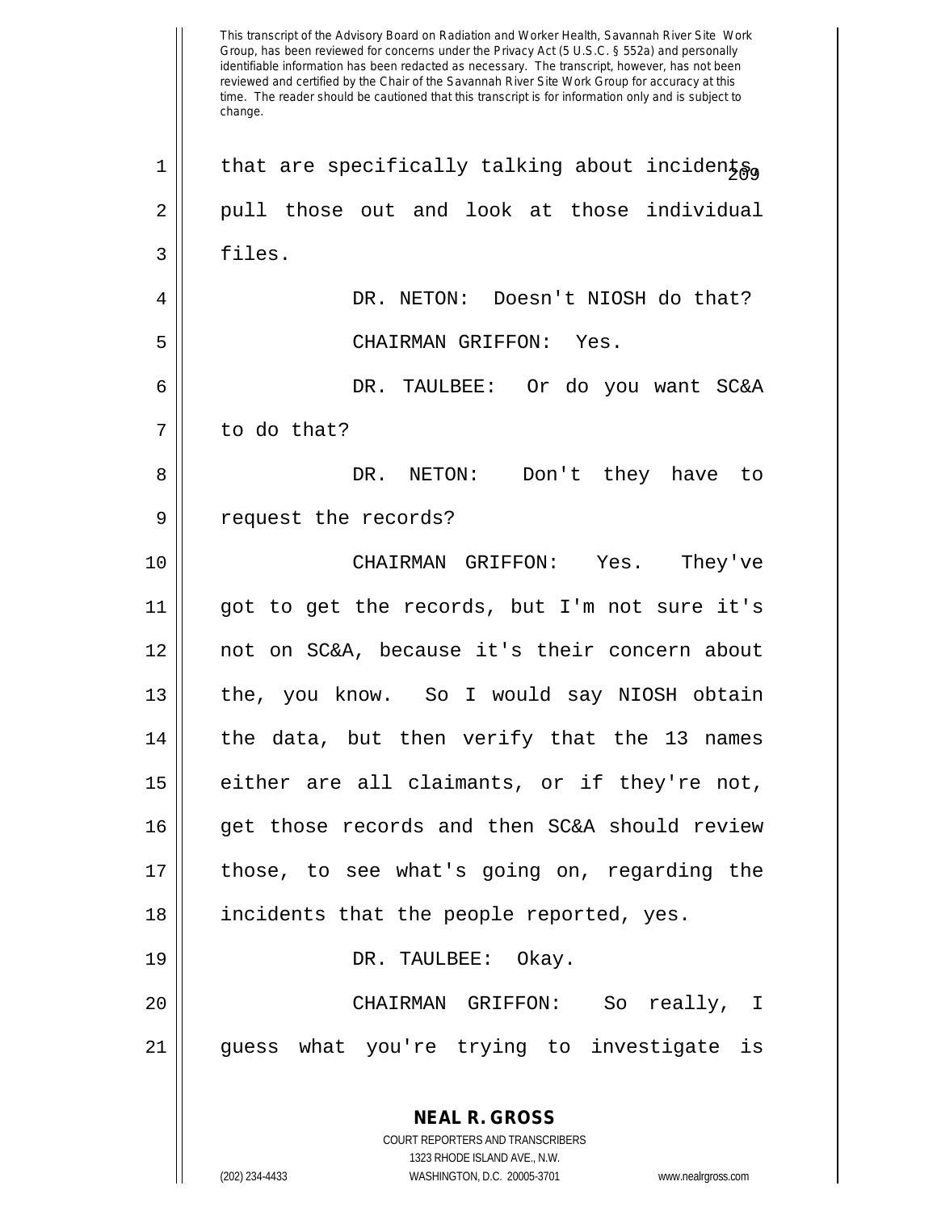This transcript of the Advisory Board on Radiation and Worker Health, Savannah River Site Work Group, has been reviewed for concerns under the Privacy Act (5 U.S.C. § 552a) and personally identifiable information has been redacted as necessary. The transcript, however, has not been reviewed and certified by the Chair of the Savannah River Site Work Group for accuracy at this time. The reader should be cautioned that this transcript is for information only and is subject to change.

1 that are specifically talking about incidents,
2 pull those out and look at those individual
3 files.

4 DR. NETON: Doesn't NIOSH do that?

5 CHAIRMAN GRIFFON: Yes.

6 DR. TAULBEE: Or do you want SC&A
7 to do that?

8 DR. NETON: Don't they have to
9 request the records?

10 CHAIRMAN GRIFFON: Yes. They've
11 got to get the records, but I'm not sure it's
12 not on SC&A, because it's their concern about
13 the, you know. So I would say NIOSH obtain
14 the data, but then verify that the 13 names
15 either are all claimants, or if they're not,
16 get those records and then SC&A should review
17 those, to see what's going on, regarding the
18 incidents that the people reported, yes.

19 DR. TAULBEE: Okay.

20 CHAIRMAN GRIFFON: So really, I
21 guess what you're trying to investigate is

**NEAL R. GROSS**
COURT REPORTERS AND TRANSCRIBERS
1323 RHODE ISLAND AVE., N.W.
(202) 234-4433 WASHINGTON, D.C. 20005-3701 www.nealrgross.com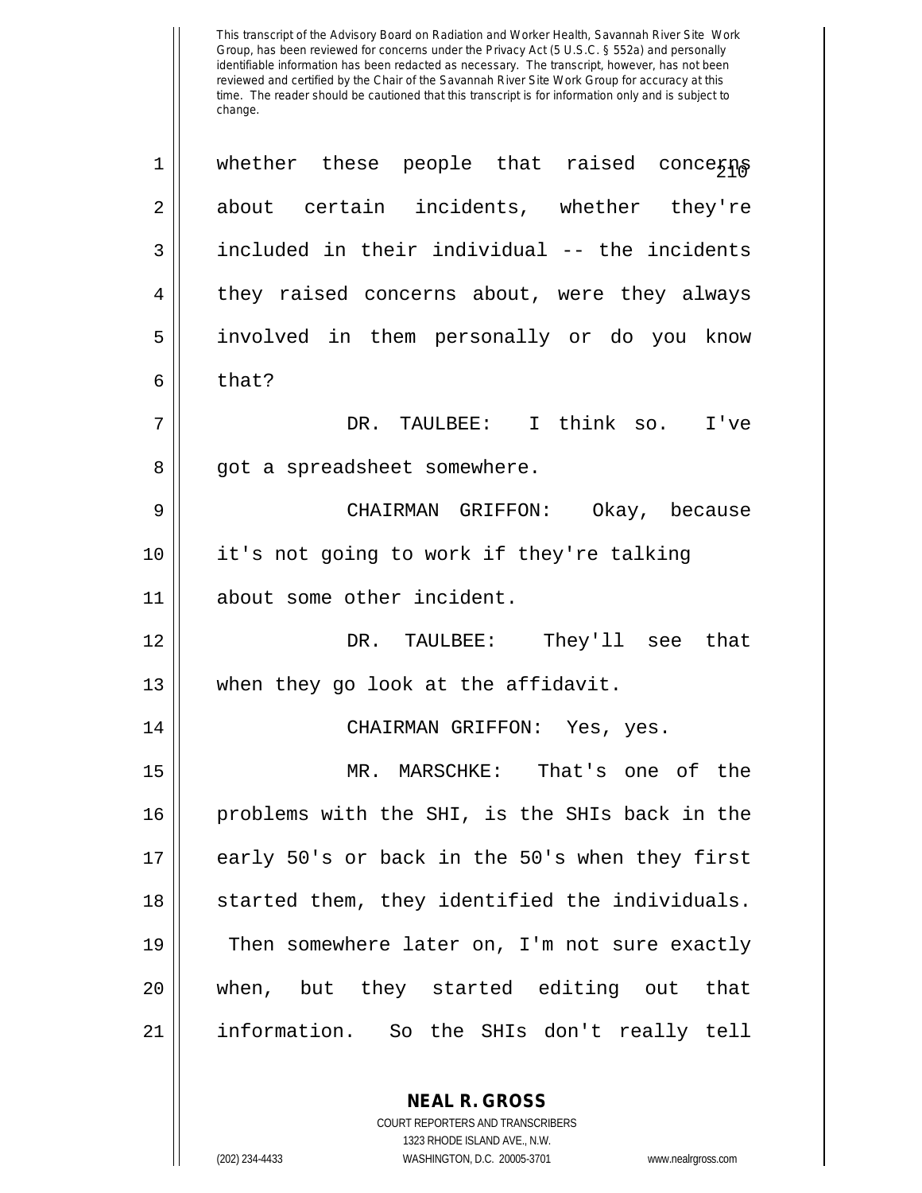whether these people that raised concerns about certain incidents, whether they're included in their individual -- the incidents they raised concerns about, were they always involved in them personally or do you know that?

DR. TAULBEE: I think so. I've got a spreadsheet somewhere.

CHAIRMAN GRIFFON: Okay, because it's not going to work if they're talking about some other incident.

DR. TAULBEE: They'll see that when they go look at the affidavit.

CHAIRMAN GRIFFON: Yes, yes.

MR. MARSCHKE: That's one of the problems with the SHI, is the SHIs back in the early 50's or back in the 50's when they first started them, they identified the individuals. Then somewhere later on, I'm not sure exactly when, but they started editing out that information. So the SHIs don't really tell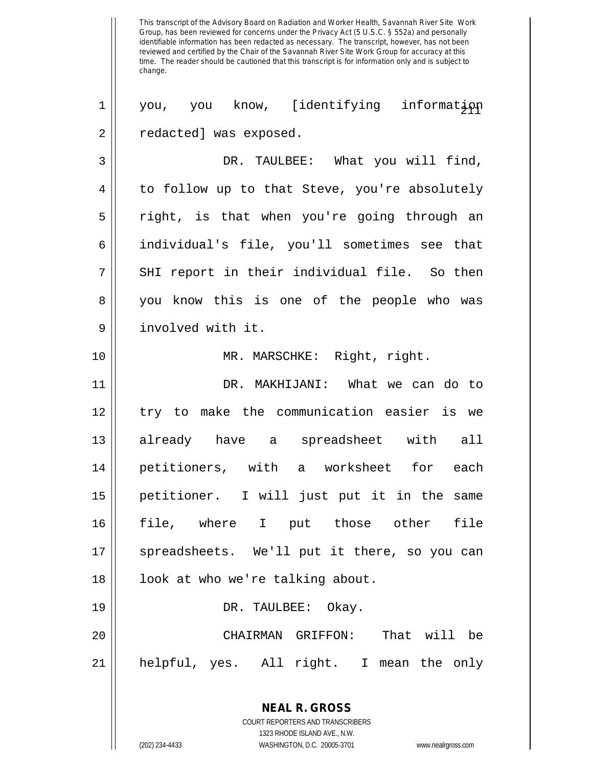This transcript of the Advisory Board on Radiation and Worker Health, Savannah River Site Work Group, has been reviewed for concerns under the Privacy Act (5 U.S.C. § 552a) and personally identifiable information has been redacted as necessary. The transcript, however, has not been reviewed and certified by the Chair of the Savannah River Site Work Group for accuracy at this time. The reader should be cautioned that this transcript is for information only and is subject to change.

you, you know, [identifying information redacted] was exposed.

DR. TAULBEE: What you will find, to follow up to that Steve, you're absolutely right, is that when you're going through an individual's file, you'll sometimes see that SHI report in their individual file. So then you know this is one of the people who was involved with it.

MR. MARSCHKE: Right, right.

DR. MAKHIJANI: What we can do to try to make the communication easier is we already have a spreadsheet with all petitioners, with a worksheet for each petitioner. I will just put it in the same file, where I put those other file spreadsheets. We'll put it there, so you can look at who we're talking about.

DR. TAULBEE: Okay.

CHAIRMAN GRIFFON: That will be helpful, yes. All right. I mean the only

**NEAL R. GROSS**
COURT REPORTERS AND TRANSCRIBERS
1323 RHODE ISLAND AVE., N.W.
(202) 234-4433 WASHINGTON, D.C. 20005-3701 www.nealrgross.com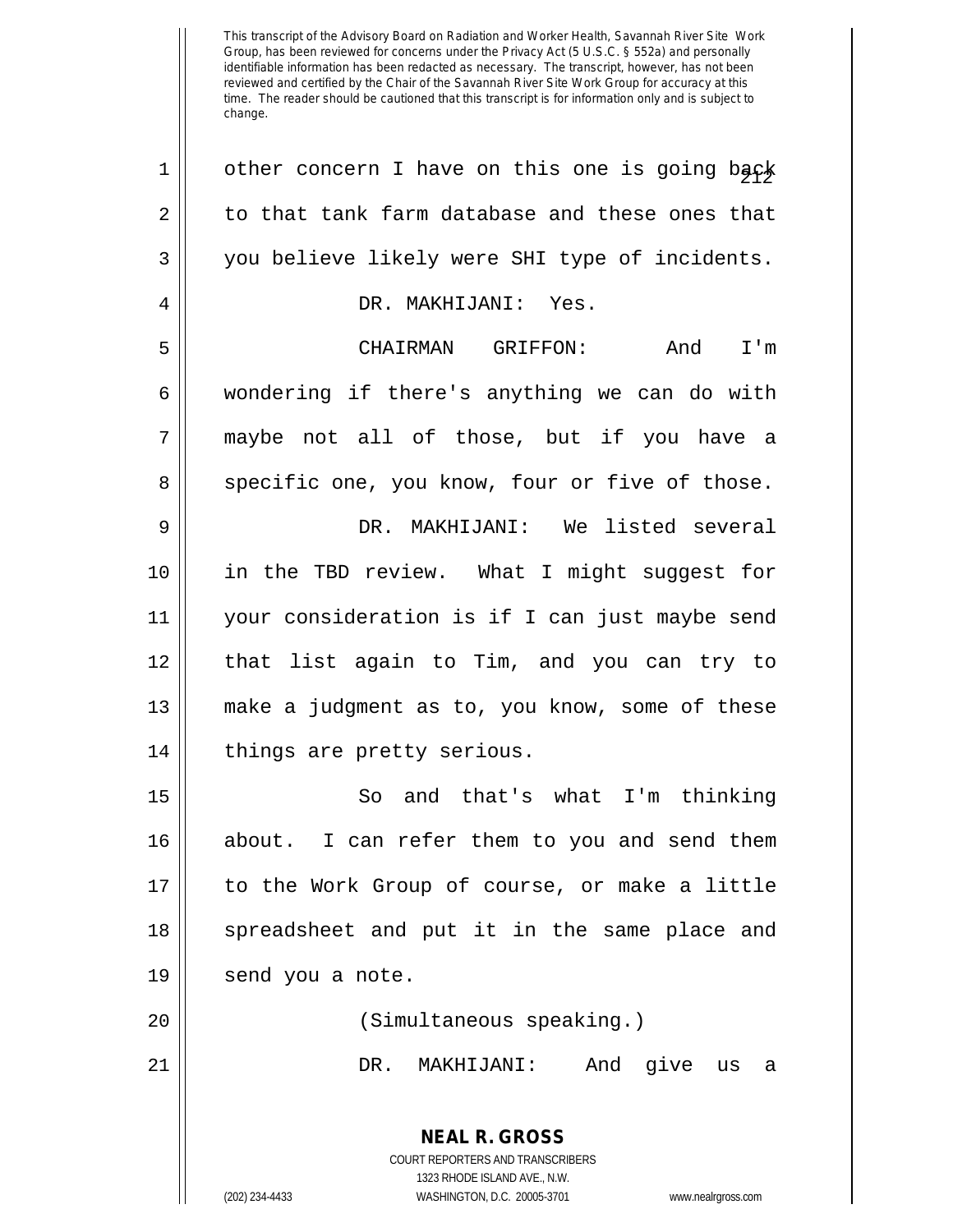other concern I have on this one is going back to that tank farm database and these ones that you believe likely were SHI type of incidents.

DR. MAKHIJANI: Yes.

CHAIRMAN GRIFFON: And I'm wondering if there's anything we can do with maybe not all of those, but if you have a specific one, you know, four or five of those.

DR. MAKHIJANI: We listed several in the TBD review. What I might suggest for your consideration is if I can just maybe send that list again to Tim, and you can try to make a judgment as to, you know, some of these things are pretty serious.

So and that's what I'm thinking about. I can refer them to you and send them to the Work Group of course, or make a little spreadsheet and put it in the same place and send you a note.

(Simultaneous speaking.)

DR. MAKHIJANI: And give us a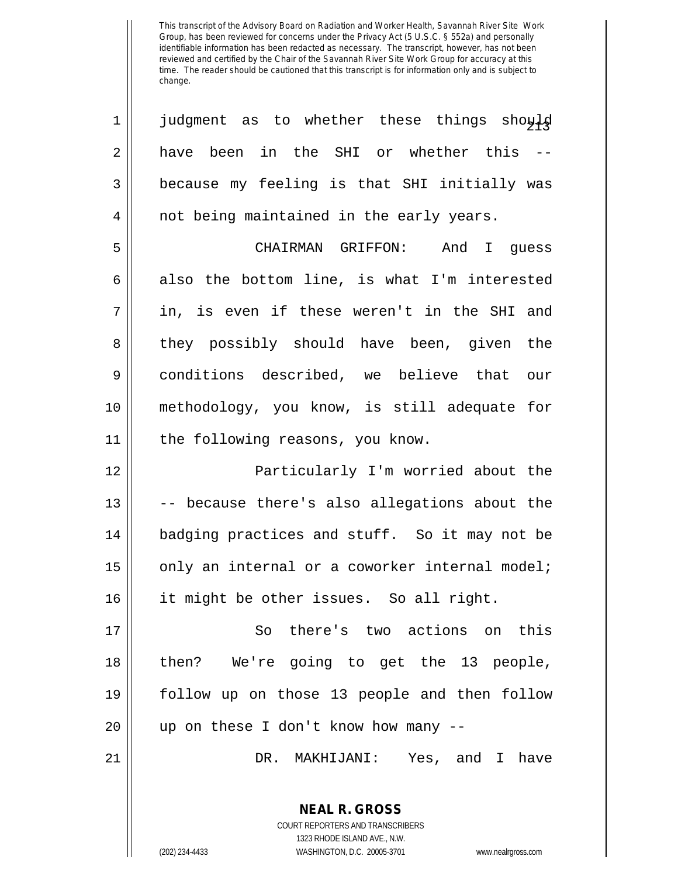judgment as to whether these things should have been in the SHI or whether this -- because my feeling is that SHI initially was not being maintained in the early years.

CHAIRMAN GRIFFON: And I guess also the bottom line, is what I'm interested in, is even if these weren't in the SHI and they possibly should have been, given the conditions described, we believe that our methodology, you know, is still adequate for the following reasons, you know.

Particularly I'm worried about the -- because there's also allegations about the badging practices and stuff. So it may not be only an internal or a coworker internal model; it might be other issues. So all right.

So there's two actions on this then? We're going to get the 13 people, follow up on those 13 people and then follow up on these I don't know how many --

DR. MAKHIJANI: Yes, and I have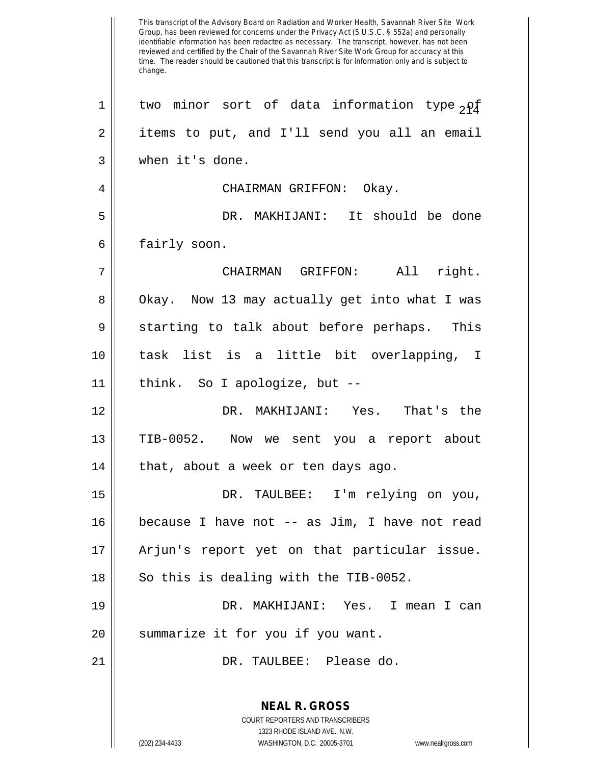This transcript of the Advisory Board on Radiation and Worker Health, Savannah River Site Work Group, has been reviewed for concerns under the Privacy Act (5 U.S.C. § 552a) and personally identifiable information has been redacted as necessary. The transcript, however, has not been reviewed and certified by the Chair of the Savannah River Site Work Group for accuracy at this time. The reader should be cautioned that this transcript is for information only and is subject to change.

1 two minor sort of data information type of
2 items to put, and I'll send you all an email
3 when it's done.

4 CHAIRMAN GRIFFON: Okay.

5 DR. MAKHIJANI: It should be done
6 fairly soon.

7 CHAIRMAN GRIFFON: All right.
8 Okay. Now 13 may actually get into what I was
9 starting to talk about before perhaps. This
10 task list is a little bit overlapping, I
11 think. So I apologize, but --

12 DR. MAKHIJANI: Yes. That's the
13 TIB-0052. Now we sent you a report about
14 that, about a week or ten days ago.

15 DR. TAULBEE: I'm relying on you,
16 because I have not -- as Jim, I have not read
17 Arjun's report yet on that particular issue.
18 So this is dealing with the TIB-0052.

19 DR. MAKHIJANI: Yes. I mean I can
20 summarize it for you if you want.

21 DR. TAULBEE: Please do.

**NEAL R. GROSS**
COURT REPORTERS AND TRANSCRIBERS
1323 RHODE ISLAND AVE., N.W.
(202) 234-4433 WASHINGTON, D.C. 20005-3701 www.nealrgross.com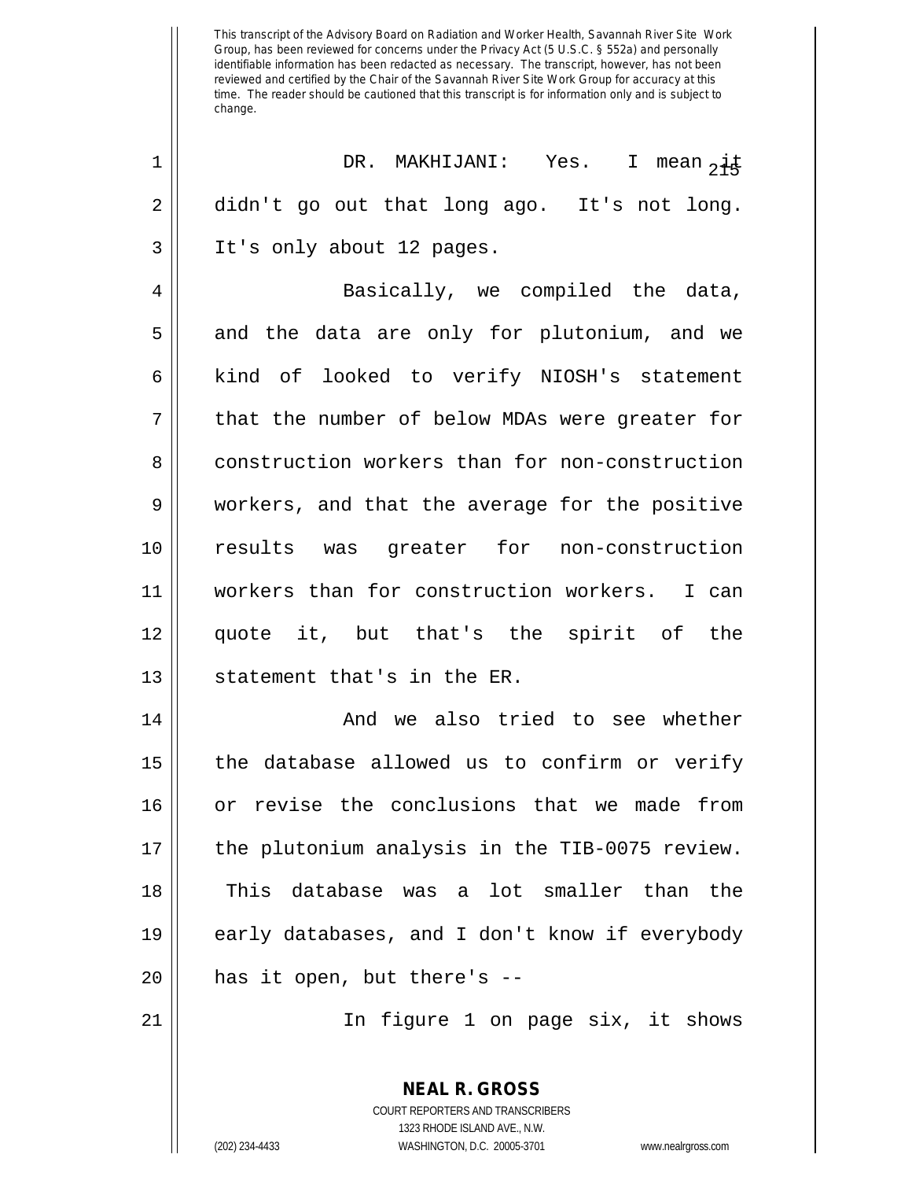This transcript of the Advisory Board on Radiation and Worker Health, Savannah River Site Work Group, has been reviewed for concerns under the Privacy Act (5 U.S.C. § 552a) and personally identifiable information has been redacted as necessary. The transcript, however, has not been reviewed and certified by the Chair of the Savannah River Site Work Group for accuracy at this time. The reader should be cautioned that this transcript is for information only and is subject to change.

DR. MAKHIJANI: Yes. I mean it didn't go out that long ago. It's not long. It's only about 12 pages.

Basically, we compiled the data, and the data are only for plutonium, and we kind of looked to verify NIOSH's statement that the number of below MDAs were greater for construction workers than for non-construction workers, and that the average for the positive results was greater for non-construction workers than for construction workers. I can quote it, but that's the spirit of the statement that's in the ER.

And we also tried to see whether the database allowed us to confirm or verify or revise the conclusions that we made from the plutonium analysis in the TIB-0075 review. This database was a lot smaller than the early databases, and I don't know if everybody has it open, but there's --

In figure 1 on page six, it shows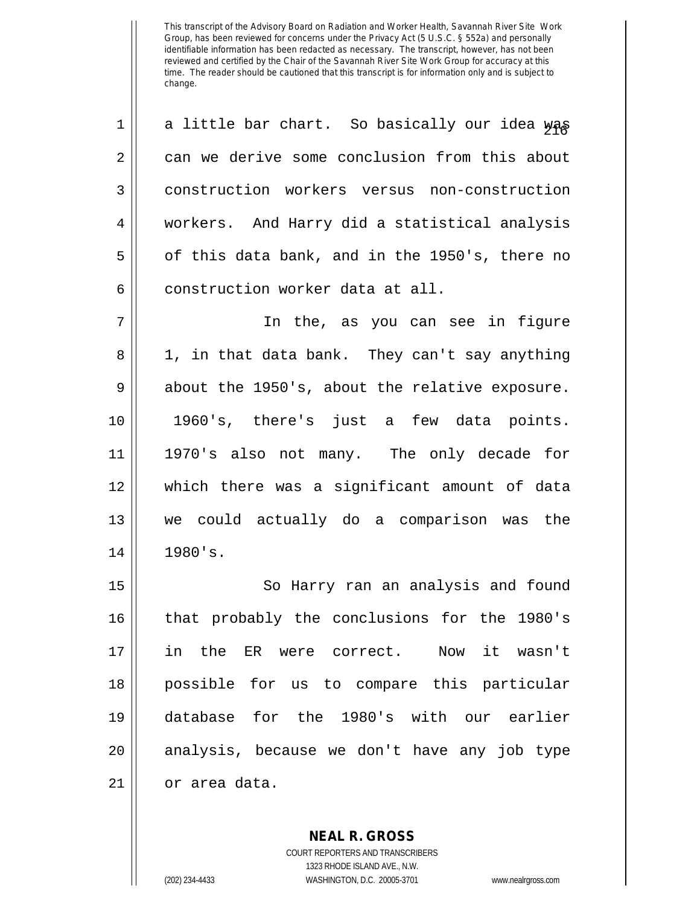a little bar chart. So basically our idea was can we derive some conclusion from this about construction workers versus non-construction workers. And Harry did a statistical analysis of this data bank, and in the 1950's, there no construction worker data at all.

In the, as you can see in figure 1, in that data bank. They can't say anything about the 1950's, about the relative exposure. 1960's, there's just a few data points. 1970's also not many. The only decade for which there was a significant amount of data we could actually do a comparison was the 1980's.

So Harry ran an analysis and found that probably the conclusions for the 1980's in the ER were correct. Now it wasn't possible for us to compare this particular database for the 1980's with our earlier analysis, because we don't have any job type or area data.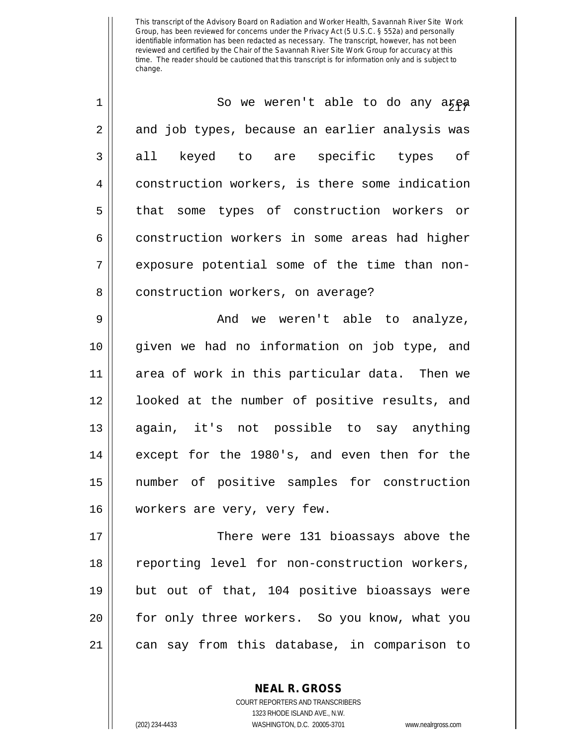This transcript of the Advisory Board on Radiation and Worker Health, Savannah River Site Work Group, has been reviewed for concerns under the Privacy Act (5 U.S.C. § 552a) and personally identifiable information has been redacted as necessary. The transcript, however, has not been reviewed and certified by the Chair of the Savannah River Site Work Group for accuracy at this time. The reader should be cautioned that this transcript is for information only and is subject to change.

1 So we weren't able to do any area
2 and job types, because an earlier analysis was
3 all keyed to are specific types of
4 construction workers, is there some indication
5 that some types of construction workers or
6 construction workers in some areas had higher
7 exposure potential some of the time than non-
8 construction workers, on average?

9 And we weren't able to analyze,
10 given we had no information on job type, and
11 area of work in this particular data. Then we
12 looked at the number of positive results, and
13 again, it's not possible to say anything
14 except for the 1980's, and even then for the
15 number of positive samples for construction
16 workers are very, very few.

17 There were 131 bioassays above the
18 reporting level for non-construction workers,
19 but out of that, 104 positive bioassays were
20 for only three workers. So you know, what you
21 can say from this database, in comparison to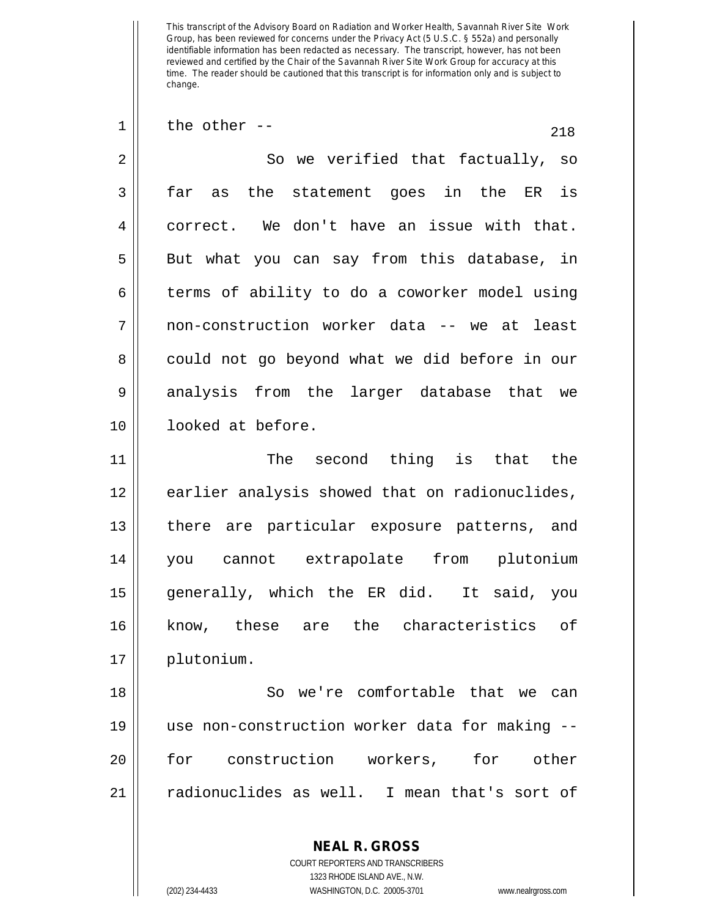This transcript of the Advisory Board on Radiation and Worker Health, Savannah River Site Work Group, has been reviewed for concerns under the Privacy Act (5 U.S.C. § 552a) and personally identifiable information has been redacted as necessary. The transcript, however, has not been reviewed and certified by the Chair of the Savannah River Site Work Group for accuracy at this time. The reader should be cautioned that this transcript is for information only and is subject to change.

1 the other --

2 So we verified that factually, so
3 far as the statement goes in the ER is
4 correct. We don't have an issue with that.
5 But what you can say from this database, in
6 terms of ability to do a coworker model using
7 non-construction worker data -- we at least
8 could not go beyond what we did before in our
9 analysis from the larger database that we
10 looked at before.

11 The second thing is that the
12 earlier analysis showed that on radionuclides,
13 there are particular exposure patterns, and
14 you cannot extrapolate from plutonium
15 generally, which the ER did. It said, you
16 know, these are the characteristics of
17 plutonium.

18 So we're comfortable that we can
19 use non-construction worker data for making --
20 for construction workers, for other
21 radionuclides as well. I mean that's sort of

**NEAL R. GROSS**
COURT REPORTERS AND TRANSCRIBERS
1323 RHODE ISLAND AVE., N.W.
(202) 234-4433 WASHINGTON, D.C. 20005-3701 www.nealrgross.com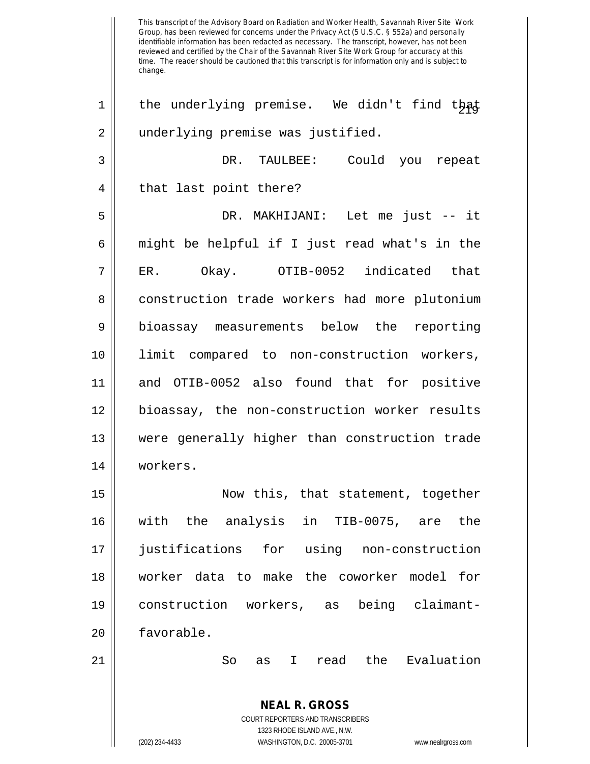This transcript of the Advisory Board on Radiation and Worker Health, Savannah River Site Work Group, has been reviewed for concerns under the Privacy Act (5 U.S.C. § 552a) and personally identifiable information has been redacted as necessary. The transcript, however, has not been reviewed and certified by the Chair of the Savannah River Site Work Group for accuracy at this time. The reader should be cautioned that this transcript is for information only and is subject to change.

the underlying premise. We didn't find that underlying premise was justified.

DR. TAULBEE: Could you repeat that last point there?

DR. MAKHIJANI: Let me just -- it might be helpful if I just read what's in the ER. Okay. OTIB-0052 indicated that construction trade workers had more plutonium bioassay measurements below the reporting limit compared to non-construction workers, and OTIB-0052 also found that for positive bioassay, the non-construction worker results were generally higher than construction trade workers.

Now this, that statement, together with the analysis in TIB-0075, are the justifications for using non-construction worker data to make the coworker model for construction workers, as being claimant-favorable.

So as I read the Evaluation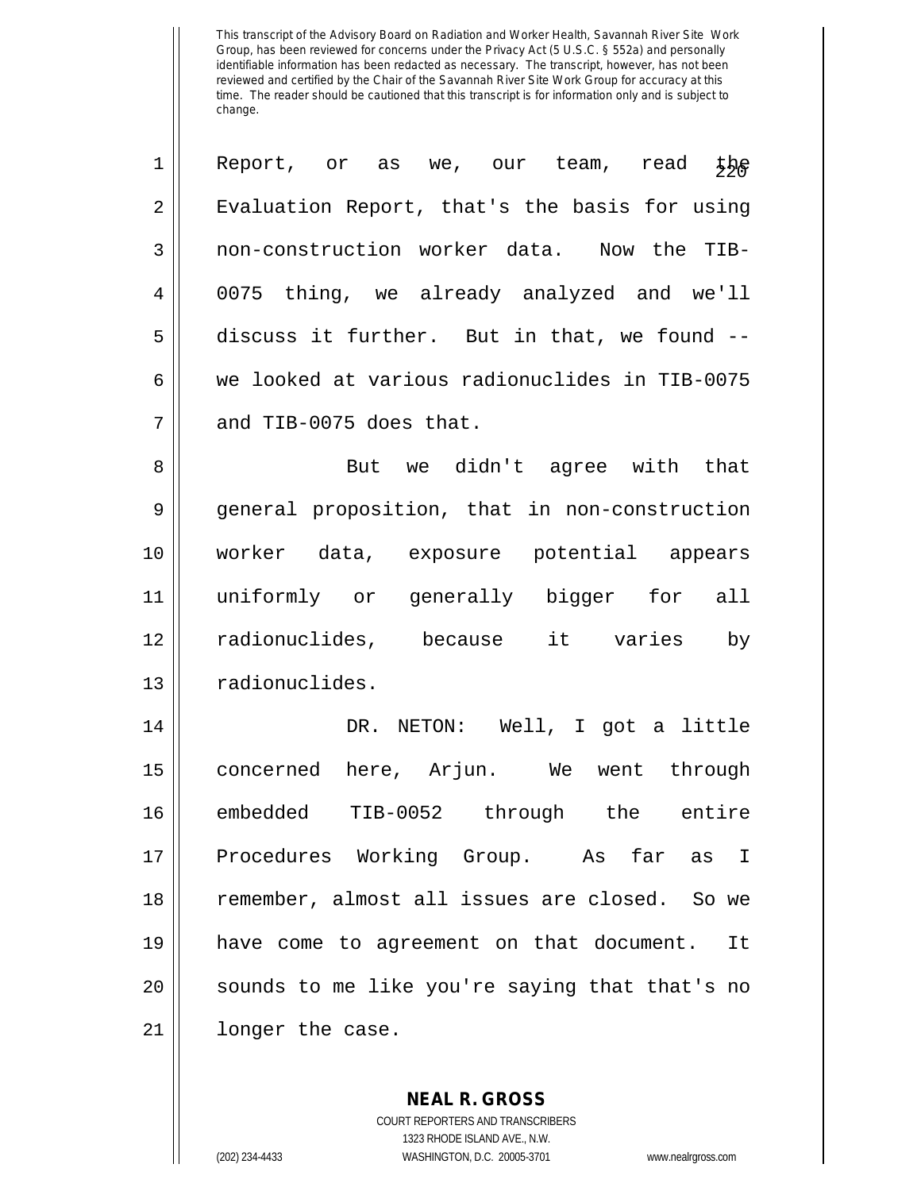This transcript of the Advisory Board on Radiation and Worker Health, Savannah River Site Work Group, has been reviewed for concerns under the Privacy Act (5 U.S.C. § 552a) and personally identifiable information has been redacted as necessary. The transcript, however, has not been reviewed and certified by the Chair of the Savannah River Site Work Group for accuracy at this time. The reader should be cautioned that this transcript is for information only and is subject to change.

Report, or as we, our team, read the Evaluation Report, that's the basis for using non-construction worker data. Now the TIB-0075 thing, we already analyzed and we'll discuss it further. But in that, we found -- we looked at various radionuclides in TIB-0075 and TIB-0075 does that.

But we didn't agree with that general proposition, that in non-construction worker data, exposure potential appears uniformly or generally bigger for all radionuclides, because it varies by radionuclides.

DR. NETON: Well, I got a little concerned here, Arjun. We went through embedded TIB-0052 through the entire Procedures Working Group. As far as I remember, almost all issues are closed. So we have come to agreement on that document. It sounds to me like you're saying that that's no longer the case.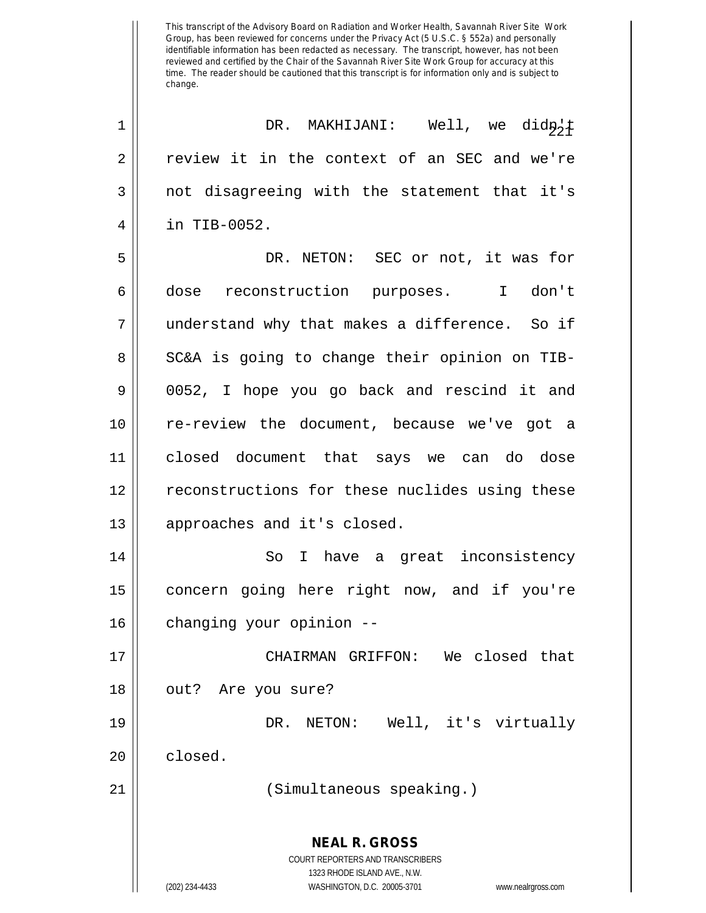DR. MAKHIJANI: Well, we didn't review it in the context of an SEC and we're not disagreeing with the statement that it's in TIB-0052.

DR. NETON: SEC or not, it was for dose reconstruction purposes. I don't understand why that makes a difference. So if SC&A is going to change their opinion on TIB-0052, I hope you go back and rescind it and re-review the document, because we've got a closed document that says we can do dose reconstructions for these nuclides using these approaches and it's closed.

So I have a great inconsistency concern going here right now, and if you're changing your opinion --

CHAIRMAN GRIFFON: We closed that out? Are you sure?

DR. NETON: Well, it's virtually closed.

(Simultaneous speaking.)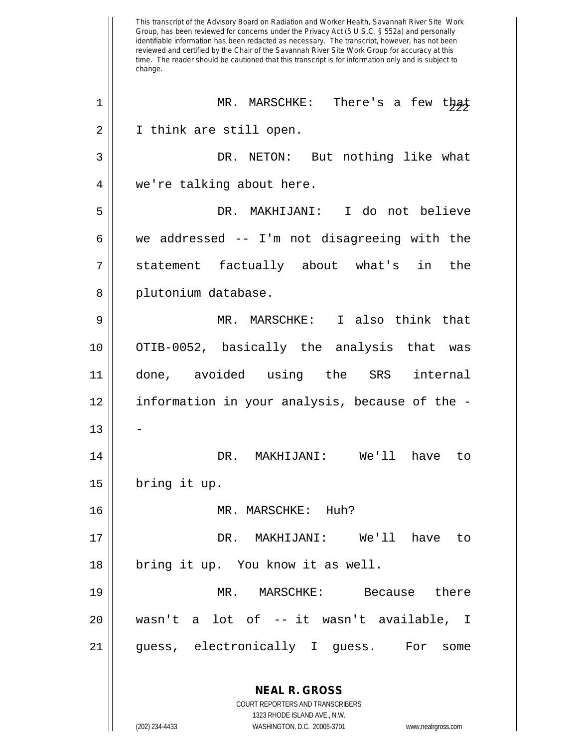MR. MARSCHKE: There's a few that I think are still open.

DR. NETON: But nothing like what we're talking about here.

DR. MAKHIJANI: I do not believe we addressed -- I'm not disagreeing with the statement factually about what's in the plutonium database.

MR. MARSCHKE: I also think that OTIB-0052, basically the analysis that was done, avoided using the SRS internal information in your analysis, because of the --

DR. MAKHIJANI: We'll have to bring it up.

MR. MARSCHKE: Huh?

DR. MAKHIJANI: We'll have to bring it up. You know it as well.

MR. MARSCHKE: Because there wasn't a lot of -- it wasn't available, I guess, electronically I guess. For some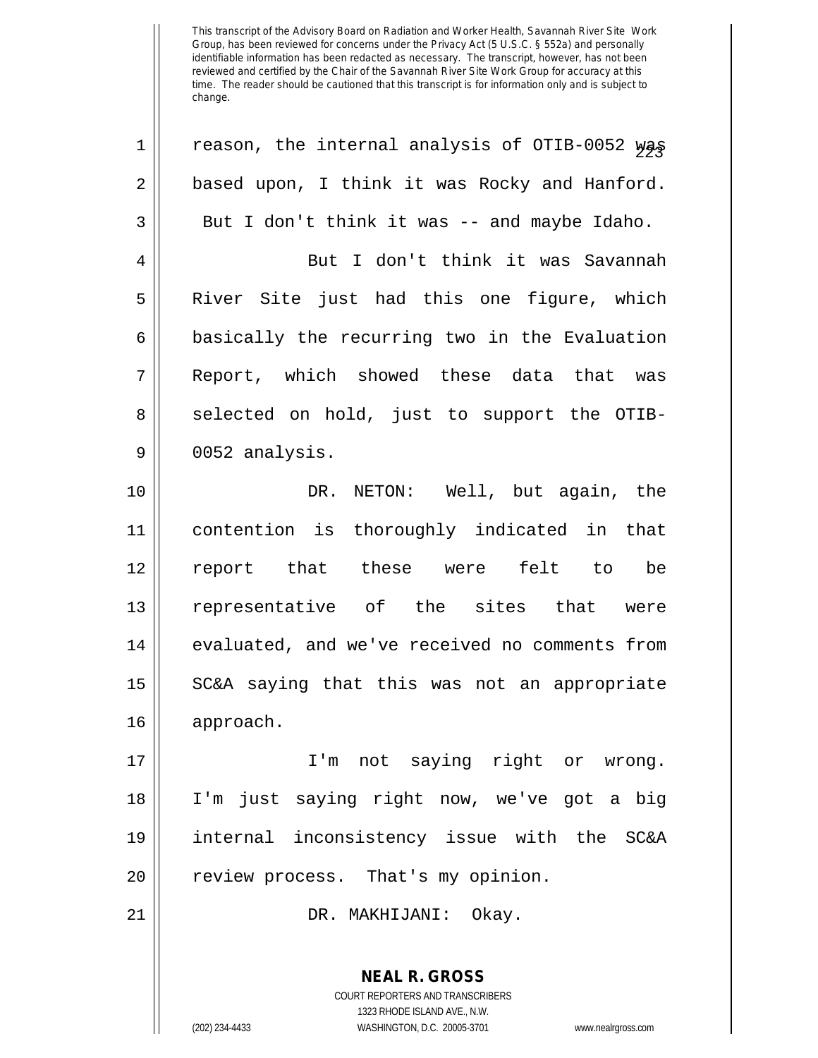reason, the internal analysis of OTIB-0052 was based upon, I think it was Rocky and Hanford. But I don't think it was -- and maybe Idaho.

But I don't think it was Savannah River Site just had this one figure, which basically the recurring two in the Evaluation Report, which showed these data that was selected on hold, just to support the OTIB-0052 analysis.

DR. NETON: Well, but again, the contention is thoroughly indicated in that report that these were felt to be representative of the sites that were evaluated, and we've received no comments from SC&A saying that this was not an appropriate approach.

I'm not saying right or wrong. I'm just saying right now, we've got a big internal inconsistency issue with the SC&A review process. That's my opinion.

DR. MAKHIJANI: Okay.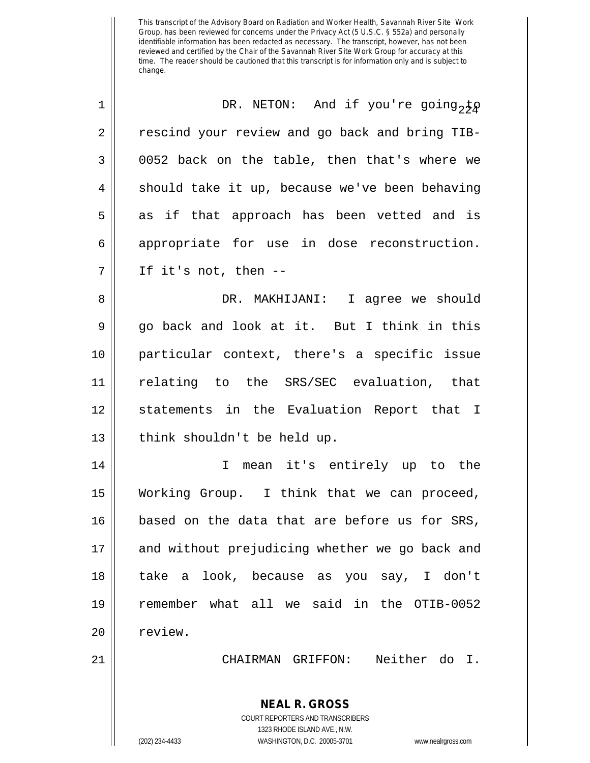DR. NETON: And if you're going to rescind your review and go back and bring TIB-0052 back on the table, then that's where we should take it up, because we've been behaving as if that approach has been vetted and is appropriate for use in dose reconstruction. If it's not, then --

DR. MAKHIJANI: I agree we should go back and look at it. But I think in this particular context, there's a specific issue relating to the SRS/SEC evaluation, that statements in the Evaluation Report that I think shouldn't be held up.

I mean it's entirely up to the Working Group. I think that we can proceed, based on the data that are before us for SRS, and without prejudicing whether we go back and take a look, because as you say, I don't remember what all we said in the OTIB-0052 review.

CHAIRMAN GRIFFON: Neither do I.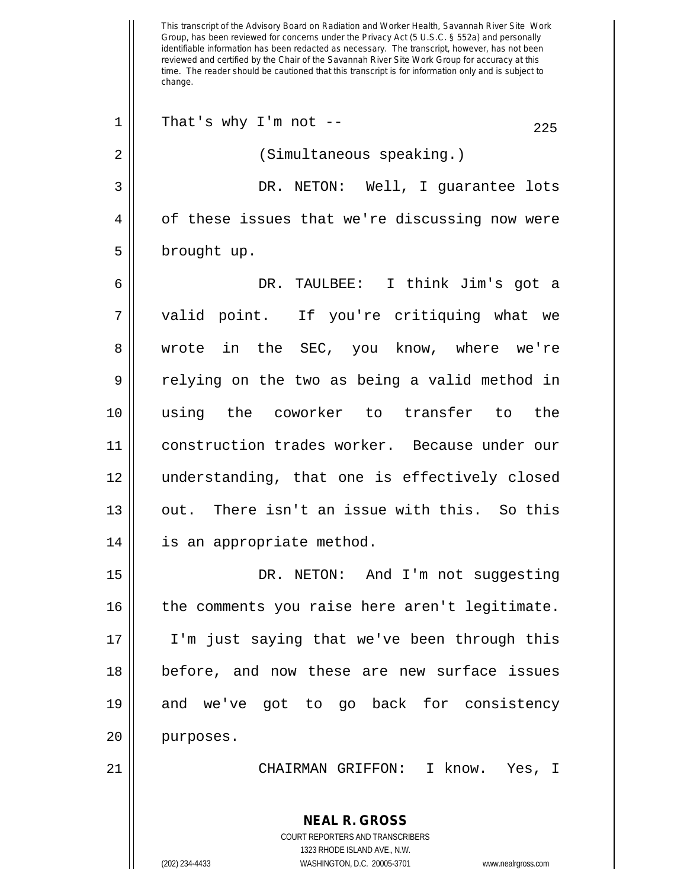This transcript of the Advisory Board on Radiation and Worker Health, Savannah River Site Work Group, has been reviewed for concerns under the Privacy Act (5 U.S.C. § 552a) and personally identifiable information has been redacted as necessary. The transcript, however, has not been reviewed and certified by the Chair of the Savannah River Site Work Group for accuracy at this time. The reader should be cautioned that this transcript is for information only and is subject to change.

That's why I'm not --

(Simultaneous speaking.)

DR. NETON: Well, I guarantee lots of these issues that we're discussing now were brought up.

DR. TAULBEE: I think Jim's got a valid point. If you're critiquing what we wrote in the SEC, you know, where we're relying on the two as being a valid method in using the coworker to transfer to the construction trades worker. Because under our understanding, that one is effectively closed out. There isn't an issue with this. So this is an appropriate method.

DR. NETON: And I'm not suggesting the comments you raise here aren't legitimate. I'm just saying that we've been through this before, and now these are new surface issues and we've got to go back for consistency purposes.

CHAIRMAN GRIFFON: I know. Yes, I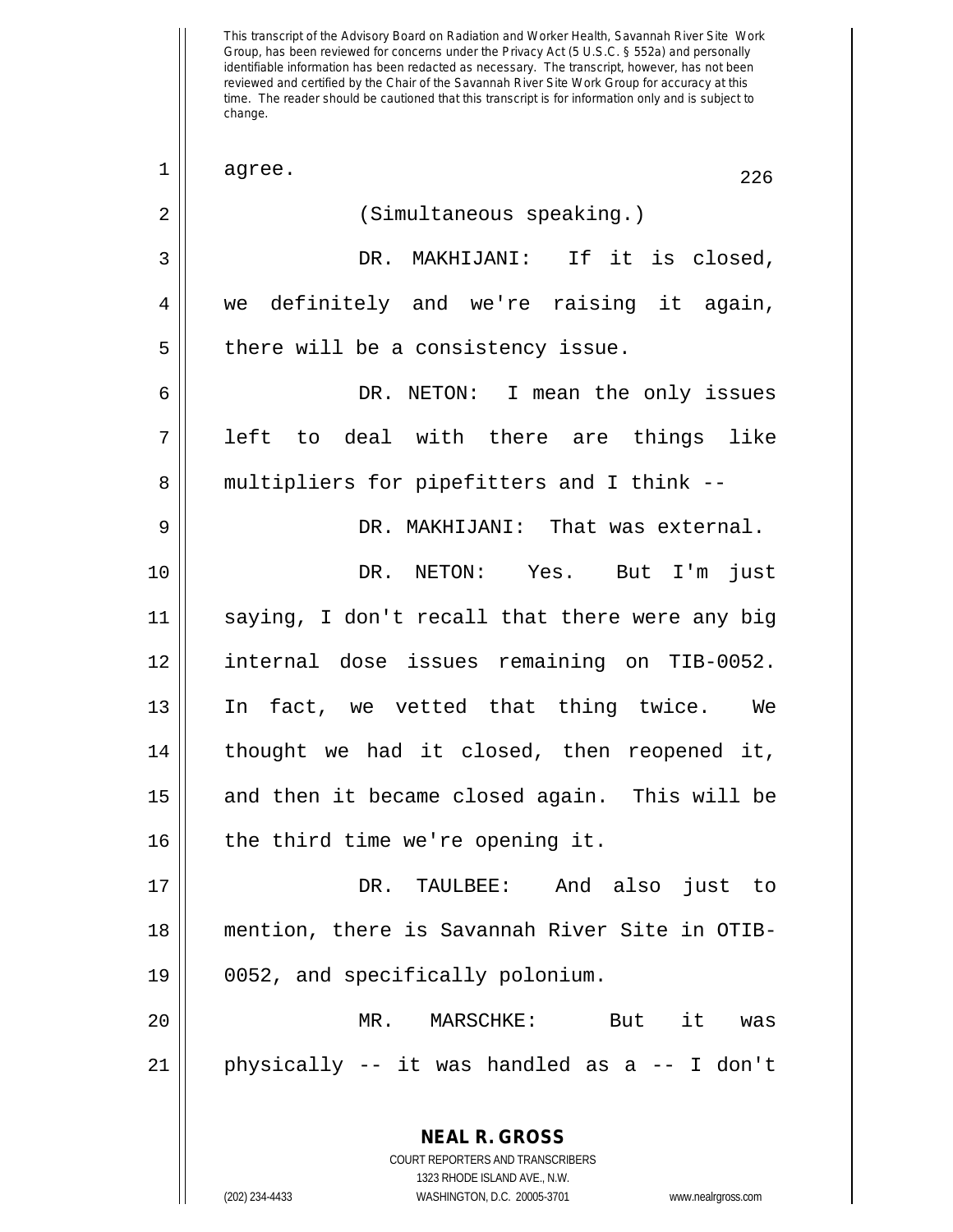This transcript of the Advisory Board on Radiation and Worker Health, Savannah River Site Work Group, has been reviewed for concerns under the Privacy Act (5 U.S.C. § 552a) and personally identifiable information has been redacted as necessary. The transcript, however, has not been reviewed and certified by the Chair of the Savannah River Site Work Group for accuracy at this time. The reader should be cautioned that this transcript is for information only and is subject to change.

1 agree.

2 (Simultaneous speaking.)

3 DR. MAKHIJANI: If it is closed,
4 we definitely and we're raising it again,
5 there will be a consistency issue.

6 DR. NETON: I mean the only issues
7 left to deal with there are things like
8 multipliers for pipefitters and I think --

9 DR. MAKHIJANI: That was external.

10 DR. NETON: Yes. But I'm just
11 saying, I don't recall that there were any big
12 internal dose issues remaining on TIB-0052.
13 In fact, we vetted that thing twice. We
14 thought we had it closed, then reopened it,
15 and then it became closed again. This will be
16 the third time we're opening it.

17 DR. TAULBEE: And also just to
18 mention, there is Savannah River Site in OTIB-
19 0052, and specifically polonium.

20 MR. MARSCHKE: But it was
21 physically -- it was handled as a -- I don't

**NEAL R. GROSS**
COURT REPORTERS AND TRANSCRIBERS
1323 RHODE ISLAND AVE., N.W.
(202) 234-4433 WASHINGTON, D.C. 20005-3701 www.nealrgross.com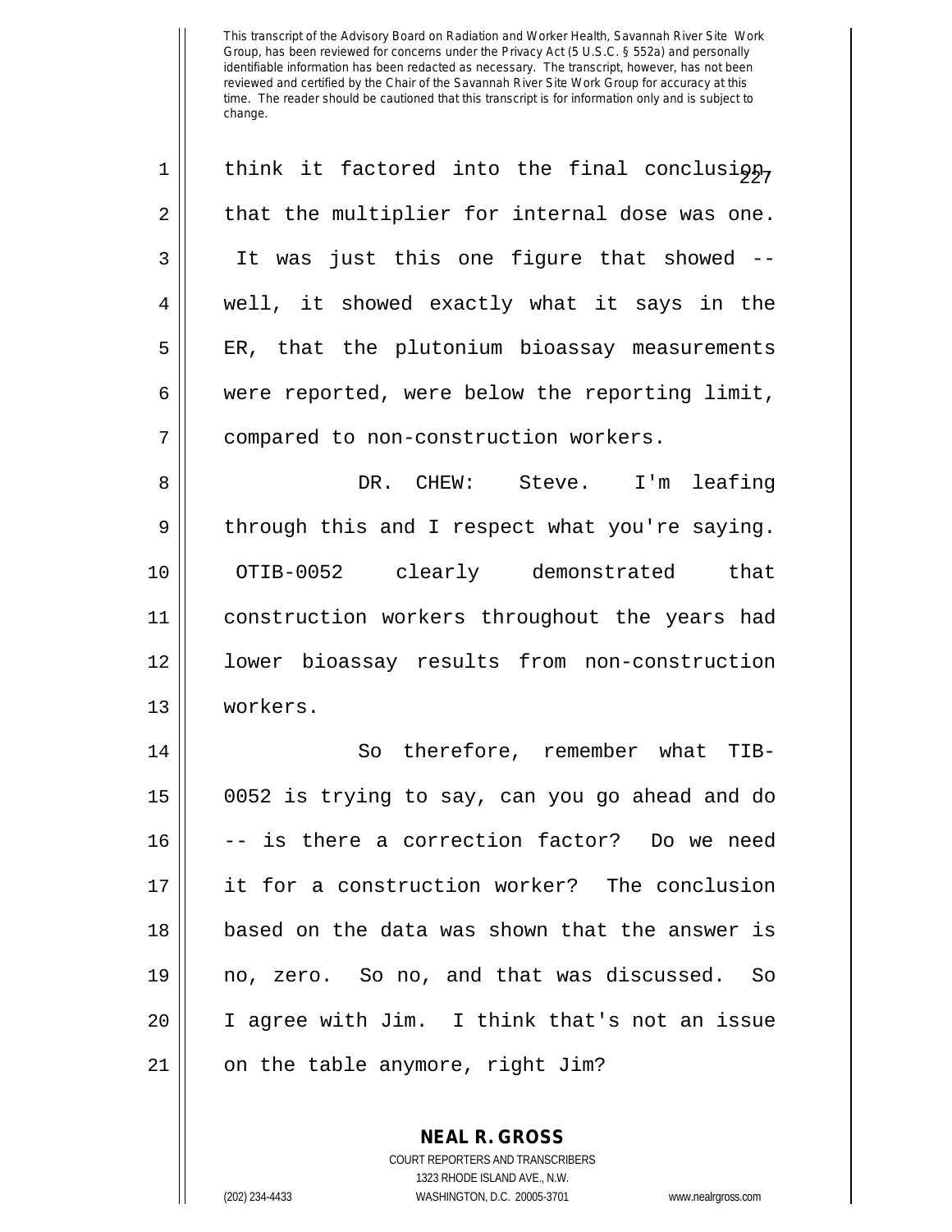think it factored into the final conclusion, that the multiplier for internal dose was one. It was just this one figure that showed -- well, it showed exactly what it says in the ER, that the plutonium bioassay measurements were reported, were below the reporting limit, compared to non-construction workers.

DR. CHEW: Steve. I'm leafing through this and I respect what you're saying. OTIB-0052 clearly demonstrated that construction workers throughout the years had lower bioassay results from non-construction workers.

So therefore, remember what TIB-0052 is trying to say, can you go ahead and do -- is there a correction factor? Do we need it for a construction worker? The conclusion based on the data was shown that the answer is no, zero. So no, and that was discussed. So I agree with Jim. I think that's not an issue on the table anymore, right Jim?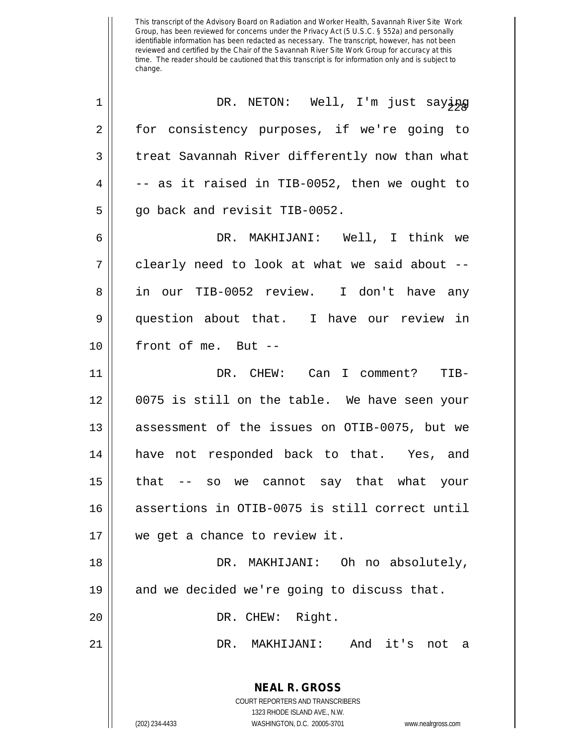This transcript of the Advisory Board on Radiation and Worker Health, Savannah River Site Work Group, has been reviewed for concerns under the Privacy Act (5 U.S.C. § 552a) and personally identifiable information has been redacted as necessary. The transcript, however, has not been reviewed and certified by the Chair of the Savannah River Site Work Group for accuracy at this time. The reader should be cautioned that this transcript is for information only and is subject to change.

DR. NETON: Well, I'm just saying for consistency purposes, if we're going to treat Savannah River differently now than what -- as it raised in TIB-0052, then we ought to go back and revisit TIB-0052.

DR. MAKHIJANI: Well, I think we clearly need to look at what we said about -- in our TIB-0052 review. I don't have any question about that. I have our review in front of me. But --

DR. CHEW: Can I comment? TIB-0075 is still on the table. We have seen your assessment of the issues on OTIB-0075, but we have not responded back to that. Yes, and that -- so we cannot say that what your assertions in OTIB-0075 is still correct until we get a chance to review it.

DR. MAKHIJANI: Oh no absolutely, and we decided we're going to discuss that.

DR. CHEW: Right.

DR. MAKHIJANI: And it's not a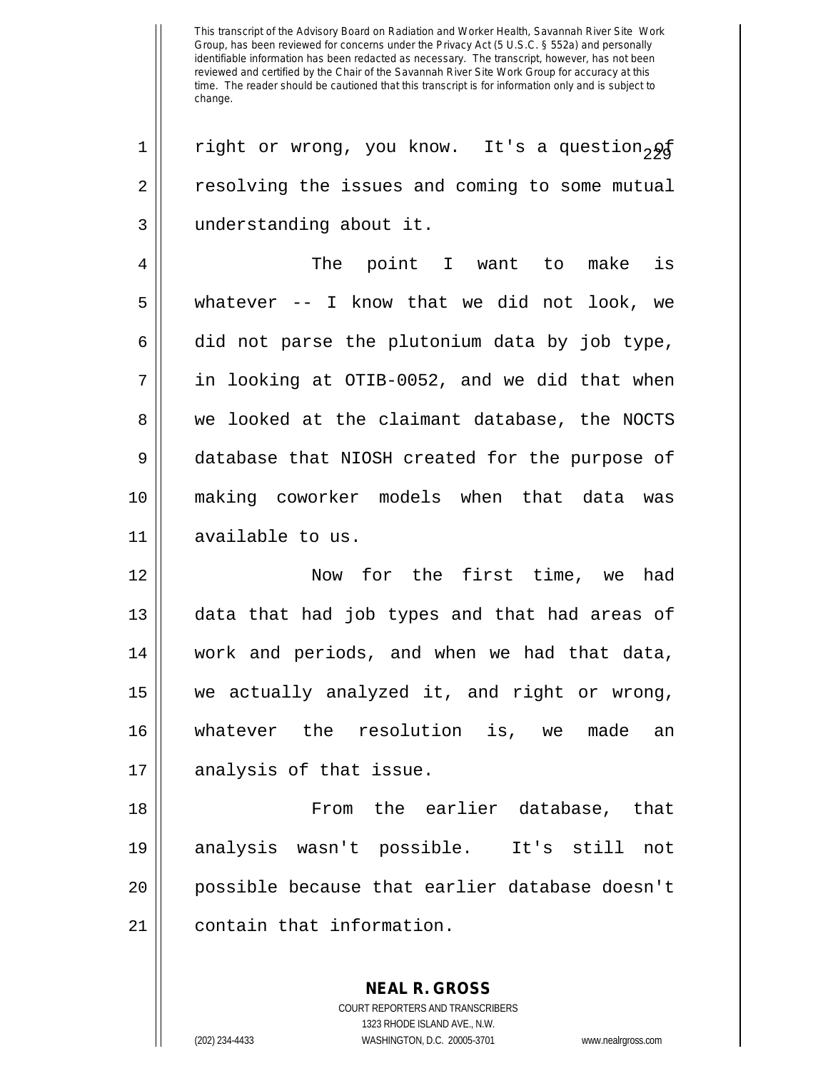right or wrong, you know. It's a question of resolving the issues and coming to some mutual understanding about it.

The point I want to make is whatever -- I know that we did not look, we did not parse the plutonium data by job type, in looking at OTIB-0052, and we did that when we looked at the claimant database, the NOCTS database that NIOSH created for the purpose of making coworker models when that data was available to us.

Now for the first time, we had data that had job types and that had areas of work and periods, and when we had that data, we actually analyzed it, and right or wrong, whatever the resolution is, we made an analysis of that issue.

From the earlier database, that analysis wasn't possible. It's still not possible because that earlier database doesn't contain that information.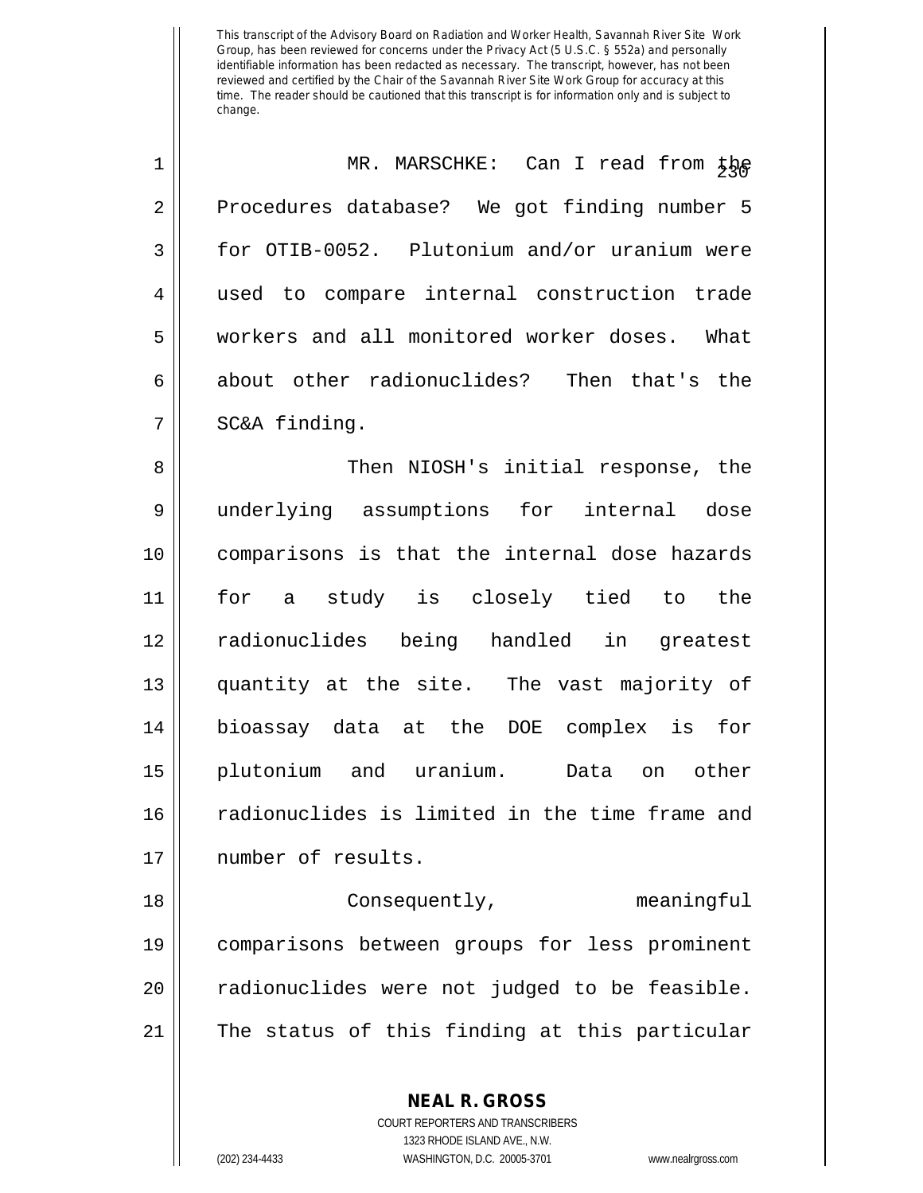MR. MARSCHKE: Can I read from the Procedures database? We got finding number 5 for OTIB-0052. Plutonium and/or uranium were used to compare internal construction trade workers and all monitored worker doses. What about other radionuclides? Then that's the SC&A finding.

Then NIOSH's initial response, the underlying assumptions for internal dose comparisons is that the internal dose hazards for a study is closely tied to the radionuclides being handled in greatest quantity at the site. The vast majority of bioassay data at the DOE complex is for plutonium and uranium. Data on other radionuclides is limited in the time frame and number of results.

Consequently, meaningful comparisons between groups for less prominent radionuclides were not judged to be feasible. The status of this finding at this particular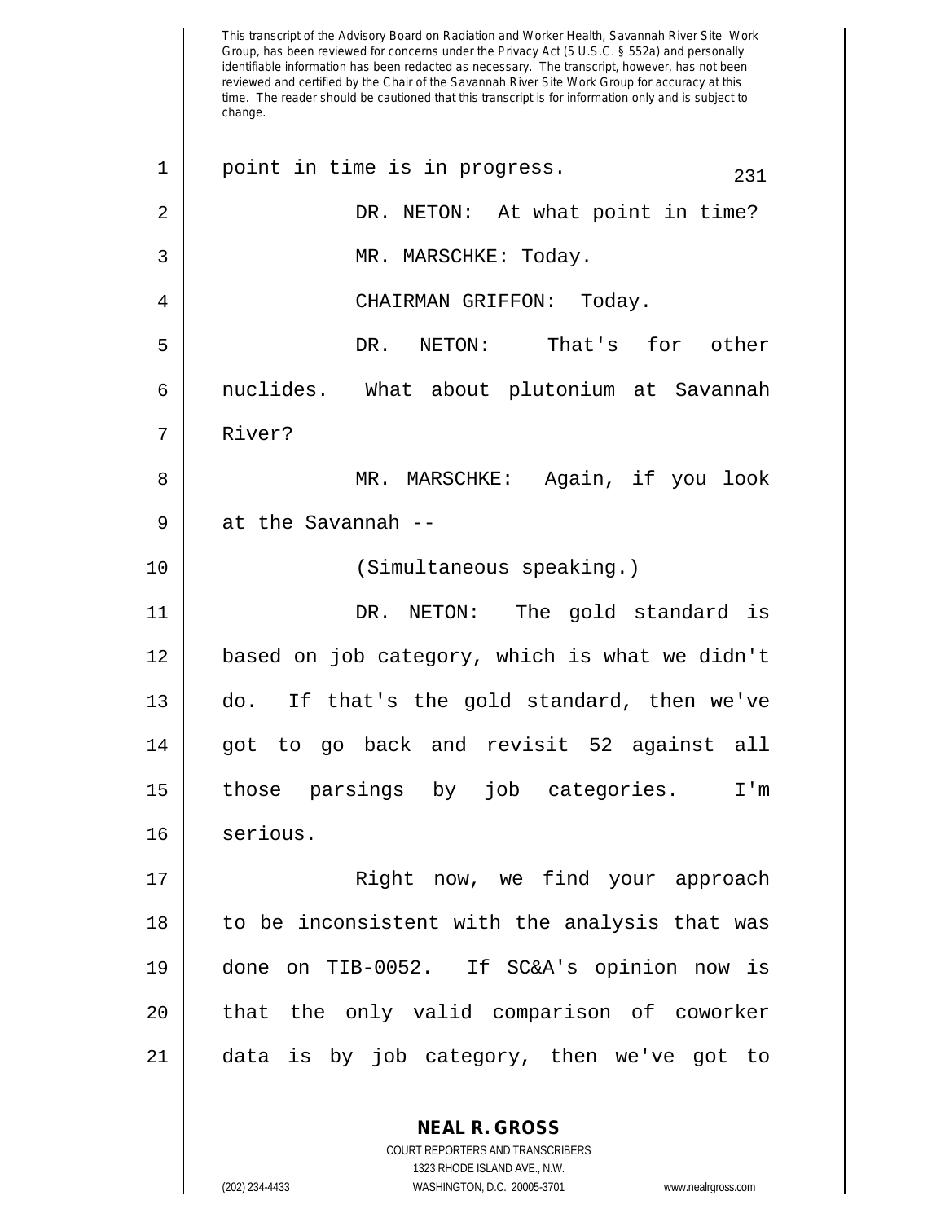This transcript of the Advisory Board on Radiation and Worker Health, Savannah River Site Work Group, has been reviewed for concerns under the Privacy Act (5 U.S.C. § 552a) and personally identifiable information has been redacted as necessary. The transcript, however, has not been reviewed and certified by the Chair of the Savannah River Site Work Group for accuracy at this time. The reader should be cautioned that this transcript is for information only and is subject to change.

point in time is in progress.

DR. NETON: At what point in time?

MR. MARSCHKE: Today.

CHAIRMAN GRIFFON: Today.

DR. NETON: That's for other nuclides. What about plutonium at Savannah River?

MR. MARSCHKE: Again, if you look at the Savannah --

(Simultaneous speaking.)

DR. NETON: The gold standard is based on job category, which is what we didn't do. If that's the gold standard, then we've got to go back and revisit 52 against all those parsings by job categories. I'm serious.

Right now, we find your approach to be inconsistent with the analysis that was done on TIB-0052. If SC&A's opinion now is that the only valid comparison of coworker data is by job category, then we've got to

**NEAL R. GROSS**
COURT REPORTERS AND TRANSCRIBERS
1323 RHODE ISLAND AVE., N.W.
(202) 234-4433 WASHINGTON, D.C. 20005-3701 www.nealrgross.com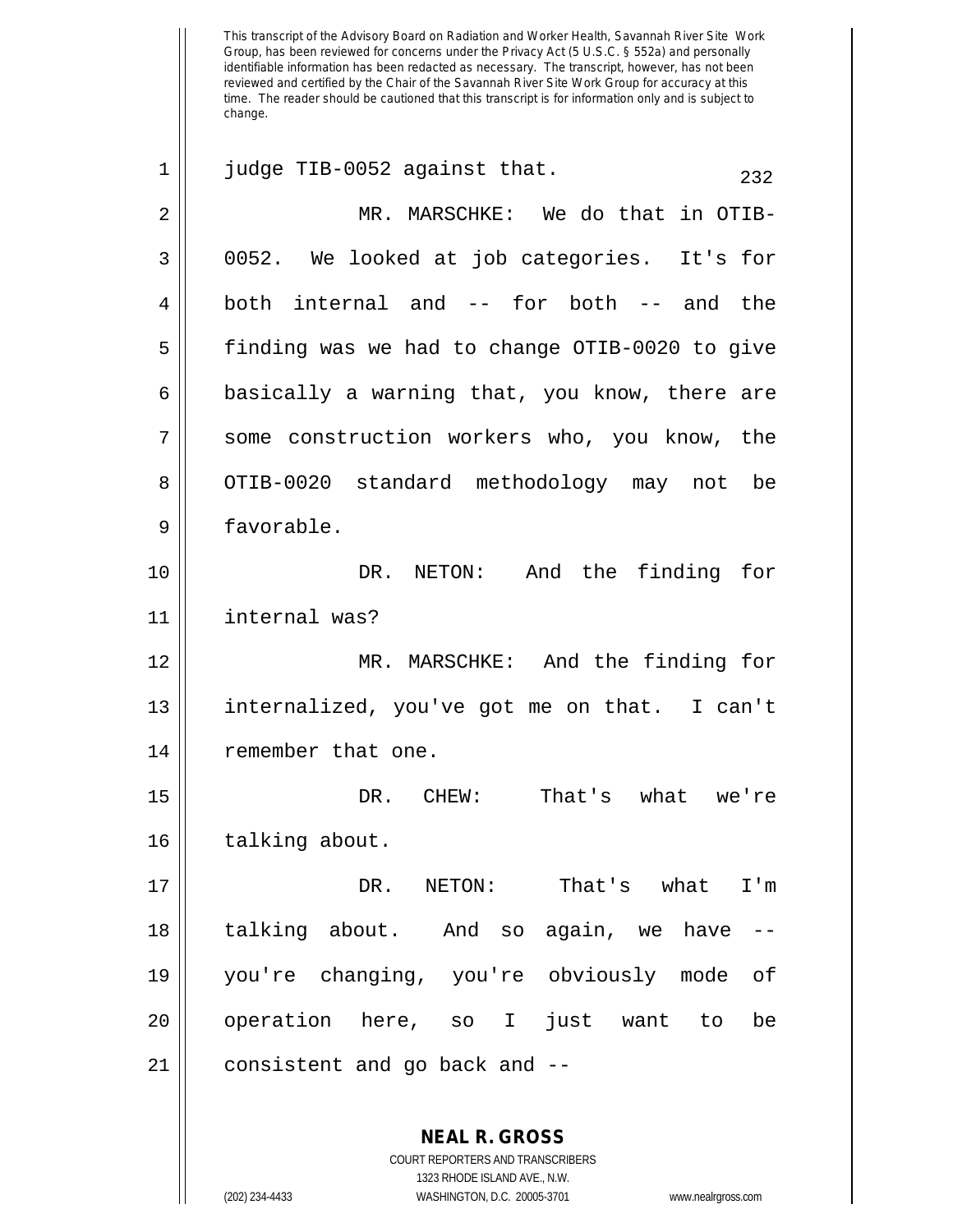This transcript of the Advisory Board on Radiation and Worker Health, Savannah River Site Work Group, has been reviewed for concerns under the Privacy Act (5 U.S.C. § 552a) and personally identifiable information has been redacted as necessary. The transcript, however, has not been reviewed and certified by the Chair of the Savannah River Site Work Group for accuracy at this time. The reader should be cautioned that this transcript is for information only and is subject to change.

judge TIB-0052 against that.

MR. MARSCHKE: We do that in OTIB-0052. We looked at job categories. It's for both internal and -- for both -- and the finding was we had to change OTIB-0020 to give basically a warning that, you know, there are some construction workers who, you know, the OTIB-0020 standard methodology may not be favorable.

DR. NETON: And the finding for internal was?

MR. MARSCHKE: And the finding for internalized, you've got me on that. I can't remember that one.

DR. CHEW: That's what we're talking about.

DR. NETON: That's what I'm talking about. And so again, we have -- you're changing, you're obviously mode of operation here, so I just want to be consistent and go back and --

**NEAL R. GROSS**
COURT REPORTERS AND TRANSCRIBERS
1323 RHODE ISLAND AVE., N.W.
(202) 234-4433 WASHINGTON, D.C. 20005-3701 www.nealrgross.com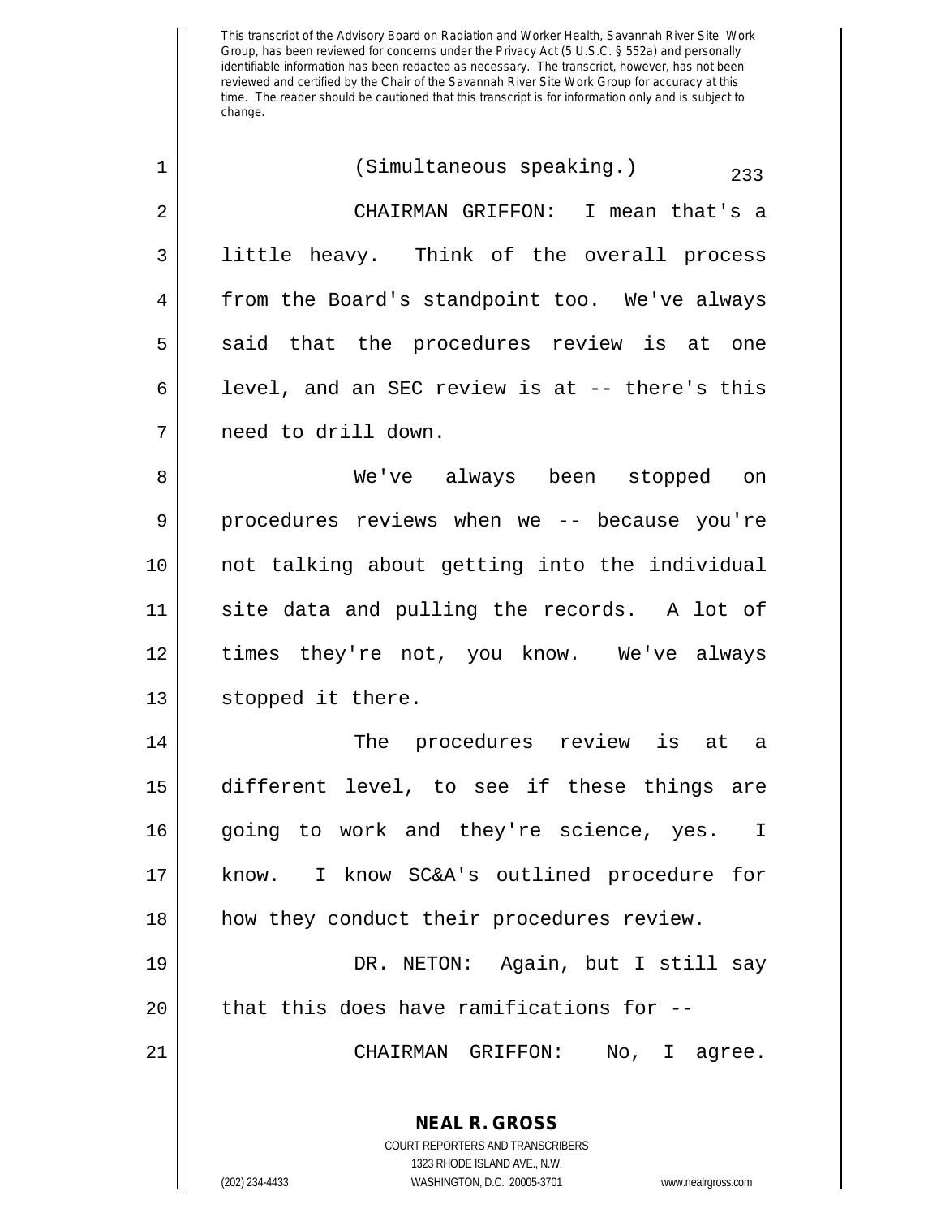(Simultaneous speaking.)

CHAIRMAN GRIFFON: I mean that's a little heavy. Think of the overall process from the Board's standpoint too. We've always said that the procedures review is at one level, and an SEC review is at -- there's this need to drill down.

We've always been stopped on procedures reviews when we -- because you're not talking about getting into the individual site data and pulling the records. A lot of times they're not, you know. We've always stopped it there.

The procedures review is at a different level, to see if these things are going to work and they're science, yes. I know. I know SC&A's outlined procedure for how they conduct their procedures review.

DR. NETON: Again, but I still say that this does have ramifications for --

CHAIRMAN GRIFFON: No, I agree.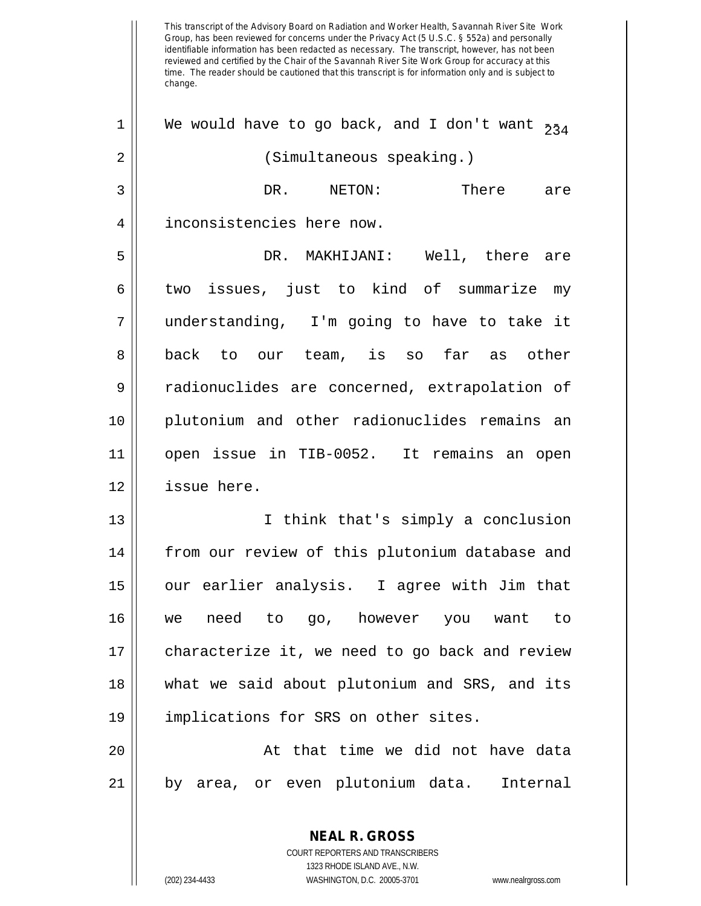This transcript of the Advisory Board on Radiation and Worker Health, Savannah River Site Work Group, has been reviewed for concerns under the Privacy Act (5 U.S.C. § 552a) and personally identifiable information has been redacted as necessary. The transcript, however, has not been reviewed and certified by the Chair of the Savannah River Site Work Group for accuracy at this time. The reader should be cautioned that this transcript is for information only and is subject to change.

We would have to go back, and I don't want --

(Simultaneous speaking.)

DR. NETON: There are inconsistencies here now.

DR. MAKHIJANI: Well, there are two issues, just to kind of summarize my understanding, I'm going to have to take it back to our team, is so far as other radionuclides are concerned, extrapolation of plutonium and other radionuclides remains an open issue in TIB-0052. It remains an open issue here.

I think that's simply a conclusion from our review of this plutonium database and our earlier analysis. I agree with Jim that we need to go, however you want to characterize it, we need to go back and review what we said about plutonium and SRS, and its implications for SRS on other sites.

At that time we did not have data by area, or even plutonium data. Internal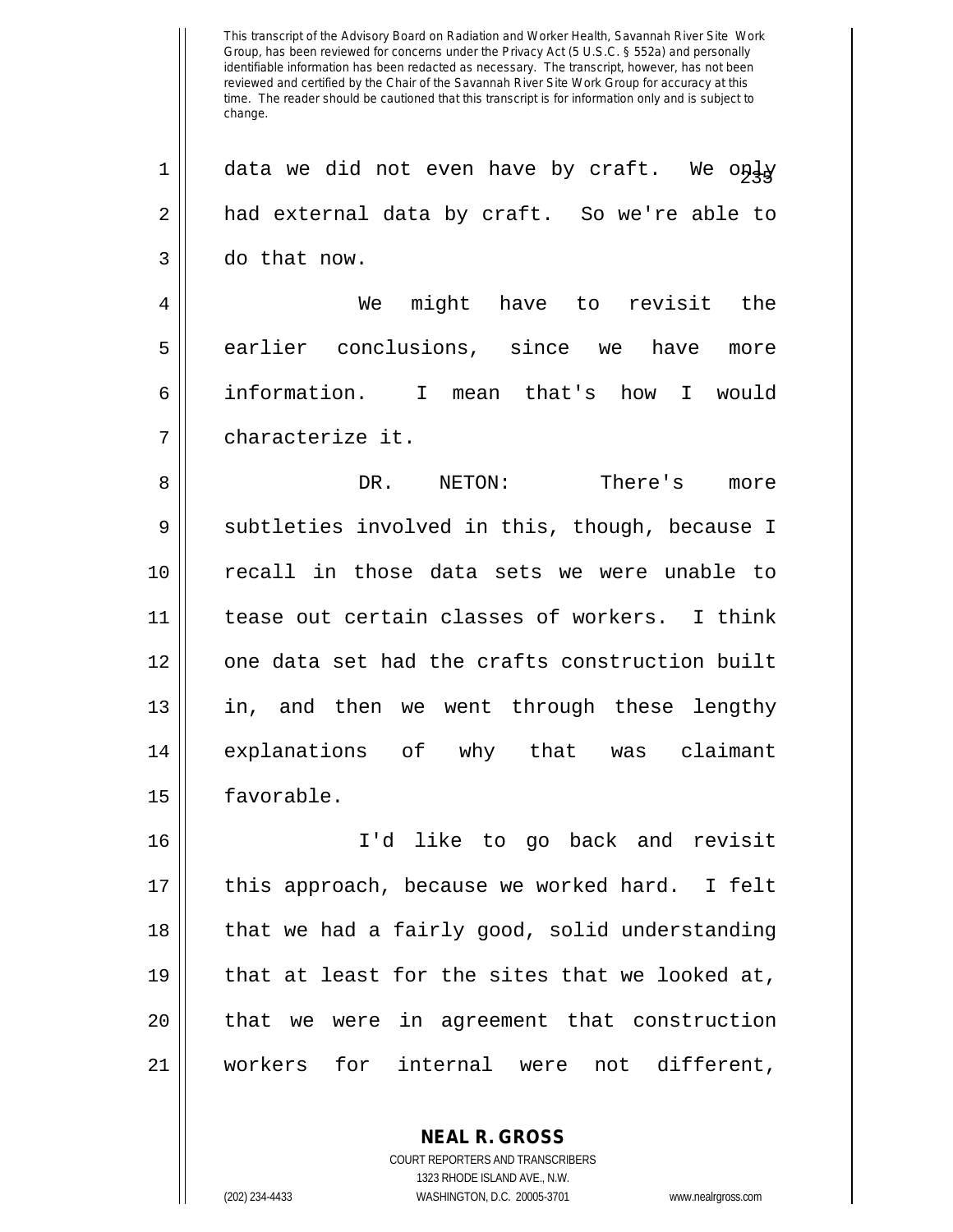data we did not even have by craft. We only had external data by craft. So we're able to do that now.

We might have to revisit the earlier conclusions, since we have more information. I mean that's how I would characterize it.

DR. NETON: There's more subtleties involved in this, though, because I recall in those data sets we were unable to tease out certain classes of workers. I think one data set had the crafts construction built in, and then we went through these lengthy explanations of why that was claimant favorable.

I'd like to go back and revisit this approach, because we worked hard. I felt that we had a fairly good, solid understanding that at least for the sites that we looked at, that we were in agreement that construction workers for internal were not different,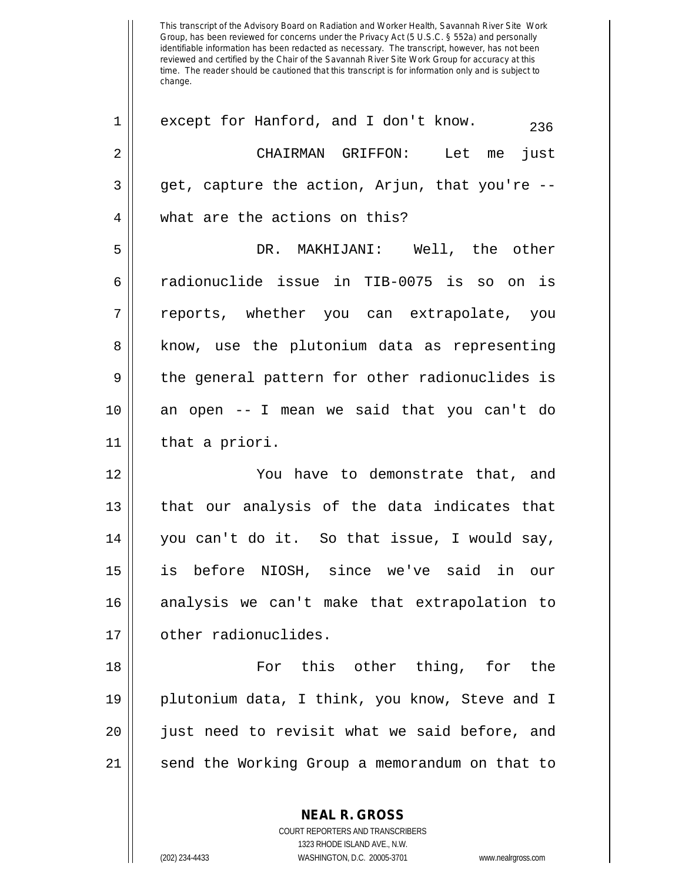This transcript of the Advisory Board on Radiation and Worker Health, Savannah River Site Work Group, has been reviewed for concerns under the Privacy Act (5 U.S.C. § 552a) and personally identifiable information has been redacted as necessary. The transcript, however, has not been reviewed and certified by the Chair of the Savannah River Site Work Group for accuracy at this time. The reader should be cautioned that this transcript is for information only and is subject to change.

except for Hanford, and I don't know.

CHAIRMAN GRIFFON: Let me just get, capture the action, Arjun, that you're -- what are the actions on this?

DR. MAKHIJANI: Well, the other radionuclide issue in TIB-0075 is so on is reports, whether you can extrapolate, you know, use the plutonium data as representing the general pattern for other radionuclides is an open -- I mean we said that you can't do that a priori.

You have to demonstrate that, and that our analysis of the data indicates that you can't do it. So that issue, I would say, is before NIOSH, since we've said in our analysis we can't make that extrapolation to other radionuclides.

For this other thing, for the plutonium data, I think, you know, Steve and I just need to revisit what we said before, and send the Working Group a memorandum on that to

**NEAL R. GROSS**
COURT REPORTERS AND TRANSCRIBERS
1323 RHODE ISLAND AVE., N.W.
(202) 234-4433 WASHINGTON, D.C. 20005-3701 www.nealrgross.com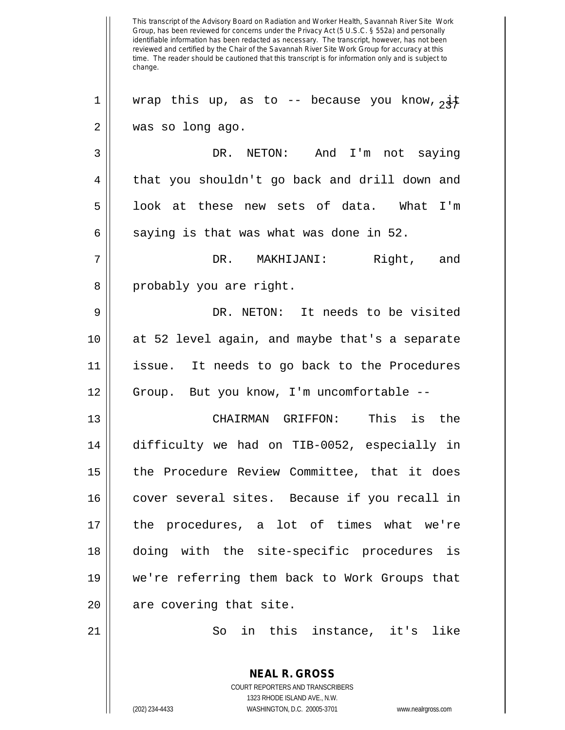wrap this up, as to -- because you know, it was so long ago.

DR. NETON: And I'm not saying that you shouldn't go back and drill down and look at these new sets of data. What I'm saying is that was what was done in 52.

DR. MAKHIJANI: Right, and probably you are right.

DR. NETON: It needs to be visited at 52 level again, and maybe that's a separate issue. It needs to go back to the Procedures Group. But you know, I'm uncomfortable --

CHAIRMAN GRIFFON: This is the difficulty we had on TIB-0052, especially in the Procedure Review Committee, that it does cover several sites. Because if you recall in the procedures, a lot of times what we're doing with the site-specific procedures is we're referring them back to Work Groups that are covering that site.

So in this instance, it's like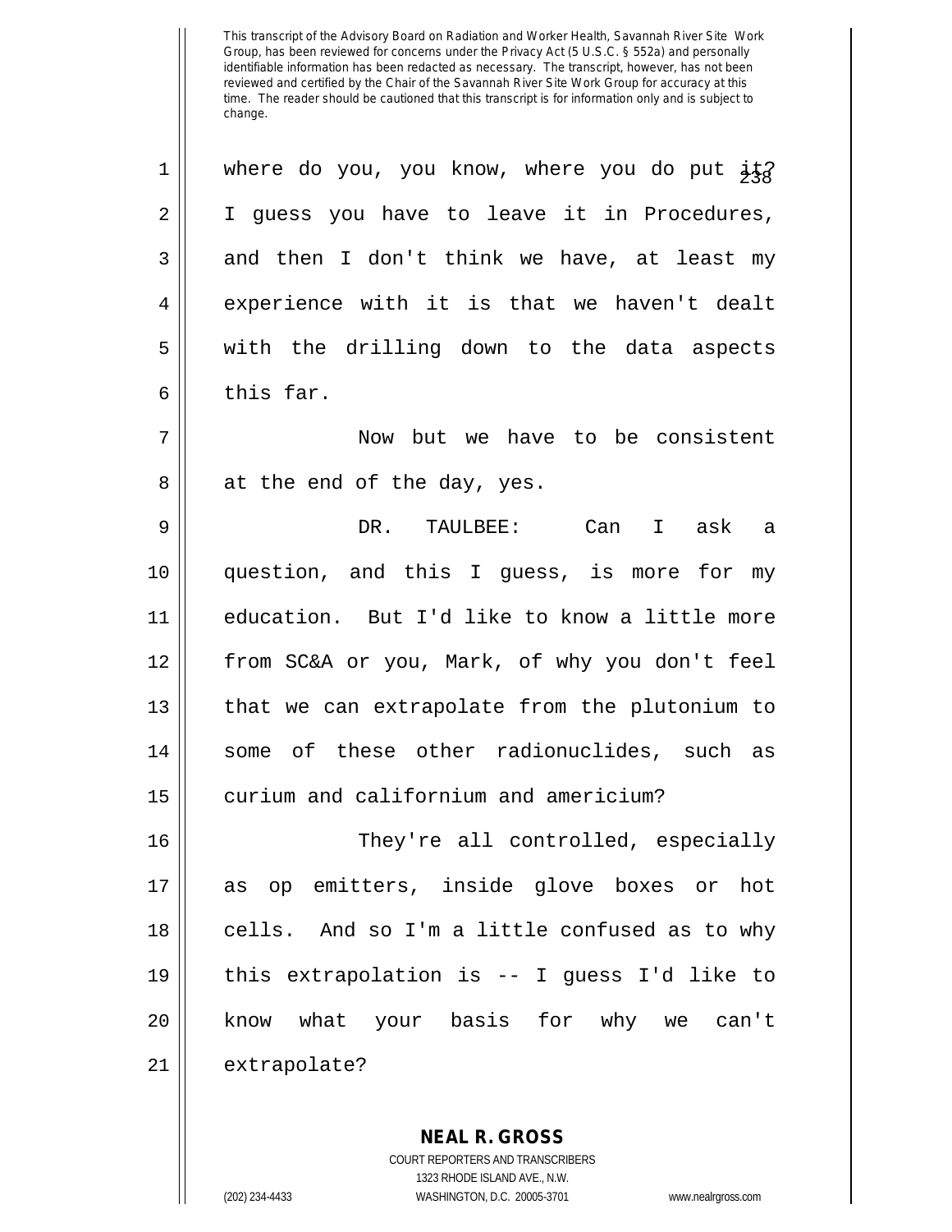where do you, you know, where you do put it? I guess you have to leave it in Procedures, and then I don't think we have, at least my experience with it is that we haven't dealt with the drilling down to the data aspects this far.

Now but we have to be consistent at the end of the day, yes.

DR. TAULBEE: Can I ask a question, and this I guess, is more for my education. But I'd like to know a little more from SC&A or you, Mark, of why you don't feel that we can extrapolate from the plutonium to some of these other radionuclides, such as curium and californium and americium?

They're all controlled, especially as op emitters, inside glove boxes or hot cells. And so I'm a little confused as to why this extrapolation is -- I guess I'd like to know what your basis for why we can't extrapolate?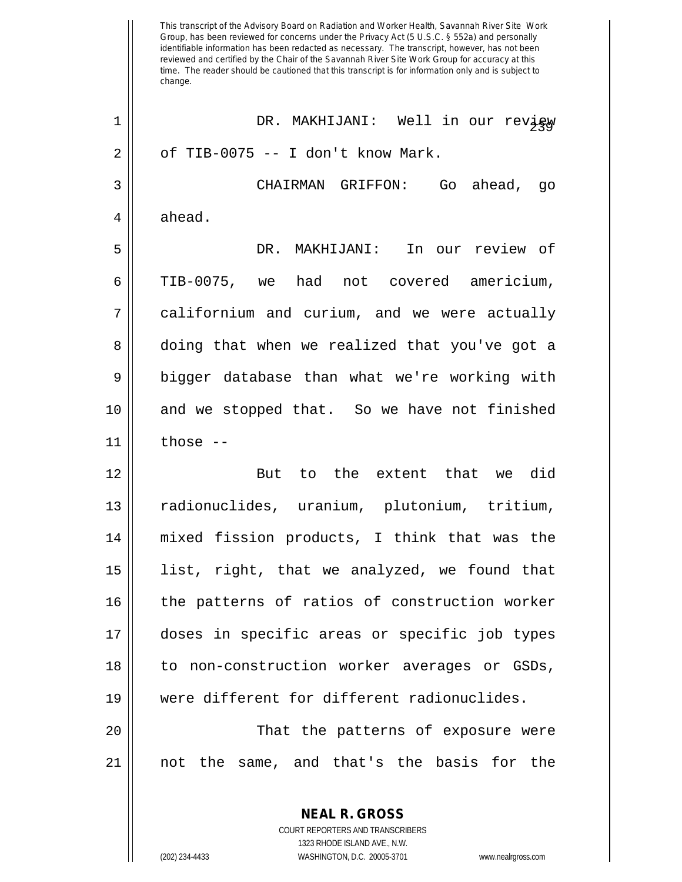DR. MAKHIJANI: Well in our review of TIB-0075 -- I don't know Mark.

CHAIRMAN GRIFFON: Go ahead, go ahead.

DR. MAKHIJANI: In our review of TIB-0075, we had not covered americium, californium and curium, and we were actually doing that when we realized that you've got a bigger database than what we're working with and we stopped that. So we have not finished those --

But to the extent that we did radionuclides, uranium, plutonium, tritium, mixed fission products, I think that was the list, right, that we analyzed, we found that the patterns of ratios of construction worker doses in specific areas or specific job types to non-construction worker averages or GSDs, were different for different radionuclides.

That the patterns of exposure were not the same, and that's the basis for the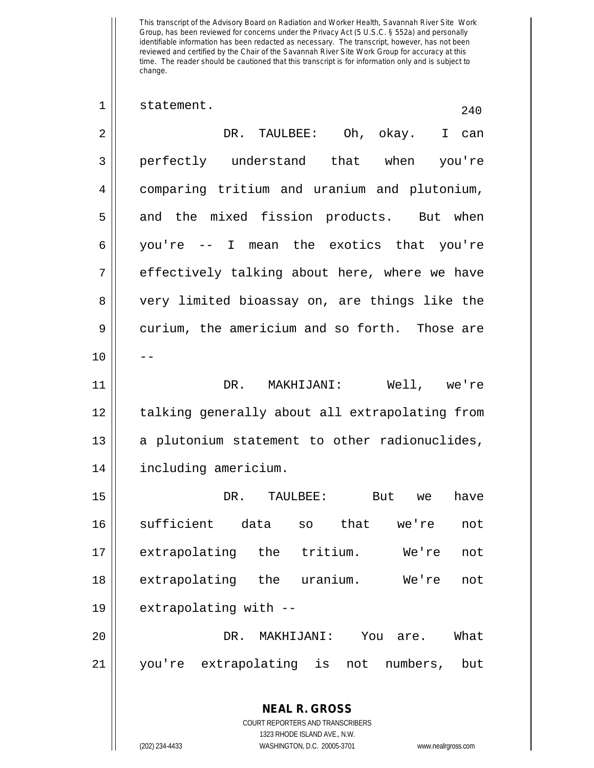statement.

DR. TAULBEE: Oh, okay. I can perfectly understand that when you're comparing tritium and uranium and plutonium, and the mixed fission products. But when you're -- I mean the exotics that you're effectively talking about here, where we have very limited bioassay on, are things like the curium, the americium and so forth. Those are --

DR. MAKHIJANI: Well, we're talking generally about all extrapolating from a plutonium statement to other radionuclides, including americium.

DR. TAULBEE: But we have sufficient data so that we're not extrapolating the tritium. We're not extrapolating the uranium. We're not extrapolating with --

DR. MAKHIJANI: You are. What you're extrapolating is not numbers, but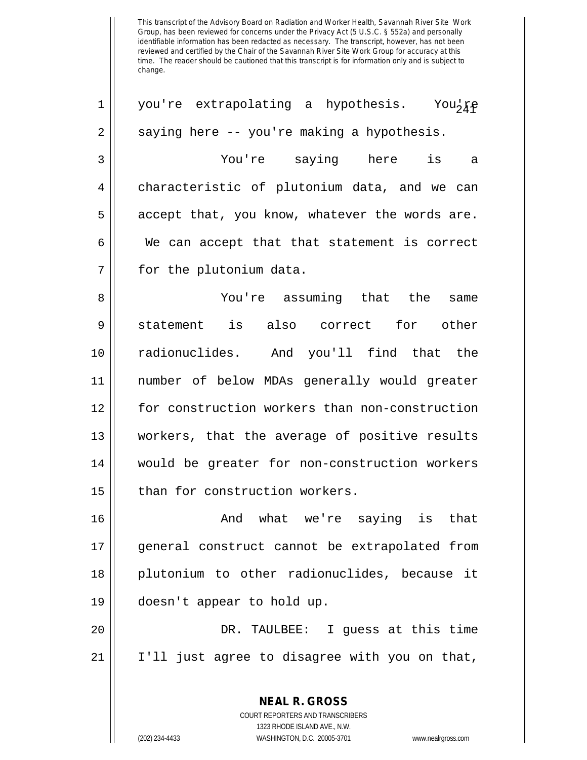you're extrapolating a hypothesis. You're saying here -- you're making a hypothesis.

You're saying here is a characteristic of plutonium data, and we can accept that, you know, whatever the words are. We can accept that that statement is correct for the plutonium data.

You're assuming that the same statement is also correct for other radionuclides. And you'll find that the number of below MDAs generally would greater for construction workers than non-construction workers, that the average of positive results would be greater for non-construction workers than for construction workers.

And what we're saying is that general construct cannot be extrapolated from plutonium to other radionuclides, because it doesn't appear to hold up.

DR. TAULBEE: I guess at this time I'll just agree to disagree with you on that,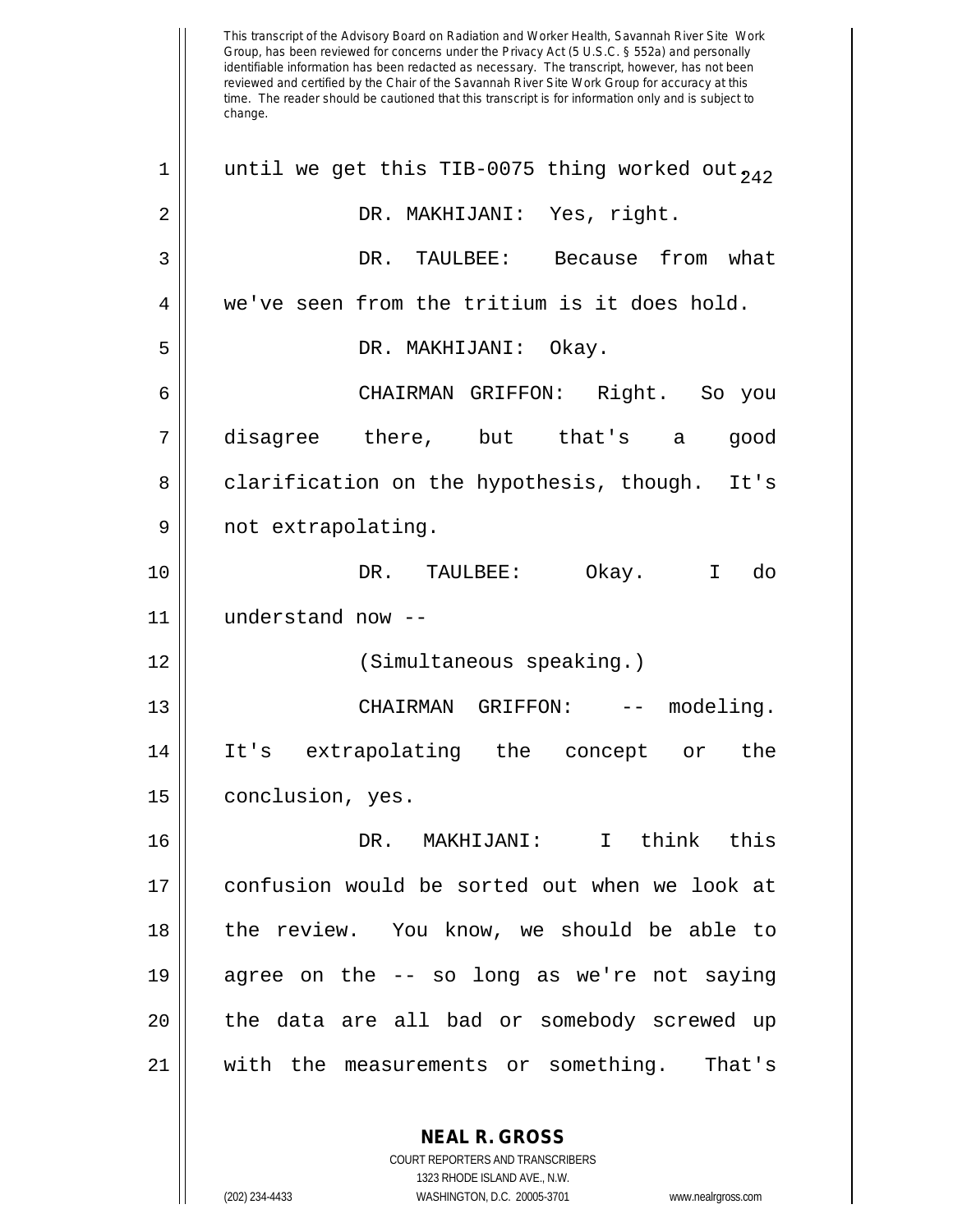This transcript of the Advisory Board on Radiation and Worker Health, Savannah River Site Work Group, has been reviewed for concerns under the Privacy Act (5 U.S.C. § 552a) and personally identifiable information has been redacted as necessary. The transcript, however, has not been reviewed and certified by the Chair of the Savannah River Site Work Group for accuracy at this time. The reader should be cautioned that this transcript is for information only and is subject to change.

1 until we get this TIB-0075 thing worked out.

2 DR. MAKHIJANI: Yes, right.

3 DR. TAULBEE: Because from what

4 we've seen from the tritium is it does hold.

5 DR. MAKHIJANI: Okay.

6 CHAIRMAN GRIFFON: Right. So you

7 disagree there, but that's a good

8 clarification on the hypothesis, though. It's

9 not extrapolating.

10 DR. TAULBEE: Okay. I do

11 understand now --

12 (Simultaneous speaking.)

13 CHAIRMAN GRIFFON: -- modeling.

14 It's extrapolating the concept or the

15 conclusion, yes.

16 DR. MAKHIJANI: I think this

17 confusion would be sorted out when we look at

18 the review. You know, we should be able to

19 agree on the -- so long as we're not saying

20 the data are all bad or somebody screwed up

21 with the measurements or something. That's

**NEAL R. GROSS**
COURT REPORTERS AND TRANSCRIBERS
1323 RHODE ISLAND AVE., N.W.
(202) 234-4433 WASHINGTON, D.C. 20005-3701 www.nealrgross.com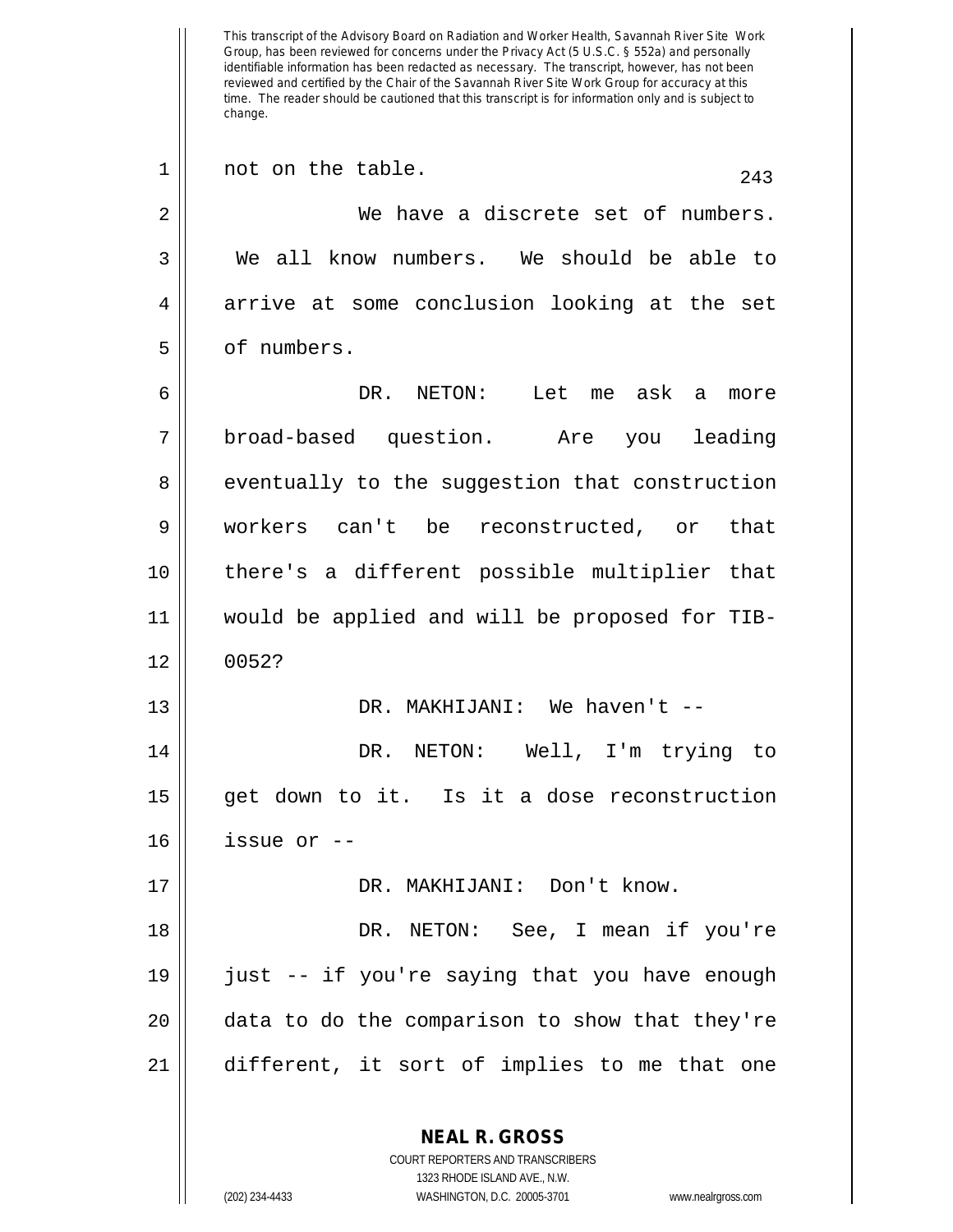not on the table.

We have a discrete set of numbers. We all know numbers. We should be able to arrive at some conclusion looking at the set of numbers.

DR. NETON: Let me ask a more broad-based question. Are you leading eventually to the suggestion that construction workers can't be reconstructed, or that there's a different possible multiplier that would be applied and will be proposed for TIB-0052?

DR. MAKHIJANI: We haven't --

DR. NETON: Well, I'm trying to get down to it. Is it a dose reconstruction issue or --

DR. MAKHIJANI: Don't know.

DR. NETON: See, I mean if you're just -- if you're saying that you have enough data to do the comparison to show that they're different, it sort of implies to me that one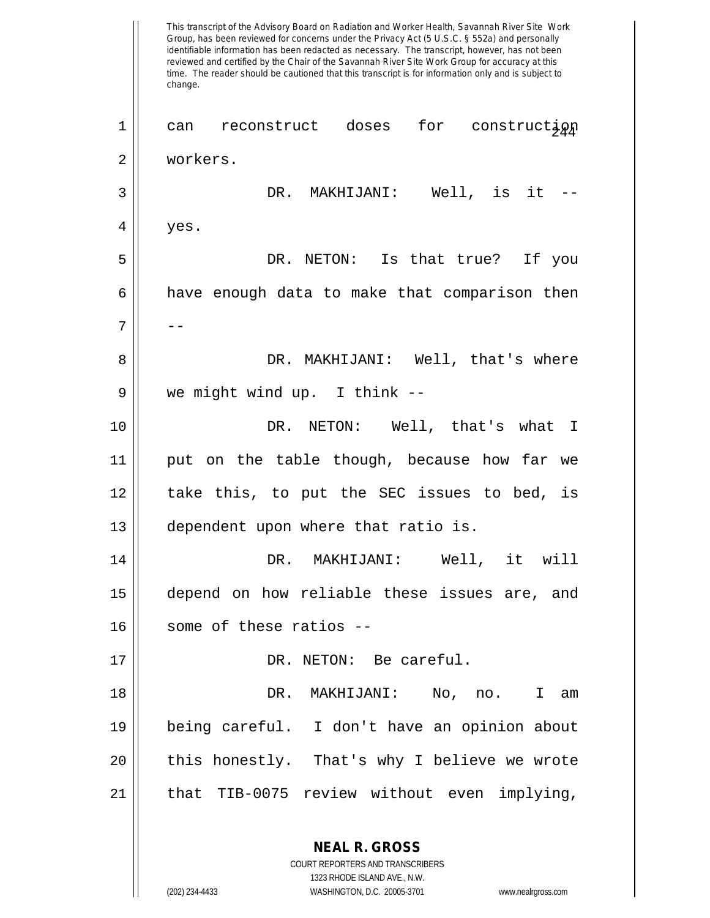can reconstruct doses for construction workers.

DR. MAKHIJANI: Well, is it -- yes.

DR. NETON: Is that true? If you have enough data to make that comparison then --

DR. MAKHIJANI: Well, that's where we might wind up. I think --

DR. NETON: Well, that's what I put on the table though, because how far we take this, to put the SEC issues to bed, is dependent upon where that ratio is.

DR. MAKHIJANI: Well, it will depend on how reliable these issues are, and some of these ratios --

DR. NETON: Be careful.

DR. MAKHIJANI: No, no. I am being careful. I don't have an opinion about this honestly. That's why I believe we wrote that TIB-0075 review without even implying,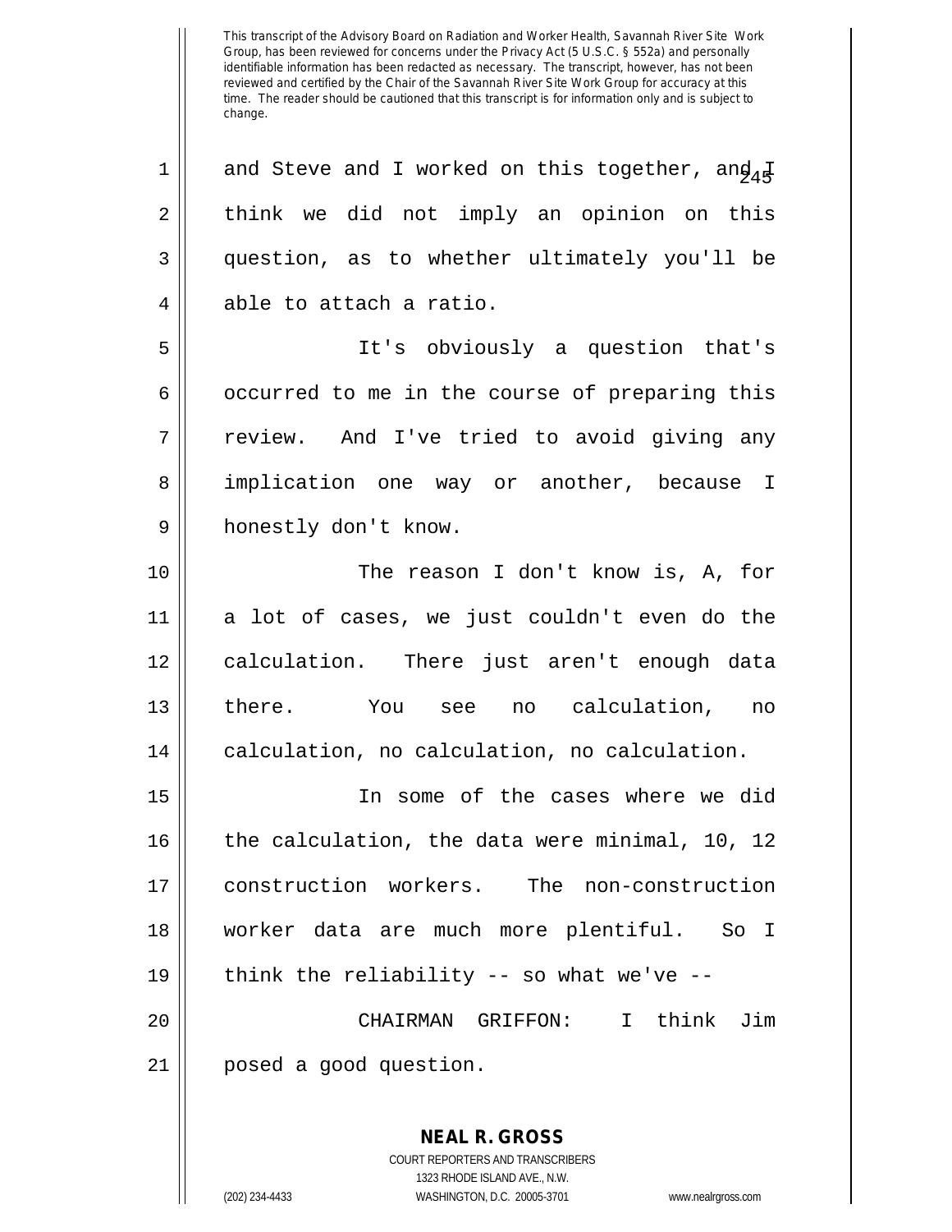and Steve and I worked on this together, and I think we did not imply an opinion on this question, as to whether ultimately you'll be able to attach a ratio.

It's obviously a question that's occurred to me in the course of preparing this review. And I've tried to avoid giving any implication one way or another, because I honestly don't know.

The reason I don't know is, A, for a lot of cases, we just couldn't even do the calculation. There just aren't enough data there. You see no calculation, no calculation, no calculation, no calculation.

In some of the cases where we did the calculation, the data were minimal, 10, 12 construction workers. The non-construction worker data are much more plentiful. So I think the reliability -- so what we've --

CHAIRMAN GRIFFON: I think Jim posed a good question.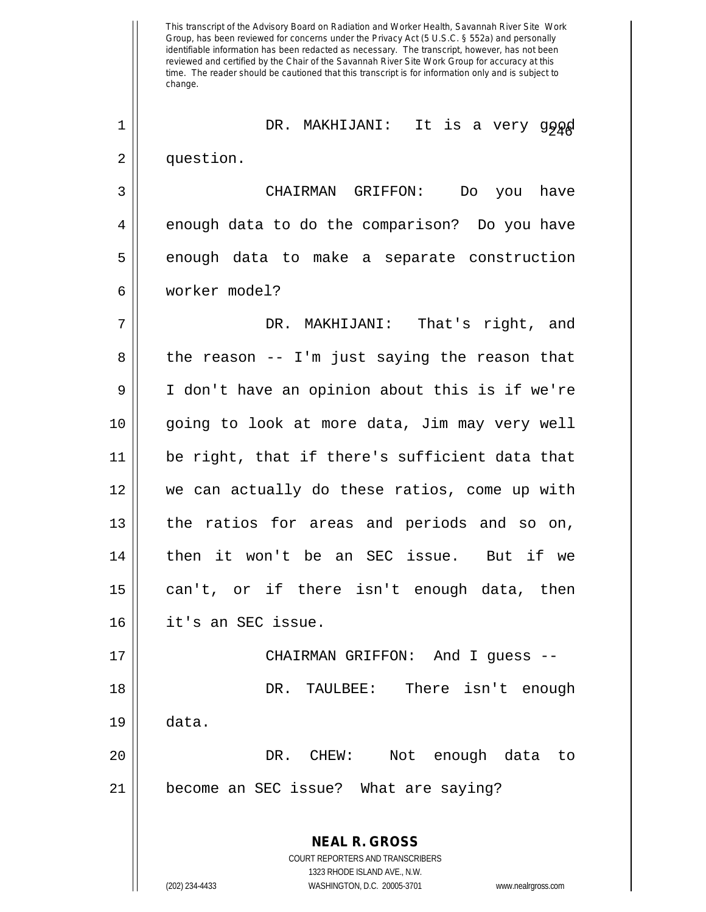This transcript of the Advisory Board on Radiation and Worker Health, Savannah River Site Work Group, has been reviewed for concerns under the Privacy Act (5 U.S.C. § 552a) and personally identifiable information has been redacted as necessary. The transcript, however, has not been reviewed and certified by the Chair of the Savannah River Site Work Group for accuracy at this time. The reader should be cautioned that this transcript is for information only and is subject to change.

DR. MAKHIJANI: It is a very good question.

CHAIRMAN GRIFFON: Do you have enough data to do the comparison? Do you have enough data to make a separate construction worker model?

DR. MAKHIJANI: That's right, and the reason -- I'm just saying the reason that I don't have an opinion about this is if we're going to look at more data, Jim may very well be right, that if there's sufficient data that we can actually do these ratios, come up with the ratios for areas and periods and so on, then it won't be an SEC issue. But if we can't, or if there isn't enough data, then it's an SEC issue.

CHAIRMAN GRIFFON: And I guess --

DR. TAULBEE: There isn't enough data.

DR. CHEW: Not enough data to become an SEC issue? What are saying?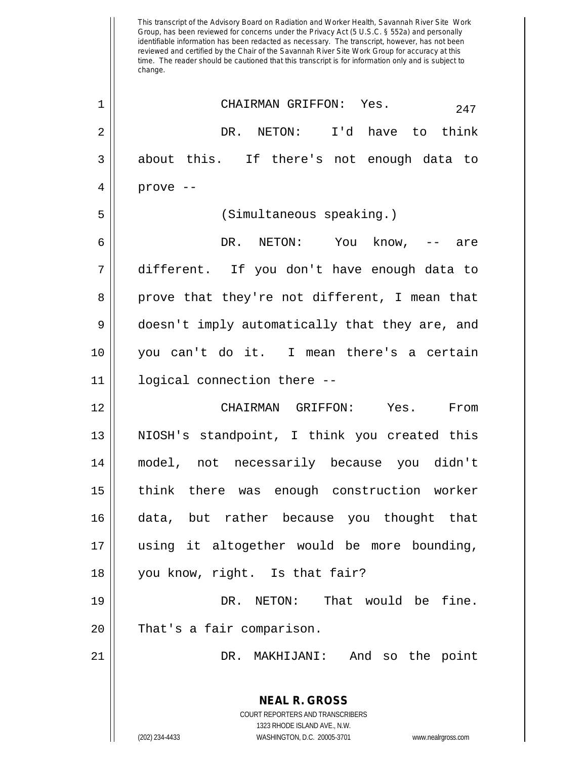This transcript of the Advisory Board on Radiation and Worker Health, Savannah River Site Work Group, has been reviewed for concerns under the Privacy Act (5 U.S.C. § 552a) and personally identifiable information has been redacted as necessary. The transcript, however, has not been reviewed and certified by the Chair of the Savannah River Site Work Group for accuracy at this time. The reader should be cautioned that this transcript is for information only and is subject to change.

CHAIRMAN GRIFFON: Yes.

DR. NETON: I'd have to think about this. If there's not enough data to prove --

(Simultaneous speaking.)

DR. NETON: You know, -- are different. If you don't have enough data to prove that they're not different, I mean that doesn't imply automatically that they are, and you can't do it. I mean there's a certain logical connection there --

CHAIRMAN GRIFFON: Yes. From NIOSH's standpoint, I think you created this model, not necessarily because you didn't think there was enough construction worker data, but rather because you thought that using it altogether would be more bounding, you know, right. Is that fair?

DR. NETON: That would be fine. That's a fair comparison.

DR. MAKHIJANI: And so the point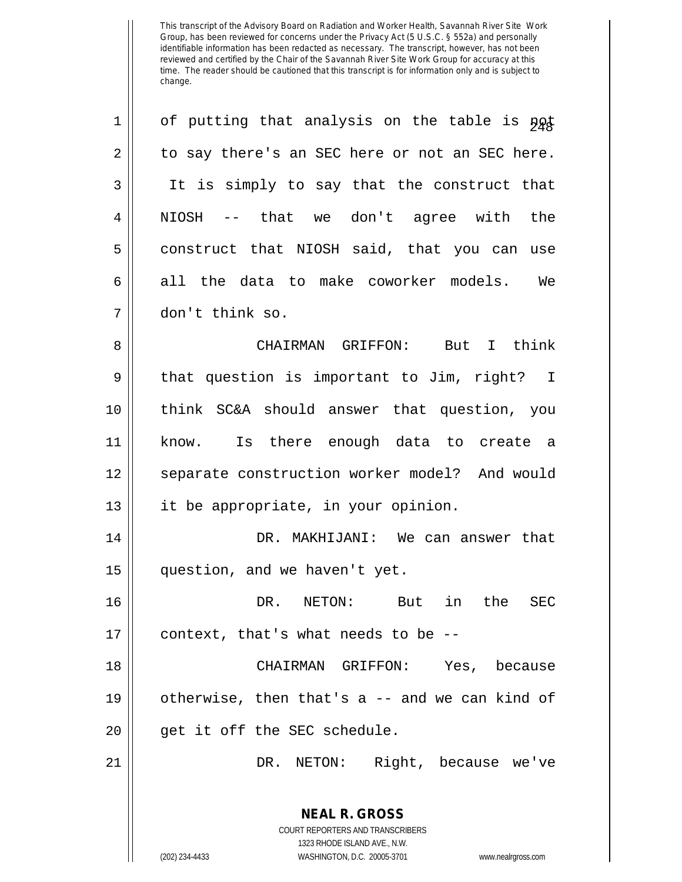of putting that analysis on the table is not to say there's an SEC here or not an SEC here. It is simply to say that the construct that NIOSH -- that we don't agree with the construct that NIOSH said, that you can use all the data to make coworker models. We don't think so.

CHAIRMAN GRIFFON: But I think that question is important to Jim, right? I think SC&A should answer that question, you know. Is there enough data to create a separate construction worker model? And would it be appropriate, in your opinion.

DR. MAKHIJANI: We can answer that question, and we haven't yet.

DR. NETON: But in the SEC context, that's what needs to be --

CHAIRMAN GRIFFON: Yes, because otherwise, then that's a -- and we can kind of get it off the SEC schedule.

DR. NETON: Right, because we've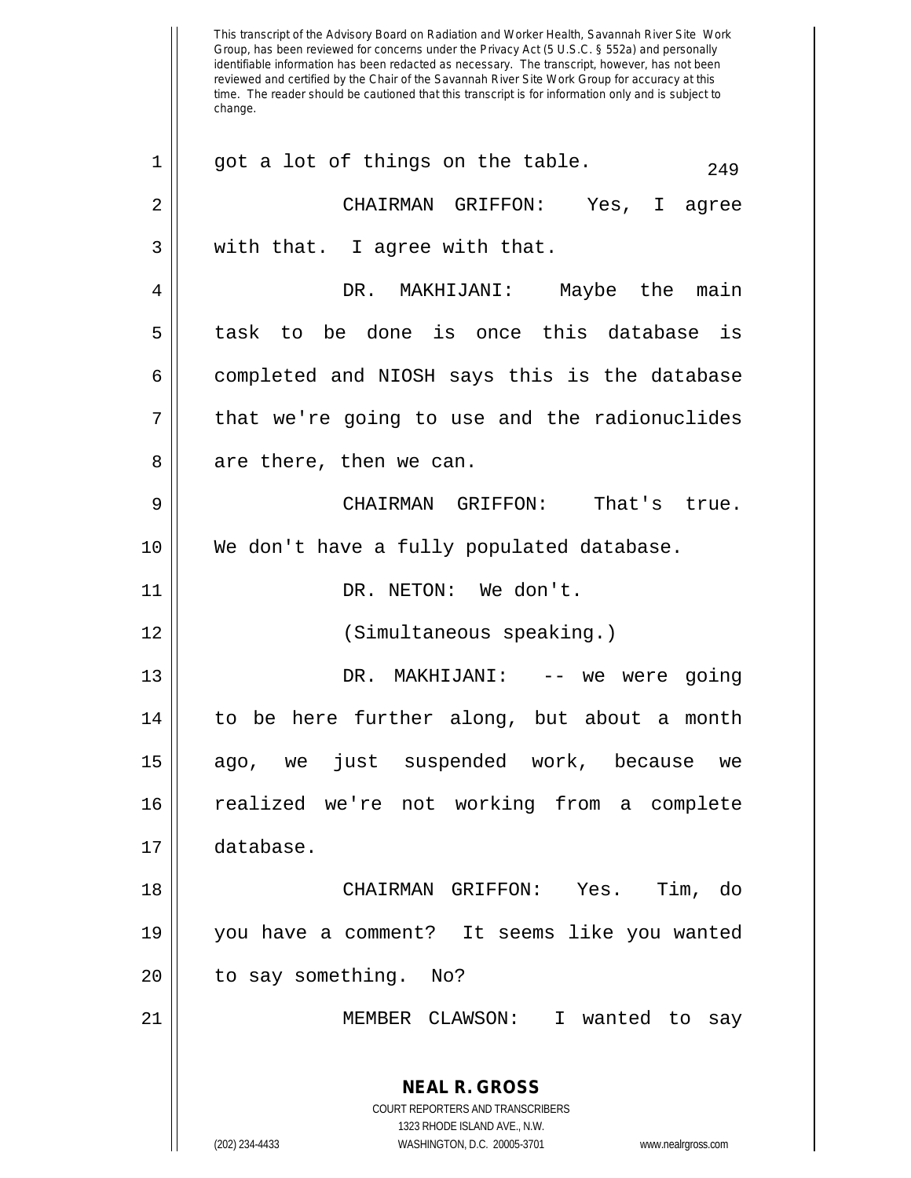got a lot of things on the table.

CHAIRMAN GRIFFON: Yes, I agree with that. I agree with that.

DR. MAKHIJANI: Maybe the main task to be done is once this database is completed and NIOSH says this is the database that we're going to use and the radionuclides are there, then we can.

CHAIRMAN GRIFFON: That's true. We don't have a fully populated database.

DR. NETON: We don't.

(Simultaneous speaking.)

DR. MAKHIJANI: -- we were going to be here further along, but about a month ago, we just suspended work, because we realized we're not working from a complete database.

CHAIRMAN GRIFFON: Yes. Tim, do you have a comment? It seems like you wanted to say something. No?

MEMBER CLAWSON: I wanted to say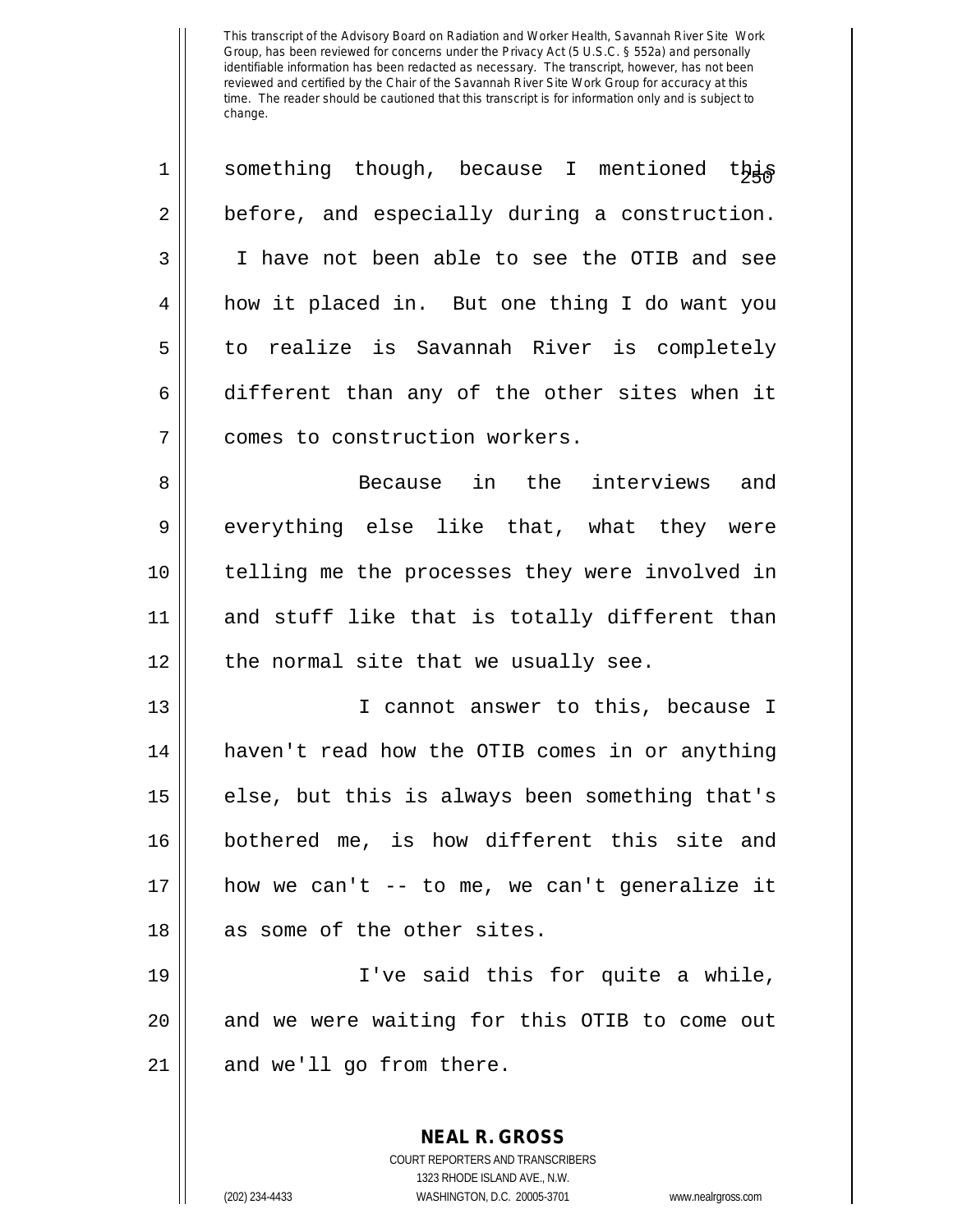This transcript of the Advisory Board on Radiation and Worker Health, Savannah River Site Work Group, has been reviewed for concerns under the Privacy Act (5 U.S.C. § 552a) and personally identifiable information has been redacted as necessary. The transcript, however, has not been reviewed and certified by the Chair of the Savannah River Site Work Group for accuracy at this time. The reader should be cautioned that this transcript is for information only and is subject to change.

something though, because I mentioned this before, and especially during a construction. I have not been able to see the OTIB and see how it placed in. But one thing I do want you to realize is Savannah River is completely different than any of the other sites when it comes to construction workers.

Because in the interviews and everything else like that, what they were telling me the processes they were involved in and stuff like that is totally different than the normal site that we usually see.

I cannot answer to this, because I haven't read how the OTIB comes in or anything else, but this is always been something that's bothered me, is how different this site and how we can't -- to me, we can't generalize it as some of the other sites.

I've said this for quite a while, and we were waiting for this OTIB to come out and we'll go from there.

**NEAL R. GROSS**
COURT REPORTERS AND TRANSCRIBERS
1323 RHODE ISLAND AVE., N.W.
(202) 234-4433 WASHINGTON, D.C. 20005-3701 www.nealrgross.com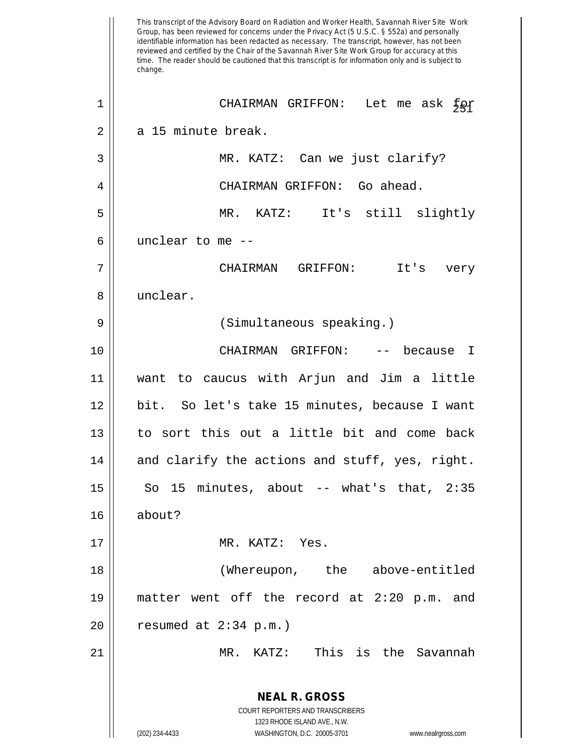This transcript of the Advisory Board on Radiation and Worker Health, Savannah River Site Work Group, has been reviewed for concerns under the Privacy Act (5 U.S.C. § 552a) and personally identifiable information has been redacted as necessary. The transcript, however, has not been reviewed and certified by the Chair of the Savannah River Site Work Group for accuracy at this time. The reader should be cautioned that this transcript is for information only and is subject to change.

1 CHAIRMAN GRIFFON: Let me ask for
2 a 15 minute break.
3 MR. KATZ: Can we just clarify?
4 CHAIRMAN GRIFFON: Go ahead.
5 MR. KATZ: It's still slightly
6 unclear to me --
7 CHAIRMAN GRIFFON: It's very
8 unclear.
9 (Simultaneous speaking.)
10 CHAIRMAN GRIFFON: -- because I
11 want to caucus with Arjun and Jim a little
12 bit. So let's take 15 minutes, because I want
13 to sort this out a little bit and come back
14 and clarify the actions and stuff, yes, right.
15 So 15 minutes, about -- what's that, 2:35
16 about?
17 MR. KATZ: Yes.
18 (Whereupon, the above-entitled
19 matter went off the record at 2:20 p.m. and
20 resumed at 2:34 p.m.)
21 MR. KATZ: This is the Savannah

**NEAL R. GROSS**
COURT REPORTERS AND TRANSCRIBERS
1323 RHODE ISLAND AVE., N.W.
(202) 234-4433 WASHINGTON, D.C. 20005-3701 www.nealrgross.com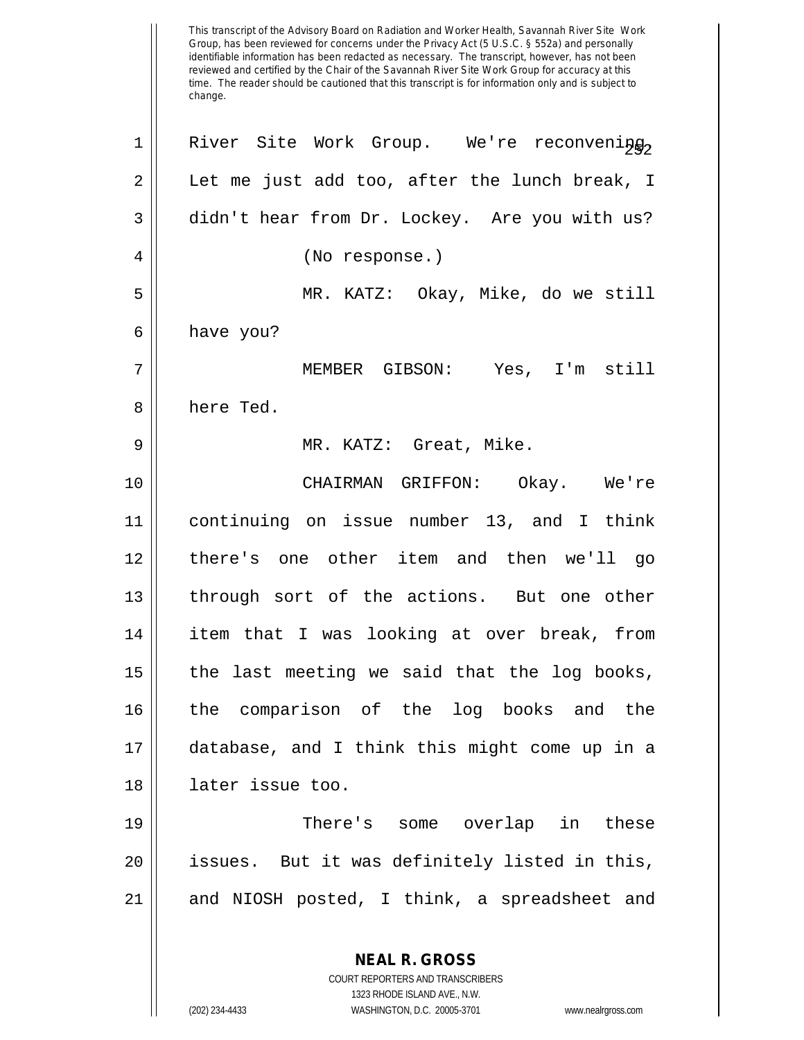River Site Work Group. We're reconvening. Let me just add too, after the lunch break, I didn't hear from Dr. Lockey. Are you with us?

(No response.)

MR. KATZ: Okay, Mike, do we still have you?

MEMBER GIBSON: Yes, I'm still here Ted.

MR. KATZ: Great, Mike.

CHAIRMAN GRIFFON: Okay. We're continuing on issue number 13, and I think there's one other item and then we'll go through sort of the actions. But one other item that I was looking at over break, from the last meeting we said that the log books, the comparison of the log books and the database, and I think this might come up in a later issue too.

There's some overlap in these issues. But it was definitely listed in this, and NIOSH posted, I think, a spreadsheet and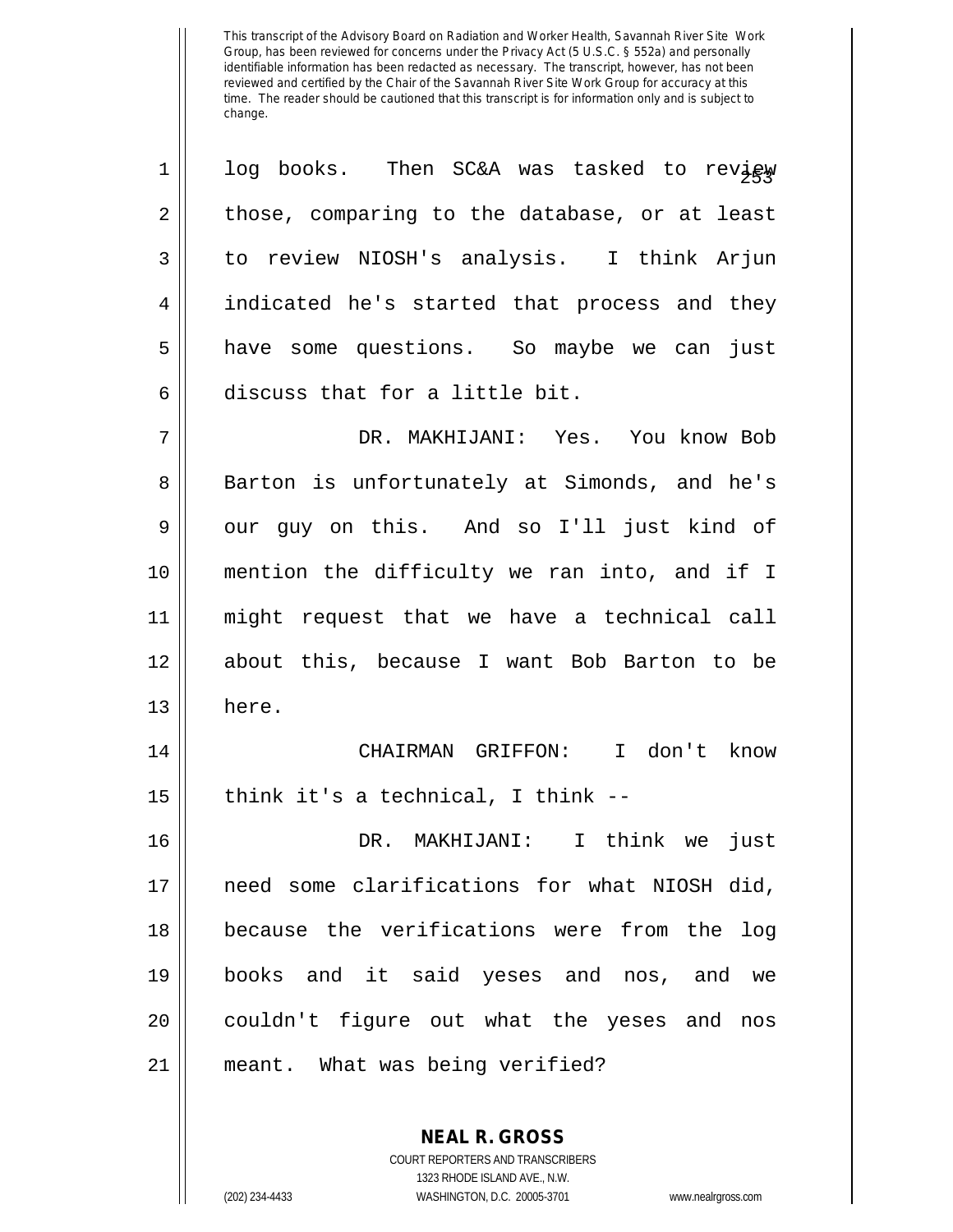log books. Then SC&A was tasked to review those, comparing to the database, or at least to review NIOSH's analysis. I think Arjun indicated he's started that process and they have some questions. So maybe we can just discuss that for a little bit.

DR. MAKHIJANI: Yes. You know Bob Barton is unfortunately at Simonds, and he's our guy on this. And so I'll just kind of mention the difficulty we ran into, and if I might request that we have a technical call about this, because I want Bob Barton to be here.

CHAIRMAN GRIFFON: I don't know think it's a technical, I think --

DR. MAKHIJANI: I think we just need some clarifications for what NIOSH did, because the verifications were from the log books and it said yeses and nos, and we couldn't figure out what the yeses and nos meant. What was being verified?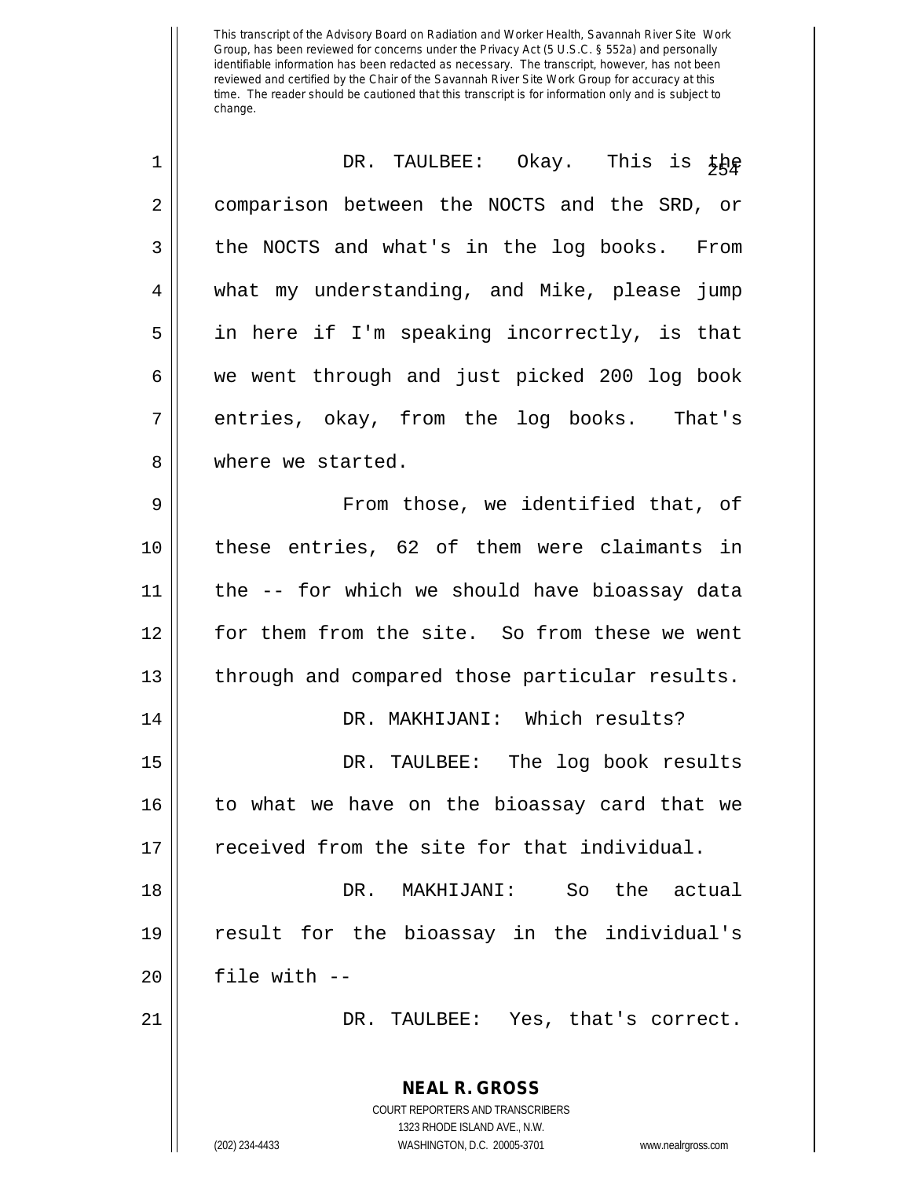This transcript of the Advisory Board on Radiation and Worker Health, Savannah River Site Work Group, has been reviewed for concerns under the Privacy Act (5 U.S.C. § 552a) and personally identifiable information has been redacted as necessary. The transcript, however, has not been reviewed and certified by the Chair of the Savannah River Site Work Group for accuracy at this time. The reader should be cautioned that this transcript is for information only and is subject to change.

DR. TAULBEE: Okay. This is the comparison between the NOCTS and the SRD, or the NOCTS and what's in the log books. From what my understanding, and Mike, please jump in here if I'm speaking incorrectly, is that we went through and just picked 200 log book entries, okay, from the log books. That's where we started.

From those, we identified that, of these entries, 62 of them were claimants in the -- for which we should have bioassay data for them from the site. So from these we went through and compared those particular results.

DR. MAKHIJANI: Which results?

DR. TAULBEE: The log book results to what we have on the bioassay card that we received from the site for that individual.

DR. MAKHIJANI: So the actual result for the bioassay in the individual's file with --

DR. TAULBEE: Yes, that's correct.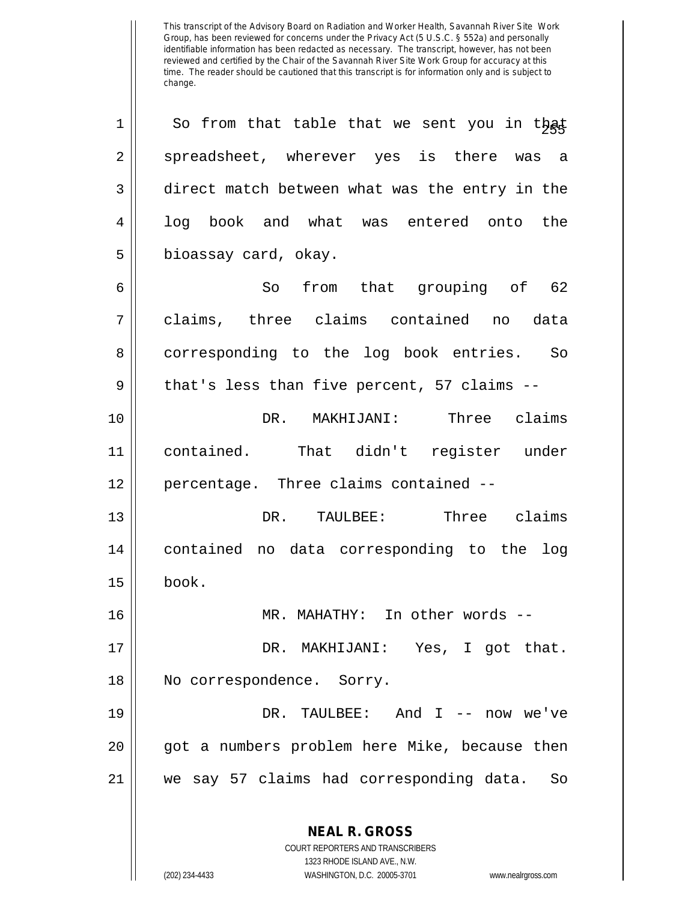This transcript of the Advisory Board on Radiation and Worker Health, Savannah River Site Work Group, has been reviewed for concerns under the Privacy Act (5 U.S.C. § 552a) and personally identifiable information has been redacted as necessary. The transcript, however, has not been reviewed and certified by the Chair of the Savannah River Site Work Group for accuracy at this time. The reader should be cautioned that this transcript is for information only and is subject to change.

So from that table that we sent you in that spreadsheet, wherever yes is there was a direct match between what was the entry in the log book and what was entered onto the bioassay card, okay.

So from that grouping of 62 claims, three claims contained no data corresponding to the log book entries. So that's less than five percent, 57 claims --

DR. MAKHIJANI: Three claims contained. That didn't register under percentage. Three claims contained --

DR. TAULBEE: Three claims contained no data corresponding to the log book.

MR. MAHATHY: In other words --

DR. MAKHIJANI: Yes, I got that. No correspondence. Sorry.

DR. TAULBEE: And I -- now we've got a numbers problem here Mike, because then we say 57 claims had corresponding data. So

**NEAL R. GROSS**
COURT REPORTERS AND TRANSCRIBERS
1323 RHODE ISLAND AVE., N.W.
(202) 234-4433 WASHINGTON, D.C. 20005-3701 www.nealrgross.com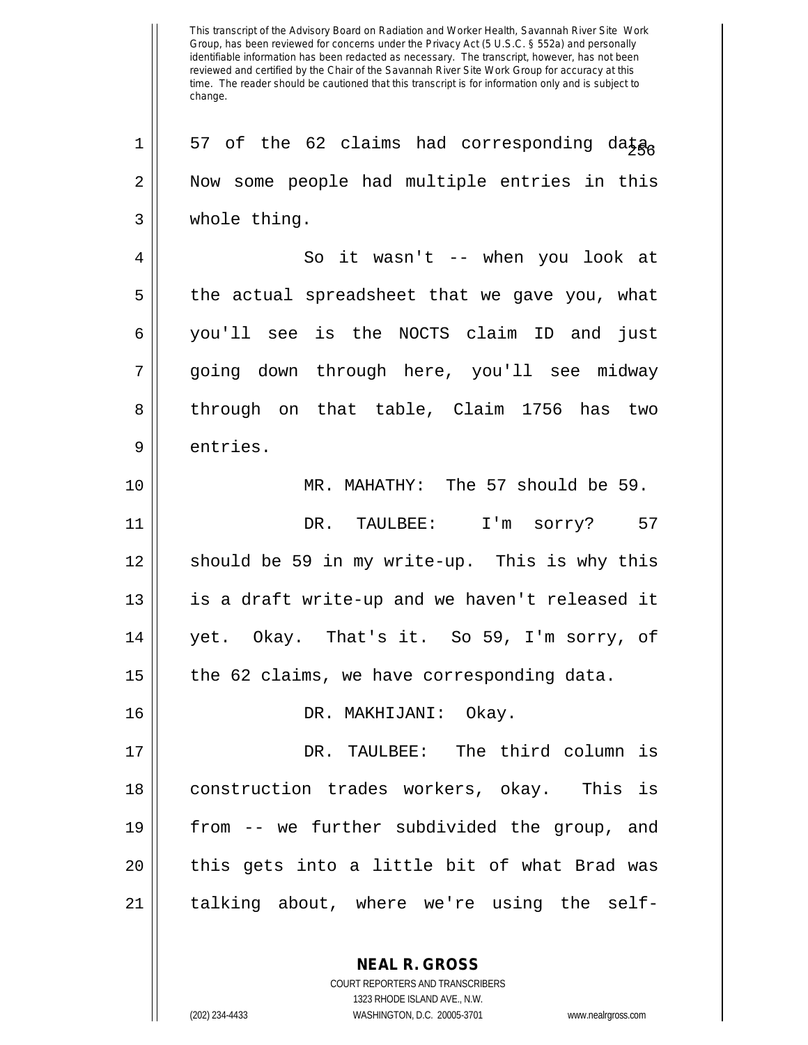This transcript of the Advisory Board on Radiation and Worker Health, Savannah River Site Work Group, has been reviewed for concerns under the Privacy Act (5 U.S.C. § 552a) and personally identifiable information has been redacted as necessary. The transcript, however, has not been reviewed and certified by the Chair of the Savannah River Site Work Group for accuracy at this time. The reader should be cautioned that this transcript is for information only and is subject to change.

1 57 of the 62 claims had corresponding data.
2 Now some people had multiple entries in this
3 whole thing.

4 So it wasn't -- when you look at
5 the actual spreadsheet that we gave you, what
6 you'll see is the NOCTS claim ID and just
7 going down through here, you'll see midway
8 through on that table, Claim 1756 has two
9 entries.

10 MR. MAHATHY: The 57 should be 59.

11 DR. TAULBEE: I'm sorry? 57
12 should be 59 in my write-up. This is why this
13 is a draft write-up and we haven't released it
14 yet. Okay. That's it. So 59, I'm sorry, of
15 the 62 claims, we have corresponding data.

16 DR. MAKHIJANI: Okay.

17 DR. TAULBEE: The third column is
18 construction trades workers, okay. This is
19 from -- we further subdivided the group, and
20 this gets into a little bit of what Brad was
21 talking about, where we're using the self-

**NEAL R. GROSS**

COURT REPORTERS AND TRANSCRIBERS
1323 RHODE ISLAND AVE., N.W.
(202) 234-4433 WASHINGTON, D.C. 20005-3701 www.nealrgross.com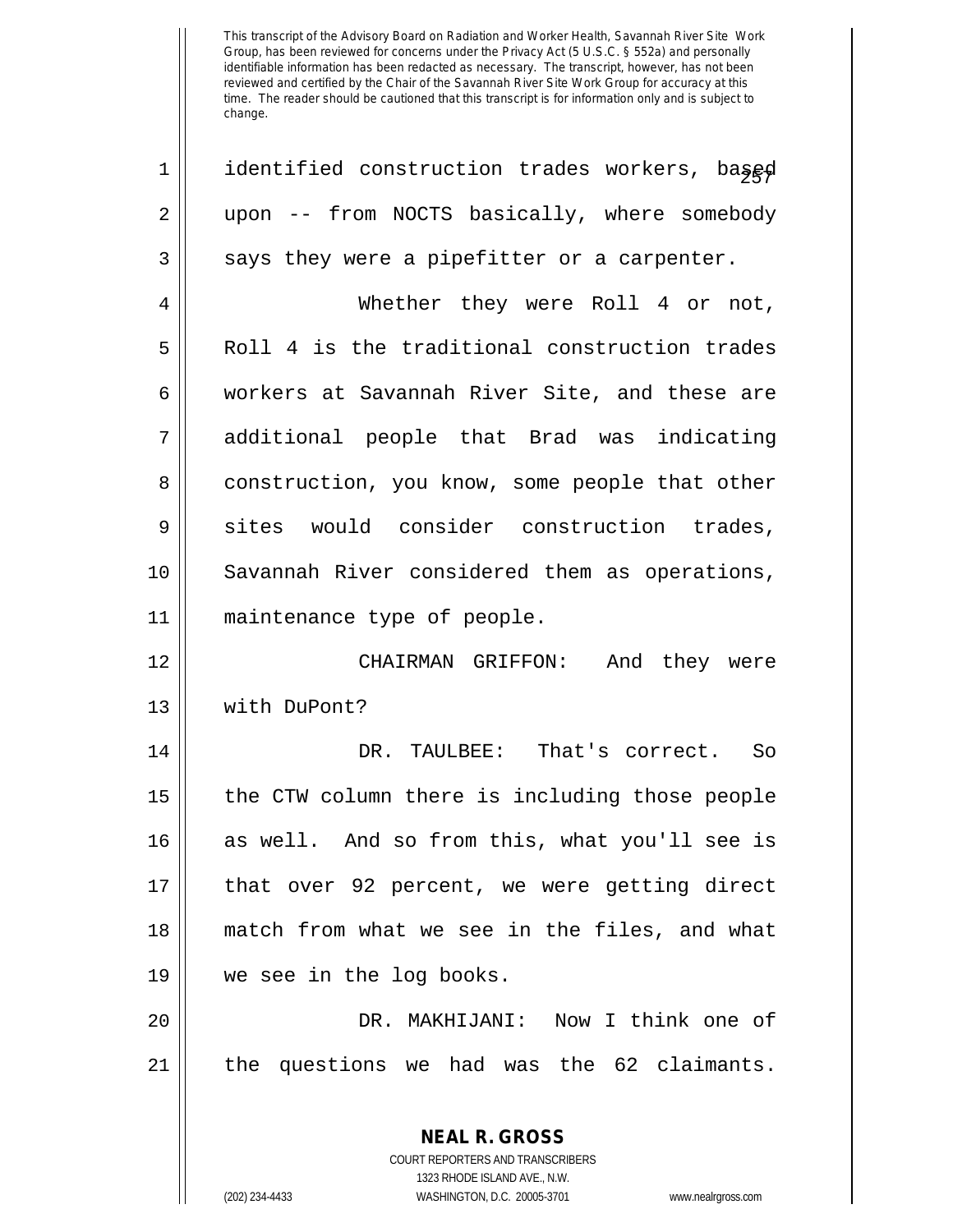identified construction trades workers, based upon -- from NOCTS basically, where somebody says they were a pipefitter or a carpenter.

Whether they were Roll 4 or not, Roll 4 is the traditional construction trades workers at Savannah River Site, and these are additional people that Brad was indicating construction, you know, some people that other sites would consider construction trades, Savannah River considered them as operations, maintenance type of people.

CHAIRMAN GRIFFON: And they were with DuPont?

DR. TAULBEE: That's correct. So the CTW column there is including those people as well. And so from this, what you'll see is that over 92 percent, we were getting direct match from what we see in the files, and what we see in the log books.

DR. MAKHIJANI: Now I think one of the questions we had was the 62 claimants.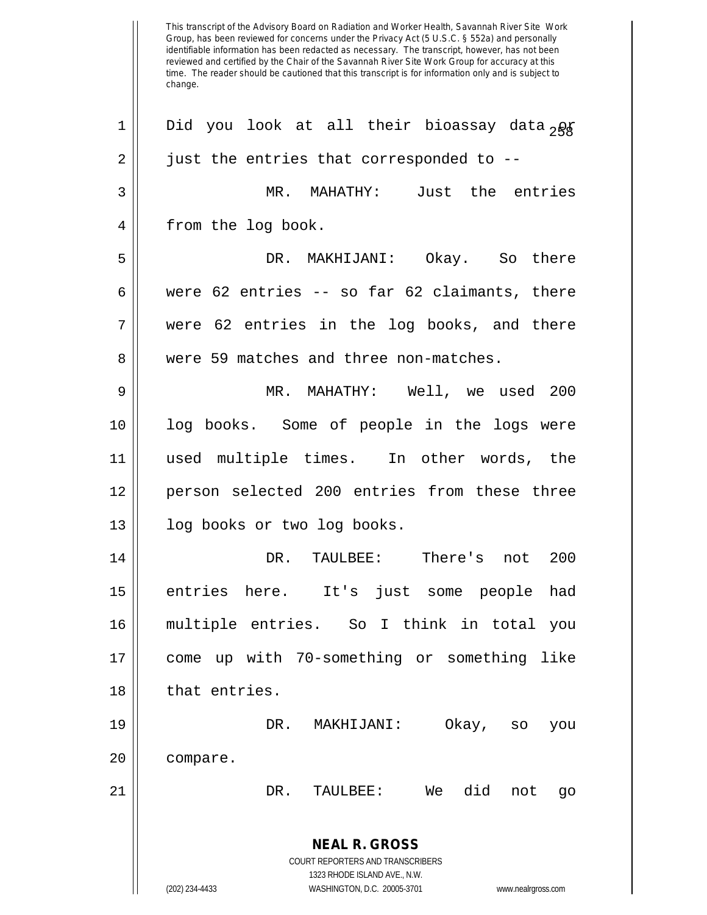This transcript of the Advisory Board on Radiation and Worker Health, Savannah River Site Work Group, has been reviewed for concerns under the Privacy Act (5 U.S.C. § 552a) and personally identifiable information has been redacted as necessary. The transcript, however, has not been reviewed and certified by the Chair of the Savannah River Site Work Group for accuracy at this time. The reader should be cautioned that this transcript is for information only and is subject to change.

Did you look at all their bioassay data or just the entries that corresponded to --

MR. MAHATHY: Just the entries from the log book.

DR. MAKHIJANI: Okay. So there were 62 entries -- so far 62 claimants, there were 62 entries in the log books, and there were 59 matches and three non-matches.

MR. MAHATHY: Well, we used 200 log books. Some of people in the logs were used multiple times. In other words, the person selected 200 entries from these three log books or two log books.

DR. TAULBEE: There's not 200 entries here. It's just some people had multiple entries. So I think in total you come up with 70-something or something like that entries.

DR. MAKHIJANI: Okay, so you compare.

DR. TAULBEE: We did not go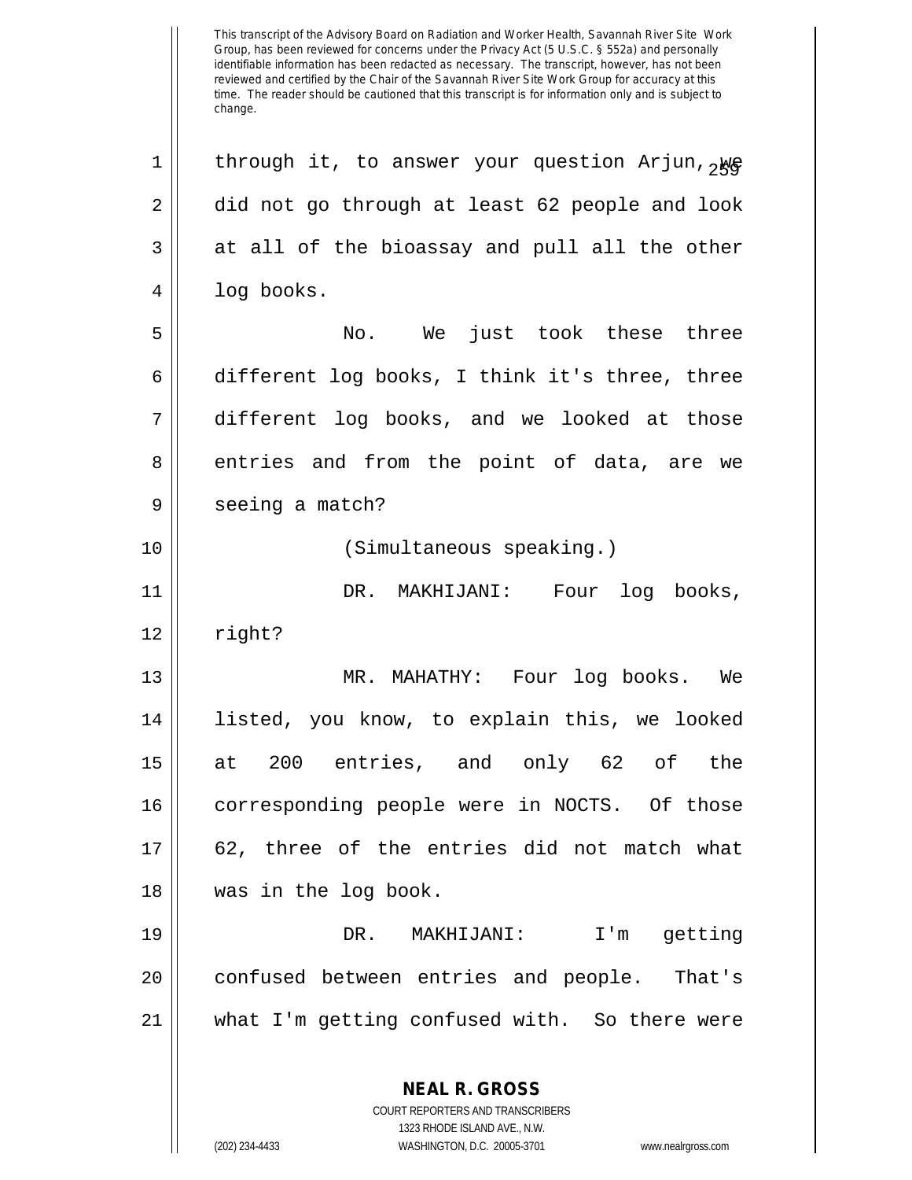This transcript of the Advisory Board on Radiation and Worker Health, Savannah River Site Work Group, has been reviewed for concerns under the Privacy Act (5 U.S.C. § 552a) and personally identifiable information has been redacted as necessary. The transcript, however, has not been reviewed and certified by the Chair of the Savannah River Site Work Group for accuracy at this time. The reader should be cautioned that this transcript is for information only and is subject to change.

through it, to answer your question Arjun, we did not go through at least 62 people and look at all of the bioassay and pull all the other log books.

No. We just took these three different log books, I think it's three, three different log books, and we looked at those entries and from the point of data, are we seeing a match?

(Simultaneous speaking.)

DR. MAKHIJANI: Four log books, right?

MR. MAHATHY: Four log books. We listed, you know, to explain this, we looked at 200 entries, and only 62 of the corresponding people were in NOCTS. Of those 62, three of the entries did not match what was in the log book.

DR. MAKHIJANI: I'm getting confused between entries and people. That's what I'm getting confused with. So there were

**NEAL R. GROSS**
COURT REPORTERS AND TRANSCRIBERS
1323 RHODE ISLAND AVE., N.W.
(202) 234-4433 WASHINGTON, D.C. 20005-3701 www.nealrgross.com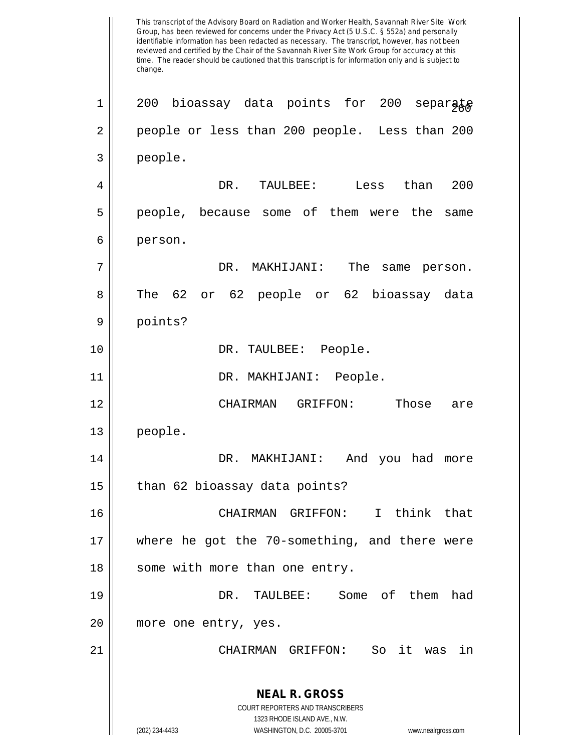This transcript of the Advisory Board on Radiation and Worker Health, Savannah River Site Work Group, has been reviewed for concerns under the Privacy Act (5 U.S.C. § 552a) and personally identifiable information has been redacted as necessary. The transcript, however, has not been reviewed and certified by the Chair of the Savannah River Site Work Group for accuracy at this time. The reader should be cautioned that this transcript is for information only and is subject to change.

1 200 bioassay data points for 200 separate
2 people or less than 200 people. Less than 200
3 people.

4 DR. TAULBEE: Less than 200
5 people, because some of them were the same
6 person.

7 DR. MAKHIJANI: The same person.
8 The 62 or 62 people or 62 bioassay data
9 points?

10 DR. TAULBEE: People.

11 DR. MAKHIJANI: People.

12 CHAIRMAN GRIFFON: Those are
13 people.

14 DR. MAKHIJANI: And you had more
15 than 62 bioassay data points?

16 CHAIRMAN GRIFFON: I think that
17 where he got the 70-something, and there were
18 some with more than one entry.

19 DR. TAULBEE: Some of them had
20 more one entry, yes.

21 CHAIRMAN GRIFFON: So it was in

**NEAL R. GROSS**
COURT REPORTERS AND TRANSCRIBERS
1323 RHODE ISLAND AVE., N.W.
(202) 234-4433 WASHINGTON, D.C. 20005-3701 www.nealrgross.com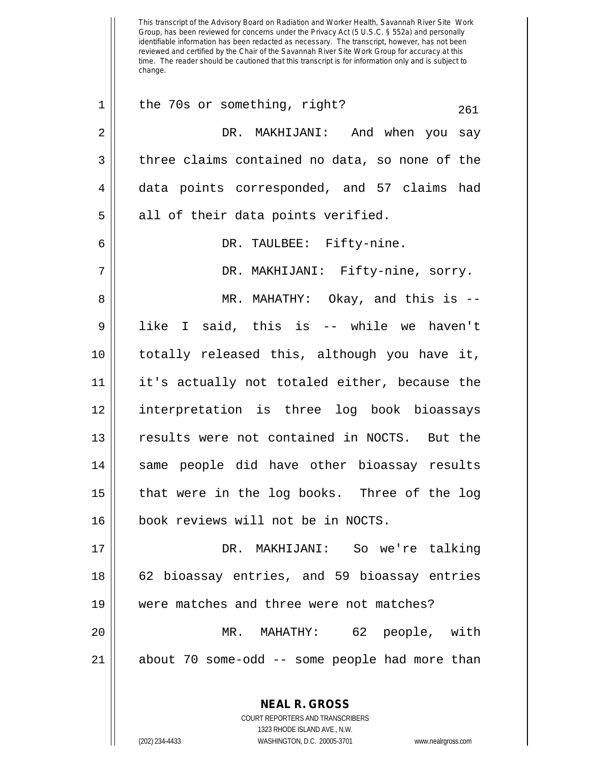the 70s or something, right?

DR. MAKHIJANI: And when you say three claims contained no data, so none of the data points corresponded, and 57 claims had all of their data points verified.

DR. TAULBEE: Fifty-nine.

DR. MAKHIJANI: Fifty-nine, sorry.

MR. MAHATHY: Okay, and this is -- like I said, this is -- while we haven't totally released this, although you have it, it's actually not totaled either, because the interpretation is three log book bioassays results were not contained in NOCTS. But the same people did have other bioassay results that were in the log books. Three of the log book reviews will not be in NOCTS.

DR. MAKHIJANI: So we're talking 62 bioassay entries, and 59 bioassay entries were matches and three were not matches?

MR. MAHATHY: 62 people, with about 70 some-odd -- some people had more than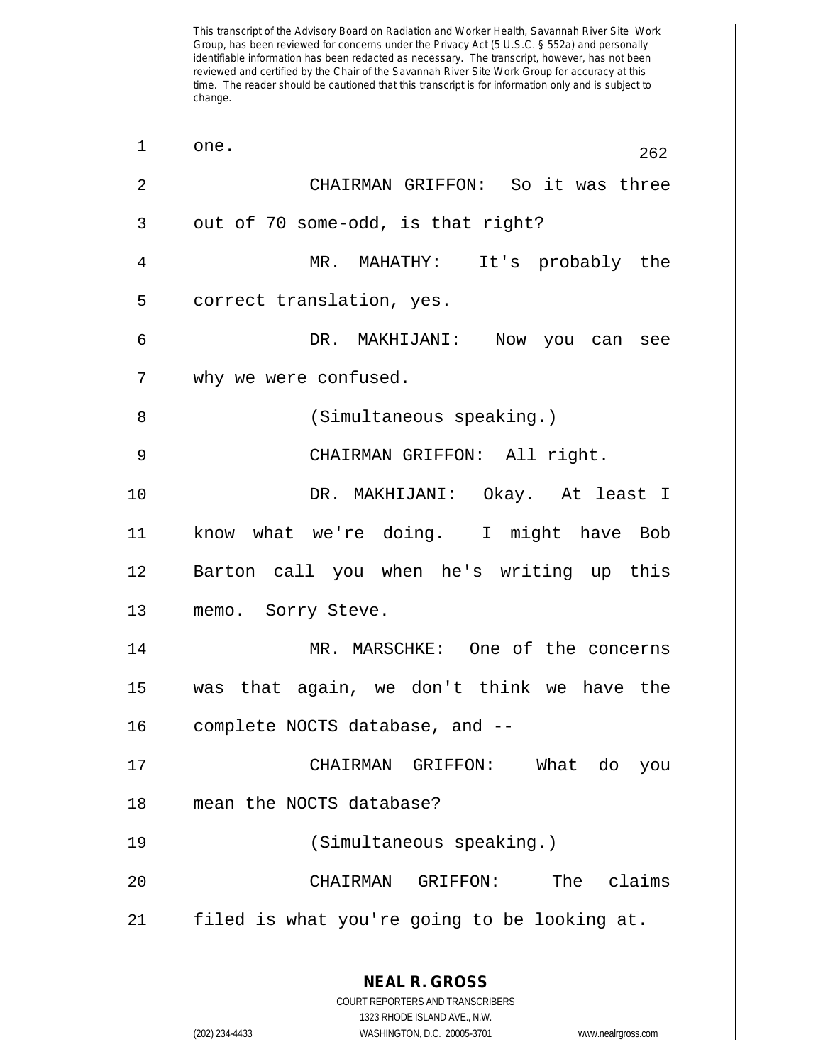This transcript of the Advisory Board on Radiation and Worker Health, Savannah River Site Work Group, has been reviewed for concerns under the Privacy Act (5 U.S.C. § 552a) and personally identifiable information has been redacted as necessary. The transcript, however, has not been reviewed and certified by the Chair of the Savannah River Site Work Group for accuracy at this time. The reader should be cautioned that this transcript is for information only and is subject to change.

one.

CHAIRMAN GRIFFON: So it was three out of 70 some-odd, is that right?

MR. MAHATHY: It's probably the correct translation, yes.

DR. MAKHIJANI: Now you can see why we were confused.

(Simultaneous speaking.)

CHAIRMAN GRIFFON: All right.

DR. MAKHIJANI: Okay. At least I know what we're doing. I might have Bob Barton call you when he's writing up this memo. Sorry Steve.

MR. MARSCHKE: One of the concerns was that again, we don't think we have the complete NOCTS database, and --

CHAIRMAN GRIFFON: What do you mean the NOCTS database?

(Simultaneous speaking.)

CHAIRMAN GRIFFON: The claims filed is what you're going to be looking at.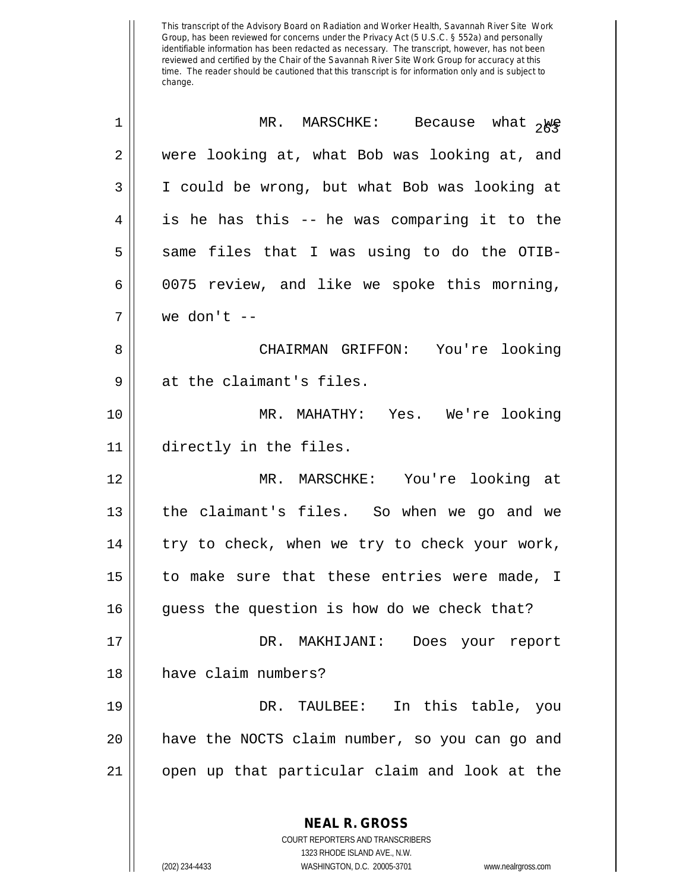MR. MARSCHKE: Because what we were looking at, what Bob was looking at, and I could be wrong, but what Bob was looking at is he has this -- he was comparing it to the same files that I was using to do the OTIB-0075 review, and like we spoke this morning, we don't --

CHAIRMAN GRIFFON: You're looking at the claimant's files.

MR. MAHATHY: Yes. We're looking directly in the files.

MR. MARSCHKE: You're looking at the claimant's files. So when we go and we try to check, when we try to check your work, to make sure that these entries were made, I guess the question is how do we check that?

DR. MAKHIJANI: Does your report have claim numbers?

DR. TAULBEE: In this table, you have the NOCTS claim number, so you can go and open up that particular claim and look at the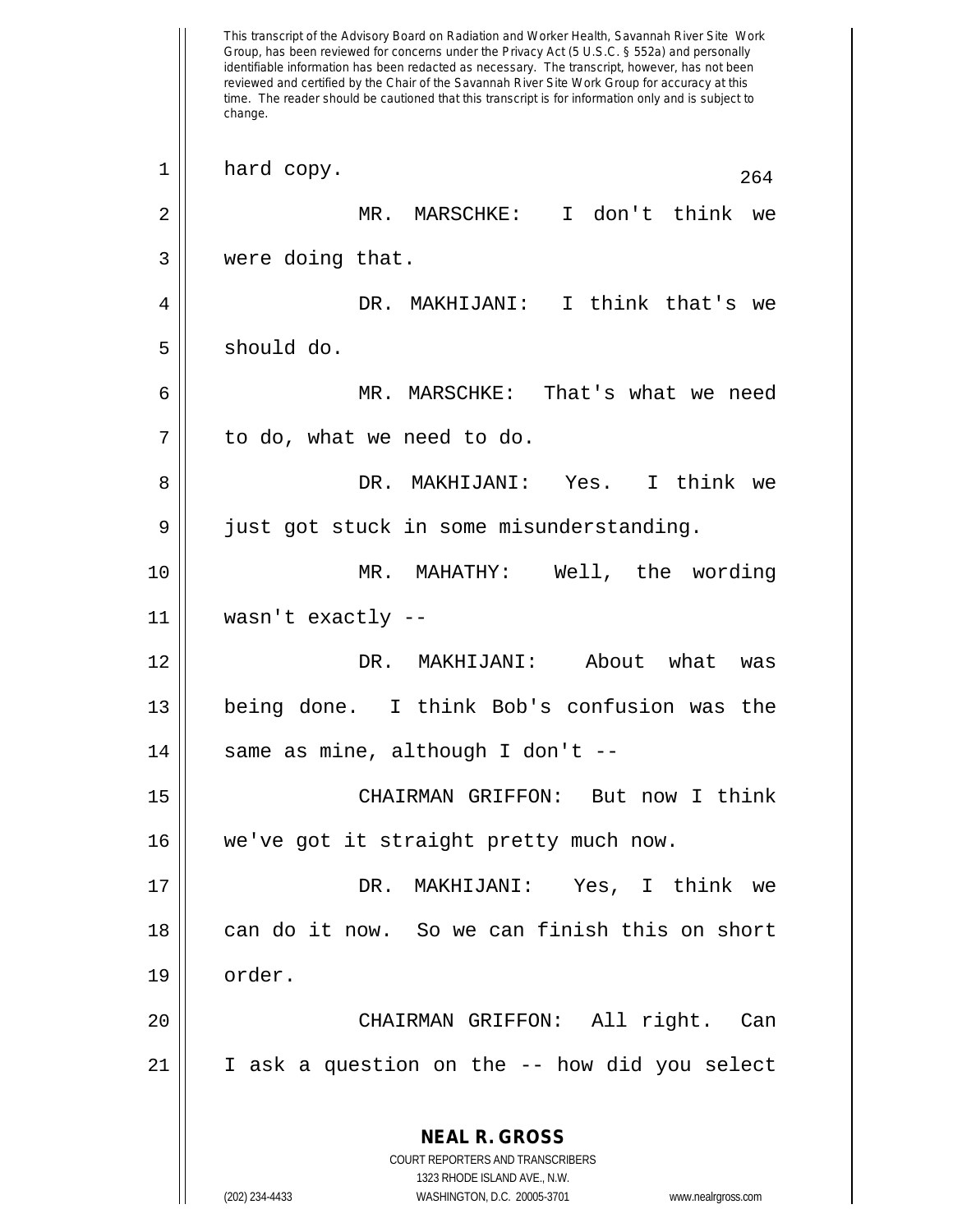hard copy.

MR. MARSCHKE: I don't think we were doing that.

DR. MAKHIJANI: I think that's we should do.

MR. MARSCHKE: That's what we need to do, what we need to do.

DR. MAKHIJANI: Yes. I think we just got stuck in some misunderstanding.

MR. MAHATHY: Well, the wording wasn't exactly --

DR. MAKHIJANI: About what was being done. I think Bob's confusion was the same as mine, although I don't --

CHAIRMAN GRIFFON: But now I think we've got it straight pretty much now.

DR. MAKHIJANI: Yes, I think we can do it now. So we can finish this on short order.

CHAIRMAN GRIFFON: All right. Can I ask a question on the -- how did you select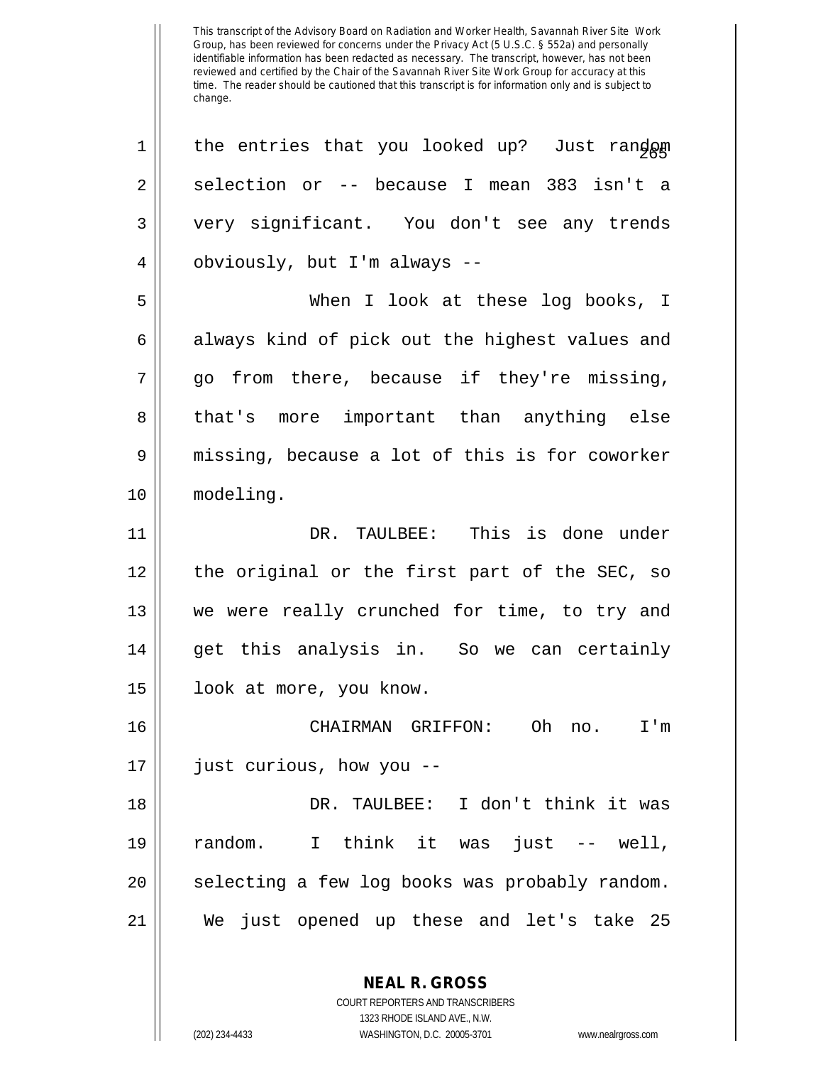This transcript of the Advisory Board on Radiation and Worker Health, Savannah River Site Work Group, has been reviewed for concerns under the Privacy Act (5 U.S.C. § 552a) and personally identifiable information has been redacted as necessary. The transcript, however, has not been reviewed and certified by the Chair of the Savannah River Site Work Group for accuracy at this time. The reader should be cautioned that this transcript is for information only and is subject to change.

1 the entries that you looked up? Just random
2 selection or -- because I mean 383 isn't a
3 very significant. You don't see any trends
4 obviously, but I'm always --
5 When I look at these log books, I
6 always kind of pick out the highest values and
7 go from there, because if they're missing,
8 that's more important than anything else
9 missing, because a lot of this is for coworker
10 modeling.
11 DR. TAULBEE: This is done under
12 the original or the first part of the SEC, so
13 we were really crunched for time, to try and
14 get this analysis in. So we can certainly
15 look at more, you know.
16 CHAIRMAN GRIFFON: Oh no. I'm
17 just curious, how you --
18 DR. TAULBEE: I don't think it was
19 random. I think it was just -- well,
20 selecting a few log books was probably random.
21 We just opened up these and let's take 25

**NEAL R. GROSS**
COURT REPORTERS AND TRANSCRIBERS
1323 RHODE ISLAND AVE., N.W.
(202) 234-4433 WASHINGTON, D.C. 20005-3701 www.nealrgross.com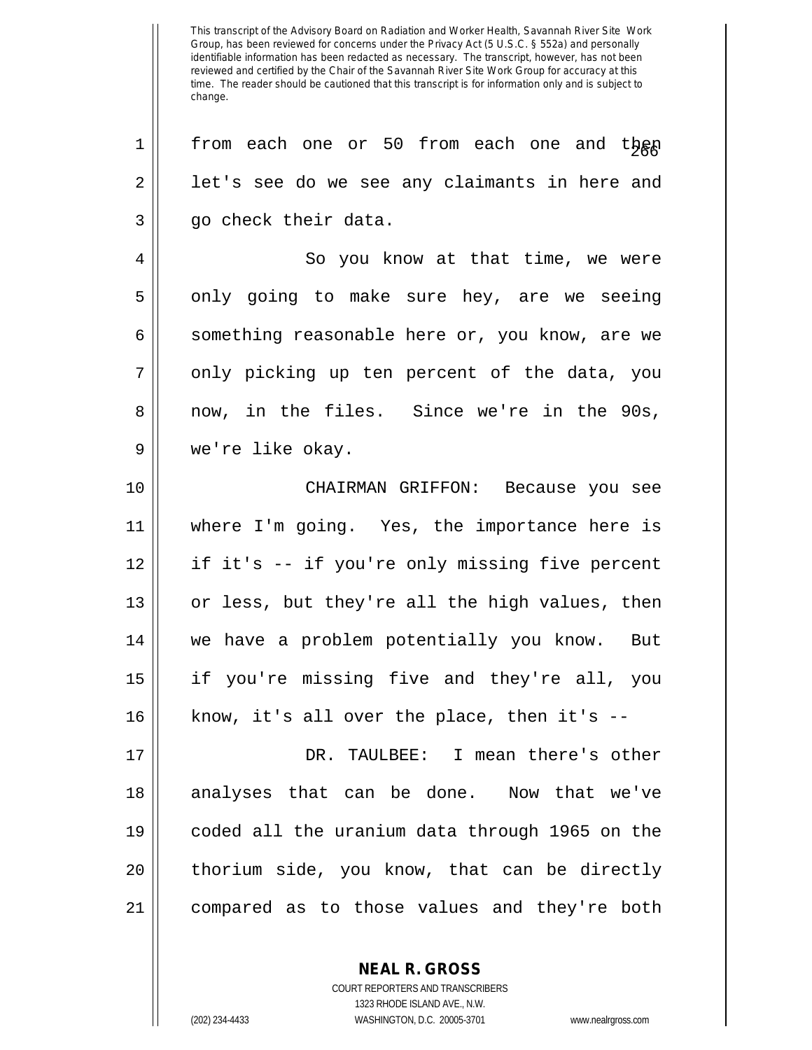from each one or 50 from each one and then let's see do we see any claimants in here and go check their data.

So you know at that time, we were only going to make sure hey, are we seeing something reasonable here or, you know, are we only picking up ten percent of the data, you now, in the files. Since we're in the 90s, we're like okay.

CHAIRMAN GRIFFON: Because you see where I'm going. Yes, the importance here is if it's -- if you're only missing five percent or less, but they're all the high values, then we have a problem potentially you know. But if you're missing five and they're all, you know, it's all over the place, then it's --

DR. TAULBEE: I mean there's other analyses that can be done. Now that we've coded all the uranium data through 1965 on the thorium side, you know, that can be directly compared as to those values and they're both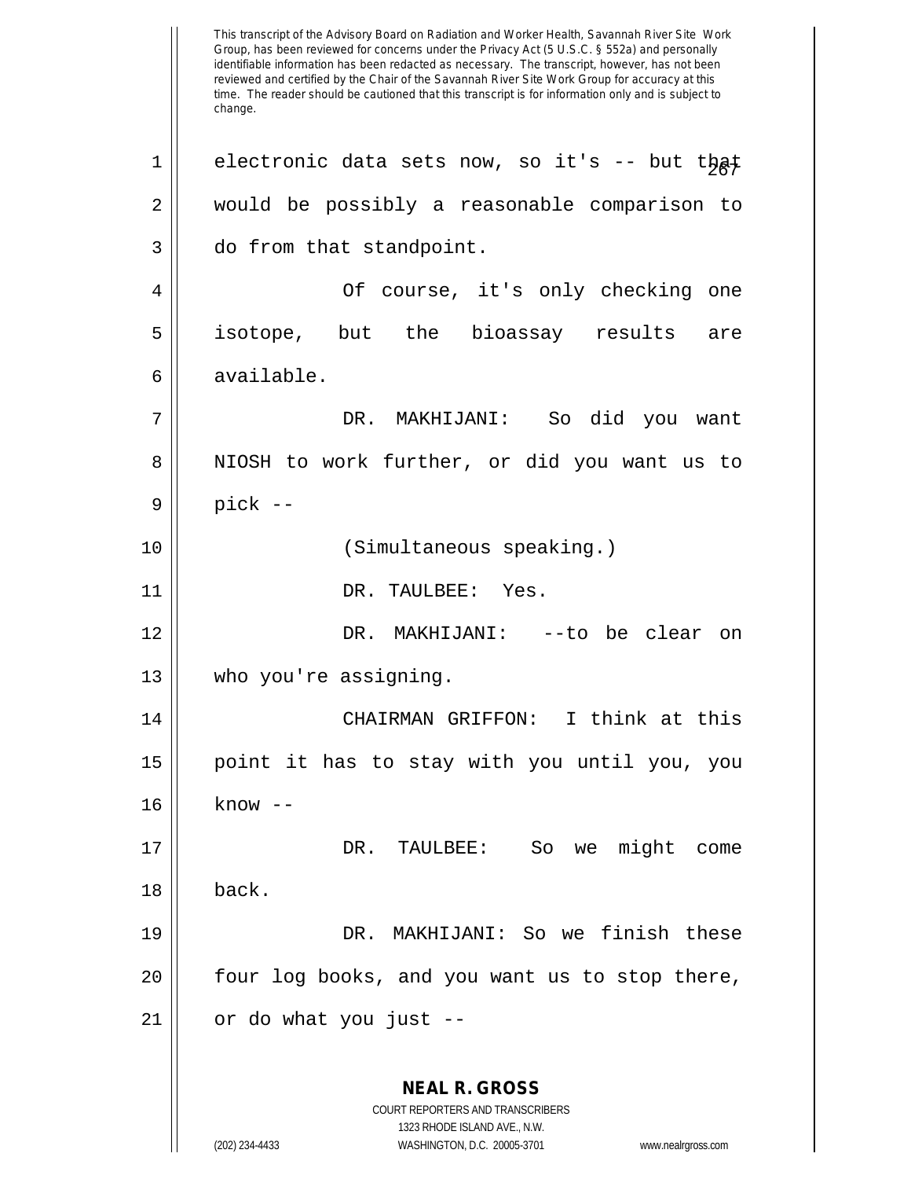This transcript of the Advisory Board on Radiation and Worker Health, Savannah River Site Work Group, has been reviewed for concerns under the Privacy Act (5 U.S.C. § 552a) and personally identifiable information has been redacted as necessary. The transcript, however, has not been reviewed and certified by the Chair of the Savannah River Site Work Group for accuracy at this time. The reader should be cautioned that this transcript is for information only and is subject to change.

electronic data sets now, so it's -- but that would be possibly a reasonable comparison to do from that standpoint.

Of course, it's only checking one isotope, but the bioassay results are available.

DR. MAKHIJANI: So did you want NIOSH to work further, or did you want us to pick --

(Simultaneous speaking.)

DR. TAULBEE: Yes.

DR. MAKHIJANI: --to be clear on who you're assigning.

CHAIRMAN GRIFFON: I think at this point it has to stay with you until you, you know --

DR. TAULBEE: So we might come back.

DR. MAKHIJANI: So we finish these four log books, and you want us to stop there, or do what you just --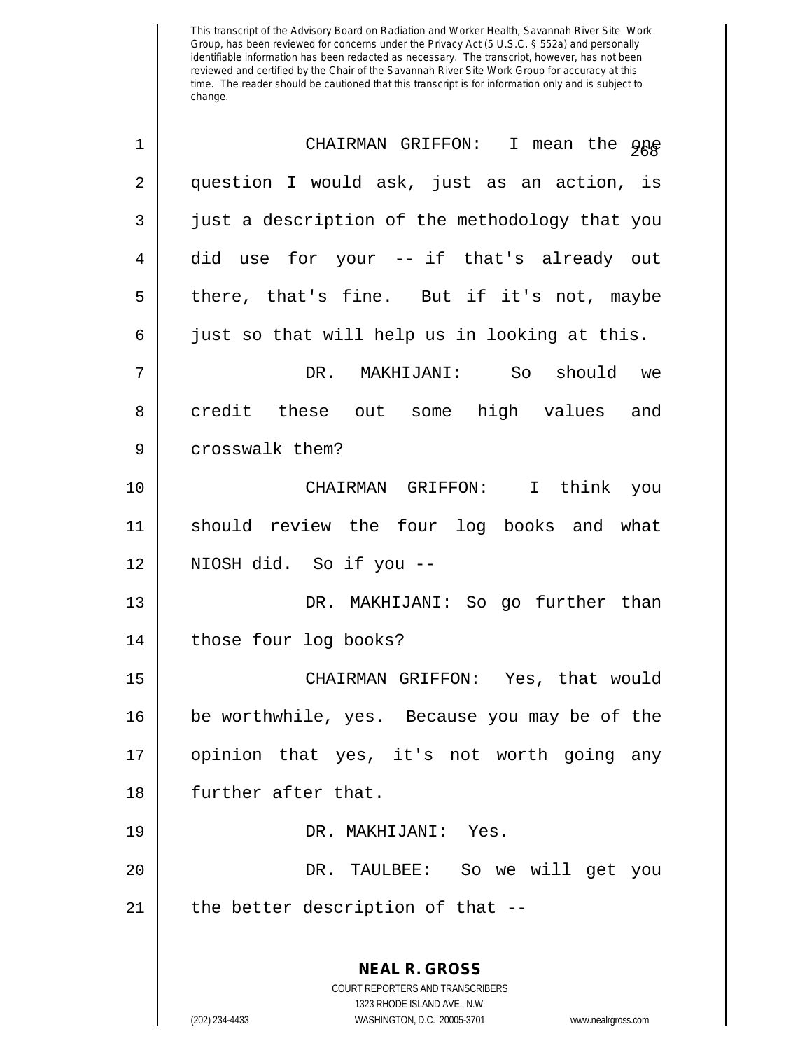This transcript of the Advisory Board on Radiation and Worker Health, Savannah River Site Work Group, has been reviewed for concerns under the Privacy Act (5 U.S.C. § 552a) and personally identifiable information has been redacted as necessary. The transcript, however, has not been reviewed and certified by the Chair of the Savannah River Site Work Group for accuracy at this time. The reader should be cautioned that this transcript is for information only and is subject to change.

1 CHAIRMAN GRIFFON: I mean the one
2 question I would ask, just as an action, is
3 just a description of the methodology that you
4 did use for your -- if that's already out
5 there, that's fine. But if it's not, maybe
6 just so that will help us in looking at this.
7 DR. MAKHIJANI: So should we
8 credit these out some high values and
9 crosswalk them?
10 CHAIRMAN GRIFFON: I think you
11 should review the four log books and what
12 NIOSH did. So if you --
13 DR. MAKHIJANI: So go further than
14 those four log books?
15 CHAIRMAN GRIFFON: Yes, that would
16 be worthwhile, yes. Because you may be of the
17 opinion that yes, it's not worth going any
18 further after that.
19 DR. MAKHIJANI: Yes.
20 DR. TAULBEE: So we will get you
21 the better description of that --

**NEAL R. GROSS**
COURT REPORTERS AND TRANSCRIBERS
1323 RHODE ISLAND AVE., N.W.
(202) 234-4433 WASHINGTON, D.C. 20005-3701 www.nealrgross.com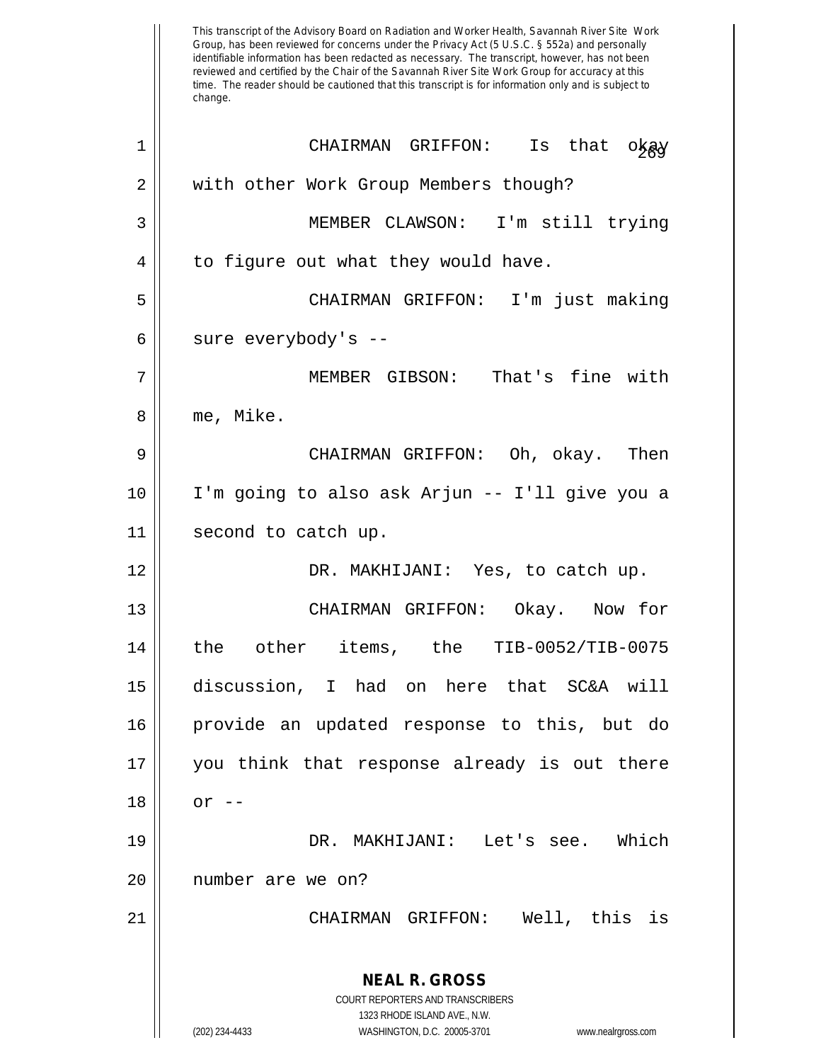CHAIRMAN GRIFFON: Is that okay with other Work Group Members though?

MEMBER CLAWSON: I'm still trying to figure out what they would have.

CHAIRMAN GRIFFON: I'm just making sure everybody's --

MEMBER GIBSON: That's fine with me, Mike.

CHAIRMAN GRIFFON: Oh, okay. Then I'm going to also ask Arjun -- I'll give you a second to catch up.

DR. MAKHIJANI: Yes, to catch up.

CHAIRMAN GRIFFON: Okay. Now for the other items, the TIB-0052/TIB-0075 discussion, I had on here that SC&A will provide an updated response to this, but do you think that response already is out there or --

DR. MAKHIJANI: Let's see. Which number are we on?

CHAIRMAN GRIFFON: Well, this is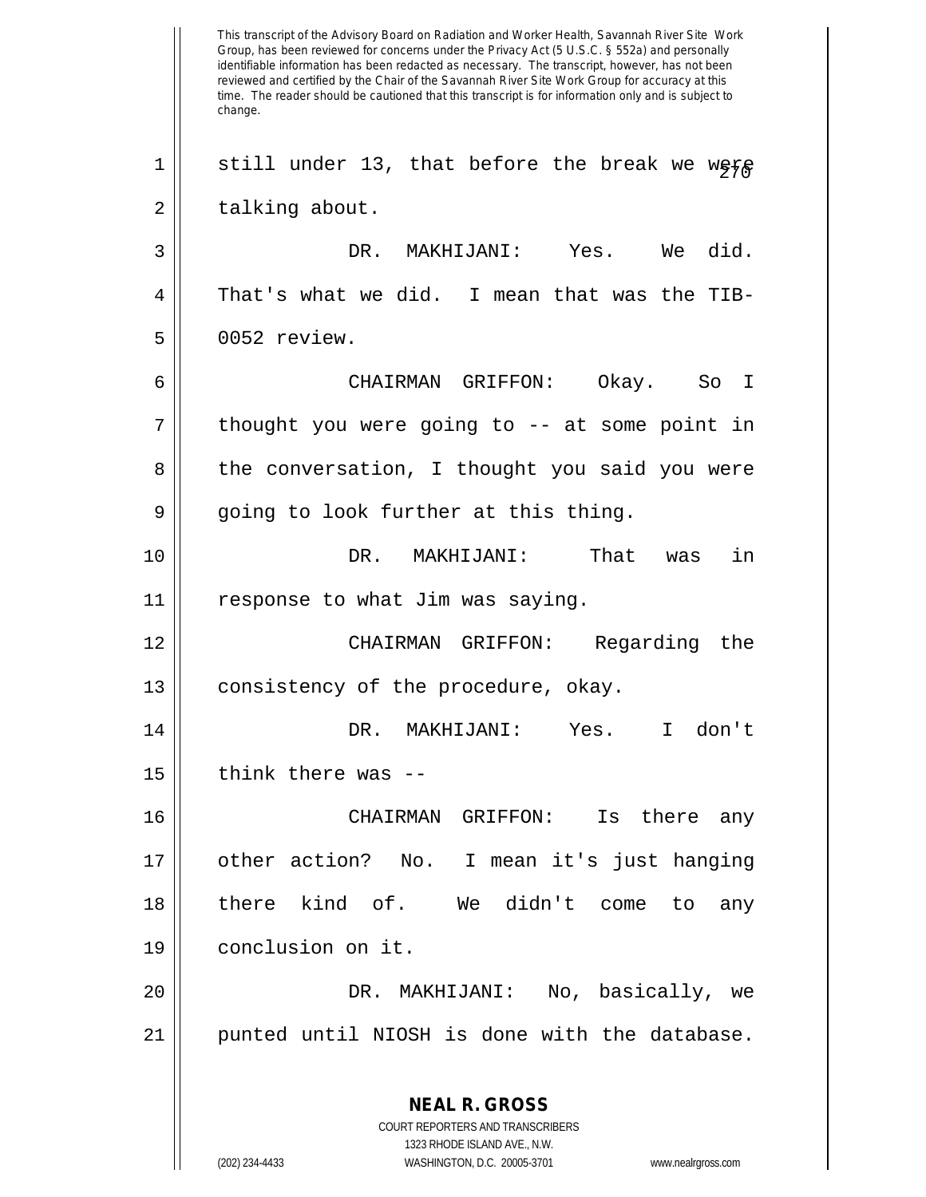This transcript of the Advisory Board on Radiation and Worker Health, Savannah River Site Work Group, has been reviewed for concerns under the Privacy Act (5 U.S.C. § 552a) and personally identifiable information has been redacted as necessary. The transcript, however, has not been reviewed and certified by the Chair of the Savannah River Site Work Group for accuracy at this time. The reader should be cautioned that this transcript is for information only and is subject to change.

still under 13, that before the break we were talking about.

DR. MAKHIJANI: Yes. We did. That's what we did. I mean that was the TIB-0052 review.

CHAIRMAN GRIFFON: Okay. So I thought you were going to -- at some point in the conversation, I thought you said you were going to look further at this thing.

DR. MAKHIJANI: That was in response to what Jim was saying.

CHAIRMAN GRIFFON: Regarding the consistency of the procedure, okay.

DR. MAKHIJANI: Yes. I don't think there was --

CHAIRMAN GRIFFON: Is there any other action? No. I mean it's just hanging there kind of. We didn't come to any conclusion on it.

DR. MAKHIJANI: No, basically, we punted until NIOSH is done with the database.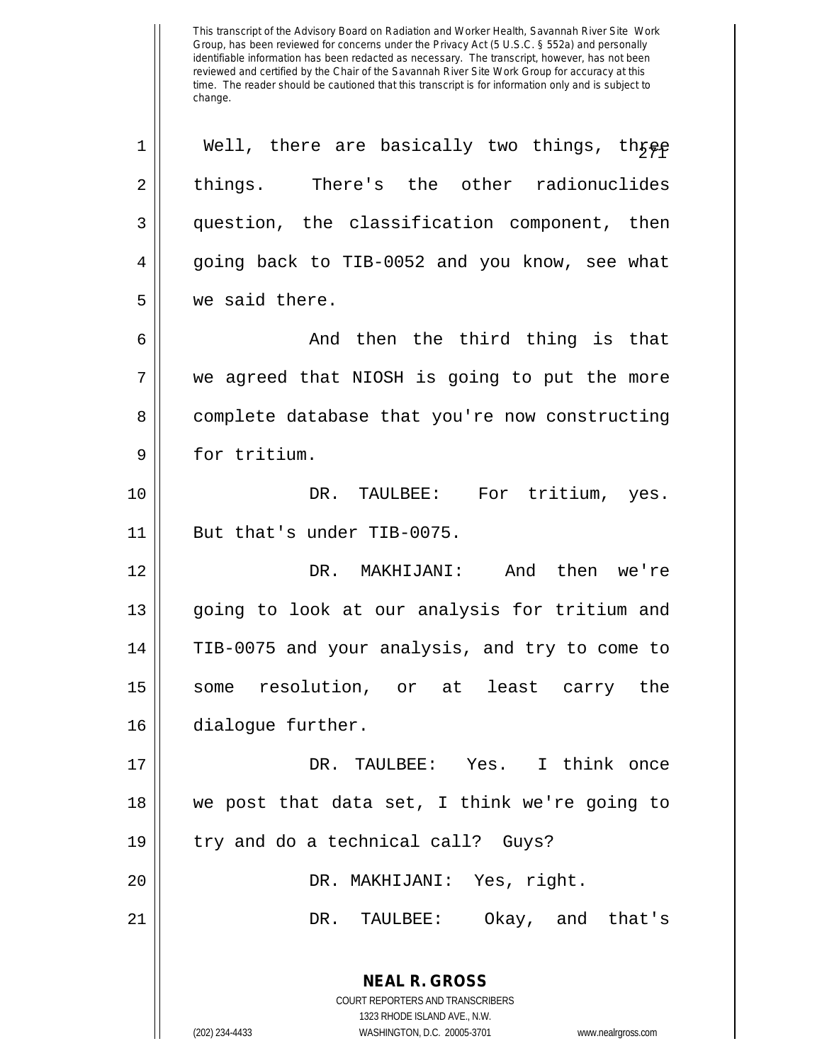This transcript of the Advisory Board on Radiation and Worker Health, Savannah River Site Work Group, has been reviewed for concerns under the Privacy Act (5 U.S.C. § 552a) and personally identifiable information has been redacted as necessary. The transcript, however, has not been reviewed and certified by the Chair of the Savannah River Site Work Group for accuracy at this time. The reader should be cautioned that this transcript is for information only and is subject to change.

1 Well, there are basically two things, three
2 things. There's the other radionuclides
3 question, the classification component, then
4 going back to TIB-0052 and you know, see what
5 we said there.

6 And then the third thing is that
7 we agreed that NIOSH is going to put the more
8 complete database that you're now constructing
9 for tritium.

10 DR. TAULBEE: For tritium, yes.
11 But that's under TIB-0075.

12 DR. MAKHIJANI: And then we're
13 going to look at our analysis for tritium and
14 TIB-0075 and your analysis, and try to come to
15 some resolution, or at least carry the
16 dialogue further.

17 DR. TAULBEE: Yes. I think once
18 we post that data set, I think we're going to
19 try and do a technical call? Guys?

20 DR. MAKHIJANI: Yes, right.

21 DR. TAULBEE: Okay, and that's

**NEAL R. GROSS**
COURT REPORTERS AND TRANSCRIBERS
1323 RHODE ISLAND AVE., N.W.
(202) 234-4433 WASHINGTON, D.C. 20005-3701 www.nealrgross.com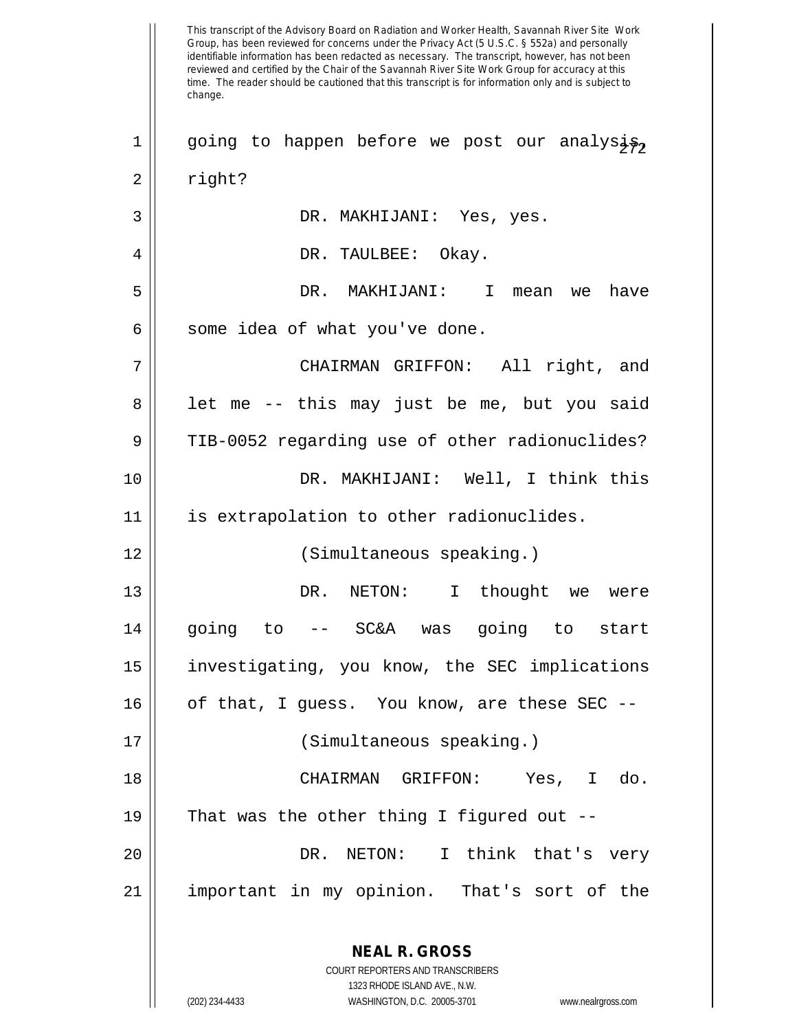This transcript of the Advisory Board on Radiation and Worker Health, Savannah River Site Work Group, has been reviewed for concerns under the Privacy Act (5 U.S.C. § 552a) and personally identifiable information has been redacted as necessary. The transcript, however, has not been reviewed and certified by the Chair of the Savannah River Site Work Group for accuracy at this time. The reader should be cautioned that this transcript is for information only and is subject to change.

going to happen before we post our analysis, right?

DR. MAKHIJANI: Yes, yes.

DR. TAULBEE: Okay.

DR. MAKHIJANI: I mean we have some idea of what you've done.

CHAIRMAN GRIFFON: All right, and let me -- this may just be me, but you said TIB-0052 regarding use of other radionuclides?

DR. MAKHIJANI: Well, I think this is extrapolation to other radionuclides.

(Simultaneous speaking.)

DR. NETON: I thought we were going to -- SC&A was going to start investigating, you know, the SEC implications of that, I guess. You know, are these SEC --

(Simultaneous speaking.)

CHAIRMAN GRIFFON: Yes, I do. That was the other thing I figured out --

DR. NETON: I think that's very important in my opinion. That's sort of the

**NEAL R. GROSS**
COURT REPORTERS AND TRANSCRIBERS
1323 RHODE ISLAND AVE., N.W.
(202) 234-4433 WASHINGTON, D.C. 20005-3701 www.nealrgross.com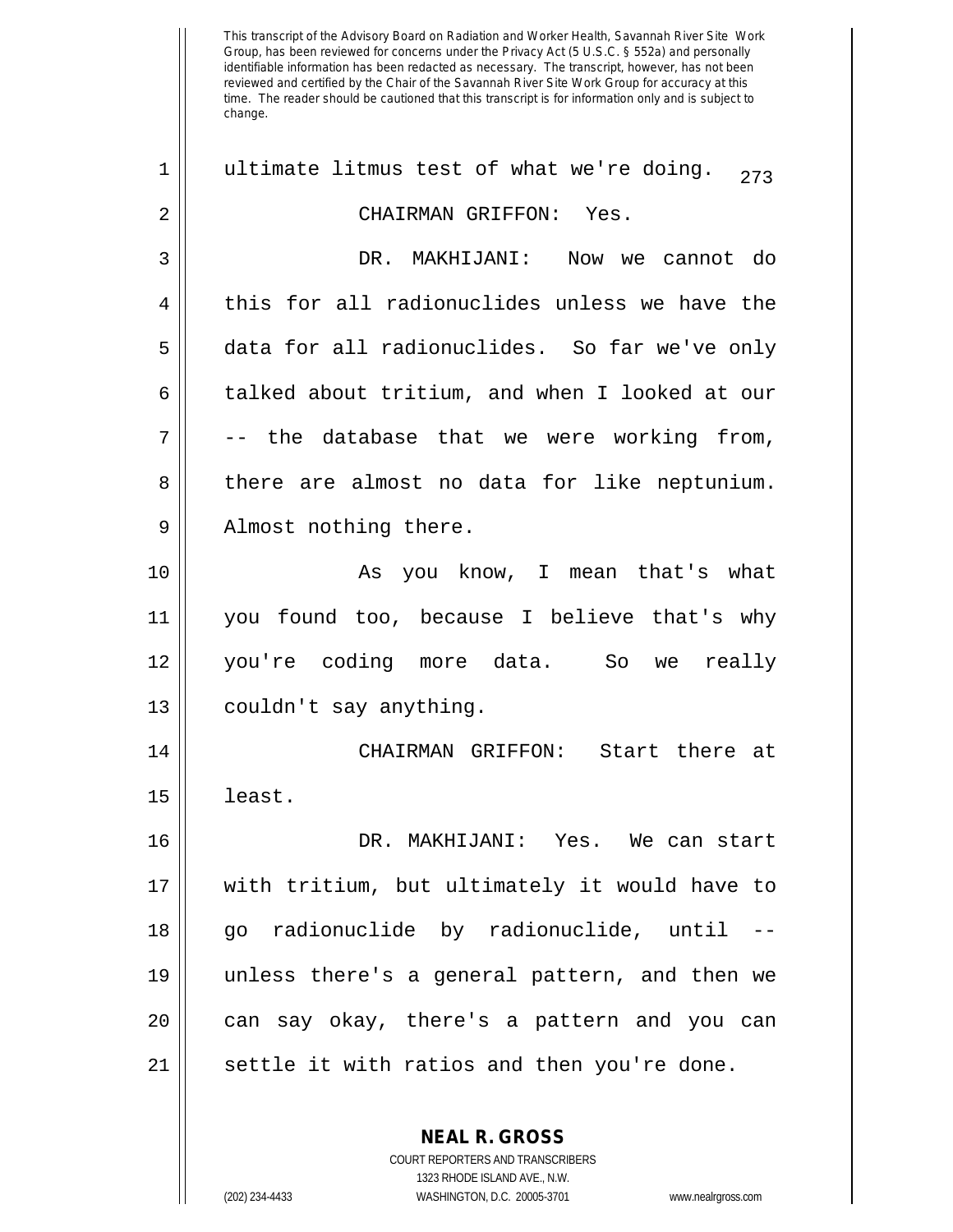This transcript of the Advisory Board on Radiation and Worker Health, Savannah River Site Work Group, has been reviewed for concerns under the Privacy Act (5 U.S.C. § 552a) and personally identifiable information has been redacted as necessary. The transcript, however, has not been reviewed and certified by the Chair of the Savannah River Site Work Group for accuracy at this time. The reader should be cautioned that this transcript is for information only and is subject to change.

ultimate litmus test of what we're doing.

CHAIRMAN GRIFFON: Yes.

DR. MAKHIJANI: Now we cannot do this for all radionuclides unless we have the data for all radionuclides. So far we've only talked about tritium, and when I looked at our -- the database that we were working from, there are almost no data for like neptunium. Almost nothing there.

As you know, I mean that's what you found too, because I believe that's why you're coding more data. So we really couldn't say anything.

CHAIRMAN GRIFFON: Start there at least.

DR. MAKHIJANI: Yes. We can start with tritium, but ultimately it would have to go radionuclide by radionuclide, until -- unless there's a general pattern, and then we can say okay, there's a pattern and you can settle it with ratios and then you're done.

**NEAL R. GROSS**
COURT REPORTERS AND TRANSCRIBERS
1323 RHODE ISLAND AVE., N.W.
(202) 234-4433 WASHINGTON, D.C. 20005-3701 www.nealrgross.com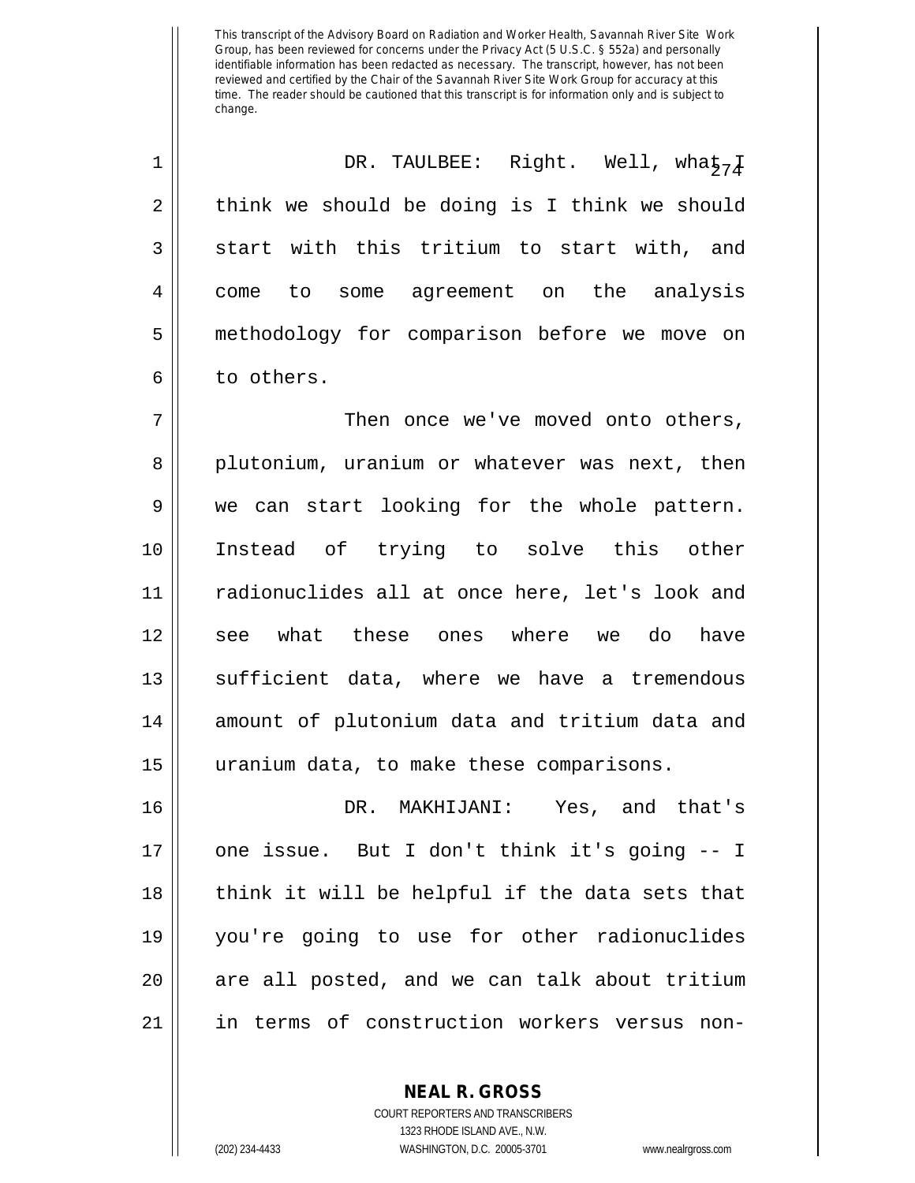This transcript of the Advisory Board on Radiation and Worker Health, Savannah River Site Work Group, has been reviewed for concerns under the Privacy Act (5 U.S.C. § 552a) and personally identifiable information has been redacted as necessary. The transcript, however, has not been reviewed and certified by the Chair of the Savannah River Site Work Group for accuracy at this time. The reader should be cautioned that this transcript is for information only and is subject to change.

DR. TAULBEE: Right. Well, what I think we should be doing is I think we should start with this tritium to start with, and come to some agreement on the analysis methodology for comparison before we move on to others.

Then once we've moved onto others, plutonium, uranium or whatever was next, then we can start looking for the whole pattern. Instead of trying to solve this other radionuclides all at once here, let's look and see what these ones where we do have sufficient data, where we have a tremendous amount of plutonium data and tritium data and uranium data, to make these comparisons.

DR. MAKHIJANI: Yes, and that's one issue. But I don't think it's going -- I think it will be helpful if the data sets that you're going to use for other radionuclides are all posted, and we can talk about tritium in terms of construction workers versus non-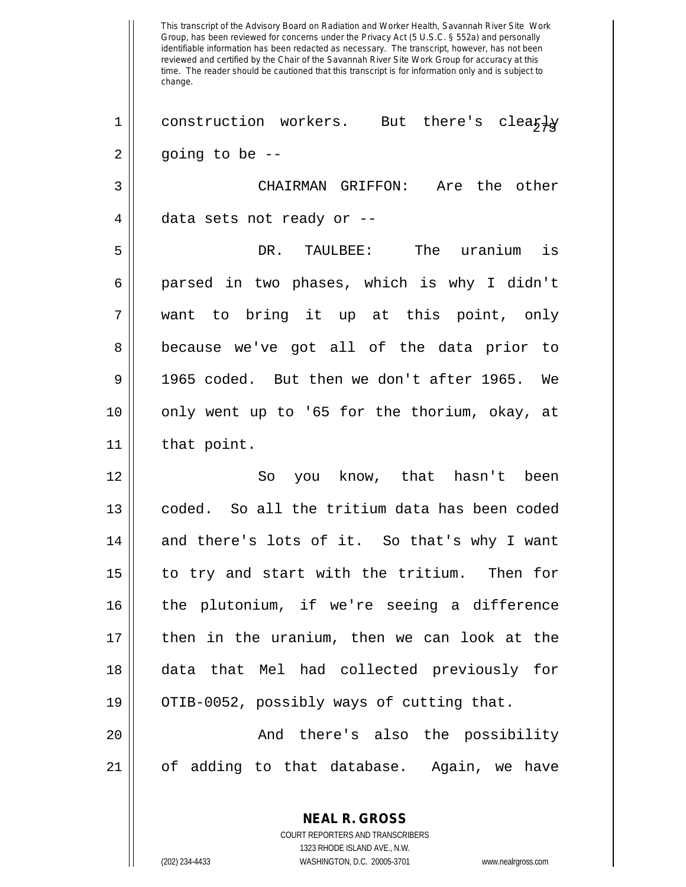This transcript of the Advisory Board on Radiation and Worker Health, Savannah River Site Work Group, has been reviewed for concerns under the Privacy Act (5 U.S.C. § 552a) and personally identifiable information has been redacted as necessary. The transcript, however, has not been reviewed and certified by the Chair of the Savannah River Site Work Group for accuracy at this time. The reader should be cautioned that this transcript is for information only and is subject to change.

construction workers. But there's clearly going to be --

CHAIRMAN GRIFFON: Are the other data sets not ready or --

DR. TAULBEE: The uranium is parsed in two phases, which is why I didn't want to bring it up at this point, only because we've got all of the data prior to 1965 coded. But then we don't after 1965. We only went up to '65 for the thorium, okay, at that point.

So you know, that hasn't been coded. So all the tritium data has been coded and there's lots of it. So that's why I want to try and start with the tritium. Then for the plutonium, if we're seeing a difference then in the uranium, then we can look at the data that Mel had collected previously for OTIB-0052, possibly ways of cutting that.

And there's also the possibility of adding to that database. Again, we have

**NEAL R. GROSS**
COURT REPORTERS AND TRANSCRIBERS
1323 RHODE ISLAND AVE., N.W.
(202) 234-4433 WASHINGTON, D.C. 20005-3701 www.nealrgross.com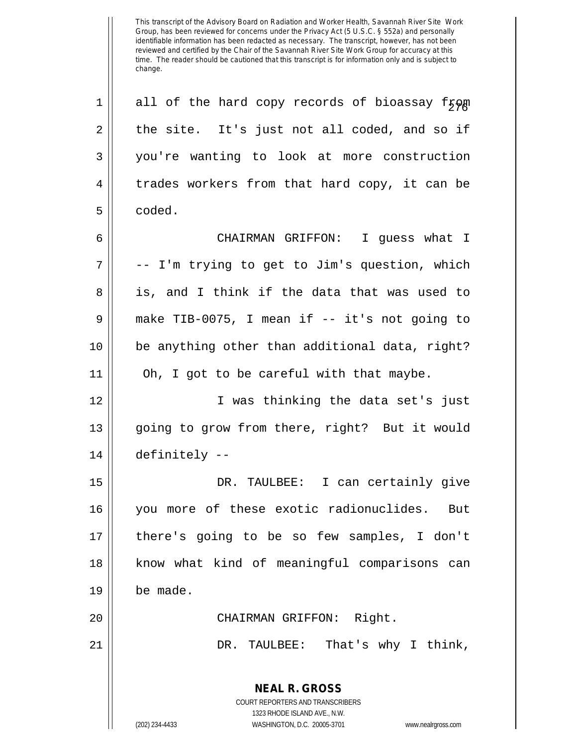all of the hard copy records of bioassay from the site. It's just not all coded, and so if you're wanting to look at more construction trades workers from that hard copy, it can be coded.

CHAIRMAN GRIFFON: I guess what I -- I'm trying to get to Jim's question, which is, and I think if the data that was used to make TIB-0075, I mean if -- it's not going to be anything other than additional data, right? Oh, I got to be careful with that maybe.

I was thinking the data set's just going to grow from there, right? But it would definitely --

DR. TAULBEE: I can certainly give you more of these exotic radionuclides. But there's going to be so few samples, I don't know what kind of meaningful comparisons can be made.

CHAIRMAN GRIFFON: Right.

DR. TAULBEE: That's why I think,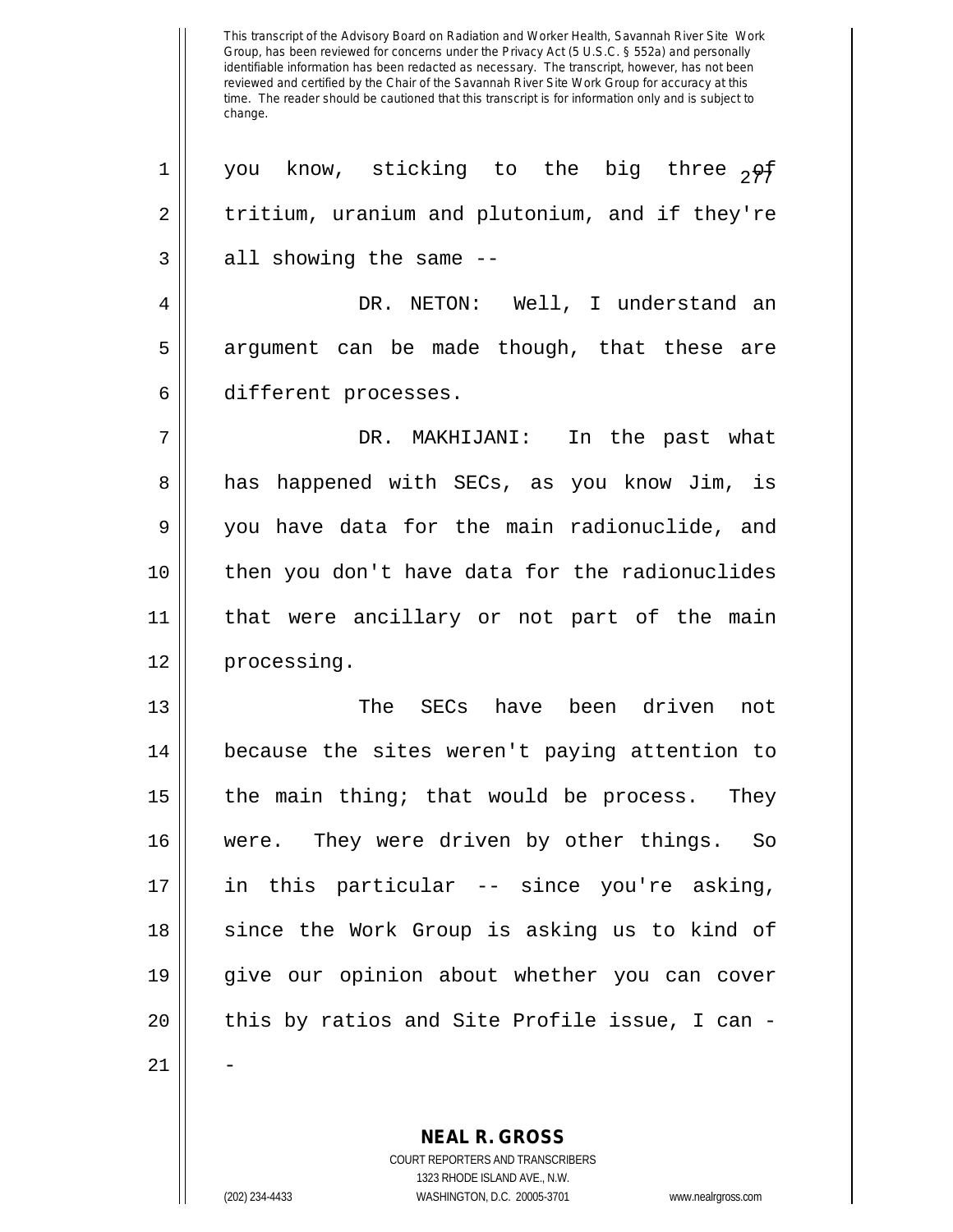you know, sticking to the big three of tritium, uranium and plutonium, and if they're all showing the same --

DR. NETON: Well, I understand an argument can be made though, that these are different processes.

DR. MAKHIJANI: In the past what has happened with SECs, as you know Jim, is you have data for the main radionuclide, and then you don't have data for the radionuclides that were ancillary or not part of the main processing.

The SECs have been driven not because the sites weren't paying attention to the main thing; that would be process. They were. They were driven by other things. So in this particular -- since you're asking, since the Work Group is asking us to kind of give our opinion about whether you can cover this by ratios and Site Profile issue, I can --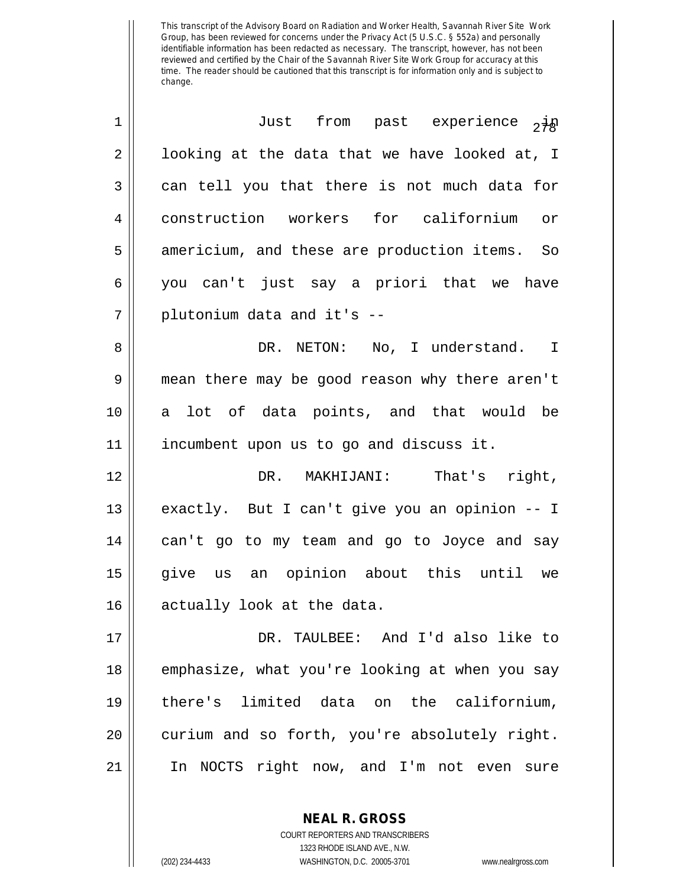This transcript of the Advisory Board on Radiation and Worker Health, Savannah River Site Work Group, has been reviewed for concerns under the Privacy Act (5 U.S.C. § 552a) and personally identifiable information has been redacted as necessary. The transcript, however, has not been reviewed and certified by the Chair of the Savannah River Site Work Group for accuracy at this time. The reader should be cautioned that this transcript is for information only and is subject to change.

1 Just from past experience in
2 looking at the data that we have looked at, I
3 can tell you that there is not much data for
4 construction workers for californium or
5 americium, and these are production items. So
6 you can't just say a priori that we have
7 plutonium data and it's --

8 DR. NETON: No, I understand. I
9 mean there may be good reason why there aren't
10 a lot of data points, and that would be
11 incumbent upon us to go and discuss it.

12 DR. MAKHIJANI: That's right,
13 exactly. But I can't give you an opinion -- I
14 can't go to my team and go to Joyce and say
15 give us an opinion about this until we
16 actually look at the data.

17 DR. TAULBEE: And I'd also like to
18 emphasize, what you're looking at when you say
19 there's limited data on the californium,
20 curium and so forth, you're absolutely right.
21 In NOCTS right now, and I'm not even sure

**NEAL R. GROSS**
COURT REPORTERS AND TRANSCRIBERS
1323 RHODE ISLAND AVE., N.W.
(202) 234-4433 WASHINGTON, D.C. 20005-3701 www.nealrgross.com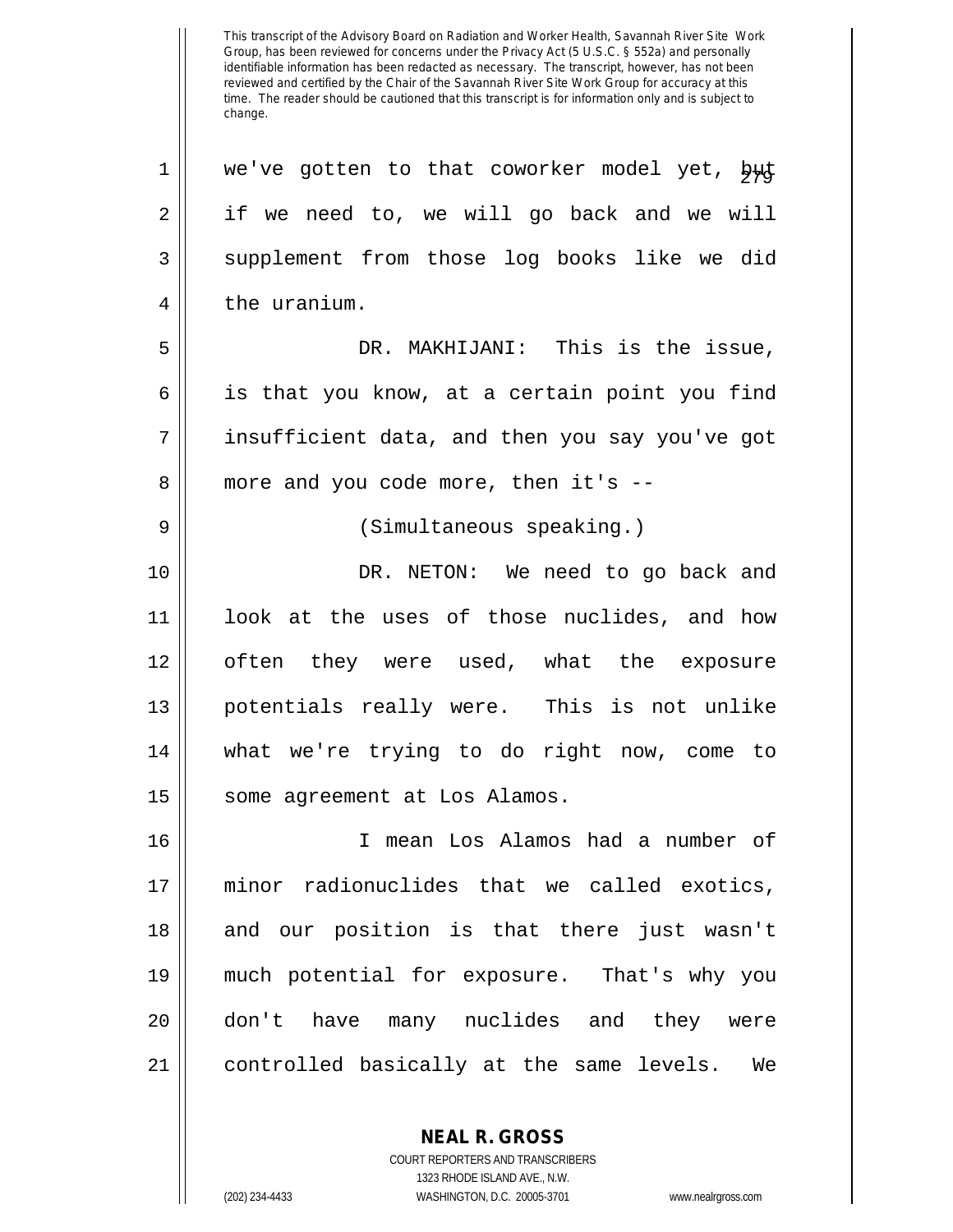This transcript of the Advisory Board on Radiation and Worker Health, Savannah River Site Work Group, has been reviewed for concerns under the Privacy Act (5 U.S.C. § 552a) and personally identifiable information has been redacted as necessary. The transcript, however, has not been reviewed and certified by the Chair of the Savannah River Site Work Group for accuracy at this time. The reader should be cautioned that this transcript is for information only and is subject to change.

we've gotten to that coworker model yet, but if we need to, we will go back and we will supplement from those log books like we did the uranium.

DR. MAKHIJANI: This is the issue, is that you know, at a certain point you find insufficient data, and then you say you've got more and you code more, then it's --

(Simultaneous speaking.)

DR. NETON: We need to go back and look at the uses of those nuclides, and how often they were used, what the exposure potentials really were. This is not unlike what we're trying to do right now, come to some agreement at Los Alamos.

I mean Los Alamos had a number of minor radionuclides that we called exotics, and our position is that there just wasn't much potential for exposure. That's why you don't have many nuclides and they were controlled basically at the same levels. We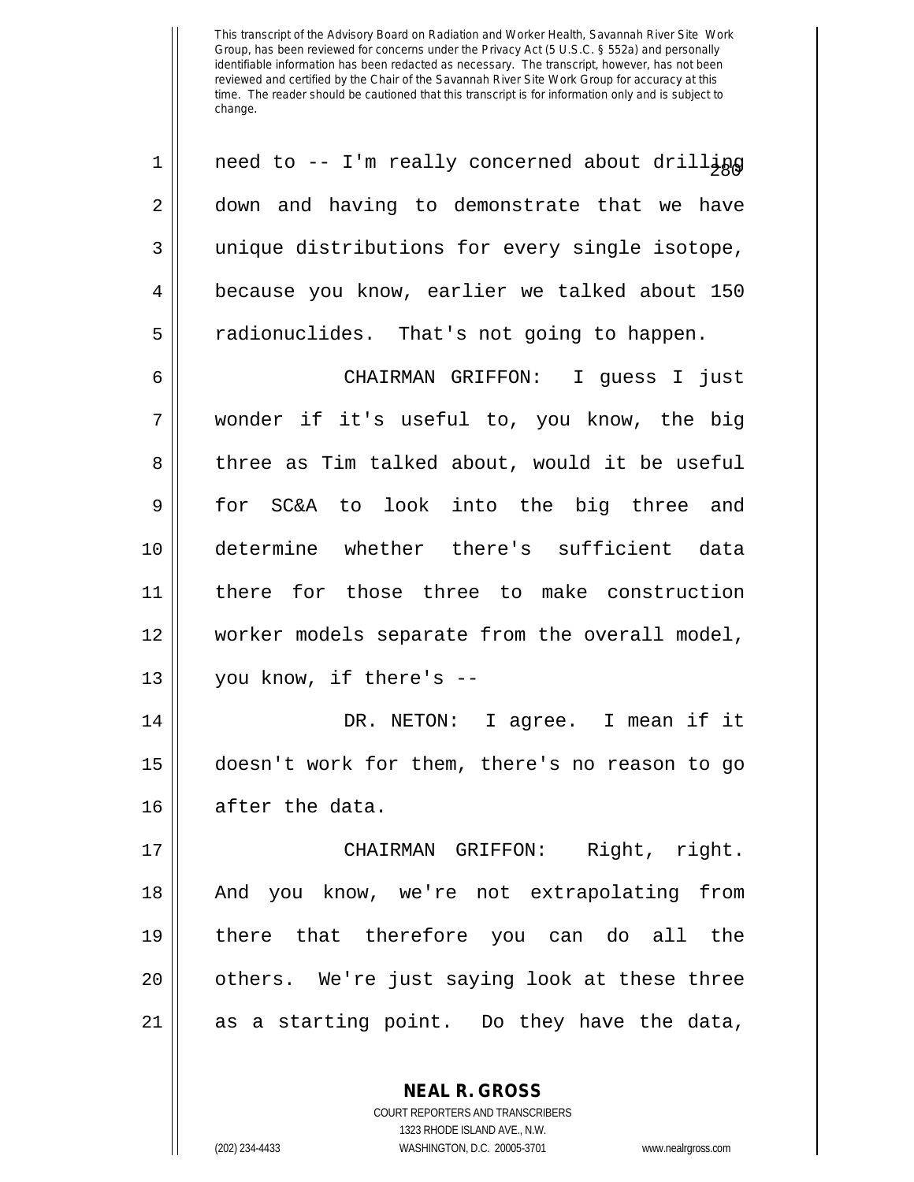This transcript of the Advisory Board on Radiation and Worker Health, Savannah River Site Work Group, has been reviewed for concerns under the Privacy Act (5 U.S.C. § 552a) and personally identifiable information has been redacted as necessary. The transcript, however, has not been reviewed and certified by the Chair of the Savannah River Site Work Group for accuracy at this time. The reader should be cautioned that this transcript is for information only and is subject to change.

need to -- I'm really concerned about drilling down and having to demonstrate that we have unique distributions for every single isotope, because you know, earlier we talked about 150 radionuclides. That's not going to happen.

CHAIRMAN GRIFFON: I guess I just wonder if it's useful to, you know, the big three as Tim talked about, would it be useful for SC&A to look into the big three and determine whether there's sufficient data there for those three to make construction worker models separate from the overall model, you know, if there's --

DR. NETON: I agree. I mean if it doesn't work for them, there's no reason to go after the data.

CHAIRMAN GRIFFON: Right, right. And you know, we're not extrapolating from there that therefore you can do all the others. We're just saying look at these three as a starting point. Do they have the data,

**NEAL R. GROSS**
COURT REPORTERS AND TRANSCRIBERS
1323 RHODE ISLAND AVE., N.W.
(202) 234-4433 WASHINGTON, D.C. 20005-3701 www.nealrgross.com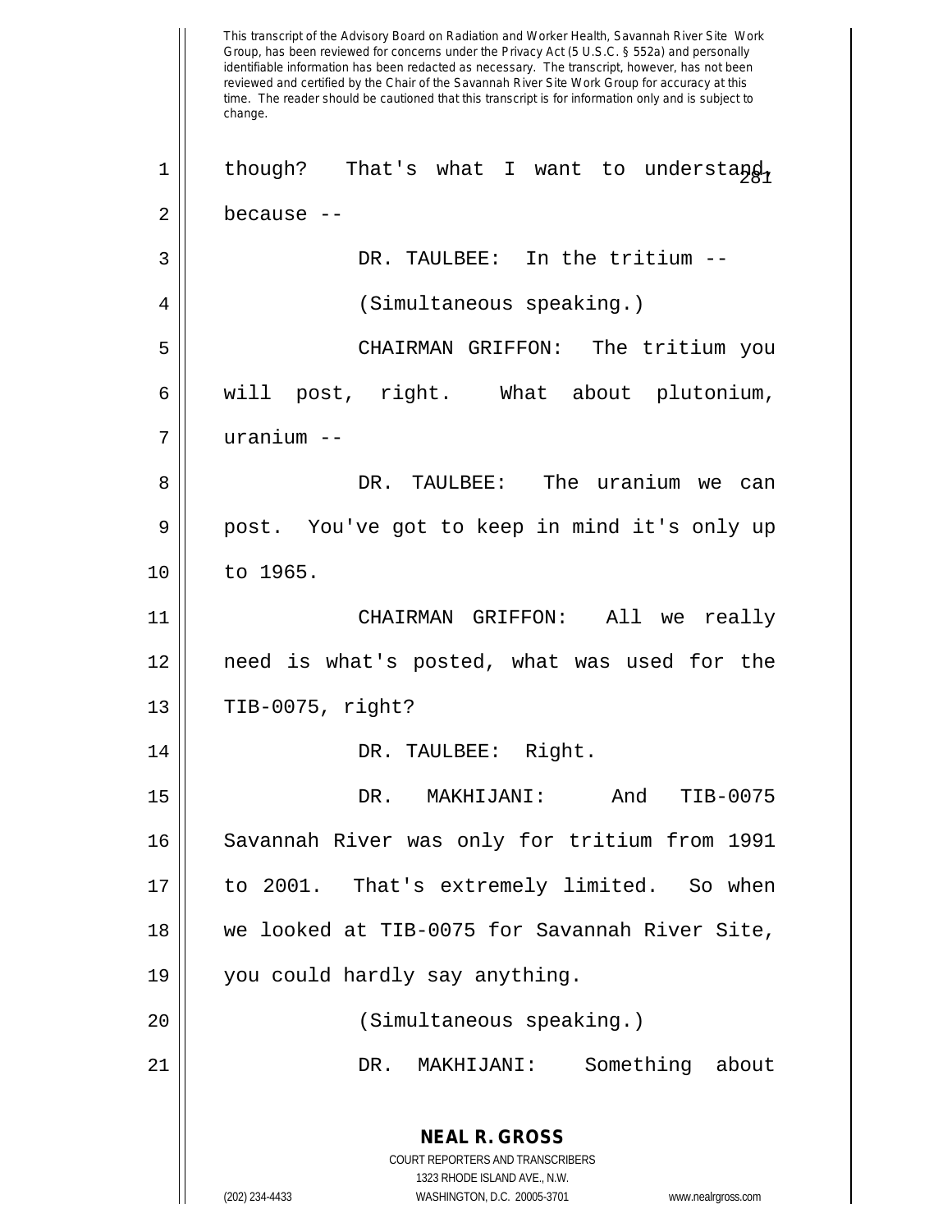This transcript of the Advisory Board on Radiation and Worker Health, Savannah River Site Work Group, has been reviewed for concerns under the Privacy Act (5 U.S.C. § 552a) and personally identifiable information has been redacted as necessary. The transcript, however, has not been reviewed and certified by the Chair of the Savannah River Site Work Group for accuracy at this time. The reader should be cautioned that this transcript is for information only and is subject to change.

though? That's what I want to understand, because --

DR. TAULBEE: In the tritium --

(Simultaneous speaking.)

CHAIRMAN GRIFFON: The tritium you will post, right. What about plutonium, uranium --

DR. TAULBEE: The uranium we can post. You've got to keep in mind it's only up to 1965.

CHAIRMAN GRIFFON: All we really need is what's posted, what was used for the TIB-0075, right?

DR. TAULBEE: Right.

DR. MAKHIJANI: And TIB-0075 Savannah River was only for tritium from 1991 to 2001. That's extremely limited. So when we looked at TIB-0075 for Savannah River Site, you could hardly say anything.

(Simultaneous speaking.)

DR. MAKHIJANI: Something about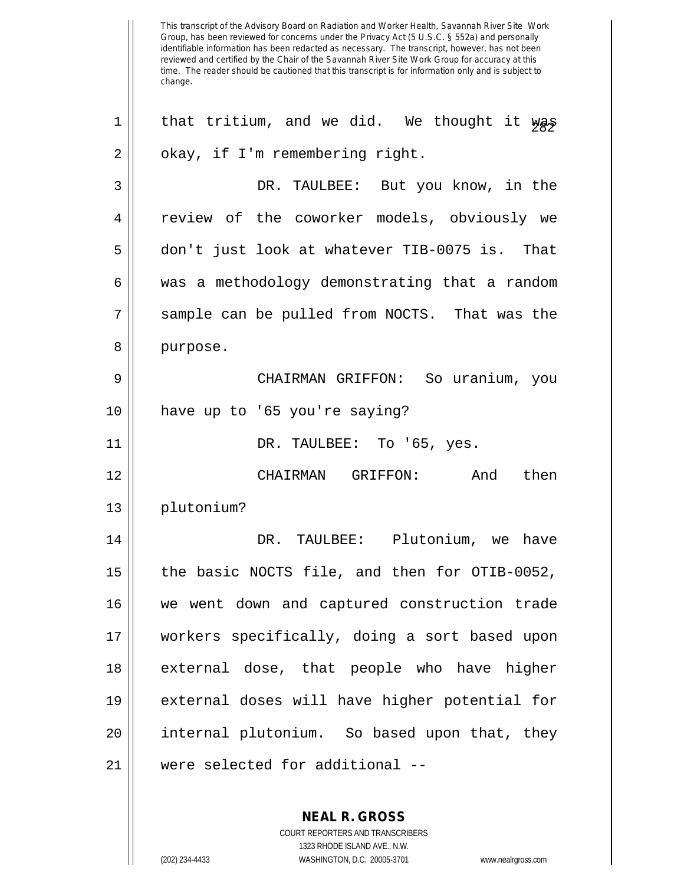that tritium, and we did. We thought it was okay, if I'm remembering right.

DR. TAULBEE: But you know, in the review of the coworker models, obviously we don't just look at whatever TIB-0075 is. That was a methodology demonstrating that a random sample can be pulled from NOCTS. That was the purpose.

CHAIRMAN GRIFFON: So uranium, you have up to '65 you're saying?

DR. TAULBEE: To '65, yes.

CHAIRMAN GRIFFON: And then plutonium?

DR. TAULBEE: Plutonium, we have the basic NOCTS file, and then for OTIB-0052, we went down and captured construction trade workers specifically, doing a sort based upon external dose, that people who have higher external doses will have higher potential for internal plutonium. So based upon that, they were selected for additional --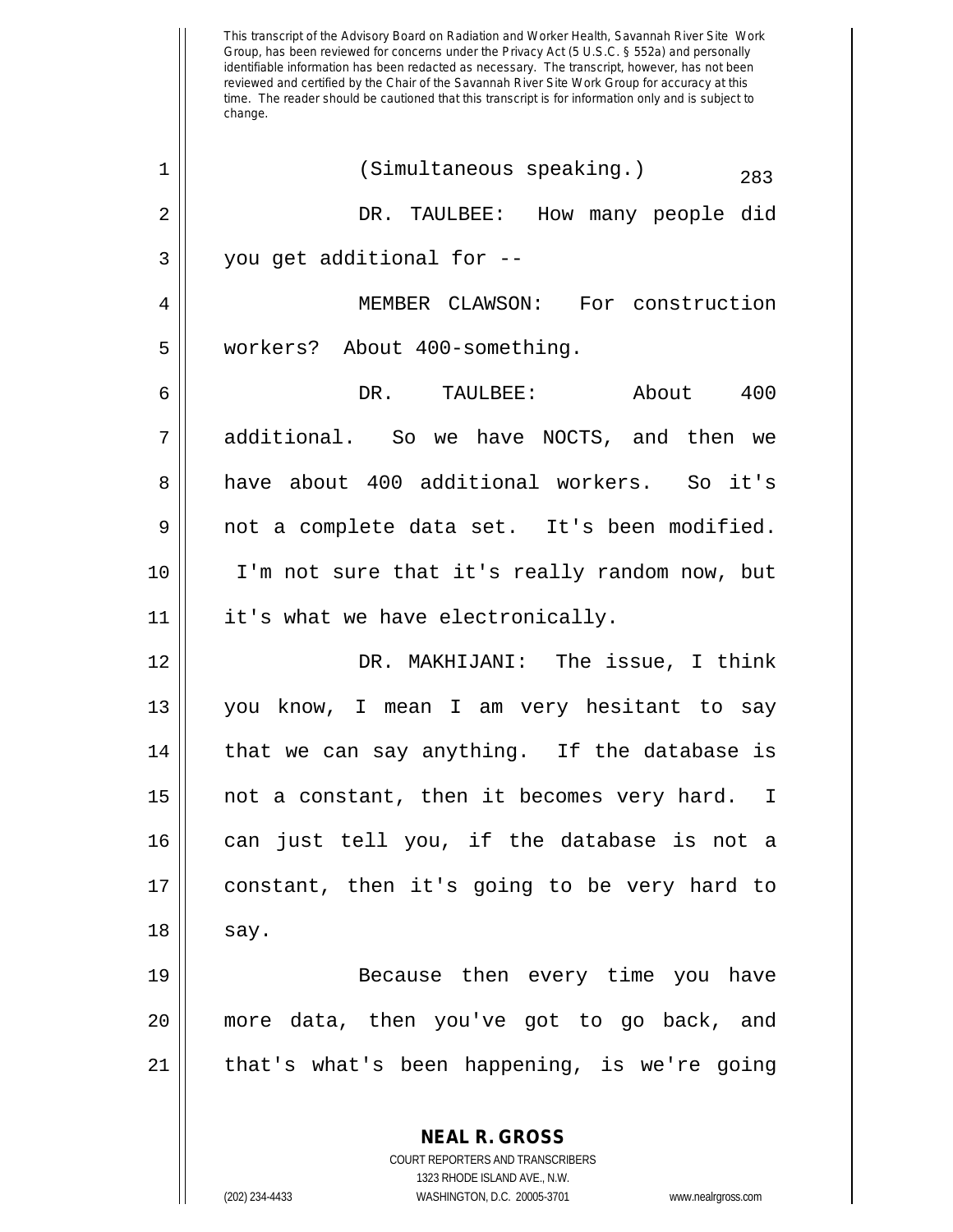(Simultaneous speaking.)

DR. TAULBEE: How many people did you get additional for --

MEMBER CLAWSON: For construction workers? About 400-something.

DR. TAULBEE: About 400 additional. So we have NOCTS, and then we have about 400 additional workers. So it's not a complete data set. It's been modified. I'm not sure that it's really random now, but it's what we have electronically.

DR. MAKHIJANI: The issue, I think you know, I mean I am very hesitant to say that we can say anything. If the database is not a constant, then it becomes very hard. I can just tell you, if the database is not a constant, then it's going to be very hard to say.

Because then every time you have more data, then you've got to go back, and that's what's been happening, is we're going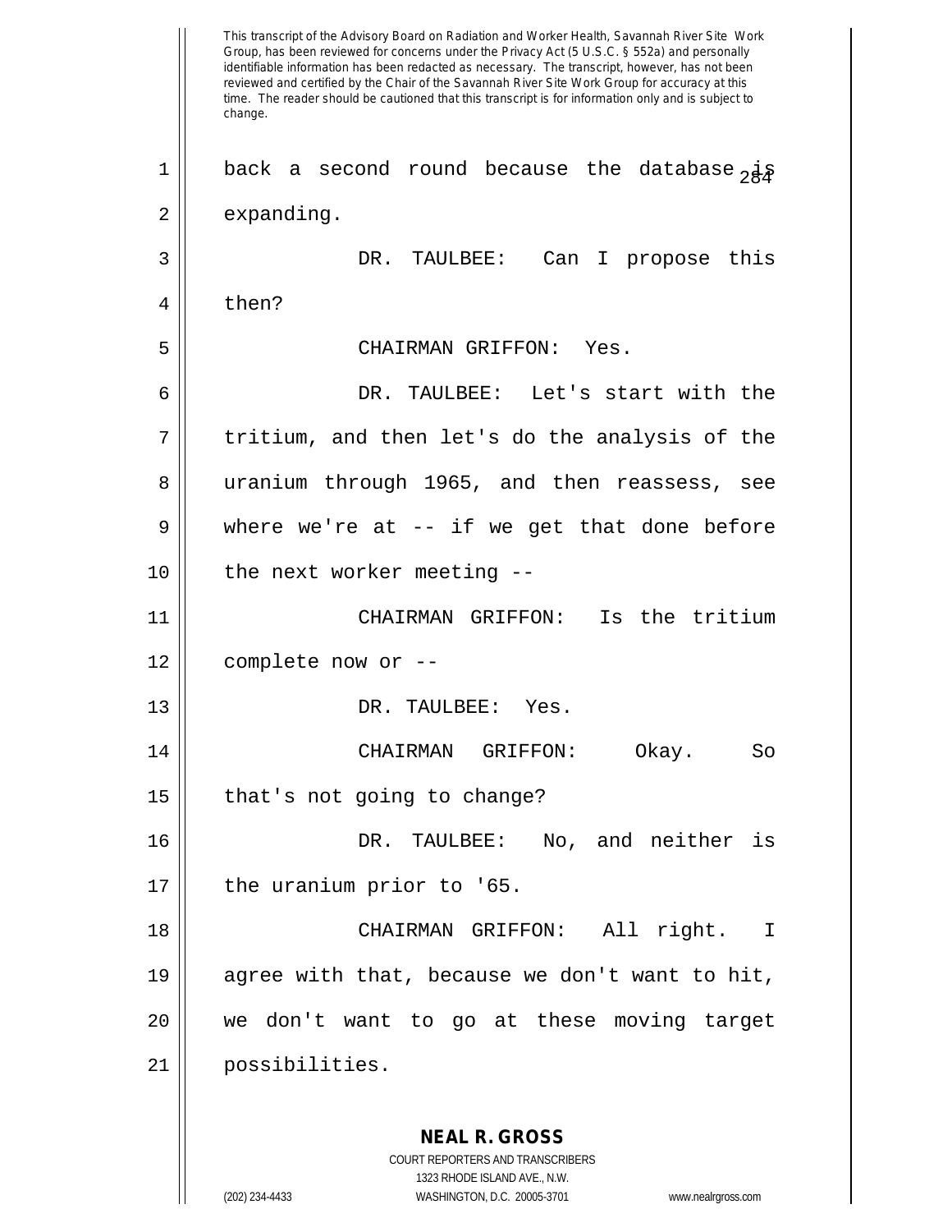This transcript of the Advisory Board on Radiation and Worker Health, Savannah River Site Work Group, has been reviewed for concerns under the Privacy Act (5 U.S.C. § 552a) and personally identifiable information has been redacted as necessary. The transcript, however, has not been reviewed and certified by the Chair of the Savannah River Site Work Group for accuracy at this time. The reader should be cautioned that this transcript is for information only and is subject to change.

1 back a second round because the database is
2 expanding.

3 DR. TAULBEE: Can I propose this
4 then?

5 CHAIRMAN GRIFFON: Yes.

6 DR. TAULBEE: Let's start with the
7 tritium, and then let's do the analysis of the
8 uranium through 1965, and then reassess, see
9 where we're at -- if we get that done before
10 the next worker meeting --

11 CHAIRMAN GRIFFON: Is the tritium
12 complete now or --

13 DR. TAULBEE: Yes.

14 CHAIRMAN GRIFFON: Okay. So
15 that's not going to change?

16 DR. TAULBEE: No, and neither is
17 the uranium prior to '65.

18 CHAIRMAN GRIFFON: All right. I
19 agree with that, because we don't want to hit,
20 we don't want to go at these moving target
21 possibilities.

**NEAL R. GROSS**
COURT REPORTERS AND TRANSCRIBERS
1323 RHODE ISLAND AVE., N.W.
(202) 234-4433 WASHINGTON, D.C. 20005-3701 www.nealrgross.com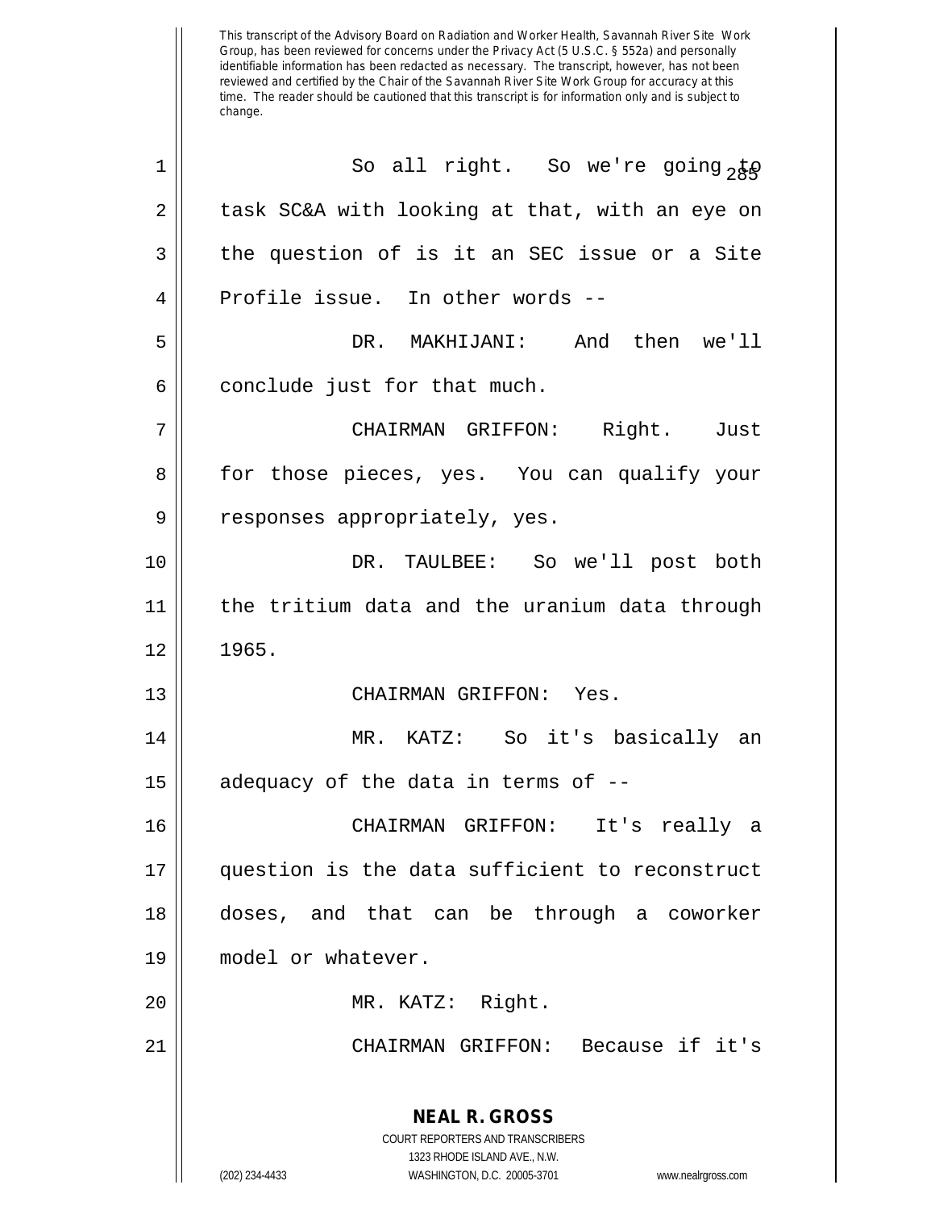This transcript of the Advisory Board on Radiation and Worker Health, Savannah River Site Work Group, has been reviewed for concerns under the Privacy Act (5 U.S.C. § 552a) and personally identifiable information has been redacted as necessary. The transcript, however, has not been reviewed and certified by the Chair of the Savannah River Site Work Group for accuracy at this time. The reader should be cautioned that this transcript is for information only and is subject to change.

So all right. So we're going to task SC&A with looking at that, with an eye on the question of is it an SEC issue or a Site Profile issue. In other words --

DR. MAKHIJANI: And then we'll conclude just for that much.

CHAIRMAN GRIFFON: Right. Just for those pieces, yes. You can qualify your responses appropriately, yes.

DR. TAULBEE: So we'll post both the tritium data and the uranium data through 1965.

CHAIRMAN GRIFFON: Yes.

MR. KATZ: So it's basically an adequacy of the data in terms of --

CHAIRMAN GRIFFON: It's really a question is the data sufficient to reconstruct doses, and that can be through a coworker model or whatever.

MR. KATZ: Right.

CHAIRMAN GRIFFON: Because if it's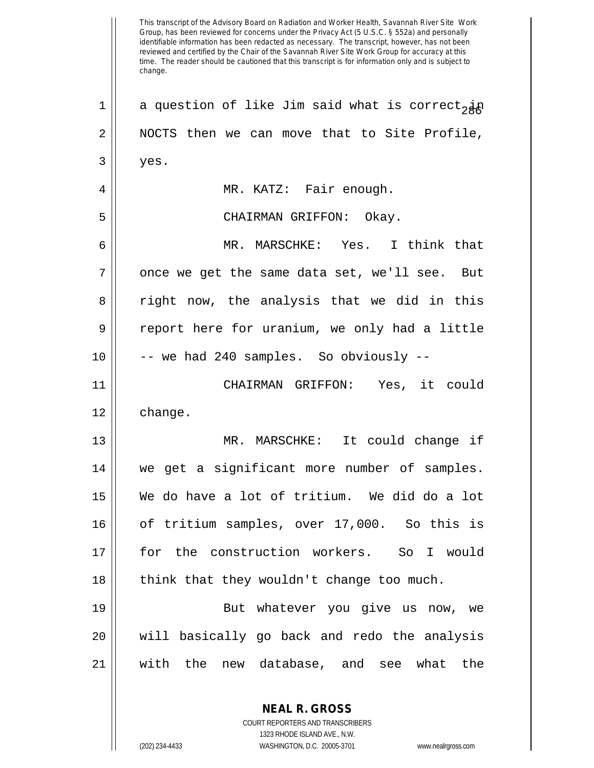a question of like Jim said what is correct in NOCTS then we can move that to Site Profile, yes.

MR. KATZ: Fair enough.

CHAIRMAN GRIFFON: Okay.

MR. MARSCHKE: Yes. I think that once we get the same data set, we'll see. But right now, the analysis that we did in this report here for uranium, we only had a little -- we had 240 samples. So obviously --

CHAIRMAN GRIFFON: Yes, it could change.

MR. MARSCHKE: It could change if we get a significant more number of samples. We do have a lot of tritium. We did do a lot of tritium samples, over 17,000. So this is for the construction workers. So I would think that they wouldn't change too much.

But whatever you give us now, we will basically go back and redo the analysis with the new database, and see what the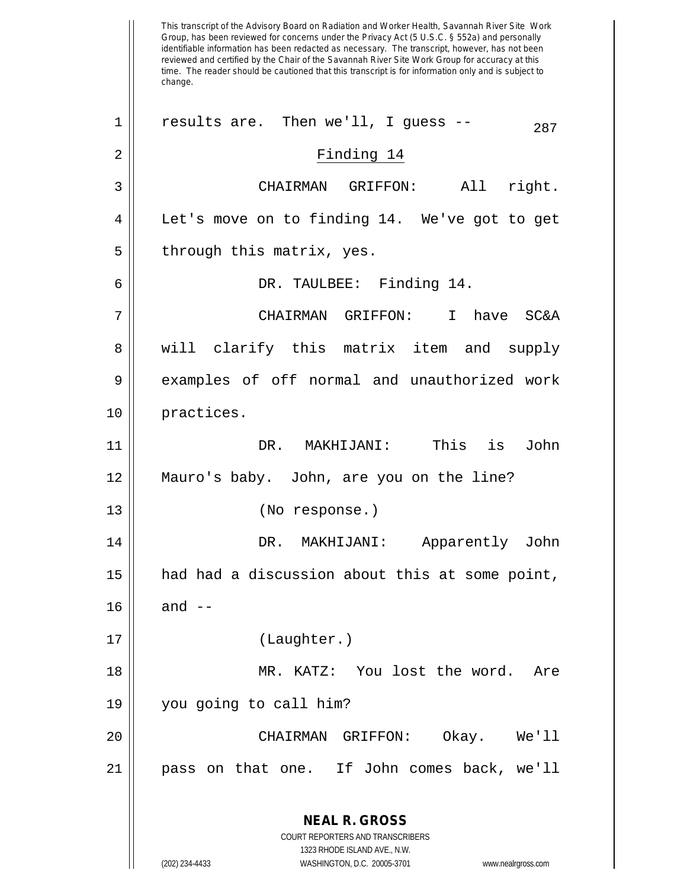This transcript of the Advisory Board on Radiation and Worker Health, Savannah River Site Work Group, has been reviewed for concerns under the Privacy Act (5 U.S.C. § 552a) and personally identifiable information has been redacted as necessary. The transcript, however, has not been reviewed and certified by the Chair of the Savannah River Site Work Group for accuracy at this time. The reader should be cautioned that this transcript is for information only and is subject to change.

results are. Then we'll, I guess --

## Finding 14

CHAIRMAN GRIFFON: All right. Let's move on to finding 14. We've got to get through this matrix, yes.

DR. TAULBEE: Finding 14.

CHAIRMAN GRIFFON: I have SC&A will clarify this matrix item and supply examples of off normal and unauthorized work practices.

DR. MAKHIJANI: This is John Mauro's baby. John, are you on the line?

(No response.)

DR. MAKHIJANI: Apparently John had had a discussion about this at some point, and --

(Laughter.)

MR. KATZ: You lost the word. Are you going to call him?

CHAIRMAN GRIFFON: Okay. We'll pass on that one. If John comes back, we'll

**NEAL R. GROSS**
COURT REPORTERS AND TRANSCRIBERS
1323 RHODE ISLAND AVE., N.W.
(202) 234-4433 WASHINGTON, D.C. 20005-3701 www.nealrgross.com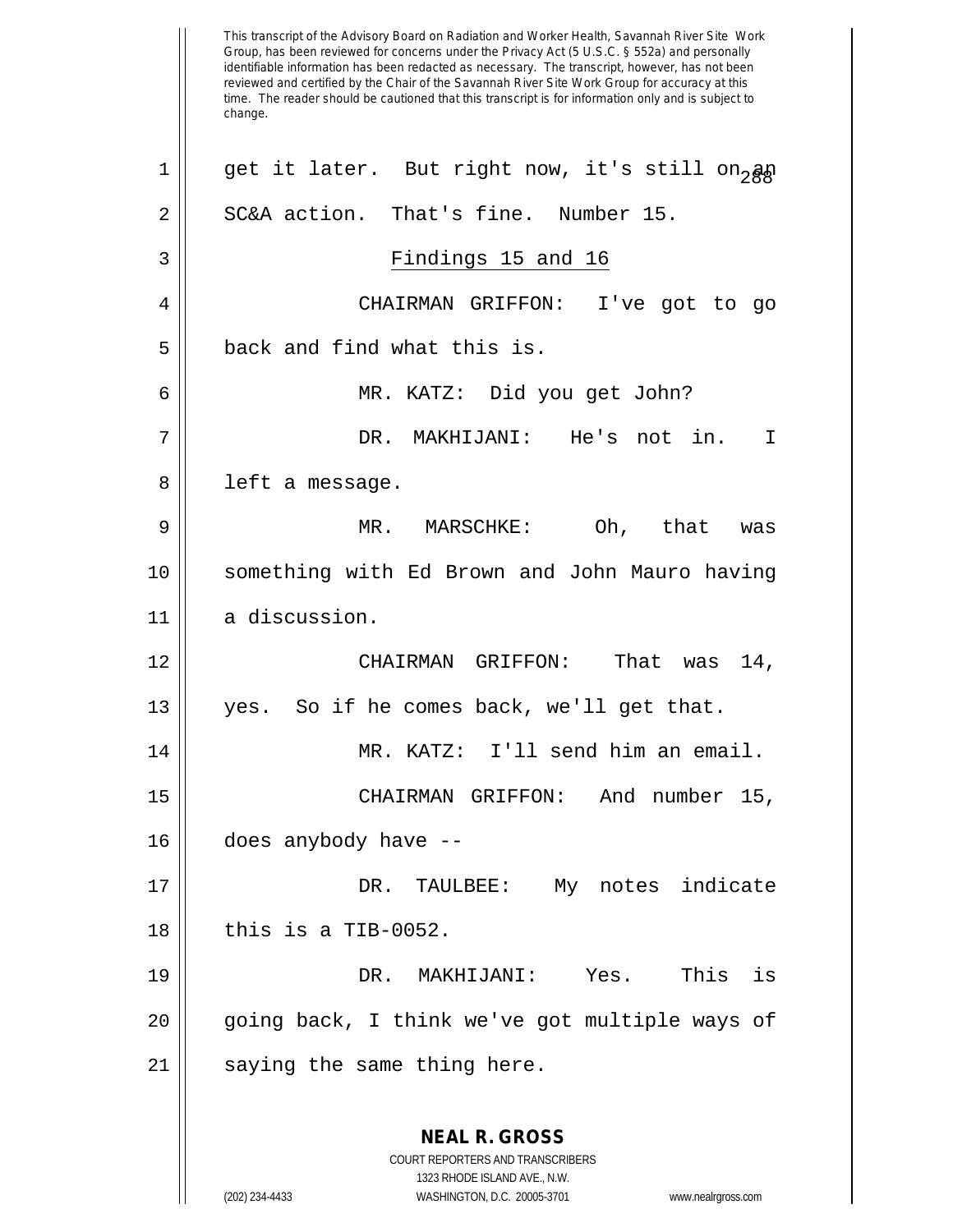get it later. But right now, it's still on an SC&A action. That's fine. Number 15.

### Findings 15 and 16

CHAIRMAN GRIFFON: I've got to go back and find what this is.

MR. KATZ: Did you get John?

DR. MAKHIJANI: He's not in. I left a message.

MR. MARSCHKE: Oh, that was something with Ed Brown and John Mauro having a discussion.

CHAIRMAN GRIFFON: That was 14, yes. So if he comes back, we'll get that.

MR. KATZ: I'll send him an email.

CHAIRMAN GRIFFON: And number 15, does anybody have --

DR. TAULBEE: My notes indicate this is a TIB-0052.

DR. MAKHIJANI: Yes. This is going back, I think we've got multiple ways of saying the same thing here.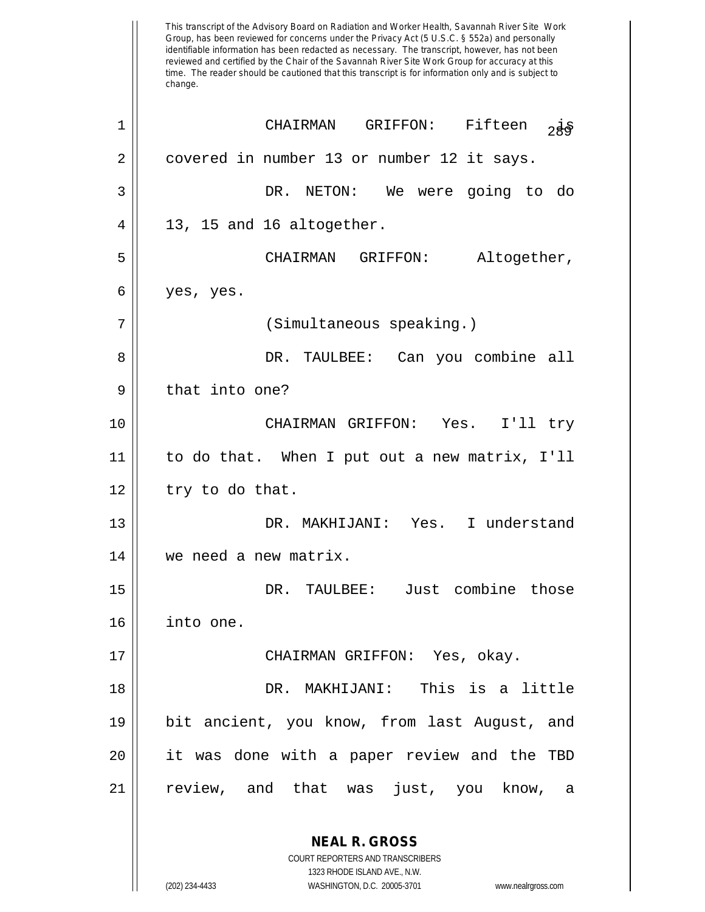This transcript of the Advisory Board on Radiation and Worker Health, Savannah River Site Work Group, has been reviewed for concerns under the Privacy Act (5 U.S.C. § 552a) and personally identifiable information has been redacted as necessary. The transcript, however, has not been reviewed and certified by the Chair of the Savannah River Site Work Group for accuracy at this time. The reader should be cautioned that this transcript is for information only and is subject to change.

CHAIRMAN GRIFFON: Fifteen is covered in number 13 or number 12 it says.

DR. NETON: We were going to do 13, 15 and 16 altogether.

CHAIRMAN GRIFFON: Altogether, yes, yes.

(Simultaneous speaking.)

DR. TAULBEE: Can you combine all that into one?

CHAIRMAN GRIFFON: Yes. I'll try to do that. When I put out a new matrix, I'll try to do that.

DR. MAKHIJANI: Yes. I understand we need a new matrix.

DR. TAULBEE: Just combine those into one.

CHAIRMAN GRIFFON: Yes, okay.

DR. MAKHIJANI: This is a little bit ancient, you know, from last August, and it was done with a paper review and the TBD review, and that was just, you know, a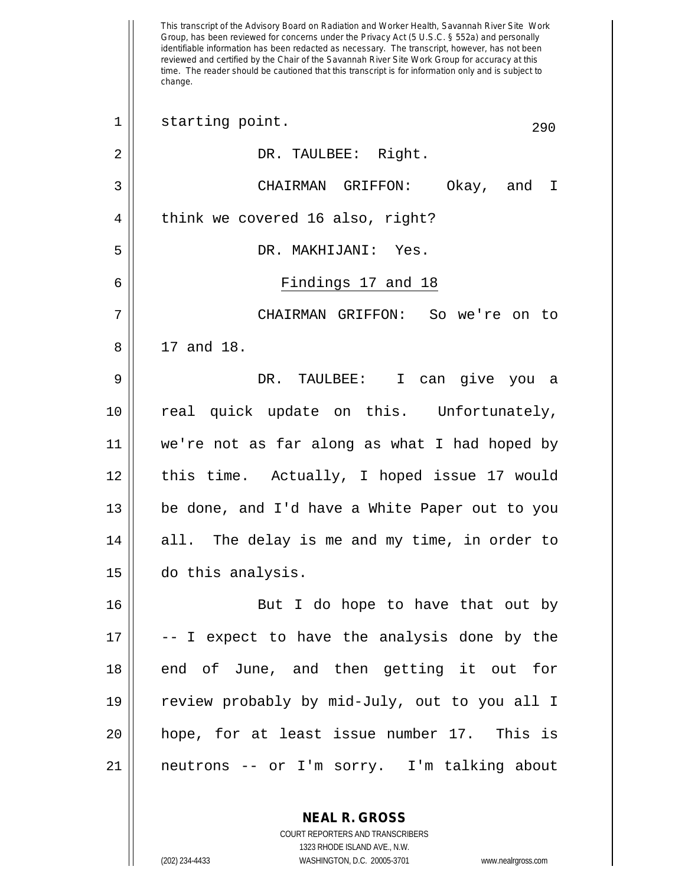starting point.

DR. TAULBEE: Right.

CHAIRMAN GRIFFON: Okay, and I think we covered 16 also, right?

DR. MAKHIJANI: Yes.

## Findings 17 and 18

CHAIRMAN GRIFFON: So we're on to 17 and 18.

DR. TAULBEE: I can give you a real quick update on this. Unfortunately, we're not as far along as what I had hoped by this time. Actually, I hoped issue 17 would be done, and I'd have a White Paper out to you all. The delay is me and my time, in order to do this analysis.

But I do hope to have that out by -- I expect to have the analysis done by the end of June, and then getting it out for review probably by mid-July, out to you all I hope, for at least issue number 17. This is neutrons -- or I'm sorry. I'm talking about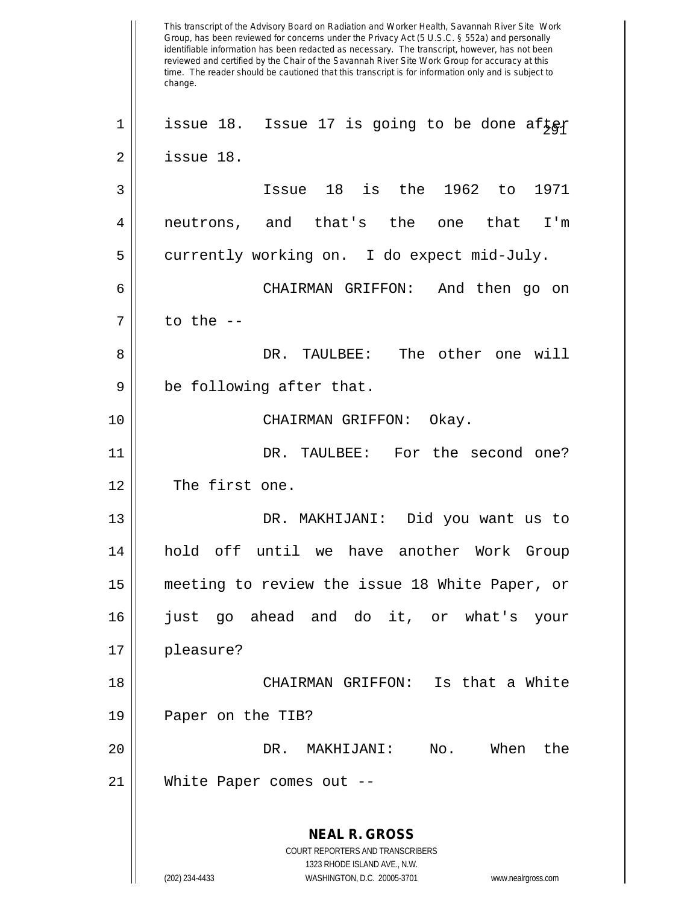issue 18. Issue 17 is going to be done after issue 18.

Issue 18 is the 1962 to 1971 neutrons, and that's the one that I'm currently working on. I do expect mid-July.

CHAIRMAN GRIFFON: And then go on to the --

DR. TAULBEE: The other one will be following after that.

CHAIRMAN GRIFFON: Okay.

DR. TAULBEE: For the second one? The first one.

DR. MAKHIJANI: Did you want us to hold off until we have another Work Group meeting to review the issue 18 White Paper, or just go ahead and do it, or what's your pleasure?

CHAIRMAN GRIFFON: Is that a White Paper on the TIB?

DR. MAKHIJANI: No. When the White Paper comes out --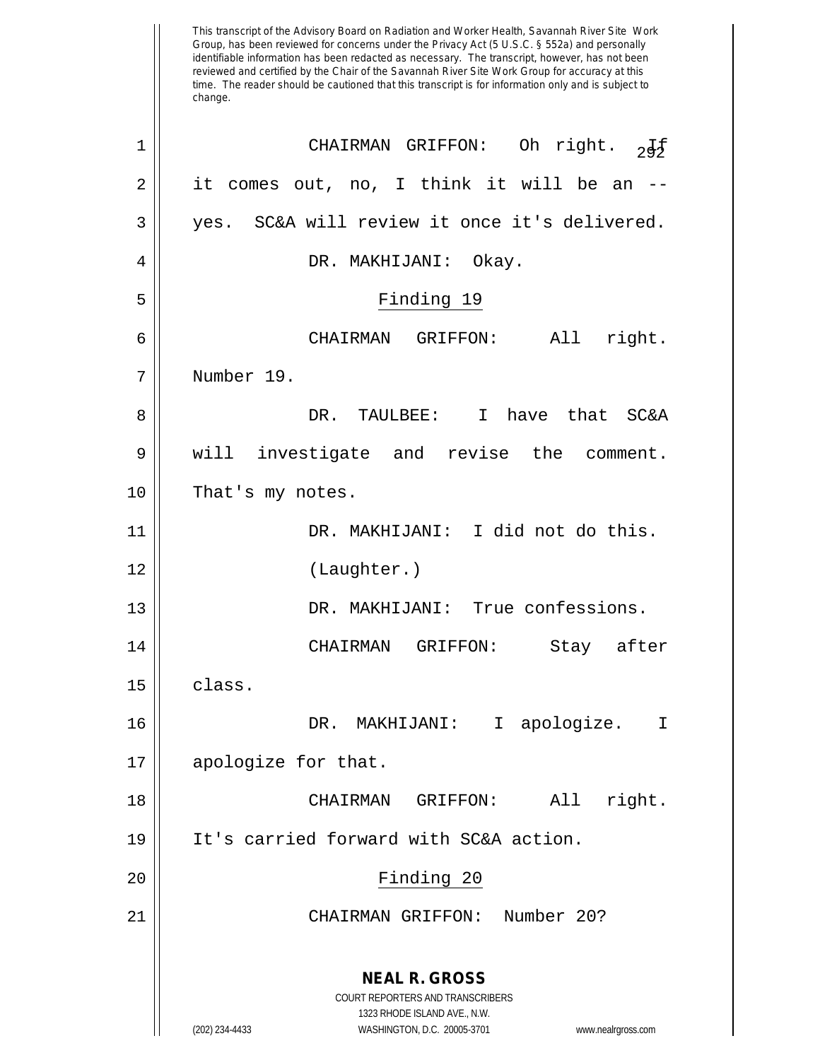This transcript of the Advisory Board on Radiation and Worker Health, Savannah River Site Work Group, has been reviewed for concerns under the Privacy Act (5 U.S.C. § 552a) and personally identifiable information has been redacted as necessary. The transcript, however, has not been reviewed and certified by the Chair of the Savannah River Site Work Group for accuracy at this time. The reader should be cautioned that this transcript is for information only and is subject to change.

CHAIRMAN GRIFFON: Oh right. If it comes out, no, I think it will be an -- yes. SC&A will review it once it's delivered.

DR. MAKHIJANI: Okay.

## Finding 19

CHAIRMAN GRIFFON: All right. Number 19.

DR. TAULBEE: I have that SC&A will investigate and revise the comment. That's my notes.

DR. MAKHIJANI: I did not do this.

(Laughter.)

DR. MAKHIJANI: True confessions.

CHAIRMAN GRIFFON: Stay after class.

DR. MAKHIJANI: I apologize. I apologize for that.

CHAIRMAN GRIFFON: All right. It's carried forward with SC&A action.

## Finding 20

CHAIRMAN GRIFFON: Number 20?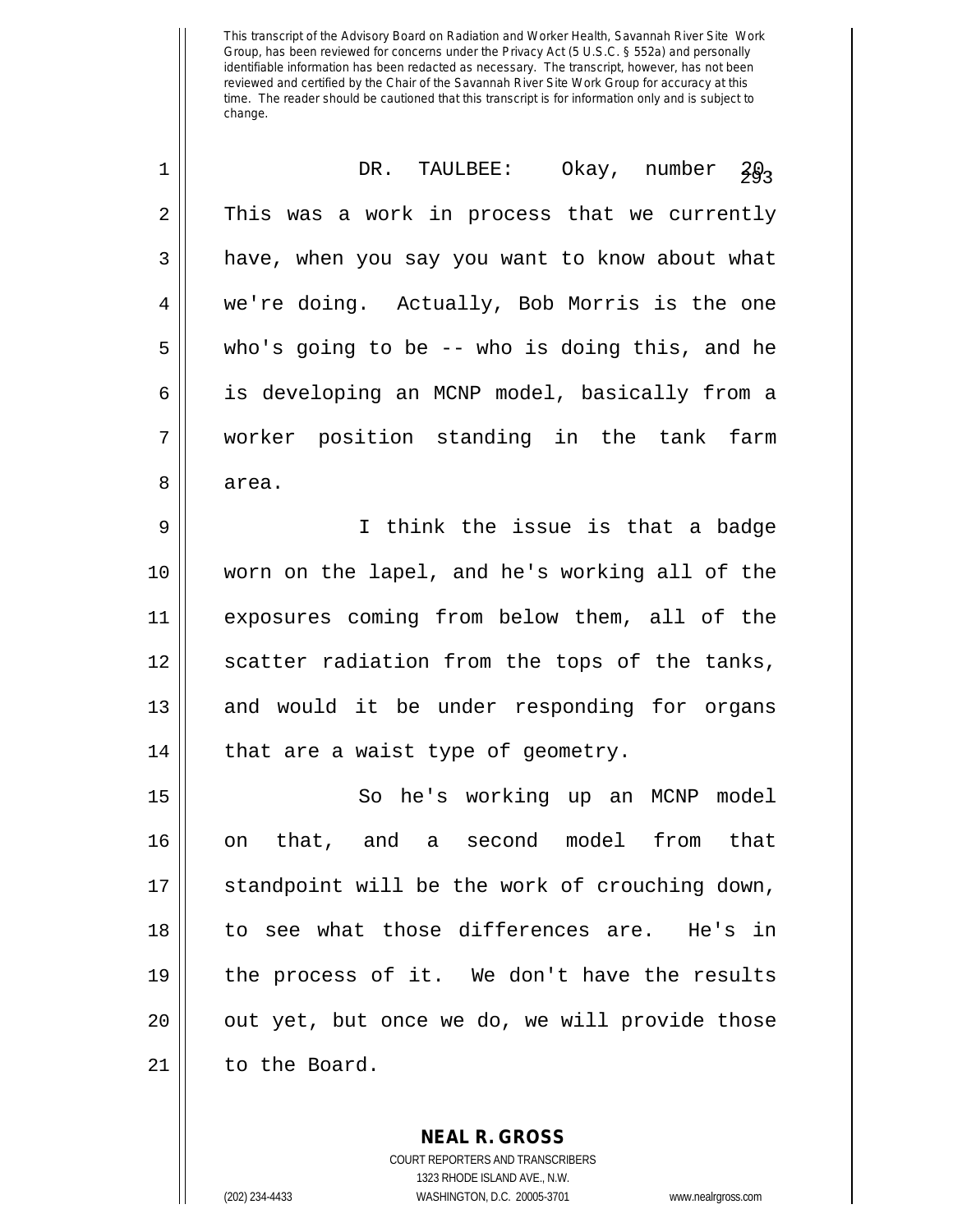This transcript of the Advisory Board on Radiation and Worker Health, Savannah River Site Work Group, has been reviewed for concerns under the Privacy Act (5 U.S.C. § 552a) and personally identifiable information has been redacted as necessary. The transcript, however, has not been reviewed and certified by the Chair of the Savannah River Site Work Group for accuracy at this time. The reader should be cautioned that this transcript is for information only and is subject to change.

DR. TAULBEE: Okay, number 20. This was a work in process that we currently have, when you say you want to know about what we're doing. Actually, Bob Morris is the one who's going to be -- who is doing this, and he is developing an MCNP model, basically from a worker position standing in the tank farm area.

I think the issue is that a badge worn on the lapel, and he's working all of the exposures coming from below them, all of the scatter radiation from the tops of the tanks, and would it be under responding for organs that are a waist type of geometry.

So he's working up an MCNP model on that, and a second model from that standpoint will be the work of crouching down, to see what those differences are. He's in the process of it. We don't have the results out yet, but once we do, we will provide those to the Board.

**NEAL R. GROSS**
COURT REPORTERS AND TRANSCRIBERS
1323 RHODE ISLAND AVE., N.W.
(202) 234-4433 WASHINGTON, D.C. 20005-3701 www.nealrgross.com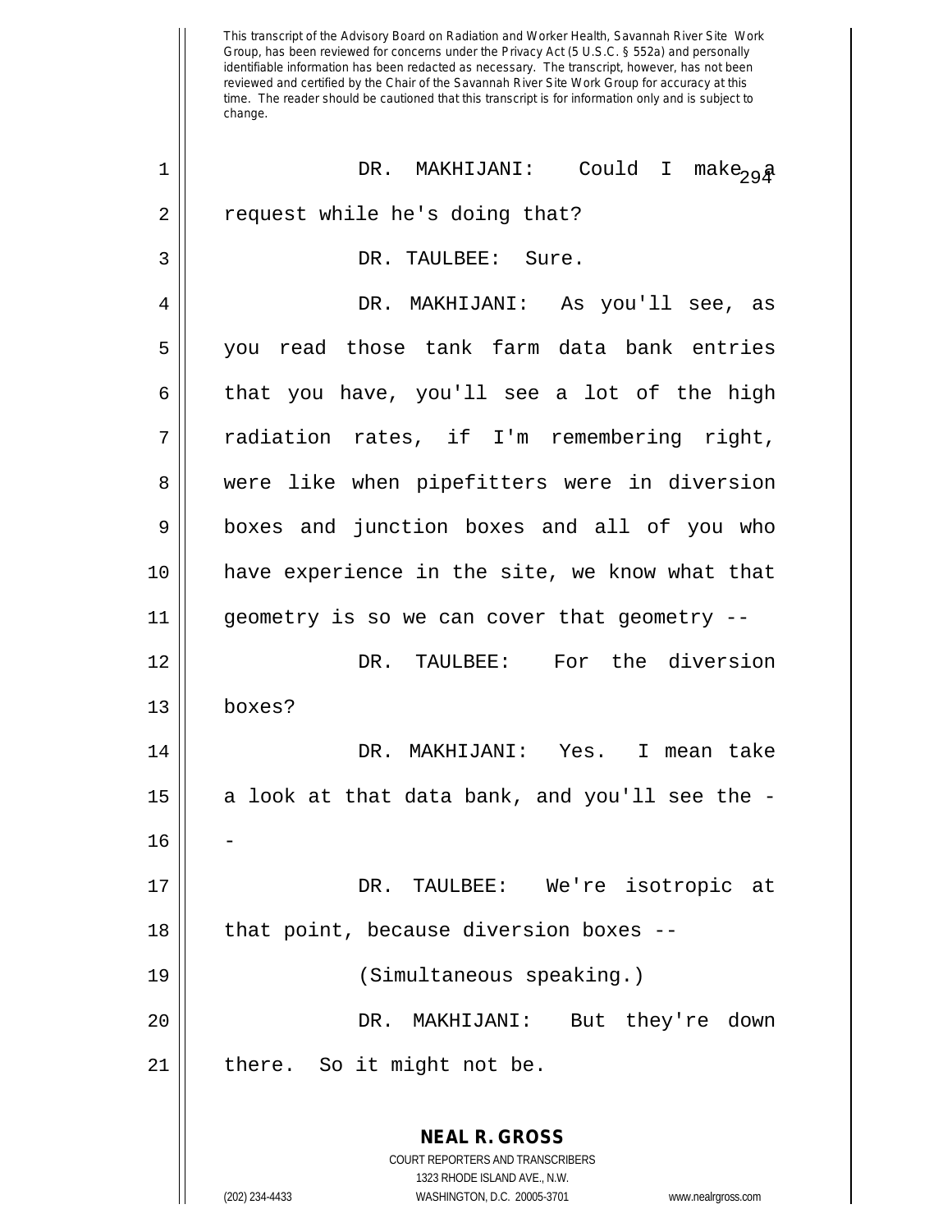This transcript of the Advisory Board on Radiation and Worker Health, Savannah River Site Work Group, has been reviewed for concerns under the Privacy Act (5 U.S.C. § 552a) and personally identifiable information has been redacted as necessary. The transcript, however, has not been reviewed and certified by the Chair of the Savannah River Site Work Group for accuracy at this time. The reader should be cautioned that this transcript is for information only and is subject to change.

DR. MAKHIJANI: Could I make a request while he's doing that?

DR. TAULBEE: Sure.

DR. MAKHIJANI: As you'll see, as you read those tank farm data bank entries that you have, you'll see a lot of the high radiation rates, if I'm remembering right, were like when pipefitters were in diversion boxes and junction boxes and all of you who have experience in the site, we know what that geometry is so we can cover that geometry --

DR. TAULBEE: For the diversion boxes?

DR. MAKHIJANI: Yes. I mean take a look at that data bank, and you'll see the --

DR. TAULBEE: We're isotropic at that point, because diversion boxes --

(Simultaneous speaking.)

DR. MAKHIJANI: But they're down there. So it might not be.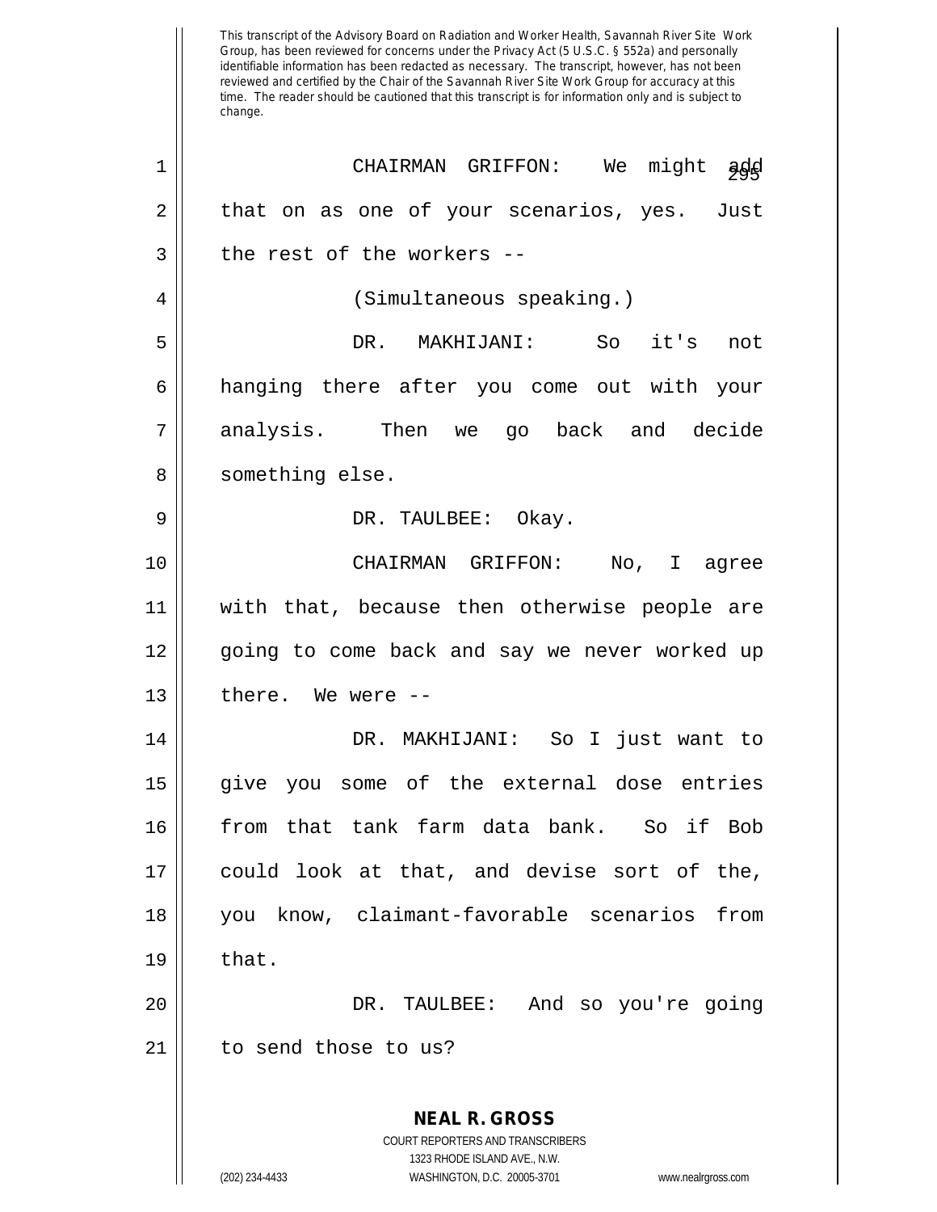This transcript of the Advisory Board on Radiation and Worker Health, Savannah River Site Work Group, has been reviewed for concerns under the Privacy Act (5 U.S.C. § 552a) and personally identifiable information has been redacted as necessary. The transcript, however, has not been reviewed and certified by the Chair of the Savannah River Site Work Group for accuracy at this time. The reader should be cautioned that this transcript is for information only and is subject to change.

CHAIRMAN GRIFFON: We might add that on as one of your scenarios, yes. Just the rest of the workers --

(Simultaneous speaking.)

DR. MAKHIJANI: So it's not hanging there after you come out with your analysis. Then we go back and decide something else.

DR. TAULBEE: Okay.

CHAIRMAN GRIFFON: No, I agree with that, because then otherwise people are going to come back and say we never worked up there. We were --

DR. MAKHIJANI: So I just want to give you some of the external dose entries from that tank farm data bank. So if Bob could look at that, and devise sort of the, you know, claimant-favorable scenarios from that.

DR. TAULBEE: And so you're going to send those to us?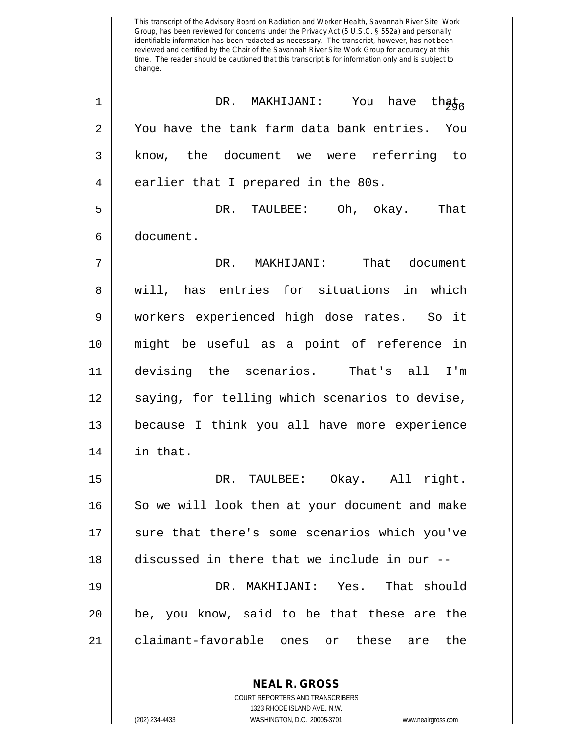This transcript of the Advisory Board on Radiation and Worker Health, Savannah River Site Work Group, has been reviewed for concerns under the Privacy Act (5 U.S.C. § 552a) and personally identifiable information has been redacted as necessary. The transcript, however, has not been reviewed and certified by the Chair of the Savannah River Site Work Group for accuracy at this time. The reader should be cautioned that this transcript is for information only and is subject to change.

1 DR. MAKHIJANI: You have that.
2 You have the tank farm data bank entries. You
3 know, the document we were referring to
4 earlier that I prepared in the 80s.

5 DR. TAULBEE: Oh, okay. That
6 document.

7 DR. MAKHIJANI: That document
8 will, has entries for situations in which
9 workers experienced high dose rates. So it
10 might be useful as a point of reference in
11 devising the scenarios. That's all I'm
12 saying, for telling which scenarios to devise,
13 because I think you all have more experience
14 in that.

15 DR. TAULBEE: Okay. All right.
16 So we will look then at your document and make
17 sure that there's some scenarios which you've
18 discussed in there that we include in our --

19 DR. MAKHIJANI: Yes. That should
20 be, you know, said to be that these are the
21 claimant-favorable ones or these are the

**NEAL R. GROSS**
COURT REPORTERS AND TRANSCRIBERS
1323 RHODE ISLAND AVE., N.W.
(202) 234-4433 WASHINGTON, D.C. 20005-3701 www.nealrgross.com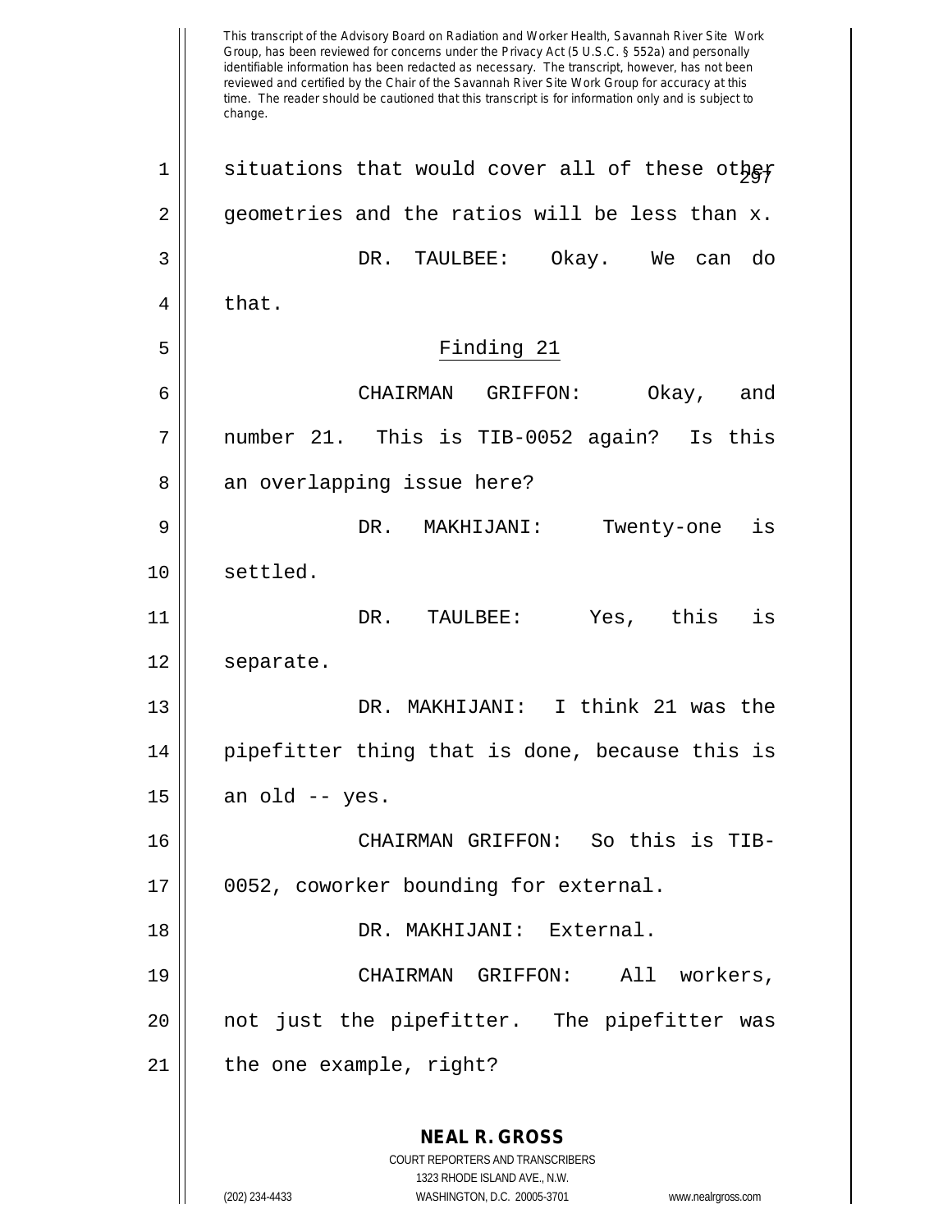situations that would cover all of these other geometries and the ratios will be less than x.

DR. TAULBEE: Okay. We can do that.

## Finding 21

CHAIRMAN GRIFFON: Okay, and number 21. This is TIB-0052 again? Is this an overlapping issue here?

DR. MAKHIJANI: Twenty-one is settled.

DR. TAULBEE: Yes, this is separate.

DR. MAKHIJANI: I think 21 was the pipefitter thing that is done, because this is an old -- yes.

CHAIRMAN GRIFFON: So this is TIB-0052, coworker bounding for external.

DR. MAKHIJANI: External.

CHAIRMAN GRIFFON: All workers, not just the pipefitter. The pipefitter was the one example, right?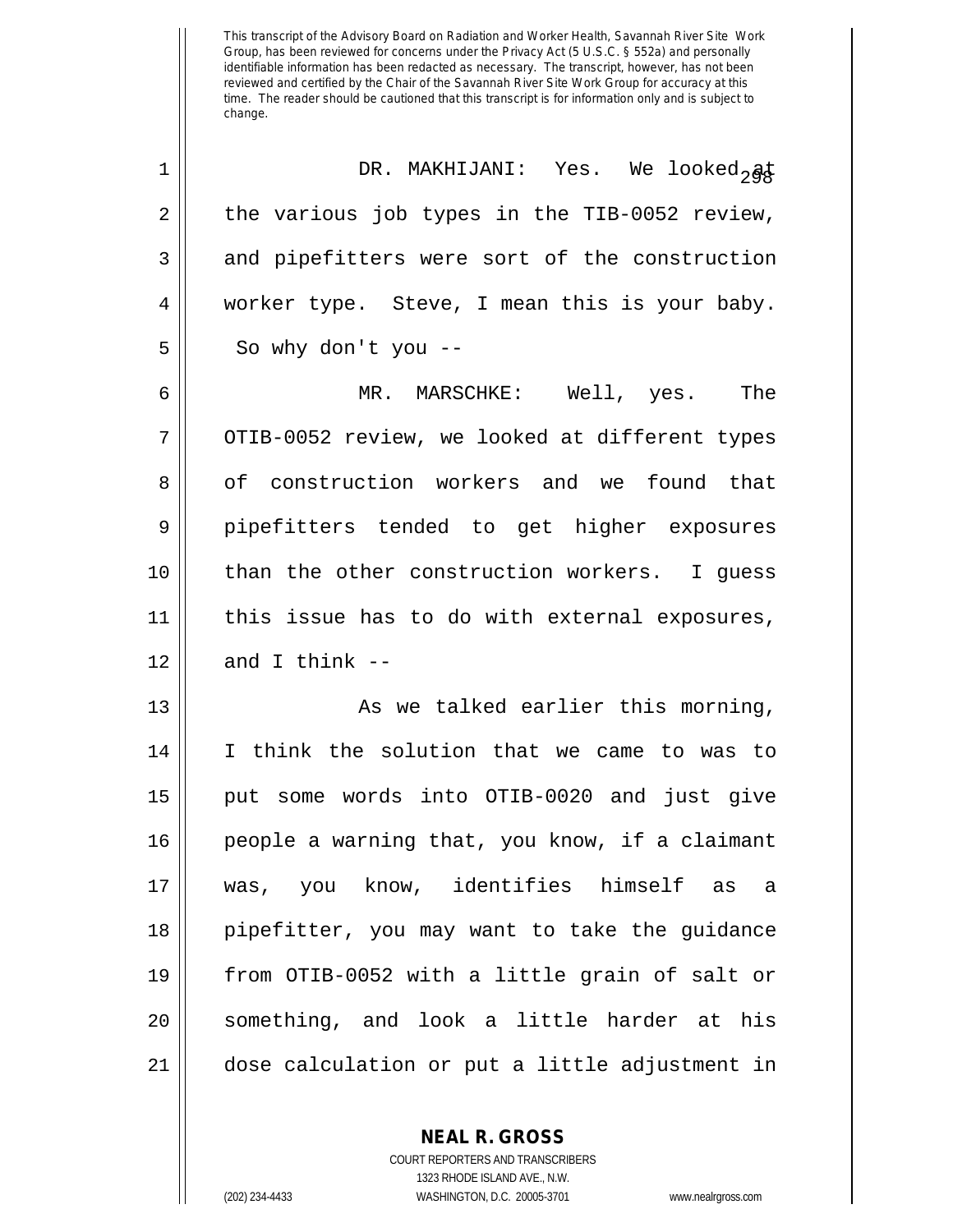This transcript of the Advisory Board on Radiation and Worker Health, Savannah River Site Work Group, has been reviewed for concerns under the Privacy Act (5 U.S.C. § 552a) and personally identifiable information has been redacted as necessary. The transcript, however, has not been reviewed and certified by the Chair of the Savannah River Site Work Group for accuracy at this time. The reader should be cautioned that this transcript is for information only and is subject to change.

DR. MAKHIJANI: Yes. We looked at the various job types in the TIB-0052 review, and pipefitters were sort of the construction worker type. Steve, I mean this is your baby. So why don't you --

MR. MARSCHKE: Well, yes. The OTIB-0052 review, we looked at different types of construction workers and we found that pipefitters tended to get higher exposures than the other construction workers. I guess this issue has to do with external exposures, and I think --

As we talked earlier this morning, I think the solution that we came to was to put some words into OTIB-0020 and just give people a warning that, you know, if a claimant was, you know, identifies himself as a pipefitter, you may want to take the guidance from OTIB-0052 with a little grain of salt or something, and look a little harder at his dose calculation or put a little adjustment in

**NEAL R. GROSS**
COURT REPORTERS AND TRANSCRIBERS
1323 RHODE ISLAND AVE., N.W.
(202) 234-4433 WASHINGTON, D.C. 20005-3701 www.nealrgross.com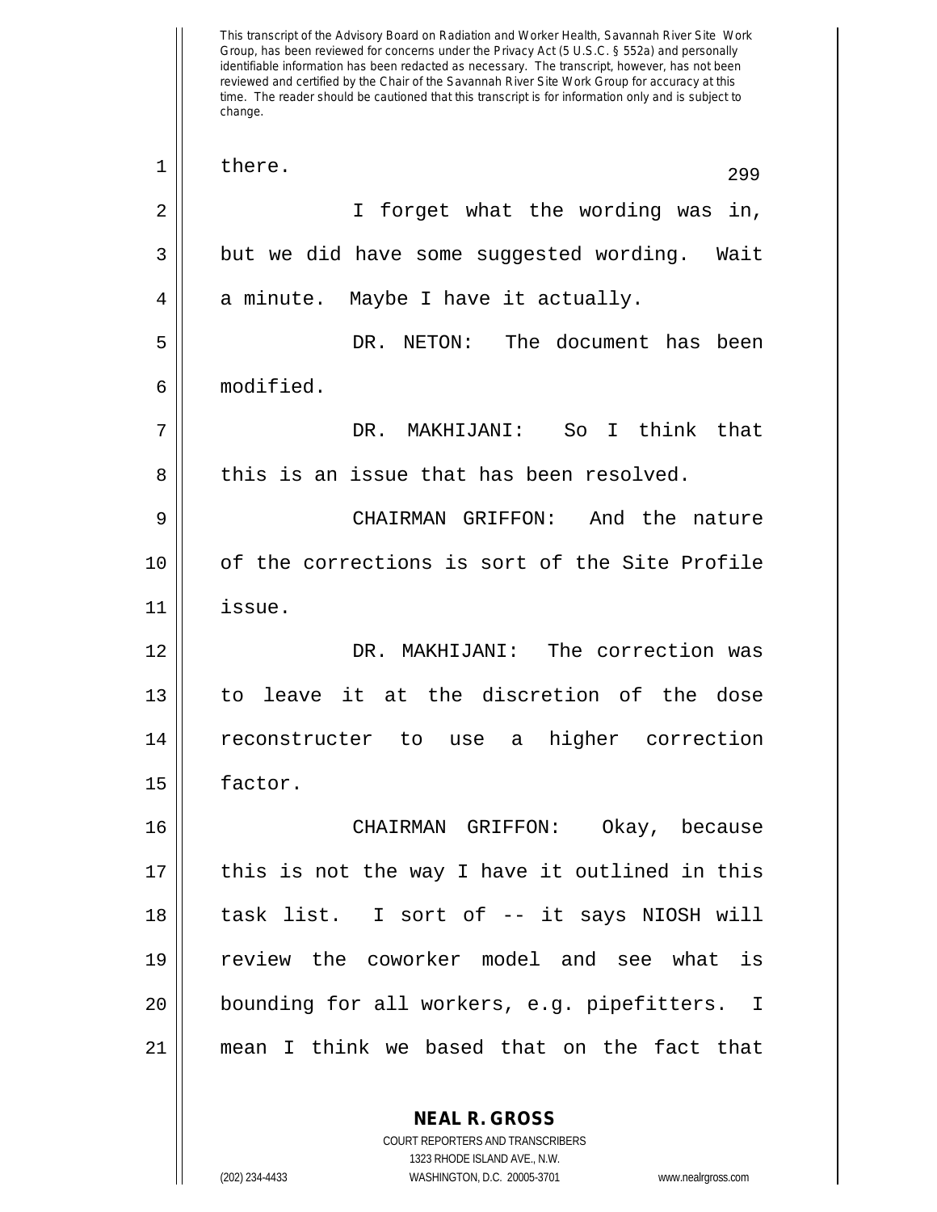This transcript of the Advisory Board on Radiation and Worker Health, Savannah River Site Work Group, has been reviewed for concerns under the Privacy Act (5 U.S.C. § 552a) and personally identifiable information has been redacted as necessary. The transcript, however, has not been reviewed and certified by the Chair of the Savannah River Site Work Group for accuracy at this time. The reader should be cautioned that this transcript is for information only and is subject to change.

there.

I forget what the wording was in, but we did have some suggested wording. Wait a minute. Maybe I have it actually.

DR. NETON: The document has been modified.

DR. MAKHIJANI: So I think that this is an issue that has been resolved.

CHAIRMAN GRIFFON: And the nature of the corrections is sort of the Site Profile issue.

DR. MAKHIJANI: The correction was to leave it at the discretion of the dose reconstructer to use a higher correction factor.

CHAIRMAN GRIFFON: Okay, because this is not the way I have it outlined in this task list. I sort of -- it says NIOSH will review the coworker model and see what is bounding for all workers, e.g. pipefitters. I mean I think we based that on the fact that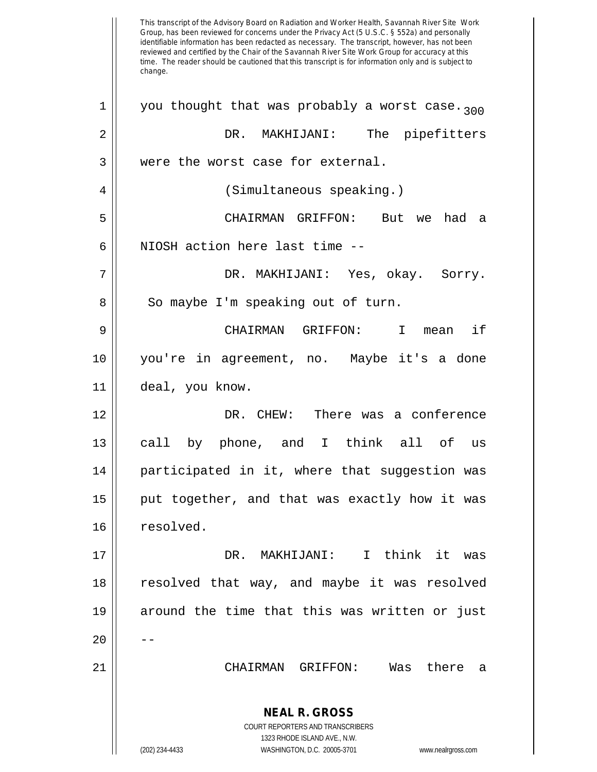This transcript of the Advisory Board on Radiation and Worker Health, Savannah River Site Work Group, has been reviewed for concerns under the Privacy Act (5 U.S.C. § 552a) and personally identifiable information has been redacted as necessary. The transcript, however, has not been reviewed and certified by the Chair of the Savannah River Site Work Group for accuracy at this time. The reader should be cautioned that this transcript is for information only and is subject to change.

you thought that was probably a worst case.

DR. MAKHIJANI: The pipefitters were the worst case for external.

(Simultaneous speaking.)

CHAIRMAN GRIFFON: But we had a NIOSH action here last time --

DR. MAKHIJANI: Yes, okay. Sorry. So maybe I'm speaking out of turn.

CHAIRMAN GRIFFON: I mean if you're in agreement, no. Maybe it's a done deal, you know.

DR. CHEW: There was a conference call by phone, and I think all of us participated in it, where that suggestion was put together, and that was exactly how it was resolved.

DR. MAKHIJANI: I think it was resolved that way, and maybe it was resolved around the time that this was written or just --

CHAIRMAN GRIFFON: Was there a

**NEAL R. GROSS**
COURT REPORTERS AND TRANSCRIBERS
1323 RHODE ISLAND AVE., N.W.
(202) 234-4433 WASHINGTON, D.C. 20005-3701 www.nealrgross.com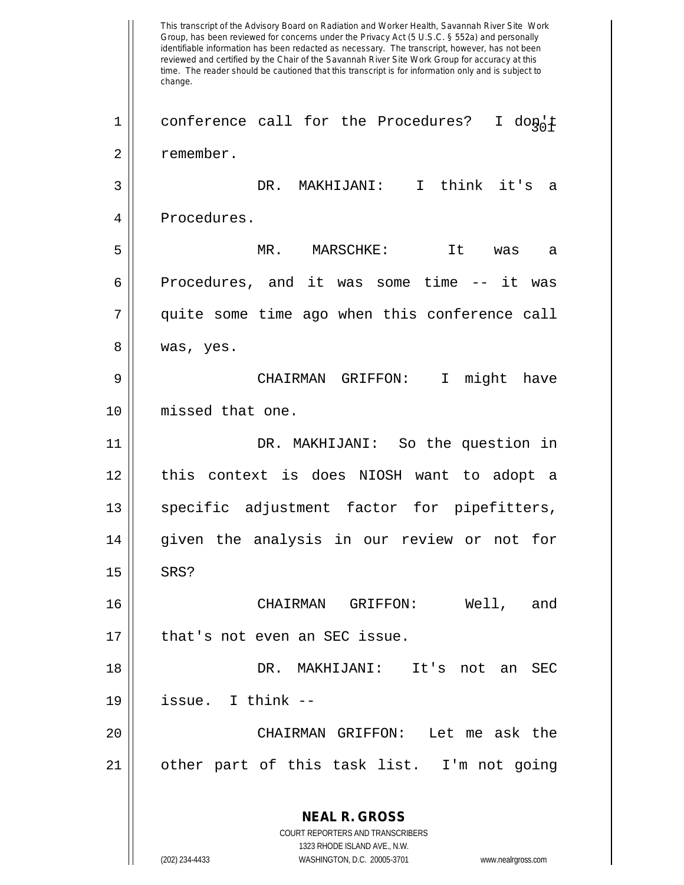This transcript of the Advisory Board on Radiation and Worker Health, Savannah River Site Work Group, has been reviewed for concerns under the Privacy Act (5 U.S.C. § 552a) and personally identifiable information has been redacted as necessary. The transcript, however, has not been reviewed and certified by the Chair of the Savannah River Site Work Group for accuracy at this time. The reader should be cautioned that this transcript is for information only and is subject to change.

1 conference call for the Procedures? I don't
2 remember.
3 DR. MAKHIJANI: I think it's a
4 Procedures.
5 MR. MARSCHKE: It was a
6 Procedures, and it was some time -- it was
7 quite some time ago when this conference call
8 was, yes.
9 CHAIRMAN GRIFFON: I might have
10 missed that one.
11 DR. MAKHIJANI: So the question in
12 this context is does NIOSH want to adopt a
13 specific adjustment factor for pipefitters,
14 given the analysis in our review or not for
15 SRS?
16 CHAIRMAN GRIFFON: Well, and
17 that's not even an SEC issue.
18 DR. MAKHIJANI: It's not an SEC
19 issue. I think --
20 CHAIRMAN GRIFFON: Let me ask the
21 other part of this task list. I'm not going

**NEAL R. GROSS**
COURT REPORTERS AND TRANSCRIBERS
1323 RHODE ISLAND AVE., N.W.
(202) 234-4433 WASHINGTON, D.C. 20005-3701 www.nealrgross.com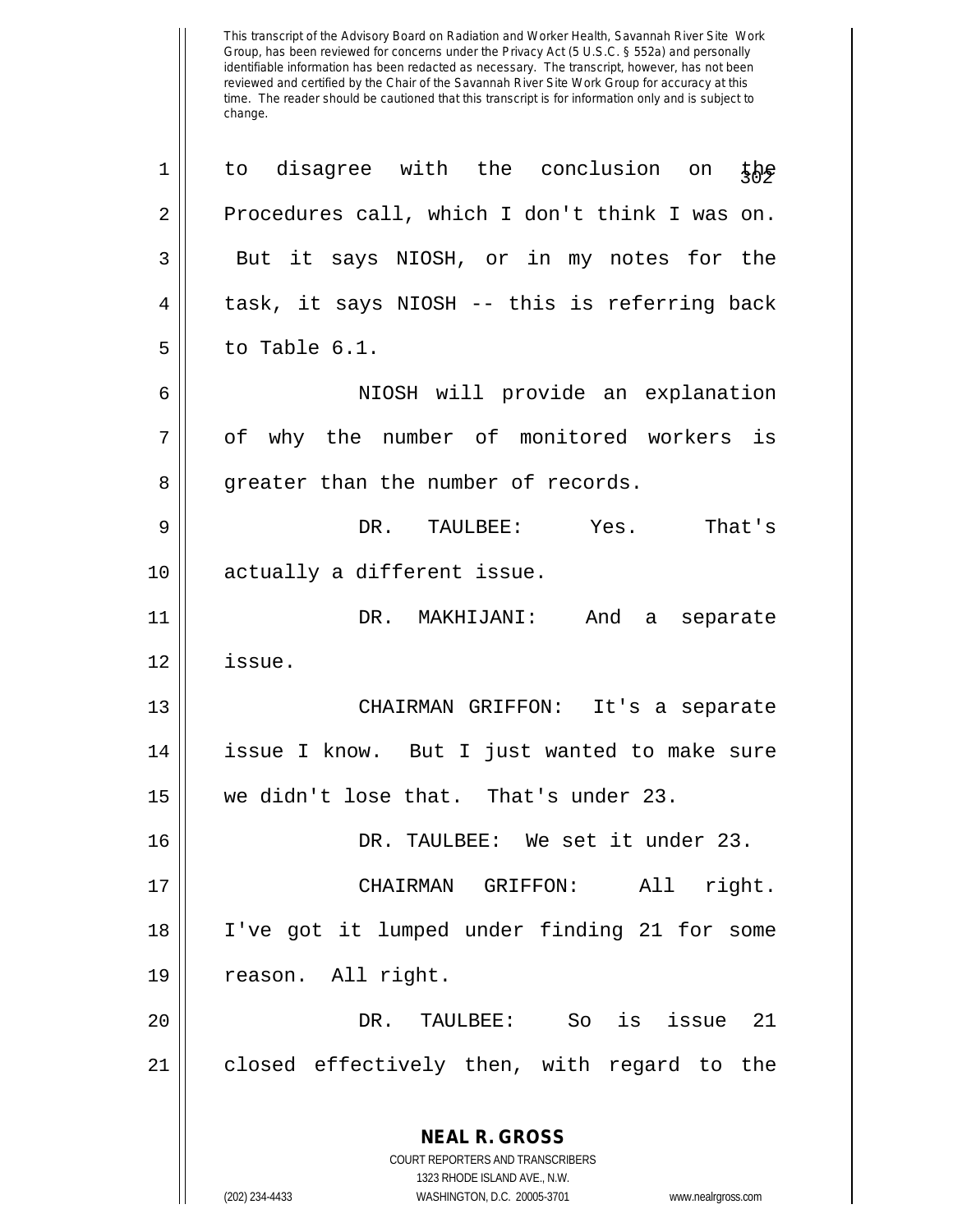This transcript of the Advisory Board on Radiation and Worker Health, Savannah River Site Work Group, has been reviewed for concerns under the Privacy Act (5 U.S.C. § 552a) and personally identifiable information has been redacted as necessary. The transcript, however, has not been reviewed and certified by the Chair of the Savannah River Site Work Group for accuracy at this time. The reader should be cautioned that this transcript is for information only and is subject to change.

to disagree with the conclusion on the Procedures call, which I don't think I was on. But it says NIOSH, or in my notes for the task, it says NIOSH -- this is referring back to Table 6.1.

NIOSH will provide an explanation of why the number of monitored workers is greater than the number of records.

DR. TAULBEE: Yes. That's actually a different issue.

DR. MAKHIJANI: And a separate issue.

CHAIRMAN GRIFFON: It's a separate issue I know. But I just wanted to make sure we didn't lose that. That's under 23.

DR. TAULBEE: We set it under 23.

CHAIRMAN GRIFFON: All right. I've got it lumped under finding 21 for some reason. All right.

DR. TAULBEE: So is issue 21 closed effectively then, with regard to the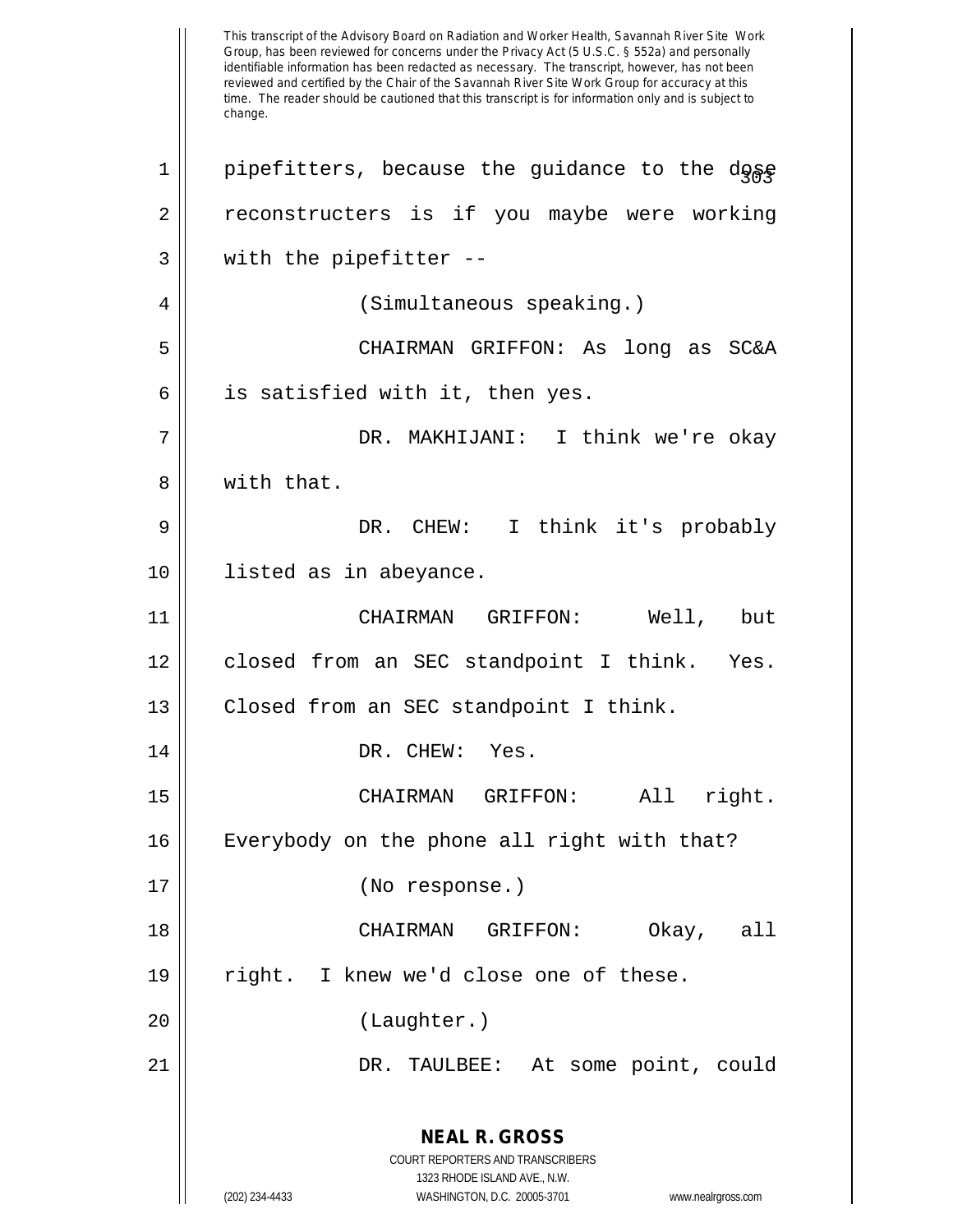This transcript of the Advisory Board on Radiation and Worker Health, Savannah River Site Work Group, has been reviewed for concerns under the Privacy Act (5 U.S.C. § 552a) and personally identifiable information has been redacted as necessary. The transcript, however, has not been reviewed and certified by the Chair of the Savannah River Site Work Group for accuracy at this time. The reader should be cautioned that this transcript is for information only and is subject to change.

pipefitters, because the guidance to the dose reconstructers is if you maybe were working with the pipefitter --

(Simultaneous speaking.)

CHAIRMAN GRIFFON: As long as SC&A is satisfied with it, then yes.

DR. MAKHIJANI: I think we're okay with that.

DR. CHEW: I think it's probably listed as in abeyance.

CHAIRMAN GRIFFON: Well, but closed from an SEC standpoint I think. Yes. Closed from an SEC standpoint I think.

DR. CHEW: Yes.

CHAIRMAN GRIFFON: All right. Everybody on the phone all right with that?

(No response.)

CHAIRMAN GRIFFON: Okay, all right. I knew we'd close one of these.

(Laughter.)

DR. TAULBEE: At some point, could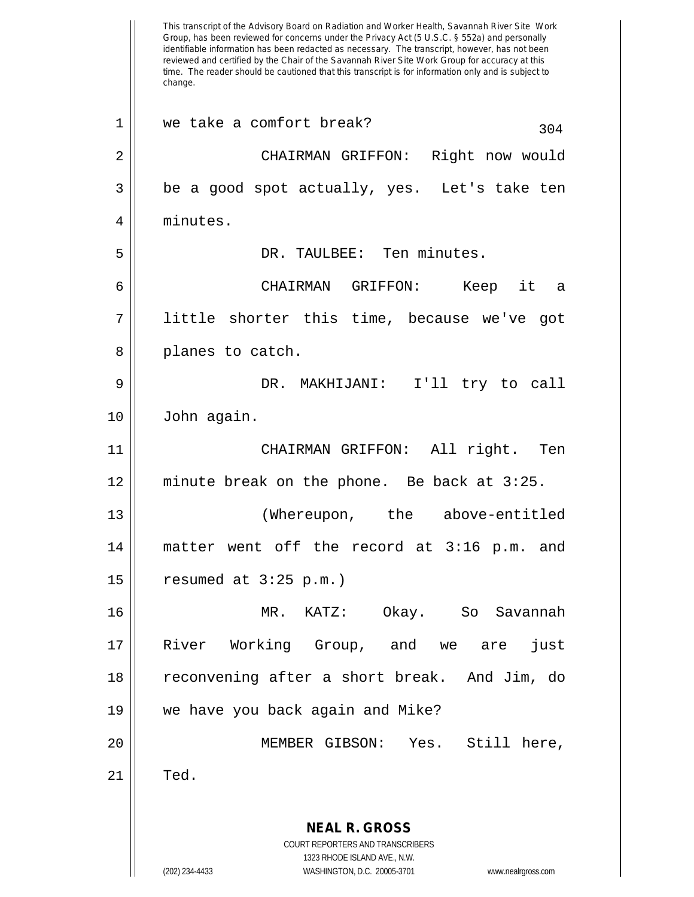we take a comfort break?

CHAIRMAN GRIFFON: Right now would be a good spot actually, yes. Let's take ten minutes.

DR. TAULBEE: Ten minutes.

CHAIRMAN GRIFFON: Keep it a little shorter this time, because we've got planes to catch.

DR. MAKHIJANI: I'll try to call John again.

CHAIRMAN GRIFFON: All right. Ten minute break on the phone. Be back at 3:25.

(Whereupon, the above-entitled matter went off the record at 3:16 p.m. and resumed at 3:25 p.m.)

MR. KATZ: Okay. So Savannah River Working Group, and we are just reconvening after a short break. And Jim, do we have you back again and Mike?

MEMBER GIBSON: Yes. Still here, Ted.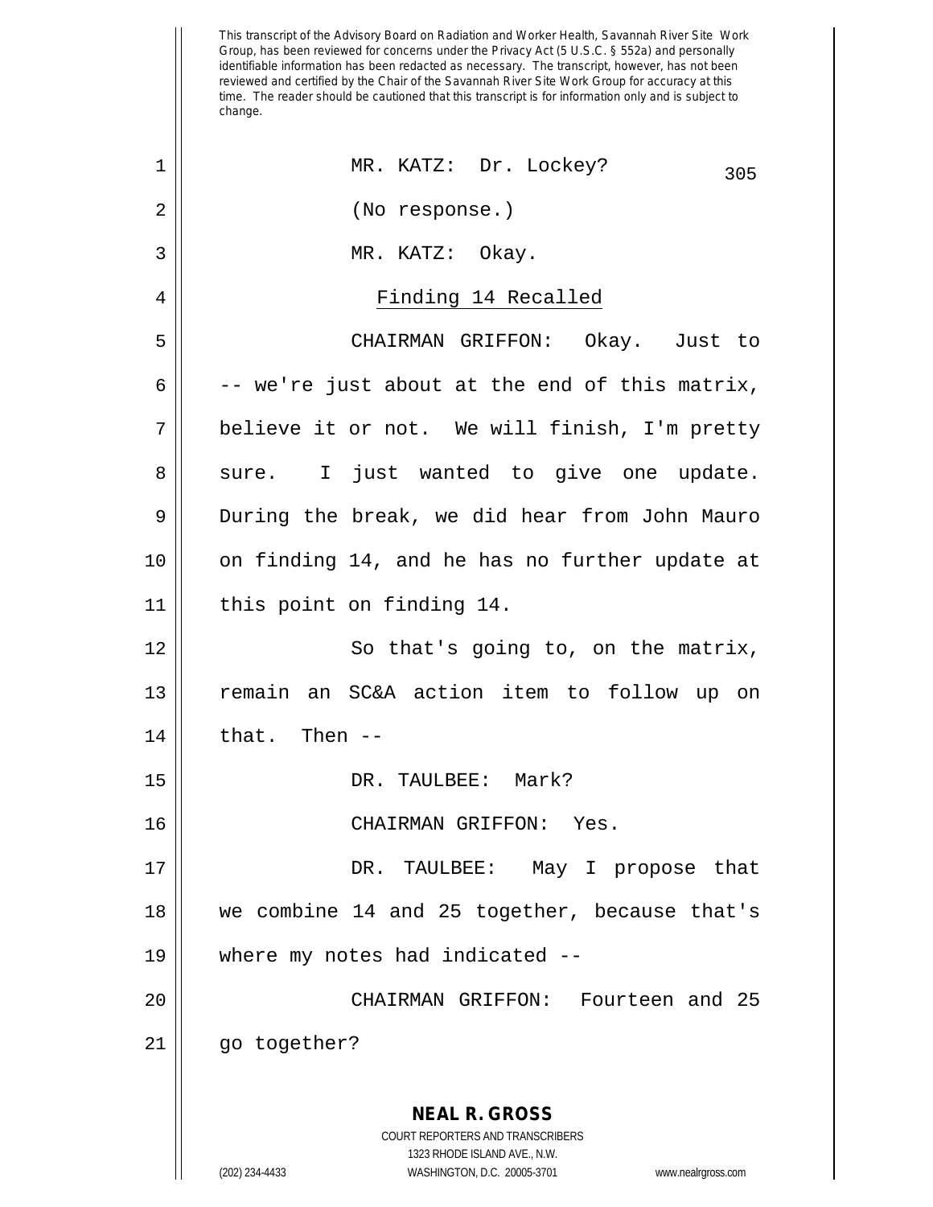MR. KATZ: Dr. Lockey?

(No response.)

MR. KATZ: Okay.

## Finding 14 Recalled

CHAIRMAN GRIFFON: Okay. Just to -- we're just about at the end of this matrix, believe it or not. We will finish, I'm pretty sure. I just wanted to give one update. During the break, we did hear from John Mauro on finding 14, and he has no further update at this point on finding 14.

So that's going to, on the matrix, remain an SC&A action item to follow up on that. Then --

DR. TAULBEE: Mark?

CHAIRMAN GRIFFON: Yes.

DR. TAULBEE: May I propose that we combine 14 and 25 together, because that's where my notes had indicated --

CHAIRMAN GRIFFON: Fourteen and 25 go together?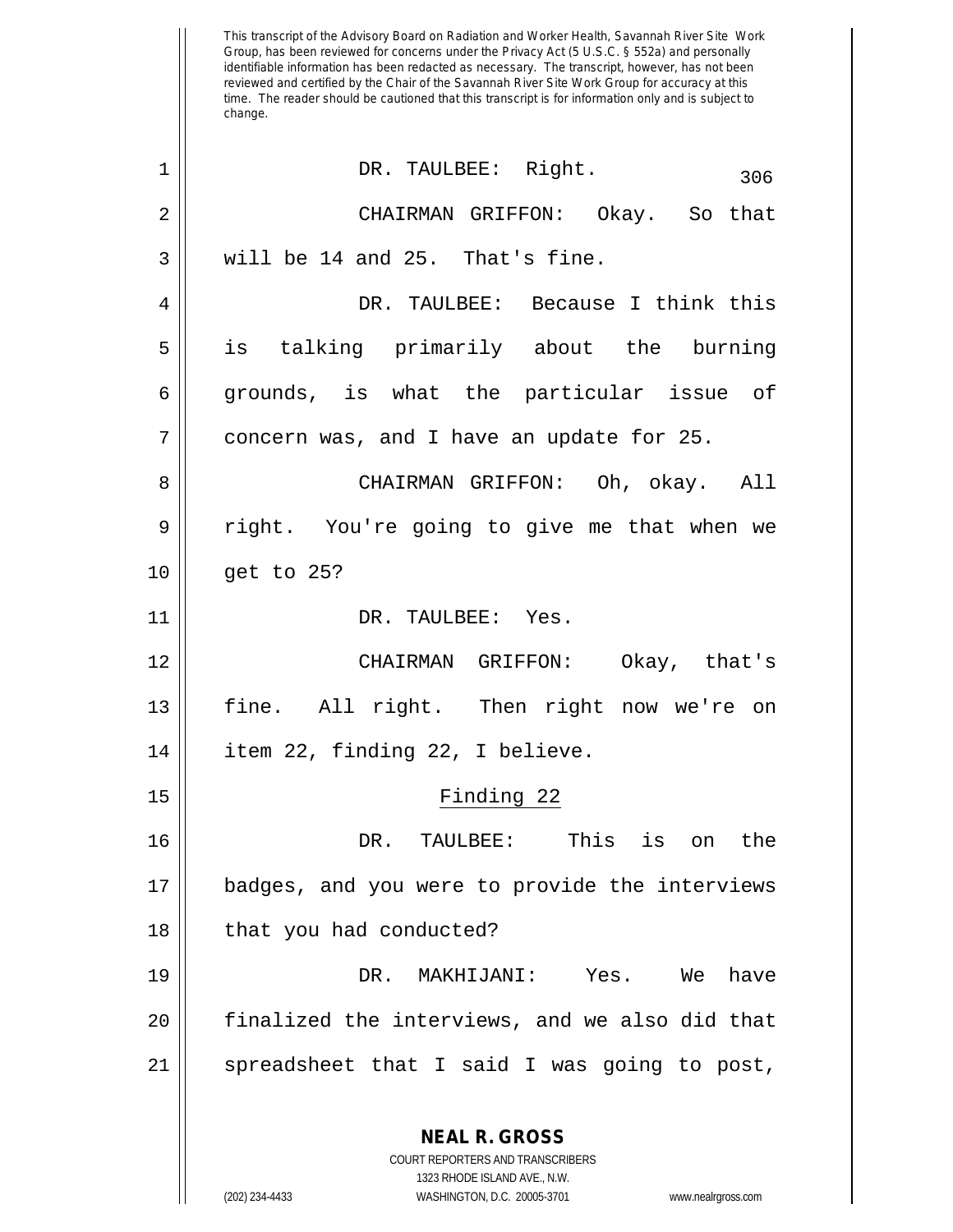This transcript of the Advisory Board on Radiation and Worker Health, Savannah River Site Work Group, has been reviewed for concerns under the Privacy Act (5 U.S.C. § 552a) and personally identifiable information has been redacted as necessary. The transcript, however, has not been reviewed and certified by the Chair of the Savannah River Site Work Group for accuracy at this time. The reader should be cautioned that this transcript is for information only and is subject to change.

DR. TAULBEE: Right.

CHAIRMAN GRIFFON: Okay. So that will be 14 and 25. That's fine.

DR. TAULBEE: Because I think this is talking primarily about the burning grounds, is what the particular issue of concern was, and I have an update for 25.

CHAIRMAN GRIFFON: Oh, okay. All right. You're going to give me that when we get to 25?

DR. TAULBEE: Yes.

CHAIRMAN GRIFFON: Okay, that's fine. All right. Then right now we're on item 22, finding 22, I believe.

## Finding 22

DR. TAULBEE: This is on the badges, and you were to provide the interviews that you had conducted?

DR. MAKHIJANI: Yes. We have finalized the interviews, and we also did that spreadsheet that I said I was going to post,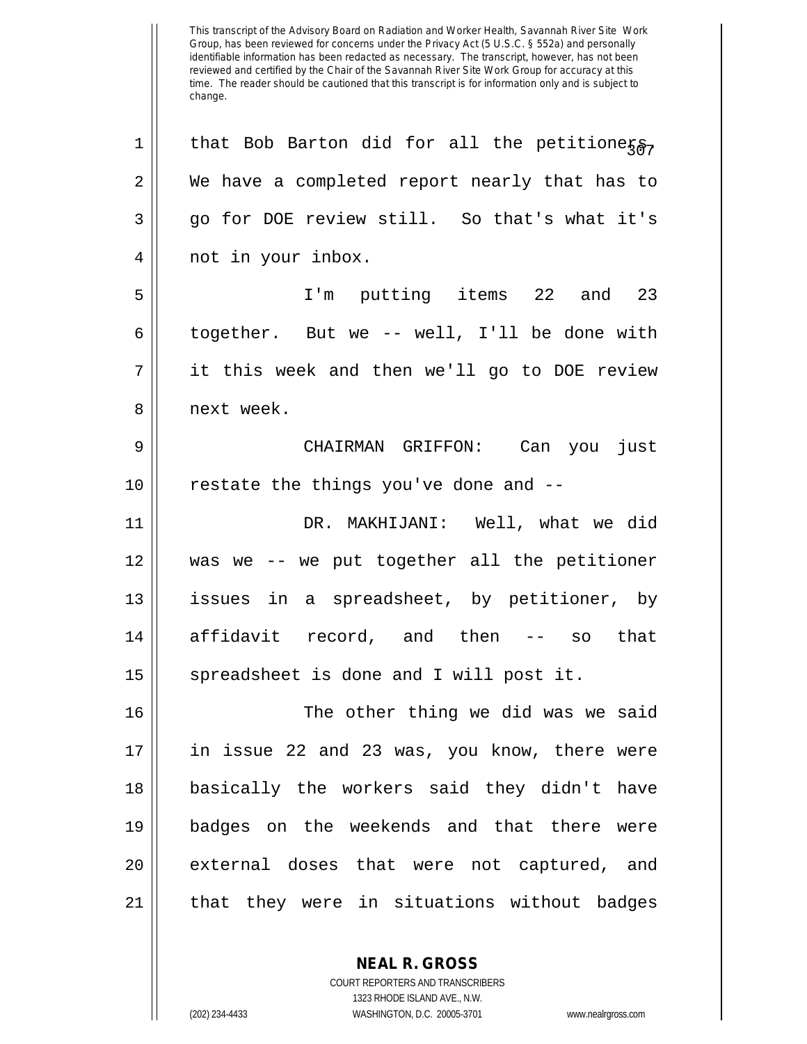This transcript of the Advisory Board on Radiation and Worker Health, Savannah River Site Work Group, has been reviewed for concerns under the Privacy Act (5 U.S.C. § 552a) and personally identifiable information has been redacted as necessary. The transcript, however, has not been reviewed and certified by the Chair of the Savannah River Site Work Group for accuracy at this time. The reader should be cautioned that this transcript is for information only and is subject to change.

1 that Bob Barton did for all the petitioners.
2 We have a completed report nearly that has to
3 go for DOE review still. So that's what it's
4 not in your inbox.

5 I'm putting items 22 and 23
6 together. But we -- well, I'll be done with
7 it this week and then we'll go to DOE review
8 next week.

9 CHAIRMAN GRIFFON: Can you just
10 restate the things you've done and --

11 DR. MAKHIJANI: Well, what we did
12 was we -- we put together all the petitioner
13 issues in a spreadsheet, by petitioner, by
14 affidavit record, and then -- so that
15 spreadsheet is done and I will post it.

16 The other thing we did was we said
17 in issue 22 and 23 was, you know, there were
18 basically the workers said they didn't have
19 badges on the weekends and that there were
20 external doses that were not captured, and
21 that they were in situations without badges

**NEAL R. GROSS**
COURT REPORTERS AND TRANSCRIBERS
1323 RHODE ISLAND AVE., N.W.
(202) 234-4433 WASHINGTON, D.C. 20005-3701 www.nealrgross.com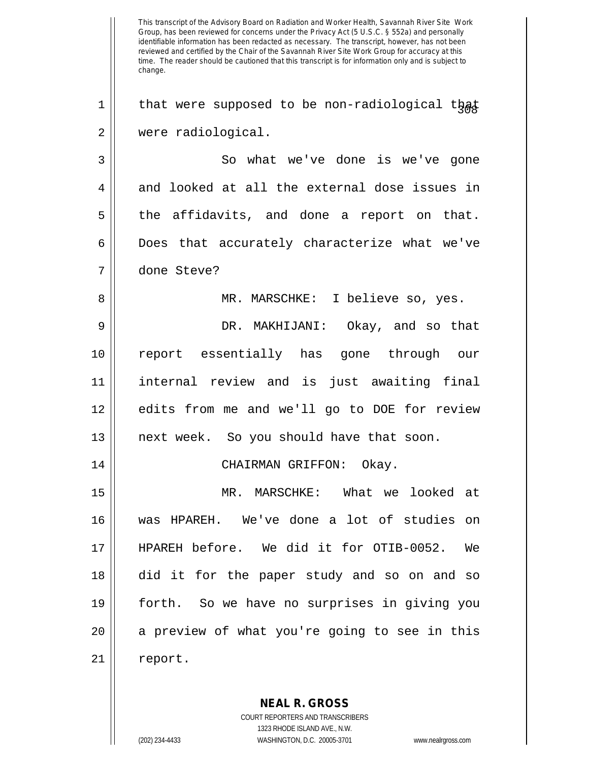This transcript of the Advisory Board on Radiation and Worker Health, Savannah River Site Work Group, has been reviewed for concerns under the Privacy Act (5 U.S.C. § 552a) and personally identifiable information has been redacted as necessary. The transcript, however, has not been reviewed and certified by the Chair of the Savannah River Site Work Group for accuracy at this time. The reader should be cautioned that this transcript is for information only and is subject to change.

1 that were supposed to be non-radiological that
2 were radiological.
3 So what we've done is we've gone
4 and looked at all the external dose issues in
5 the affidavits, and done a report on that.
6 Does that accurately characterize what we've
7 done Steve?
8 MR. MARSCHKE: I believe so, yes.
9 DR. MAKHIJANI: Okay, and so that
10 report essentially has gone through our
11 internal review and is just awaiting final
12 edits from me and we'll go to DOE for review
13 next week. So you should have that soon.
14 CHAIRMAN GRIFFON: Okay.
15 MR. MARSCHKE: What we looked at
16 was HPAREH. We've done a lot of studies on
17 HPAREH before. We did it for OTIB-0052. We
18 did it for the paper study and so on and so
19 forth. So we have no surprises in giving you
20 a preview of what you're going to see in this
21 report.

**NEAL R. GROSS**
COURT REPORTERS AND TRANSCRIBERS
1323 RHODE ISLAND AVE., N.W.
(202) 234-4433 WASHINGTON, D.C. 20005-3701 www.nealrgross.com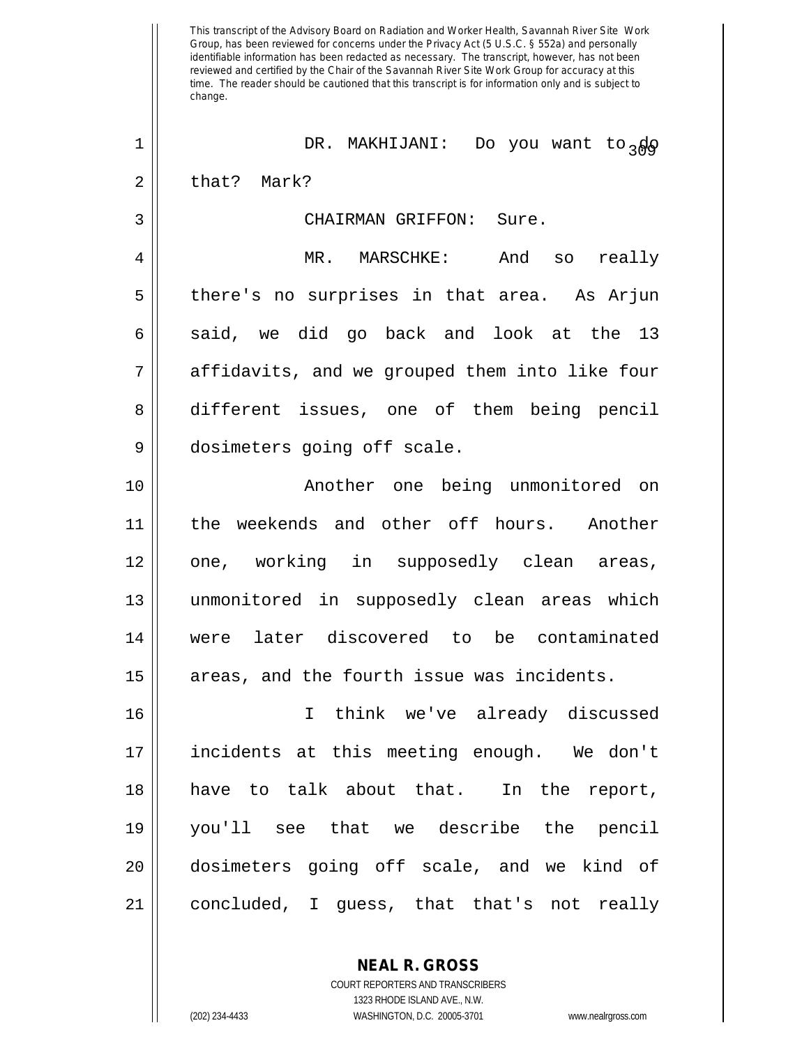This transcript of the Advisory Board on Radiation and Worker Health, Savannah River Site Work Group, has been reviewed for concerns under the Privacy Act (5 U.S.C. § 552a) and personally identifiable information has been redacted as necessary. The transcript, however, has not been reviewed and certified by the Chair of the Savannah River Site Work Group for accuracy at this time. The reader should be cautioned that this transcript is for information only and is subject to change.

DR. MAKHIJANI: Do you want to do that? Mark?

CHAIRMAN GRIFFON: Sure.

MR. MARSCHKE: And so really there's no surprises in that area. As Arjun said, we did go back and look at the 13 affidavits, and we grouped them into like four different issues, one of them being pencil dosimeters going off scale.

Another one being unmonitored on the weekends and other off hours. Another one, working in supposedly clean areas, unmonitored in supposedly clean areas which were later discovered to be contaminated areas, and the fourth issue was incidents.

I think we've already discussed incidents at this meeting enough. We don't have to talk about that. In the report, you'll see that we describe the pencil dosimeters going off scale, and we kind of concluded, I guess, that that's not really

**NEAL R. GROSS**
COURT REPORTERS AND TRANSCRIBERS
1323 RHODE ISLAND AVE., N.W.
(202) 234-4433 WASHINGTON, D.C. 20005-3701 www.nealrgross.com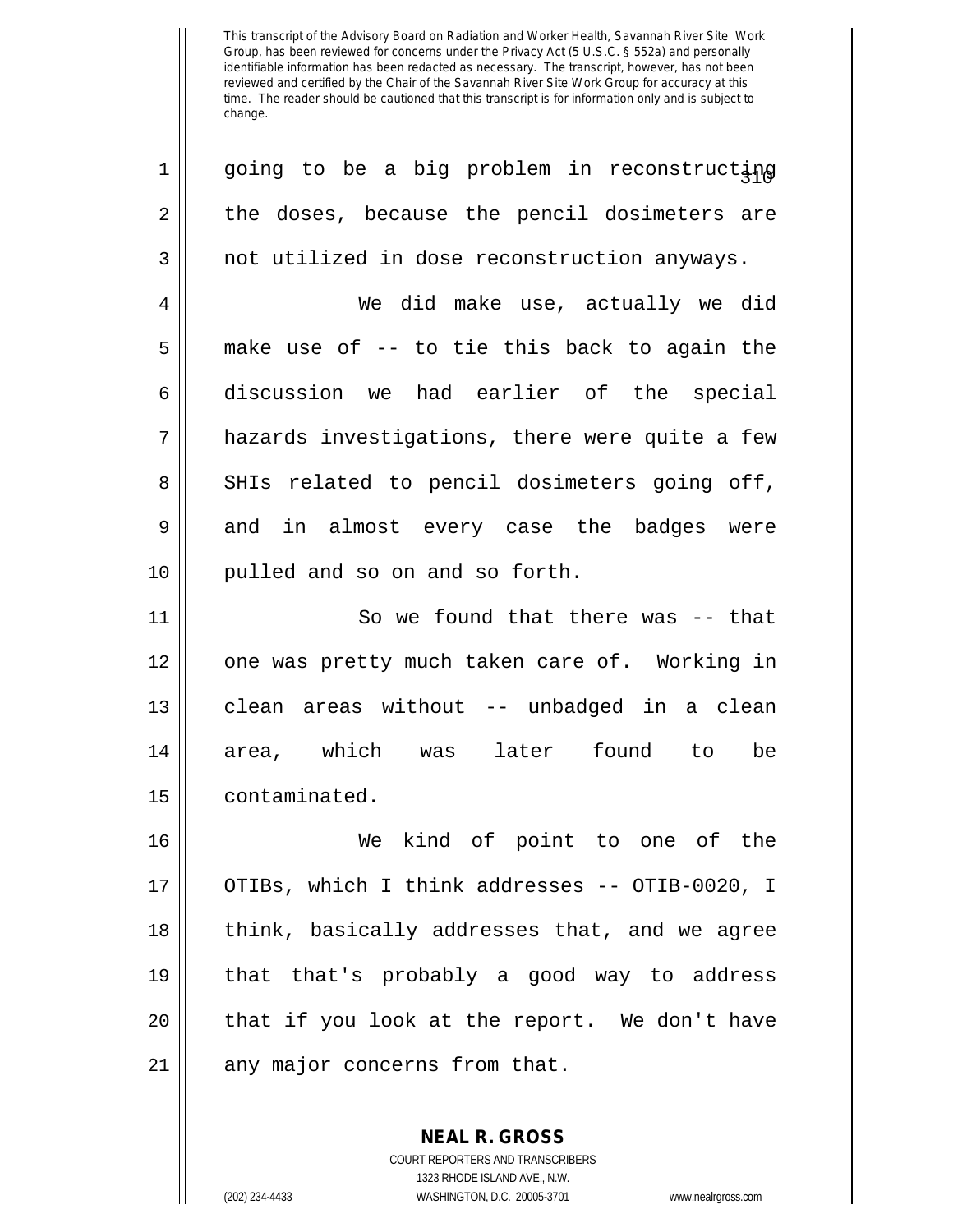going to be a big problem in reconstructing the doses, because the pencil dosimeters are not utilized in dose reconstruction anyways.

We did make use, actually we did make use of -- to tie this back to again the discussion we had earlier of the special hazards investigations, there were quite a few SHIs related to pencil dosimeters going off, and in almost every case the badges were pulled and so on and so forth.

So we found that there was -- that one was pretty much taken care of. Working in clean areas without -- unbadged in a clean area, which was later found to be contaminated.

We kind of point to one of the OTIBs, which I think addresses -- OTIB-0020, I think, basically addresses that, and we agree that that's probably a good way to address that if you look at the report. We don't have any major concerns from that.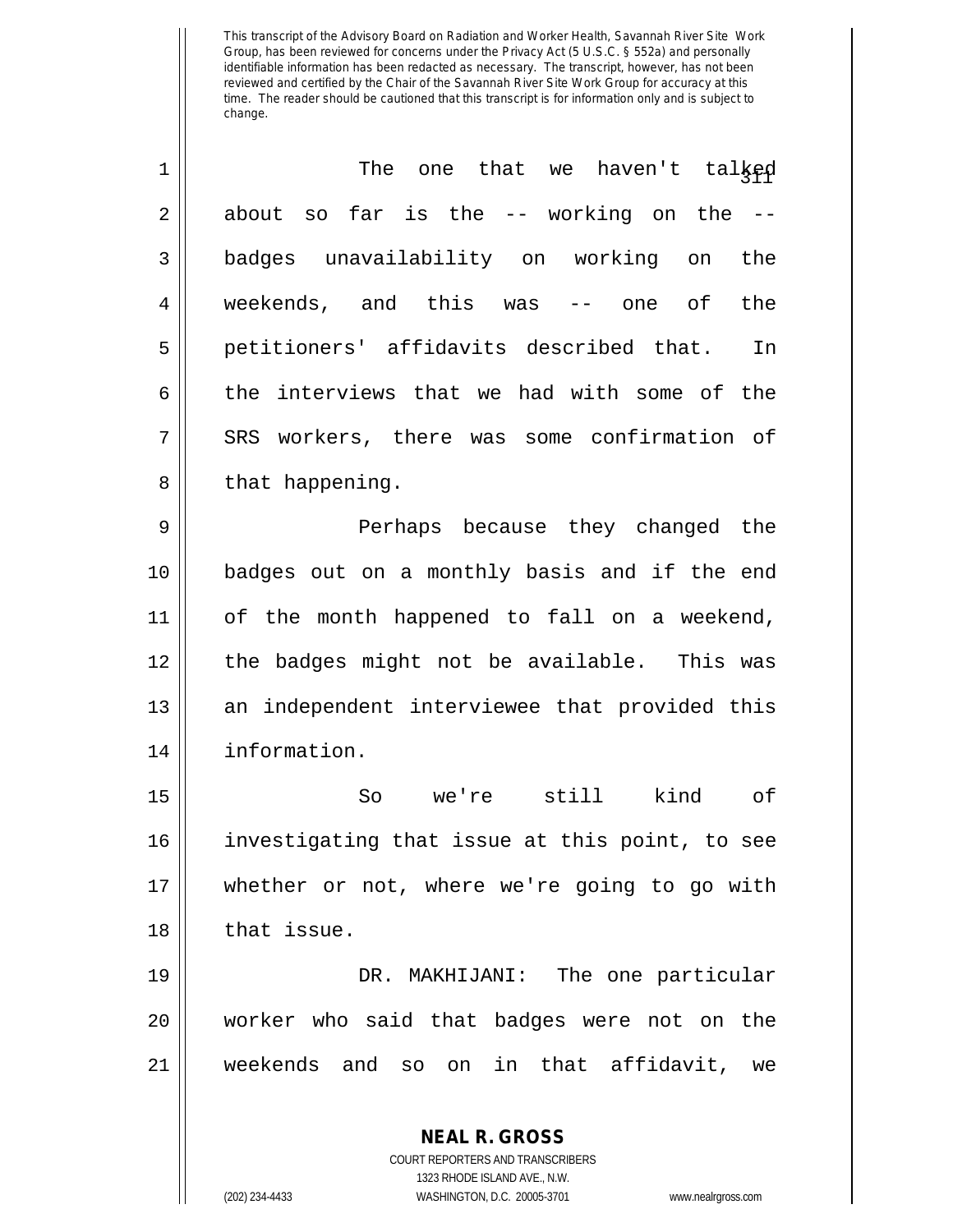This transcript of the Advisory Board on Radiation and Worker Health, Savannah River Site Work Group, has been reviewed for concerns under the Privacy Act (5 U.S.C. § 552a) and personally identifiable information has been redacted as necessary. The transcript, however, has not been reviewed and certified by the Chair of the Savannah River Site Work Group for accuracy at this time. The reader should be cautioned that this transcript is for information only and is subject to change.

The one that we haven't talked about so far is the -- working on the -- badges unavailability on working on the weekends, and this was -- one of the petitioners' affidavits described that. In the interviews that we had with some of the SRS workers, there was some confirmation of that happening.

Perhaps because they changed the badges out on a monthly basis and if the end of the month happened to fall on a weekend, the badges might not be available. This was an independent interviewee that provided this information.

So we're still kind of investigating that issue at this point, to see whether or not, where we're going to go with that issue.

DR. MAKHIJANI: The one particular worker who said that badges were not on the weekends and so on in that affidavit, we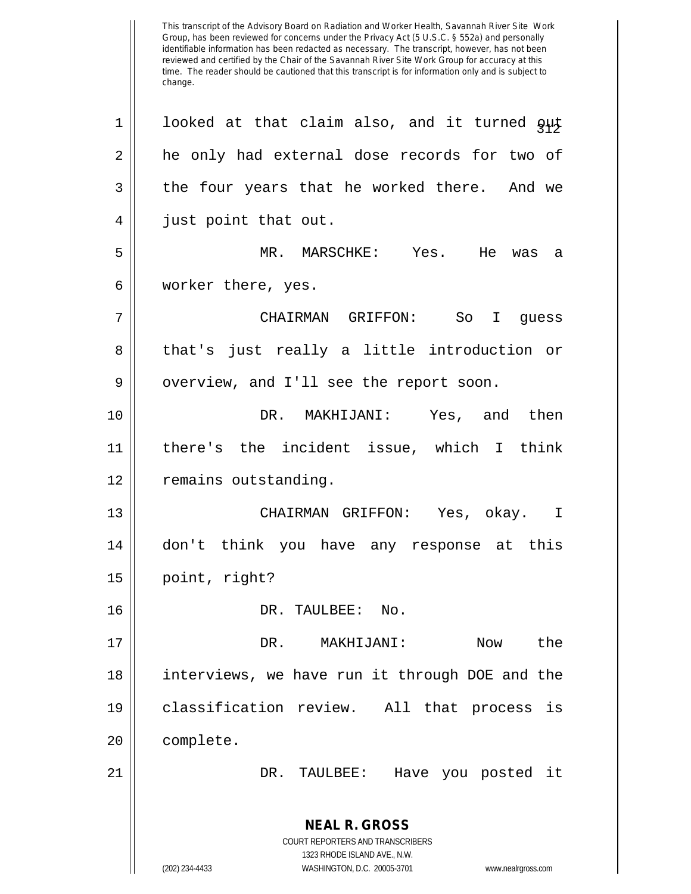This transcript of the Advisory Board on Radiation and Worker Health, Savannah River Site Work Group, has been reviewed for concerns under the Privacy Act (5 U.S.C. § 552a) and personally identifiable information has been redacted as necessary. The transcript, however, has not been reviewed and certified by the Chair of the Savannah River Site Work Group for accuracy at this time. The reader should be cautioned that this transcript is for information only and is subject to change.

1 looked at that claim also, and it turned out
2 he only had external dose records for two of
3 the four years that he worked there. And we
4 just point that out.

5 MR. MARSCHKE: Yes. He was a
6 worker there, yes.

7 CHAIRMAN GRIFFON: So I guess
8 that's just really a little introduction or
9 overview, and I'll see the report soon.

10 DR. MAKHIJANI: Yes, and then
11 there's the incident issue, which I think
12 remains outstanding.

13 CHAIRMAN GRIFFON: Yes, okay. I
14 don't think you have any response at this
15 point, right?

16 DR. TAULBEE: No.

17 DR. MAKHIJANI: Now the
18 interviews, we have run it through DOE and the
19 classification review. All that process is
20 complete.

21 DR. TAULBEE: Have you posted it

**NEAL R. GROSS**
COURT REPORTERS AND TRANSCRIBERS
1323 RHODE ISLAND AVE., N.W.
(202) 234-4433 WASHINGTON, D.C. 20005-3701 www.nealrgross.com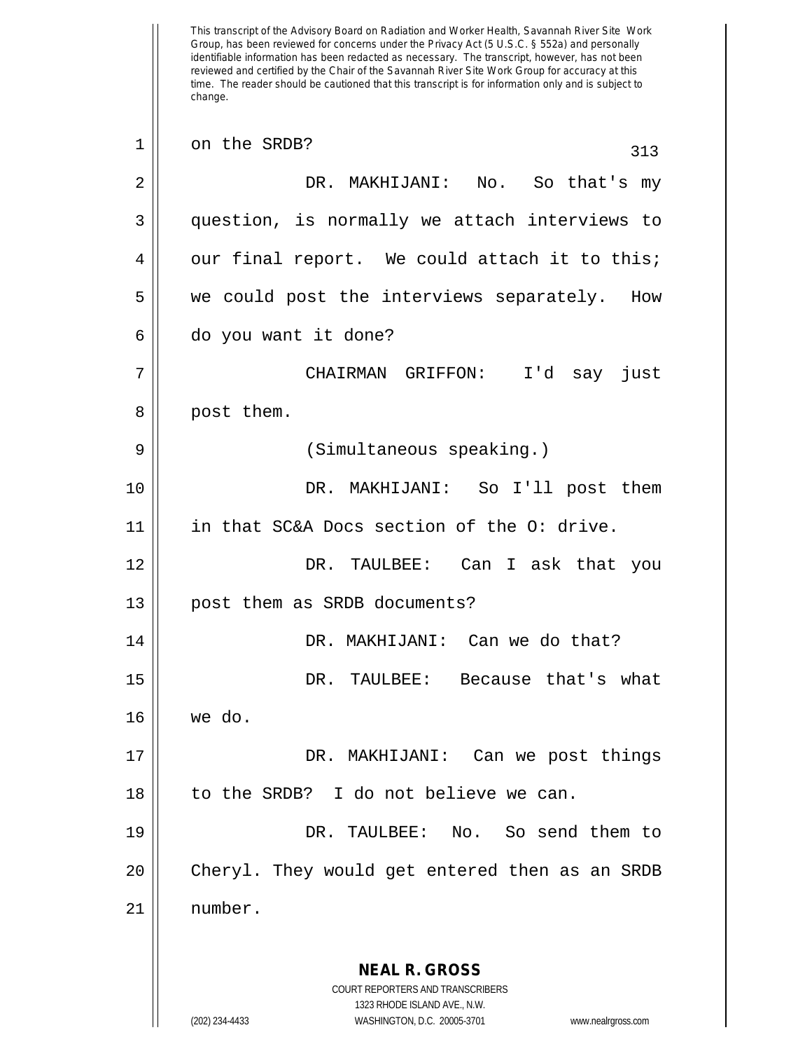This transcript of the Advisory Board on Radiation and Worker Health, Savannah River Site Work Group, has been reviewed for concerns under the Privacy Act (5 U.S.C. § 552a) and personally identifiable information has been redacted as necessary. The transcript, however, has not been reviewed and certified by the Chair of the Savannah River Site Work Group for accuracy at this time. The reader should be cautioned that this transcript is for information only and is subject to change.

on the SRDB?

DR. MAKHIJANI: No. So that's my question, is normally we attach interviews to our final report. We could attach it to this; we could post the interviews separately. How do you want it done?

CHAIRMAN GRIFFON: I'd say just post them.

(Simultaneous speaking.)

DR. MAKHIJANI: So I'll post them in that SC&A Docs section of the O: drive.

DR. TAULBEE: Can I ask that you post them as SRDB documents?

DR. MAKHIJANI: Can we do that?

DR. TAULBEE: Because that's what we do.

DR. MAKHIJANI: Can we post things to the SRDB? I do not believe we can.

DR. TAULBEE: No. So send them to Cheryl. They would get entered then as an SRDB number.

**NEAL R. GROSS**
COURT REPORTERS AND TRANSCRIBERS
1323 RHODE ISLAND AVE., N.W.
(202) 234-4433 WASHINGTON, D.C. 20005-3701 www.nealrgross.com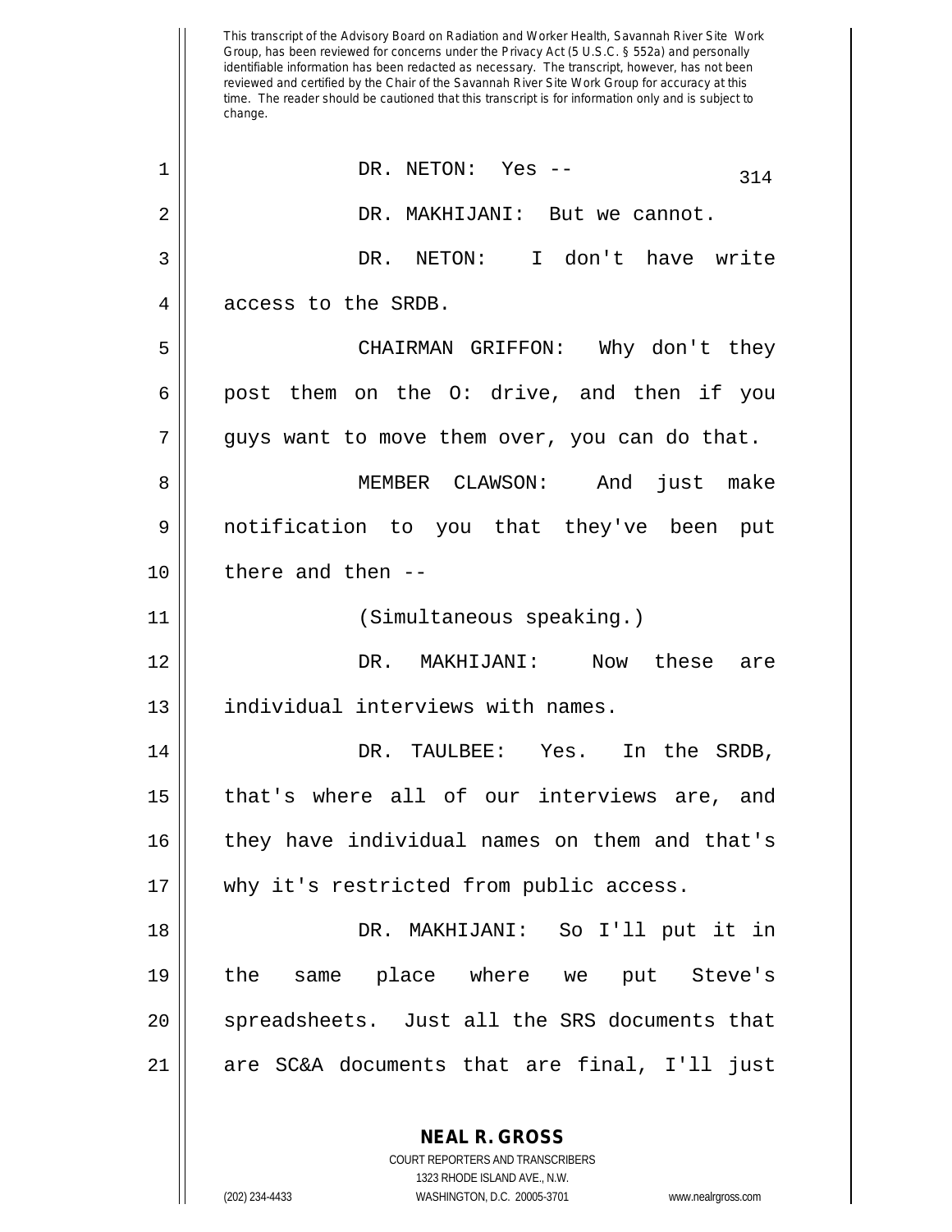This transcript of the Advisory Board on Radiation and Worker Health, Savannah River Site Work Group, has been reviewed for concerns under the Privacy Act (5 U.S.C. § 552a) and personally identifiable information has been redacted as necessary. The transcript, however, has not been reviewed and certified by the Chair of the Savannah River Site Work Group for accuracy at this time. The reader should be cautioned that this transcript is for information only and is subject to change.

DR. NETON: Yes --

DR. MAKHIJANI: But we cannot.

DR. NETON: I don't have write access to the SRDB.

CHAIRMAN GRIFFON: Why don't they post them on the O: drive, and then if you guys want to move them over, you can do that.

MEMBER CLAWSON: And just make notification to you that they've been put there and then --

(Simultaneous speaking.)

DR. MAKHIJANI: Now these are individual interviews with names.

DR. TAULBEE: Yes. In the SRDB, that's where all of our interviews are, and they have individual names on them and that's why it's restricted from public access.

DR. MAKHIJANI: So I'll put it in the same place where we put Steve's spreadsheets. Just all the SRS documents that are SC&A documents that are final, I'll just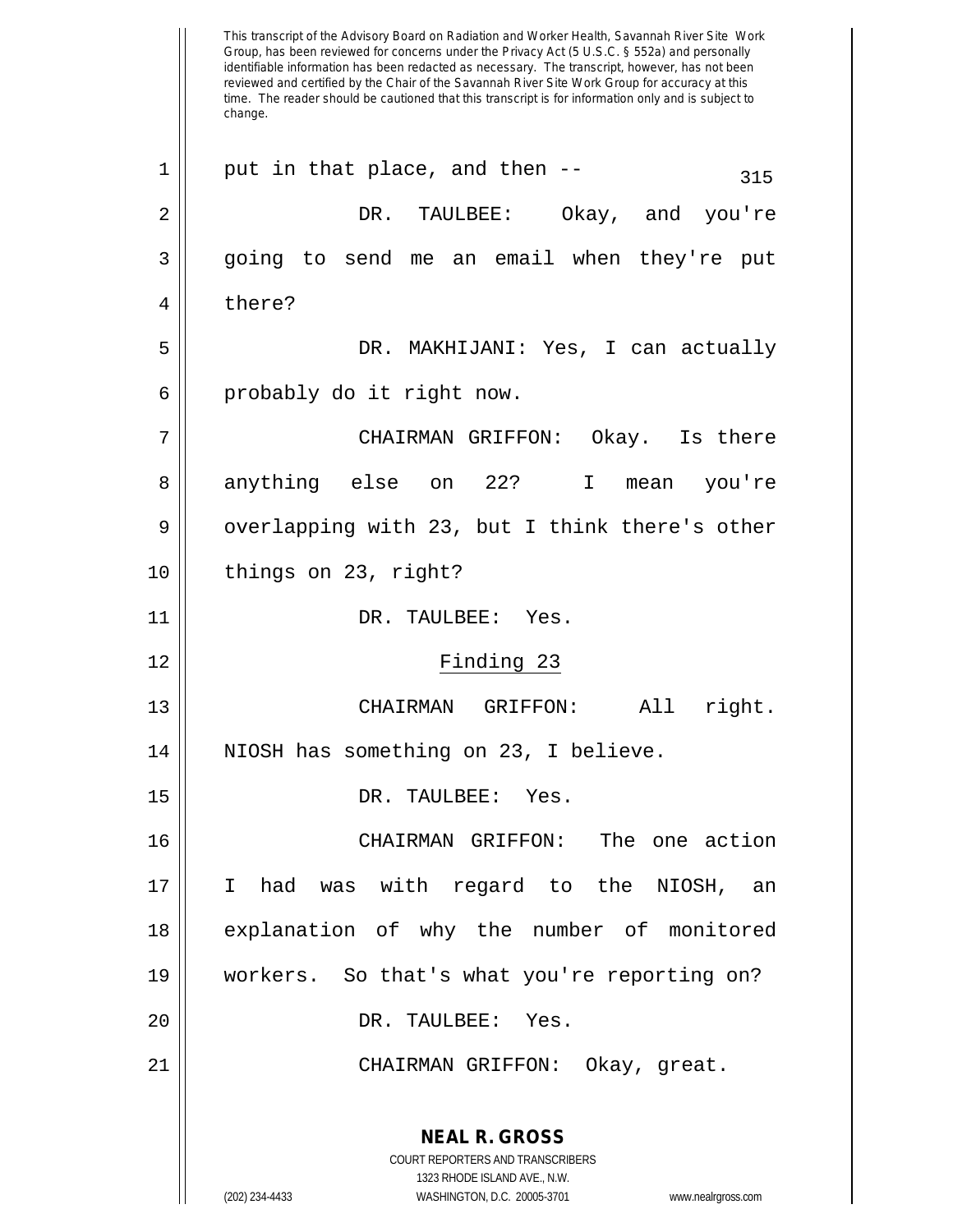This transcript of the Advisory Board on Radiation and Worker Health, Savannah River Site Work Group, has been reviewed for concerns under the Privacy Act (5 U.S.C. § 552a) and personally identifiable information has been redacted as necessary. The transcript, however, has not been reviewed and certified by the Chair of the Savannah River Site Work Group for accuracy at this time. The reader should be cautioned that this transcript is for information only and is subject to change.

put in that place, and then --

DR. TAULBEE: Okay, and you're going to send me an email when they're put there?

DR. MAKHIJANI: Yes, I can actually probably do it right now.

CHAIRMAN GRIFFON: Okay. Is there anything else on 22? I mean you're overlapping with 23, but I think there's other things on 23, right?

DR. TAULBEE: Yes.

## Finding 23

CHAIRMAN GRIFFON: All right. NIOSH has something on 23, I believe.

DR. TAULBEE: Yes.

CHAIRMAN GRIFFON: The one action I had was with regard to the NIOSH, an explanation of why the number of monitored workers. So that's what you're reporting on?

DR. TAULBEE: Yes.

CHAIRMAN GRIFFON: Okay, great.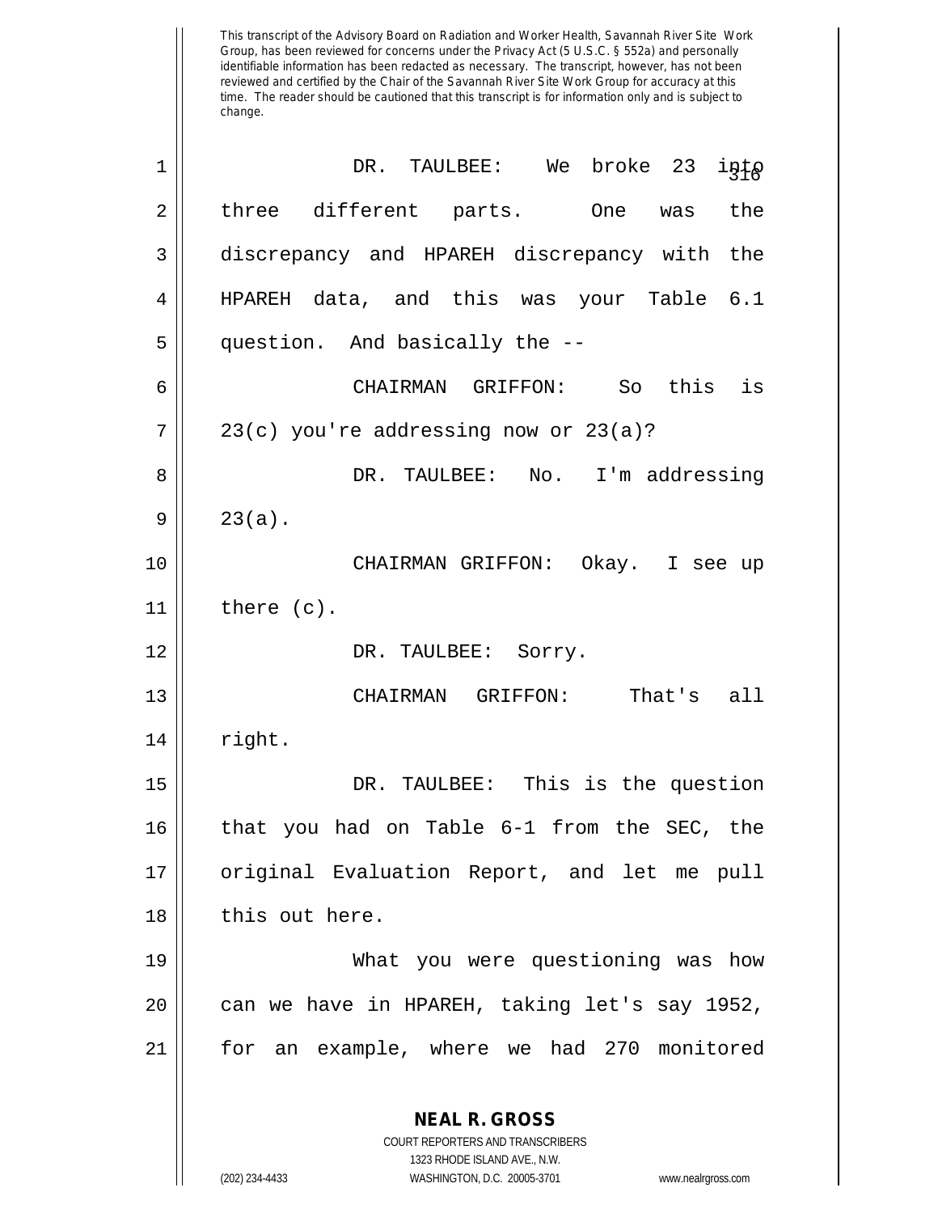This transcript of the Advisory Board on Radiation and Worker Health, Savannah River Site Work Group, has been reviewed for concerns under the Privacy Act (5 U.S.C. § 552a) and personally identifiable information has been redacted as necessary. The transcript, however, has not been reviewed and certified by the Chair of the Savannah River Site Work Group for accuracy at this time. The reader should be cautioned that this transcript is for information only and is subject to change.

DR. TAULBEE: We broke 23 into three different parts. One was the discrepancy and HPAREH discrepancy with the HPAREH data, and this was your Table 6.1 question. And basically the --

CHAIRMAN GRIFFON: So this is 23(c) you're addressing now or 23(a)?

DR. TAULBEE: No. I'm addressing 23(a).

CHAIRMAN GRIFFON: Okay. I see up there (c).

DR. TAULBEE: Sorry.

CHAIRMAN GRIFFON: That's all right.

DR. TAULBEE: This is the question that you had on Table 6-1 from the SEC, the original Evaluation Report, and let me pull this out here.

What you were questioning was how can we have in HPAREH, taking let's say 1952, for an example, where we had 270 monitored

**NEAL R. GROSS**
COURT REPORTERS AND TRANSCRIBERS
1323 RHODE ISLAND AVE., N.W.
(202) 234-4433 WASHINGTON, D.C. 20005-3701 www.nealrgross.com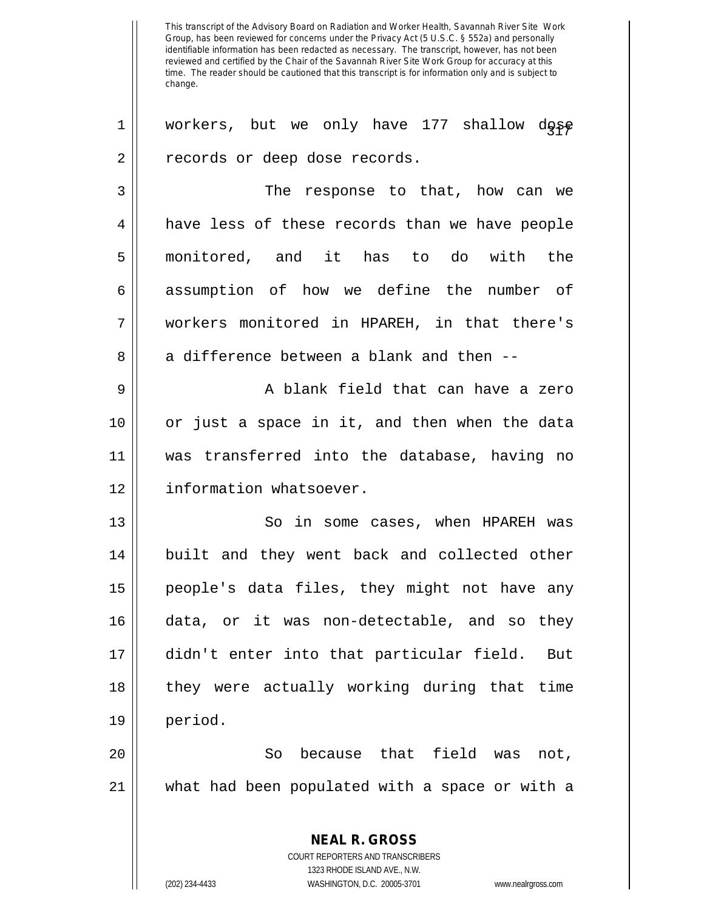This transcript of the Advisory Board on Radiation and Worker Health, Savannah River Site Work Group, has been reviewed for concerns under the Privacy Act (5 U.S.C. § 552a) and personally identifiable information has been redacted as necessary. The transcript, however, has not been reviewed and certified by the Chair of the Savannah River Site Work Group for accuracy at this time. The reader should be cautioned that this transcript is for information only and is subject to change.

workers, but we only have 177 shallow dose records or deep dose records.

The response to that, how can we have less of these records than we have people monitored, and it has to do with the assumption of how we define the number of workers monitored in HPAREH, in that there's a difference between a blank and then --

A blank field that can have a zero or just a space in it, and then when the data was transferred into the database, having no information whatsoever.

So in some cases, when HPAREH was built and they went back and collected other people's data files, they might not have any data, or it was non-detectable, and so they didn't enter into that particular field. But they were actually working during that time period.

So because that field was not, what had been populated with a space or with a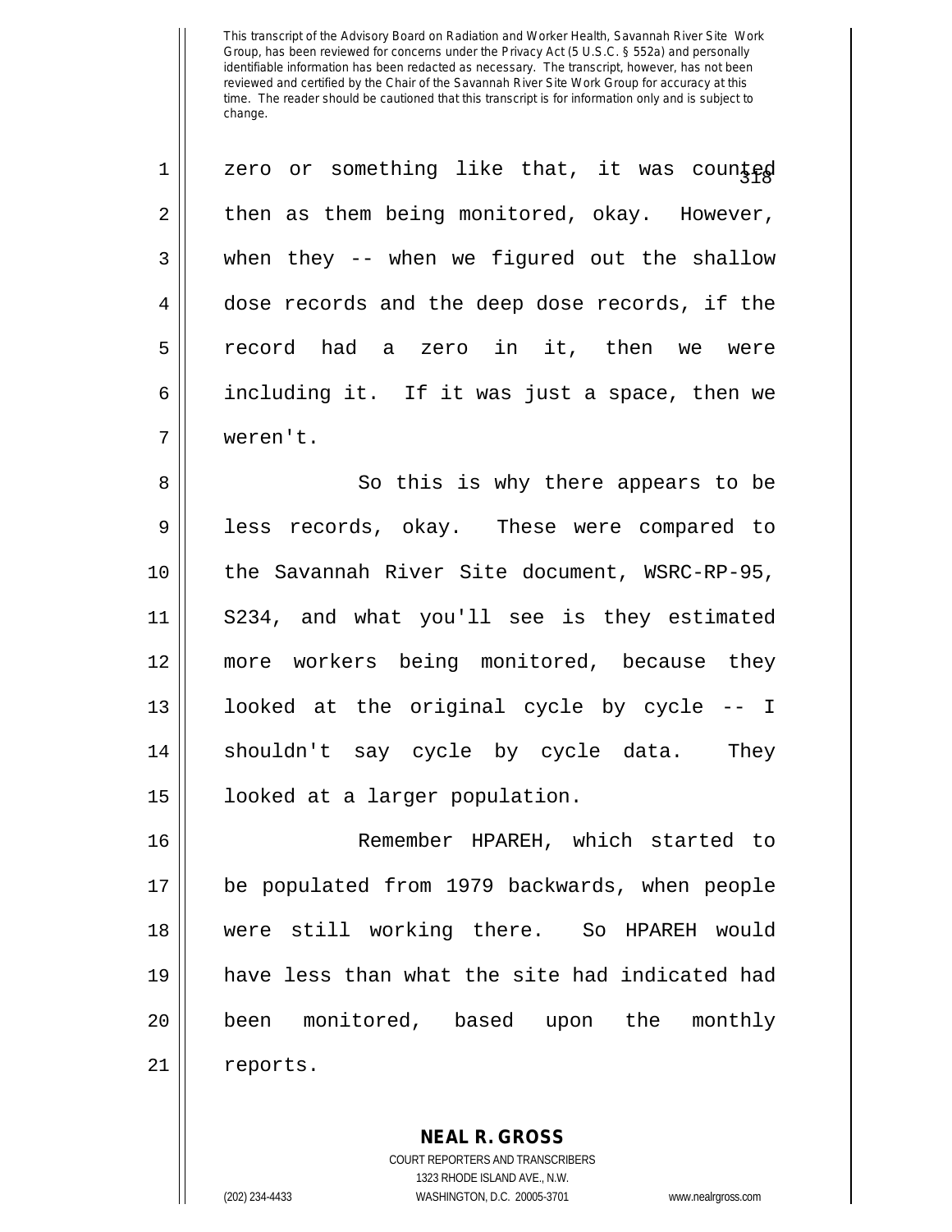zero or something like that, it was counted then as them being monitored, okay. However, when they -- when we figured out the shallow dose records and the deep dose records, if the record had a zero in it, then we were including it. If it was just a space, then we weren't.

So this is why there appears to be less records, okay. These were compared to the Savannah River Site document, WSRC-RP-95, S234, and what you'll see is they estimated more workers being monitored, because they looked at the original cycle by cycle -- I shouldn't say cycle by cycle data. They looked at a larger population.

Remember HPAREH, which started to be populated from 1979 backwards, when people were still working there. So HPAREH would have less than what the site had indicated had been monitored, based upon the monthly reports.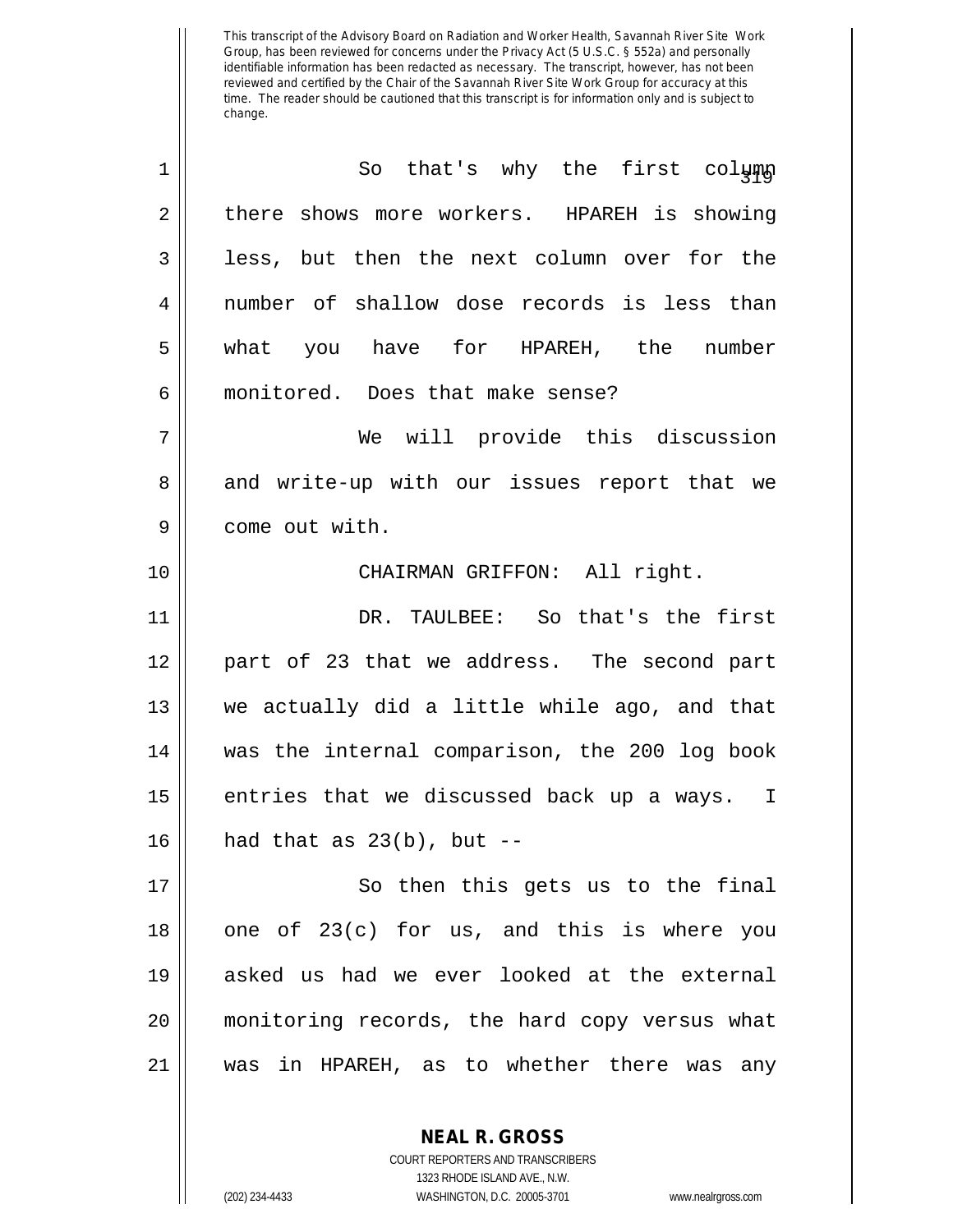This transcript of the Advisory Board on Radiation and Worker Health, Savannah River Site Work Group, has been reviewed for concerns under the Privacy Act (5 U.S.C. § 552a) and personally identifiable information has been redacted as necessary. The transcript, however, has not been reviewed and certified by the Chair of the Savannah River Site Work Group for accuracy at this time. The reader should be cautioned that this transcript is for information only and is subject to change.

So that's why the first column there shows more workers. HPAREH is showing less, but then the next column over for the number of shallow dose records is less than what you have for HPAREH, the number monitored. Does that make sense?

We will provide this discussion and write-up with our issues report that we come out with.

CHAIRMAN GRIFFON: All right.

DR. TAULBEE: So that's the first part of 23 that we address. The second part we actually did a little while ago, and that was the internal comparison, the 200 log book entries that we discussed back up a ways. I had that as 23(b), but --

So then this gets us to the final one of 23(c) for us, and this is where you asked us had we ever looked at the external monitoring records, the hard copy versus what was in HPAREH, as to whether there was any

**NEAL R. GROSS**
COURT REPORTERS AND TRANSCRIBERS
1323 RHODE ISLAND AVE., N.W.
(202) 234-4433 WASHINGTON, D.C. 20005-3701 www.nealrgross.com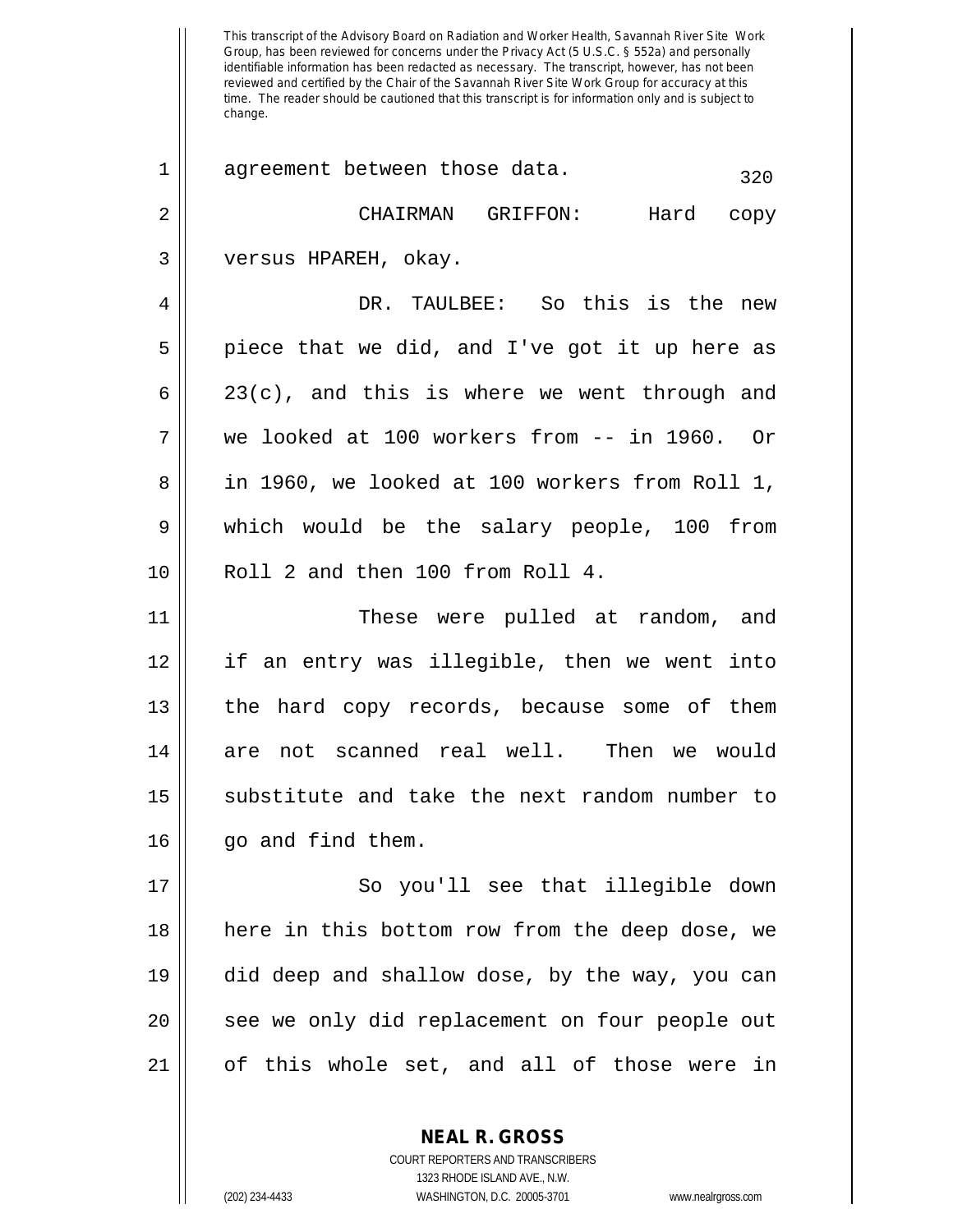This transcript of the Advisory Board on Radiation and Worker Health, Savannah River Site Work Group, has been reviewed for concerns under the Privacy Act (5 U.S.C. § 552a) and personally identifiable information has been redacted as necessary. The transcript, however, has not been reviewed and certified by the Chair of the Savannah River Site Work Group for accuracy at this time. The reader should be cautioned that this transcript is for information only and is subject to change.

agreement between those data.

CHAIRMAN GRIFFON: Hard copy versus HPAREH, okay.

DR. TAULBEE: So this is the new piece that we did, and I've got it up here as 23(c), and this is where we went through and we looked at 100 workers from -- in 1960. Or in 1960, we looked at 100 workers from Roll 1, which would be the salary people, 100 from Roll 2 and then 100 from Roll 4.

These were pulled at random, and if an entry was illegible, then we went into the hard copy records, because some of them are not scanned real well. Then we would substitute and take the next random number to go and find them.

So you'll see that illegible down here in this bottom row from the deep dose, we did deep and shallow dose, by the way, you can see we only did replacement on four people out of this whole set, and all of those were in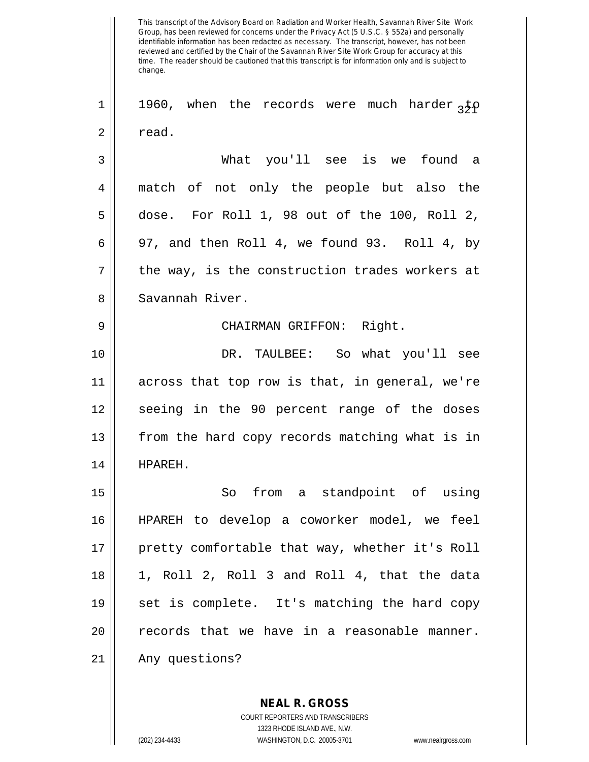1960, when the records were much harder to read.

What you'll see is we found a match of not only the people but also the dose. For Roll 1, 98 out of the 100, Roll 2, 97, and then Roll 4, we found 93. Roll 4, by the way, is the construction trades workers at Savannah River.

CHAIRMAN GRIFFON: Right.

DR. TAULBEE: So what you'll see across that top row is that, in general, we're seeing in the 90 percent range of the doses from the hard copy records matching what is in HPAREH.

So from a standpoint of using HPAREH to develop a coworker model, we feel pretty comfortable that way, whether it's Roll 1, Roll 2, Roll 3 and Roll 4, that the data set is complete. It's matching the hard copy records that we have in a reasonable manner. Any questions?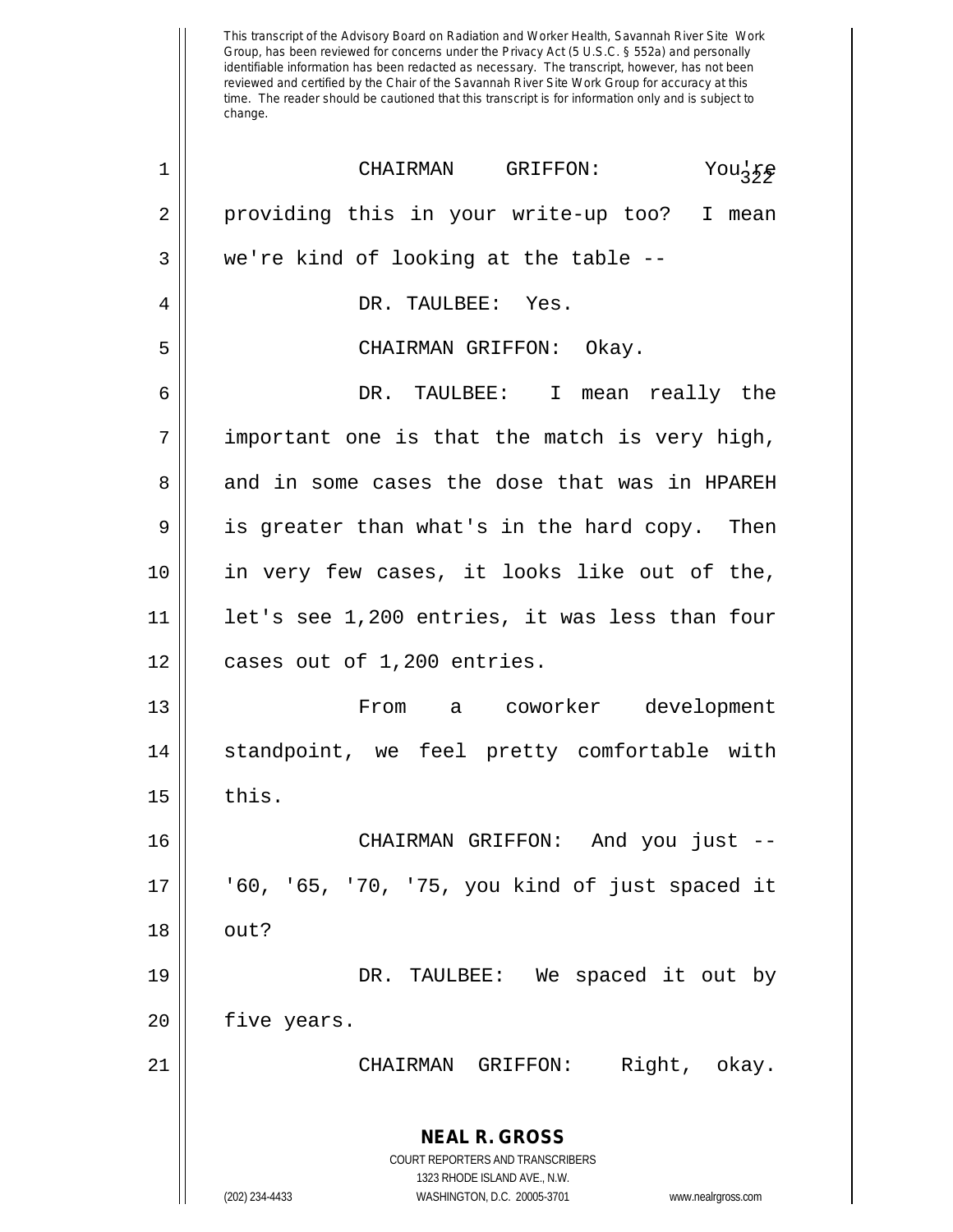This transcript of the Advisory Board on Radiation and Worker Health, Savannah River Site Work Group, has been reviewed for concerns under the Privacy Act (5 U.S.C. § 552a) and personally identifiable information has been redacted as necessary. The transcript, however, has not been reviewed and certified by the Chair of the Savannah River Site Work Group for accuracy at this time. The reader should be cautioned that this transcript is for information only and is subject to change.

CHAIRMAN GRIFFON: You're providing this in your write-up too? I mean we're kind of looking at the table --

DR. TAULBEE: Yes.

CHAIRMAN GRIFFON: Okay.

DR. TAULBEE: I mean really the important one is that the match is very high, and in some cases the dose that was in HPAREH is greater than what's in the hard copy. Then in very few cases, it looks like out of the, let's see 1,200 entries, it was less than four cases out of 1,200 entries.

From a coworker development standpoint, we feel pretty comfortable with this.

CHAIRMAN GRIFFON: And you just -- '60, '65, '70, '75, you kind of just spaced it out?

DR. TAULBEE: We spaced it out by five years.

CHAIRMAN GRIFFON: Right, okay.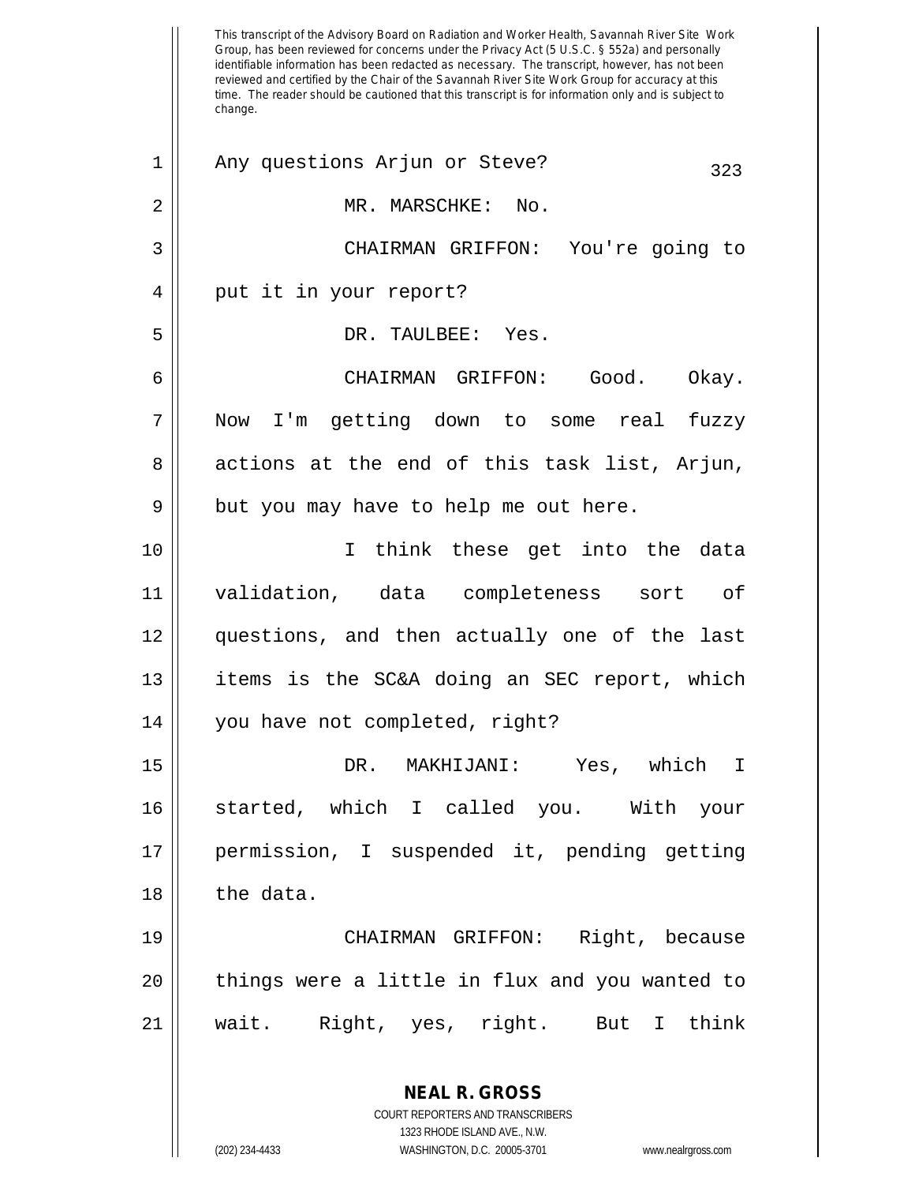This transcript of the Advisory Board on Radiation and Worker Health, Savannah River Site Work Group, has been reviewed for concerns under the Privacy Act (5 U.S.C. § 552a) and personally identifiable information has been redacted as necessary. The transcript, however, has not been reviewed and certified by the Chair of the Savannah River Site Work Group for accuracy at this time. The reader should be cautioned that this transcript is for information only and is subject to change.

1 Any questions Arjun or Steve?

2 MR. MARSCHKE: No.

3 CHAIRMAN GRIFFON: You're going to

4 put it in your report?

5 DR. TAULBEE: Yes.

6 CHAIRMAN GRIFFON: Good. Okay.

7 Now I'm getting down to some real fuzzy

8 actions at the end of this task list, Arjun,

9 but you may have to help me out here.

10 I think these get into the data

11 validation, data completeness sort of

12 questions, and then actually one of the last

13 items is the SC&A doing an SEC report, which

14 you have not completed, right?

15 DR. MAKHIJANI: Yes, which I

16 started, which I called you. With your

17 permission, I suspended it, pending getting

18 the data.

19 CHAIRMAN GRIFFON: Right, because

20 things were a little in flux and you wanted to

21 wait. Right, yes, right. But I think

**NEAL R. GROSS**
COURT REPORTERS AND TRANSCRIBERS
1323 RHODE ISLAND AVE., N.W.
(202) 234-4433 WASHINGTON, D.C. 20005-3701 www.nealrgross.com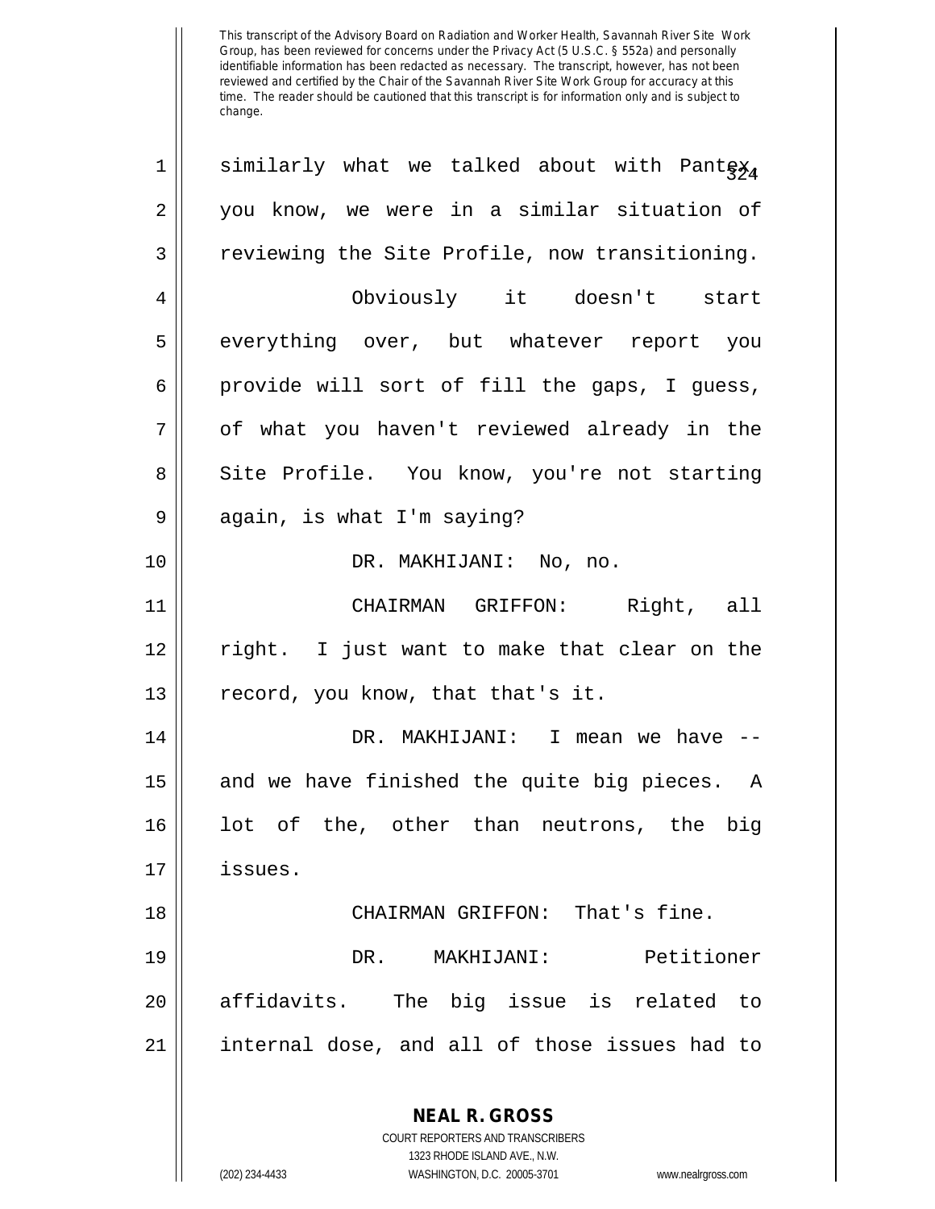This transcript of the Advisory Board on Radiation and Worker Health, Savannah River Site Work Group, has been reviewed for concerns under the Privacy Act (5 U.S.C. § 552a) and personally identifiable information has been redacted as necessary. The transcript, however, has not been reviewed and certified by the Chair of the Savannah River Site Work Group for accuracy at this time. The reader should be cautioned that this transcript is for information only and is subject to change.

similarly what we talked about with Pantex, you know, we were in a similar situation of reviewing the Site Profile, now transitioning.

Obviously it doesn't start everything over, but whatever report you provide will sort of fill the gaps, I guess, of what you haven't reviewed already in the Site Profile. You know, you're not starting again, is what I'm saying?

DR. MAKHIJANI: No, no.

CHAIRMAN GRIFFON: Right, all right. I just want to make that clear on the record, you know, that that's it.

DR. MAKHIJANI: I mean we have -- and we have finished the quite big pieces. A lot of the, other than neutrons, the big issues.

CHAIRMAN GRIFFON: That's fine.

DR. MAKHIJANI: Petitioner affidavits. The big issue is related to internal dose, and all of those issues had to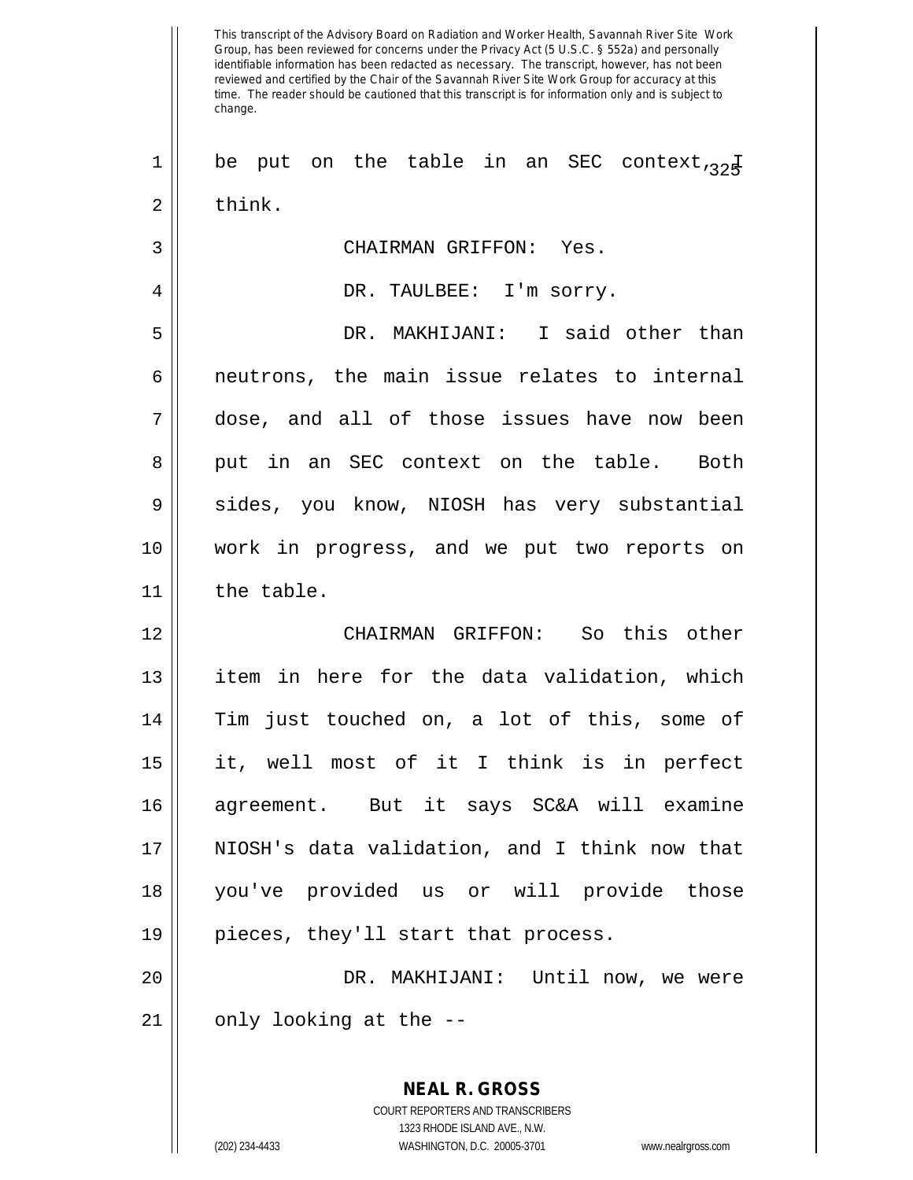This transcript of the Advisory Board on Radiation and Worker Health, Savannah River Site Work Group, has been reviewed for concerns under the Privacy Act (5 U.S.C. § 552a) and personally identifiable information has been redacted as necessary. The transcript, however, has not been reviewed and certified by the Chair of the Savannah River Site Work Group for accuracy at this time. The reader should be cautioned that this transcript is for information only and is subject to change.

be put on the table in an SEC context, I think.

CHAIRMAN GRIFFON: Yes.

DR. TAULBEE: I'm sorry.

DR. MAKHIJANI: I said other than neutrons, the main issue relates to internal dose, and all of those issues have now been put in an SEC context on the table. Both sides, you know, NIOSH has very substantial work in progress, and we put two reports on the table.

CHAIRMAN GRIFFON: So this other item in here for the data validation, which Tim just touched on, a lot of this, some of it, well most of it I think is in perfect agreement. But it says SC&A will examine NIOSH's data validation, and I think now that you've provided us or will provide those pieces, they'll start that process.

DR. MAKHIJANI: Until now, we were only looking at the --

**NEAL R. GROSS**
COURT REPORTERS AND TRANSCRIBERS
1323 RHODE ISLAND AVE., N.W.
(202) 234-4433 WASHINGTON, D.C. 20005-3701 www.nealrgross.com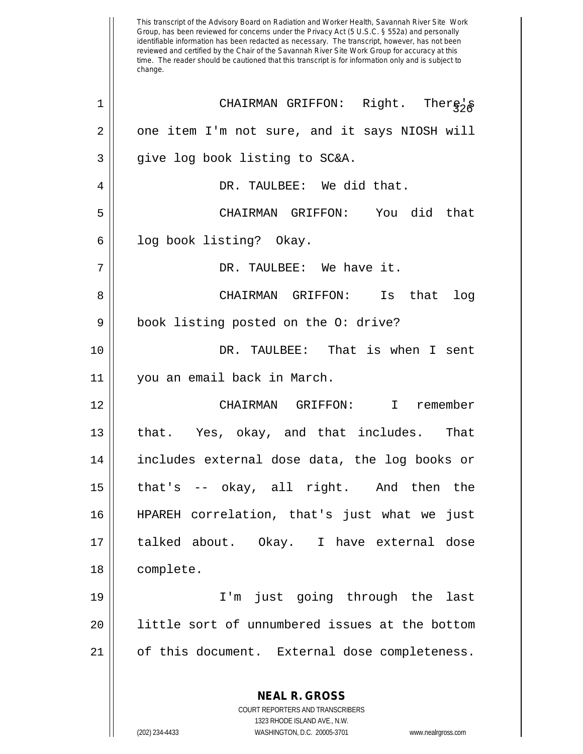This transcript of the Advisory Board on Radiation and Worker Health, Savannah River Site Work Group, has been reviewed for concerns under the Privacy Act (5 U.S.C. § 552a) and personally identifiable information has been redacted as necessary. The transcript, however, has not been reviewed and certified by the Chair of the Savannah River Site Work Group for accuracy at this time. The reader should be cautioned that this transcript is for information only and is subject to change.

1 CHAIRMAN GRIFFON: Right. There's
2 one item I'm not sure, and it says NIOSH will
3 give log book listing to SC&A.
4 DR. TAULBEE: We did that.
5 CHAIRMAN GRIFFON: You did that
6 log book listing? Okay.
7 DR. TAULBEE: We have it.
8 CHAIRMAN GRIFFON: Is that log
9 book listing posted on the O: drive?
10 DR. TAULBEE: That is when I sent
11 you an email back in March.
12 CHAIRMAN GRIFFON: I remember
13 that. Yes, okay, and that includes. That
14 includes external dose data, the log books or
15 that's -- okay, all right. And then the
16 HPAREH correlation, that's just what we just
17 talked about. Okay. I have external dose
18 complete.
19 I'm just going through the last
20 little sort of unnumbered issues at the bottom
21 of this document. External dose completeness.

**NEAL R. GROSS**
COURT REPORTERS AND TRANSCRIBERS
1323 RHODE ISLAND AVE., N.W.
(202) 234-4433 WASHINGTON, D.C. 20005-3701 www.nealrgross.com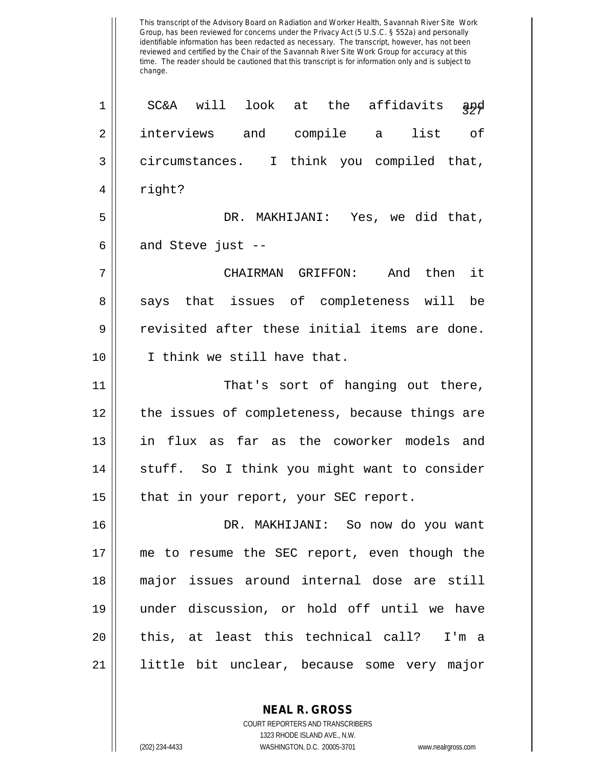This transcript of the Advisory Board on Radiation and Worker Health, Savannah River Site Work Group, has been reviewed for concerns under the Privacy Act (5 U.S.C. § 552a) and personally identifiable information has been redacted as necessary. The transcript, however, has not been reviewed and certified by the Chair of the Savannah River Site Work Group for accuracy at this time. The reader should be cautioned that this transcript is for information only and is subject to change.

SC&A will look at the affidavits and interviews and compile a list of circumstances. I think you compiled that, right?

DR. MAKHIJANI: Yes, we did that, and Steve just --

CHAIRMAN GRIFFON: And then it says that issues of completeness will be revisited after these initial items are done. I think we still have that.

That's sort of hanging out there, the issues of completeness, because things are in flux as far as the coworker models and stuff. So I think you might want to consider that in your report, your SEC report.

DR. MAKHIJANI: So now do you want me to resume the SEC report, even though the major issues around internal dose are still under discussion, or hold off until we have this, at least this technical call? I'm a little bit unclear, because some very major

**NEAL R. GROSS**
COURT REPORTERS AND TRANSCRIBERS
1323 RHODE ISLAND AVE., N.W.
(202) 234-4433 WASHINGTON, D.C. 20005-3701 www.nealrgross.com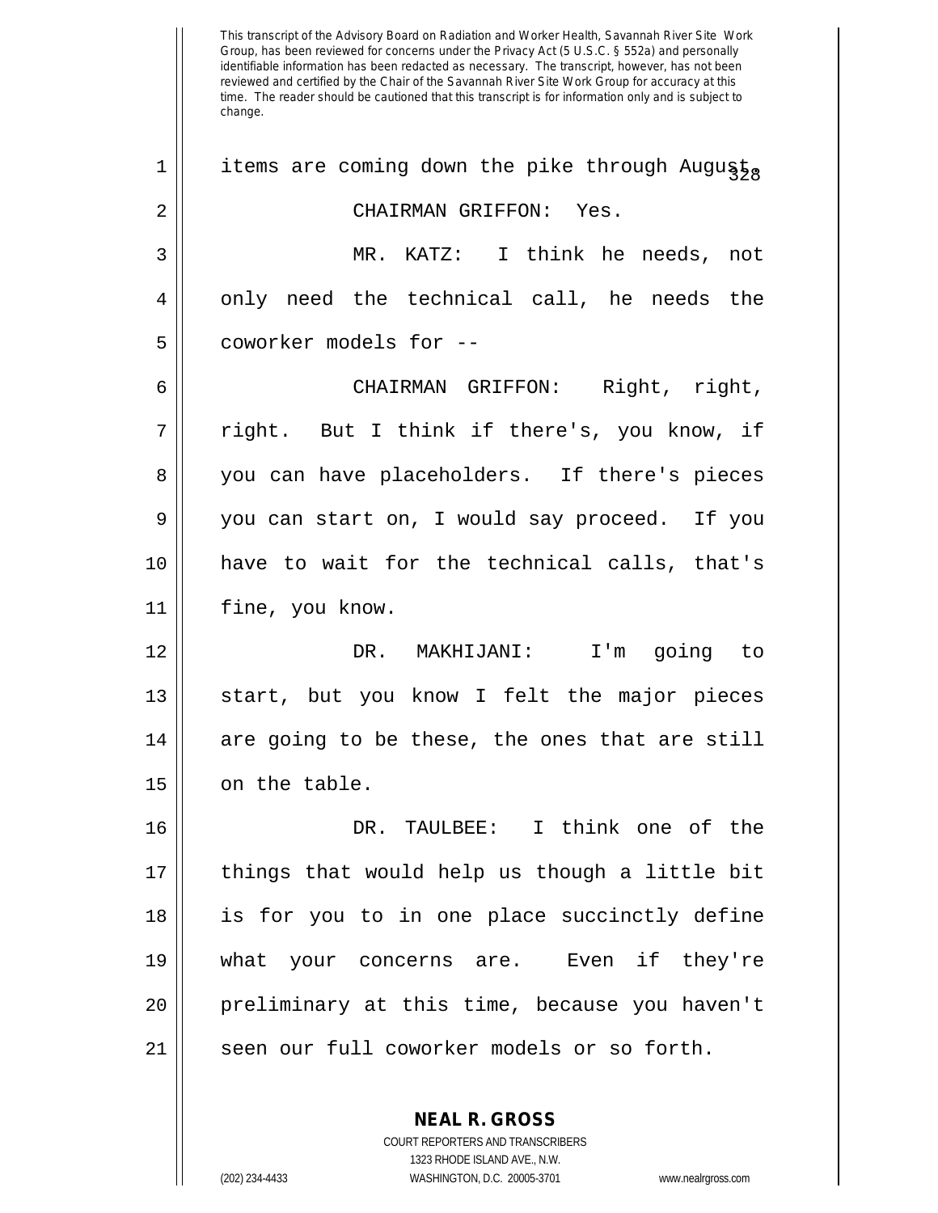This transcript of the Advisory Board on Radiation and Worker Health, Savannah River Site Work Group, has been reviewed for concerns under the Privacy Act (5 U.S.C. § 552a) and personally identifiable information has been redacted as necessary. The transcript, however, has not been reviewed and certified by the Chair of the Savannah River Site Work Group for accuracy at this time. The reader should be cautioned that this transcript is for information only and is subject to change.

1 items are coming down the pike through August.

2 CHAIRMAN GRIFFON: Yes.

3 MR. KATZ: I think he needs, not
4 only need the technical call, he needs the
5 coworker models for --

6 CHAIRMAN GRIFFON: Right, right,
7 right. But I think if there's, you know, if
8 you can have placeholders. If there's pieces
9 you can start on, I would say proceed. If you
10 have to wait for the technical calls, that's
11 fine, you know.

12 DR. MAKHIJANI: I'm going to
13 start, but you know I felt the major pieces
14 are going to be these, the ones that are still
15 on the table.

16 DR. TAULBEE: I think one of the
17 things that would help us though a little bit
18 is for you to in one place succinctly define
19 what your concerns are. Even if they're
20 preliminary at this time, because you haven't
21 seen our full coworker models or so forth.

**NEAL R. GROSS**
COURT REPORTERS AND TRANSCRIBERS
1323 RHODE ISLAND AVE., N.W.
(202) 234-4433 WASHINGTON, D.C. 20005-3701 www.nealrgross.com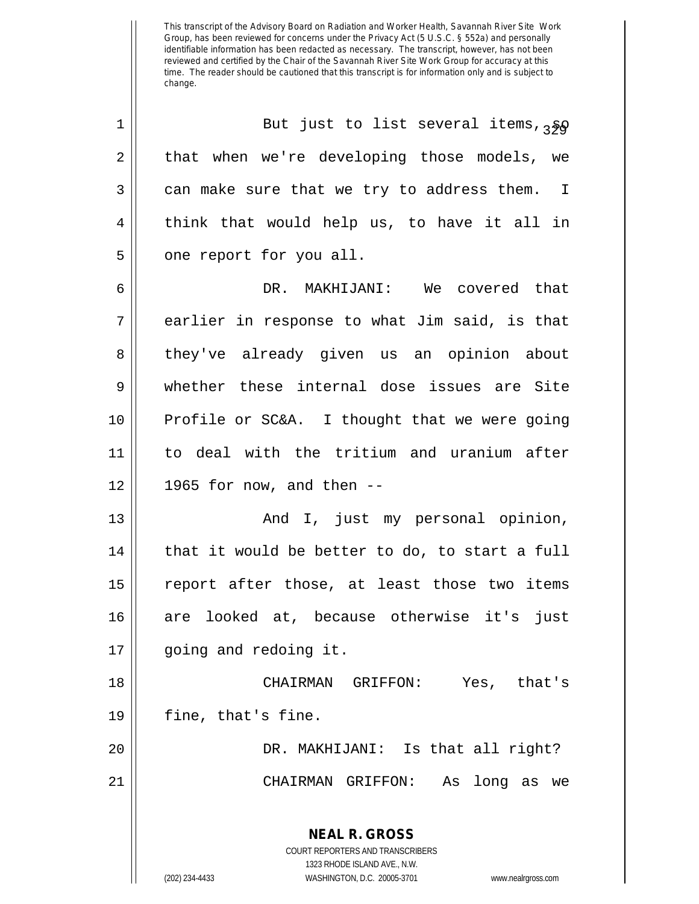This transcript of the Advisory Board on Radiation and Worker Health, Savannah River Site Work Group, has been reviewed for concerns under the Privacy Act (5 U.S.C. § 552a) and personally identifiable information has been redacted as necessary. The transcript, however, has not been reviewed and certified by the Chair of the Savannah River Site Work Group for accuracy at this time. The reader should be cautioned that this transcript is for information only and is subject to change.

1 But just to list several items, so
2 that when we're developing those models, we
3 can make sure that we try to address them. I
4 think that would help us, to have it all in
5 one report for you all.

6 DR. MAKHIJANI: We covered that
7 earlier in response to what Jim said, is that
8 they've already given us an opinion about
9 whether these internal dose issues are Site
10 Profile or SC&A. I thought that we were going
11 to deal with the tritium and uranium after
12 1965 for now, and then --

13 And I, just my personal opinion,
14 that it would be better to do, to start a full
15 report after those, at least those two items
16 are looked at, because otherwise it's just
17 going and redoing it.

18 CHAIRMAN GRIFFON: Yes, that's
19 fine, that's fine.

20 DR. MAKHIJANI: Is that all right?

21 CHAIRMAN GRIFFON: As long as we

**NEAL R. GROSS**
COURT REPORTERS AND TRANSCRIBERS
1323 RHODE ISLAND AVE., N.W.
(202) 234-4433 WASHINGTON, D.C. 20005-3701 www.nealrgross.com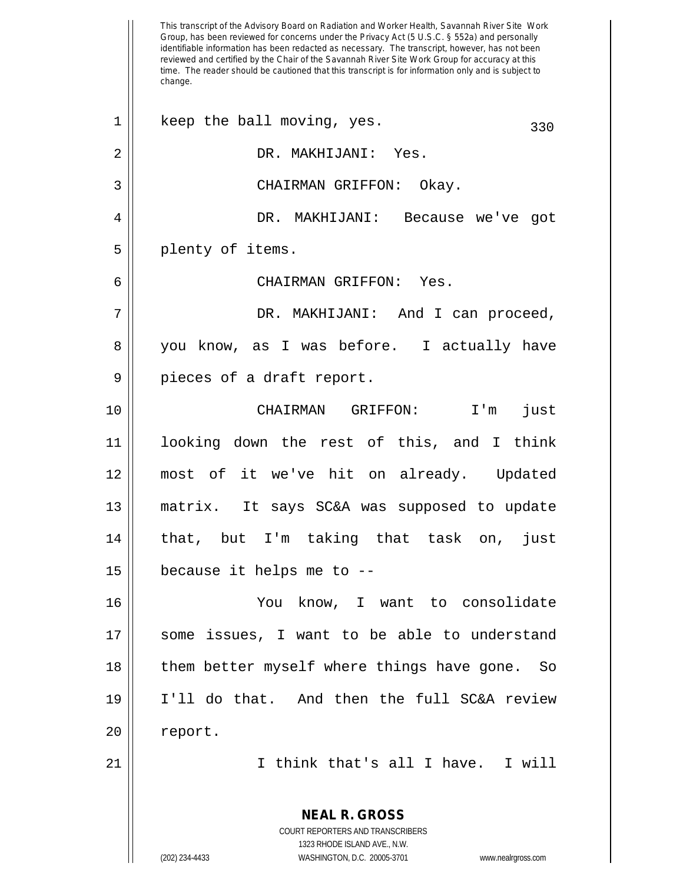This transcript of the Advisory Board on Radiation and Worker Health, Savannah River Site Work Group, has been reviewed for concerns under the Privacy Act (5 U.S.C. § 552a) and personally identifiable information has been redacted as necessary. The transcript, however, has not been reviewed and certified by the Chair of the Savannah River Site Work Group for accuracy at this time. The reader should be cautioned that this transcript is for information only and is subject to change.

keep the ball moving, yes.

DR. MAKHIJANI: Yes.

CHAIRMAN GRIFFON: Okay.

DR. MAKHIJANI: Because we've got plenty of items.

CHAIRMAN GRIFFON: Yes.

DR. MAKHIJANI: And I can proceed, you know, as I was before. I actually have pieces of a draft report.

CHAIRMAN GRIFFON: I'm just looking down the rest of this, and I think most of it we've hit on already. Updated matrix. It says SC&A was supposed to update that, but I'm taking that task on, just because it helps me to --

You know, I want to consolidate some issues, I want to be able to understand them better myself where things have gone. So I'll do that. And then the full SC&A review report.

I think that's all I have. I will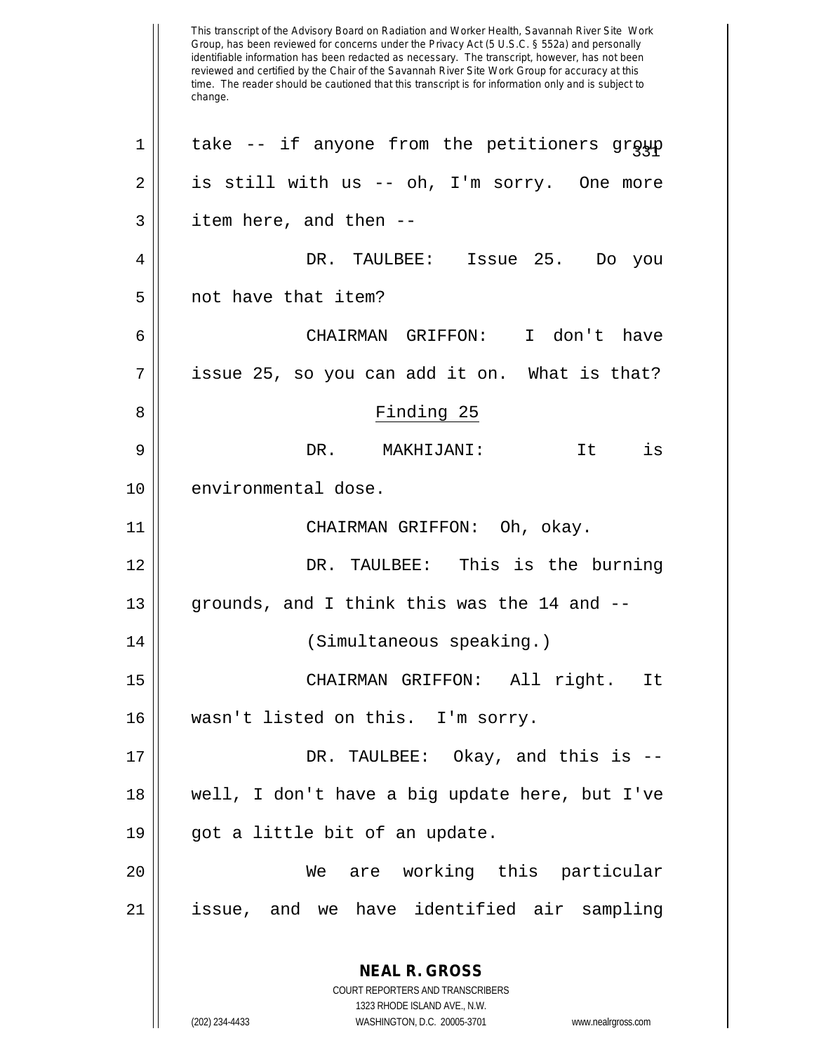This transcript of the Advisory Board on Radiation and Worker Health, Savannah River Site Work Group, has been reviewed for concerns under the Privacy Act (5 U.S.C. § 552a) and personally identifiable information has been redacted as necessary. The transcript, however, has not been reviewed and certified by the Chair of the Savannah River Site Work Group for accuracy at this time. The reader should be cautioned that this transcript is for information only and is subject to change.

take -- if anyone from the petitioners group is still with us -- oh, I'm sorry. One more item here, and then --

DR. TAULBEE: Issue 25. Do you not have that item?

CHAIRMAN GRIFFON: I don't have issue 25, so you can add it on. What is that?

## Finding 25

DR. MAKHIJANI: It is environmental dose.

CHAIRMAN GRIFFON: Oh, okay.

DR. TAULBEE: This is the burning grounds, and I think this was the 14 and --

(Simultaneous speaking.)

CHAIRMAN GRIFFON: All right. It wasn't listed on this. I'm sorry.

DR. TAULBEE: Okay, and this is -- well, I don't have a big update here, but I've got a little bit of an update.

We are working this particular issue, and we have identified air sampling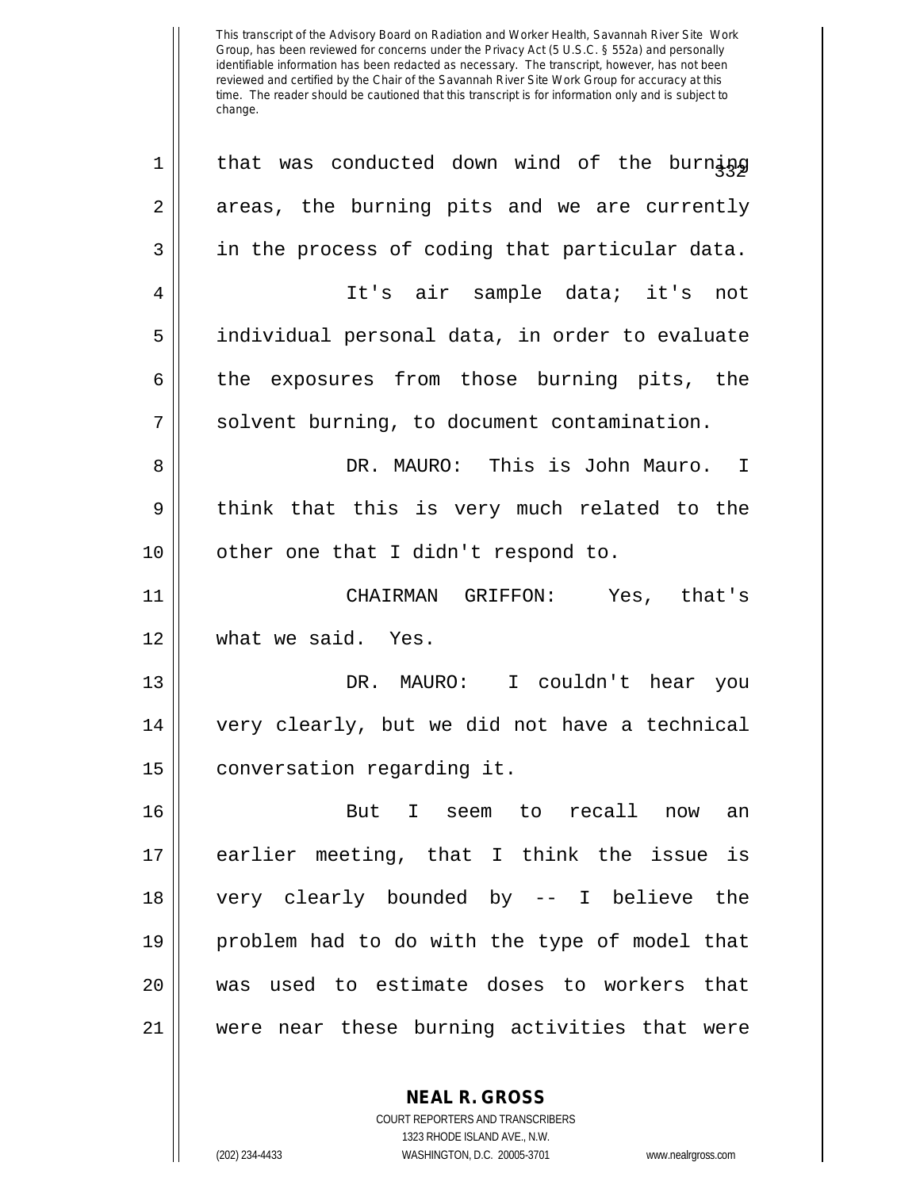that was conducted down wind of the burning areas, the burning pits and we are currently in the process of coding that particular data.

It's air sample data; it's not individual personal data, in order to evaluate the exposures from those burning pits, the solvent burning, to document contamination.

DR. MAURO: This is John Mauro. I think that this is very much related to the other one that I didn't respond to.

CHAIRMAN GRIFFON: Yes, that's what we said. Yes.

DR. MAURO: I couldn't hear you very clearly, but we did not have a technical conversation regarding it.

But I seem to recall now an earlier meeting, that I think the issue is very clearly bounded by -- I believe the problem had to do with the type of model that was used to estimate doses to workers that were near these burning activities that were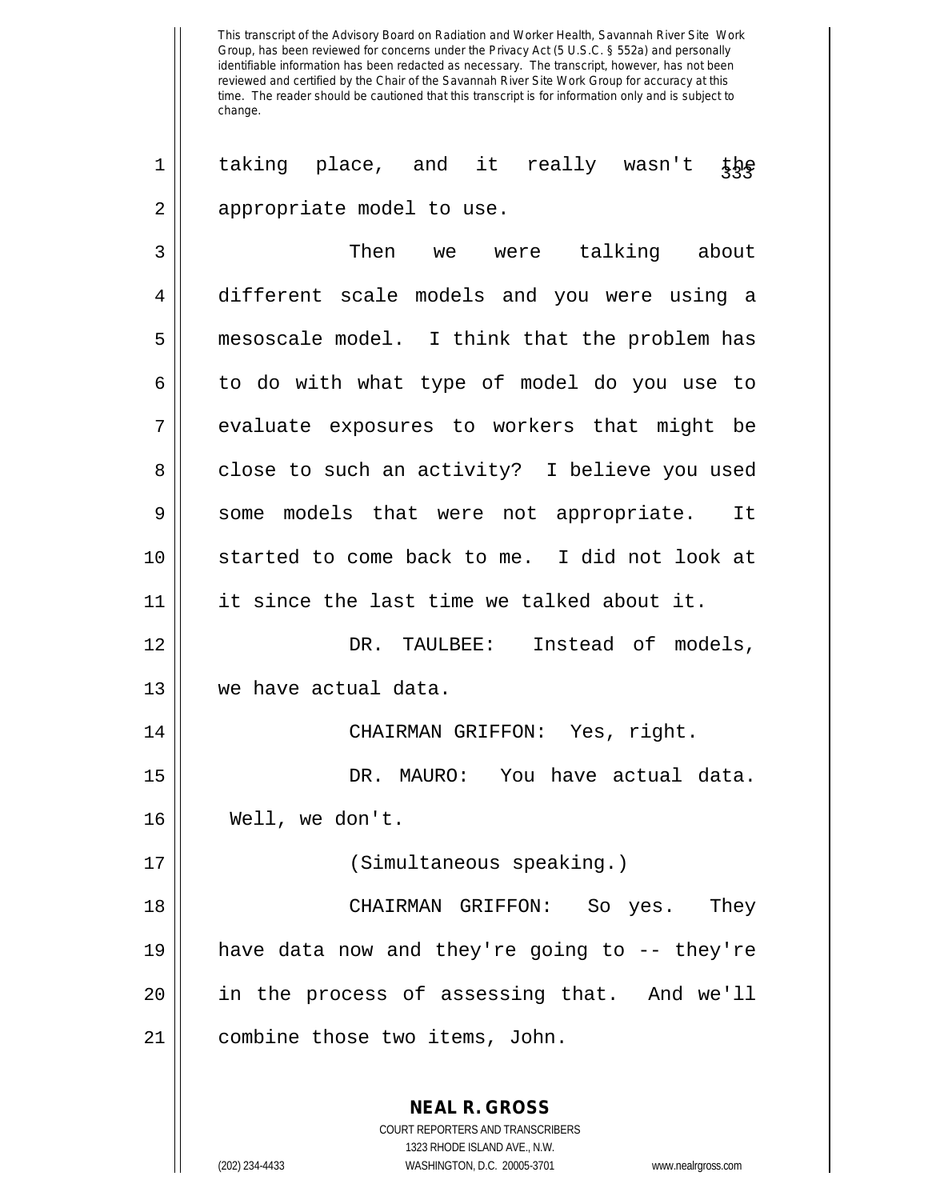taking place, and it really wasn't the appropriate model to use.

Then we were talking about different scale models and you were using a mesoscale model. I think that the problem has to do with what type of model do you use to evaluate exposures to workers that might be close to such an activity? I believe you used some models that were not appropriate. It started to come back to me. I did not look at it since the last time we talked about it.

DR. TAULBEE: Instead of models, we have actual data.

CHAIRMAN GRIFFON: Yes, right.

DR. MAURO: You have actual data. Well, we don't.

(Simultaneous speaking.)

CHAIRMAN GRIFFON: So yes. They have data now and they're going to -- they're in the process of assessing that. And we'll combine those two items, John.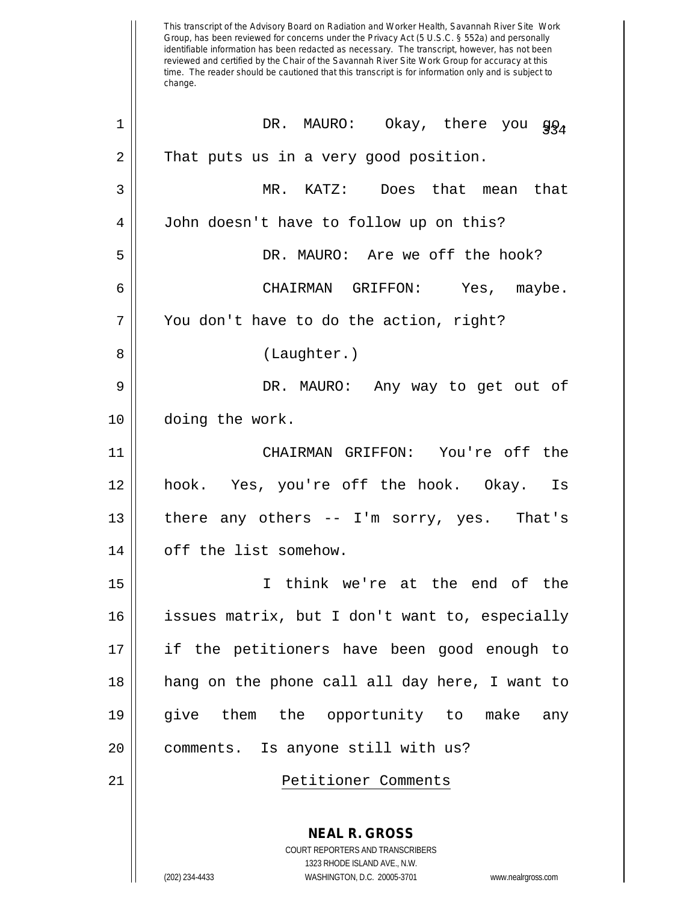This transcript of the Advisory Board on Radiation and Worker Health, Savannah River Site Work Group, has been reviewed for concerns under the Privacy Act (5 U.S.C. § 552a) and personally identifiable information has been redacted as necessary. The transcript, however, has not been reviewed and certified by the Chair of the Savannah River Site Work Group for accuracy at this time. The reader should be cautioned that this transcript is for information only and is subject to change.

DR. MAURO: Okay, there you go. That puts us in a very good position.

MR. KATZ: Does that mean that John doesn't have to follow up on this?

DR. MAURO: Are we off the hook?

CHAIRMAN GRIFFON: Yes, maybe. You don't have to do the action, right?

(Laughter.)

DR. MAURO: Any way to get out of doing the work.

CHAIRMAN GRIFFON: You're off the hook. Yes, you're off the hook. Okay. Is there any others -- I'm sorry, yes. That's off the list somehow.

I think we're at the end of the issues matrix, but I don't want to, especially if the petitioners have been good enough to hang on the phone call all day here, I want to give them the opportunity to make any comments. Is anyone still with us?

## Petitioner Comments

**NEAL R. GROSS**
COURT REPORTERS AND TRANSCRIBERS
1323 RHODE ISLAND AVE., N.W.
(202) 234-4433 WASHINGTON, D.C. 20005-3701 www.nealrgross.com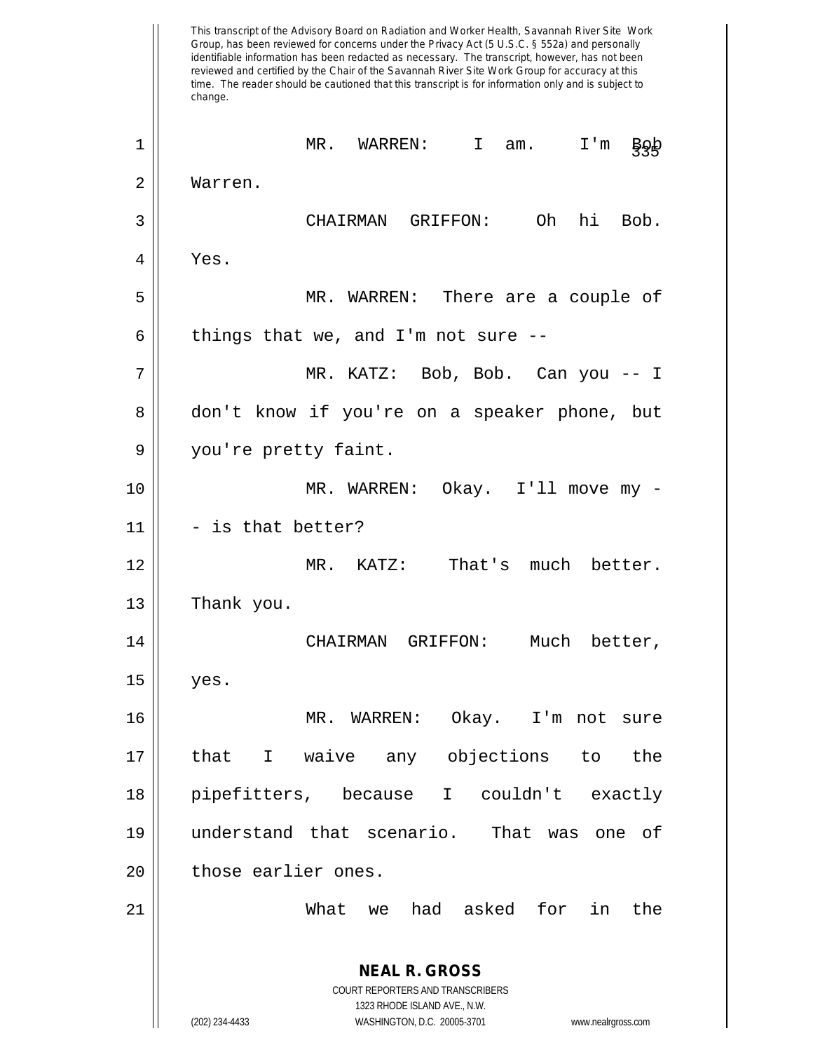This transcript of the Advisory Board on Radiation and Worker Health, Savannah River Site Work Group, has been reviewed for concerns under the Privacy Act (5 U.S.C. § 552a) and personally identifiable information has been redacted as necessary. The transcript, however, has not been reviewed and certified by the Chair of the Savannah River Site Work Group for accuracy at this time. The reader should be cautioned that this transcript is for information only and is subject to change.

MR. WARREN: I am. I'm Bob Warren.

CHAIRMAN GRIFFON: Oh hi Bob. Yes.

MR. WARREN: There are a couple of things that we, and I'm not sure --

MR. KATZ: Bob, Bob. Can you -- I don't know if you're on a speaker phone, but you're pretty faint.

MR. WARREN: Okay. I'll move my -- is that better?

MR. KATZ: That's much better. Thank you.

CHAIRMAN GRIFFON: Much better, yes.

MR. WARREN: Okay. I'm not sure that I waive any objections to the pipefitters, because I couldn't exactly understand that scenario. That was one of those earlier ones.

What we had asked for in the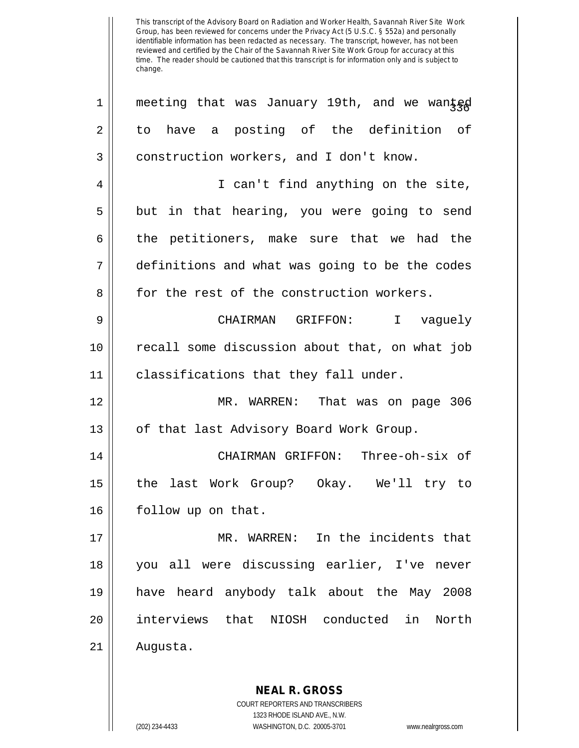meeting that was January 19th, and we wanted to have a posting of the definition of construction workers, and I don't know.

I can't find anything on the site, but in that hearing, you were going to send the petitioners, make sure that we had the definitions and what was going to be the codes for the rest of the construction workers.

CHAIRMAN GRIFFON: I vaguely recall some discussion about that, on what job classifications that they fall under.

MR. WARREN: That was on page 306 of that last Advisory Board Work Group.

CHAIRMAN GRIFFON: Three-oh-six of the last Work Group? Okay. We'll try to follow up on that.

MR. WARREN: In the incidents that you all were discussing earlier, I've never have heard anybody talk about the May 2008 interviews that NIOSH conducted in North Augusta.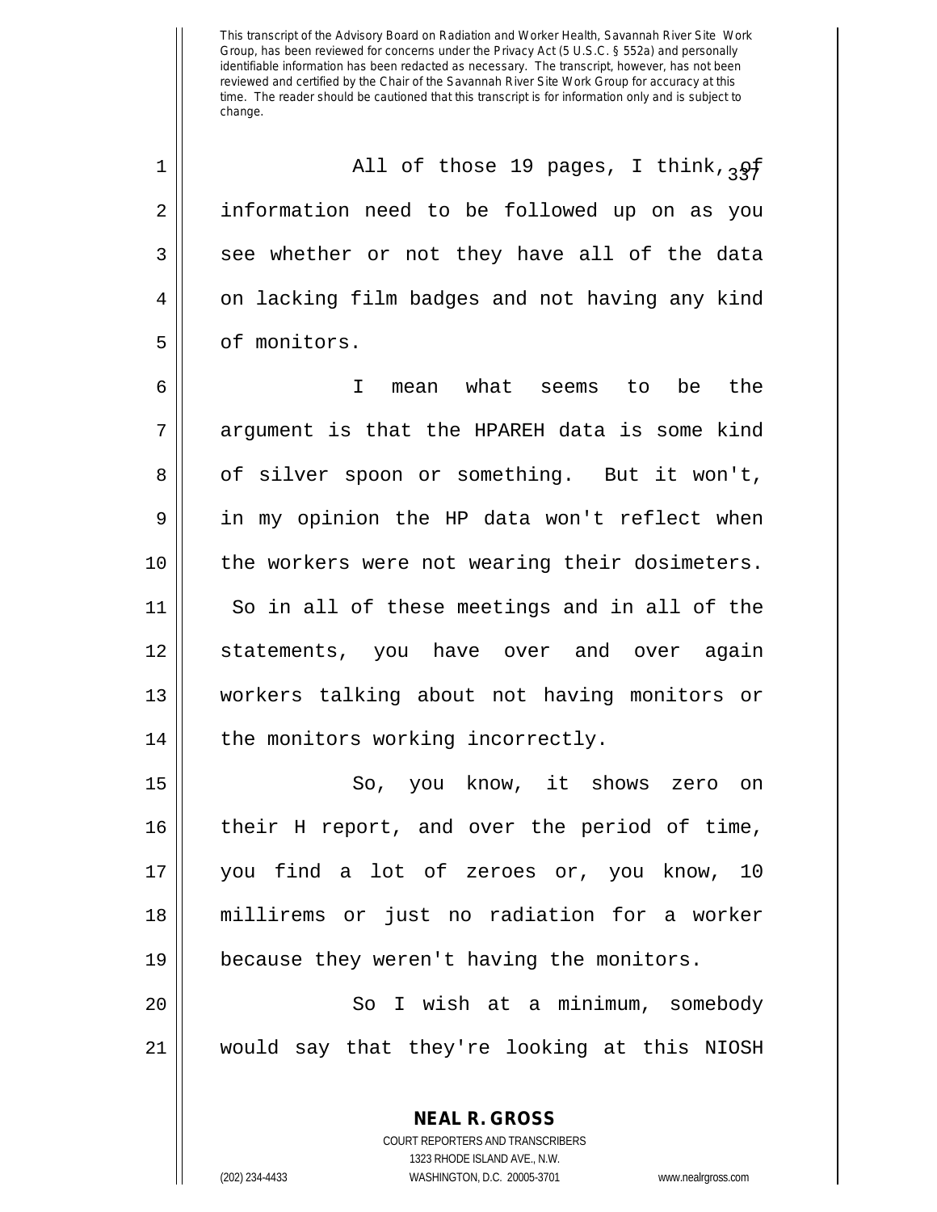All of those 19 pages, I think, of information need to be followed up on as you see whether or not they have all of the data on lacking film badges and not having any kind of monitors.

I mean what seems to be the argument is that the HPAREH data is some kind of silver spoon or something. But it won't, in my opinion the HP data won't reflect when the workers were not wearing their dosimeters. So in all of these meetings and in all of the statements, you have over and over again workers talking about not having monitors or the monitors working incorrectly.

So, you know, it shows zero on their H report, and over the period of time, you find a lot of zeroes or, you know, 10 millirems or just no radiation for a worker because they weren't having the monitors.

So I wish at a minimum, somebody would say that they're looking at this NIOSH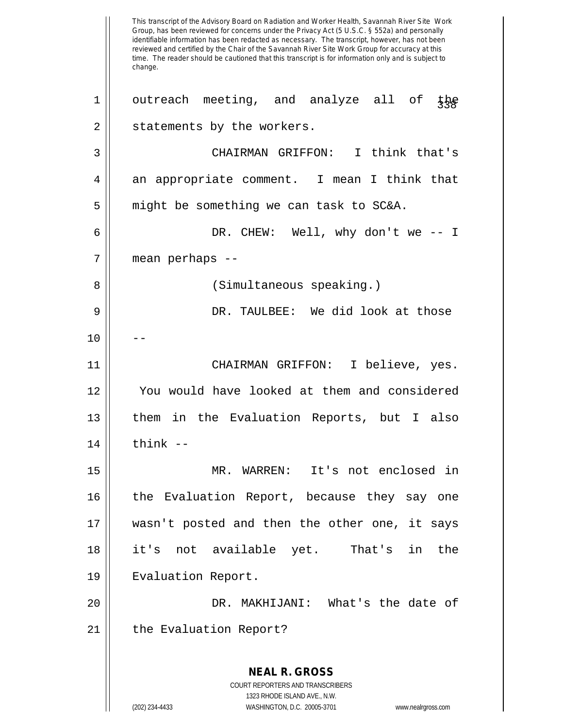This transcript of the Advisory Board on Radiation and Worker Health, Savannah River Site Work Group, has been reviewed for concerns under the Privacy Act (5 U.S.C. § 552a) and personally identifiable information has been redacted as necessary. The transcript, however, has not been reviewed and certified by the Chair of the Savannah River Site Work Group for accuracy at this time. The reader should be cautioned that this transcript is for information only and is subject to change.

outreach meeting, and analyze all of the statements by the workers.

CHAIRMAN GRIFFON: I think that's an appropriate comment. I mean I think that might be something we can task to SC&A.

DR. CHEW: Well, why don't we -- I mean perhaps --

(Simultaneous speaking.)

DR. TAULBEE: We did look at those --

CHAIRMAN GRIFFON: I believe, yes. You would have looked at them and considered them in the Evaluation Reports, but I also think --

MR. WARREN: It's not enclosed in the Evaluation Report, because they say one wasn't posted and then the other one, it says it's not available yet. That's in the Evaluation Report.

DR. MAKHIJANI: What's the date of the Evaluation Report?

**NEAL R. GROSS**
COURT REPORTERS AND TRANSCRIBERS
1323 RHODE ISLAND AVE., N.W.
(202) 234-4433 WASHINGTON, D.C. 20005-3701 www.nealrgross.com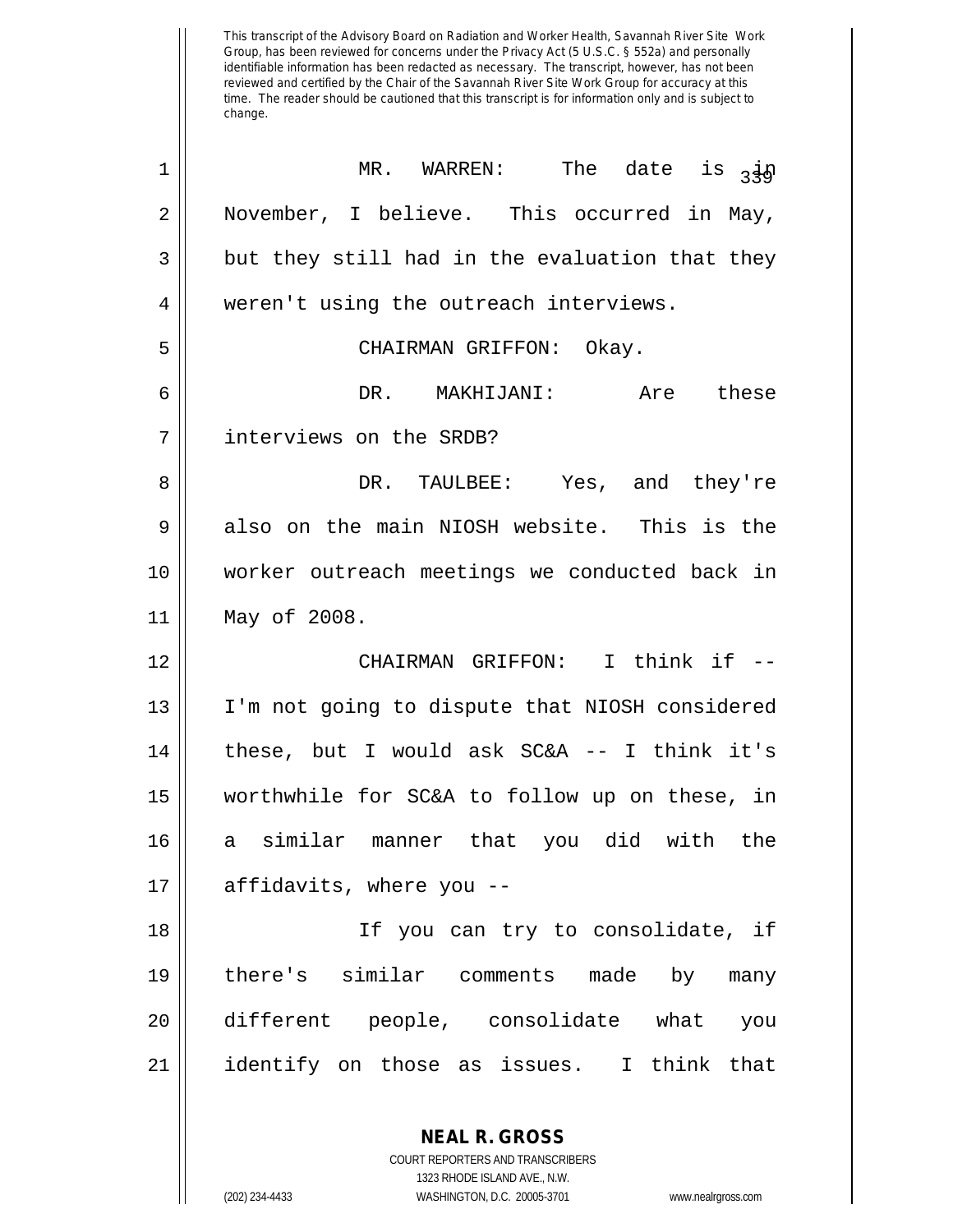This transcript of the Advisory Board on Radiation and Worker Health, Savannah River Site Work Group, has been reviewed for concerns under the Privacy Act (5 U.S.C. § 552a) and personally identifiable information has been redacted as necessary. The transcript, however, has not been reviewed and certified by the Chair of the Savannah River Site Work Group for accuracy at this time. The reader should be cautioned that this transcript is for information only and is subject to change.

1 MR. WARREN: The date is in
2 November, I believe. This occurred in May,
3 but they still had in the evaluation that they
4 weren't using the outreach interviews.
5 CHAIRMAN GRIFFON: Okay.
6 DR. MAKHIJANI: Are these
7 interviews on the SRDB?
8 DR. TAULBEE: Yes, and they're
9 also on the main NIOSH website. This is the
10 worker outreach meetings we conducted back in
11 May of 2008.
12 CHAIRMAN GRIFFON: I think if --
13 I'm not going to dispute that NIOSH considered
14 these, but I would ask SC&A -- I think it's
15 worthwhile for SC&A to follow up on these, in
16 a similar manner that you did with the
17 affidavits, where you --
18 If you can try to consolidate, if
19 there's similar comments made by many
20 different people, consolidate what you
21 identify on those as issues. I think that

**NEAL R. GROSS**
COURT REPORTERS AND TRANSCRIBERS
1323 RHODE ISLAND AVE., N.W.
(202) 234-4433 WASHINGTON, D.C. 20005-3701 www.nealrgross.com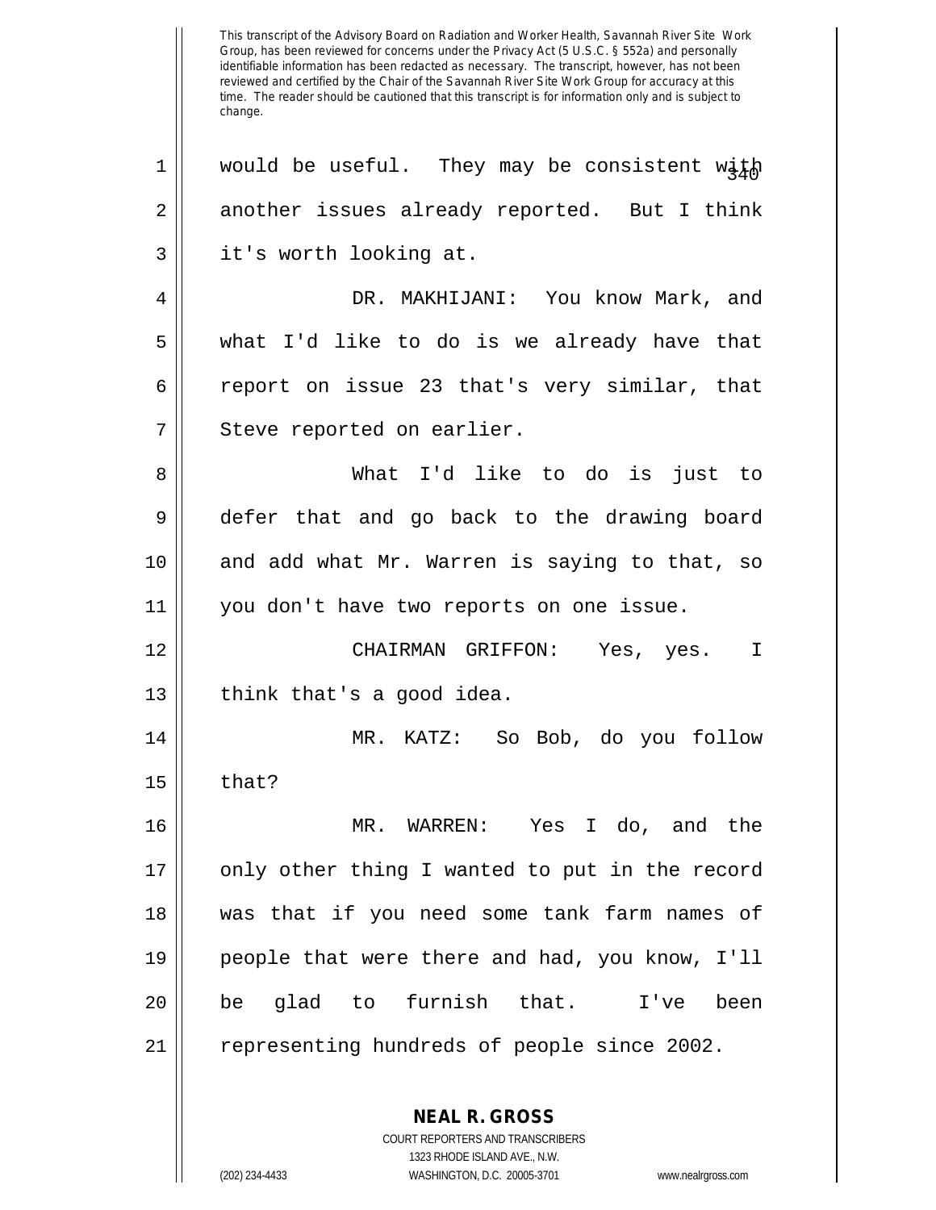This transcript of the Advisory Board on Radiation and Worker Health, Savannah River Site Work Group, has been reviewed for concerns under the Privacy Act (5 U.S.C. § 552a) and personally identifiable information has been redacted as necessary. The transcript, however, has not been reviewed and certified by the Chair of the Savannah River Site Work Group for accuracy at this time. The reader should be cautioned that this transcript is for information only and is subject to change.

would be useful. They may be consistent with another issues already reported. But I think it's worth looking at.

DR. MAKHIJANI: You know Mark, and what I'd like to do is we already have that report on issue 23 that's very similar, that Steve reported on earlier.

What I'd like to do is just to defer that and go back to the drawing board and add what Mr. Warren is saying to that, so you don't have two reports on one issue.

CHAIRMAN GRIFFON: Yes, yes. I think that's a good idea.

MR. KATZ: So Bob, do you follow that?

MR. WARREN: Yes I do, and the only other thing I wanted to put in the record was that if you need some tank farm names of people that were there and had, you know, I'll be glad to furnish that. I've been representing hundreds of people since 2002.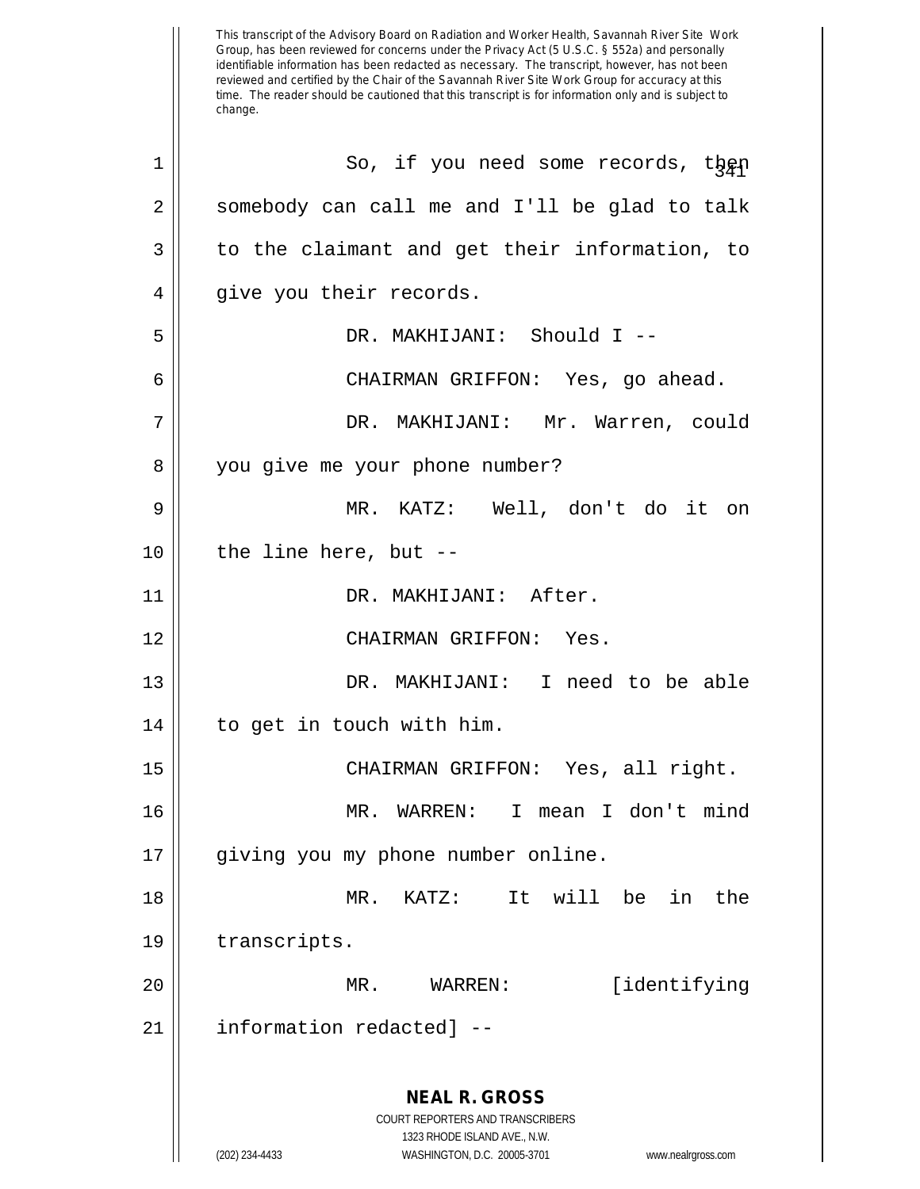This transcript of the Advisory Board on Radiation and Worker Health, Savannah River Site Work Group, has been reviewed for concerns under the Privacy Act (5 U.S.C. § 552a) and personally identifiable information has been redacted as necessary. The transcript, however, has not been reviewed and certified by the Chair of the Savannah River Site Work Group for accuracy at this time. The reader should be cautioned that this transcript is for information only and is subject to change.

So, if you need some records, then somebody can call me and I'll be glad to talk to the claimant and get their information, to give you their records.

DR. MAKHIJANI: Should I --

CHAIRMAN GRIFFON: Yes, go ahead.

DR. MAKHIJANI: Mr. Warren, could you give me your phone number?

MR. KATZ: Well, don't do it on the line here, but --

DR. MAKHIJANI: After.

CHAIRMAN GRIFFON: Yes.

DR. MAKHIJANI: I need to be able to get in touch with him.

CHAIRMAN GRIFFON: Yes, all right.

MR. WARREN: I mean I don't mind giving you my phone number online.

MR. KATZ: It will be in the transcripts.

MR. WARREN: [identifying information redacted] --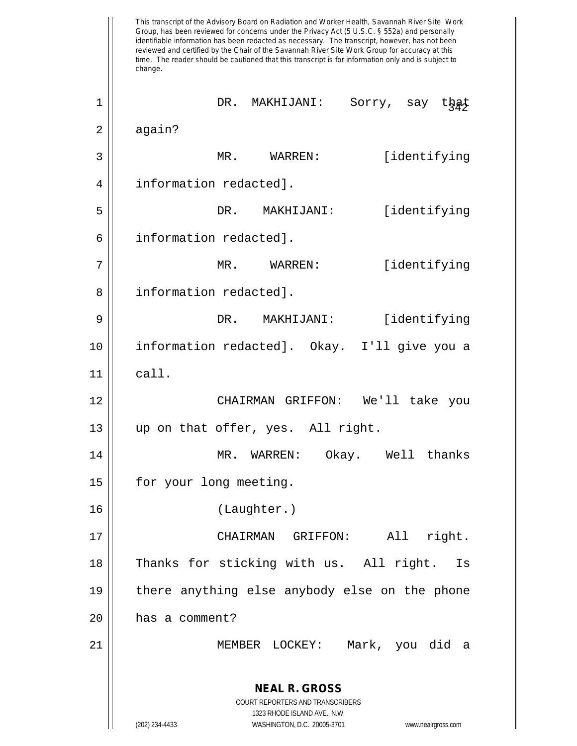This transcript of the Advisory Board on Radiation and Worker Health, Savannah River Site Work Group, has been reviewed for concerns under the Privacy Act (5 U.S.C. § 552a) and personally identifiable information has been redacted as necessary. The transcript, however, has not been reviewed and certified by the Chair of the Savannah River Site Work Group for accuracy at this time. The reader should be cautioned that this transcript is for information only and is subject to change.

DR. MAKHIJANI: Sorry, say that again?

MR. WARREN: [identifying information redacted].

DR. MAKHIJANI: [identifying information redacted].

MR. WARREN: [identifying information redacted].

DR. MAKHIJANI: [identifying information redacted]. Okay. I'll give you a call.

CHAIRMAN GRIFFON: We'll take you up on that offer, yes. All right.

MR. WARREN: Okay. Well thanks for your long meeting.

(Laughter.)

CHAIRMAN GRIFFON: All right. Thanks for sticking with us. All right. Is there anything else anybody else on the phone has a comment?

MEMBER LOCKEY: Mark, you did a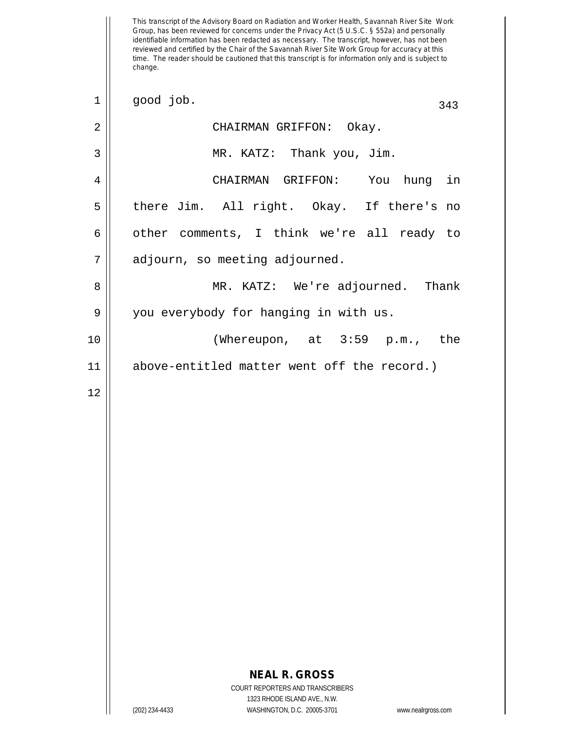This transcript of the Advisory Board on Radiation and Worker Health, Savannah River Site Work Group, has been reviewed for concerns under the Privacy Act (5 U.S.C. § 552a) and personally identifiable information has been redacted as necessary. The transcript, however, has not been reviewed and certified by the Chair of the Savannah River Site Work Group for accuracy at this time. The reader should be cautioned that this transcript is for information only and is subject to change.

good job.

CHAIRMAN GRIFFON: Okay.

MR. KATZ: Thank you, Jim.

CHAIRMAN GRIFFON: You hung in there Jim. All right. Okay. If there's no other comments, I think we're all ready to adjourn, so meeting adjourned.

MR. KATZ: We're adjourned. Thank you everybody for hanging in with us.

(Whereupon, at 3:59 p.m., the above-entitled matter went off the record.)